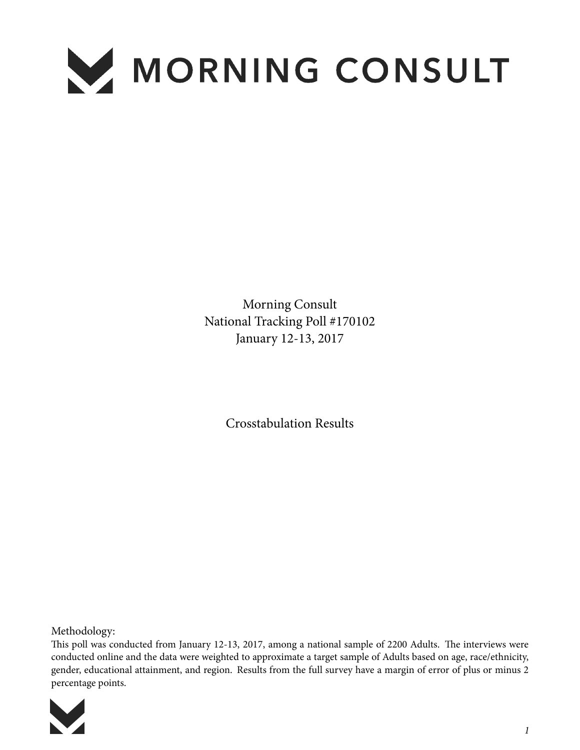# MORNING CONSULT

Morning Consult
National Tracking Poll #170102
January 12-13, 2017

Crosstabulation Results

Methodology:
This poll was conducted from January 12-13, 2017, among a national sample of 2200 Adults. The interviews were conducted online and the data were weighted to approximate a target sample of Adults based on age, race/ethnicity, gender, educational attainment, and region. Results from the full survey have a margin of error of plus or minus 2 percentage points.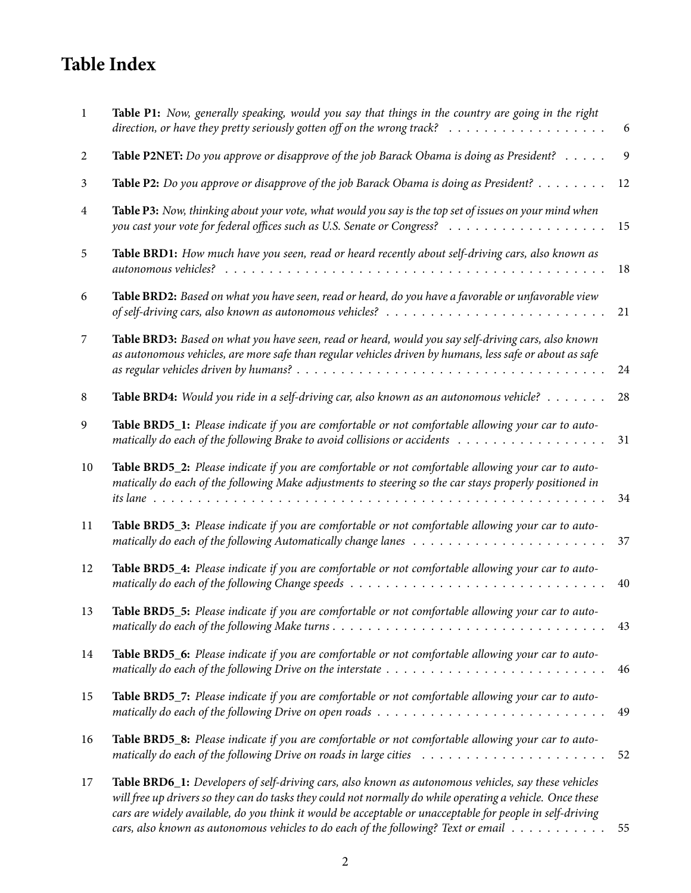# Table Index

| | | |
|---|---|---|
| 1 | **Table P1:** *Now, generally speaking, would you say that things in the country are going in the right direction, or have they pretty seriously gotten off on the wrong track?* | 6 |
| 2 | **Table P2NET:** *Do you approve or disapprove of the job Barack Obama is doing as President?* | 9 |
| 3 | **Table P2:** *Do you approve or disapprove of the job Barack Obama is doing as President?* | 12 |
| 4 | **Table P3:** *Now, thinking about your vote, what would you say is the top set of issues on your mind when you cast your vote for federal offices such as U.S. Senate or Congress?* | 15 |
| 5 | **Table BRD1:** *How much have you seen, read or heard recently about self-driving cars, also known as autonomous vehicles?* | 18 |
| 6 | **Table BRD2:** *Based on what you have seen, read or heard, do you have a favorable or unfavorable view of self-driving cars, also known as autonomous vehicles?* | 21 |
| 7 | **Table BRD3:** *Based on what you have seen, read or heard, would you say self-driving cars, also known as autonomous vehicles, are more safe than regular vehicles driven by humans, less safe or about as safe as regular vehicles driven by humans?* | 24 |
| 8 | **Table BRD4:** *Would you ride in a self-driving car, also known as an autonomous vehicle?* | 28 |
| 9 | **Table BRD5_1:** *Please indicate if you are comfortable or not comfortable allowing your car to automatically do each of the following Brake to avoid collisions or accidents* | 31 |
| 10 | **Table BRD5_2:** *Please indicate if you are comfortable or not comfortable allowing your car to automatically do each of the following Make adjustments to steering so the car stays properly positioned in its lane* | 34 |
| 11 | **Table BRD5_3:** *Please indicate if you are comfortable or not comfortable allowing your car to automatically do each of the following Automatically change lanes* | 37 |
| 12 | **Table BRD5_4:** *Please indicate if you are comfortable or not comfortable allowing your car to automatically do each of the following Change speeds* | 40 |
| 13 | **Table BRD5_5:** *Please indicate if you are comfortable or not comfortable allowing your car to automatically do each of the following Make turns* | 43 |
| 14 | **Table BRD5_6:** *Please indicate if you are comfortable or not comfortable allowing your car to automatically do each of the following Drive on the interstate* | 46 |
| 15 | **Table BRD5_7:** *Please indicate if you are comfortable or not comfortable allowing your car to automatically do each of the following Drive on open roads* | 49 |
| 16 | **Table BRD5_8:** *Please indicate if you are comfortable or not comfortable allowing your car to automatically do each of the following Drive on roads in large cities* | 52 |
| 17 | **Table BRD6_1:** *Developers of self-driving cars, also known as autonomous vehicles, say these vehicles will free up drivers so they can do tasks they could not normally do while operating a vehicle. Once these cars are widely available, do you think it would be acceptable or unacceptable for people in self-driving cars, also known as autonomous vehicles to do each of the following? Text or email* | 55 |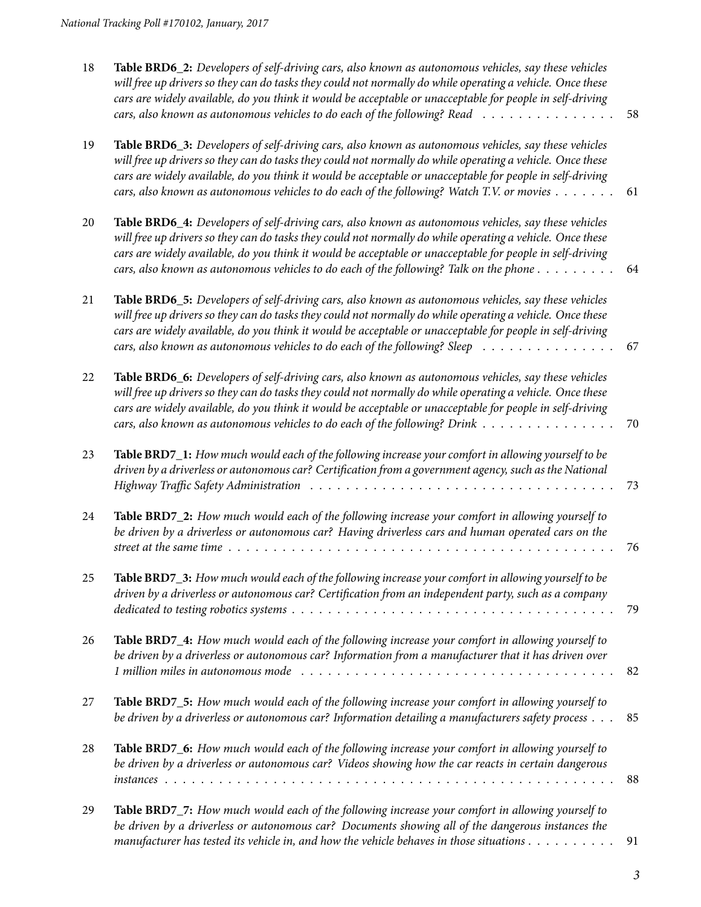18 **Table BRD6_2:** *Developers of self-driving cars, also known as autonomous vehicles, say these vehicles will free up drivers so they can do tasks they could not normally do while operating a vehicle. Once these cars are widely available, do you think it would be acceptable or unacceptable for people in self-driving cars, also known as autonomous vehicles to do each of the following? Read* . . . . . . . . . . . . . . . 58

19 **Table BRD6_3:** *Developers of self-driving cars, also known as autonomous vehicles, say these vehicles will free up drivers so they can do tasks they could not normally do while operating a vehicle. Once these cars are widely available, do you think it would be acceptable or unacceptable for people in self-driving cars, also known as autonomous vehicles to do each of the following? Watch T.V. or movies* . . . . . . . 61

20 **Table BRD6_4:** *Developers of self-driving cars, also known as autonomous vehicles, say these vehicles will free up drivers so they can do tasks they could not normally do while operating a vehicle. Once these cars are widely available, do you think it would be acceptable or unacceptable for people in self-driving cars, also known as autonomous vehicles to do each of the following? Talk on the phone* . . . . . . . . . 64

21 **Table BRD6_5:** *Developers of self-driving cars, also known as autonomous vehicles, say these vehicles will free up drivers so they can do tasks they could not normally do while operating a vehicle. Once these cars are widely available, do you think it would be acceptable or unacceptable for people in self-driving cars, also known as autonomous vehicles to do each of the following? Sleep* . . . . . . . . . . . . . . . 67

22 **Table BRD6_6:** *Developers of self-driving cars, also known as autonomous vehicles, say these vehicles will free up drivers so they can do tasks they could not normally do while operating a vehicle. Once these cars are widely available, do you think it would be acceptable or unacceptable for people in self-driving cars, also known as autonomous vehicles to do each of the following? Drink* . . . . . . . . . . . . . . . 70

23 **Table BRD7_1:** *How much would each of the following increase your comfort in allowing yourself to be driven by a driverless or autonomous car? Certification from a government agency, such as the National Highway Traffic Safety Administration* . . . . . . . . . . . . . . . . . . . . . . . . . . . . . . . . . 73

24 **Table BRD7_2:** *How much would each of the following increase your comfort in allowing yourself to be driven by a driverless or autonomous car? Having driverless cars and human operated cars on the street at the same time* . . . . . . . . . . . . . . . . . . . . . . . . . . . . . . . . . . . . . . . . . 76

25 **Table BRD7_3:** *How much would each of the following increase your comfort in allowing yourself to be driven by a driverless or autonomous car? Certification from an independent party, such as a company dedicated to testing robotics systems* . . . . . . . . . . . . . . . . . . . . . . . . . . . . . . . . . . . 79

26 **Table BRD7_4:** *How much would each of the following increase your comfort in allowing yourself to be driven by a driverless or autonomous car? Information from a manufacturer that it has driven over 1 million miles in autonomous mode* . . . . . . . . . . . . . . . . . . . . . . . . . . . . . . . . . . 82

27 **Table BRD7_5:** *How much would each of the following increase your comfort in allowing yourself to be driven by a driverless or autonomous car? Information detailing a manufacturers safety process* . . . 85

28 **Table BRD7_6:** *How much would each of the following increase your comfort in allowing yourself to be driven by a driverless or autonomous car? Videos showing how the car reacts in certain dangerous instances* . . . . . . . . . . . . . . . . . . . . . . . . . . . . . . . . . . . . . . . . . . . . . . . . . 88

29 **Table BRD7_7:** *How much would each of the following increase your comfort in allowing yourself to be driven by a driverless or autonomous car? Documents showing all of the dangerous instances the manufacturer has tested its vehicle in, and how the vehicle behaves in those situations* . . . . . . . . . . 91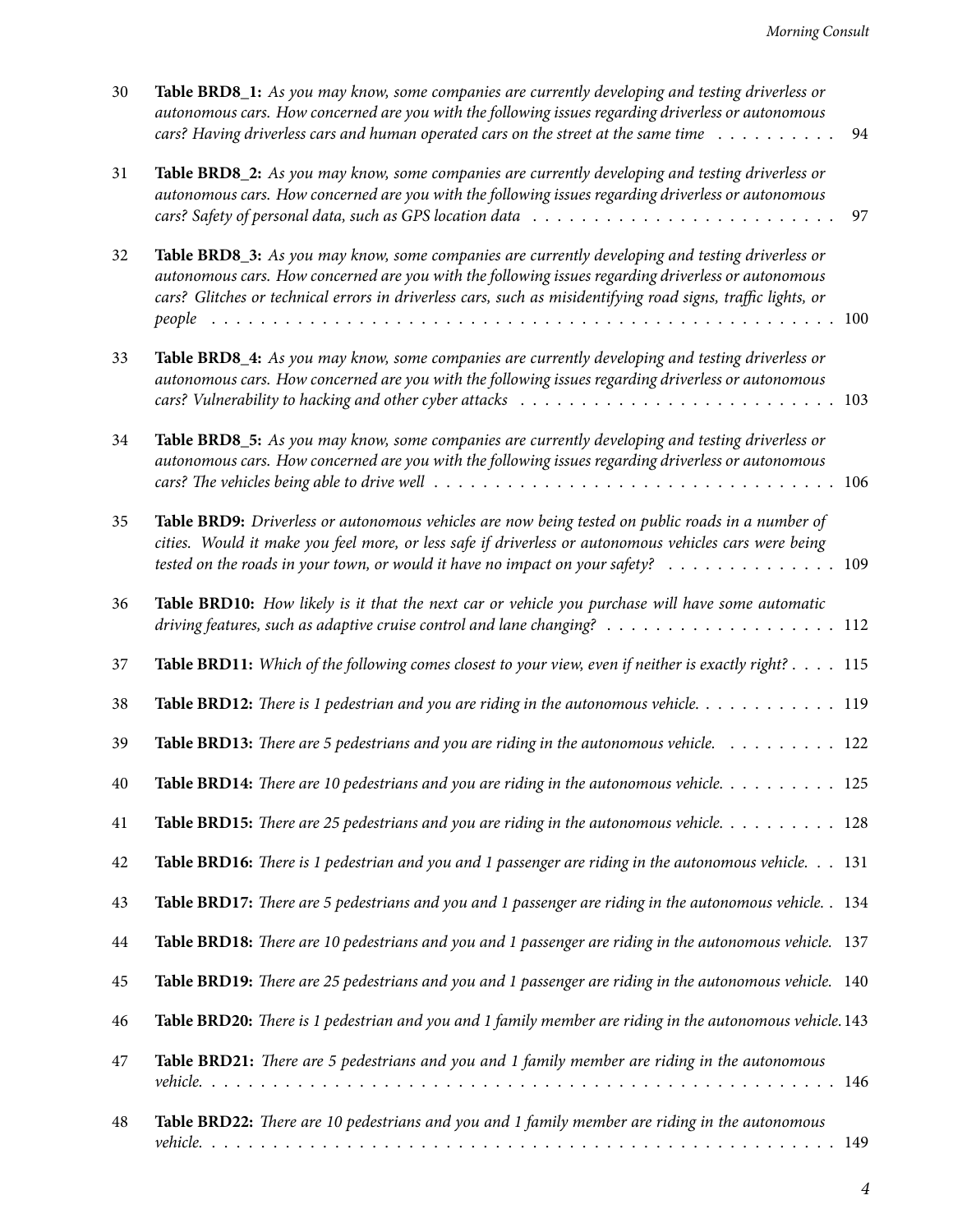| | | |
|---|---|---|
| 30 | **Table BRD8_1:** *As you may know, some companies are currently developing and testing driverless or autonomous cars. How concerned are you with the following issues regarding driverless or autonomous cars? Having driverless cars and human operated cars on the street at the same time* | 94 |
| 31 | **Table BRD8_2:** *As you may know, some companies are currently developing and testing driverless or autonomous cars. How concerned are you with the following issues regarding driverless or autonomous cars? Safety of personal data, such as GPS location data* | 97 |
| 32 | **Table BRD8_3:** *As you may know, some companies are currently developing and testing driverless or autonomous cars. How concerned are you with the following issues regarding driverless or autonomous cars? Glitches or technical errors in driverless cars, such as misidentifying road signs, traffic lights, or people* | 100 |
| 33 | **Table BRD8_4:** *As you may know, some companies are currently developing and testing driverless or autonomous cars. How concerned are you with the following issues regarding driverless or autonomous cars? Vulnerability to hacking and other cyber attacks* | 103 |
| 34 | **Table BRD8_5:** *As you may know, some companies are currently developing and testing driverless or autonomous cars. How concerned are you with the following issues regarding driverless or autonomous cars? The vehicles being able to drive well* | 106 |
| 35 | **Table BRD9:** *Driverless or autonomous vehicles are now being tested on public roads in a number of cities. Would it make you feel more, or less safe if driverless or autonomous vehicles cars were being tested on the roads in your town, or would it have no impact on your safety?* | 109 |
| 36 | **Table BRD10:** *How likely is it that the next car or vehicle you purchase will have some automatic driving features, such as adaptive cruise control and lane changing?* | 112 |
| 37 | **Table BRD11:** *Which of the following comes closest to your view, even if neither is exactly right?* | 115 |
| 38 | **Table BRD12:** *There is 1 pedestrian and you are riding in the autonomous vehicle.* | 119 |
| 39 | **Table BRD13:** *There are 5 pedestrians and you are riding in the autonomous vehicle.* | 122 |
| 40 | **Table BRD14:** *There are 10 pedestrians and you are riding in the autonomous vehicle.* | 125 |
| 41 | **Table BRD15:** *There are 25 pedestrians and you are riding in the autonomous vehicle.* | 128 |
| 42 | **Table BRD16:** *There is 1 pedestrian and you and 1 passenger are riding in the autonomous vehicle.* | 131 |
| 43 | **Table BRD17:** *There are 5 pedestrians and you and 1 passenger are riding in the autonomous vehicle.* | 134 |
| 44 | **Table BRD18:** *There are 10 pedestrians and you and 1 passenger are riding in the autonomous vehicle.* | 137 |
| 45 | **Table BRD19:** *There are 25 pedestrians and you and 1 passenger are riding in the autonomous vehicle.* | 140 |
| 46 | **Table BRD20:** *There is 1 pedestrian and you and 1 family member are riding in the autonomous vehicle.* | 143 |
| 47 | **Table BRD21:** *There are 5 pedestrians and you and 1 family member are riding in the autonomous vehicle.* | 146 |
| 48 | **Table BRD22:** *There are 10 pedestrians and you and 1 family member are riding in the autonomous vehicle.* | 149 |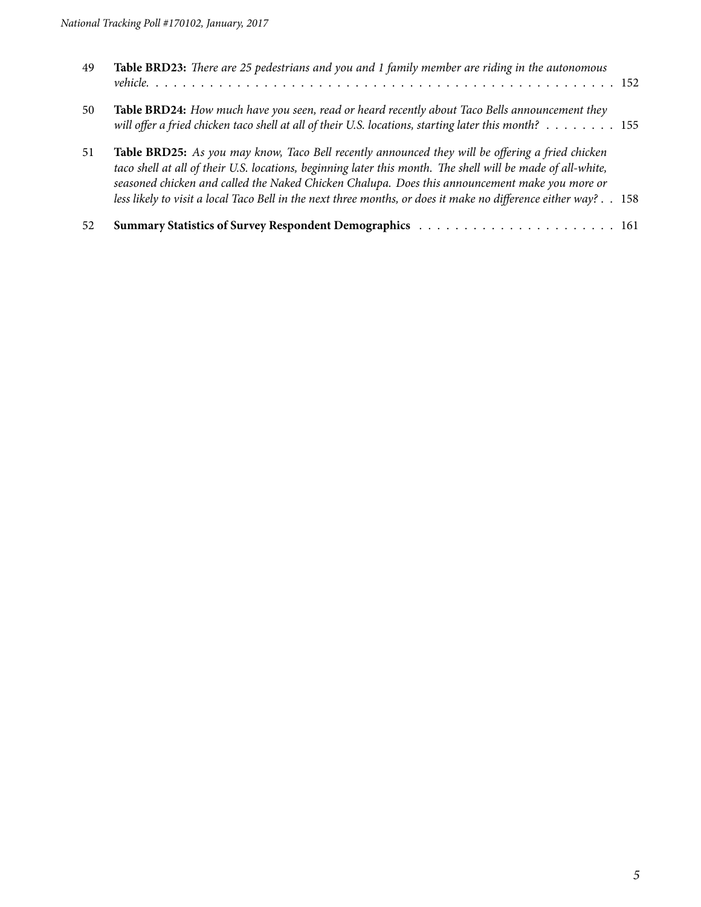49 **Table BRD23:** *There are 25 pedestrians and you and 1 family member are riding in the autonomous vehicle.* . . . . . . . . . . . . . . . . . . . . . . . . . . . . . . . . . . . . . . . . . . . . . . . . . . . . . 152

50 **Table BRD24:** *How much have you seen, read or heard recently about Taco Bells announcement they will offer a fried chicken taco shell at all of their U.S. locations, starting later this month?* . . . . . . . . 155

51 **Table BRD25:** *As you may know, Taco Bell recently announced they will be offering a fried chicken taco shell at all of their U.S. locations, beginning later this month. The shell will be made of all-white, seasoned chicken and called the Naked Chicken Chalupa. Does this announcement make you more or less likely to visit a local Taco Bell in the next three months, or does it make no difference either way?* . . 158

52 **Summary Statistics of Survey Respondent Demographics** . . . . . . . . . . . . . . . . . . . . . . . 161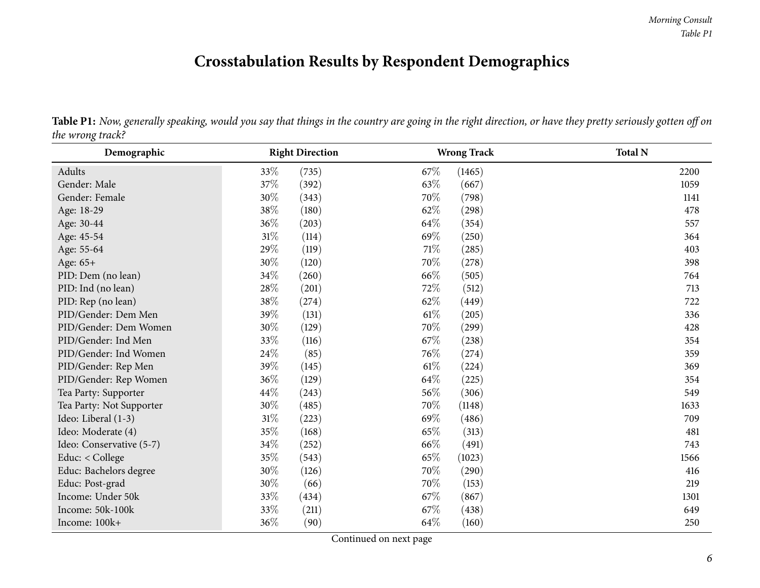# Crosstabulation Results by Respondent Demographics

**Table P1:** *Now, generally speaking, would you say that things in the country are going in the right direction, or have they pretty seriously gotten off on the wrong track?*

| Demographic | Right Direction | | Wrong Track | | Total N |
|---|---|---|---|---|---|
| Adults | 33% | (735) | 67% | (1465) | 2200 |
| Gender: Male | 37% | (392) | 63% | (667) | 1059 |
| Gender: Female | 30% | (343) | 70% | (798) | 1141 |
| Age: 18-29 | 38% | (180) | 62% | (298) | 478 |
| Age: 30-44 | 36% | (203) | 64% | (354) | 557 |
| Age: 45-54 | 31% | (114) | 69% | (250) | 364 |
| Age: 55-64 | 29% | (119) | 71% | (285) | 403 |
| Age: 65+ | 30% | (120) | 70% | (278) | 398 |
| PID: Dem (no lean) | 34% | (260) | 66% | (505) | 764 |
| PID: Ind (no lean) | 28% | (201) | 72% | (512) | 713 |
| PID: Rep (no lean) | 38% | (274) | 62% | (449) | 722 |
| PID/Gender: Dem Men | 39% | (131) | 61% | (205) | 336 |
| PID/Gender: Dem Women | 30% | (129) | 70% | (299) | 428 |
| PID/Gender: Ind Men | 33% | (116) | 67% | (238) | 354 |
| PID/Gender: Ind Women | 24% | (85) | 76% | (274) | 359 |
| PID/Gender: Rep Men | 39% | (145) | 61% | (224) | 369 |
| PID/Gender: Rep Women | 36% | (129) | 64% | (225) | 354 |
| Tea Party: Supporter | 44% | (243) | 56% | (306) | 549 |
| Tea Party: Not Supporter | 30% | (485) | 70% | (1148) | 1633 |
| Ideo: Liberal (1-3) | 31% | (223) | 69% | (486) | 709 |
| Ideo: Moderate (4) | 35% | (168) | 65% | (313) | 481 |
| Ideo: Conservative (5-7) | 34% | (252) | 66% | (491) | 743 |
| Educ: < College | 35% | (543) | 65% | (1023) | 1566 |
| Educ: Bachelors degree | 30% | (126) | 70% | (290) | 416 |
| Educ: Post-grad | 30% | (66) | 70% | (153) | 219 |
| Income: Under 50k | 33% | (434) | 67% | (867) | 1301 |
| Income: 50k-100k | 33% | (211) | 67% | (438) | 649 |
| Income: 100k+ | 36% | (90) | 64% | (160) | 250 |

Continued on next page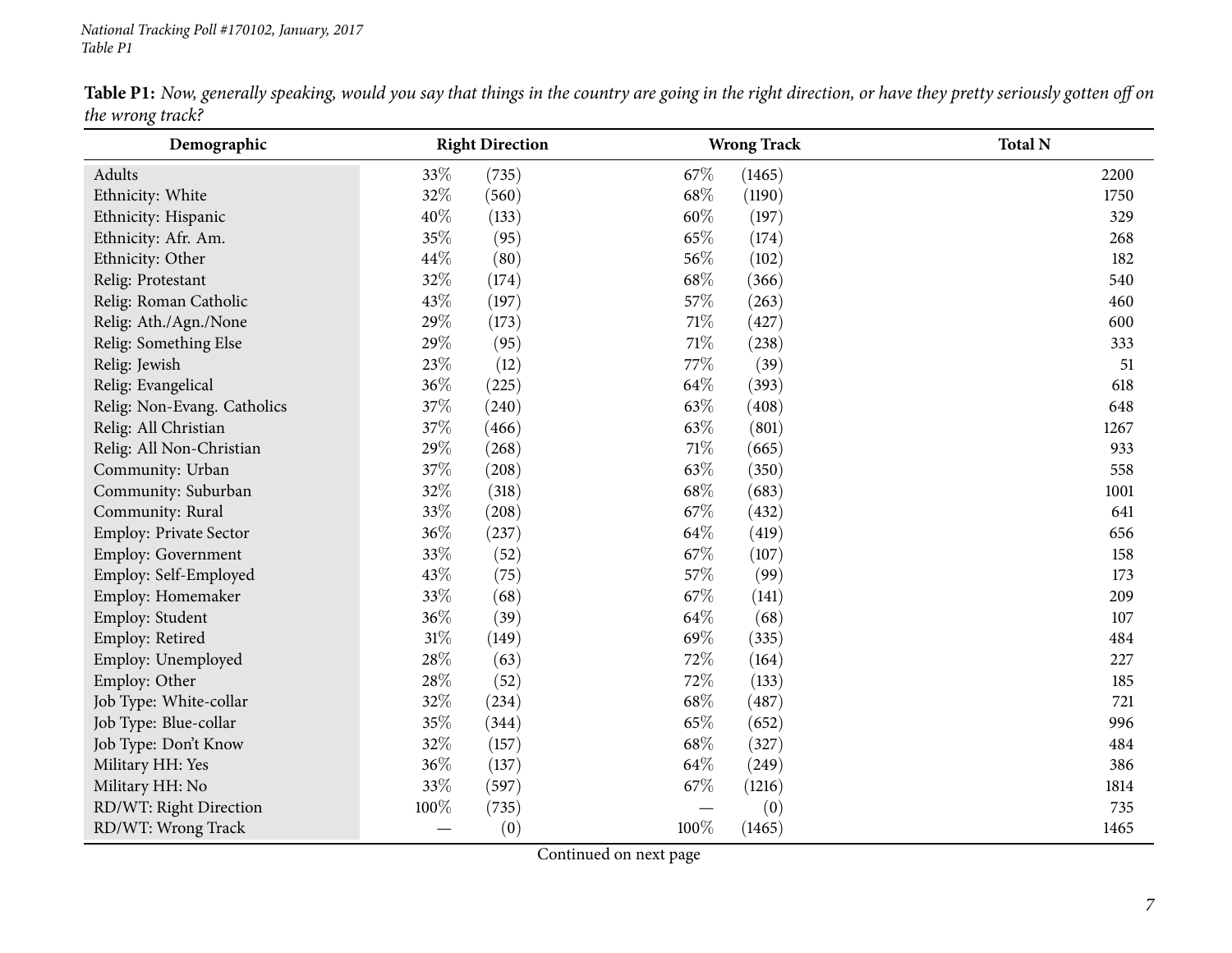**Table P1:** *Now, generally speaking, would you say that things in the country are going in the right direction, or have they pretty seriously gotten off on the wrong track?*

| Demographic | Right Direction | | Wrong Track | | Total N |
|---|---|---|---|---|---|
| Adults | 33% | (735) | 67% | (1465) | 2200 |
| Ethnicity: White | 32% | (560) | 68% | (1190) | 1750 |
| Ethnicity: Hispanic | 40% | (133) | 60% | (197) | 329 |
| Ethnicity: Afr. Am. | 35% | (95) | 65% | (174) | 268 |
| Ethnicity: Other | 44% | (80) | 56% | (102) | 182 |
| Relig: Protestant | 32% | (174) | 68% | (366) | 540 |
| Relig: Roman Catholic | 43% | (197) | 57% | (263) | 460 |
| Relig: Ath./Agn./None | 29% | (173) | 71% | (427) | 600 |
| Relig: Something Else | 29% | (95) | 71% | (238) | 333 |
| Relig: Jewish | 23% | (12) | 77% | (39) | 51 |
| Relig: Evangelical | 36% | (225) | 64% | (393) | 618 |
| Relig: Non-Evang. Catholics | 37% | (240) | 63% | (408) | 648 |
| Relig: All Christian | 37% | (466) | 63% | (801) | 1267 |
| Relig: All Non-Christian | 29% | (268) | 71% | (665) | 933 |
| Community: Urban | 37% | (208) | 63% | (350) | 558 |
| Community: Suburban | 32% | (318) | 68% | (683) | 1001 |
| Community: Rural | 33% | (208) | 67% | (432) | 641 |
| Employ: Private Sector | 36% | (237) | 64% | (419) | 656 |
| Employ: Government | 33% | (52) | 67% | (107) | 158 |
| Employ: Self-Employed | 43% | (75) | 57% | (99) | 173 |
| Employ: Homemaker | 33% | (68) | 67% | (141) | 209 |
| Employ: Student | 36% | (39) | 64% | (68) | 107 |
| Employ: Retired | 31% | (149) | 69% | (335) | 484 |
| Employ: Unemployed | 28% | (63) | 72% | (164) | 227 |
| Employ: Other | 28% | (52) | 72% | (133) | 185 |
| Job Type: White-collar | 32% | (234) | 68% | (487) | 721 |
| Job Type: Blue-collar | 35% | (344) | 65% | (652) | 996 |
| Job Type: Don't Know | 32% | (157) | 68% | (327) | 484 |
| Military HH: Yes | 36% | (137) | 64% | (249) | 386 |
| Military HH: No | 33% | (597) | 67% | (1216) | 1814 |
| RD/WT: Right Direction | 100% | (735) | — | (0) | 735 |
| RD/WT: Wrong Track | — | (0) | 100% | (1465) | 1465 |

Continued on next page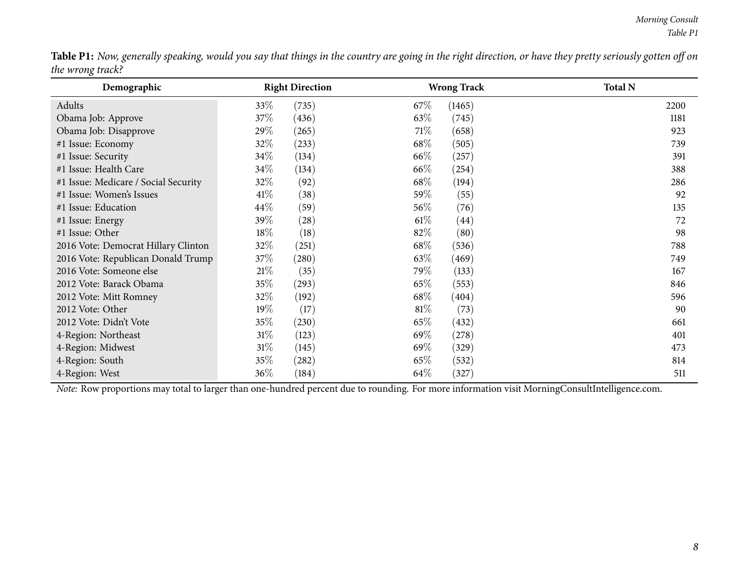**Table P1:** *Now, generally speaking, would you say that things in the country are going in the right direction, or have they pretty seriously gotten off on the wrong track?*

| Demographic | Right Direction | | Wrong Track | | Total N |
|---|---|---|---|---|---|
| Adults | 33% | (735) | 67% | (1465) | 2200 |
| Obama Job: Approve | 37% | (436) | 63% | (745) | 1181 |
| Obama Job: Disapprove | 29% | (265) | 71% | (658) | 923 |
| #1 Issue: Economy | 32% | (233) | 68% | (505) | 739 |
| #1 Issue: Security | 34% | (134) | 66% | (257) | 391 |
| #1 Issue: Health Care | 34% | (134) | 66% | (254) | 388 |
| #1 Issue: Medicare / Social Security | 32% | (92) | 68% | (194) | 286 |
| #1 Issue: Women's Issues | 41% | (38) | 59% | (55) | 92 |
| #1 Issue: Education | 44% | (59) | 56% | (76) | 135 |
| #1 Issue: Energy | 39% | (28) | 61% | (44) | 72 |
| #1 Issue: Other | 18% | (18) | 82% | (80) | 98 |
| 2016 Vote: Democrat Hillary Clinton | 32% | (251) | 68% | (536) | 788 |
| 2016 Vote: Republican Donald Trump | 37% | (280) | 63% | (469) | 749 |
| 2016 Vote: Someone else | 21% | (35) | 79% | (133) | 167 |
| 2012 Vote: Barack Obama | 35% | (293) | 65% | (553) | 846 |
| 2012 Vote: Mitt Romney | 32% | (192) | 68% | (404) | 596 |
| 2012 Vote: Other | 19% | (17) | 81% | (73) | 90 |
| 2012 Vote: Didn't Vote | 35% | (230) | 65% | (432) | 661 |
| 4-Region: Northeast | 31% | (123) | 69% | (278) | 401 |
| 4-Region: Midwest | 31% | (145) | 69% | (329) | 473 |
| 4-Region: South | 35% | (282) | 65% | (532) | 814 |
| 4-Region: West | 36% | (184) | 64% | (327) | 511 |

*Note:* Row proportions may total to larger than one-hundred percent due to rounding. For more information visit MorningConsultIntelligence.com.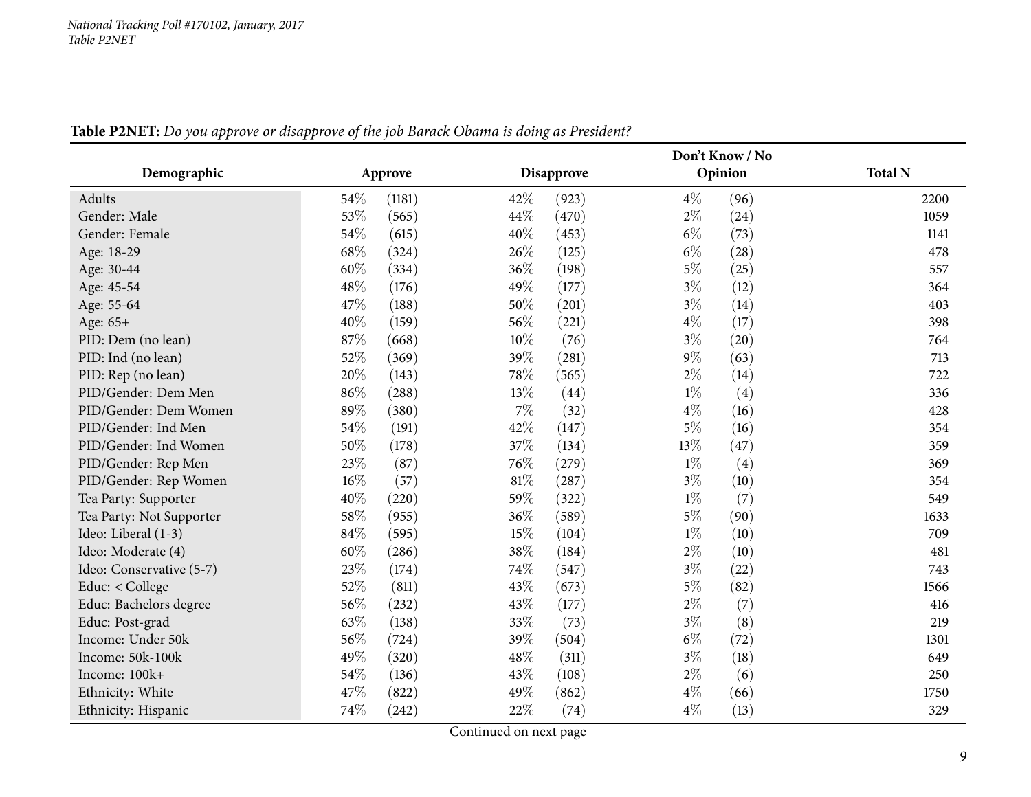**Table P2NET:** *Do you approve or disapprove of the job Barack Obama is doing as President?*

| Demographic | Approve | | Disapprove | | Don't Know / No Opinion | | Total N |
|---|---|---|---|---|---|---|---|
| Adults | 54% | (1181) | 42% | (923) | 4% | (96) | 2200 |
| Gender: Male | 53% | (565) | 44% | (470) | 2% | (24) | 1059 |
| Gender: Female | 54% | (615) | 40% | (453) | 6% | (73) | 1141 |
| Age: 18-29 | 68% | (324) | 26% | (125) | 6% | (28) | 478 |
| Age: 30-44 | 60% | (334) | 36% | (198) | 5% | (25) | 557 |
| Age: 45-54 | 48% | (176) | 49% | (177) | 3% | (12) | 364 |
| Age: 55-64 | 47% | (188) | 50% | (201) | 3% | (14) | 403 |
| Age: 65+ | 40% | (159) | 56% | (221) | 4% | (17) | 398 |
| PID: Dem (no lean) | 87% | (668) | 10% | (76) | 3% | (20) | 764 |
| PID: Ind (no lean) | 52% | (369) | 39% | (281) | 9% | (63) | 713 |
| PID: Rep (no lean) | 20% | (143) | 78% | (565) | 2% | (14) | 722 |
| PID/Gender: Dem Men | 86% | (288) | 13% | (44) | 1% | (4) | 336 |
| PID/Gender: Dem Women | 89% | (380) | 7% | (32) | 4% | (16) | 428 |
| PID/Gender: Ind Men | 54% | (191) | 42% | (147) | 5% | (16) | 354 |
| PID/Gender: Ind Women | 50% | (178) | 37% | (134) | 13% | (47) | 359 |
| PID/Gender: Rep Men | 23% | (87) | 76% | (279) | 1% | (4) | 369 |
| PID/Gender: Rep Women | 16% | (57) | 81% | (287) | 3% | (10) | 354 |
| Tea Party: Supporter | 40% | (220) | 59% | (322) | 1% | (7) | 549 |
| Tea Party: Not Supporter | 58% | (955) | 36% | (589) | 5% | (90) | 1633 |
| Ideo: Liberal (1-3) | 84% | (595) | 15% | (104) | 1% | (10) | 709 |
| Ideo: Moderate (4) | 60% | (286) | 38% | (184) | 2% | (10) | 481 |
| Ideo: Conservative (5-7) | 23% | (174) | 74% | (547) | 3% | (22) | 743 |
| Educ: < College | 52% | (811) | 43% | (673) | 5% | (82) | 1566 |
| Educ: Bachelors degree | 56% | (232) | 43% | (177) | 2% | (7) | 416 |
| Educ: Post-grad | 63% | (138) | 33% | (73) | 3% | (8) | 219 |
| Income: Under 50k | 56% | (724) | 39% | (504) | 6% | (72) | 1301 |
| Income: 50k-100k | 49% | (320) | 48% | (311) | 3% | (18) | 649 |
| Income: 100k+ | 54% | (136) | 43% | (108) | 2% | (6) | 250 |
| Ethnicity: White | 47% | (822) | 49% | (862) | 4% | (66) | 1750 |
| Ethnicity: Hispanic | 74% | (242) | 22% | (74) | 4% | (13) | 329 |

Continued on next page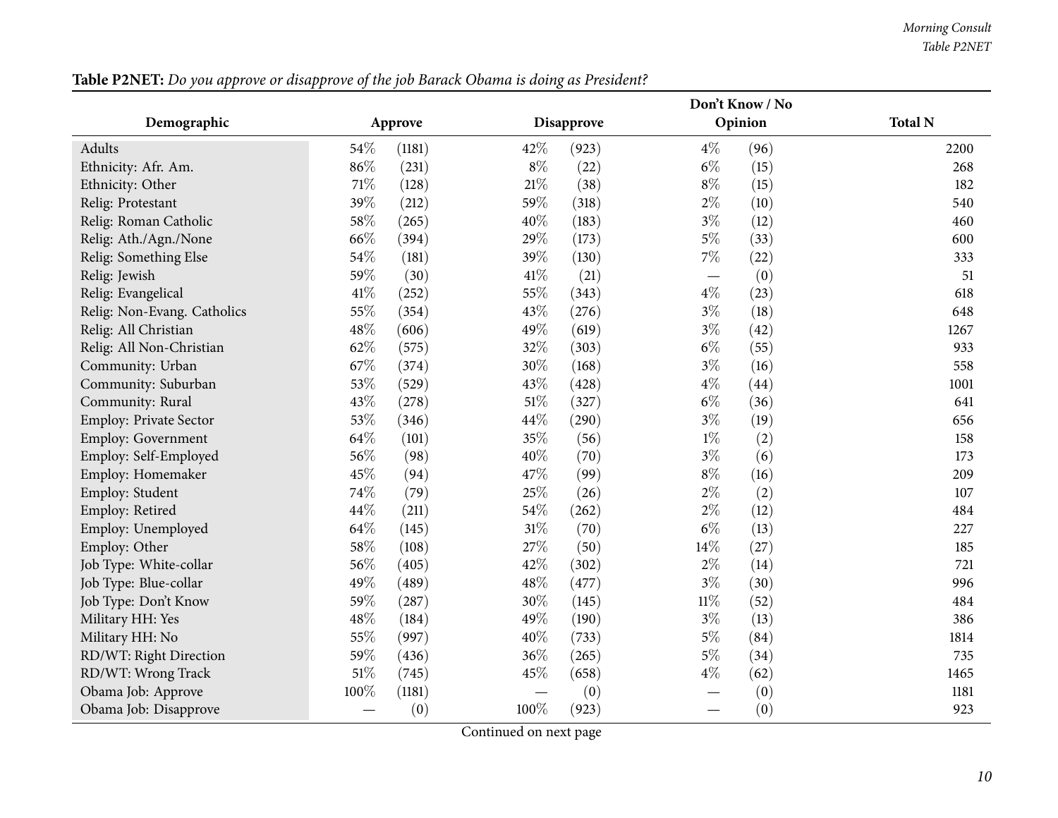**Table P2NET:** *Do you approve or disapprove of the job Barack Obama is doing as President?*

| Demographic | Approve | | Disapprove | | Don't Know / No Opinion | | Total N |
|---|---|---|---|---|---|---|---|
| Adults | 54% | (1181) | 42% | (923) | 4% | (96) | 2200 |
| Ethnicity: Afr. Am. | 86% | (231) | 8% | (22) | 6% | (15) | 268 |
| Ethnicity: Other | 71% | (128) | 21% | (38) | 8% | (15) | 182 |
| Relig: Protestant | 39% | (212) | 59% | (318) | 2% | (10) | 540 |
| Relig: Roman Catholic | 58% | (265) | 40% | (183) | 3% | (12) | 460 |
| Relig: Ath./Agn./None | 66% | (394) | 29% | (173) | 5% | (33) | 600 |
| Relig: Something Else | 54% | (181) | 39% | (130) | 7% | (22) | 333 |
| Relig: Jewish | 59% | (30) | 41% | (21) | — | (0) | 51 |
| Relig: Evangelical | 41% | (252) | 55% | (343) | 4% | (23) | 618 |
| Relig: Non-Evang. Catholics | 55% | (354) | 43% | (276) | 3% | (18) | 648 |
| Relig: All Christian | 48% | (606) | 49% | (619) | 3% | (42) | 1267 |
| Relig: All Non-Christian | 62% | (575) | 32% | (303) | 6% | (55) | 933 |
| Community: Urban | 67% | (374) | 30% | (168) | 3% | (16) | 558 |
| Community: Suburban | 53% | (529) | 43% | (428) | 4% | (44) | 1001 |
| Community: Rural | 43% | (278) | 51% | (327) | 6% | (36) | 641 |
| Employ: Private Sector | 53% | (346) | 44% | (290) | 3% | (19) | 656 |
| Employ: Government | 64% | (101) | 35% | (56) | 1% | (2) | 158 |
| Employ: Self-Employed | 56% | (98) | 40% | (70) | 3% | (6) | 173 |
| Employ: Homemaker | 45% | (94) | 47% | (99) | 8% | (16) | 209 |
| Employ: Student | 74% | (79) | 25% | (26) | 2% | (2) | 107 |
| Employ: Retired | 44% | (211) | 54% | (262) | 2% | (12) | 484 |
| Employ: Unemployed | 64% | (145) | 31% | (70) | 6% | (13) | 227 |
| Employ: Other | 58% | (108) | 27% | (50) | 14% | (27) | 185 |
| Job Type: White-collar | 56% | (405) | 42% | (302) | 2% | (14) | 721 |
| Job Type: Blue-collar | 49% | (489) | 48% | (477) | 3% | (30) | 996 |
| Job Type: Don't Know | 59% | (287) | 30% | (145) | 11% | (52) | 484 |
| Military HH: Yes | 48% | (184) | 49% | (190) | 3% | (13) | 386 |
| Military HH: No | 55% | (997) | 40% | (733) | 5% | (84) | 1814 |
| RD/WT: Right Direction | 59% | (436) | 36% | (265) | 5% | (34) | 735 |
| RD/WT: Wrong Track | 51% | (745) | 45% | (658) | 4% | (62) | 1465 |
| Obama Job: Approve | 100% | (1181) | — | (0) | — | (0) | 1181 |
| Obama Job: Disapprove | — | (0) | 100% | (923) | — | (0) | 923 |

Continued on next page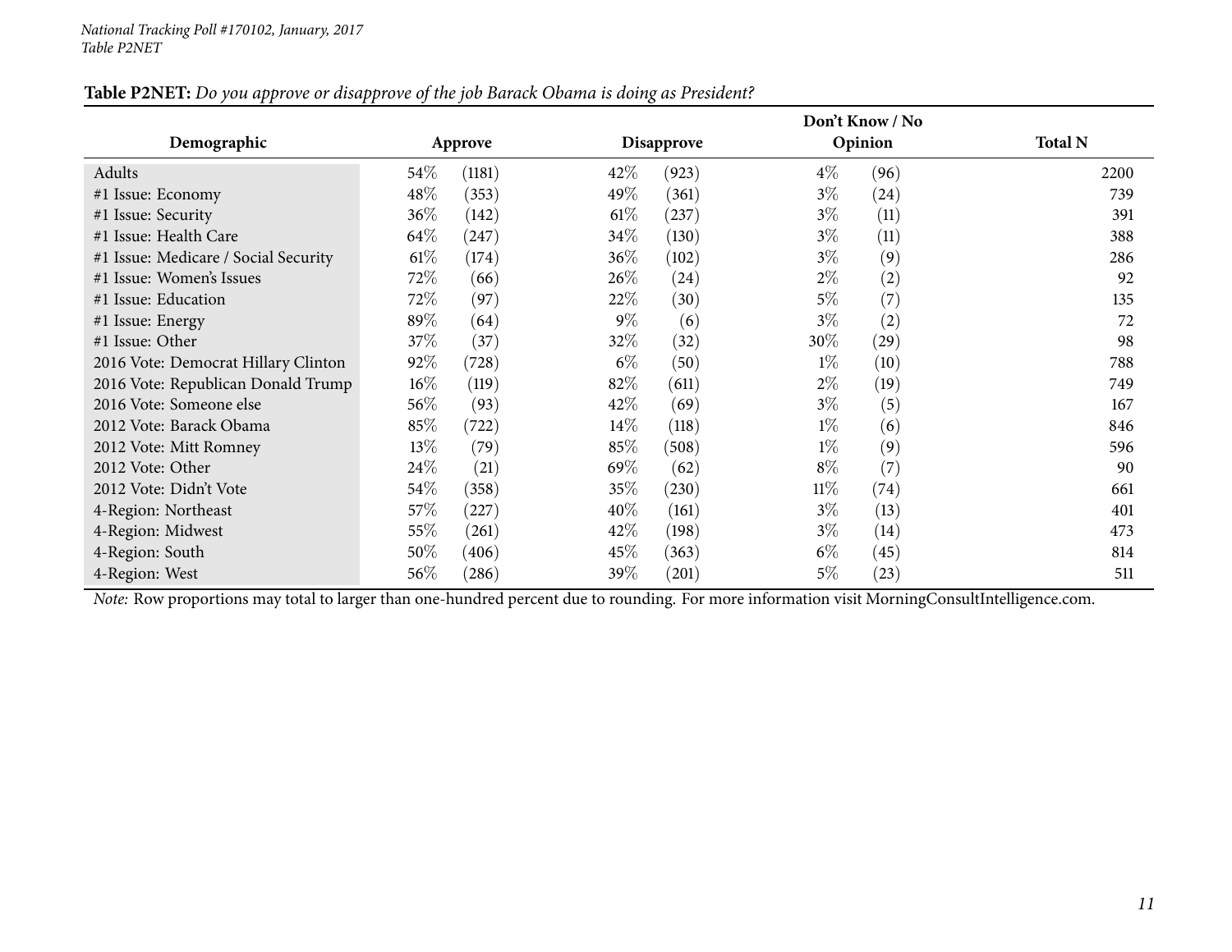**Table P2NET:** *Do you approve or disapprove of the job Barack Obama is doing as President?*

| Demographic | Approve | | Disapprove | | Don't Know / No Opinion | | Total N |
|---|---|---|---|---|---|---|---|
| Adults | 54% | (1181) | 42% | (923) | 4% | (96) | 2200 |
| #1 Issue: Economy | 48% | (353) | 49% | (361) | 3% | (24) | 739 |
| #1 Issue: Security | 36% | (142) | 61% | (237) | 3% | (11) | 391 |
| #1 Issue: Health Care | 64% | (247) | 34% | (130) | 3% | (11) | 388 |
| #1 Issue: Medicare / Social Security | 61% | (174) | 36% | (102) | 3% | (9) | 286 |
| #1 Issue: Women's Issues | 72% | (66) | 26% | (24) | 2% | (2) | 92 |
| #1 Issue: Education | 72% | (97) | 22% | (30) | 5% | (7) | 135 |
| #1 Issue: Energy | 89% | (64) | 9% | (6) | 3% | (2) | 72 |
| #1 Issue: Other | 37% | (37) | 32% | (32) | 30% | (29) | 98 |
| 2016 Vote: Democrat Hillary Clinton | 92% | (728) | 6% | (50) | 1% | (10) | 788 |
| 2016 Vote: Republican Donald Trump | 16% | (119) | 82% | (611) | 2% | (19) | 749 |
| 2016 Vote: Someone else | 56% | (93) | 42% | (69) | 3% | (5) | 167 |
| 2012 Vote: Barack Obama | 85% | (722) | 14% | (118) | 1% | (6) | 846 |
| 2012 Vote: Mitt Romney | 13% | (79) | 85% | (508) | 1% | (9) | 596 |
| 2012 Vote: Other | 24% | (21) | 69% | (62) | 8% | (7) | 90 |
| 2012 Vote: Didn't Vote | 54% | (358) | 35% | (230) | 11% | (74) | 661 |
| 4-Region: Northeast | 57% | (227) | 40% | (161) | 3% | (13) | 401 |
| 4-Region: Midwest | 55% | (261) | 42% | (198) | 3% | (14) | 473 |
| 4-Region: South | 50% | (406) | 45% | (363) | 6% | (45) | 814 |
| 4-Region: West | 56% | (286) | 39% | (201) | 5% | (23) | 511 |

*Note:* Row proportions may total to larger than one-hundred percent due to rounding. For more information visit MorningConsultIntelligence.com.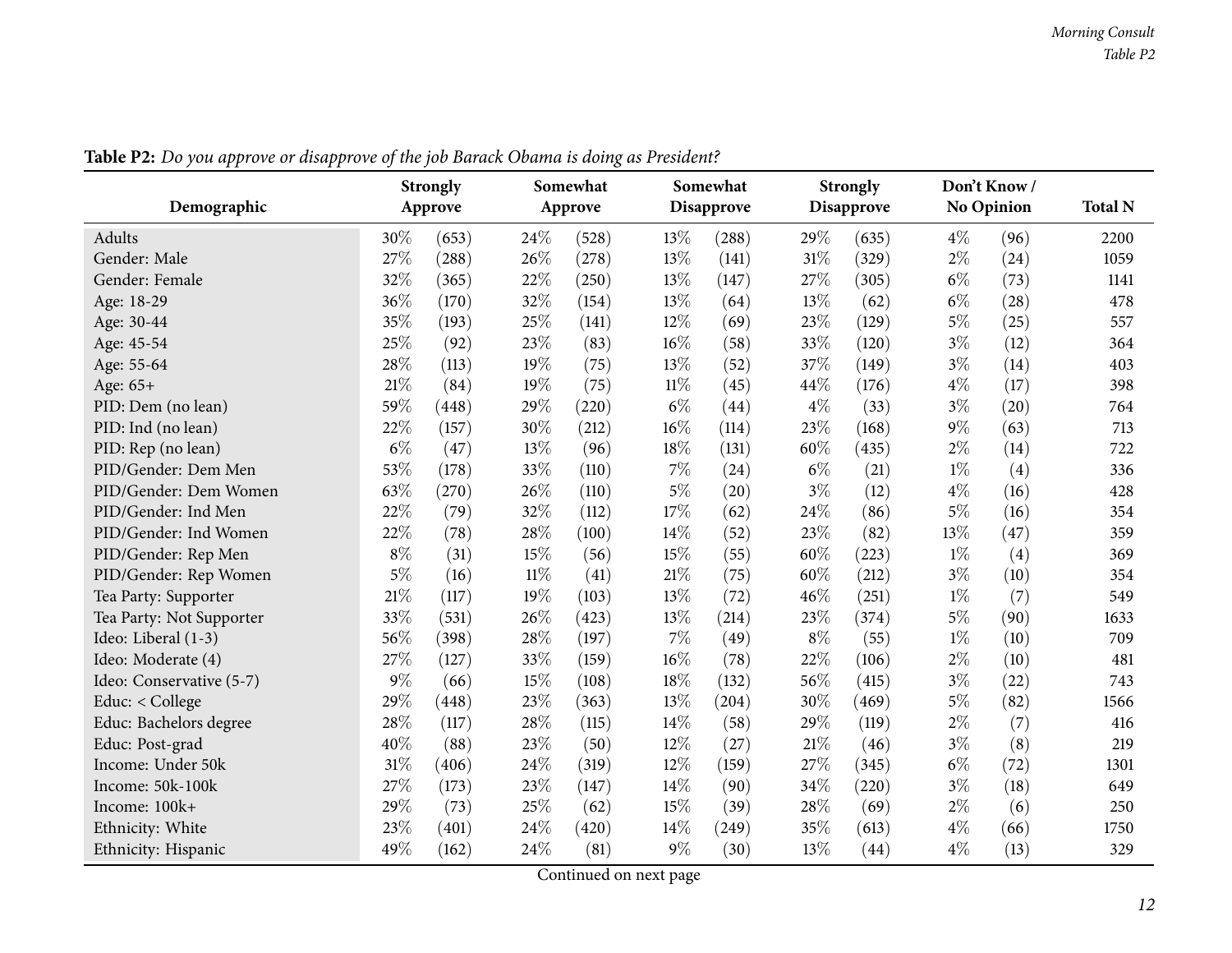**Table P2:** *Do you approve or disapprove of the job Barack Obama is doing as President?*

| Demographic | Strongly Approve | | Somewhat Approve | | Somewhat Disapprove | | Strongly Disapprove | | Don't Know / No Opinion | | Total N |
|---|---|---|---|---|---|---|---|---|---|---|---|
| Adults | 30% | (653) | 24% | (528) | 13% | (288) | 29% | (635) | 4% | (96) | 2200 |
| Gender: Male | 27% | (288) | 26% | (278) | 13% | (141) | 31% | (329) | 2% | (24) | 1059 |
| Gender: Female | 32% | (365) | 22% | (250) | 13% | (147) | 27% | (305) | 6% | (73) | 1141 |
| Age: 18-29 | 36% | (170) | 32% | (154) | 13% | (64) | 13% | (62) | 6% | (28) | 478 |
| Age: 30-44 | 35% | (193) | 25% | (141) | 12% | (69) | 23% | (129) | 5% | (25) | 557 |
| Age: 45-54 | 25% | (92) | 23% | (83) | 16% | (58) | 33% | (120) | 3% | (12) | 364 |
| Age: 55-64 | 28% | (113) | 19% | (75) | 13% | (52) | 37% | (149) | 3% | (14) | 403 |
| Age: 65+ | 21% | (84) | 19% | (75) | 11% | (45) | 44% | (176) | 4% | (17) | 398 |
| PID: Dem (no lean) | 59% | (448) | 29% | (220) | 6% | (44) | 4% | (33) | 3% | (20) | 764 |
| PID: Ind (no lean) | 22% | (157) | 30% | (212) | 16% | (114) | 23% | (168) | 9% | (63) | 713 |
| PID: Rep (no lean) | 6% | (47) | 13% | (96) | 18% | (131) | 60% | (435) | 2% | (14) | 722 |
| PID/Gender: Dem Men | 53% | (178) | 33% | (110) | 7% | (24) | 6% | (21) | 1% | (4) | 336 |
| PID/Gender: Dem Women | 63% | (270) | 26% | (110) | 5% | (20) | 3% | (12) | 4% | (16) | 428 |
| PID/Gender: Ind Men | 22% | (79) | 32% | (112) | 17% | (62) | 24% | (86) | 5% | (16) | 354 |
| PID/Gender: Ind Women | 22% | (78) | 28% | (100) | 14% | (52) | 23% | (82) | 13% | (47) | 359 |
| PID/Gender: Rep Men | 8% | (31) | 15% | (56) | 15% | (55) | 60% | (223) | 1% | (4) | 369 |
| PID/Gender: Rep Women | 5% | (16) | 11% | (41) | 21% | (75) | 60% | (212) | 3% | (10) | 354 |
| Tea Party: Supporter | 21% | (117) | 19% | (103) | 13% | (72) | 46% | (251) | 1% | (7) | 549 |
| Tea Party: Not Supporter | 33% | (531) | 26% | (423) | 13% | (214) | 23% | (374) | 5% | (90) | 1633 |
| Ideo: Liberal (1-3) | 56% | (398) | 28% | (197) | 7% | (49) | 8% | (55) | 1% | (10) | 709 |
| Ideo: Moderate (4) | 27% | (127) | 33% | (159) | 16% | (78) | 22% | (106) | 2% | (10) | 481 |
| Ideo: Conservative (5-7) | 9% | (66) | 15% | (108) | 18% | (132) | 56% | (415) | 3% | (22) | 743 |
| Educ: < College | 29% | (448) | 23% | (363) | 13% | (204) | 30% | (469) | 5% | (82) | 1566 |
| Educ: Bachelors degree | 28% | (117) | 28% | (115) | 14% | (58) | 29% | (119) | 2% | (7) | 416 |
| Educ: Post-grad | 40% | (88) | 23% | (50) | 12% | (27) | 21% | (46) | 3% | (8) | 219 |
| Income: Under 50k | 31% | (406) | 24% | (319) | 12% | (159) | 27% | (345) | 6% | (72) | 1301 |
| Income: 50k-100k | 27% | (173) | 23% | (147) | 14% | (90) | 34% | (220) | 3% | (18) | 649 |
| Income: 100k+ | 29% | (73) | 25% | (62) | 15% | (39) | 28% | (69) | 2% | (6) | 250 |
| Ethnicity: White | 23% | (401) | 24% | (420) | 14% | (249) | 35% | (613) | 4% | (66) | 1750 |
| Ethnicity: Hispanic | 49% | (162) | 24% | (81) | 9% | (30) | 13% | (44) | 4% | (13) | 329 |

Continued on next page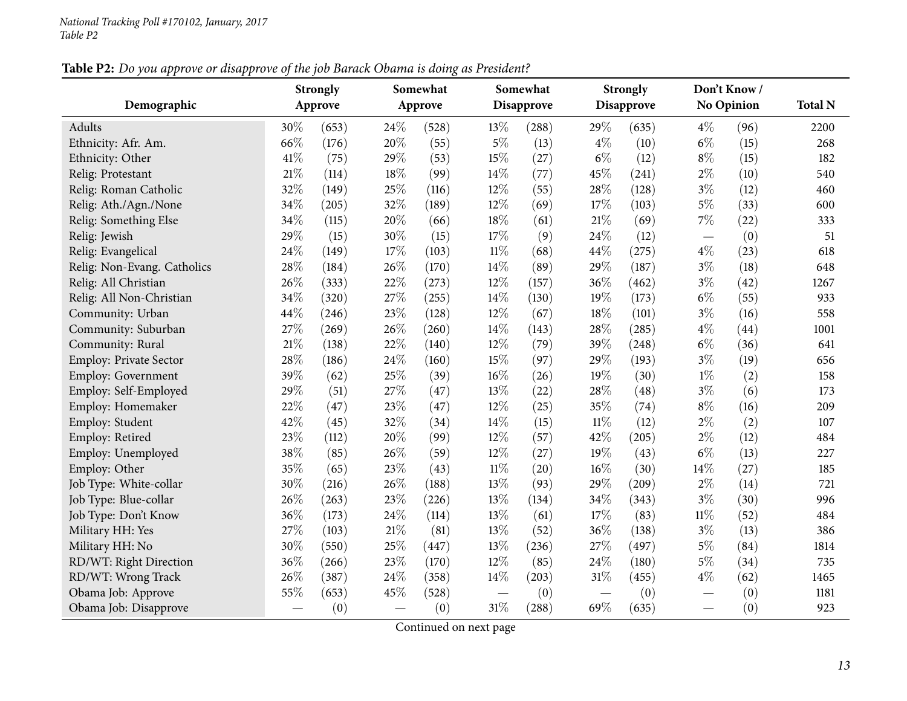**Table P2:** *Do you approve or disapprove of the job Barack Obama is doing as President?*

| Demographic | Strongly Approve | | Somewhat Approve | | Somewhat Disapprove | | Strongly Disapprove | | Don't Know / No Opinion | | Total N |
|---|---|---|---|---|---|---|---|---|---|---|---|
| Adults | 30% | (653) | 24% | (528) | 13% | (288) | 29% | (635) | 4% | (96) | 2200 |
| Ethnicity: Afr. Am. | 66% | (176) | 20% | (55) | 5% | (13) | 4% | (10) | 6% | (15) | 268 |
| Ethnicity: Other | 41% | (75) | 29% | (53) | 15% | (27) | 6% | (12) | 8% | (15) | 182 |
| Relig: Protestant | 21% | (114) | 18% | (99) | 14% | (77) | 45% | (241) | 2% | (10) | 540 |
| Relig: Roman Catholic | 32% | (149) | 25% | (116) | 12% | (55) | 28% | (128) | 3% | (12) | 460 |
| Relig: Ath./Agn./None | 34% | (205) | 32% | (189) | 12% | (69) | 17% | (103) | 5% | (33) | 600 |
| Relig: Something Else | 34% | (115) | 20% | (66) | 18% | (61) | 21% | (69) | 7% | (22) | 333 |
| Relig: Jewish | 29% | (15) | 30% | (15) | 17% | (9) | 24% | (12) | — | (0) | 51 |
| Relig: Evangelical | 24% | (149) | 17% | (103) | 11% | (68) | 44% | (275) | 4% | (23) | 618 |
| Relig: Non-Evang. Catholics | 28% | (184) | 26% | (170) | 14% | (89) | 29% | (187) | 3% | (18) | 648 |
| Relig: All Christian | 26% | (333) | 22% | (273) | 12% | (157) | 36% | (462) | 3% | (42) | 1267 |
| Relig: All Non-Christian | 34% | (320) | 27% | (255) | 14% | (130) | 19% | (173) | 6% | (55) | 933 |
| Community: Urban | 44% | (246) | 23% | (128) | 12% | (67) | 18% | (101) | 3% | (16) | 558 |
| Community: Suburban | 27% | (269) | 26% | (260) | 14% | (143) | 28% | (285) | 4% | (44) | 1001 |
| Community: Rural | 21% | (138) | 22% | (140) | 12% | (79) | 39% | (248) | 6% | (36) | 641 |
| Employ: Private Sector | 28% | (186) | 24% | (160) | 15% | (97) | 29% | (193) | 3% | (19) | 656 |
| Employ: Government | 39% | (62) | 25% | (39) | 16% | (26) | 19% | (30) | 1% | (2) | 158 |
| Employ: Self-Employed | 29% | (51) | 27% | (47) | 13% | (22) | 28% | (48) | 3% | (6) | 173 |
| Employ: Homemaker | 22% | (47) | 23% | (47) | 12% | (25) | 35% | (74) | 8% | (16) | 209 |
| Employ: Student | 42% | (45) | 32% | (34) | 14% | (15) | 11% | (12) | 2% | (2) | 107 |
| Employ: Retired | 23% | (112) | 20% | (99) | 12% | (57) | 42% | (205) | 2% | (12) | 484 |
| Employ: Unemployed | 38% | (85) | 26% | (59) | 12% | (27) | 19% | (43) | 6% | (13) | 227 |
| Employ: Other | 35% | (65) | 23% | (43) | 11% | (20) | 16% | (30) | 14% | (27) | 185 |
| Job Type: White-collar | 30% | (216) | 26% | (188) | 13% | (93) | 29% | (209) | 2% | (14) | 721 |
| Job Type: Blue-collar | 26% | (263) | 23% | (226) | 13% | (134) | 34% | (343) | 3% | (30) | 996 |
| Job Type: Don't Know | 36% | (173) | 24% | (114) | 13% | (61) | 17% | (83) | 11% | (52) | 484 |
| Military HH: Yes | 27% | (103) | 21% | (81) | 13% | (52) | 36% | (138) | 3% | (13) | 386 |
| Military HH: No | 30% | (550) | 25% | (447) | 13% | (236) | 27% | (497) | 5% | (84) | 1814 |
| RD/WT: Right Direction | 36% | (266) | 23% | (170) | 12% | (85) | 24% | (180) | 5% | (34) | 735 |
| RD/WT: Wrong Track | 26% | (387) | 24% | (358) | 14% | (203) | 31% | (455) | 4% | (62) | 1465 |
| Obama Job: Approve | 55% | (653) | 45% | (528) | — | (0) | — | (0) | — | (0) | 1181 |
| Obama Job: Disapprove | — | (0) | — | (0) | 31% | (288) | 69% | (635) | — | (0) | 923 |

Continued on next page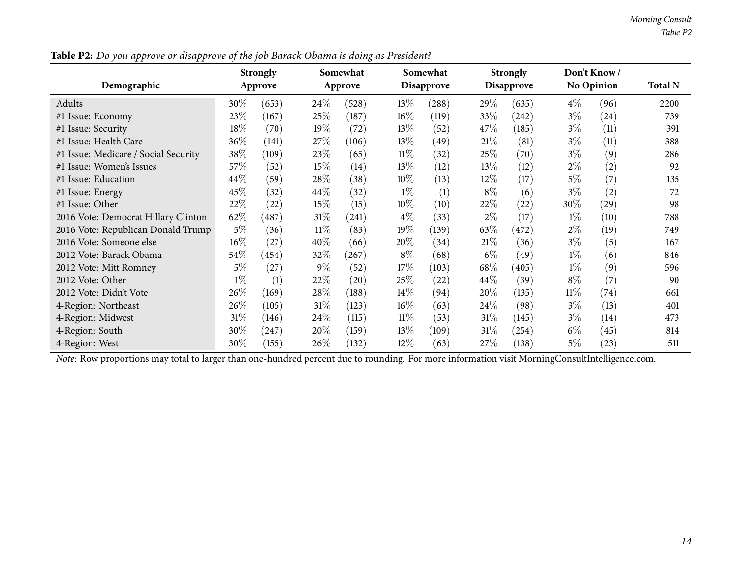**Table P2:** *Do you approve or disapprove of the job Barack Obama is doing as President?*

| Demographic | Strongly Approve | | Somewhat Approve | | Somewhat Disapprove | | Strongly Disapprove | | Don't Know / No Opinion | | Total N |
|---|---|---|---|---|---|---|---|---|---|---|---|
| Adults | 30% | (653) | 24% | (528) | 13% | (288) | 29% | (635) | 4% | (96) | 2200 |
| #1 Issue: Economy | 23% | (167) | 25% | (187) | 16% | (119) | 33% | (242) | 3% | (24) | 739 |
| #1 Issue: Security | 18% | (70) | 19% | (72) | 13% | (52) | 47% | (185) | 3% | (11) | 391 |
| #1 Issue: Health Care | 36% | (141) | 27% | (106) | 13% | (49) | 21% | (81) | 3% | (11) | 388 |
| #1 Issue: Medicare / Social Security | 38% | (109) | 23% | (65) | 11% | (32) | 25% | (70) | 3% | (9) | 286 |
| #1 Issue: Women's Issues | 57% | (52) | 15% | (14) | 13% | (12) | 13% | (12) | 2% | (2) | 92 |
| #1 Issue: Education | 44% | (59) | 28% | (38) | 10% | (13) | 12% | (17) | 5% | (7) | 135 |
| #1 Issue: Energy | 45% | (32) | 44% | (32) | 1% | (1) | 8% | (6) | 3% | (2) | 72 |
| #1 Issue: Other | 22% | (22) | 15% | (15) | 10% | (10) | 22% | (22) | 30% | (29) | 98 |
| 2016 Vote: Democrat Hillary Clinton | 62% | (487) | 31% | (241) | 4% | (33) | 2% | (17) | 1% | (10) | 788 |
| 2016 Vote: Republican Donald Trump | 5% | (36) | 11% | (83) | 19% | (139) | 63% | (472) | 2% | (19) | 749 |
| 2016 Vote: Someone else | 16% | (27) | 40% | (66) | 20% | (34) | 21% | (36) | 3% | (5) | 167 |
| 2012 Vote: Barack Obama | 54% | (454) | 32% | (267) | 8% | (68) | 6% | (49) | 1% | (6) | 846 |
| 2012 Vote: Mitt Romney | 5% | (27) | 9% | (52) | 17% | (103) | 68% | (405) | 1% | (9) | 596 |
| 2012 Vote: Other | 1% | (1) | 22% | (20) | 25% | (22) | 44% | (39) | 8% | (7) | 90 |
| 2012 Vote: Didn't Vote | 26% | (169) | 28% | (188) | 14% | (94) | 20% | (135) | 11% | (74) | 661 |
| 4-Region: Northeast | 26% | (105) | 31% | (123) | 16% | (63) | 24% | (98) | 3% | (13) | 401 |
| 4-Region: Midwest | 31% | (146) | 24% | (115) | 11% | (53) | 31% | (145) | 3% | (14) | 473 |
| 4-Region: South | 30% | (247) | 20% | (159) | 13% | (109) | 31% | (254) | 6% | (45) | 814 |
| 4-Region: West | 30% | (155) | 26% | (132) | 12% | (63) | 27% | (138) | 5% | (23) | 511 |

*Note:* Row proportions may total to larger than one-hundred percent due to rounding. For more information visit MorningConsultIntelligence.com.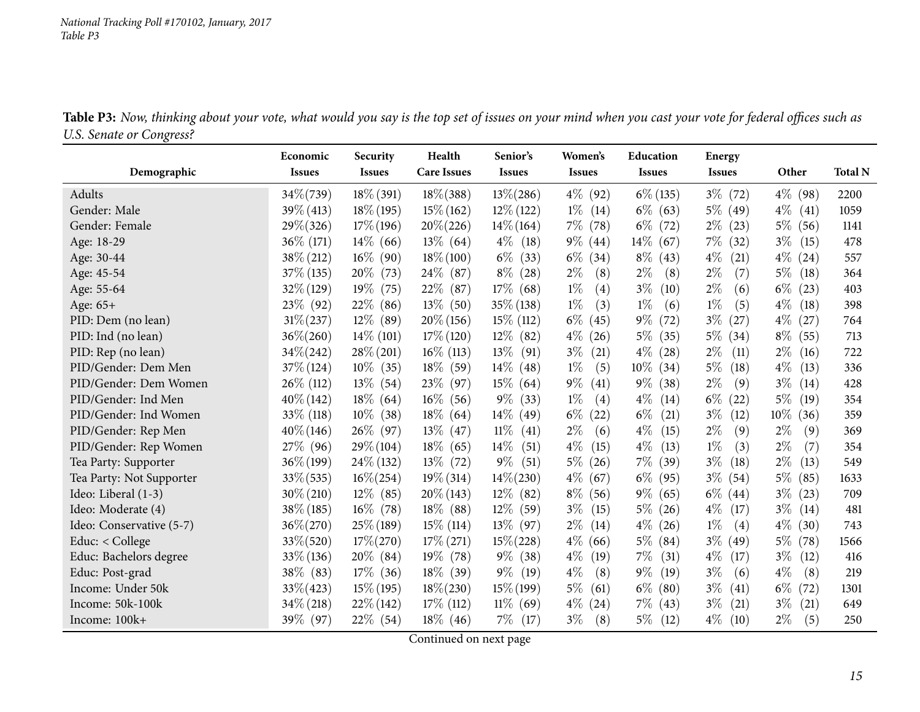**Table P3:** *Now, thinking about your vote, what would you say is the top set of issues on your mind when you cast your vote for federal offices such as U.S. Senate or Congress?*

| Demographic | Economic Issues | Security Issues | Health Care Issues | Senior's Issues | Women's Issues | Education Issues | Energy Issues | Other | Total N |
|---|---|---|---|---|---|---|---|---|---|
| Adults | 34% (739) | 18% (391) | 18% (388) | 13% (286) | 4% (92) | 6% (135) | 3% (72) | 4% (98) | 2200 |
| Gender: Male | 39% (413) | 18% (195) | 15% (162) | 12% (122) | 1% (14) | 6% (63) | 5% (49) | 4% (41) | 1059 |
| Gender: Female | 29% (326) | 17% (196) | 20% (226) | 14% (164) | 7% (78) | 6% (72) | 2% (23) | 5% (56) | 1141 |
| Age: 18-29 | 36% (171) | 14% (66) | 13% (64) | 4% (18) | 9% (44) | 14% (67) | 7% (32) | 3% (15) | 478 |
| Age: 30-44 | 38% (212) | 16% (90) | 18% (100) | 6% (33) | 6% (34) | 8% (43) | 4% (21) | 4% (24) | 557 |
| Age: 45-54 | 37% (135) | 20% (73) | 24% (87) | 8% (28) | 2% (8) | 2% (8) | 2% (7) | 5% (18) | 364 |
| Age: 55-64 | 32% (129) | 19% (75) | 22% (87) | 17% (68) | 1% (4) | 3% (10) | 2% (6) | 6% (23) | 403 |
| Age: 65+ | 23% (92) | 22% (86) | 13% (50) | 35% (138) | 1% (3) | 1% (6) | 1% (5) | 4% (18) | 398 |
| PID: Dem (no lean) | 31% (237) | 12% (89) | 20% (156) | 15% (112) | 6% (45) | 9% (72) | 3% (27) | 4% (27) | 764 |
| PID: Ind (no lean) | 36% (260) | 14% (101) | 17% (120) | 12% (82) | 4% (26) | 5% (35) | 5% (34) | 8% (55) | 713 |
| PID: Rep (no lean) | 34% (242) | 28% (201) | 16% (113) | 13% (91) | 3% (21) | 4% (28) | 2% (11) | 2% (16) | 722 |
| PID/Gender: Dem Men | 37% (124) | 10% (35) | 18% (59) | 14% (48) | 1% (5) | 10% (34) | 5% (18) | 4% (13) | 336 |
| PID/Gender: Dem Women | 26% (112) | 13% (54) | 23% (97) | 15% (64) | 9% (41) | 9% (38) | 2% (9) | 3% (14) | 428 |
| PID/Gender: Ind Men | 40% (142) | 18% (64) | 16% (56) | 9% (33) | 1% (4) | 4% (14) | 6% (22) | 5% (19) | 354 |
| PID/Gender: Ind Women | 33% (118) | 10% (38) | 18% (64) | 14% (49) | 6% (22) | 6% (21) | 3% (12) | 10% (36) | 359 |
| PID/Gender: Rep Men | 40% (146) | 26% (97) | 13% (47) | 11% (41) | 2% (6) | 4% (15) | 2% (9) | 2% (9) | 369 |
| PID/Gender: Rep Women | 27% (96) | 29% (104) | 18% (65) | 14% (51) | 4% (15) | 4% (13) | 1% (3) | 2% (7) | 354 |
| Tea Party: Supporter | 36% (199) | 24% (132) | 13% (72) | 9% (51) | 5% (26) | 7% (39) | 3% (18) | 2% (13) | 549 |
| Tea Party: Not Supporter | 33% (535) | 16% (254) | 19% (314) | 14% (230) | 4% (67) | 6% (95) | 3% (54) | 5% (85) | 1633 |
| Ideo: Liberal (1-3) | 30% (210) | 12% (85) | 20% (143) | 12% (82) | 8% (56) | 9% (65) | 6% (44) | 3% (23) | 709 |
| Ideo: Moderate (4) | 38% (185) | 16% (78) | 18% (88) | 12% (59) | 3% (15) | 5% (26) | 4% (17) | 3% (14) | 481 |
| Ideo: Conservative (5-7) | 36% (270) | 25% (189) | 15% (114) | 13% (97) | 2% (14) | 4% (26) | 1% (4) | 4% (30) | 743 |
| Educ: < College | 33% (520) | 17% (270) | 17% (271) | 15% (228) | 4% (66) | 5% (84) | 3% (49) | 5% (78) | 1566 |
| Educ: Bachelors degree | 33% (136) | 20% (84) | 19% (78) | 9% (38) | 4% (19) | 7% (31) | 4% (17) | 3% (12) | 416 |
| Educ: Post-grad | 38% (83) | 17% (36) | 18% (39) | 9% (19) | 4% (8) | 9% (19) | 3% (6) | 4% (8) | 219 |
| Income: Under 50k | 33% (423) | 15% (195) | 18% (230) | 15% (199) | 5% (61) | 6% (80) | 3% (41) | 6% (72) | 1301 |
| Income: 50k-100k | 34% (218) | 22% (142) | 17% (112) | 11% (69) | 4% (24) | 7% (43) | 3% (21) | 3% (21) | 649 |
| Income: 100k+ | 39% (97) | 22% (54) | 18% (46) | 7% (17) | 3% (8) | 5% (12) | 4% (10) | 2% (5) | 250 |

Continued on next page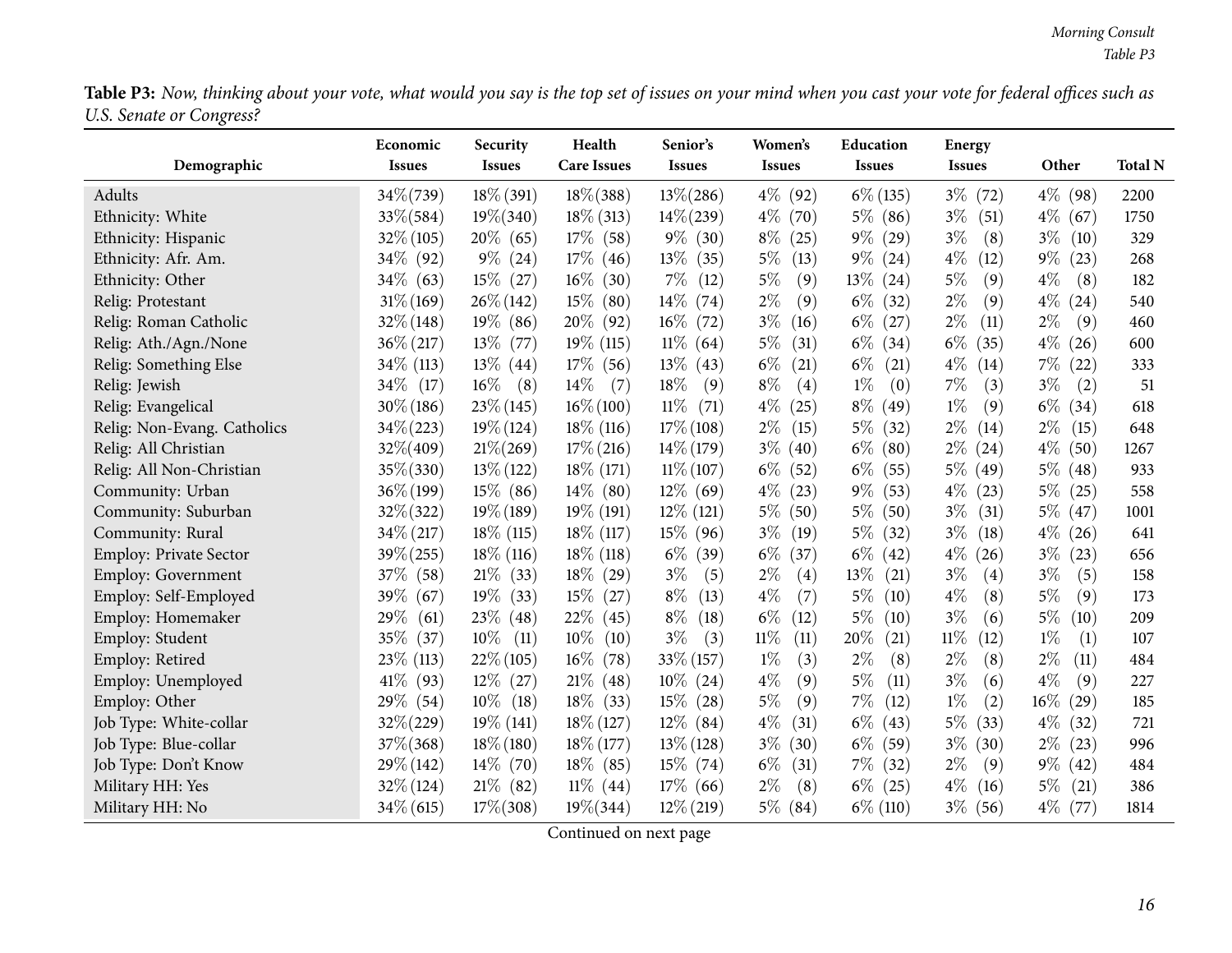**Table P3:** *Now, thinking about your vote, what would you say is the top set of issues on your mind when you cast your vote for federal offices such as U.S. Senate or Congress?*

| Demographic | Economic Issues | Security Issues | Health Care Issues | Senior's Issues | Women's Issues | Education Issues | Energy Issues | Other | Total N |
|---|---|---|---|---|---|---|---|---|---|
| Adults | 34% (739) | 18% (391) | 18% (388) | 13% (286) | 4% (92) | 6% (135) | 3% (72) | 4% (98) | 2200 |
| Ethnicity: White | 33% (584) | 19% (340) | 18% (313) | 14% (239) | 4% (70) | 5% (86) | 3% (51) | 4% (67) | 1750 |
| Ethnicity: Hispanic | 32% (105) | 20% (65) | 17% (58) | 9% (30) | 8% (25) | 9% (29) | 3% (8) | 3% (10) | 329 |
| Ethnicity: Afr. Am. | 34% (92) | 9% (24) | 17% (46) | 13% (35) | 5% (13) | 9% (24) | 4% (12) | 9% (23) | 268 |
| Ethnicity: Other | 34% (63) | 15% (27) | 16% (30) | 7% (12) | 5% (9) | 13% (24) | 5% (9) | 4% (8) | 182 |
| Relig: Protestant | 31% (169) | 26% (142) | 15% (80) | 14% (74) | 2% (9) | 6% (32) | 2% (9) | 4% (24) | 540 |
| Relig: Roman Catholic | 32% (148) | 19% (86) | 20% (92) | 16% (72) | 3% (16) | 6% (27) | 2% (11) | 2% (9) | 460 |
| Relig: Ath./Agn./None | 36% (217) | 13% (77) | 19% (115) | 11% (64) | 5% (31) | 6% (34) | 6% (35) | 4% (26) | 600 |
| Relig: Something Else | 34% (113) | 13% (44) | 17% (56) | 13% (43) | 6% (21) | 6% (21) | 4% (14) | 7% (22) | 333 |
| Relig: Jewish | 34% (17) | 16% (8) | 14% (7) | 18% (9) | 8% (4) | 1% (0) | 7% (3) | 3% (2) | 51 |
| Relig: Evangelical | 30% (186) | 23% (145) | 16% (100) | 11% (71) | 4% (25) | 8% (49) | 1% (9) | 6% (34) | 618 |
| Relig: Non-Evang. Catholics | 34% (223) | 19% (124) | 18% (116) | 17% (108) | 2% (15) | 5% (32) | 2% (14) | 2% (15) | 648 |
| Relig: All Christian | 32% (409) | 21% (269) | 17% (216) | 14% (179) | 3% (40) | 6% (80) | 2% (24) | 4% (50) | 1267 |
| Relig: All Non-Christian | 35% (330) | 13% (122) | 18% (171) | 11% (107) | 6% (52) | 6% (55) | 5% (49) | 5% (48) | 933 |
| Community: Urban | 36% (199) | 15% (86) | 14% (80) | 12% (69) | 4% (23) | 9% (53) | 4% (23) | 5% (25) | 558 |
| Community: Suburban | 32% (322) | 19% (189) | 19% (191) | 12% (121) | 5% (50) | 5% (50) | 3% (31) | 5% (47) | 1001 |
| Community: Rural | 34% (217) | 18% (115) | 18% (117) | 15% (96) | 3% (19) | 5% (32) | 3% (18) | 4% (26) | 641 |
| Employ: Private Sector | 39% (255) | 18% (116) | 18% (118) | 6% (39) | 6% (37) | 6% (42) | 4% (26) | 3% (23) | 656 |
| Employ: Government | 37% (58) | 21% (33) | 18% (29) | 3% (5) | 2% (4) | 13% (21) | 3% (4) | 3% (5) | 158 |
| Employ: Self-Employed | 39% (67) | 19% (33) | 15% (27) | 8% (13) | 4% (7) | 5% (10) | 4% (8) | 5% (9) | 173 |
| Employ: Homemaker | 29% (61) | 23% (48) | 22% (45) | 8% (18) | 6% (12) | 5% (10) | 3% (6) | 5% (10) | 209 |
| Employ: Student | 35% (37) | 10% (11) | 10% (10) | 3% (3) | 11% (11) | 20% (21) | 11% (12) | 1% (1) | 107 |
| Employ: Retired | 23% (113) | 22% (105) | 16% (78) | 33% (157) | 1% (3) | 2% (8) | 2% (8) | 2% (11) | 484 |
| Employ: Unemployed | 41% (93) | 12% (27) | 21% (48) | 10% (24) | 4% (9) | 5% (11) | 3% (6) | 4% (9) | 227 |
| Employ: Other | 29% (54) | 10% (18) | 18% (33) | 15% (28) | 5% (9) | 7% (12) | 1% (2) | 16% (29) | 185 |
| Job Type: White-collar | 32% (229) | 19% (141) | 18% (127) | 12% (84) | 4% (31) | 6% (43) | 5% (33) | 4% (32) | 721 |
| Job Type: Blue-collar | 37% (368) | 18% (180) | 18% (177) | 13% (128) | 3% (30) | 6% (59) | 3% (30) | 2% (23) | 996 |
| Job Type: Don't Know | 29% (142) | 14% (70) | 18% (85) | 15% (74) | 6% (31) | 7% (32) | 2% (9) | 9% (42) | 484 |
| Military HH: Yes | 32% (124) | 21% (82) | 11% (44) | 17% (66) | 2% (8) | 6% (25) | 4% (16) | 5% (21) | 386 |
| Military HH: No | 34% (615) | 17% (308) | 19% (344) | 12% (219) | 5% (84) | 6% (110) | 3% (56) | 4% (77) | 1814 |

Continued on next page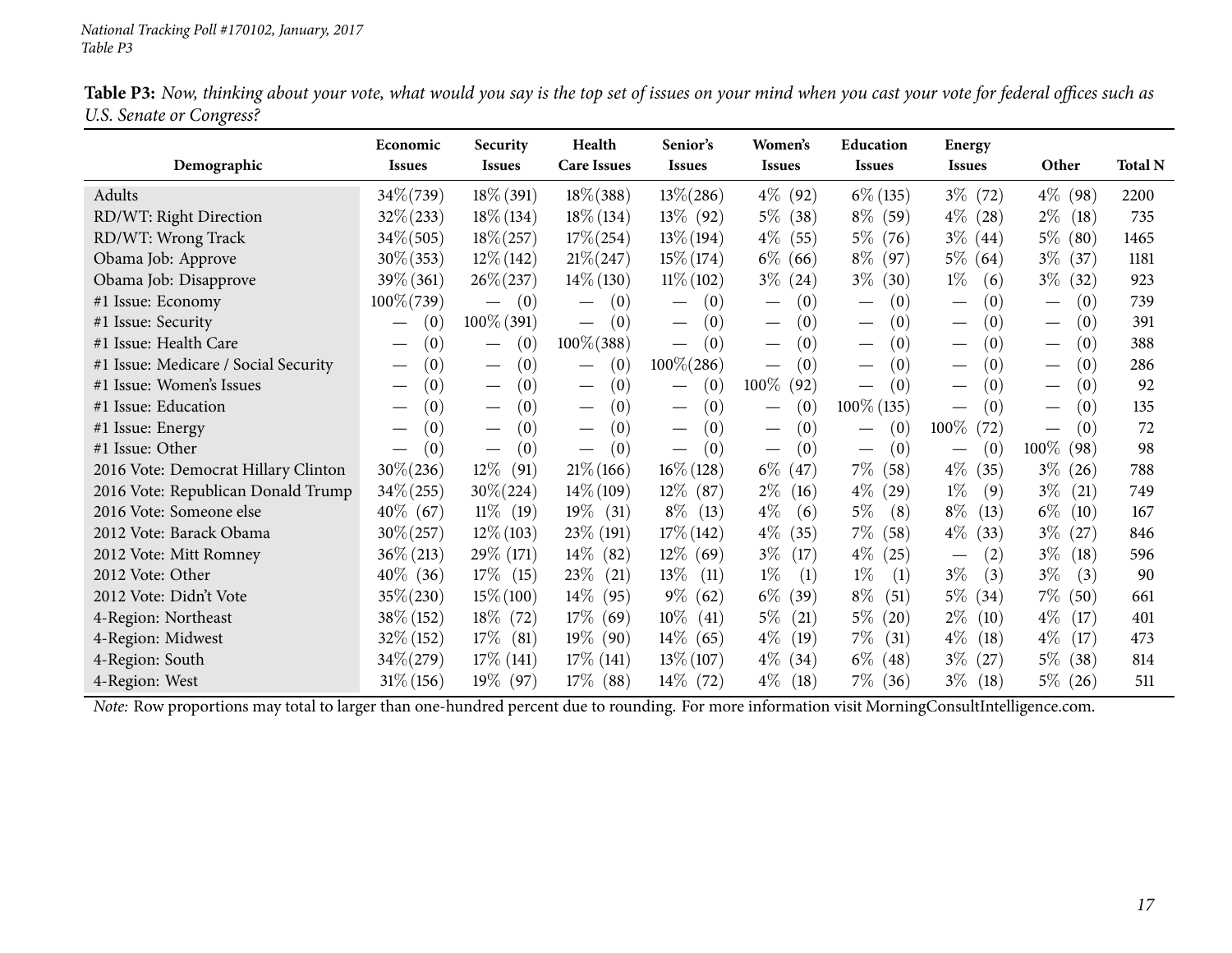**Table P3:** *Now, thinking about your vote, what would you say is the top set of issues on your mind when you cast your vote for federal offices such as U.S. Senate or Congress?*

| Demographic | Economic Issues | Security Issues | Health Care Issues | Senior's Issues | Women's Issues | Education Issues | Energy Issues | Other | Total N |
|---|---|---|---|---|---|---|---|---|---|
| Adults | 34% (739) | 18% (391) | 18% (388) | 13% (286) | 4% (92) | 6% (135) | 3% (72) | 4% (98) | 2200 |
| RD/WT: Right Direction | 32% (233) | 18% (134) | 18% (134) | 13% (92) | 5% (38) | 8% (59) | 4% (28) | 2% (18) | 735 |
| RD/WT: Wrong Track | 34% (505) | 18% (257) | 17% (254) | 13% (194) | 4% (55) | 5% (76) | 3% (44) | 5% (80) | 1465 |
| Obama Job: Approve | 30% (353) | 12% (142) | 21% (247) | 15% (174) | 6% (66) | 8% (97) | 5% (64) | 3% (37) | 1181 |
| Obama Job: Disapprove | 39% (361) | 26% (237) | 14% (130) | 11% (102) | 3% (24) | 3% (30) | 1% (6) | 3% (32) | 923 |
| #1 Issue: Economy | 100% (739) | — (0) | — (0) | — (0) | — (0) | — (0) | — (0) | — (0) | 739 |
| #1 Issue: Security | — (0) | 100% (391) | — (0) | — (0) | — (0) | — (0) | — (0) | — (0) | 391 |
| #1 Issue: Health Care | — (0) | — (0) | 100% (388) | — (0) | — (0) | — (0) | — (0) | — (0) | 388 |
| #1 Issue: Medicare / Social Security | — (0) | — (0) | — (0) | 100% (286) | — (0) | — (0) | — (0) | — (0) | 286 |
| #1 Issue: Women's Issues | — (0) | — (0) | — (0) | — (0) | 100% (92) | — (0) | — (0) | — (0) | 92 |
| #1 Issue: Education | — (0) | — (0) | — (0) | — (0) | — (0) | 100% (135) | — (0) | — (0) | 135 |
| #1 Issue: Energy | — (0) | — (0) | — (0) | — (0) | — (0) | — (0) | 100% (72) | — (0) | 72 |
| #1 Issue: Other | — (0) | — (0) | — (0) | — (0) | — (0) | — (0) | — (0) | 100% (98) | 98 |
| 2016 Vote: Democrat Hillary Clinton | 30% (236) | 12% (91) | 21% (166) | 16% (128) | 6% (47) | 7% (58) | 4% (35) | 3% (26) | 788 |
| 2016 Vote: Republican Donald Trump | 34% (255) | 30% (224) | 14% (109) | 12% (87) | 2% (16) | 4% (29) | 1% (9) | 3% (21) | 749 |
| 2016 Vote: Someone else | 40% (67) | 11% (19) | 19% (31) | 8% (13) | 4% (6) | 5% (8) | 8% (13) | 6% (10) | 167 |
| 2012 Vote: Barack Obama | 30% (257) | 12% (103) | 23% (191) | 17% (142) | 4% (35) | 7% (58) | 4% (33) | 3% (27) | 846 |
| 2012 Vote: Mitt Romney | 36% (213) | 29% (171) | 14% (82) | 12% (69) | 3% (17) | 4% (25) | — (2) | 3% (18) | 596 |
| 2012 Vote: Other | 40% (36) | 17% (15) | 23% (21) | 13% (11) | 1% (1) | 1% (1) | 3% (3) | 3% (3) | 90 |
| 2012 Vote: Didn't Vote | 35% (230) | 15% (100) | 14% (95) | 9% (62) | 6% (39) | 8% (51) | 5% (34) | 7% (50) | 661 |
| 4-Region: Northeast | 38% (152) | 18% (72) | 17% (69) | 10% (41) | 5% (21) | 5% (20) | 2% (10) | 4% (17) | 401 |
| 4-Region: Midwest | 32% (152) | 17% (81) | 19% (90) | 14% (65) | 4% (19) | 7% (31) | 4% (18) | 4% (17) | 473 |
| 4-Region: South | 34% (279) | 17% (141) | 17% (141) | 13% (107) | 4% (34) | 6% (48) | 3% (27) | 5% (38) | 814 |
| 4-Region: West | 31% (156) | 19% (97) | 17% (88) | 14% (72) | 4% (18) | 7% (36) | 3% (18) | 5% (26) | 511 |

*Note:* Row proportions may total to larger than one-hundred percent due to rounding. For more information visit MorningConsultIntelligence.com.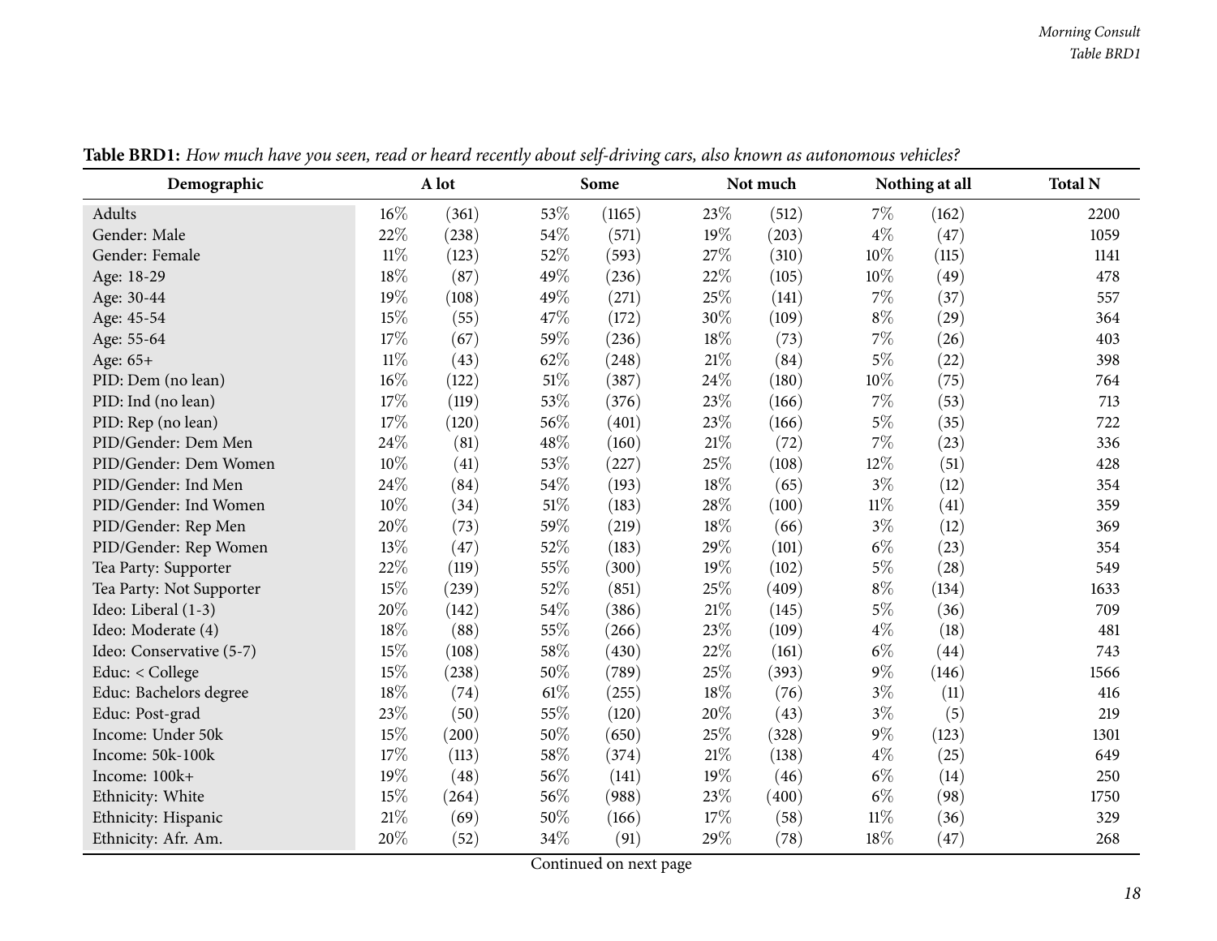**Table BRD1:** *How much have you seen, read or heard recently about self-driving cars, also known as autonomous vehicles?*

| Demographic | A lot | | Some | | Not much | | Nothing at all | | Total N |
|---|---|---|---|---|---|---|---|---|---|
| Adults | 16% | (361) | 53% | (1165) | 23% | (512) | 7% | (162) | 2200 |
| Gender: Male | 22% | (238) | 54% | (571) | 19% | (203) | 4% | (47) | 1059 |
| Gender: Female | 11% | (123) | 52% | (593) | 27% | (310) | 10% | (115) | 1141 |
| Age: 18-29 | 18% | (87) | 49% | (236) | 22% | (105) | 10% | (49) | 478 |
| Age: 30-44 | 19% | (108) | 49% | (271) | 25% | (141) | 7% | (37) | 557 |
| Age: 45-54 | 15% | (55) | 47% | (172) | 30% | (109) | 8% | (29) | 364 |
| Age: 55-64 | 17% | (67) | 59% | (236) | 18% | (73) | 7% | (26) | 403 |
| Age: 65+ | 11% | (43) | 62% | (248) | 21% | (84) | 5% | (22) | 398 |
| PID: Dem (no lean) | 16% | (122) | 51% | (387) | 24% | (180) | 10% | (75) | 764 |
| PID: Ind (no lean) | 17% | (119) | 53% | (376) | 23% | (166) | 7% | (53) | 713 |
| PID: Rep (no lean) | 17% | (120) | 56% | (401) | 23% | (166) | 5% | (35) | 722 |
| PID/Gender: Dem Men | 24% | (81) | 48% | (160) | 21% | (72) | 7% | (23) | 336 |
| PID/Gender: Dem Women | 10% | (41) | 53% | (227) | 25% | (108) | 12% | (51) | 428 |
| PID/Gender: Ind Men | 24% | (84) | 54% | (193) | 18% | (65) | 3% | (12) | 354 |
| PID/Gender: Ind Women | 10% | (34) | 51% | (183) | 28% | (100) | 11% | (41) | 359 |
| PID/Gender: Rep Men | 20% | (73) | 59% | (219) | 18% | (66) | 3% | (12) | 369 |
| PID/Gender: Rep Women | 13% | (47) | 52% | (183) | 29% | (101) | 6% | (23) | 354 |
| Tea Party: Supporter | 22% | (119) | 55% | (300) | 19% | (102) | 5% | (28) | 549 |
| Tea Party: Not Supporter | 15% | (239) | 52% | (851) | 25% | (409) | 8% | (134) | 1633 |
| Ideo: Liberal (1-3) | 20% | (142) | 54% | (386) | 21% | (145) | 5% | (36) | 709 |
| Ideo: Moderate (4) | 18% | (88) | 55% | (266) | 23% | (109) | 4% | (18) | 481 |
| Ideo: Conservative (5-7) | 15% | (108) | 58% | (430) | 22% | (161) | 6% | (44) | 743 |
| Educ: < College | 15% | (238) | 50% | (789) | 25% | (393) | 9% | (146) | 1566 |
| Educ: Bachelors degree | 18% | (74) | 61% | (255) | 18% | (76) | 3% | (11) | 416 |
| Educ: Post-grad | 23% | (50) | 55% | (120) | 20% | (43) | 3% | (5) | 219 |
| Income: Under 50k | 15% | (200) | 50% | (650) | 25% | (328) | 9% | (123) | 1301 |
| Income: 50k-100k | 17% | (113) | 58% | (374) | 21% | (138) | 4% | (25) | 649 |
| Income: 100k+ | 19% | (48) | 56% | (141) | 19% | (46) | 6% | (14) | 250 |
| Ethnicity: White | 15% | (264) | 56% | (988) | 23% | (400) | 6% | (98) | 1750 |
| Ethnicity: Hispanic | 21% | (69) | 50% | (166) | 17% | (58) | 11% | (36) | 329 |
| Ethnicity: Afr. Am. | 20% | (52) | 34% | (91) | 29% | (78) | 18% | (47) | 268 |

Continued on next page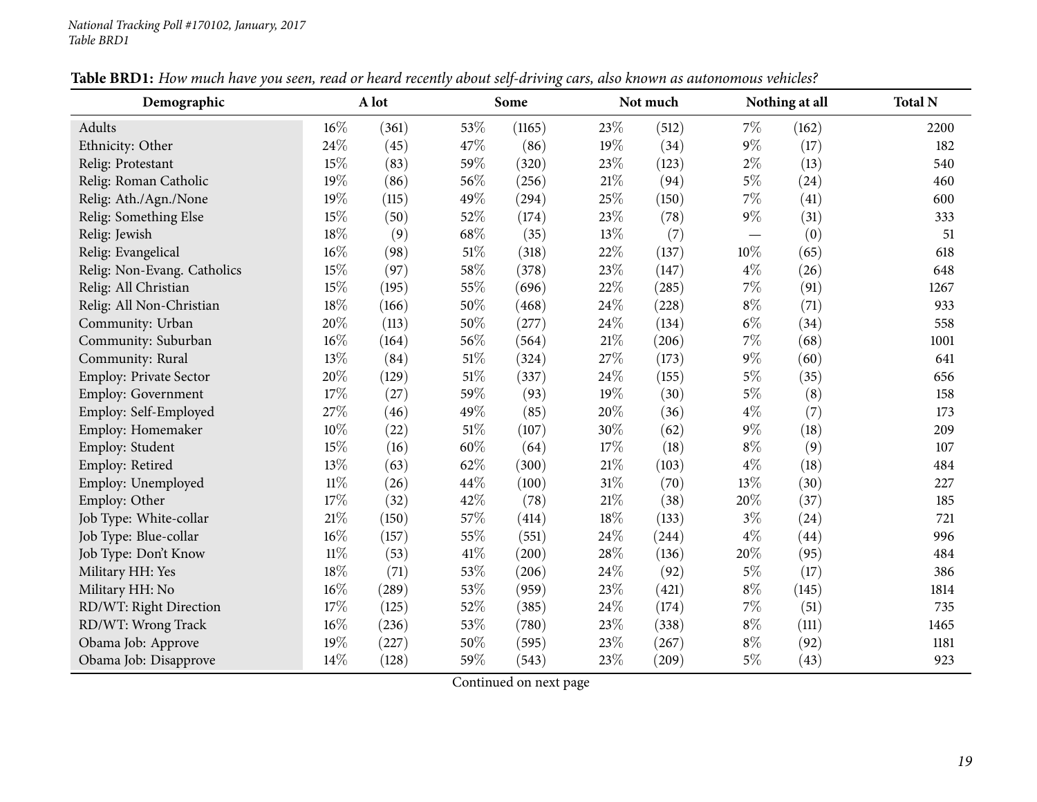**Table BRD1:** *How much have you seen, read or heard recently about self-driving cars, also known as autonomous vehicles?*

| Demographic | A lot | | Some | | Not much | | Nothing at all | | Total N |
|---|---|---|---|---|---|---|---|---|---|
| Adults | 16% | (361) | 53% | (1165) | 23% | (512) | 7% | (162) | 2200 |
| Ethnicity: Other | 24% | (45) | 47% | (86) | 19% | (34) | 9% | (17) | 182 |
| Relig: Protestant | 15% | (83) | 59% | (320) | 23% | (123) | 2% | (13) | 540 |
| Relig: Roman Catholic | 19% | (86) | 56% | (256) | 21% | (94) | 5% | (24) | 460 |
| Relig: Ath./Agn./None | 19% | (115) | 49% | (294) | 25% | (150) | 7% | (41) | 600 |
| Relig: Something Else | 15% | (50) | 52% | (174) | 23% | (78) | 9% | (31) | 333 |
| Relig: Jewish | 18% | (9) | 68% | (35) | 13% | (7) | — | (0) | 51 |
| Relig: Evangelical | 16% | (98) | 51% | (318) | 22% | (137) | 10% | (65) | 618 |
| Relig: Non-Evang. Catholics | 15% | (97) | 58% | (378) | 23% | (147) | 4% | (26) | 648 |
| Relig: All Christian | 15% | (195) | 55% | (696) | 22% | (285) | 7% | (91) | 1267 |
| Relig: All Non-Christian | 18% | (166) | 50% | (468) | 24% | (228) | 8% | (71) | 933 |
| Community: Urban | 20% | (113) | 50% | (277) | 24% | (134) | 6% | (34) | 558 |
| Community: Suburban | 16% | (164) | 56% | (564) | 21% | (206) | 7% | (68) | 1001 |
| Community: Rural | 13% | (84) | 51% | (324) | 27% | (173) | 9% | (60) | 641 |
| Employ: Private Sector | 20% | (129) | 51% | (337) | 24% | (155) | 5% | (35) | 656 |
| Employ: Government | 17% | (27) | 59% | (93) | 19% | (30) | 5% | (8) | 158 |
| Employ: Self-Employed | 27% | (46) | 49% | (85) | 20% | (36) | 4% | (7) | 173 |
| Employ: Homemaker | 10% | (22) | 51% | (107) | 30% | (62) | 9% | (18) | 209 |
| Employ: Student | 15% | (16) | 60% | (64) | 17% | (18) | 8% | (9) | 107 |
| Employ: Retired | 13% | (63) | 62% | (300) | 21% | (103) | 4% | (18) | 484 |
| Employ: Unemployed | 11% | (26) | 44% | (100) | 31% | (70) | 13% | (30) | 227 |
| Employ: Other | 17% | (32) | 42% | (78) | 21% | (38) | 20% | (37) | 185 |
| Job Type: White-collar | 21% | (150) | 57% | (414) | 18% | (133) | 3% | (24) | 721 |
| Job Type: Blue-collar | 16% | (157) | 55% | (551) | 24% | (244) | 4% | (44) | 996 |
| Job Type: Don't Know | 11% | (53) | 41% | (200) | 28% | (136) | 20% | (95) | 484 |
| Military HH: Yes | 18% | (71) | 53% | (206) | 24% | (92) | 5% | (17) | 386 |
| Military HH: No | 16% | (289) | 53% | (959) | 23% | (421) | 8% | (145) | 1814 |
| RD/WT: Right Direction | 17% | (125) | 52% | (385) | 24% | (174) | 7% | (51) | 735 |
| RD/WT: Wrong Track | 16% | (236) | 53% | (780) | 23% | (338) | 8% | (111) | 1465 |
| Obama Job: Approve | 19% | (227) | 50% | (595) | 23% | (267) | 8% | (92) | 1181 |
| Obama Job: Disapprove | 14% | (128) | 59% | (543) | 23% | (209) | 5% | (43) | 923 |

Continued on next page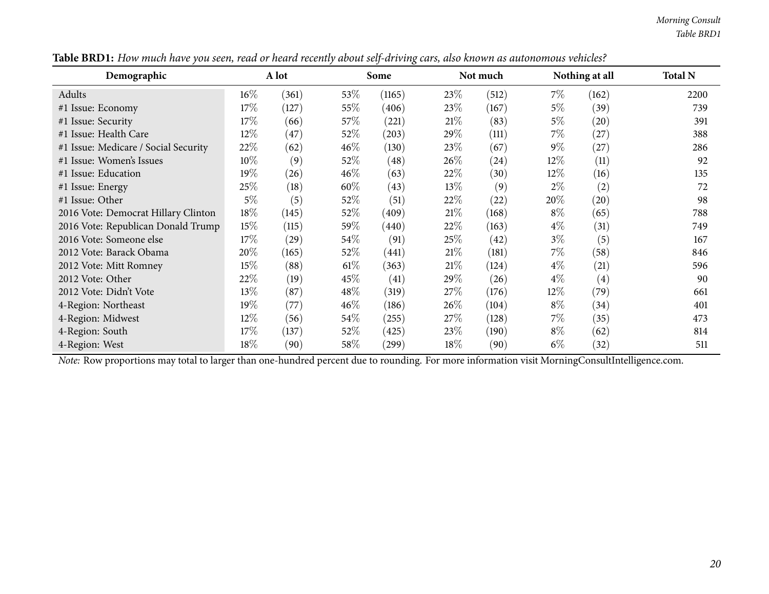**Table BRD1:** *How much have you seen, read or heard recently about self-driving cars, also known as autonomous vehicles?*

| Demographic | A lot | | Some | | Not much | | Nothing at all | | Total N |
|---|---|---|---|---|---|---|---|---|---|
| Adults | 16% | (361) | 53% | (1165) | 23% | (512) | 7% | (162) | 2200 |
| #1 Issue: Economy | 17% | (127) | 55% | (406) | 23% | (167) | 5% | (39) | 739 |
| #1 Issue: Security | 17% | (66) | 57% | (221) | 21% | (83) | 5% | (20) | 391 |
| #1 Issue: Health Care | 12% | (47) | 52% | (203) | 29% | (111) | 7% | (27) | 388 |
| #1 Issue: Medicare / Social Security | 22% | (62) | 46% | (130) | 23% | (67) | 9% | (27) | 286 |
| #1 Issue: Women's Issues | 10% | (9) | 52% | (48) | 26% | (24) | 12% | (11) | 92 |
| #1 Issue: Education | 19% | (26) | 46% | (63) | 22% | (30) | 12% | (16) | 135 |
| #1 Issue: Energy | 25% | (18) | 60% | (43) | 13% | (9) | 2% | (2) | 72 |
| #1 Issue: Other | 5% | (5) | 52% | (51) | 22% | (22) | 20% | (20) | 98 |
| 2016 Vote: Democrat Hillary Clinton | 18% | (145) | 52% | (409) | 21% | (168) | 8% | (65) | 788 |
| 2016 Vote: Republican Donald Trump | 15% | (115) | 59% | (440) | 22% | (163) | 4% | (31) | 749 |
| 2016 Vote: Someone else | 17% | (29) | 54% | (91) | 25% | (42) | 3% | (5) | 167 |
| 2012 Vote: Barack Obama | 20% | (165) | 52% | (441) | 21% | (181) | 7% | (58) | 846 |
| 2012 Vote: Mitt Romney | 15% | (88) | 61% | (363) | 21% | (124) | 4% | (21) | 596 |
| 2012 Vote: Other | 22% | (19) | 45% | (41) | 29% | (26) | 4% | (4) | 90 |
| 2012 Vote: Didn't Vote | 13% | (87) | 48% | (319) | 27% | (176) | 12% | (79) | 661 |
| 4-Region: Northeast | 19% | (77) | 46% | (186) | 26% | (104) | 8% | (34) | 401 |
| 4-Region: Midwest | 12% | (56) | 54% | (255) | 27% | (128) | 7% | (35) | 473 |
| 4-Region: South | 17% | (137) | 52% | (425) | 23% | (190) | 8% | (62) | 814 |
| 4-Region: West | 18% | (90) | 58% | (299) | 18% | (90) | 6% | (32) | 511 |

*Note:* Row proportions may total to larger than one-hundred percent due to rounding. For more information visit MorningConsultIntelligence.com.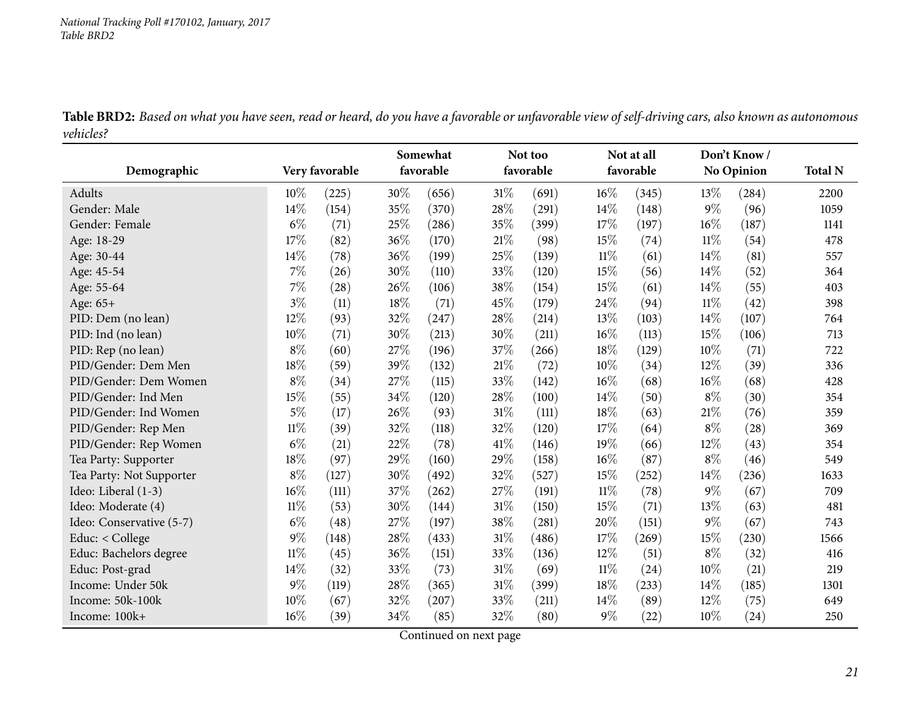**Table BRD2:** *Based on what you have seen, read or heard, do you have a favorable or unfavorable view of self-driving cars, also known as autonomous vehicles?*

| Demographic | Very favorable | | Somewhat favorable | | Not too favorable | | Not at all favorable | | Don't Know / No Opinion | | Total N |
|---|---|---|---|---|---|---|---|---|---|---|---|
| Adults | 10% | (225) | 30% | (656) | 31% | (691) | 16% | (345) | 13% | (284) | 2200 |
| Gender: Male | 14% | (154) | 35% | (370) | 28% | (291) | 14% | (148) | 9% | (96) | 1059 |
| Gender: Female | 6% | (71) | 25% | (286) | 35% | (399) | 17% | (197) | 16% | (187) | 1141 |
| Age: 18-29 | 17% | (82) | 36% | (170) | 21% | (98) | 15% | (74) | 11% | (54) | 478 |
| Age: 30-44 | 14% | (78) | 36% | (199) | 25% | (139) | 11% | (61) | 14% | (81) | 557 |
| Age: 45-54 | 7% | (26) | 30% | (110) | 33% | (120) | 15% | (56) | 14% | (52) | 364 |
| Age: 55-64 | 7% | (28) | 26% | (106) | 38% | (154) | 15% | (61) | 14% | (55) | 403 |
| Age: 65+ | 3% | (11) | 18% | (71) | 45% | (179) | 24% | (94) | 11% | (42) | 398 |
| PID: Dem (no lean) | 12% | (93) | 32% | (247) | 28% | (214) | 13% | (103) | 14% | (107) | 764 |
| PID: Ind (no lean) | 10% | (71) | 30% | (213) | 30% | (211) | 16% | (113) | 15% | (106) | 713 |
| PID: Rep (no lean) | 8% | (60) | 27% | (196) | 37% | (266) | 18% | (129) | 10% | (71) | 722 |
| PID/Gender: Dem Men | 18% | (59) | 39% | (132) | 21% | (72) | 10% | (34) | 12% | (39) | 336 |
| PID/Gender: Dem Women | 8% | (34) | 27% | (115) | 33% | (142) | 16% | (68) | 16% | (68) | 428 |
| PID/Gender: Ind Men | 15% | (55) | 34% | (120) | 28% | (100) | 14% | (50) | 8% | (30) | 354 |
| PID/Gender: Ind Women | 5% | (17) | 26% | (93) | 31% | (111) | 18% | (63) | 21% | (76) | 359 |
| PID/Gender: Rep Men | 11% | (39) | 32% | (118) | 32% | (120) | 17% | (64) | 8% | (28) | 369 |
| PID/Gender: Rep Women | 6% | (21) | 22% | (78) | 41% | (146) | 19% | (66) | 12% | (43) | 354 |
| Tea Party: Supporter | 18% | (97) | 29% | (160) | 29% | (158) | 16% | (87) | 8% | (46) | 549 |
| Tea Party: Not Supporter | 8% | (127) | 30% | (492) | 32% | (527) | 15% | (252) | 14% | (236) | 1633 |
| Ideo: Liberal (1-3) | 16% | (111) | 37% | (262) | 27% | (191) | 11% | (78) | 9% | (67) | 709 |
| Ideo: Moderate (4) | 11% | (53) | 30% | (144) | 31% | (150) | 15% | (71) | 13% | (63) | 481 |
| Ideo: Conservative (5-7) | 6% | (48) | 27% | (197) | 38% | (281) | 20% | (151) | 9% | (67) | 743 |
| Educ: < College | 9% | (148) | 28% | (433) | 31% | (486) | 17% | (269) | 15% | (230) | 1566 |
| Educ: Bachelors degree | 11% | (45) | 36% | (151) | 33% | (136) | 12% | (51) | 8% | (32) | 416 |
| Educ: Post-grad | 14% | (32) | 33% | (73) | 31% | (69) | 11% | (24) | 10% | (21) | 219 |
| Income: Under 50k | 9% | (119) | 28% | (365) | 31% | (399) | 18% | (233) | 14% | (185) | 1301 |
| Income: 50k-100k | 10% | (67) | 32% | (207) | 33% | (211) | 14% | (89) | 12% | (75) | 649 |
| Income: 100k+ | 16% | (39) | 34% | (85) | 32% | (80) | 9% | (22) | 10% | (24) | 250 |

Continued on next page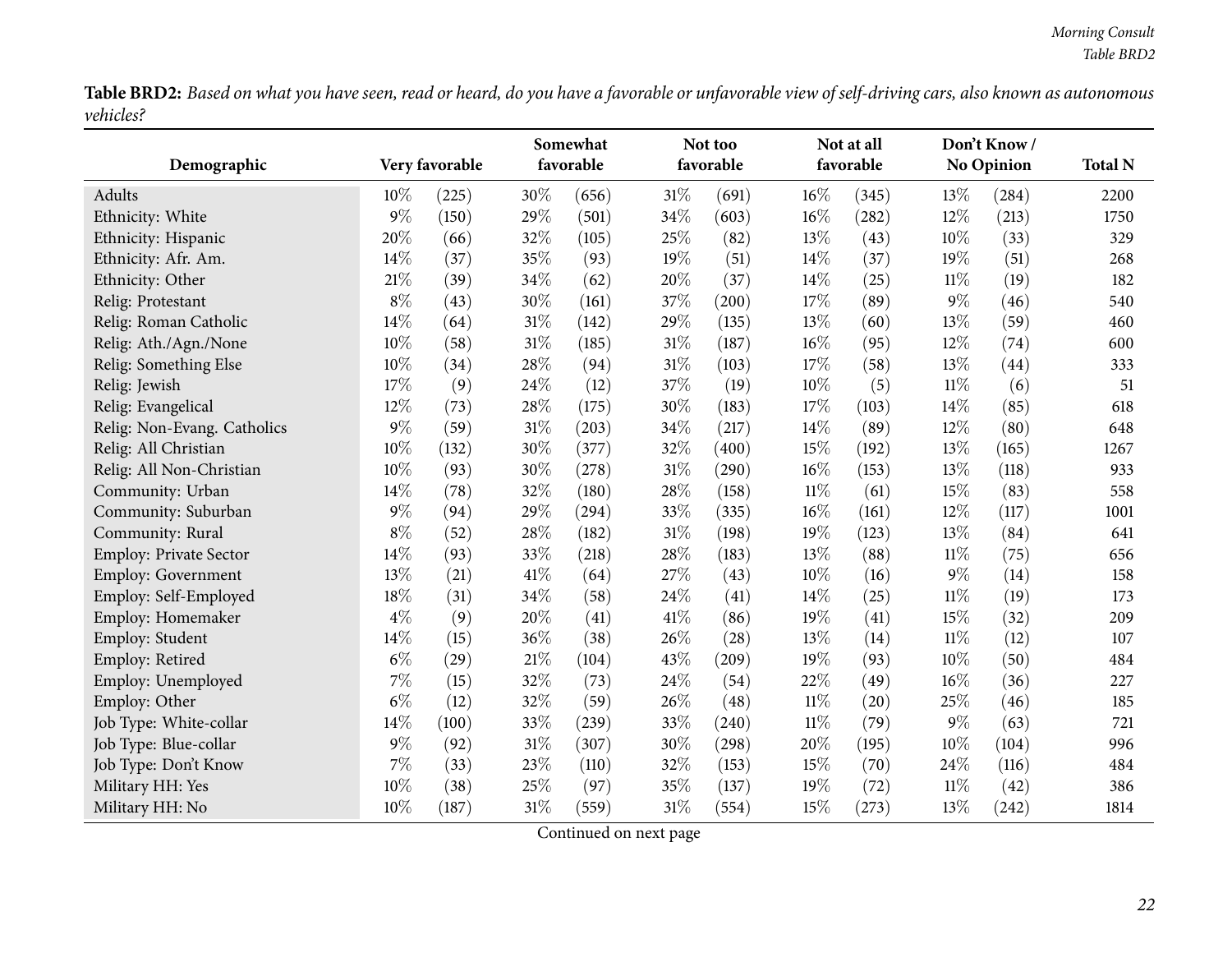**Table BRD2:** *Based on what you have seen, read or heard, do you have a favorable or unfavorable view of self-driving cars, also known as autonomous vehicles?*

| Demographic | Very favorable | | Somewhat favorable | | Not too favorable | | Not at all favorable | | Don't Know / No Opinion | | Total N |
|---|---|---|---|---|---|---|---|---|---|---|---|
| Adults | 10% | (225) | 30% | (656) | 31% | (691) | 16% | (345) | 13% | (284) | 2200 |
| Ethnicity: White | 9% | (150) | 29% | (501) | 34% | (603) | 16% | (282) | 12% | (213) | 1750 |
| Ethnicity: Hispanic | 20% | (66) | 32% | (105) | 25% | (82) | 13% | (43) | 10% | (33) | 329 |
| Ethnicity: Afr. Am. | 14% | (37) | 35% | (93) | 19% | (51) | 14% | (37) | 19% | (51) | 268 |
| Ethnicity: Other | 21% | (39) | 34% | (62) | 20% | (37) | 14% | (25) | 11% | (19) | 182 |
| Relig: Protestant | 8% | (43) | 30% | (161) | 37% | (200) | 17% | (89) | 9% | (46) | 540 |
| Relig: Roman Catholic | 14% | (64) | 31% | (142) | 29% | (135) | 13% | (60) | 13% | (59) | 460 |
| Relig: Ath./Agn./None | 10% | (58) | 31% | (185) | 31% | (187) | 16% | (95) | 12% | (74) | 600 |
| Relig: Something Else | 10% | (34) | 28% | (94) | 31% | (103) | 17% | (58) | 13% | (44) | 333 |
| Relig: Jewish | 17% | (9) | 24% | (12) | 37% | (19) | 10% | (5) | 11% | (6) | 51 |
| Relig: Evangelical | 12% | (73) | 28% | (175) | 30% | (183) | 17% | (103) | 14% | (85) | 618 |
| Relig: Non-Evang. Catholics | 9% | (59) | 31% | (203) | 34% | (217) | 14% | (89) | 12% | (80) | 648 |
| Relig: All Christian | 10% | (132) | 30% | (377) | 32% | (400) | 15% | (192) | 13% | (165) | 1267 |
| Relig: All Non-Christian | 10% | (93) | 30% | (278) | 31% | (290) | 16% | (153) | 13% | (118) | 933 |
| Community: Urban | 14% | (78) | 32% | (180) | 28% | (158) | 11% | (61) | 15% | (83) | 558 |
| Community: Suburban | 9% | (94) | 29% | (294) | 33% | (335) | 16% | (161) | 12% | (117) | 1001 |
| Community: Rural | 8% | (52) | 28% | (182) | 31% | (198) | 19% | (123) | 13% | (84) | 641 |
| Employ: Private Sector | 14% | (93) | 33% | (218) | 28% | (183) | 13% | (88) | 11% | (75) | 656 |
| Employ: Government | 13% | (21) | 41% | (64) | 27% | (43) | 10% | (16) | 9% | (14) | 158 |
| Employ: Self-Employed | 18% | (31) | 34% | (58) | 24% | (41) | 14% | (25) | 11% | (19) | 173 |
| Employ: Homemaker | 4% | (9) | 20% | (41) | 41% | (86) | 19% | (41) | 15% | (32) | 209 |
| Employ: Student | 14% | (15) | 36% | (38) | 26% | (28) | 13% | (14) | 11% | (12) | 107 |
| Employ: Retired | 6% | (29) | 21% | (104) | 43% | (209) | 19% | (93) | 10% | (50) | 484 |
| Employ: Unemployed | 7% | (15) | 32% | (73) | 24% | (54) | 22% | (49) | 16% | (36) | 227 |
| Employ: Other | 6% | (12) | 32% | (59) | 26% | (48) | 11% | (20) | 25% | (46) | 185 |
| Job Type: White-collar | 14% | (100) | 33% | (239) | 33% | (240) | 11% | (79) | 9% | (63) | 721 |
| Job Type: Blue-collar | 9% | (92) | 31% | (307) | 30% | (298) | 20% | (195) | 10% | (104) | 996 |
| Job Type: Don't Know | 7% | (33) | 23% | (110) | 32% | (153) | 15% | (70) | 24% | (116) | 484 |
| Military HH: Yes | 10% | (38) | 25% | (97) | 35% | (137) | 19% | (72) | 11% | (42) | 386 |
| Military HH: No | 10% | (187) | 31% | (559) | 31% | (554) | 15% | (273) | 13% | (242) | 1814 |

Continued on next page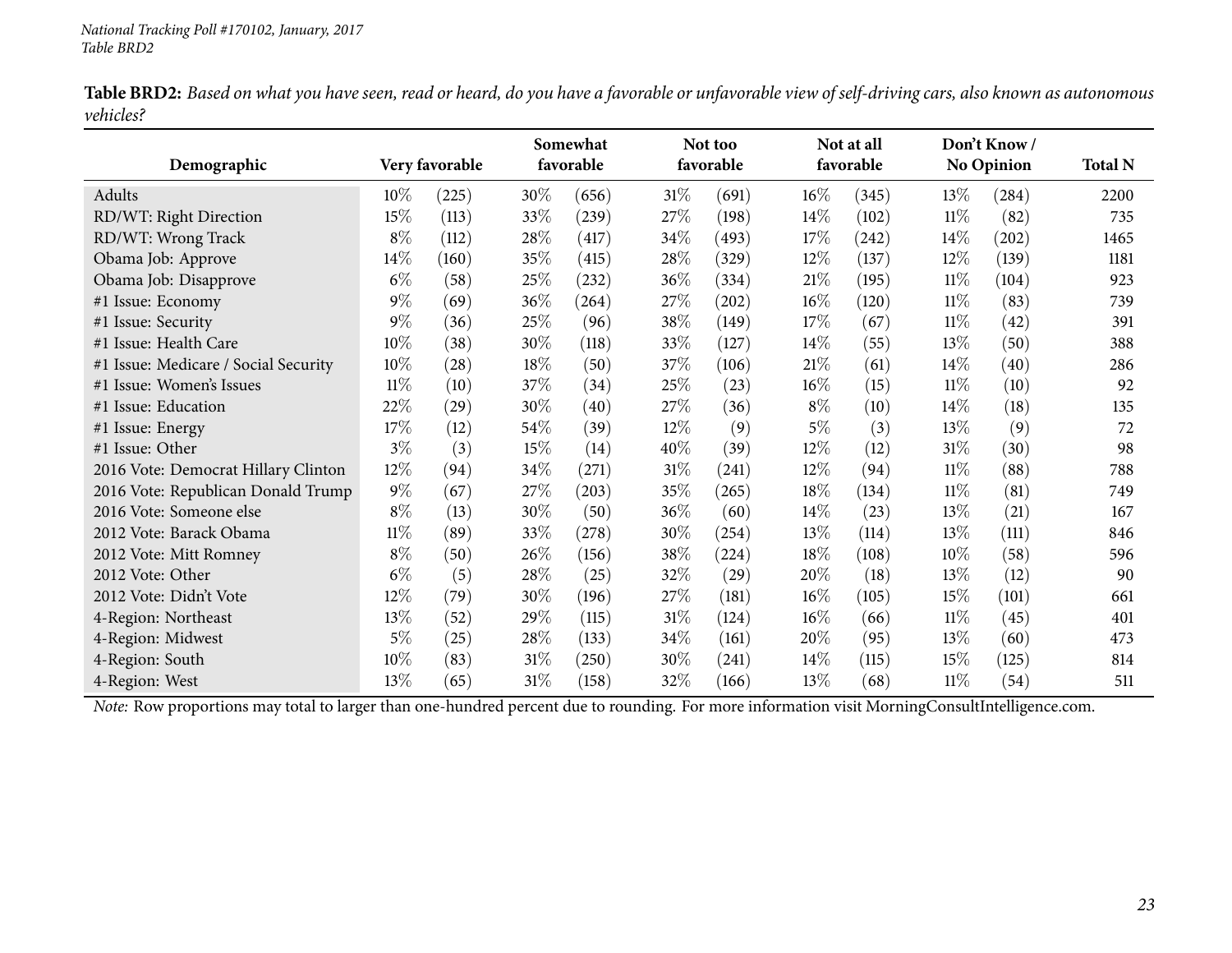**Table BRD2:** *Based on what you have seen, read or heard, do you have a favorable or unfavorable view of self-driving cars, also known as autonomous vehicles?*

| Demographic | Very favorable | | Somewhat favorable | | Not too favorable | | Not at all favorable | | Don't Know / No Opinion | | Total N |
|---|---|---|---|---|---|---|---|---|---|---|---|
| Adults | 10% | (225) | 30% | (656) | 31% | (691) | 16% | (345) | 13% | (284) | 2200 |
| RD/WT: Right Direction | 15% | (113) | 33% | (239) | 27% | (198) | 14% | (102) | 11% | (82) | 735 |
| RD/WT: Wrong Track | 8% | (112) | 28% | (417) | 34% | (493) | 17% | (242) | 14% | (202) | 1465 |
| Obama Job: Approve | 14% | (160) | 35% | (415) | 28% | (329) | 12% | (137) | 12% | (139) | 1181 |
| Obama Job: Disapprove | 6% | (58) | 25% | (232) | 36% | (334) | 21% | (195) | 11% | (104) | 923 |
| #1 Issue: Economy | 9% | (69) | 36% | (264) | 27% | (202) | 16% | (120) | 11% | (83) | 739 |
| #1 Issue: Security | 9% | (36) | 25% | (96) | 38% | (149) | 17% | (67) | 11% | (42) | 391 |
| #1 Issue: Health Care | 10% | (38) | 30% | (118) | 33% | (127) | 14% | (55) | 13% | (50) | 388 |
| #1 Issue: Medicare / Social Security | 10% | (28) | 18% | (50) | 37% | (106) | 21% | (61) | 14% | (40) | 286 |
| #1 Issue: Women's Issues | 11% | (10) | 37% | (34) | 25% | (23) | 16% | (15) | 11% | (10) | 92 |
| #1 Issue: Education | 22% | (29) | 30% | (40) | 27% | (36) | 8% | (10) | 14% | (18) | 135 |
| #1 Issue: Energy | 17% | (12) | 54% | (39) | 12% | (9) | 5% | (3) | 13% | (9) | 72 |
| #1 Issue: Other | 3% | (3) | 15% | (14) | 40% | (39) | 12% | (12) | 31% | (30) | 98 |
| 2016 Vote: Democrat Hillary Clinton | 12% | (94) | 34% | (271) | 31% | (241) | 12% | (94) | 11% | (88) | 788 |
| 2016 Vote: Republican Donald Trump | 9% | (67) | 27% | (203) | 35% | (265) | 18% | (134) | 11% | (81) | 749 |
| 2016 Vote: Someone else | 8% | (13) | 30% | (50) | 36% | (60) | 14% | (23) | 13% | (21) | 167 |
| 2012 Vote: Barack Obama | 11% | (89) | 33% | (278) | 30% | (254) | 13% | (114) | 13% | (111) | 846 |
| 2012 Vote: Mitt Romney | 8% | (50) | 26% | (156) | 38% | (224) | 18% | (108) | 10% | (58) | 596 |
| 2012 Vote: Other | 6% | (5) | 28% | (25) | 32% | (29) | 20% | (18) | 13% | (12) | 90 |
| 2012 Vote: Didn't Vote | 12% | (79) | 30% | (196) | 27% | (181) | 16% | (105) | 15% | (101) | 661 |
| 4-Region: Northeast | 13% | (52) | 29% | (115) | 31% | (124) | 16% | (66) | 11% | (45) | 401 |
| 4-Region: Midwest | 5% | (25) | 28% | (133) | 34% | (161) | 20% | (95) | 13% | (60) | 473 |
| 4-Region: South | 10% | (83) | 31% | (250) | 30% | (241) | 14% | (115) | 15% | (125) | 814 |
| 4-Region: West | 13% | (65) | 31% | (158) | 32% | (166) | 13% | (68) | 11% | (54) | 511 |

*Note:* Row proportions may total to larger than one-hundred percent due to rounding. For more information visit MorningConsultIntelligence.com.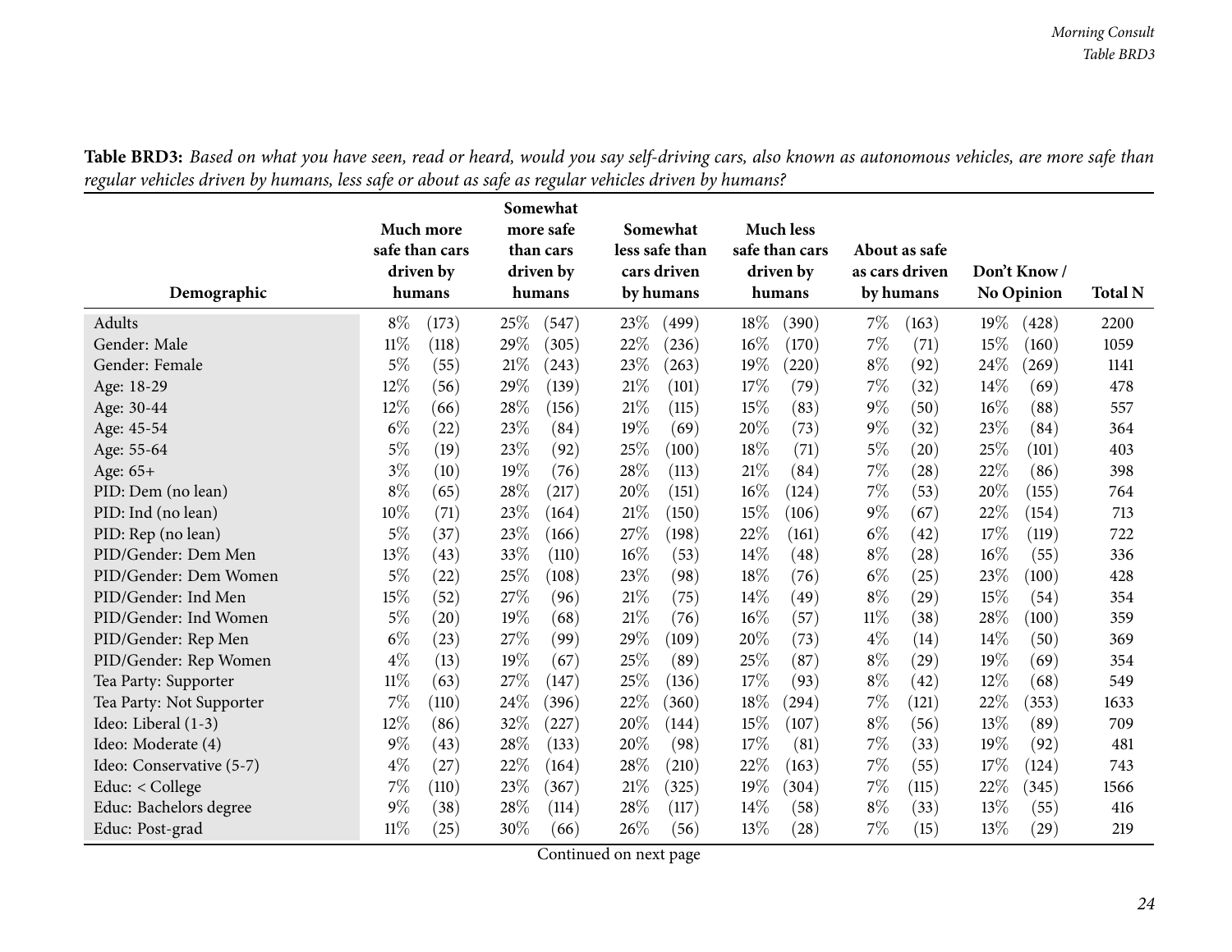**Table BRD3:** *Based on what you have seen, read or heard, would you say self-driving cars, also known as autonomous vehicles, are more safe than regular vehicles driven by humans, less safe or about as safe as regular vehicles driven by humans?*

| Demographic | Much more safe than cars driven by humans | | Somewhat more safe than cars driven by humans | | Somewhat less safe than cars driven by humans | | Much less safe than cars driven by humans | | About as safe as cars driven by humans | | Don't Know / No Opinion | | Total N |
|---|---|---|---|---|---|---|---|---|---|---|---|---|---|
| Adults | 8% | (173) | 25% | (547) | 23% | (499) | 18% | (390) | 7% | (163) | 19% | (428) | 2200 |
| Gender: Male | 11% | (118) | 29% | (305) | 22% | (236) | 16% | (170) | 7% | (71) | 15% | (160) | 1059 |
| Gender: Female | 5% | (55) | 21% | (243) | 23% | (263) | 19% | (220) | 8% | (92) | 24% | (269) | 1141 |
| Age: 18-29 | 12% | (56) | 29% | (139) | 21% | (101) | 17% | (79) | 7% | (32) | 14% | (69) | 478 |
| Age: 30-44 | 12% | (66) | 28% | (156) | 21% | (115) | 15% | (83) | 9% | (50) | 16% | (88) | 557 |
| Age: 45-54 | 6% | (22) | 23% | (84) | 19% | (69) | 20% | (73) | 9% | (32) | 23% | (84) | 364 |
| Age: 55-64 | 5% | (19) | 23% | (92) | 25% | (100) | 18% | (71) | 5% | (20) | 25% | (101) | 403 |
| Age: 65+ | 3% | (10) | 19% | (76) | 28% | (113) | 21% | (84) | 7% | (28) | 22% | (86) | 398 |
| PID: Dem (no lean) | 8% | (65) | 28% | (217) | 20% | (151) | 16% | (124) | 7% | (53) | 20% | (155) | 764 |
| PID: Ind (no lean) | 10% | (71) | 23% | (164) | 21% | (150) | 15% | (106) | 9% | (67) | 22% | (154) | 713 |
| PID: Rep (no lean) | 5% | (37) | 23% | (166) | 27% | (198) | 22% | (161) | 6% | (42) | 17% | (119) | 722 |
| PID/Gender: Dem Men | 13% | (43) | 33% | (110) | 16% | (53) | 14% | (48) | 8% | (28) | 16% | (55) | 336 |
| PID/Gender: Dem Women | 5% | (22) | 25% | (108) | 23% | (98) | 18% | (76) | 6% | (25) | 23% | (100) | 428 |
| PID/Gender: Ind Men | 15% | (52) | 27% | (96) | 21% | (75) | 14% | (49) | 8% | (29) | 15% | (54) | 354 |
| PID/Gender: Ind Women | 5% | (20) | 19% | (68) | 21% | (76) | 16% | (57) | 11% | (38) | 28% | (100) | 359 |
| PID/Gender: Rep Men | 6% | (23) | 27% | (99) | 29% | (109) | 20% | (73) | 4% | (14) | 14% | (50) | 369 |
| PID/Gender: Rep Women | 4% | (13) | 19% | (67) | 25% | (89) | 25% | (87) | 8% | (29) | 19% | (69) | 354 |
| Tea Party: Supporter | 11% | (63) | 27% | (147) | 25% | (136) | 17% | (93) | 8% | (42) | 12% | (68) | 549 |
| Tea Party: Not Supporter | 7% | (110) | 24% | (396) | 22% | (360) | 18% | (294) | 7% | (121) | 22% | (353) | 1633 |
| Ideo: Liberal (1-3) | 12% | (86) | 32% | (227) | 20% | (144) | 15% | (107) | 8% | (56) | 13% | (89) | 709 |
| Ideo: Moderate (4) | 9% | (43) | 28% | (133) | 20% | (98) | 17% | (81) | 7% | (33) | 19% | (92) | 481 |
| Ideo: Conservative (5-7) | 4% | (27) | 22% | (164) | 28% | (210) | 22% | (163) | 7% | (55) | 17% | (124) | 743 |
| Educ: < College | 7% | (110) | 23% | (367) | 21% | (325) | 19% | (304) | 7% | (115) | 22% | (345) | 1566 |
| Educ: Bachelors degree | 9% | (38) | 28% | (114) | 28% | (117) | 14% | (58) | 8% | (33) | 13% | (55) | 416 |
| Educ: Post-grad | 11% | (25) | 30% | (66) | 26% | (56) | 13% | (28) | 7% | (15) | 13% | (29) | 219 |

Continued on next page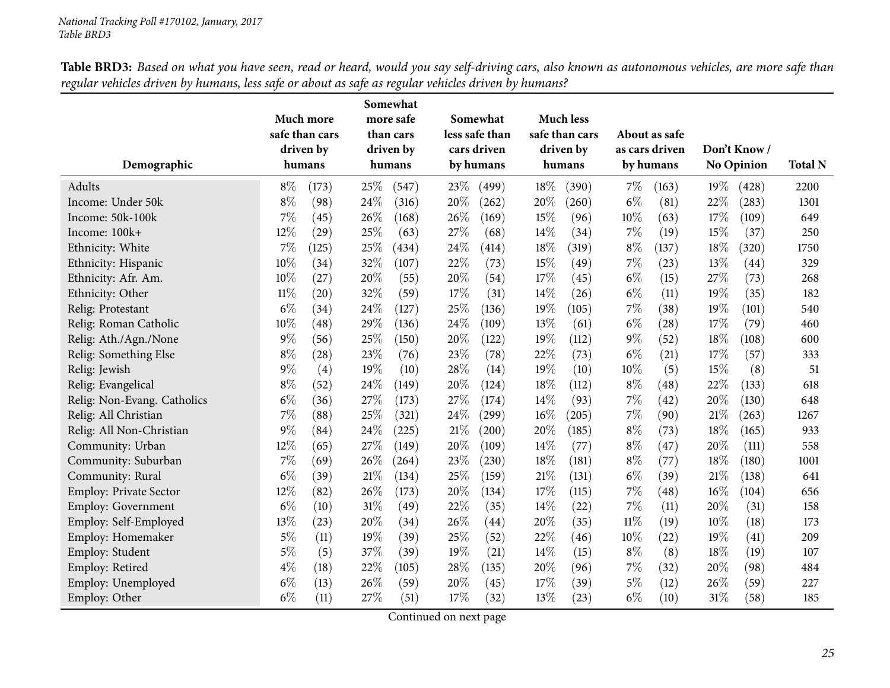**Table BRD3:** *Based on what you have seen, read or heard, would you say self-driving cars, also known as autonomous vehicles, are more safe than regular vehicles driven by humans, less safe or about as safe as regular vehicles driven by humans?*

| Demographic | Much more safe than cars driven by humans | | Somewhat more safe than cars driven by humans | | Somewhat less safe than cars driven by humans | | Much less safe than cars driven by humans | | About as safe as cars driven by humans | | Don't Know / No Opinion | | Total N |
|---|---|---|---|---|---|---|---|---|---|---|---|---|---|
| Adults | 8% | (173) | 25% | (547) | 23% | (499) | 18% | (390) | 7% | (163) | 19% | (428) | 2200 |
| Income: Under 50k | 8% | (98) | 24% | (316) | 20% | (262) | 20% | (260) | 6% | (81) | 22% | (283) | 1301 |
| Income: 50k-100k | 7% | (45) | 26% | (168) | 26% | (169) | 15% | (96) | 10% | (63) | 17% | (109) | 649 |
| Income: 100k+ | 12% | (29) | 25% | (63) | 27% | (68) | 14% | (34) | 7% | (19) | 15% | (37) | 250 |
| Ethnicity: White | 7% | (125) | 25% | (434) | 24% | (414) | 18% | (319) | 8% | (137) | 18% | (320) | 1750 |
| Ethnicity: Hispanic | 10% | (34) | 32% | (107) | 22% | (73) | 15% | (49) | 7% | (23) | 13% | (44) | 329 |
| Ethnicity: Afr. Am. | 10% | (27) | 20% | (55) | 20% | (54) | 17% | (45) | 6% | (15) | 27% | (73) | 268 |
| Ethnicity: Other | 11% | (20) | 32% | (59) | 17% | (31) | 14% | (26) | 6% | (11) | 19% | (35) | 182 |
| Relig: Protestant | 6% | (34) | 24% | (127) | 25% | (136) | 19% | (105) | 7% | (38) | 19% | (101) | 540 |
| Relig: Roman Catholic | 10% | (48) | 29% | (136) | 24% | (109) | 13% | (61) | 6% | (28) | 17% | (79) | 460 |
| Relig: Ath./Agn./None | 9% | (56) | 25% | (150) | 20% | (122) | 19% | (112) | 9% | (52) | 18% | (108) | 600 |
| Relig: Something Else | 8% | (28) | 23% | (76) | 23% | (78) | 22% | (73) | 6% | (21) | 17% | (57) | 333 |
| Relig: Jewish | 9% | (4) | 19% | (10) | 28% | (14) | 19% | (10) | 10% | (5) | 15% | (8) | 51 |
| Relig: Evangelical | 8% | (52) | 24% | (149) | 20% | (124) | 18% | (112) | 8% | (48) | 22% | (133) | 618 |
| Relig: Non-Evang. Catholics | 6% | (36) | 27% | (173) | 27% | (174) | 14% | (93) | 7% | (42) | 20% | (130) | 648 |
| Relig: All Christian | 7% | (88) | 25% | (321) | 24% | (299) | 16% | (205) | 7% | (90) | 21% | (263) | 1267 |
| Relig: All Non-Christian | 9% | (84) | 24% | (225) | 21% | (200) | 20% | (185) | 8% | (73) | 18% | (165) | 933 |
| Community: Urban | 12% | (65) | 27% | (149) | 20% | (109) | 14% | (77) | 8% | (47) | 20% | (111) | 558 |
| Community: Suburban | 7% | (69) | 26% | (264) | 23% | (230) | 18% | (181) | 8% | (77) | 18% | (180) | 1001 |
| Community: Rural | 6% | (39) | 21% | (134) | 25% | (159) | 21% | (131) | 6% | (39) | 21% | (138) | 641 |
| Employ: Private Sector | 12% | (82) | 26% | (173) | 20% | (134) | 17% | (115) | 7% | (48) | 16% | (104) | 656 |
| Employ: Government | 6% | (10) | 31% | (49) | 22% | (35) | 14% | (22) | 7% | (11) | 20% | (31) | 158 |
| Employ: Self-Employed | 13% | (23) | 20% | (34) | 26% | (44) | 20% | (35) | 11% | (19) | 10% | (18) | 173 |
| Employ: Homemaker | 5% | (11) | 19% | (39) | 25% | (52) | 22% | (46) | 10% | (22) | 19% | (41) | 209 |
| Employ: Student | 5% | (5) | 37% | (39) | 19% | (21) | 14% | (15) | 8% | (8) | 18% | (19) | 107 |
| Employ: Retired | 4% | (18) | 22% | (105) | 28% | (135) | 20% | (96) | 7% | (32) | 20% | (98) | 484 |
| Employ: Unemployed | 6% | (13) | 26% | (59) | 20% | (45) | 17% | (39) | 5% | (12) | 26% | (59) | 227 |
| Employ: Other | 6% | (11) | 27% | (51) | 17% | (32) | 13% | (23) | 6% | (10) | 31% | (58) | 185 |

Continued on next page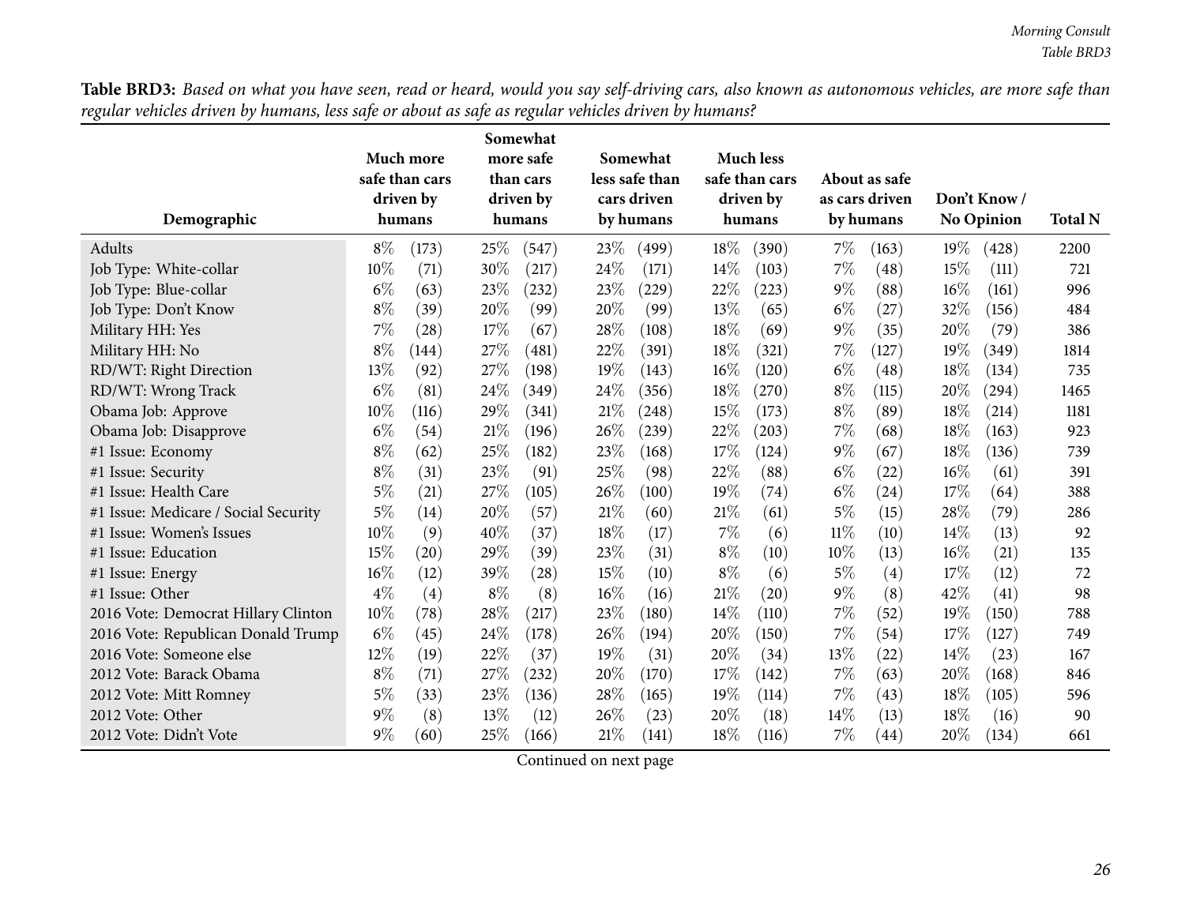**Table BRD3:** *Based on what you have seen, read or heard, would you say self-driving cars, also known as autonomous vehicles, are more safe than regular vehicles driven by humans, less safe or about as safe as regular vehicles driven by humans?*

| Demographic | Much more safe than cars driven by humans | | Somewhat more safe than cars driven by humans | | Somewhat less safe than cars driven by humans | | Much less safe than cars driven by humans | | About as safe as cars driven by humans | | Don't Know / No Opinion | | Total N |
|---|---|---|---|---|---|---|---|---|---|---|---|---|---|
| Adults | 8% | (173) | 25% | (547) | 23% | (499) | 18% | (390) | 7% | (163) | 19% | (428) | 2200 |
| Job Type: White-collar | 10% | (71) | 30% | (217) | 24% | (171) | 14% | (103) | 7% | (48) | 15% | (111) | 721 |
| Job Type: Blue-collar | 6% | (63) | 23% | (232) | 23% | (229) | 22% | (223) | 9% | (88) | 16% | (161) | 996 |
| Job Type: Don't Know | 8% | (39) | 20% | (99) | 20% | (99) | 13% | (65) | 6% | (27) | 32% | (156) | 484 |
| Military HH: Yes | 7% | (28) | 17% | (67) | 28% | (108) | 18% | (69) | 9% | (35) | 20% | (79) | 386 |
| Military HH: No | 8% | (144) | 27% | (481) | 22% | (391) | 18% | (321) | 7% | (127) | 19% | (349) | 1814 |
| RD/WT: Right Direction | 13% | (92) | 27% | (198) | 19% | (143) | 16% | (120) | 6% | (48) | 18% | (134) | 735 |
| RD/WT: Wrong Track | 6% | (81) | 24% | (349) | 24% | (356) | 18% | (270) | 8% | (115) | 20% | (294) | 1465 |
| Obama Job: Approve | 10% | (116) | 29% | (341) | 21% | (248) | 15% | (173) | 8% | (89) | 18% | (214) | 1181 |
| Obama Job: Disapprove | 6% | (54) | 21% | (196) | 26% | (239) | 22% | (203) | 7% | (68) | 18% | (163) | 923 |
| #1 Issue: Economy | 8% | (62) | 25% | (182) | 23% | (168) | 17% | (124) | 9% | (67) | 18% | (136) | 739 |
| #1 Issue: Security | 8% | (31) | 23% | (91) | 25% | (98) | 22% | (88) | 6% | (22) | 16% | (61) | 391 |
| #1 Issue: Health Care | 5% | (21) | 27% | (105) | 26% | (100) | 19% | (74) | 6% | (24) | 17% | (64) | 388 |
| #1 Issue: Medicare / Social Security | 5% | (14) | 20% | (57) | 21% | (60) | 21% | (61) | 5% | (15) | 28% | (79) | 286 |
| #1 Issue: Women's Issues | 10% | (9) | 40% | (37) | 18% | (17) | 7% | (6) | 11% | (10) | 14% | (13) | 92 |
| #1 Issue: Education | 15% | (20) | 29% | (39) | 23% | (31) | 8% | (10) | 10% | (13) | 16% | (21) | 135 |
| #1 Issue: Energy | 16% | (12) | 39% | (28) | 15% | (10) | 8% | (6) | 5% | (4) | 17% | (12) | 72 |
| #1 Issue: Other | 4% | (4) | 8% | (8) | 16% | (16) | 21% | (20) | 9% | (8) | 42% | (41) | 98 |
| 2016 Vote: Democrat Hillary Clinton | 10% | (78) | 28% | (217) | 23% | (180) | 14% | (110) | 7% | (52) | 19% | (150) | 788 |
| 2016 Vote: Republican Donald Trump | 6% | (45) | 24% | (178) | 26% | (194) | 20% | (150) | 7% | (54) | 17% | (127) | 749 |
| 2016 Vote: Someone else | 12% | (19) | 22% | (37) | 19% | (31) | 20% | (34) | 13% | (22) | 14% | (23) | 167 |
| 2012 Vote: Barack Obama | 8% | (71) | 27% | (232) | 20% | (170) | 17% | (142) | 7% | (63) | 20% | (168) | 846 |
| 2012 Vote: Mitt Romney | 5% | (33) | 23% | (136) | 28% | (165) | 19% | (114) | 7% | (43) | 18% | (105) | 596 |
| 2012 Vote: Other | 9% | (8) | 13% | (12) | 26% | (23) | 20% | (18) | 14% | (13) | 18% | (16) | 90 |
| 2012 Vote: Didn't Vote | 9% | (60) | 25% | (166) | 21% | (141) | 18% | (116) | 7% | (44) | 20% | (134) | 661 |

Continued on next page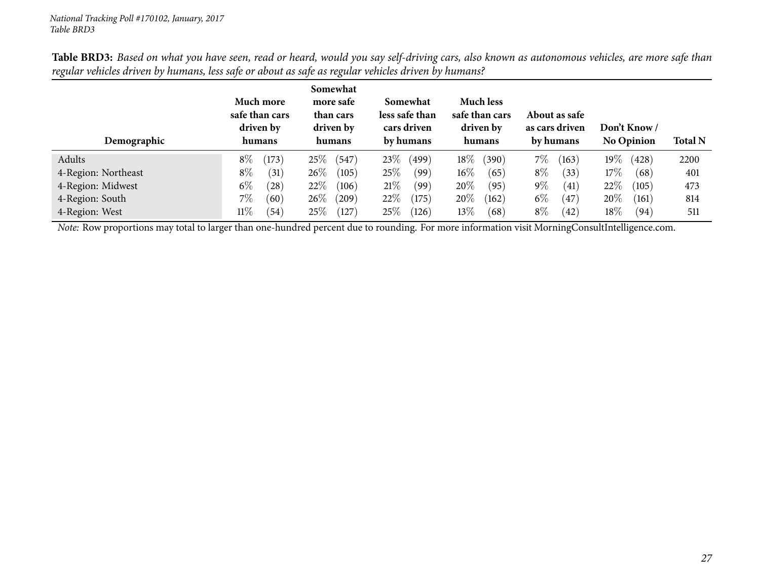*National Tracking Poll #170102, January, 2017*
*Table BRD3*

**Table BRD3:** *Based on what you have seen, read or heard, would you say self-driving cars, also known as autonomous vehicles, are more safe than regular vehicles driven by humans, less safe or about as safe as regular vehicles driven by humans?*

| Demographic | Much more safe than cars driven by humans | Somewhat more safe than cars driven by humans | Somewhat less safe than cars driven by humans | Much less safe than cars driven by humans | About as safe as cars driven by humans | Don't Know / No Opinion | Total N |
|---|---|---|---|---|---|---|---|
| Adults | 8% (173) | 25% (547) | 23% (499) | 18% (390) | 7% (163) | 19% (428) | 2200 |
| 4-Region: Northeast | 8% (31) | 26% (105) | 25% (99) | 16% (65) | 8% (33) | 17% (68) | 401 |
| 4-Region: Midwest | 6% (28) | 22% (106) | 21% (99) | 20% (95) | 9% (41) | 22% (105) | 473 |
| 4-Region: South | 7% (60) | 26% (209) | 22% (175) | 20% (162) | 6% (47) | 20% (161) | 814 |
| 4-Region: West | 11% (54) | 25% (127) | 25% (126) | 13% (68) | 8% (42) | 18% (94) | 511 |

*Note:* Row proportions may total to larger than one-hundred percent due to rounding. For more information visit MorningConsultIntelligence.com.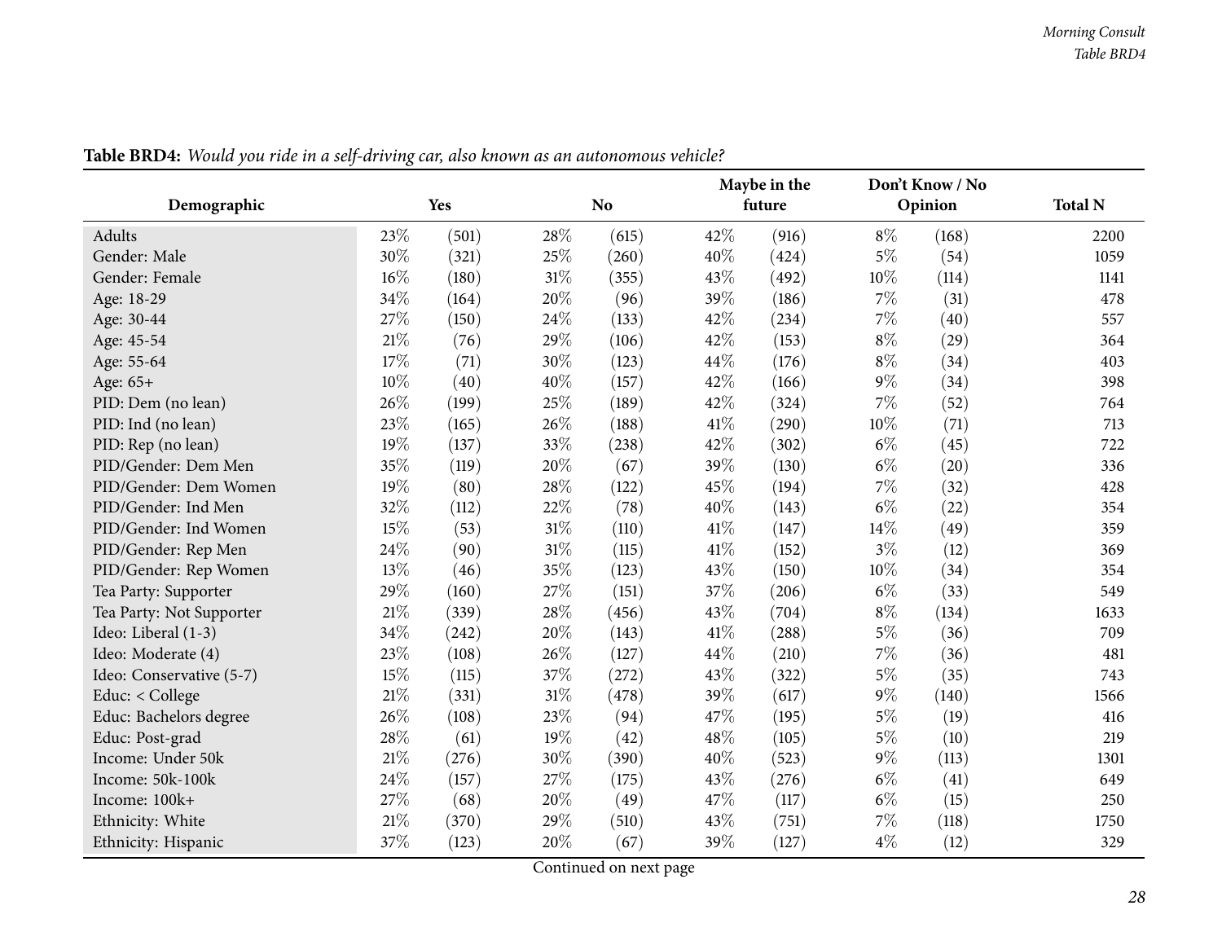**Table BRD4:** *Would you ride in a self-driving car, also known as an autonomous vehicle?*

| Demographic | Yes | | No | | Maybe in the future | | Don't Know / No Opinion | | Total N |
|---|---|---|---|---|---|---|---|---|---|
| Adults | 23% | (501) | 28% | (615) | 42% | (916) | 8% | (168) | 2200 |
| Gender: Male | 30% | (321) | 25% | (260) | 40% | (424) | 5% | (54) | 1059 |
| Gender: Female | 16% | (180) | 31% | (355) | 43% | (492) | 10% | (114) | 1141 |
| Age: 18-29 | 34% | (164) | 20% | (96) | 39% | (186) | 7% | (31) | 478 |
| Age: 30-44 | 27% | (150) | 24% | (133) | 42% | (234) | 7% | (40) | 557 |
| Age: 45-54 | 21% | (76) | 29% | (106) | 42% | (153) | 8% | (29) | 364 |
| Age: 55-64 | 17% | (71) | 30% | (123) | 44% | (176) | 8% | (34) | 403 |
| Age: 65+ | 10% | (40) | 40% | (157) | 42% | (166) | 9% | (34) | 398 |
| PID: Dem (no lean) | 26% | (199) | 25% | (189) | 42% | (324) | 7% | (52) | 764 |
| PID: Ind (no lean) | 23% | (165) | 26% | (188) | 41% | (290) | 10% | (71) | 713 |
| PID: Rep (no lean) | 19% | (137) | 33% | (238) | 42% | (302) | 6% | (45) | 722 |
| PID/Gender: Dem Men | 35% | (119) | 20% | (67) | 39% | (130) | 6% | (20) | 336 |
| PID/Gender: Dem Women | 19% | (80) | 28% | (122) | 45% | (194) | 7% | (32) | 428 |
| PID/Gender: Ind Men | 32% | (112) | 22% | (78) | 40% | (143) | 6% | (22) | 354 |
| PID/Gender: Ind Women | 15% | (53) | 31% | (110) | 41% | (147) | 14% | (49) | 359 |
| PID/Gender: Rep Men | 24% | (90) | 31% | (115) | 41% | (152) | 3% | (12) | 369 |
| PID/Gender: Rep Women | 13% | (46) | 35% | (123) | 43% | (150) | 10% | (34) | 354 |
| Tea Party: Supporter | 29% | (160) | 27% | (151) | 37% | (206) | 6% | (33) | 549 |
| Tea Party: Not Supporter | 21% | (339) | 28% | (456) | 43% | (704) | 8% | (134) | 1633 |
| Ideo: Liberal (1-3) | 34% | (242) | 20% | (143) | 41% | (288) | 5% | (36) | 709 |
| Ideo: Moderate (4) | 23% | (108) | 26% | (127) | 44% | (210) | 7% | (36) | 481 |
| Ideo: Conservative (5-7) | 15% | (115) | 37% | (272) | 43% | (322) | 5% | (35) | 743 |
| Educ: < College | 21% | (331) | 31% | (478) | 39% | (617) | 9% | (140) | 1566 |
| Educ: Bachelors degree | 26% | (108) | 23% | (94) | 47% | (195) | 5% | (19) | 416 |
| Educ: Post-grad | 28% | (61) | 19% | (42) | 48% | (105) | 5% | (10) | 219 |
| Income: Under 50k | 21% | (276) | 30% | (390) | 40% | (523) | 9% | (113) | 1301 |
| Income: 50k-100k | 24% | (157) | 27% | (175) | 43% | (276) | 6% | (41) | 649 |
| Income: 100k+ | 27% | (68) | 20% | (49) | 47% | (117) | 6% | (15) | 250 |
| Ethnicity: White | 21% | (370) | 29% | (510) | 43% | (751) | 7% | (118) | 1750 |
| Ethnicity: Hispanic | 37% | (123) | 20% | (67) | 39% | (127) | 4% | (12) | 329 |

Continued on next page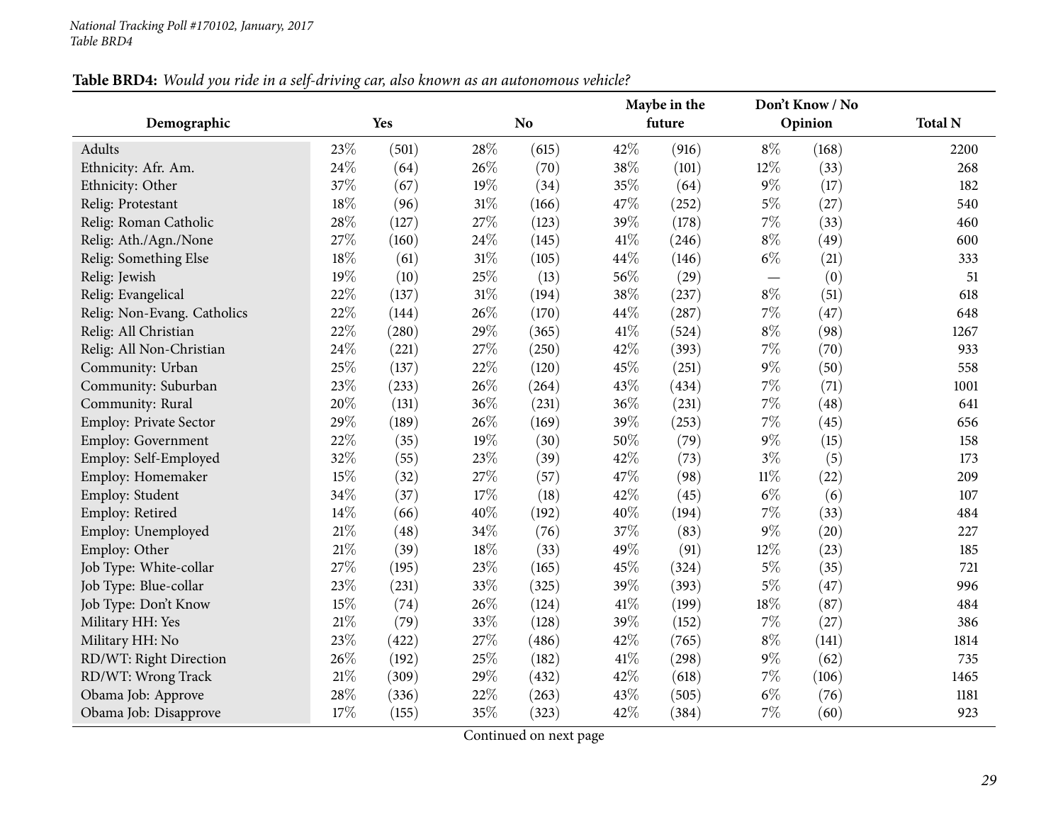**Table BRD4:** *Would you ride in a self-driving car, also known as an autonomous vehicle?*

| Demographic | Yes | | No | | Maybe in the future | | Don't Know / No Opinion | | Total N |
|---|---|---|---|---|---|---|---|---|---|
| Adults | 23% | (501) | 28% | (615) | 42% | (916) | 8% | (168) | 2200 |
| Ethnicity: Afr. Am. | 24% | (64) | 26% | (70) | 38% | (101) | 12% | (33) | 268 |
| Ethnicity: Other | 37% | (67) | 19% | (34) | 35% | (64) | 9% | (17) | 182 |
| Relig: Protestant | 18% | (96) | 31% | (166) | 47% | (252) | 5% | (27) | 540 |
| Relig: Roman Catholic | 28% | (127) | 27% | (123) | 39% | (178) | 7% | (33) | 460 |
| Relig: Ath./Agn./None | 27% | (160) | 24% | (145) | 41% | (246) | 8% | (49) | 600 |
| Relig: Something Else | 18% | (61) | 31% | (105) | 44% | (146) | 6% | (21) | 333 |
| Relig: Jewish | 19% | (10) | 25% | (13) | 56% | (29) | — | (0) | 51 |
| Relig: Evangelical | 22% | (137) | 31% | (194) | 38% | (237) | 8% | (51) | 618 |
| Relig: Non-Evang. Catholics | 22% | (144) | 26% | (170) | 44% | (287) | 7% | (47) | 648 |
| Relig: All Christian | 22% | (280) | 29% | (365) | 41% | (524) | 8% | (98) | 1267 |
| Relig: All Non-Christian | 24% | (221) | 27% | (250) | 42% | (393) | 7% | (70) | 933 |
| Community: Urban | 25% | (137) | 22% | (120) | 45% | (251) | 9% | (50) | 558 |
| Community: Suburban | 23% | (233) | 26% | (264) | 43% | (434) | 7% | (71) | 1001 |
| Community: Rural | 20% | (131) | 36% | (231) | 36% | (231) | 7% | (48) | 641 |
| Employ: Private Sector | 29% | (189) | 26% | (169) | 39% | (253) | 7% | (45) | 656 |
| Employ: Government | 22% | (35) | 19% | (30) | 50% | (79) | 9% | (15) | 158 |
| Employ: Self-Employed | 32% | (55) | 23% | (39) | 42% | (73) | 3% | (5) | 173 |
| Employ: Homemaker | 15% | (32) | 27% | (57) | 47% | (98) | 11% | (22) | 209 |
| Employ: Student | 34% | (37) | 17% | (18) | 42% | (45) | 6% | (6) | 107 |
| Employ: Retired | 14% | (66) | 40% | (192) | 40% | (194) | 7% | (33) | 484 |
| Employ: Unemployed | 21% | (48) | 34% | (76) | 37% | (83) | 9% | (20) | 227 |
| Employ: Other | 21% | (39) | 18% | (33) | 49% | (91) | 12% | (23) | 185 |
| Job Type: White-collar | 27% | (195) | 23% | (165) | 45% | (324) | 5% | (35) | 721 |
| Job Type: Blue-collar | 23% | (231) | 33% | (325) | 39% | (393) | 5% | (47) | 996 |
| Job Type: Don't Know | 15% | (74) | 26% | (124) | 41% | (199) | 18% | (87) | 484 |
| Military HH: Yes | 21% | (79) | 33% | (128) | 39% | (152) | 7% | (27) | 386 |
| Military HH: No | 23% | (422) | 27% | (486) | 42% | (765) | 8% | (141) | 1814 |
| RD/WT: Right Direction | 26% | (192) | 25% | (182) | 41% | (298) | 9% | (62) | 735 |
| RD/WT: Wrong Track | 21% | (309) | 29% | (432) | 42% | (618) | 7% | (106) | 1465 |
| Obama Job: Approve | 28% | (336) | 22% | (263) | 43% | (505) | 6% | (76) | 1181 |
| Obama Job: Disapprove | 17% | (155) | 35% | (323) | 42% | (384) | 7% | (60) | 923 |

Continued on next page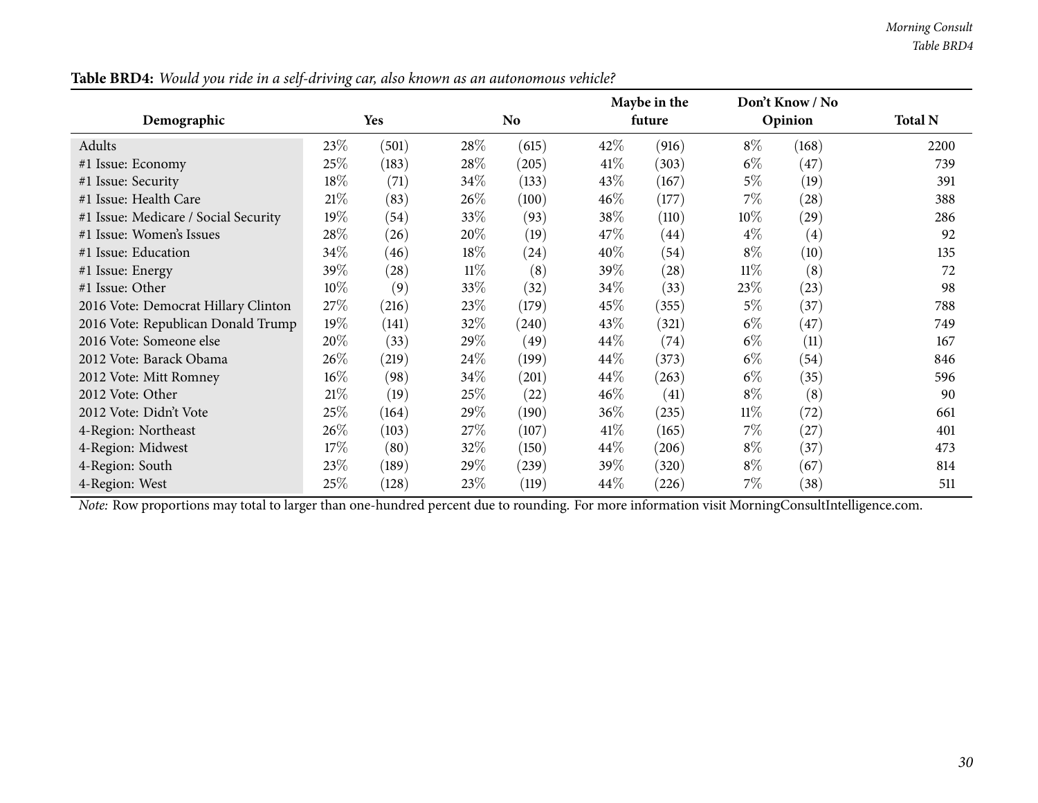**Table BRD4:** *Would you ride in a self-driving car, also known as an autonomous vehicle?*

| Demographic | Yes | | No | | Maybe in the future | | Don't Know / No Opinion | | Total N |
|---|---|---|---|---|---|---|---|---|---|
| Adults | 23% | (501) | 28% | (615) | 42% | (916) | 8% | (168) | 2200 |
| #1 Issue: Economy | 25% | (183) | 28% | (205) | 41% | (303) | 6% | (47) | 739 |
| #1 Issue: Security | 18% | (71) | 34% | (133) | 43% | (167) | 5% | (19) | 391 |
| #1 Issue: Health Care | 21% | (83) | 26% | (100) | 46% | (177) | 7% | (28) | 388 |
| #1 Issue: Medicare / Social Security | 19% | (54) | 33% | (93) | 38% | (110) | 10% | (29) | 286 |
| #1 Issue: Women's Issues | 28% | (26) | 20% | (19) | 47% | (44) | 4% | (4) | 92 |
| #1 Issue: Education | 34% | (46) | 18% | (24) | 40% | (54) | 8% | (10) | 135 |
| #1 Issue: Energy | 39% | (28) | 11% | (8) | 39% | (28) | 11% | (8) | 72 |
| #1 Issue: Other | 10% | (9) | 33% | (32) | 34% | (33) | 23% | (23) | 98 |
| 2016 Vote: Democrat Hillary Clinton | 27% | (216) | 23% | (179) | 45% | (355) | 5% | (37) | 788 |
| 2016 Vote: Republican Donald Trump | 19% | (141) | 32% | (240) | 43% | (321) | 6% | (47) | 749 |
| 2016 Vote: Someone else | 20% | (33) | 29% | (49) | 44% | (74) | 6% | (11) | 167 |
| 2012 Vote: Barack Obama | 26% | (219) | 24% | (199) | 44% | (373) | 6% | (54) | 846 |
| 2012 Vote: Mitt Romney | 16% | (98) | 34% | (201) | 44% | (263) | 6% | (35) | 596 |
| 2012 Vote: Other | 21% | (19) | 25% | (22) | 46% | (41) | 8% | (8) | 90 |
| 2012 Vote: Didn't Vote | 25% | (164) | 29% | (190) | 36% | (235) | 11% | (72) | 661 |
| 4-Region: Northeast | 26% | (103) | 27% | (107) | 41% | (165) | 7% | (27) | 401 |
| 4-Region: Midwest | 17% | (80) | 32% | (150) | 44% | (206) | 8% | (37) | 473 |
| 4-Region: South | 23% | (189) | 29% | (239) | 39% | (320) | 8% | (67) | 814 |
| 4-Region: West | 25% | (128) | 23% | (119) | 44% | (226) | 7% | (38) | 511 |

*Note:* Row proportions may total to larger than one-hundred percent due to rounding. For more information visit MorningConsultIntelligence.com.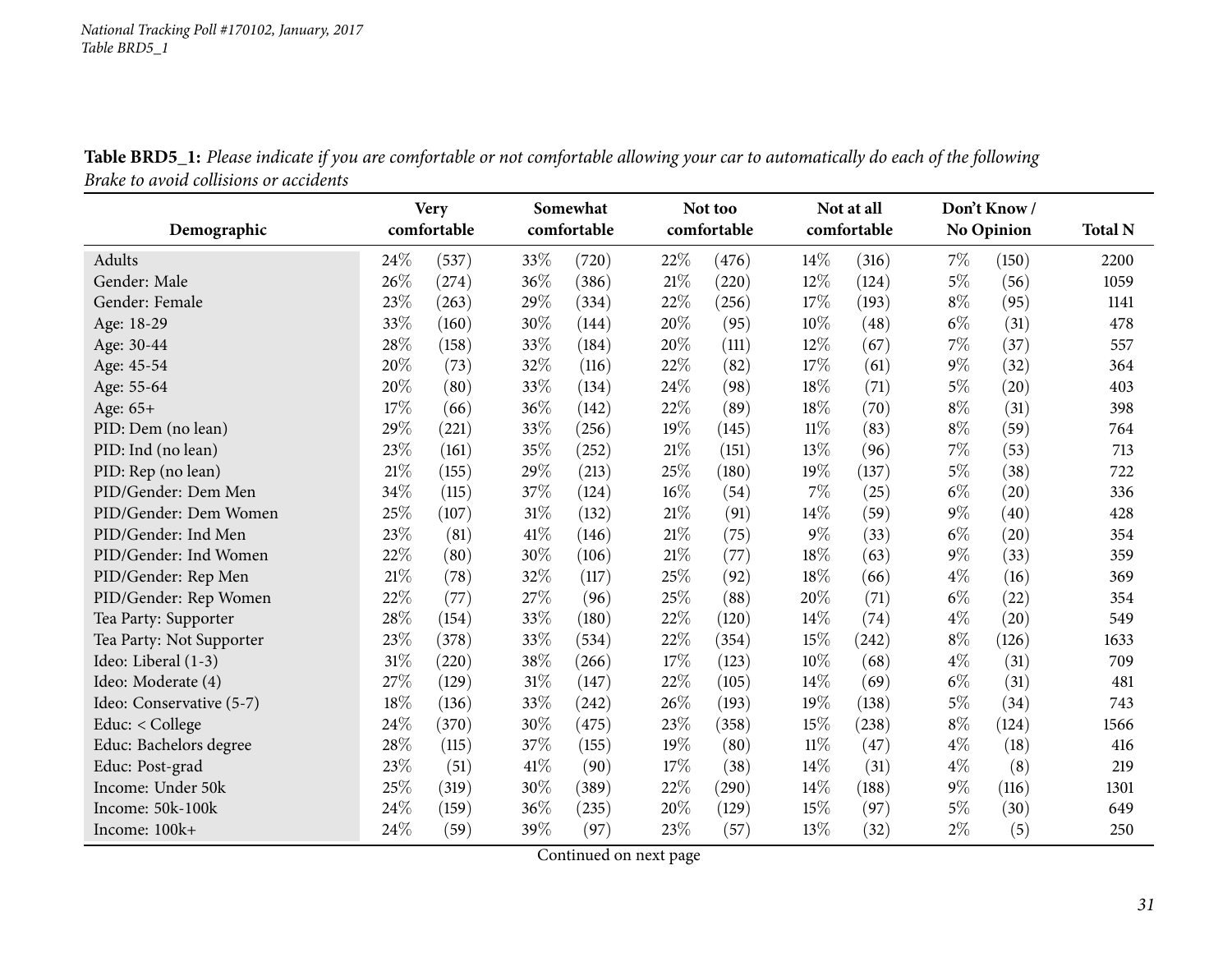**Table BRD5_1:** *Please indicate if you are comfortable or not comfortable allowing your car to automatically do each of the following Brake to avoid collisions or accidents*

| Demographic | Very comfortable | | Somewhat comfortable | | Not too comfortable | | Not at all comfortable | | Don't Know / No Opinion | | Total N |
|---|---|---|---|---|---|---|---|---|---|---|---|
| Adults | 24% | (537) | 33% | (720) | 22% | (476) | 14% | (316) | 7% | (150) | 2200 |
| Gender: Male | 26% | (274) | 36% | (386) | 21% | (220) | 12% | (124) | 5% | (56) | 1059 |
| Gender: Female | 23% | (263) | 29% | (334) | 22% | (256) | 17% | (193) | 8% | (95) | 1141 |
| Age: 18-29 | 33% | (160) | 30% | (144) | 20% | (95) | 10% | (48) | 6% | (31) | 478 |
| Age: 30-44 | 28% | (158) | 33% | (184) | 20% | (111) | 12% | (67) | 7% | (37) | 557 |
| Age: 45-54 | 20% | (73) | 32% | (116) | 22% | (82) | 17% | (61) | 9% | (32) | 364 |
| Age: 55-64 | 20% | (80) | 33% | (134) | 24% | (98) | 18% | (71) | 5% | (20) | 403 |
| Age: 65+ | 17% | (66) | 36% | (142) | 22% | (89) | 18% | (70) | 8% | (31) | 398 |
| PID: Dem (no lean) | 29% | (221) | 33% | (256) | 19% | (145) | 11% | (83) | 8% | (59) | 764 |
| PID: Ind (no lean) | 23% | (161) | 35% | (252) | 21% | (151) | 13% | (96) | 7% | (53) | 713 |
| PID: Rep (no lean) | 21% | (155) | 29% | (213) | 25% | (180) | 19% | (137) | 5% | (38) | 722 |
| PID/Gender: Dem Men | 34% | (115) | 37% | (124) | 16% | (54) | 7% | (25) | 6% | (20) | 336 |
| PID/Gender: Dem Women | 25% | (107) | 31% | (132) | 21% | (91) | 14% | (59) | 9% | (40) | 428 |
| PID/Gender: Ind Men | 23% | (81) | 41% | (146) | 21% | (75) | 9% | (33) | 6% | (20) | 354 |
| PID/Gender: Ind Women | 22% | (80) | 30% | (106) | 21% | (77) | 18% | (63) | 9% | (33) | 359 |
| PID/Gender: Rep Men | 21% | (78) | 32% | (117) | 25% | (92) | 18% | (66) | 4% | (16) | 369 |
| PID/Gender: Rep Women | 22% | (77) | 27% | (96) | 25% | (88) | 20% | (71) | 6% | (22) | 354 |
| Tea Party: Supporter | 28% | (154) | 33% | (180) | 22% | (120) | 14% | (74) | 4% | (20) | 549 |
| Tea Party: Not Supporter | 23% | (378) | 33% | (534) | 22% | (354) | 15% | (242) | 8% | (126) | 1633 |
| Ideo: Liberal (1-3) | 31% | (220) | 38% | (266) | 17% | (123) | 10% | (68) | 4% | (31) | 709 |
| Ideo: Moderate (4) | 27% | (129) | 31% | (147) | 22% | (105) | 14% | (69) | 6% | (31) | 481 |
| Ideo: Conservative (5-7) | 18% | (136) | 33% | (242) | 26% | (193) | 19% | (138) | 5% | (34) | 743 |
| Educ: < College | 24% | (370) | 30% | (475) | 23% | (358) | 15% | (238) | 8% | (124) | 1566 |
| Educ: Bachelors degree | 28% | (115) | 37% | (155) | 19% | (80) | 11% | (47) | 4% | (18) | 416 |
| Educ: Post-grad | 23% | (51) | 41% | (90) | 17% | (38) | 14% | (31) | 4% | (8) | 219 |
| Income: Under 50k | 25% | (319) | 30% | (389) | 22% | (290) | 14% | (188) | 9% | (116) | 1301 |
| Income: 50k-100k | 24% | (159) | 36% | (235) | 20% | (129) | 15% | (97) | 5% | (30) | 649 |
| Income: 100k+ | 24% | (59) | 39% | (97) | 23% | (57) | 13% | (32) | 2% | (5) | 250 |

Continued on next page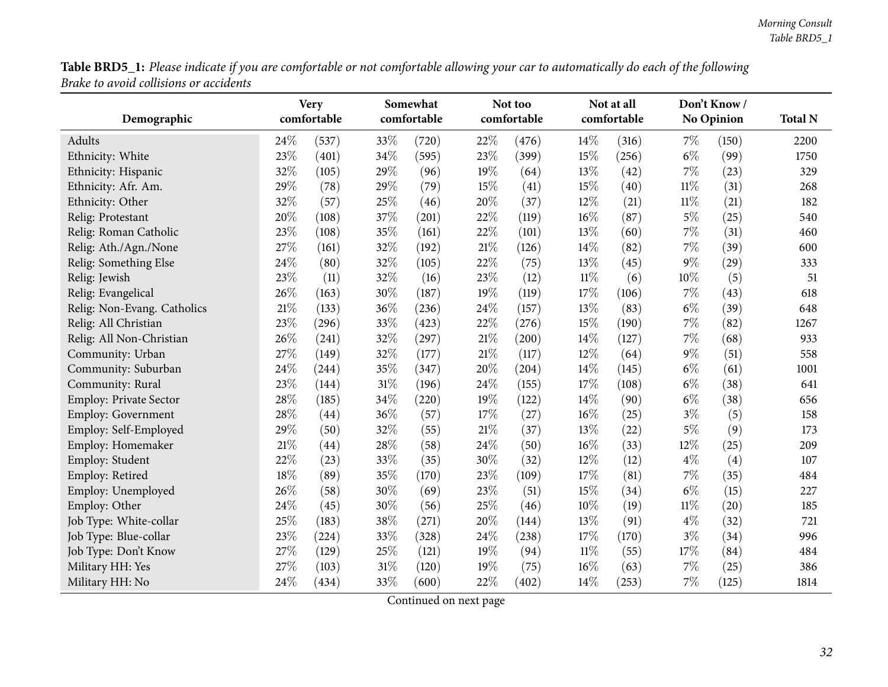**Table BRD5_1:** *Please indicate if you are comfortable or not comfortable allowing your car to automatically do each of the following Brake to avoid collisions or accidents*

| Demographic | Very comfortable | | Somewhat comfortable | | Not too comfortable | | Not at all comfortable | | Don't Know / No Opinion | | Total N |
|---|---|---|---|---|---|---|---|---|---|---|---|
| Adults | 24% | (537) | 33% | (720) | 22% | (476) | 14% | (316) | 7% | (150) | 2200 |
| Ethnicity: White | 23% | (401) | 34% | (595) | 23% | (399) | 15% | (256) | 6% | (99) | 1750 |
| Ethnicity: Hispanic | 32% | (105) | 29% | (96) | 19% | (64) | 13% | (42) | 7% | (23) | 329 |
| Ethnicity: Afr. Am. | 29% | (78) | 29% | (79) | 15% | (41) | 15% | (40) | 11% | (31) | 268 |
| Ethnicity: Other | 32% | (57) | 25% | (46) | 20% | (37) | 12% | (21) | 11% | (21) | 182 |
| Relig: Protestant | 20% | (108) | 37% | (201) | 22% | (119) | 16% | (87) | 5% | (25) | 540 |
| Relig: Roman Catholic | 23% | (108) | 35% | (161) | 22% | (101) | 13% | (60) | 7% | (31) | 460 |
| Relig: Ath./Agn./None | 27% | (161) | 32% | (192) | 21% | (126) | 14% | (82) | 7% | (39) | 600 |
| Relig: Something Else | 24% | (80) | 32% | (105) | 22% | (75) | 13% | (45) | 9% | (29) | 333 |
| Relig: Jewish | 23% | (11) | 32% | (16) | 23% | (12) | 11% | (6) | 10% | (5) | 51 |
| Relig: Evangelical | 26% | (163) | 30% | (187) | 19% | (119) | 17% | (106) | 7% | (43) | 618 |
| Relig: Non-Evang. Catholics | 21% | (133) | 36% | (236) | 24% | (157) | 13% | (83) | 6% | (39) | 648 |
| Relig: All Christian | 23% | (296) | 33% | (423) | 22% | (276) | 15% | (190) | 7% | (82) | 1267 |
| Relig: All Non-Christian | 26% | (241) | 32% | (297) | 21% | (200) | 14% | (127) | 7% | (68) | 933 |
| Community: Urban | 27% | (149) | 32% | (177) | 21% | (117) | 12% | (64) | 9% | (51) | 558 |
| Community: Suburban | 24% | (244) | 35% | (347) | 20% | (204) | 14% | (145) | 6% | (61) | 1001 |
| Community: Rural | 23% | (144) | 31% | (196) | 24% | (155) | 17% | (108) | 6% | (38) | 641 |
| Employ: Private Sector | 28% | (185) | 34% | (220) | 19% | (122) | 14% | (90) | 6% | (38) | 656 |
| Employ: Government | 28% | (44) | 36% | (57) | 17% | (27) | 16% | (25) | 3% | (5) | 158 |
| Employ: Self-Employed | 29% | (50) | 32% | (55) | 21% | (37) | 13% | (22) | 5% | (9) | 173 |
| Employ: Homemaker | 21% | (44) | 28% | (58) | 24% | (50) | 16% | (33) | 12% | (25) | 209 |
| Employ: Student | 22% | (23) | 33% | (35) | 30% | (32) | 12% | (12) | 4% | (4) | 107 |
| Employ: Retired | 18% | (89) | 35% | (170) | 23% | (109) | 17% | (81) | 7% | (35) | 484 |
| Employ: Unemployed | 26% | (58) | 30% | (69) | 23% | (51) | 15% | (34) | 6% | (15) | 227 |
| Employ: Other | 24% | (45) | 30% | (56) | 25% | (46) | 10% | (19) | 11% | (20) | 185 |
| Job Type: White-collar | 25% | (183) | 38% | (271) | 20% | (144) | 13% | (91) | 4% | (32) | 721 |
| Job Type: Blue-collar | 23% | (224) | 33% | (328) | 24% | (238) | 17% | (170) | 3% | (34) | 996 |
| Job Type: Don't Know | 27% | (129) | 25% | (121) | 19% | (94) | 11% | (55) | 17% | (84) | 484 |
| Military HH: Yes | 27% | (103) | 31% | (120) | 19% | (75) | 16% | (63) | 7% | (25) | 386 |
| Military HH: No | 24% | (434) | 33% | (600) | 22% | (402) | 14% | (253) | 7% | (125) | 1814 |

Continued on next page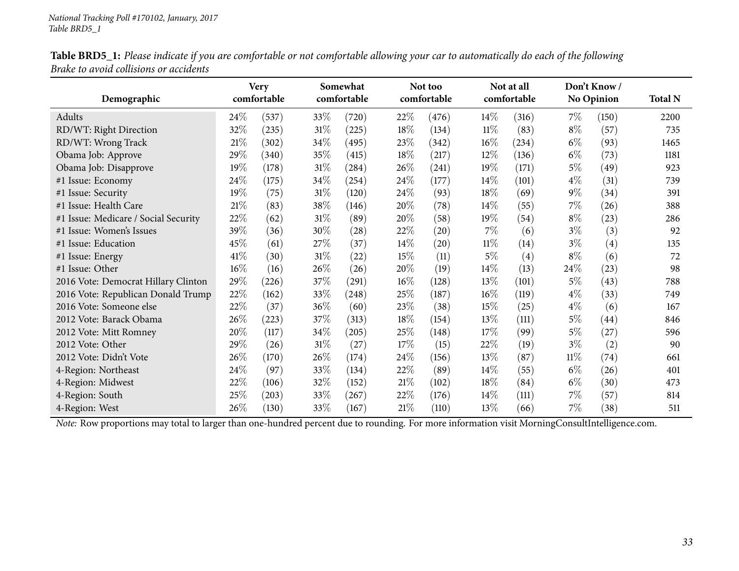**Table BRD5_1:** *Please indicate if you are comfortable or not comfortable allowing your car to automatically do each of the following Brake to avoid collisions or accidents*

| Demographic | Very comfortable | | Somewhat comfortable | | Not too comfortable | | Not at all comfortable | | Don't Know / No Opinion | | Total N |
|---|---|---|---|---|---|---|---|---|---|---|---|
| Adults | 24% | (537) | 33% | (720) | 22% | (476) | 14% | (316) | 7% | (150) | 2200 |
| RD/WT: Right Direction | 32% | (235) | 31% | (225) | 18% | (134) | 11% | (83) | 8% | (57) | 735 |
| RD/WT: Wrong Track | 21% | (302) | 34% | (495) | 23% | (342) | 16% | (234) | 6% | (93) | 1465 |
| Obama Job: Approve | 29% | (340) | 35% | (415) | 18% | (217) | 12% | (136) | 6% | (73) | 1181 |
| Obama Job: Disapprove | 19% | (178) | 31% | (284) | 26% | (241) | 19% | (171) | 5% | (49) | 923 |
| #1 Issue: Economy | 24% | (175) | 34% | (254) | 24% | (177) | 14% | (101) | 4% | (31) | 739 |
| #1 Issue: Security | 19% | (75) | 31% | (120) | 24% | (93) | 18% | (69) | 9% | (34) | 391 |
| #1 Issue: Health Care | 21% | (83) | 38% | (146) | 20% | (78) | 14% | (55) | 7% | (26) | 388 |
| #1 Issue: Medicare / Social Security | 22% | (62) | 31% | (89) | 20% | (58) | 19% | (54) | 8% | (23) | 286 |
| #1 Issue: Women's Issues | 39% | (36) | 30% | (28) | 22% | (20) | 7% | (6) | 3% | (3) | 92 |
| #1 Issue: Education | 45% | (61) | 27% | (37) | 14% | (20) | 11% | (14) | 3% | (4) | 135 |
| #1 Issue: Energy | 41% | (30) | 31% | (22) | 15% | (11) | 5% | (4) | 8% | (6) | 72 |
| #1 Issue: Other | 16% | (16) | 26% | (26) | 20% | (19) | 14% | (13) | 24% | (23) | 98 |
| 2016 Vote: Democrat Hillary Clinton | 29% | (226) | 37% | (291) | 16% | (128) | 13% | (101) | 5% | (43) | 788 |
| 2016 Vote: Republican Donald Trump | 22% | (162) | 33% | (248) | 25% | (187) | 16% | (119) | 4% | (33) | 749 |
| 2016 Vote: Someone else | 22% | (37) | 36% | (60) | 23% | (38) | 15% | (25) | 4% | (6) | 167 |
| 2012 Vote: Barack Obama | 26% | (223) | 37% | (313) | 18% | (154) | 13% | (111) | 5% | (44) | 846 |
| 2012 Vote: Mitt Romney | 20% | (117) | 34% | (205) | 25% | (148) | 17% | (99) | 5% | (27) | 596 |
| 2012 Vote: Other | 29% | (26) | 31% | (27) | 17% | (15) | 22% | (19) | 3% | (2) | 90 |
| 2012 Vote: Didn't Vote | 26% | (170) | 26% | (174) | 24% | (156) | 13% | (87) | 11% | (74) | 661 |
| 4-Region: Northeast | 24% | (97) | 33% | (134) | 22% | (89) | 14% | (55) | 6% | (26) | 401 |
| 4-Region: Midwest | 22% | (106) | 32% | (152) | 21% | (102) | 18% | (84) | 6% | (30) | 473 |
| 4-Region: South | 25% | (203) | 33% | (267) | 22% | (176) | 14% | (111) | 7% | (57) | 814 |
| 4-Region: West | 26% | (130) | 33% | (167) | 21% | (110) | 13% | (66) | 7% | (38) | 511 |

*Note:* Row proportions may total to larger than one-hundred percent due to rounding. For more information visit MorningConsultIntelligence.com.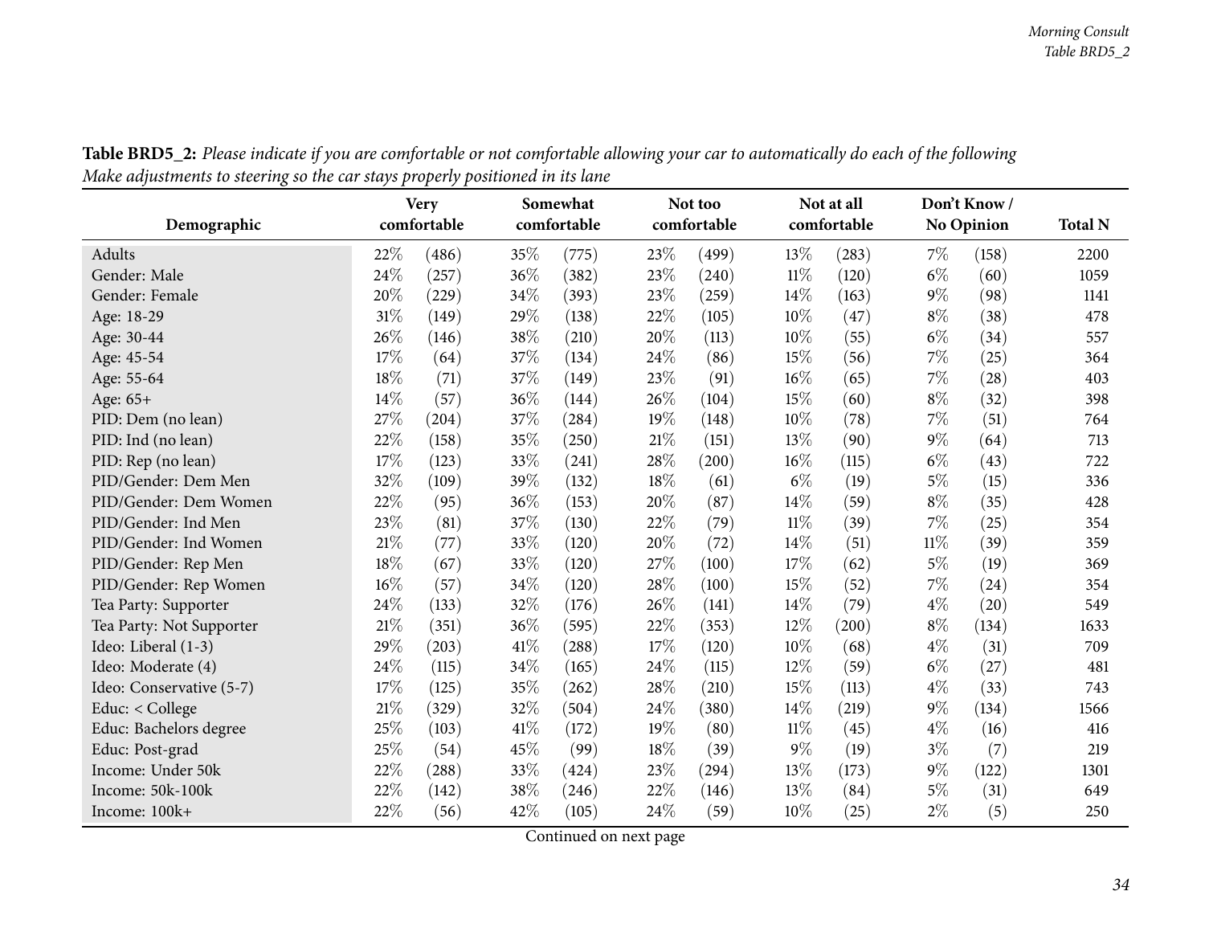**Table BRD5_2:** *Please indicate if you are comfortable or not comfortable allowing your car to automatically do each of the following*
*Make adjustments to steering so the car stays properly positioned in its lane*

| Demographic | Very comfortable | | Somewhat comfortable | | Not too comfortable | | Not at all comfortable | | Don't Know / No Opinion | | Total N |
|---|---|---|---|---|---|---|---|---|---|---|---|
| Adults | 22% | (486) | 35% | (775) | 23% | (499) | 13% | (283) | 7% | (158) | 2200 |
| Gender: Male | 24% | (257) | 36% | (382) | 23% | (240) | 11% | (120) | 6% | (60) | 1059 |
| Gender: Female | 20% | (229) | 34% | (393) | 23% | (259) | 14% | (163) | 9% | (98) | 1141 |
| Age: 18-29 | 31% | (149) | 29% | (138) | 22% | (105) | 10% | (47) | 8% | (38) | 478 |
| Age: 30-44 | 26% | (146) | 38% | (210) | 20% | (113) | 10% | (55) | 6% | (34) | 557 |
| Age: 45-54 | 17% | (64) | 37% | (134) | 24% | (86) | 15% | (56) | 7% | (25) | 364 |
| Age: 55-64 | 18% | (71) | 37% | (149) | 23% | (91) | 16% | (65) | 7% | (28) | 403 |
| Age: 65+ | 14% | (57) | 36% | (144) | 26% | (104) | 15% | (60) | 8% | (32) | 398 |
| PID: Dem (no lean) | 27% | (204) | 37% | (284) | 19% | (148) | 10% | (78) | 7% | (51) | 764 |
| PID: Ind (no lean) | 22% | (158) | 35% | (250) | 21% | (151) | 13% | (90) | 9% | (64) | 713 |
| PID: Rep (no lean) | 17% | (123) | 33% | (241) | 28% | (200) | 16% | (115) | 6% | (43) | 722 |
| PID/Gender: Dem Men | 32% | (109) | 39% | (132) | 18% | (61) | 6% | (19) | 5% | (15) | 336 |
| PID/Gender: Dem Women | 22% | (95) | 36% | (153) | 20% | (87) | 14% | (59) | 8% | (35) | 428 |
| PID/Gender: Ind Men | 23% | (81) | 37% | (130) | 22% | (79) | 11% | (39) | 7% | (25) | 354 |
| PID/Gender: Ind Women | 21% | (77) | 33% | (120) | 20% | (72) | 14% | (51) | 11% | (39) | 359 |
| PID/Gender: Rep Men | 18% | (67) | 33% | (120) | 27% | (100) | 17% | (62) | 5% | (19) | 369 |
| PID/Gender: Rep Women | 16% | (57) | 34% | (120) | 28% | (100) | 15% | (52) | 7% | (24) | 354 |
| Tea Party: Supporter | 24% | (133) | 32% | (176) | 26% | (141) | 14% | (79) | 4% | (20) | 549 |
| Tea Party: Not Supporter | 21% | (351) | 36% | (595) | 22% | (353) | 12% | (200) | 8% | (134) | 1633 |
| Ideo: Liberal (1-3) | 29% | (203) | 41% | (288) | 17% | (120) | 10% | (68) | 4% | (31) | 709 |
| Ideo: Moderate (4) | 24% | (115) | 34% | (165) | 24% | (115) | 12% | (59) | 6% | (27) | 481 |
| Ideo: Conservative (5-7) | 17% | (125) | 35% | (262) | 28% | (210) | 15% | (113) | 4% | (33) | 743 |
| Educ: < College | 21% | (329) | 32% | (504) | 24% | (380) | 14% | (219) | 9% | (134) | 1566 |
| Educ: Bachelors degree | 25% | (103) | 41% | (172) | 19% | (80) | 11% | (45) | 4% | (16) | 416 |
| Educ: Post-grad | 25% | (54) | 45% | (99) | 18% | (39) | 9% | (19) | 3% | (7) | 219 |
| Income: Under 50k | 22% | (288) | 33% | (424) | 23% | (294) | 13% | (173) | 9% | (122) | 1301 |
| Income: 50k-100k | 22% | (142) | 38% | (246) | 22% | (146) | 13% | (84) | 5% | (31) | 649 |
| Income: 100k+ | 22% | (56) | 42% | (105) | 24% | (59) | 10% | (25) | 2% | (5) | 250 |

Continued on next page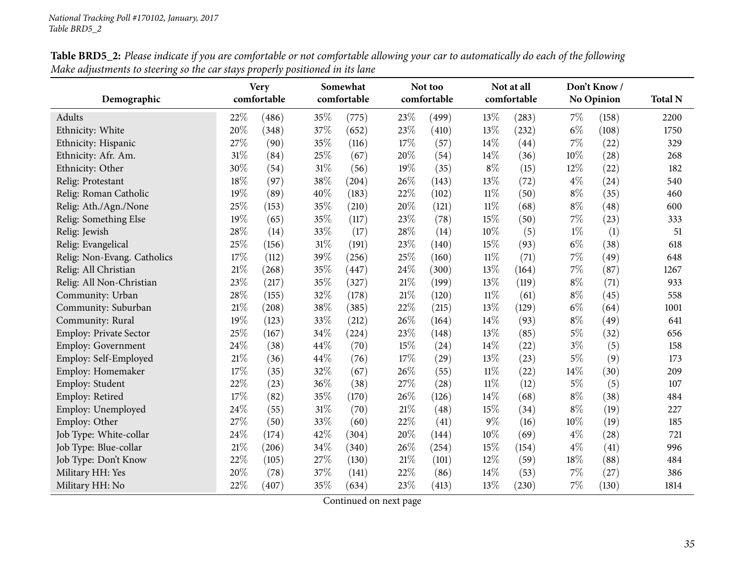**Table BRD5_2:** *Please indicate if you are comfortable or not comfortable allowing your car to automatically do each of the following Make adjustments to steering so the car stays properly positioned in its lane*

| Demographic | Very comfortable | | Somewhat comfortable | | Not too comfortable | | Not at all comfortable | | Don't Know / No Opinion | | Total N |
|---|---|---|---|---|---|---|---|---|---|---|---|
| Adults | 22% | (486) | 35% | (775) | 23% | (499) | 13% | (283) | 7% | (158) | 2200 |
| Ethnicity: White | 20% | (348) | 37% | (652) | 23% | (410) | 13% | (232) | 6% | (108) | 1750 |
| Ethnicity: Hispanic | 27% | (90) | 35% | (116) | 17% | (57) | 14% | (44) | 7% | (22) | 329 |
| Ethnicity: Afr. Am. | 31% | (84) | 25% | (67) | 20% | (54) | 14% | (36) | 10% | (28) | 268 |
| Ethnicity: Other | 30% | (54) | 31% | (56) | 19% | (35) | 8% | (15) | 12% | (22) | 182 |
| Relig: Protestant | 18% | (97) | 38% | (204) | 26% | (143) | 13% | (72) | 4% | (24) | 540 |
| Relig: Roman Catholic | 19% | (89) | 40% | (183) | 22% | (102) | 11% | (50) | 8% | (35) | 460 |
| Relig: Ath./Agn./None | 25% | (153) | 35% | (210) | 20% | (121) | 11% | (68) | 8% | (48) | 600 |
| Relig: Something Else | 19% | (65) | 35% | (117) | 23% | (78) | 15% | (50) | 7% | (23) | 333 |
| Relig: Jewish | 28% | (14) | 33% | (17) | 28% | (14) | 10% | (5) | 1% | (1) | 51 |
| Relig: Evangelical | 25% | (156) | 31% | (191) | 23% | (140) | 15% | (93) | 6% | (38) | 618 |
| Relig: Non-Evang. Catholics | 17% | (112) | 39% | (256) | 25% | (160) | 11% | (71) | 7% | (49) | 648 |
| Relig: All Christian | 21% | (268) | 35% | (447) | 24% | (300) | 13% | (164) | 7% | (87) | 1267 |
| Relig: All Non-Christian | 23% | (217) | 35% | (327) | 21% | (199) | 13% | (119) | 8% | (71) | 933 |
| Community: Urban | 28% | (155) | 32% | (178) | 21% | (120) | 11% | (61) | 8% | (45) | 558 |
| Community: Suburban | 21% | (208) | 38% | (385) | 22% | (215) | 13% | (129) | 6% | (64) | 1001 |
| Community: Rural | 19% | (123) | 33% | (212) | 26% | (164) | 14% | (93) | 8% | (49) | 641 |
| Employ: Private Sector | 25% | (167) | 34% | (224) | 23% | (148) | 13% | (85) | 5% | (32) | 656 |
| Employ: Government | 24% | (38) | 44% | (70) | 15% | (24) | 14% | (22) | 3% | (5) | 158 |
| Employ: Self-Employed | 21% | (36) | 44% | (76) | 17% | (29) | 13% | (23) | 5% | (9) | 173 |
| Employ: Homemaker | 17% | (35) | 32% | (67) | 26% | (55) | 11% | (22) | 14% | (30) | 209 |
| Employ: Student | 22% | (23) | 36% | (38) | 27% | (28) | 11% | (12) | 5% | (5) | 107 |
| Employ: Retired | 17% | (82) | 35% | (170) | 26% | (126) | 14% | (68) | 8% | (38) | 484 |
| Employ: Unemployed | 24% | (55) | 31% | (70) | 21% | (48) | 15% | (34) | 8% | (19) | 227 |
| Employ: Other | 27% | (50) | 33% | (60) | 22% | (41) | 9% | (16) | 10% | (19) | 185 |
| Job Type: White-collar | 24% | (174) | 42% | (304) | 20% | (144) | 10% | (69) | 4% | (28) | 721 |
| Job Type: Blue-collar | 21% | (206) | 34% | (340) | 26% | (254) | 15% | (154) | 4% | (41) | 996 |
| Job Type: Don't Know | 22% | (105) | 27% | (130) | 21% | (101) | 12% | (59) | 18% | (88) | 484 |
| Military HH: Yes | 20% | (78) | 37% | (141) | 22% | (86) | 14% | (53) | 7% | (27) | 386 |
| Military HH: No | 22% | (407) | 35% | (634) | 23% | (413) | 13% | (230) | 7% | (130) | 1814 |

Continued on next page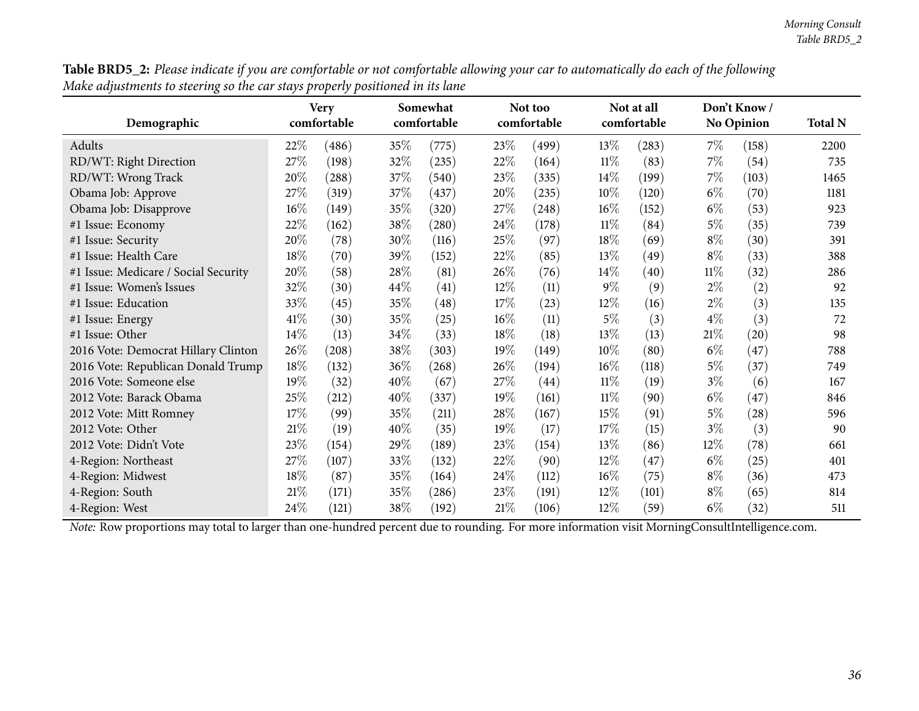**Table BRD5_2:** *Please indicate if you are comfortable or not comfortable allowing your car to automatically do each of the following Make adjustments to steering so the car stays properly positioned in its lane*

| Demographic | Very comfortable | | Somewhat comfortable | | Not too comfortable | | Not at all comfortable | | Don't Know / No Opinion | | Total N |
|---|---|---|---|---|---|---|---|---|---|---|---|
| Adults | 22% | (486) | 35% | (775) | 23% | (499) | 13% | (283) | 7% | (158) | 2200 |
| RD/WT: Right Direction | 27% | (198) | 32% | (235) | 22% | (164) | 11% | (83) | 7% | (54) | 735 |
| RD/WT: Wrong Track | 20% | (288) | 37% | (540) | 23% | (335) | 14% | (199) | 7% | (103) | 1465 |
| Obama Job: Approve | 27% | (319) | 37% | (437) | 20% | (235) | 10% | (120) | 6% | (70) | 1181 |
| Obama Job: Disapprove | 16% | (149) | 35% | (320) | 27% | (248) | 16% | (152) | 6% | (53) | 923 |
| #1 Issue: Economy | 22% | (162) | 38% | (280) | 24% | (178) | 11% | (84) | 5% | (35) | 739 |
| #1 Issue: Security | 20% | (78) | 30% | (116) | 25% | (97) | 18% | (69) | 8% | (30) | 391 |
| #1 Issue: Health Care | 18% | (70) | 39% | (152) | 22% | (85) | 13% | (49) | 8% | (33) | 388 |
| #1 Issue: Medicare / Social Security | 20% | (58) | 28% | (81) | 26% | (76) | 14% | (40) | 11% | (32) | 286 |
| #1 Issue: Women's Issues | 32% | (30) | 44% | (41) | 12% | (11) | 9% | (9) | 2% | (2) | 92 |
| #1 Issue: Education | 33% | (45) | 35% | (48) | 17% | (23) | 12% | (16) | 2% | (3) | 135 |
| #1 Issue: Energy | 41% | (30) | 35% | (25) | 16% | (11) | 5% | (3) | 4% | (3) | 72 |
| #1 Issue: Other | 14% | (13) | 34% | (33) | 18% | (18) | 13% | (13) | 21% | (20) | 98 |
| 2016 Vote: Democrat Hillary Clinton | 26% | (208) | 38% | (303) | 19% | (149) | 10% | (80) | 6% | (47) | 788 |
| 2016 Vote: Republican Donald Trump | 18% | (132) | 36% | (268) | 26% | (194) | 16% | (118) | 5% | (37) | 749 |
| 2016 Vote: Someone else | 19% | (32) | 40% | (67) | 27% | (44) | 11% | (19) | 3% | (6) | 167 |
| 2012 Vote: Barack Obama | 25% | (212) | 40% | (337) | 19% | (161) | 11% | (90) | 6% | (47) | 846 |
| 2012 Vote: Mitt Romney | 17% | (99) | 35% | (211) | 28% | (167) | 15% | (91) | 5% | (28) | 596 |
| 2012 Vote: Other | 21% | (19) | 40% | (35) | 19% | (17) | 17% | (15) | 3% | (3) | 90 |
| 2012 Vote: Didn't Vote | 23% | (154) | 29% | (189) | 23% | (154) | 13% | (86) | 12% | (78) | 661 |
| 4-Region: Northeast | 27% | (107) | 33% | (132) | 22% | (90) | 12% | (47) | 6% | (25) | 401 |
| 4-Region: Midwest | 18% | (87) | 35% | (164) | 24% | (112) | 16% | (75) | 8% | (36) | 473 |
| 4-Region: South | 21% | (171) | 35% | (286) | 23% | (191) | 12% | (101) | 8% | (65) | 814 |
| 4-Region: West | 24% | (121) | 38% | (192) | 21% | (106) | 12% | (59) | 6% | (32) | 511 |

*Note:* Row proportions may total to larger than one-hundred percent due to rounding. For more information visit MorningConsultIntelligence.com.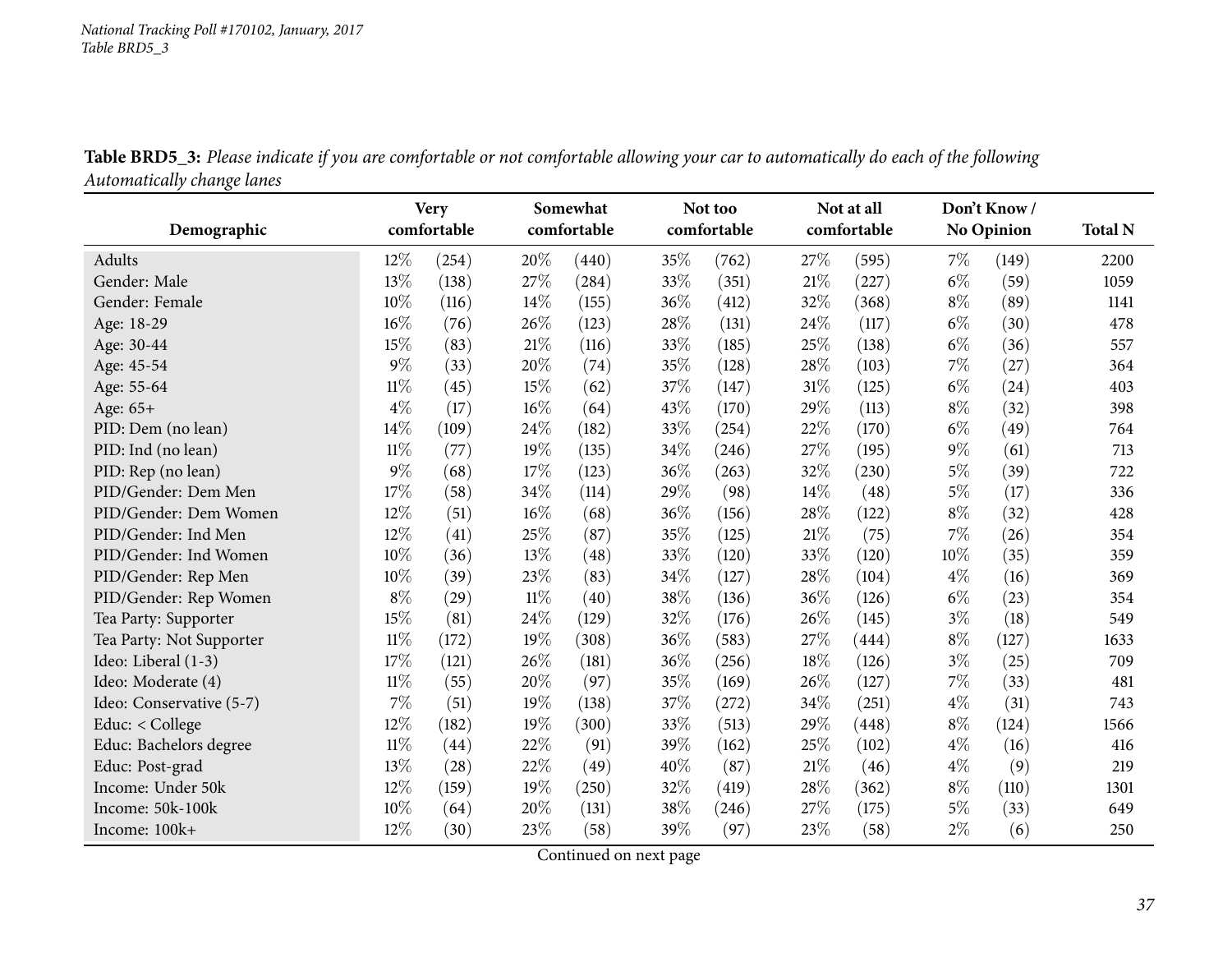**Table BRD5_3:** *Please indicate if you are comfortable or not comfortable allowing your car to automatically do each of the following Automatically change lanes*

| Demographic | Very comfortable | | Somewhat comfortable | | Not too comfortable | | Not at all comfortable | | Don't Know / No Opinion | | Total N |
|---|---|---|---|---|---|---|---|---|---|---|---|
| Adults | 12% | (254) | 20% | (440) | 35% | (762) | 27% | (595) | 7% | (149) | 2200 |
| Gender: Male | 13% | (138) | 27% | (284) | 33% | (351) | 21% | (227) | 6% | (59) | 1059 |
| Gender: Female | 10% | (116) | 14% | (155) | 36% | (412) | 32% | (368) | 8% | (89) | 1141 |
| Age: 18-29 | 16% | (76) | 26% | (123) | 28% | (131) | 24% | (117) | 6% | (30) | 478 |
| Age: 30-44 | 15% | (83) | 21% | (116) | 33% | (185) | 25% | (138) | 6% | (36) | 557 |
| Age: 45-54 | 9% | (33) | 20% | (74) | 35% | (128) | 28% | (103) | 7% | (27) | 364 |
| Age: 55-64 | 11% | (45) | 15% | (62) | 37% | (147) | 31% | (125) | 6% | (24) | 403 |
| Age: 65+ | 4% | (17) | 16% | (64) | 43% | (170) | 29% | (113) | 8% | (32) | 398 |
| PID: Dem (no lean) | 14% | (109) | 24% | (182) | 33% | (254) | 22% | (170) | 6% | (49) | 764 |
| PID: Ind (no lean) | 11% | (77) | 19% | (135) | 34% | (246) | 27% | (195) | 9% | (61) | 713 |
| PID: Rep (no lean) | 9% | (68) | 17% | (123) | 36% | (263) | 32% | (230) | 5% | (39) | 722 |
| PID/Gender: Dem Men | 17% | (58) | 34% | (114) | 29% | (98) | 14% | (48) | 5% | (17) | 336 |
| PID/Gender: Dem Women | 12% | (51) | 16% | (68) | 36% | (156) | 28% | (122) | 8% | (32) | 428 |
| PID/Gender: Ind Men | 12% | (41) | 25% | (87) | 35% | (125) | 21% | (75) | 7% | (26) | 354 |
| PID/Gender: Ind Women | 10% | (36) | 13% | (48) | 33% | (120) | 33% | (120) | 10% | (35) | 359 |
| PID/Gender: Rep Men | 10% | (39) | 23% | (83) | 34% | (127) | 28% | (104) | 4% | (16) | 369 |
| PID/Gender: Rep Women | 8% | (29) | 11% | (40) | 38% | (136) | 36% | (126) | 6% | (23) | 354 |
| Tea Party: Supporter | 15% | (81) | 24% | (129) | 32% | (176) | 26% | (145) | 3% | (18) | 549 |
| Tea Party: Not Supporter | 11% | (172) | 19% | (308) | 36% | (583) | 27% | (444) | 8% | (127) | 1633 |
| Ideo: Liberal (1-3) | 17% | (121) | 26% | (181) | 36% | (256) | 18% | (126) | 3% | (25) | 709 |
| Ideo: Moderate (4) | 11% | (55) | 20% | (97) | 35% | (169) | 26% | (127) | 7% | (33) | 481 |
| Ideo: Conservative (5-7) | 7% | (51) | 19% | (138) | 37% | (272) | 34% | (251) | 4% | (31) | 743 |
| Educ: < College | 12% | (182) | 19% | (300) | 33% | (513) | 29% | (448) | 8% | (124) | 1566 |
| Educ: Bachelors degree | 11% | (44) | 22% | (91) | 39% | (162) | 25% | (102) | 4% | (16) | 416 |
| Educ: Post-grad | 13% | (28) | 22% | (49) | 40% | (87) | 21% | (46) | 4% | (9) | 219 |
| Income: Under 50k | 12% | (159) | 19% | (250) | 32% | (419) | 28% | (362) | 8% | (110) | 1301 |
| Income: 50k-100k | 10% | (64) | 20% | (131) | 38% | (246) | 27% | (175) | 5% | (33) | 649 |
| Income: 100k+ | 12% | (30) | 23% | (58) | 39% | (97) | 23% | (58) | 2% | (6) | 250 |

Continued on next page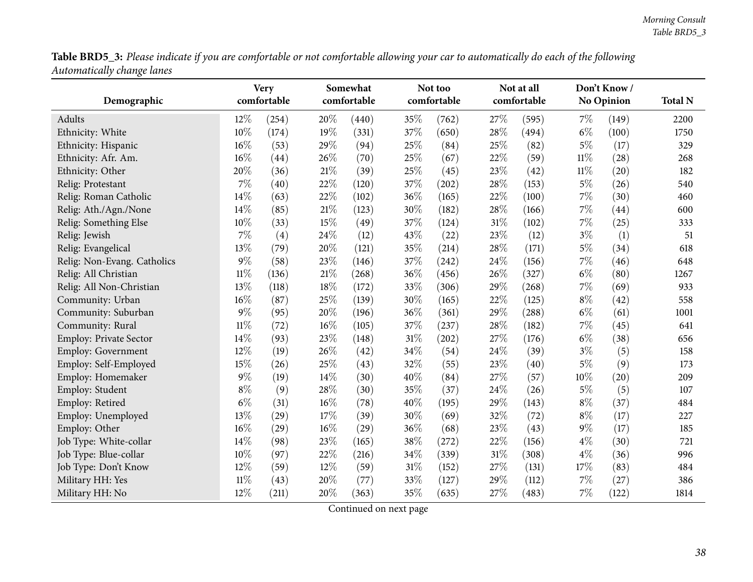**Table BRD5_3:** *Please indicate if you are comfortable or not comfortable allowing your car to automatically do each of the following Automatically change lanes*

| Demographic | Very comfortable | | Somewhat comfortable | | Not too comfortable | | Not at all comfortable | | Don't Know / No Opinion | | Total N |
|---|---|---|---|---|---|---|---|---|---|---|---|
| Adults | 12% | (254) | 20% | (440) | 35% | (762) | 27% | (595) | 7% | (149) | 2200 |
| Ethnicity: White | 10% | (174) | 19% | (331) | 37% | (650) | 28% | (494) | 6% | (100) | 1750 |
| Ethnicity: Hispanic | 16% | (53) | 29% | (94) | 25% | (84) | 25% | (82) | 5% | (17) | 329 |
| Ethnicity: Afr. Am. | 16% | (44) | 26% | (70) | 25% | (67) | 22% | (59) | 11% | (28) | 268 |
| Ethnicity: Other | 20% | (36) | 21% | (39) | 25% | (45) | 23% | (42) | 11% | (20) | 182 |
| Relig: Protestant | 7% | (40) | 22% | (120) | 37% | (202) | 28% | (153) | 5% | (26) | 540 |
| Relig: Roman Catholic | 14% | (63) | 22% | (102) | 36% | (165) | 22% | (100) | 7% | (30) | 460 |
| Relig: Ath./Agn./None | 14% | (85) | 21% | (123) | 30% | (182) | 28% | (166) | 7% | (44) | 600 |
| Relig: Something Else | 10% | (33) | 15% | (49) | 37% | (124) | 31% | (102) | 7% | (25) | 333 |
| Relig: Jewish | 7% | (4) | 24% | (12) | 43% | (22) | 23% | (12) | 3% | (1) | 51 |
| Relig: Evangelical | 13% | (79) | 20% | (121) | 35% | (214) | 28% | (171) | 5% | (34) | 618 |
| Relig: Non-Evang. Catholics | 9% | (58) | 23% | (146) | 37% | (242) | 24% | (156) | 7% | (46) | 648 |
| Relig: All Christian | 11% | (136) | 21% | (268) | 36% | (456) | 26% | (327) | 6% | (80) | 1267 |
| Relig: All Non-Christian | 13% | (118) | 18% | (172) | 33% | (306) | 29% | (268) | 7% | (69) | 933 |
| Community: Urban | 16% | (87) | 25% | (139) | 30% | (165) | 22% | (125) | 8% | (42) | 558 |
| Community: Suburban | 9% | (95) | 20% | (196) | 36% | (361) | 29% | (288) | 6% | (61) | 1001 |
| Community: Rural | 11% | (72) | 16% | (105) | 37% | (237) | 28% | (182) | 7% | (45) | 641 |
| Employ: Private Sector | 14% | (93) | 23% | (148) | 31% | (202) | 27% | (176) | 6% | (38) | 656 |
| Employ: Government | 12% | (19) | 26% | (42) | 34% | (54) | 24% | (39) | 3% | (5) | 158 |
| Employ: Self-Employed | 15% | (26) | 25% | (43) | 32% | (55) | 23% | (40) | 5% | (9) | 173 |
| Employ: Homemaker | 9% | (19) | 14% | (30) | 40% | (84) | 27% | (57) | 10% | (20) | 209 |
| Employ: Student | 8% | (9) | 28% | (30) | 35% | (37) | 24% | (26) | 5% | (5) | 107 |
| Employ: Retired | 6% | (31) | 16% | (78) | 40% | (195) | 29% | (143) | 8% | (37) | 484 |
| Employ: Unemployed | 13% | (29) | 17% | (39) | 30% | (69) | 32% | (72) | 8% | (17) | 227 |
| Employ: Other | 16% | (29) | 16% | (29) | 36% | (68) | 23% | (43) | 9% | (17) | 185 |
| Job Type: White-collar | 14% | (98) | 23% | (165) | 38% | (272) | 22% | (156) | 4% | (30) | 721 |
| Job Type: Blue-collar | 10% | (97) | 22% | (216) | 34% | (339) | 31% | (308) | 4% | (36) | 996 |
| Job Type: Don't Know | 12% | (59) | 12% | (59) | 31% | (152) | 27% | (131) | 17% | (83) | 484 |
| Military HH: Yes | 11% | (43) | 20% | (77) | 33% | (127) | 29% | (112) | 7% | (27) | 386 |
| Military HH: No | 12% | (211) | 20% | (363) | 35% | (635) | 27% | (483) | 7% | (122) | 1814 |

Continued on next page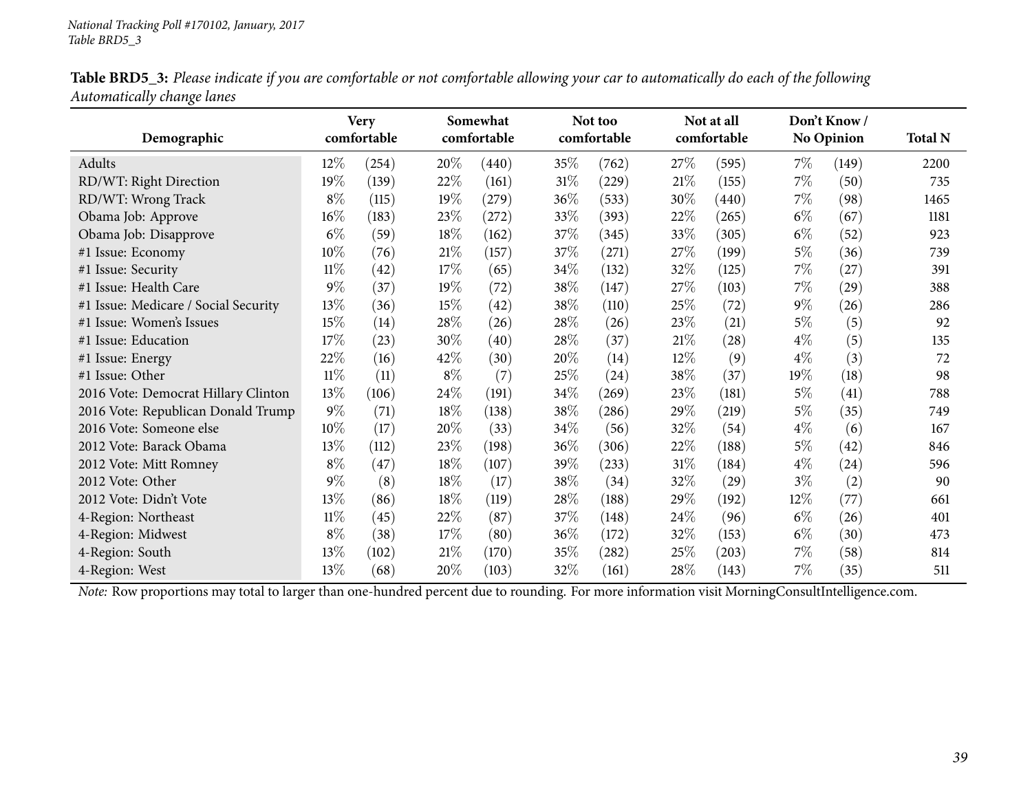**Table BRD5_3:** *Please indicate if you are comfortable or not comfortable allowing your car to automatically do each of the following Automatically change lanes*

| Demographic | Very comfortable | | Somewhat comfortable | | Not too comfortable | | Not at all comfortable | | Don't Know / No Opinion | | Total N |
|---|---|---|---|---|---|---|---|---|---|---|---|
| Adults | 12% | (254) | 20% | (440) | 35% | (762) | 27% | (595) | 7% | (149) | 2200 |
| RD/WT: Right Direction | 19% | (139) | 22% | (161) | 31% | (229) | 21% | (155) | 7% | (50) | 735 |
| RD/WT: Wrong Track | 8% | (115) | 19% | (279) | 36% | (533) | 30% | (440) | 7% | (98) | 1465 |
| Obama Job: Approve | 16% | (183) | 23% | (272) | 33% | (393) | 22% | (265) | 6% | (67) | 1181 |
| Obama Job: Disapprove | 6% | (59) | 18% | (162) | 37% | (345) | 33% | (305) | 6% | (52) | 923 |
| #1 Issue: Economy | 10% | (76) | 21% | (157) | 37% | (271) | 27% | (199) | 5% | (36) | 739 |
| #1 Issue: Security | 11% | (42) | 17% | (65) | 34% | (132) | 32% | (125) | 7% | (27) | 391 |
| #1 Issue: Health Care | 9% | (37) | 19% | (72) | 38% | (147) | 27% | (103) | 7% | (29) | 388 |
| #1 Issue: Medicare / Social Security | 13% | (36) | 15% | (42) | 38% | (110) | 25% | (72) | 9% | (26) | 286 |
| #1 Issue: Women's Issues | 15% | (14) | 28% | (26) | 28% | (26) | 23% | (21) | 5% | (5) | 92 |
| #1 Issue: Education | 17% | (23) | 30% | (40) | 28% | (37) | 21% | (28) | 4% | (5) | 135 |
| #1 Issue: Energy | 22% | (16) | 42% | (30) | 20% | (14) | 12% | (9) | 4% | (3) | 72 |
| #1 Issue: Other | 11% | (11) | 8% | (7) | 25% | (24) | 38% | (37) | 19% | (18) | 98 |
| 2016 Vote: Democrat Hillary Clinton | 13% | (106) | 24% | (191) | 34% | (269) | 23% | (181) | 5% | (41) | 788 |
| 2016 Vote: Republican Donald Trump | 9% | (71) | 18% | (138) | 38% | (286) | 29% | (219) | 5% | (35) | 749 |
| 2016 Vote: Someone else | 10% | (17) | 20% | (33) | 34% | (56) | 32% | (54) | 4% | (6) | 167 |
| 2012 Vote: Barack Obama | 13% | (112) | 23% | (198) | 36% | (306) | 22% | (188) | 5% | (42) | 846 |
| 2012 Vote: Mitt Romney | 8% | (47) | 18% | (107) | 39% | (233) | 31% | (184) | 4% | (24) | 596 |
| 2012 Vote: Other | 9% | (8) | 18% | (17) | 38% | (34) | 32% | (29) | 3% | (2) | 90 |
| 2012 Vote: Didn't Vote | 13% | (86) | 18% | (119) | 28% | (188) | 29% | (192) | 12% | (77) | 661 |
| 4-Region: Northeast | 11% | (45) | 22% | (87) | 37% | (148) | 24% | (96) | 6% | (26) | 401 |
| 4-Region: Midwest | 8% | (38) | 17% | (80) | 36% | (172) | 32% | (153) | 6% | (30) | 473 |
| 4-Region: South | 13% | (102) | 21% | (170) | 35% | (282) | 25% | (203) | 7% | (58) | 814 |
| 4-Region: West | 13% | (68) | 20% | (103) | 32% | (161) | 28% | (143) | 7% | (35) | 511 |

*Note:* Row proportions may total to larger than one-hundred percent due to rounding. For more information visit MorningConsultIntelligence.com.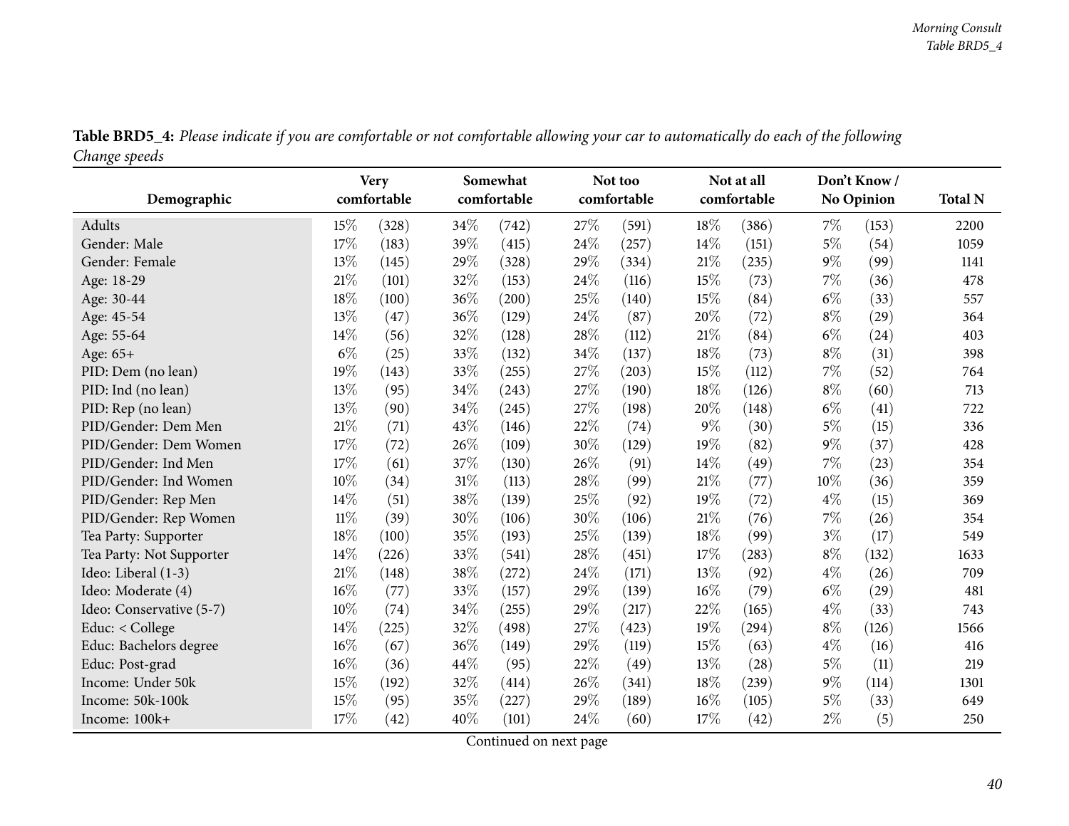**Table BRD5_4:** *Please indicate if you are comfortable or not comfortable allowing your car to automatically do each of the following Change speeds*

| Demographic | Very comfortable | | Somewhat comfortable | | Not too comfortable | | Not at all comfortable | | Don't Know / No Opinion | | Total N |
|---|---|---|---|---|---|---|---|---|---|---|---|
| Adults | 15% | (328) | 34% | (742) | 27% | (591) | 18% | (386) | 7% | (153) | 2200 |
| Gender: Male | 17% | (183) | 39% | (415) | 24% | (257) | 14% | (151) | 5% | (54) | 1059 |
| Gender: Female | 13% | (145) | 29% | (328) | 29% | (334) | 21% | (235) | 9% | (99) | 1141 |
| Age: 18-29 | 21% | (101) | 32% | (153) | 24% | (116) | 15% | (73) | 7% | (36) | 478 |
| Age: 30-44 | 18% | (100) | 36% | (200) | 25% | (140) | 15% | (84) | 6% | (33) | 557 |
| Age: 45-54 | 13% | (47) | 36% | (129) | 24% | (87) | 20% | (72) | 8% | (29) | 364 |
| Age: 55-64 | 14% | (56) | 32% | (128) | 28% | (112) | 21% | (84) | 6% | (24) | 403 |
| Age: 65+ | 6% | (25) | 33% | (132) | 34% | (137) | 18% | (73) | 8% | (31) | 398 |
| PID: Dem (no lean) | 19% | (143) | 33% | (255) | 27% | (203) | 15% | (112) | 7% | (52) | 764 |
| PID: Ind (no lean) | 13% | (95) | 34% | (243) | 27% | (190) | 18% | (126) | 8% | (60) | 713 |
| PID: Rep (no lean) | 13% | (90) | 34% | (245) | 27% | (198) | 20% | (148) | 6% | (41) | 722 |
| PID/Gender: Dem Men | 21% | (71) | 43% | (146) | 22% | (74) | 9% | (30) | 5% | (15) | 336 |
| PID/Gender: Dem Women | 17% | (72) | 26% | (109) | 30% | (129) | 19% | (82) | 9% | (37) | 428 |
| PID/Gender: Ind Men | 17% | (61) | 37% | (130) | 26% | (91) | 14% | (49) | 7% | (23) | 354 |
| PID/Gender: Ind Women | 10% | (34) | 31% | (113) | 28% | (99) | 21% | (77) | 10% | (36) | 359 |
| PID/Gender: Rep Men | 14% | (51) | 38% | (139) | 25% | (92) | 19% | (72) | 4% | (15) | 369 |
| PID/Gender: Rep Women | 11% | (39) | 30% | (106) | 30% | (106) | 21% | (76) | 7% | (26) | 354 |
| Tea Party: Supporter | 18% | (100) | 35% | (193) | 25% | (139) | 18% | (99) | 3% | (17) | 549 |
| Tea Party: Not Supporter | 14% | (226) | 33% | (541) | 28% | (451) | 17% | (283) | 8% | (132) | 1633 |
| Ideo: Liberal (1-3) | 21% | (148) | 38% | (272) | 24% | (171) | 13% | (92) | 4% | (26) | 709 |
| Ideo: Moderate (4) | 16% | (77) | 33% | (157) | 29% | (139) | 16% | (79) | 6% | (29) | 481 |
| Ideo: Conservative (5-7) | 10% | (74) | 34% | (255) | 29% | (217) | 22% | (165) | 4% | (33) | 743 |
| Educ: < College | 14% | (225) | 32% | (498) | 27% | (423) | 19% | (294) | 8% | (126) | 1566 |
| Educ: Bachelors degree | 16% | (67) | 36% | (149) | 29% | (119) | 15% | (63) | 4% | (16) | 416 |
| Educ: Post-grad | 16% | (36) | 44% | (95) | 22% | (49) | 13% | (28) | 5% | (11) | 219 |
| Income: Under 50k | 15% | (192) | 32% | (414) | 26% | (341) | 18% | (239) | 9% | (114) | 1301 |
| Income: 50k-100k | 15% | (95) | 35% | (227) | 29% | (189) | 16% | (105) | 5% | (33) | 649 |
| Income: 100k+ | 17% | (42) | 40% | (101) | 24% | (60) | 17% | (42) | 2% | (5) | 250 |

Continued on next page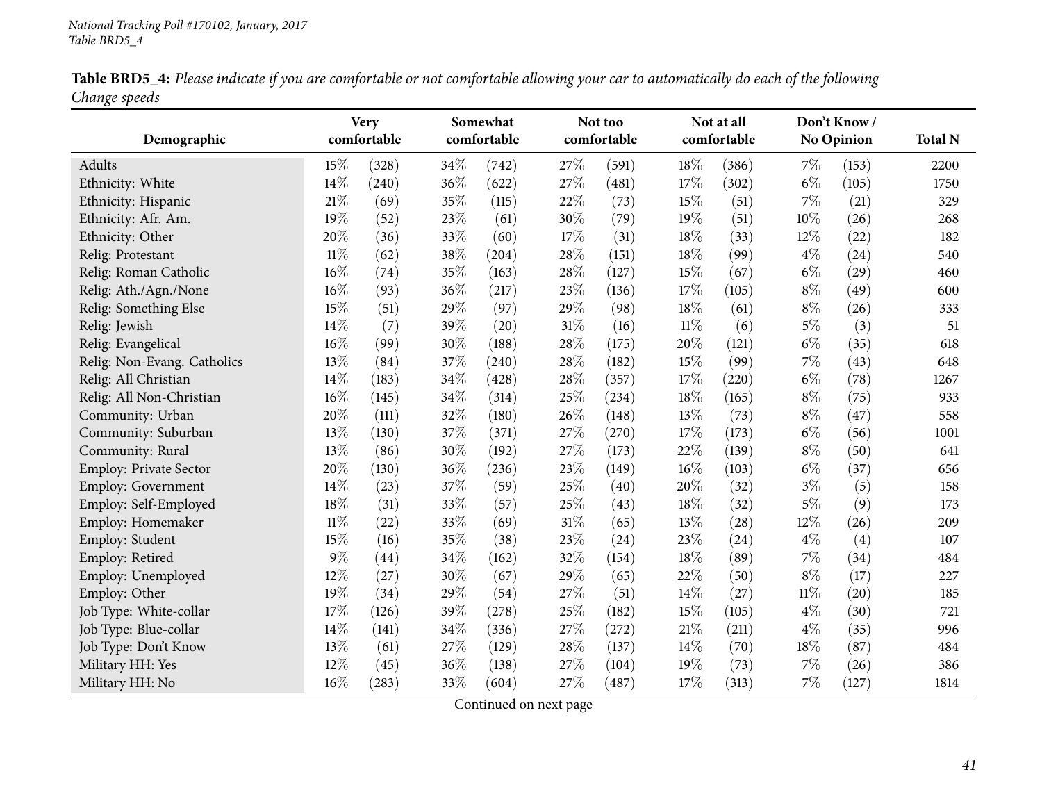National Tracking Poll #170102, January, 2017
Table BRD5_4

**Table BRD5_4:** *Please indicate if you are comfortable or not comfortable allowing your car to automatically do each of the following Change speeds*

| Demographic | Very comfortable | | Somewhat comfortable | | Not too comfortable | | Not at all comfortable | | Don't Know / No Opinion | | Total N |
|---|---|---|---|---|---|---|---|---|---|---|---|
| Adults | 15% | (328) | 34% | (742) | 27% | (591) | 18% | (386) | 7% | (153) | 2200 |
| Ethnicity: White | 14% | (240) | 36% | (622) | 27% | (481) | 17% | (302) | 6% | (105) | 1750 |
| Ethnicity: Hispanic | 21% | (69) | 35% | (115) | 22% | (73) | 15% | (51) | 7% | (21) | 329 |
| Ethnicity: Afr. Am. | 19% | (52) | 23% | (61) | 30% | (79) | 19% | (51) | 10% | (26) | 268 |
| Ethnicity: Other | 20% | (36) | 33% | (60) | 17% | (31) | 18% | (33) | 12% | (22) | 182 |
| Relig: Protestant | 11% | (62) | 38% | (204) | 28% | (151) | 18% | (99) | 4% | (24) | 540 |
| Relig: Roman Catholic | 16% | (74) | 35% | (163) | 28% | (127) | 15% | (67) | 6% | (29) | 460 |
| Relig: Ath./Agn./None | 16% | (93) | 36% | (217) | 23% | (136) | 17% | (105) | 8% | (49) | 600 |
| Relig: Something Else | 15% | (51) | 29% | (97) | 29% | (98) | 18% | (61) | 8% | (26) | 333 |
| Relig: Jewish | 14% | (7) | 39% | (20) | 31% | (16) | 11% | (6) | 5% | (3) | 51 |
| Relig: Evangelical | 16% | (99) | 30% | (188) | 28% | (175) | 20% | (121) | 6% | (35) | 618 |
| Relig: Non-Evang. Catholics | 13% | (84) | 37% | (240) | 28% | (182) | 15% | (99) | 7% | (43) | 648 |
| Relig: All Christian | 14% | (183) | 34% | (428) | 28% | (357) | 17% | (220) | 6% | (78) | 1267 |
| Relig: All Non-Christian | 16% | (145) | 34% | (314) | 25% | (234) | 18% | (165) | 8% | (75) | 933 |
| Community: Urban | 20% | (111) | 32% | (180) | 26% | (148) | 13% | (73) | 8% | (47) | 558 |
| Community: Suburban | 13% | (130) | 37% | (371) | 27% | (270) | 17% | (173) | 6% | (56) | 1001 |
| Community: Rural | 13% | (86) | 30% | (192) | 27% | (173) | 22% | (139) | 8% | (50) | 641 |
| Employ: Private Sector | 20% | (130) | 36% | (236) | 23% | (149) | 16% | (103) | 6% | (37) | 656 |
| Employ: Government | 14% | (23) | 37% | (59) | 25% | (40) | 20% | (32) | 3% | (5) | 158 |
| Employ: Self-Employed | 18% | (31) | 33% | (57) | 25% | (43) | 18% | (32) | 5% | (9) | 173 |
| Employ: Homemaker | 11% | (22) | 33% | (69) | 31% | (65) | 13% | (28) | 12% | (26) | 209 |
| Employ: Student | 15% | (16) | 35% | (38) | 23% | (24) | 23% | (24) | 4% | (4) | 107 |
| Employ: Retired | 9% | (44) | 34% | (162) | 32% | (154) | 18% | (89) | 7% | (34) | 484 |
| Employ: Unemployed | 12% | (27) | 30% | (67) | 29% | (65) | 22% | (50) | 8% | (17) | 227 |
| Employ: Other | 19% | (34) | 29% | (54) | 27% | (51) | 14% | (27) | 11% | (20) | 185 |
| Job Type: White-collar | 17% | (126) | 39% | (278) | 25% | (182) | 15% | (105) | 4% | (30) | 721 |
| Job Type: Blue-collar | 14% | (141) | 34% | (336) | 27% | (272) | 21% | (211) | 4% | (35) | 996 |
| Job Type: Don't Know | 13% | (61) | 27% | (129) | 28% | (137) | 14% | (70) | 18% | (87) | 484 |
| Military HH: Yes | 12% | (45) | 36% | (138) | 27% | (104) | 19% | (73) | 7% | (26) | 386 |
| Military HH: No | 16% | (283) | 33% | (604) | 27% | (487) | 17% | (313) | 7% | (127) | 1814 |

Continued on next page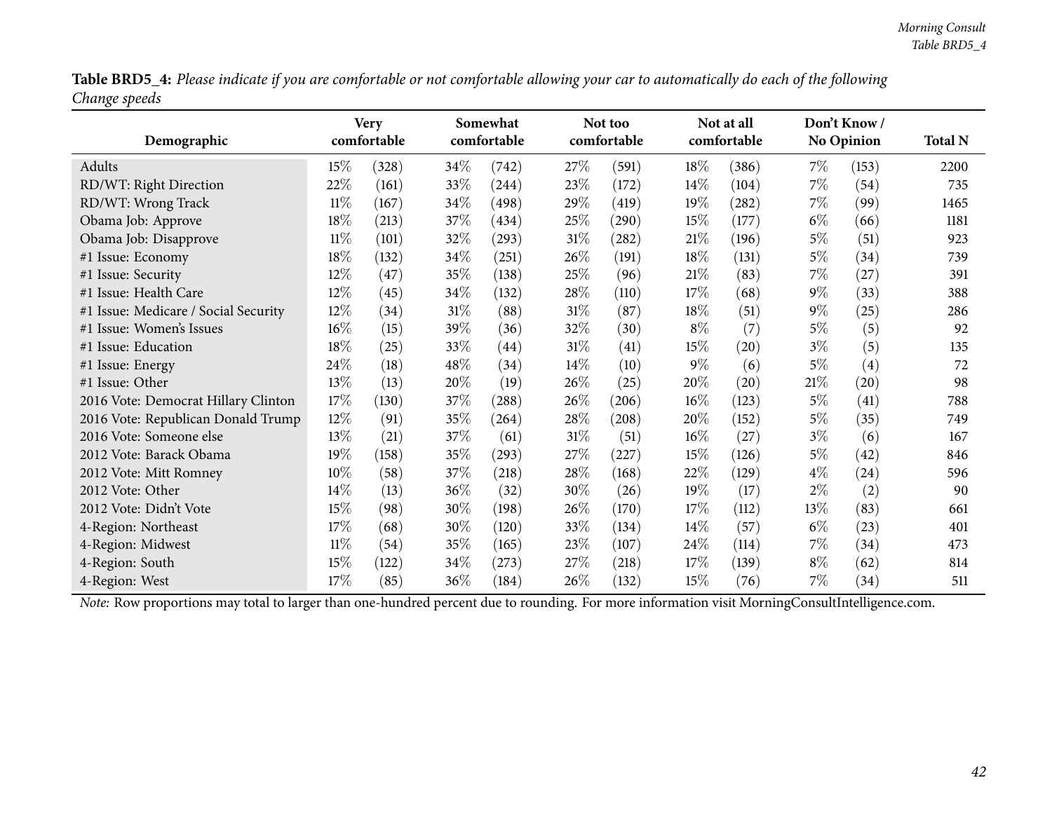**Table BRD5_4:** *Please indicate if you are comfortable or not comfortable allowing your car to automatically do each of the following Change speeds*

| Demographic | Very comfortable | | Somewhat comfortable | | Not too comfortable | | Not at all comfortable | | Don't Know / No Opinion | | Total N |
|---|---|---|---|---|---|---|---|---|---|---|---|
| Adults | 15% | (328) | 34% | (742) | 27% | (591) | 18% | (386) | 7% | (153) | 2200 |
| RD/WT: Right Direction | 22% | (161) | 33% | (244) | 23% | (172) | 14% | (104) | 7% | (54) | 735 |
| RD/WT: Wrong Track | 11% | (167) | 34% | (498) | 29% | (419) | 19% | (282) | 7% | (99) | 1465 |
| Obama Job: Approve | 18% | (213) | 37% | (434) | 25% | (290) | 15% | (177) | 6% | (66) | 1181 |
| Obama Job: Disapprove | 11% | (101) | 32% | (293) | 31% | (282) | 21% | (196) | 5% | (51) | 923 |
| #1 Issue: Economy | 18% | (132) | 34% | (251) | 26% | (191) | 18% | (131) | 5% | (34) | 739 |
| #1 Issue: Security | 12% | (47) | 35% | (138) | 25% | (96) | 21% | (83) | 7% | (27) | 391 |
| #1 Issue: Health Care | 12% | (45) | 34% | (132) | 28% | (110) | 17% | (68) | 9% | (33) | 388 |
| #1 Issue: Medicare / Social Security | 12% | (34) | 31% | (88) | 31% | (87) | 18% | (51) | 9% | (25) | 286 |
| #1 Issue: Women's Issues | 16% | (15) | 39% | (36) | 32% | (30) | 8% | (7) | 5% | (5) | 92 |
| #1 Issue: Education | 18% | (25) | 33% | (44) | 31% | (41) | 15% | (20) | 3% | (5) | 135 |
| #1 Issue: Energy | 24% | (18) | 48% | (34) | 14% | (10) | 9% | (6) | 5% | (4) | 72 |
| #1 Issue: Other | 13% | (13) | 20% | (19) | 26% | (25) | 20% | (20) | 21% | (20) | 98 |
| 2016 Vote: Democrat Hillary Clinton | 17% | (130) | 37% | (288) | 26% | (206) | 16% | (123) | 5% | (41) | 788 |
| 2016 Vote: Republican Donald Trump | 12% | (91) | 35% | (264) | 28% | (208) | 20% | (152) | 5% | (35) | 749 |
| 2016 Vote: Someone else | 13% | (21) | 37% | (61) | 31% | (51) | 16% | (27) | 3% | (6) | 167 |
| 2012 Vote: Barack Obama | 19% | (158) | 35% | (293) | 27% | (227) | 15% | (126) | 5% | (42) | 846 |
| 2012 Vote: Mitt Romney | 10% | (58) | 37% | (218) | 28% | (168) | 22% | (129) | 4% | (24) | 596 |
| 2012 Vote: Other | 14% | (13) | 36% | (32) | 30% | (26) | 19% | (17) | 2% | (2) | 90 |
| 2012 Vote: Didn't Vote | 15% | (98) | 30% | (198) | 26% | (170) | 17% | (112) | 13% | (83) | 661 |
| 4-Region: Northeast | 17% | (68) | 30% | (120) | 33% | (134) | 14% | (57) | 6% | (23) | 401 |
| 4-Region: Midwest | 11% | (54) | 35% | (165) | 23% | (107) | 24% | (114) | 7% | (34) | 473 |
| 4-Region: South | 15% | (122) | 34% | (273) | 27% | (218) | 17% | (139) | 8% | (62) | 814 |
| 4-Region: West | 17% | (85) | 36% | (184) | 26% | (132) | 15% | (76) | 7% | (34) | 511 |

*Note:* Row proportions may total to larger than one-hundred percent due to rounding. For more information visit MorningConsultIntelligence.com.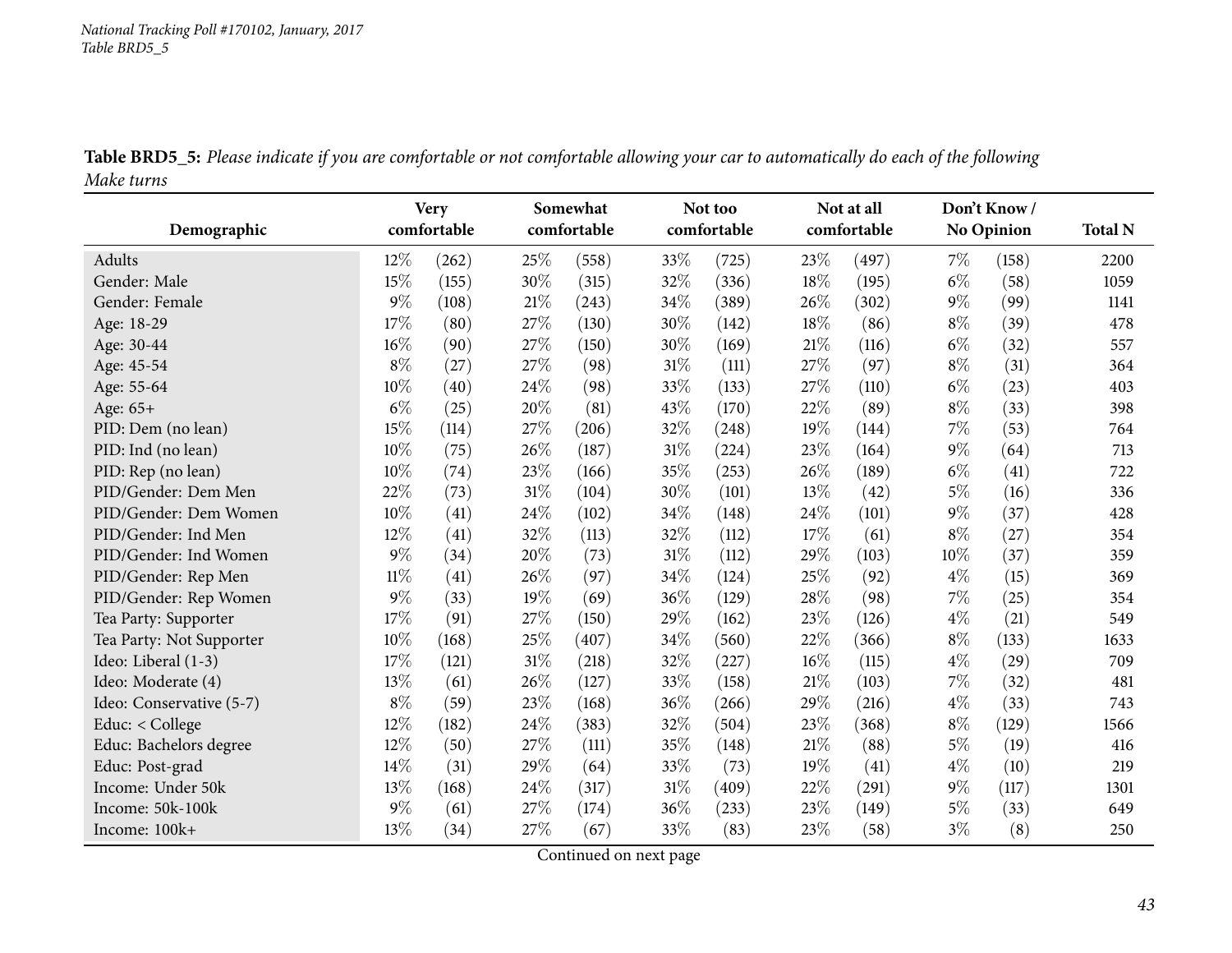**Table BRD5_5:** *Please indicate if you are comfortable or not comfortable allowing your car to automatically do each of the following*
*Make turns*

| Demographic | Very comfortable | | Somewhat comfortable | | Not too comfortable | | Not at all comfortable | | Don't Know / No Opinion | | Total N |
|---|---|---|---|---|---|---|---|---|---|---|---|
| Adults | 12% | (262) | 25% | (558) | 33% | (725) | 23% | (497) | 7% | (158) | 2200 |
| Gender: Male | 15% | (155) | 30% | (315) | 32% | (336) | 18% | (195) | 6% | (58) | 1059 |
| Gender: Female | 9% | (108) | 21% | (243) | 34% | (389) | 26% | (302) | 9% | (99) | 1141 |
| Age: 18-29 | 17% | (80) | 27% | (130) | 30% | (142) | 18% | (86) | 8% | (39) | 478 |
| Age: 30-44 | 16% | (90) | 27% | (150) | 30% | (169) | 21% | (116) | 6% | (32) | 557 |
| Age: 45-54 | 8% | (27) | 27% | (98) | 31% | (111) | 27% | (97) | 8% | (31) | 364 |
| Age: 55-64 | 10% | (40) | 24% | (98) | 33% | (133) | 27% | (110) | 6% | (23) | 403 |
| Age: 65+ | 6% | (25) | 20% | (81) | 43% | (170) | 22% | (89) | 8% | (33) | 398 |
| PID: Dem (no lean) | 15% | (114) | 27% | (206) | 32% | (248) | 19% | (144) | 7% | (53) | 764 |
| PID: Ind (no lean) | 10% | (75) | 26% | (187) | 31% | (224) | 23% | (164) | 9% | (64) | 713 |
| PID: Rep (no lean) | 10% | (74) | 23% | (166) | 35% | (253) | 26% | (189) | 6% | (41) | 722 |
| PID/Gender: Dem Men | 22% | (73) | 31% | (104) | 30% | (101) | 13% | (42) | 5% | (16) | 336 |
| PID/Gender: Dem Women | 10% | (41) | 24% | (102) | 34% | (148) | 24% | (101) | 9% | (37) | 428 |
| PID/Gender: Ind Men | 12% | (41) | 32% | (113) | 32% | (112) | 17% | (61) | 8% | (27) | 354 |
| PID/Gender: Ind Women | 9% | (34) | 20% | (73) | 31% | (112) | 29% | (103) | 10% | (37) | 359 |
| PID/Gender: Rep Men | 11% | (41) | 26% | (97) | 34% | (124) | 25% | (92) | 4% | (15) | 369 |
| PID/Gender: Rep Women | 9% | (33) | 19% | (69) | 36% | (129) | 28% | (98) | 7% | (25) | 354 |
| Tea Party: Supporter | 17% | (91) | 27% | (150) | 29% | (162) | 23% | (126) | 4% | (21) | 549 |
| Tea Party: Not Supporter | 10% | (168) | 25% | (407) | 34% | (560) | 22% | (366) | 8% | (133) | 1633 |
| Ideo: Liberal (1-3) | 17% | (121) | 31% | (218) | 32% | (227) | 16% | (115) | 4% | (29) | 709 |
| Ideo: Moderate (4) | 13% | (61) | 26% | (127) | 33% | (158) | 21% | (103) | 7% | (32) | 481 |
| Ideo: Conservative (5-7) | 8% | (59) | 23% | (168) | 36% | (266) | 29% | (216) | 4% | (33) | 743 |
| Educ: < College | 12% | (182) | 24% | (383) | 32% | (504) | 23% | (368) | 8% | (129) | 1566 |
| Educ: Bachelors degree | 12% | (50) | 27% | (111) | 35% | (148) | 21% | (88) | 5% | (19) | 416 |
| Educ: Post-grad | 14% | (31) | 29% | (64) | 33% | (73) | 19% | (41) | 4% | (10) | 219 |
| Income: Under 50k | 13% | (168) | 24% | (317) | 31% | (409) | 22% | (291) | 9% | (117) | 1301 |
| Income: 50k-100k | 9% | (61) | 27% | (174) | 36% | (233) | 23% | (149) | 5% | (33) | 649 |
| Income: 100k+ | 13% | (34) | 27% | (67) | 33% | (83) | 23% | (58) | 3% | (8) | 250 |

Continued on next page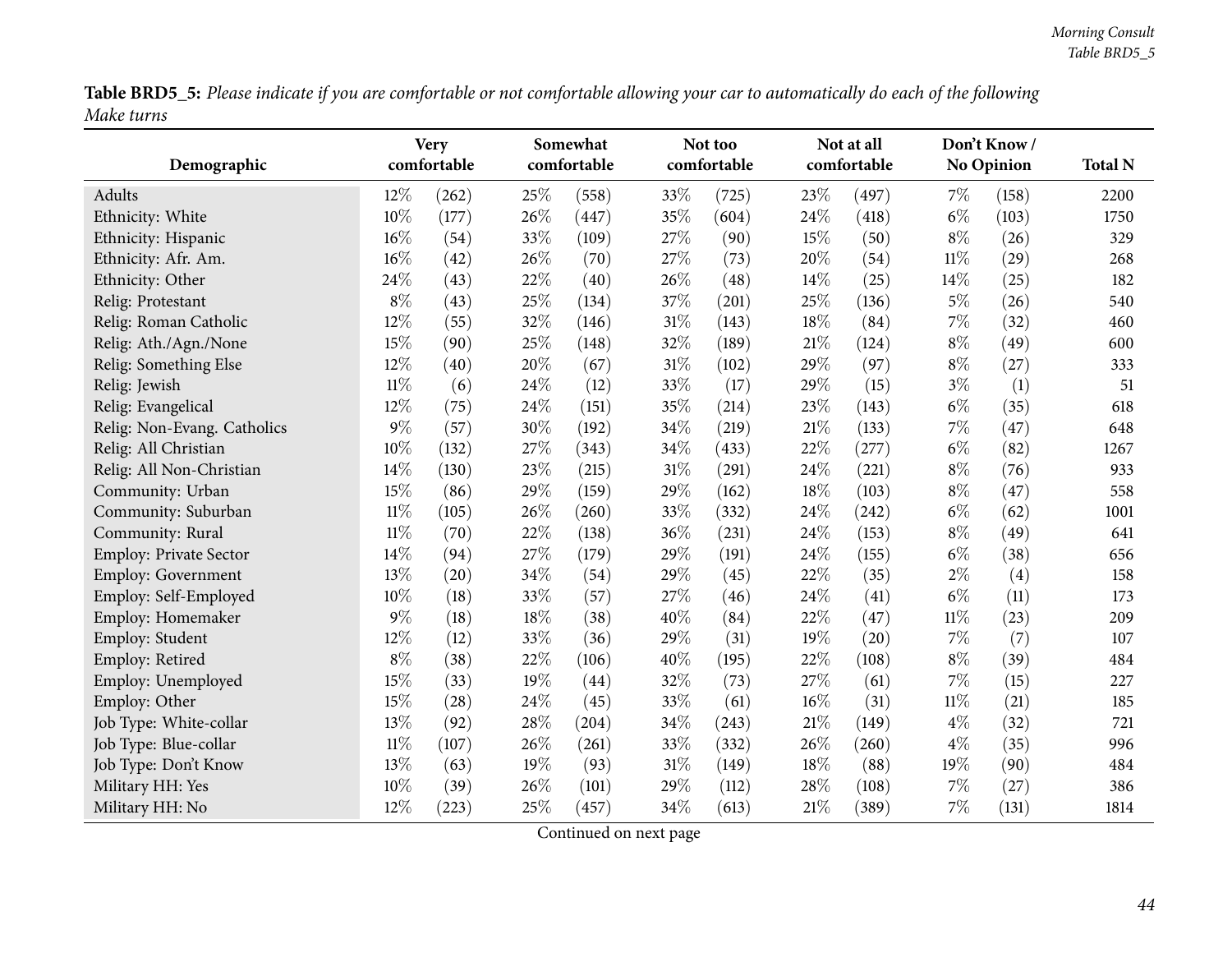**Table BRD5_5:** *Please indicate if you are comfortable or not comfortable allowing your car to automatically do each of the following Make turns*

| Demographic | Very comfortable | | Somewhat comfortable | | Not too comfortable | | Not at all comfortable | | Don't Know / No Opinion | | Total N |
|---|---|---|---|---|---|---|---|---|---|---|---|
| Adults | 12% | (262) | 25% | (558) | 33% | (725) | 23% | (497) | 7% | (158) | 2200 |
| Ethnicity: White | 10% | (177) | 26% | (447) | 35% | (604) | 24% | (418) | 6% | (103) | 1750 |
| Ethnicity: Hispanic | 16% | (54) | 33% | (109) | 27% | (90) | 15% | (50) | 8% | (26) | 329 |
| Ethnicity: Afr. Am. | 16% | (42) | 26% | (70) | 27% | (73) | 20% | (54) | 11% | (29) | 268 |
| Ethnicity: Other | 24% | (43) | 22% | (40) | 26% | (48) | 14% | (25) | 14% | (25) | 182 |
| Relig: Protestant | 8% | (43) | 25% | (134) | 37% | (201) | 25% | (136) | 5% | (26) | 540 |
| Relig: Roman Catholic | 12% | (55) | 32% | (146) | 31% | (143) | 18% | (84) | 7% | (32) | 460 |
| Relig: Ath./Agn./None | 15% | (90) | 25% | (148) | 32% | (189) | 21% | (124) | 8% | (49) | 600 |
| Relig: Something Else | 12% | (40) | 20% | (67) | 31% | (102) | 29% | (97) | 8% | (27) | 333 |
| Relig: Jewish | 11% | (6) | 24% | (12) | 33% | (17) | 29% | (15) | 3% | (1) | 51 |
| Relig: Evangelical | 12% | (75) | 24% | (151) | 35% | (214) | 23% | (143) | 6% | (35) | 618 |
| Relig: Non-Evang. Catholics | 9% | (57) | 30% | (192) | 34% | (219) | 21% | (133) | 7% | (47) | 648 |
| Relig: All Christian | 10% | (132) | 27% | (343) | 34% | (433) | 22% | (277) | 6% | (82) | 1267 |
| Relig: All Non-Christian | 14% | (130) | 23% | (215) | 31% | (291) | 24% | (221) | 8% | (76) | 933 |
| Community: Urban | 15% | (86) | 29% | (159) | 29% | (162) | 18% | (103) | 8% | (47) | 558 |
| Community: Suburban | 11% | (105) | 26% | (260) | 33% | (332) | 24% | (242) | 6% | (62) | 1001 |
| Community: Rural | 11% | (70) | 22% | (138) | 36% | (231) | 24% | (153) | 8% | (49) | 641 |
| Employ: Private Sector | 14% | (94) | 27% | (179) | 29% | (191) | 24% | (155) | 6% | (38) | 656 |
| Employ: Government | 13% | (20) | 34% | (54) | 29% | (45) | 22% | (35) | 2% | (4) | 158 |
| Employ: Self-Employed | 10% | (18) | 33% | (57) | 27% | (46) | 24% | (41) | 6% | (11) | 173 |
| Employ: Homemaker | 9% | (18) | 18% | (38) | 40% | (84) | 22% | (47) | 11% | (23) | 209 |
| Employ: Student | 12% | (12) | 33% | (36) | 29% | (31) | 19% | (20) | 7% | (7) | 107 |
| Employ: Retired | 8% | (38) | 22% | (106) | 40% | (195) | 22% | (108) | 8% | (39) | 484 |
| Employ: Unemployed | 15% | (33) | 19% | (44) | 32% | (73) | 27% | (61) | 7% | (15) | 227 |
| Employ: Other | 15% | (28) | 24% | (45) | 33% | (61) | 16% | (31) | 11% | (21) | 185 |
| Job Type: White-collar | 13% | (92) | 28% | (204) | 34% | (243) | 21% | (149) | 4% | (32) | 721 |
| Job Type: Blue-collar | 11% | (107) | 26% | (261) | 33% | (332) | 26% | (260) | 4% | (35) | 996 |
| Job Type: Don't Know | 13% | (63) | 19% | (93) | 31% | (149) | 18% | (88) | 19% | (90) | 484 |
| Military HH: Yes | 10% | (39) | 26% | (101) | 29% | (112) | 28% | (108) | 7% | (27) | 386 |
| Military HH: No | 12% | (223) | 25% | (457) | 34% | (613) | 21% | (389) | 7% | (131) | 1814 |

Continued on next page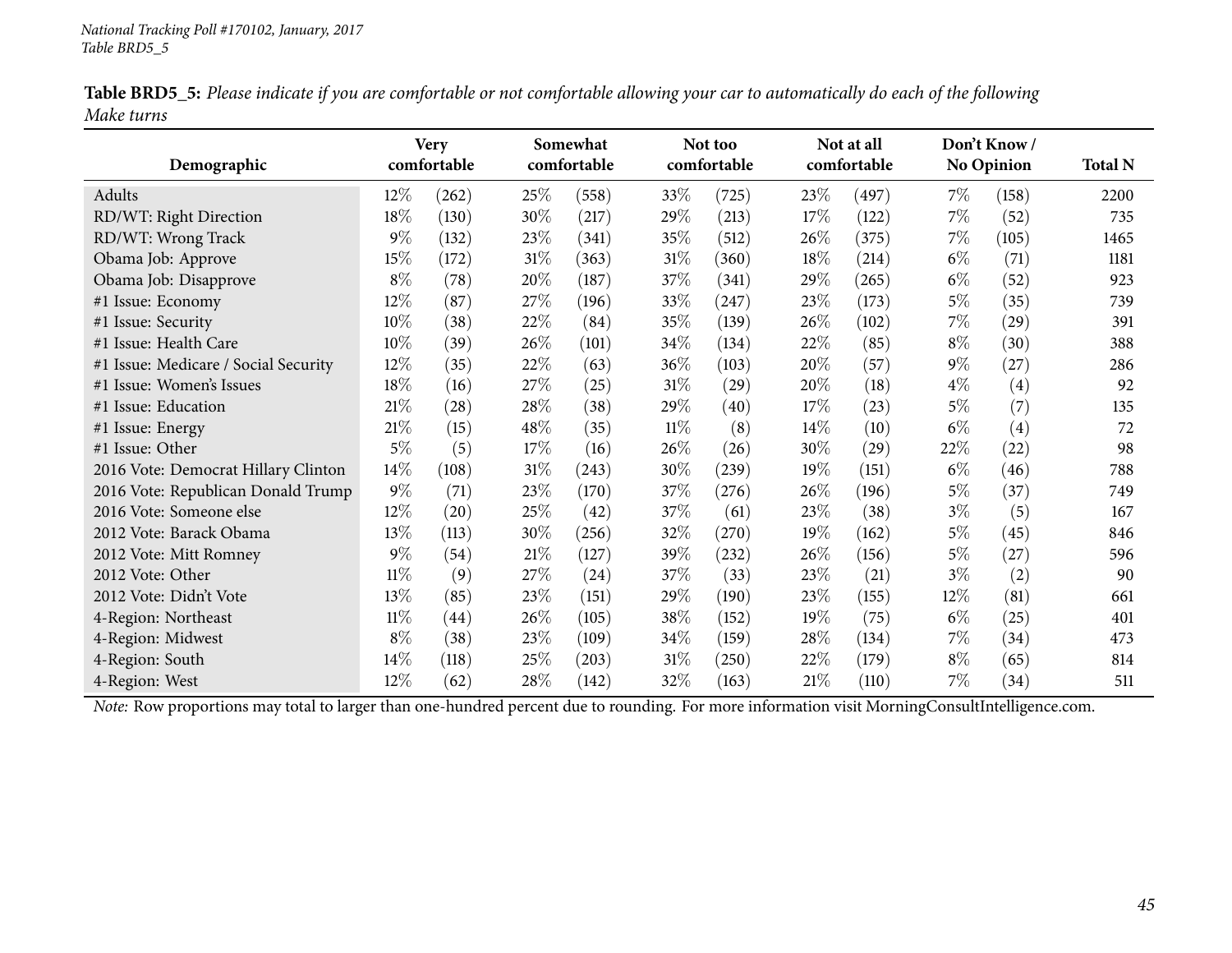**Table BRD5_5:** *Please indicate if you are comfortable or not comfortable allowing your car to automatically do each of the following Make turns*

| Demographic | Very comfortable | | Somewhat comfortable | | Not too comfortable | | Not at all comfortable | | Don't Know / No Opinion | | Total N |
|---|---|---|---|---|---|---|---|---|---|---|---|
| Adults | 12% | (262) | 25% | (558) | 33% | (725) | 23% | (497) | 7% | (158) | 2200 |
| RD/WT: Right Direction | 18% | (130) | 30% | (217) | 29% | (213) | 17% | (122) | 7% | (52) | 735 |
| RD/WT: Wrong Track | 9% | (132) | 23% | (341) | 35% | (512) | 26% | (375) | 7% | (105) | 1465 |
| Obama Job: Approve | 15% | (172) | 31% | (363) | 31% | (360) | 18% | (214) | 6% | (71) | 1181 |
| Obama Job: Disapprove | 8% | (78) | 20% | (187) | 37% | (341) | 29% | (265) | 6% | (52) | 923 |
| #1 Issue: Economy | 12% | (87) | 27% | (196) | 33% | (247) | 23% | (173) | 5% | (35) | 739 |
| #1 Issue: Security | 10% | (38) | 22% | (84) | 35% | (139) | 26% | (102) | 7% | (29) | 391 |
| #1 Issue: Health Care | 10% | (39) | 26% | (101) | 34% | (134) | 22% | (85) | 8% | (30) | 388 |
| #1 Issue: Medicare / Social Security | 12% | (35) | 22% | (63) | 36% | (103) | 20% | (57) | 9% | (27) | 286 |
| #1 Issue: Women's Issues | 18% | (16) | 27% | (25) | 31% | (29) | 20% | (18) | 4% | (4) | 92 |
| #1 Issue: Education | 21% | (28) | 28% | (38) | 29% | (40) | 17% | (23) | 5% | (7) | 135 |
| #1 Issue: Energy | 21% | (15) | 48% | (35) | 11% | (8) | 14% | (10) | 6% | (4) | 72 |
| #1 Issue: Other | 5% | (5) | 17% | (16) | 26% | (26) | 30% | (29) | 22% | (22) | 98 |
| 2016 Vote: Democrat Hillary Clinton | 14% | (108) | 31% | (243) | 30% | (239) | 19% | (151) | 6% | (46) | 788 |
| 2016 Vote: Republican Donald Trump | 9% | (71) | 23% | (170) | 37% | (276) | 26% | (196) | 5% | (37) | 749 |
| 2016 Vote: Someone else | 12% | (20) | 25% | (42) | 37% | (61) | 23% | (38) | 3% | (5) | 167 |
| 2012 Vote: Barack Obama | 13% | (113) | 30% | (256) | 32% | (270) | 19% | (162) | 5% | (45) | 846 |
| 2012 Vote: Mitt Romney | 9% | (54) | 21% | (127) | 39% | (232) | 26% | (156) | 5% | (27) | 596 |
| 2012 Vote: Other | 11% | (9) | 27% | (24) | 37% | (33) | 23% | (21) | 3% | (2) | 90 |
| 2012 Vote: Didn't Vote | 13% | (85) | 23% | (151) | 29% | (190) | 23% | (155) | 12% | (81) | 661 |
| 4-Region: Northeast | 11% | (44) | 26% | (105) | 38% | (152) | 19% | (75) | 6% | (25) | 401 |
| 4-Region: Midwest | 8% | (38) | 23% | (109) | 34% | (159) | 28% | (134) | 7% | (34) | 473 |
| 4-Region: South | 14% | (118) | 25% | (203) | 31% | (250) | 22% | (179) | 8% | (65) | 814 |
| 4-Region: West | 12% | (62) | 28% | (142) | 32% | (163) | 21% | (110) | 7% | (34) | 511 |

*Note:* Row proportions may total to larger than one-hundred percent due to rounding. For more information visit MorningConsultIntelligence.com.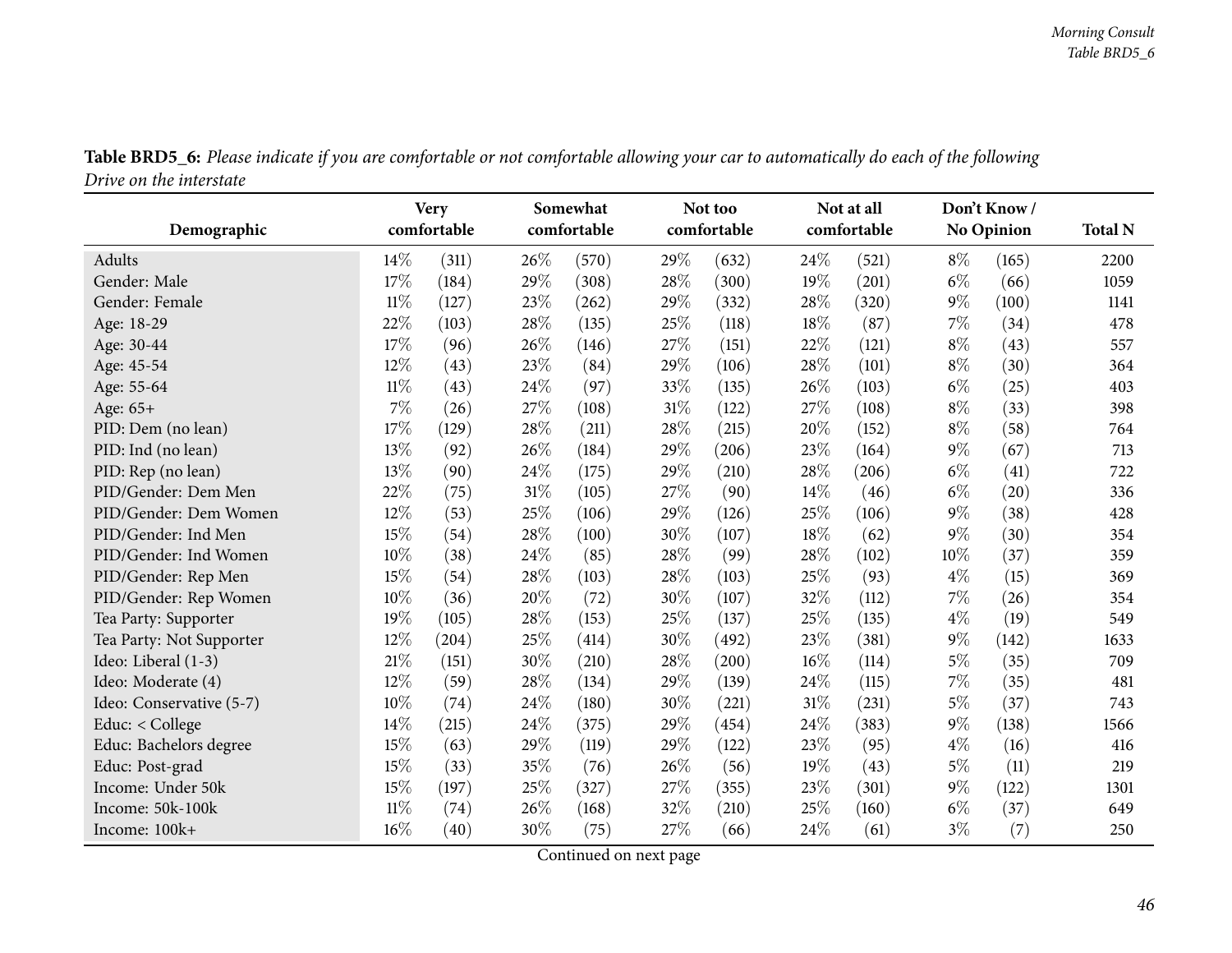**Table BRD5_6:** *Please indicate if you are comfortable or not comfortable allowing your car to automatically do each of the following Drive on the interstate*

| Demographic | Very comfortable | | Somewhat comfortable | | Not too comfortable | | Not at all comfortable | | Don't Know / No Opinion | | Total N |
|---|---|---|---|---|---|---|---|---|---|---|---|
| Adults | 14% | (311) | 26% | (570) | 29% | (632) | 24% | (521) | 8% | (165) | 2200 |
| Gender: Male | 17% | (184) | 29% | (308) | 28% | (300) | 19% | (201) | 6% | (66) | 1059 |
| Gender: Female | 11% | (127) | 23% | (262) | 29% | (332) | 28% | (320) | 9% | (100) | 1141 |
| Age: 18-29 | 22% | (103) | 28% | (135) | 25% | (118) | 18% | (87) | 7% | (34) | 478 |
| Age: 30-44 | 17% | (96) | 26% | (146) | 27% | (151) | 22% | (121) | 8% | (43) | 557 |
| Age: 45-54 | 12% | (43) | 23% | (84) | 29% | (106) | 28% | (101) | 8% | (30) | 364 |
| Age: 55-64 | 11% | (43) | 24% | (97) | 33% | (135) | 26% | (103) | 6% | (25) | 403 |
| Age: 65+ | 7% | (26) | 27% | (108) | 31% | (122) | 27% | (108) | 8% | (33) | 398 |
| PID: Dem (no lean) | 17% | (129) | 28% | (211) | 28% | (215) | 20% | (152) | 8% | (58) | 764 |
| PID: Ind (no lean) | 13% | (92) | 26% | (184) | 29% | (206) | 23% | (164) | 9% | (67) | 713 |
| PID: Rep (no lean) | 13% | (90) | 24% | (175) | 29% | (210) | 28% | (206) | 6% | (41) | 722 |
| PID/Gender: Dem Men | 22% | (75) | 31% | (105) | 27% | (90) | 14% | (46) | 6% | (20) | 336 |
| PID/Gender: Dem Women | 12% | (53) | 25% | (106) | 29% | (126) | 25% | (106) | 9% | (38) | 428 |
| PID/Gender: Ind Men | 15% | (54) | 28% | (100) | 30% | (107) | 18% | (62) | 9% | (30) | 354 |
| PID/Gender: Ind Women | 10% | (38) | 24% | (85) | 28% | (99) | 28% | (102) | 10% | (37) | 359 |
| PID/Gender: Rep Men | 15% | (54) | 28% | (103) | 28% | (103) | 25% | (93) | 4% | (15) | 369 |
| PID/Gender: Rep Women | 10% | (36) | 20% | (72) | 30% | (107) | 32% | (112) | 7% | (26) | 354 |
| Tea Party: Supporter | 19% | (105) | 28% | (153) | 25% | (137) | 25% | (135) | 4% | (19) | 549 |
| Tea Party: Not Supporter | 12% | (204) | 25% | (414) | 30% | (492) | 23% | (381) | 9% | (142) | 1633 |
| Ideo: Liberal (1-3) | 21% | (151) | 30% | (210) | 28% | (200) | 16% | (114) | 5% | (35) | 709 |
| Ideo: Moderate (4) | 12% | (59) | 28% | (134) | 29% | (139) | 24% | (115) | 7% | (35) | 481 |
| Ideo: Conservative (5-7) | 10% | (74) | 24% | (180) | 30% | (221) | 31% | (231) | 5% | (37) | 743 |
| Educ: < College | 14% | (215) | 24% | (375) | 29% | (454) | 24% | (383) | 9% | (138) | 1566 |
| Educ: Bachelors degree | 15% | (63) | 29% | (119) | 29% | (122) | 23% | (95) | 4% | (16) | 416 |
| Educ: Post-grad | 15% | (33) | 35% | (76) | 26% | (56) | 19% | (43) | 5% | (11) | 219 |
| Income: Under 50k | 15% | (197) | 25% | (327) | 27% | (355) | 23% | (301) | 9% | (122) | 1301 |
| Income: 50k-100k | 11% | (74) | 26% | (168) | 32% | (210) | 25% | (160) | 6% | (37) | 649 |
| Income: 100k+ | 16% | (40) | 30% | (75) | 27% | (66) | 24% | (61) | 3% | (7) | 250 |

Continued on next page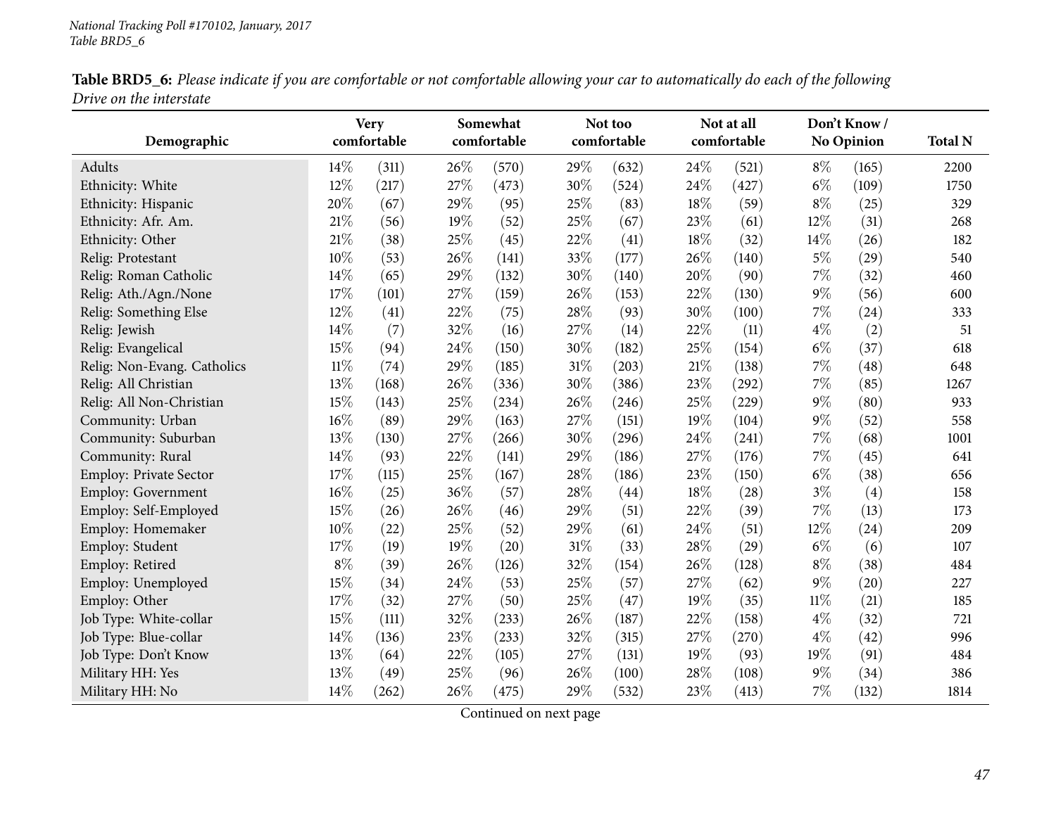**Table BRD5_6:** *Please indicate if you are comfortable or not comfortable allowing your car to automatically do each of the following Drive on the interstate*

| Demographic | Very comfortable | | Somewhat comfortable | | Not too comfortable | | Not at all comfortable | | Don't Know / No Opinion | | Total N |
|---|---|---|---|---|---|---|---|---|---|---|---|
| Adults | 14% | (311) | 26% | (570) | 29% | (632) | 24% | (521) | 8% | (165) | 2200 |
| Ethnicity: White | 12% | (217) | 27% | (473) | 30% | (524) | 24% | (427) | 6% | (109) | 1750 |
| Ethnicity: Hispanic | 20% | (67) | 29% | (95) | 25% | (83) | 18% | (59) | 8% | (25) | 329 |
| Ethnicity: Afr. Am. | 21% | (56) | 19% | (52) | 25% | (67) | 23% | (61) | 12% | (31) | 268 |
| Ethnicity: Other | 21% | (38) | 25% | (45) | 22% | (41) | 18% | (32) | 14% | (26) | 182 |
| Relig: Protestant | 10% | (53) | 26% | (141) | 33% | (177) | 26% | (140) | 5% | (29) | 540 |
| Relig: Roman Catholic | 14% | (65) | 29% | (132) | 30% | (140) | 20% | (90) | 7% | (32) | 460 |
| Relig: Ath./Agn./None | 17% | (101) | 27% | (159) | 26% | (153) | 22% | (130) | 9% | (56) | 600 |
| Relig: Something Else | 12% | (41) | 22% | (75) | 28% | (93) | 30% | (100) | 7% | (24) | 333 |
| Relig: Jewish | 14% | (7) | 32% | (16) | 27% | (14) | 22% | (11) | 4% | (2) | 51 |
| Relig: Evangelical | 15% | (94) | 24% | (150) | 30% | (182) | 25% | (154) | 6% | (37) | 618 |
| Relig: Non-Evang. Catholics | 11% | (74) | 29% | (185) | 31% | (203) | 21% | (138) | 7% | (48) | 648 |
| Relig: All Christian | 13% | (168) | 26% | (336) | 30% | (386) | 23% | (292) | 7% | (85) | 1267 |
| Relig: All Non-Christian | 15% | (143) | 25% | (234) | 26% | (246) | 25% | (229) | 9% | (80) | 933 |
| Community: Urban | 16% | (89) | 29% | (163) | 27% | (151) | 19% | (104) | 9% | (52) | 558 |
| Community: Suburban | 13% | (130) | 27% | (266) | 30% | (296) | 24% | (241) | 7% | (68) | 1001 |
| Community: Rural | 14% | (93) | 22% | (141) | 29% | (186) | 27% | (176) | 7% | (45) | 641 |
| Employ: Private Sector | 17% | (115) | 25% | (167) | 28% | (186) | 23% | (150) | 6% | (38) | 656 |
| Employ: Government | 16% | (25) | 36% | (57) | 28% | (44) | 18% | (28) | 3% | (4) | 158 |
| Employ: Self-Employed | 15% | (26) | 26% | (46) | 29% | (51) | 22% | (39) | 7% | (13) | 173 |
| Employ: Homemaker | 10% | (22) | 25% | (52) | 29% | (61) | 24% | (51) | 12% | (24) | 209 |
| Employ: Student | 17% | (19) | 19% | (20) | 31% | (33) | 28% | (29) | 6% | (6) | 107 |
| Employ: Retired | 8% | (39) | 26% | (126) | 32% | (154) | 26% | (128) | 8% | (38) | 484 |
| Employ: Unemployed | 15% | (34) | 24% | (53) | 25% | (57) | 27% | (62) | 9% | (20) | 227 |
| Employ: Other | 17% | (32) | 27% | (50) | 25% | (47) | 19% | (35) | 11% | (21) | 185 |
| Job Type: White-collar | 15% | (111) | 32% | (233) | 26% | (187) | 22% | (158) | 4% | (32) | 721 |
| Job Type: Blue-collar | 14% | (136) | 23% | (233) | 32% | (315) | 27% | (270) | 4% | (42) | 996 |
| Job Type: Don't Know | 13% | (64) | 22% | (105) | 27% | (131) | 19% | (93) | 19% | (91) | 484 |
| Military HH: Yes | 13% | (49) | 25% | (96) | 26% | (100) | 28% | (108) | 9% | (34) | 386 |
| Military HH: No | 14% | (262) | 26% | (475) | 29% | (532) | 23% | (413) | 7% | (132) | 1814 |

Continued on next page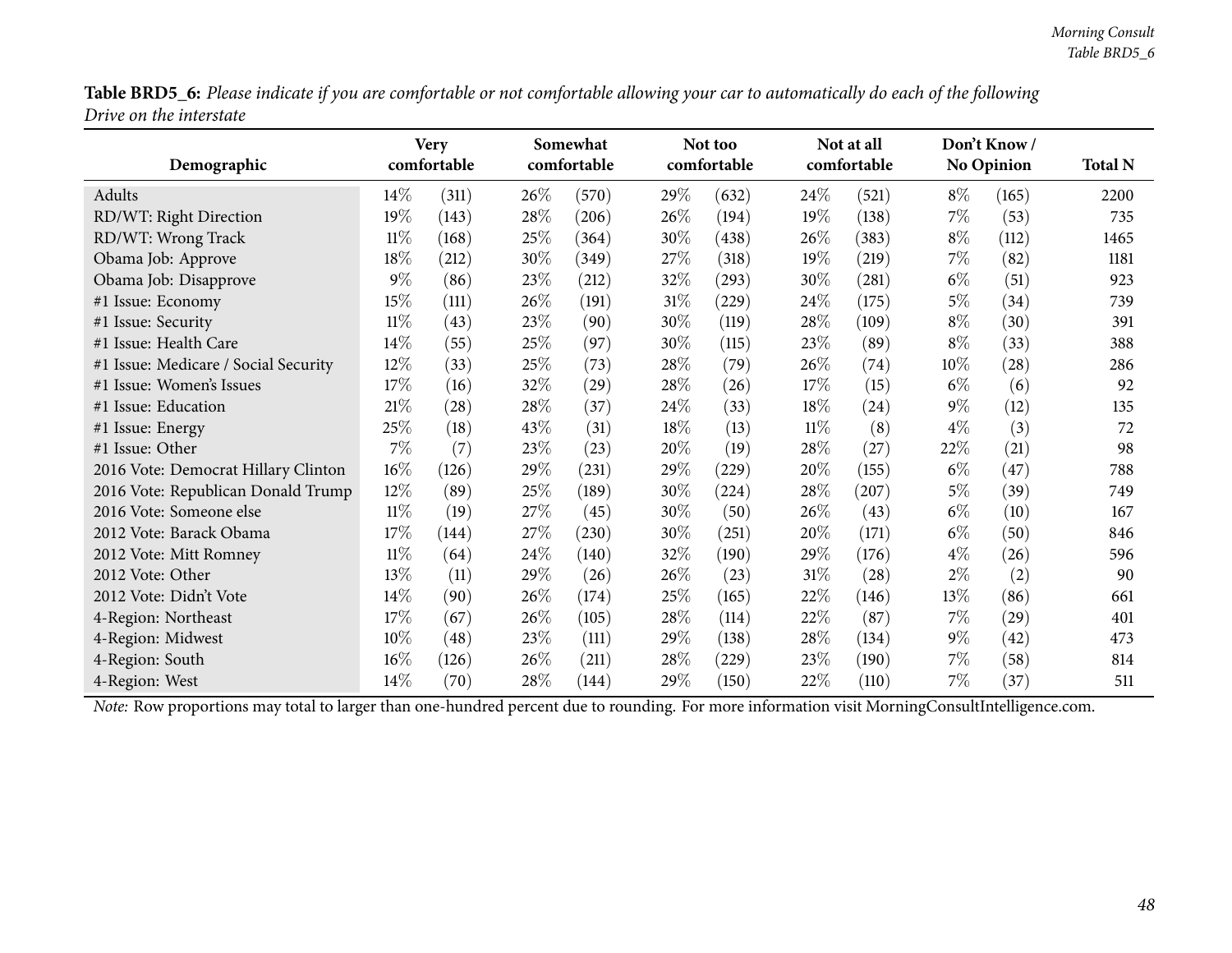**Table BRD5_6:** *Please indicate if you are comfortable or not comfortable allowing your car to automatically do each of the following Drive on the interstate*

| Demographic | Very comfortable | | Somewhat comfortable | | Not too comfortable | | Not at all comfortable | | Don't Know / No Opinion | | Total N |
|---|---|---|---|---|---|---|---|---|---|---|---|
| Adults | 14% | (311) | 26% | (570) | 29% | (632) | 24% | (521) | 8% | (165) | 2200 |
| RD/WT: Right Direction | 19% | (143) | 28% | (206) | 26% | (194) | 19% | (138) | 7% | (53) | 735 |
| RD/WT: Wrong Track | 11% | (168) | 25% | (364) | 30% | (438) | 26% | (383) | 8% | (112) | 1465 |
| Obama Job: Approve | 18% | (212) | 30% | (349) | 27% | (318) | 19% | (219) | 7% | (82) | 1181 |
| Obama Job: Disapprove | 9% | (86) | 23% | (212) | 32% | (293) | 30% | (281) | 6% | (51) | 923 |
| #1 Issue: Economy | 15% | (111) | 26% | (191) | 31% | (229) | 24% | (175) | 5% | (34) | 739 |
| #1 Issue: Security | 11% | (43) | 23% | (90) | 30% | (119) | 28% | (109) | 8% | (30) | 391 |
| #1 Issue: Health Care | 14% | (55) | 25% | (97) | 30% | (115) | 23% | (89) | 8% | (33) | 388 |
| #1 Issue: Medicare / Social Security | 12% | (33) | 25% | (73) | 28% | (79) | 26% | (74) | 10% | (28) | 286 |
| #1 Issue: Women's Issues | 17% | (16) | 32% | (29) | 28% | (26) | 17% | (15) | 6% | (6) | 92 |
| #1 Issue: Education | 21% | (28) | 28% | (37) | 24% | (33) | 18% | (24) | 9% | (12) | 135 |
| #1 Issue: Energy | 25% | (18) | 43% | (31) | 18% | (13) | 11% | (8) | 4% | (3) | 72 |
| #1 Issue: Other | 7% | (7) | 23% | (23) | 20% | (19) | 28% | (27) | 22% | (21) | 98 |
| 2016 Vote: Democrat Hillary Clinton | 16% | (126) | 29% | (231) | 29% | (229) | 20% | (155) | 6% | (47) | 788 |
| 2016 Vote: Republican Donald Trump | 12% | (89) | 25% | (189) | 30% | (224) | 28% | (207) | 5% | (39) | 749 |
| 2016 Vote: Someone else | 11% | (19) | 27% | (45) | 30% | (50) | 26% | (43) | 6% | (10) | 167 |
| 2012 Vote: Barack Obama | 17% | (144) | 27% | (230) | 30% | (251) | 20% | (171) | 6% | (50) | 846 |
| 2012 Vote: Mitt Romney | 11% | (64) | 24% | (140) | 32% | (190) | 29% | (176) | 4% | (26) | 596 |
| 2012 Vote: Other | 13% | (11) | 29% | (26) | 26% | (23) | 31% | (28) | 2% | (2) | 90 |
| 2012 Vote: Didn't Vote | 14% | (90) | 26% | (174) | 25% | (165) | 22% | (146) | 13% | (86) | 661 |
| 4-Region: Northeast | 17% | (67) | 26% | (105) | 28% | (114) | 22% | (87) | 7% | (29) | 401 |
| 4-Region: Midwest | 10% | (48) | 23% | (111) | 29% | (138) | 28% | (134) | 9% | (42) | 473 |
| 4-Region: South | 16% | (126) | 26% | (211) | 28% | (229) | 23% | (190) | 7% | (58) | 814 |
| 4-Region: West | 14% | (70) | 28% | (144) | 29% | (150) | 22% | (110) | 7% | (37) | 511 |

*Note:* Row proportions may total to larger than one-hundred percent due to rounding. For more information visit MorningConsultIntelligence.com.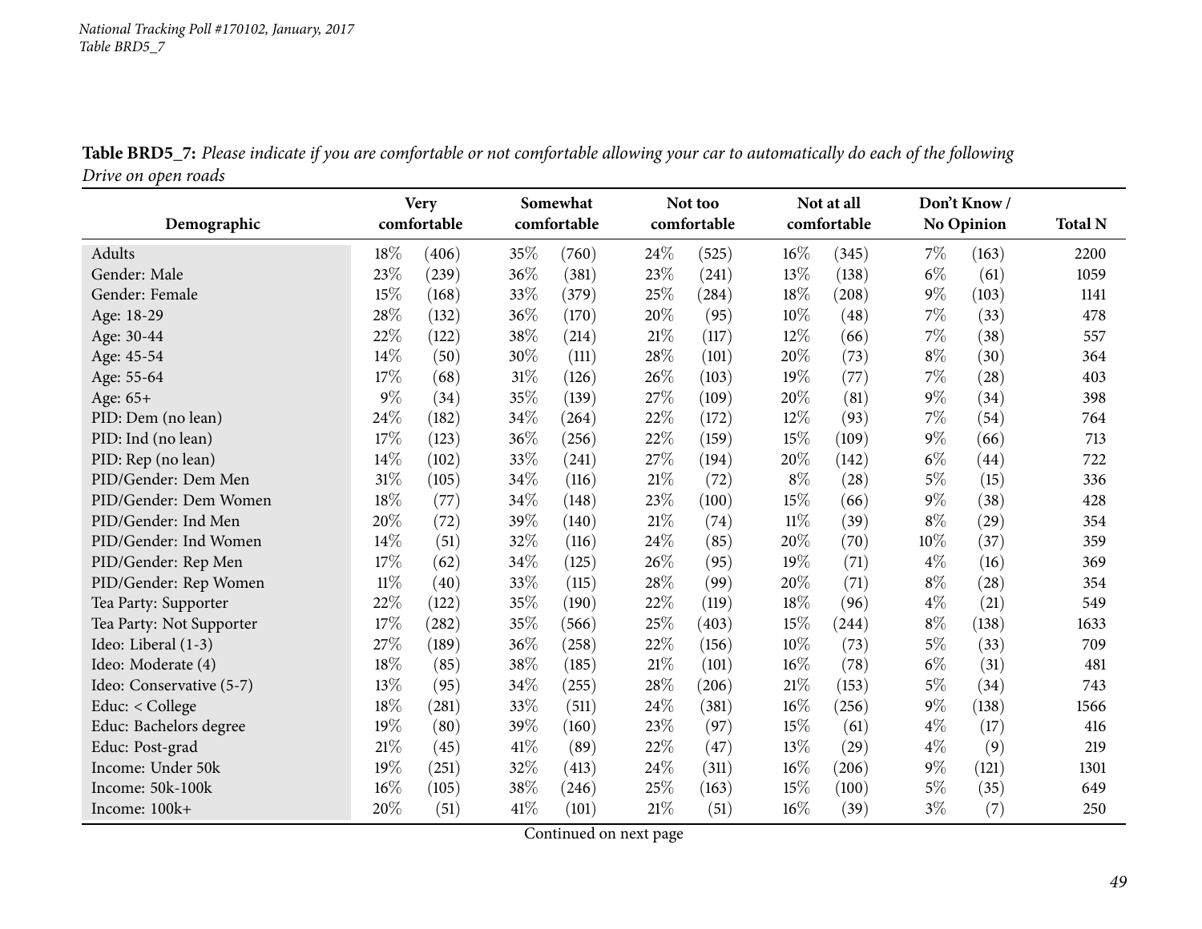**Table BRD5_7:** *Please indicate if you are comfortable or not comfortable allowing your car to automatically do each of the following Drive on open roads*

| Demographic | Very comfortable | | Somewhat comfortable | | Not too comfortable | | Not at all comfortable | | Don't Know / No Opinion | | Total N |
|---|---|---|---|---|---|---|---|---|---|---|---|
| Adults | 18% | (406) | 35% | (760) | 24% | (525) | 16% | (345) | 7% | (163) | 2200 |
| Gender: Male | 23% | (239) | 36% | (381) | 23% | (241) | 13% | (138) | 6% | (61) | 1059 |
| Gender: Female | 15% | (168) | 33% | (379) | 25% | (284) | 18% | (208) | 9% | (103) | 1141 |
| Age: 18-29 | 28% | (132) | 36% | (170) | 20% | (95) | 10% | (48) | 7% | (33) | 478 |
| Age: 30-44 | 22% | (122) | 38% | (214) | 21% | (117) | 12% | (66) | 7% | (38) | 557 |
| Age: 45-54 | 14% | (50) | 30% | (111) | 28% | (101) | 20% | (73) | 8% | (30) | 364 |
| Age: 55-64 | 17% | (68) | 31% | (126) | 26% | (103) | 19% | (77) | 7% | (28) | 403 |
| Age: 65+ | 9% | (34) | 35% | (139) | 27% | (109) | 20% | (81) | 9% | (34) | 398 |
| PID: Dem (no lean) | 24% | (182) | 34% | (264) | 22% | (172) | 12% | (93) | 7% | (54) | 764 |
| PID: Ind (no lean) | 17% | (123) | 36% | (256) | 22% | (159) | 15% | (109) | 9% | (66) | 713 |
| PID: Rep (no lean) | 14% | (102) | 33% | (241) | 27% | (194) | 20% | (142) | 6% | (44) | 722 |
| PID/Gender: Dem Men | 31% | (105) | 34% | (116) | 21% | (72) | 8% | (28) | 5% | (15) | 336 |
| PID/Gender: Dem Women | 18% | (77) | 34% | (148) | 23% | (100) | 15% | (66) | 9% | (38) | 428 |
| PID/Gender: Ind Men | 20% | (72) | 39% | (140) | 21% | (74) | 11% | (39) | 8% | (29) | 354 |
| PID/Gender: Ind Women | 14% | (51) | 32% | (116) | 24% | (85) | 20% | (70) | 10% | (37) | 359 |
| PID/Gender: Rep Men | 17% | (62) | 34% | (125) | 26% | (95) | 19% | (71) | 4% | (16) | 369 |
| PID/Gender: Rep Women | 11% | (40) | 33% | (115) | 28% | (99) | 20% | (71) | 8% | (28) | 354 |
| Tea Party: Supporter | 22% | (122) | 35% | (190) | 22% | (119) | 18% | (96) | 4% | (21) | 549 |
| Tea Party: Not Supporter | 17% | (282) | 35% | (566) | 25% | (403) | 15% | (244) | 8% | (138) | 1633 |
| Ideo: Liberal (1-3) | 27% | (189) | 36% | (258) | 22% | (156) | 10% | (73) | 5% | (33) | 709 |
| Ideo: Moderate (4) | 18% | (85) | 38% | (185) | 21% | (101) | 16% | (78) | 6% | (31) | 481 |
| Ideo: Conservative (5-7) | 13% | (95) | 34% | (255) | 28% | (206) | 21% | (153) | 5% | (34) | 743 |
| Educ: < College | 18% | (281) | 33% | (511) | 24% | (381) | 16% | (256) | 9% | (138) | 1566 |
| Educ: Bachelors degree | 19% | (80) | 39% | (160) | 23% | (97) | 15% | (61) | 4% | (17) | 416 |
| Educ: Post-grad | 21% | (45) | 41% | (89) | 22% | (47) | 13% | (29) | 4% | (9) | 219 |
| Income: Under 50k | 19% | (251) | 32% | (413) | 24% | (311) | 16% | (206) | 9% | (121) | 1301 |
| Income: 50k-100k | 16% | (105) | 38% | (246) | 25% | (163) | 15% | (100) | 5% | (35) | 649 |
| Income: 100k+ | 20% | (51) | 41% | (101) | 21% | (51) | 16% | (39) | 3% | (7) | 250 |

Continued on next page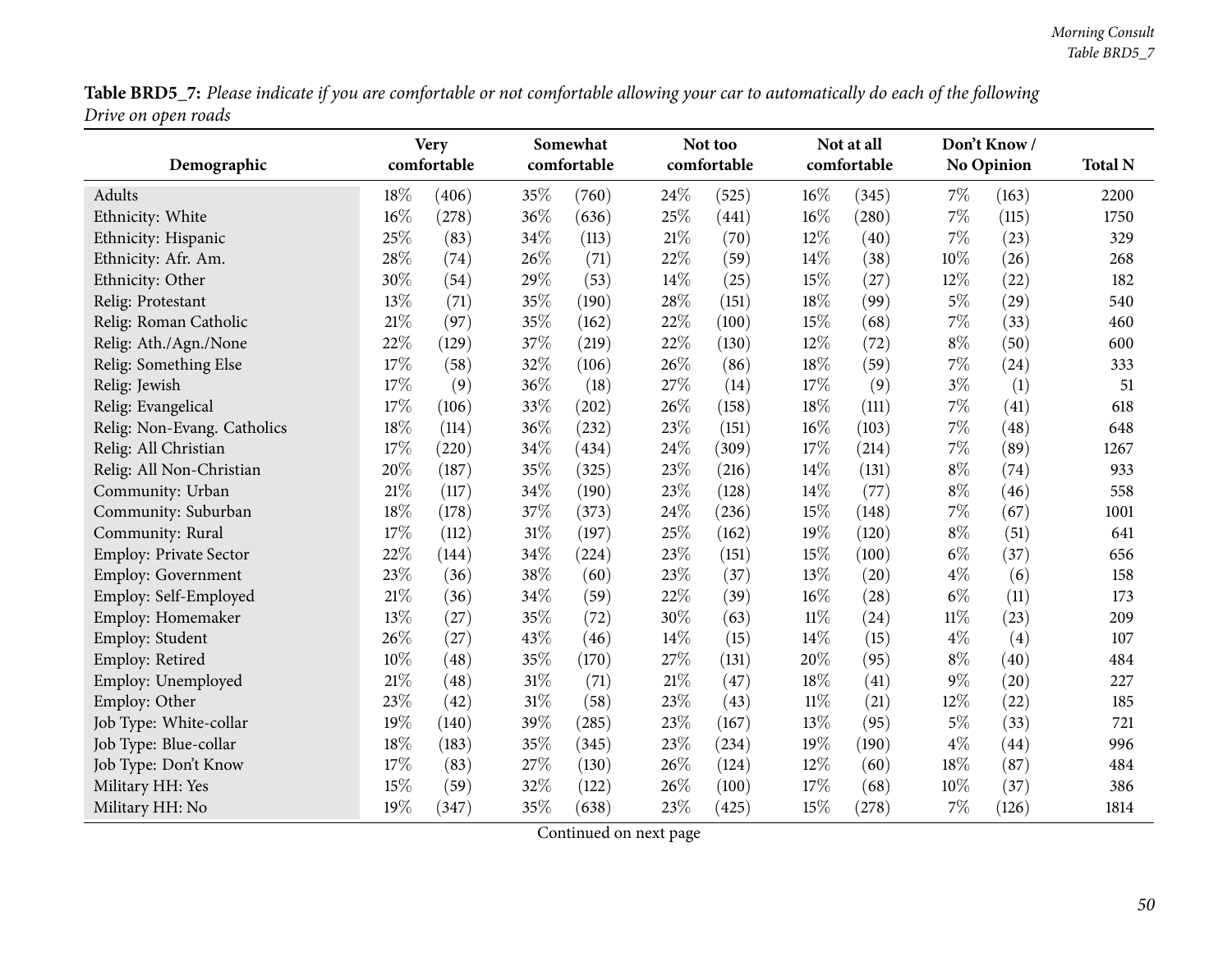**Table BRD5_7:** *Please indicate if you are comfortable or not comfortable allowing your car to automatically do each of the following Drive on open roads*

| Demographic | Very comfortable | | Somewhat comfortable | | Not too comfortable | | Not at all comfortable | | Don't Know / No Opinion | | Total N |
|---|---|---|---|---|---|---|---|---|---|---|---|
| Adults | 18% | (406) | 35% | (760) | 24% | (525) | 16% | (345) | 7% | (163) | 2200 |
| Ethnicity: White | 16% | (278) | 36% | (636) | 25% | (441) | 16% | (280) | 7% | (115) | 1750 |
| Ethnicity: Hispanic | 25% | (83) | 34% | (113) | 21% | (70) | 12% | (40) | 7% | (23) | 329 |
| Ethnicity: Afr. Am. | 28% | (74) | 26% | (71) | 22% | (59) | 14% | (38) | 10% | (26) | 268 |
| Ethnicity: Other | 30% | (54) | 29% | (53) | 14% | (25) | 15% | (27) | 12% | (22) | 182 |
| Relig: Protestant | 13% | (71) | 35% | (190) | 28% | (151) | 18% | (99) | 5% | (29) | 540 |
| Relig: Roman Catholic | 21% | (97) | 35% | (162) | 22% | (100) | 15% | (68) | 7% | (33) | 460 |
| Relig: Ath./Agn./None | 22% | (129) | 37% | (219) | 22% | (130) | 12% | (72) | 8% | (50) | 600 |
| Relig: Something Else | 17% | (58) | 32% | (106) | 26% | (86) | 18% | (59) | 7% | (24) | 333 |
| Relig: Jewish | 17% | (9) | 36% | (18) | 27% | (14) | 17% | (9) | 3% | (1) | 51 |
| Relig: Evangelical | 17% | (106) | 33% | (202) | 26% | (158) | 18% | (111) | 7% | (41) | 618 |
| Relig: Non-Evang. Catholics | 18% | (114) | 36% | (232) | 23% | (151) | 16% | (103) | 7% | (48) | 648 |
| Relig: All Christian | 17% | (220) | 34% | (434) | 24% | (309) | 17% | (214) | 7% | (89) | 1267 |
| Relig: All Non-Christian | 20% | (187) | 35% | (325) | 23% | (216) | 14% | (131) | 8% | (74) | 933 |
| Community: Urban | 21% | (117) | 34% | (190) | 23% | (128) | 14% | (77) | 8% | (46) | 558 |
| Community: Suburban | 18% | (178) | 37% | (373) | 24% | (236) | 15% | (148) | 7% | (67) | 1001 |
| Community: Rural | 17% | (112) | 31% | (197) | 25% | (162) | 19% | (120) | 8% | (51) | 641 |
| Employ: Private Sector | 22% | (144) | 34% | (224) | 23% | (151) | 15% | (100) | 6% | (37) | 656 |
| Employ: Government | 23% | (36) | 38% | (60) | 23% | (37) | 13% | (20) | 4% | (6) | 158 |
| Employ: Self-Employed | 21% | (36) | 34% | (59) | 22% | (39) | 16% | (28) | 6% | (11) | 173 |
| Employ: Homemaker | 13% | (27) | 35% | (72) | 30% | (63) | 11% | (24) | 11% | (23) | 209 |
| Employ: Student | 26% | (27) | 43% | (46) | 14% | (15) | 14% | (15) | 4% | (4) | 107 |
| Employ: Retired | 10% | (48) | 35% | (170) | 27% | (131) | 20% | (95) | 8% | (40) | 484 |
| Employ: Unemployed | 21% | (48) | 31% | (71) | 21% | (47) | 18% | (41) | 9% | (20) | 227 |
| Employ: Other | 23% | (42) | 31% | (58) | 23% | (43) | 11% | (21) | 12% | (22) | 185 |
| Job Type: White-collar | 19% | (140) | 39% | (285) | 23% | (167) | 13% | (95) | 5% | (33) | 721 |
| Job Type: Blue-collar | 18% | (183) | 35% | (345) | 23% | (234) | 19% | (190) | 4% | (44) | 996 |
| Job Type: Don't Know | 17% | (83) | 27% | (130) | 26% | (124) | 12% | (60) | 18% | (87) | 484 |
| Military HH: Yes | 15% | (59) | 32% | (122) | 26% | (100) | 17% | (68) | 10% | (37) | 386 |
| Military HH: No | 19% | (347) | 35% | (638) | 23% | (425) | 15% | (278) | 7% | (126) | 1814 |

Continued on next page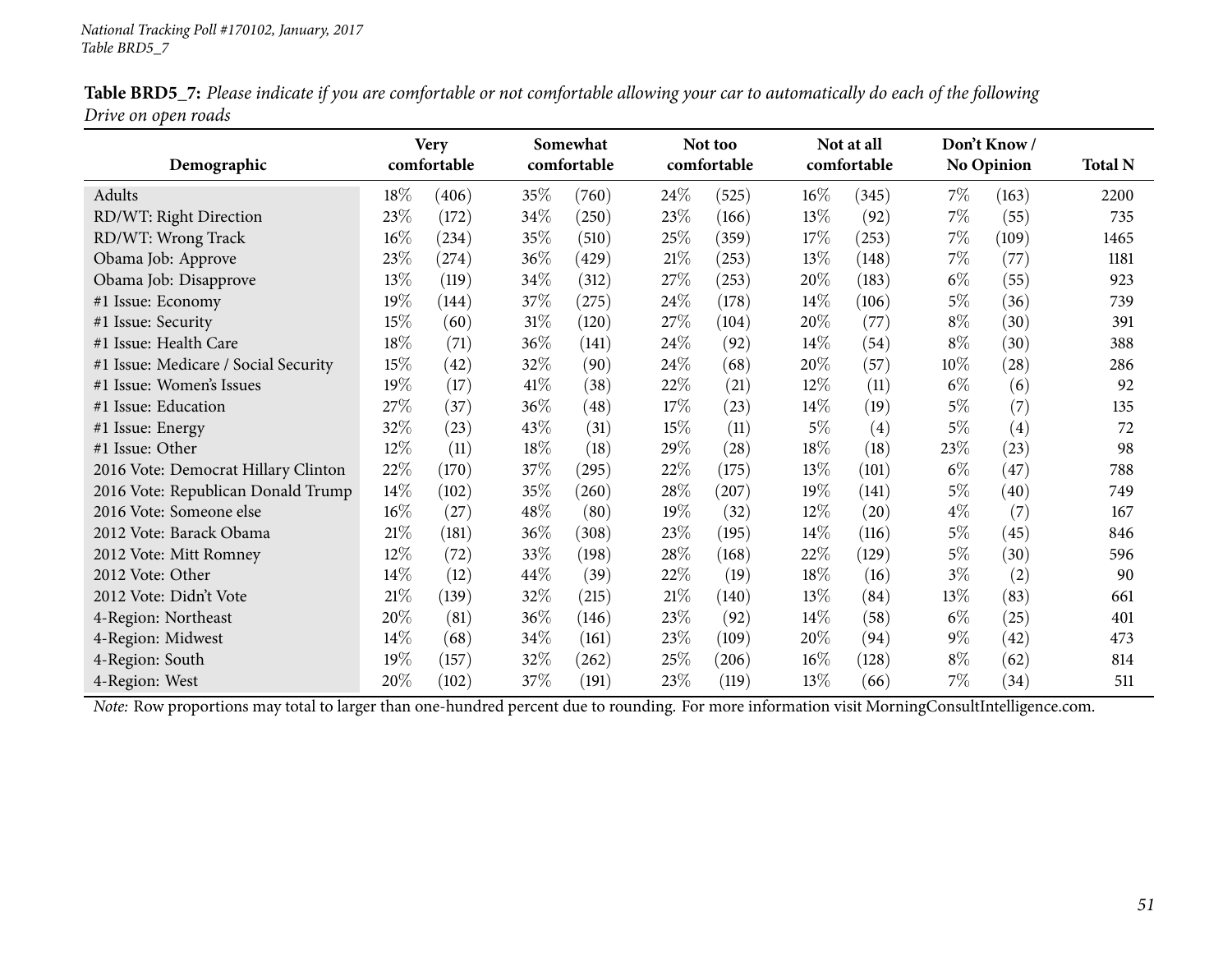**Table BRD5_7:** *Please indicate if you are comfortable or not comfortable allowing your car to automatically do each of the following Drive on open roads*

| Demographic | Very comfortable | | Somewhat comfortable | | Not too comfortable | | Not at all comfortable | | Don't Know / No Opinion | | Total N |
|---|---|---|---|---|---|---|---|---|---|---|---|
| Adults | 18% | (406) | 35% | (760) | 24% | (525) | 16% | (345) | 7% | (163) | 2200 |
| RD/WT: Right Direction | 23% | (172) | 34% | (250) | 23% | (166) | 13% | (92) | 7% | (55) | 735 |
| RD/WT: Wrong Track | 16% | (234) | 35% | (510) | 25% | (359) | 17% | (253) | 7% | (109) | 1465 |
| Obama Job: Approve | 23% | (274) | 36% | (429) | 21% | (253) | 13% | (148) | 7% | (77) | 1181 |
| Obama Job: Disapprove | 13% | (119) | 34% | (312) | 27% | (253) | 20% | (183) | 6% | (55) | 923 |
| #1 Issue: Economy | 19% | (144) | 37% | (275) | 24% | (178) | 14% | (106) | 5% | (36) | 739 |
| #1 Issue: Security | 15% | (60) | 31% | (120) | 27% | (104) | 20% | (77) | 8% | (30) | 391 |
| #1 Issue: Health Care | 18% | (71) | 36% | (141) | 24% | (92) | 14% | (54) | 8% | (30) | 388 |
| #1 Issue: Medicare / Social Security | 15% | (42) | 32% | (90) | 24% | (68) | 20% | (57) | 10% | (28) | 286 |
| #1 Issue: Women's Issues | 19% | (17) | 41% | (38) | 22% | (21) | 12% | (11) | 6% | (6) | 92 |
| #1 Issue: Education | 27% | (37) | 36% | (48) | 17% | (23) | 14% | (19) | 5% | (7) | 135 |
| #1 Issue: Energy | 32% | (23) | 43% | (31) | 15% | (11) | 5% | (4) | 5% | (4) | 72 |
| #1 Issue: Other | 12% | (11) | 18% | (18) | 29% | (28) | 18% | (18) | 23% | (23) | 98 |
| 2016 Vote: Democrat Hillary Clinton | 22% | (170) | 37% | (295) | 22% | (175) | 13% | (101) | 6% | (47) | 788 |
| 2016 Vote: Republican Donald Trump | 14% | (102) | 35% | (260) | 28% | (207) | 19% | (141) | 5% | (40) | 749 |
| 2016 Vote: Someone else | 16% | (27) | 48% | (80) | 19% | (32) | 12% | (20) | 4% | (7) | 167 |
| 2012 Vote: Barack Obama | 21% | (181) | 36% | (308) | 23% | (195) | 14% | (116) | 5% | (45) | 846 |
| 2012 Vote: Mitt Romney | 12% | (72) | 33% | (198) | 28% | (168) | 22% | (129) | 5% | (30) | 596 |
| 2012 Vote: Other | 14% | (12) | 44% | (39) | 22% | (19) | 18% | (16) | 3% | (2) | 90 |
| 2012 Vote: Didn't Vote | 21% | (139) | 32% | (215) | 21% | (140) | 13% | (84) | 13% | (83) | 661 |
| 4-Region: Northeast | 20% | (81) | 36% | (146) | 23% | (92) | 14% | (58) | 6% | (25) | 401 |
| 4-Region: Midwest | 14% | (68) | 34% | (161) | 23% | (109) | 20% | (94) | 9% | (42) | 473 |
| 4-Region: South | 19% | (157) | 32% | (262) | 25% | (206) | 16% | (128) | 8% | (62) | 814 |
| 4-Region: West | 20% | (102) | 37% | (191) | 23% | (119) | 13% | (66) | 7% | (34) | 511 |

*Note:* Row proportions may total to larger than one-hundred percent due to rounding. For more information visit MorningConsultIntelligence.com.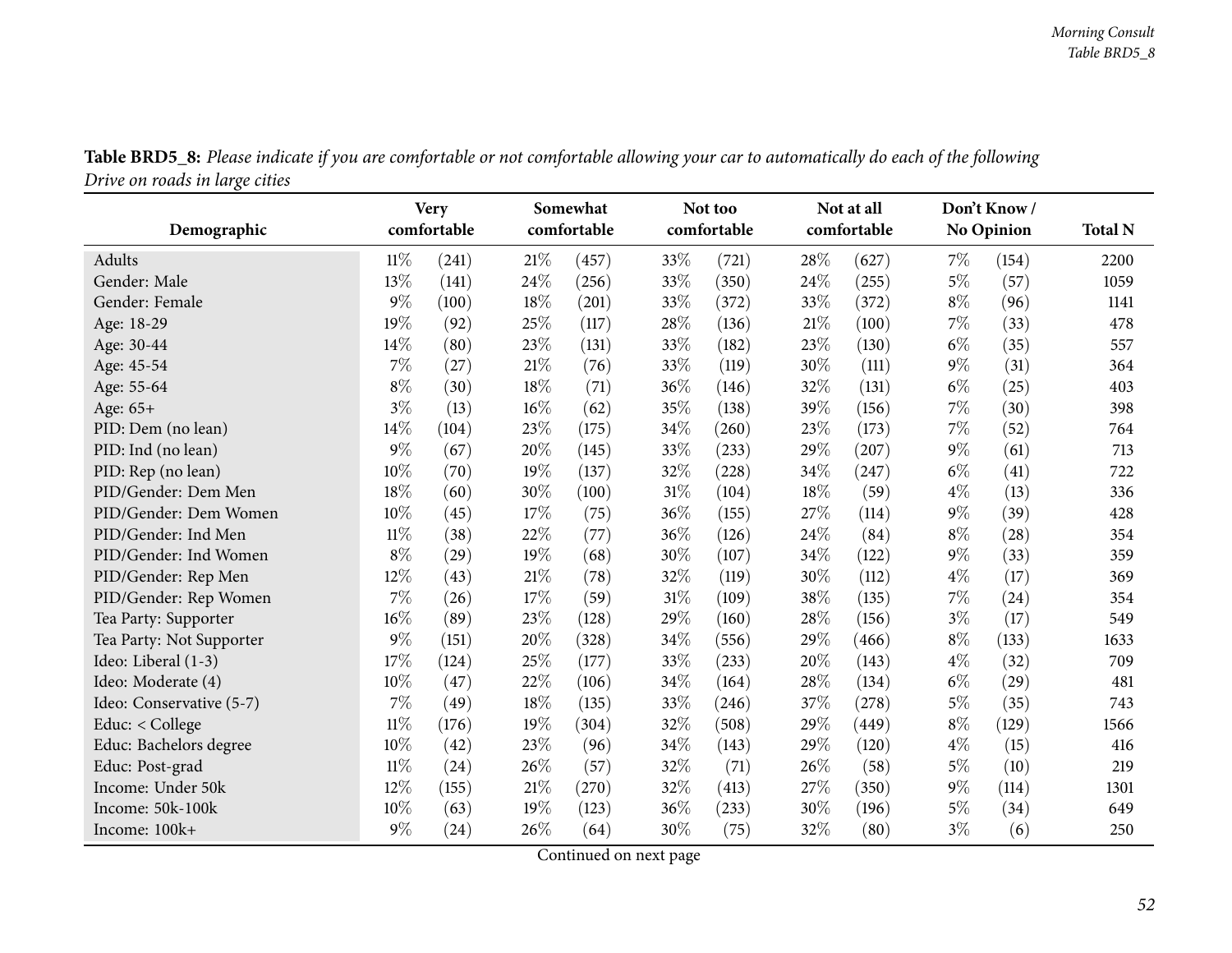**Table BRD5_8:** *Please indicate if you are comfortable or not comfortable allowing your car to automatically do each of the following Drive on roads in large cities*

| Demographic | Very comfortable | | Somewhat comfortable | | Not too comfortable | | Not at all comfortable | | Don't Know / No Opinion | | Total N |
|---|---|---|---|---|---|---|---|---|---|---|---|
| Adults | 11% | (241) | 21% | (457) | 33% | (721) | 28% | (627) | 7% | (154) | 2200 |
| Gender: Male | 13% | (141) | 24% | (256) | 33% | (350) | 24% | (255) | 5% | (57) | 1059 |
| Gender: Female | 9% | (100) | 18% | (201) | 33% | (372) | 33% | (372) | 8% | (96) | 1141 |
| Age: 18-29 | 19% | (92) | 25% | (117) | 28% | (136) | 21% | (100) | 7% | (33) | 478 |
| Age: 30-44 | 14% | (80) | 23% | (131) | 33% | (182) | 23% | (130) | 6% | (35) | 557 |
| Age: 45-54 | 7% | (27) | 21% | (76) | 33% | (119) | 30% | (111) | 9% | (31) | 364 |
| Age: 55-64 | 8% | (30) | 18% | (71) | 36% | (146) | 32% | (131) | 6% | (25) | 403 |
| Age: 65+ | 3% | (13) | 16% | (62) | 35% | (138) | 39% | (156) | 7% | (30) | 398 |
| PID: Dem (no lean) | 14% | (104) | 23% | (175) | 34% | (260) | 23% | (173) | 7% | (52) | 764 |
| PID: Ind (no lean) | 9% | (67) | 20% | (145) | 33% | (233) | 29% | (207) | 9% | (61) | 713 |
| PID: Rep (no lean) | 10% | (70) | 19% | (137) | 32% | (228) | 34% | (247) | 6% | (41) | 722 |
| PID/Gender: Dem Men | 18% | (60) | 30% | (100) | 31% | (104) | 18% | (59) | 4% | (13) | 336 |
| PID/Gender: Dem Women | 10% | (45) | 17% | (75) | 36% | (155) | 27% | (114) | 9% | (39) | 428 |
| PID/Gender: Ind Men | 11% | (38) | 22% | (77) | 36% | (126) | 24% | (84) | 8% | (28) | 354 |
| PID/Gender: Ind Women | 8% | (29) | 19% | (68) | 30% | (107) | 34% | (122) | 9% | (33) | 359 |
| PID/Gender: Rep Men | 12% | (43) | 21% | (78) | 32% | (119) | 30% | (112) | 4% | (17) | 369 |
| PID/Gender: Rep Women | 7% | (26) | 17% | (59) | 31% | (109) | 38% | (135) | 7% | (24) | 354 |
| Tea Party: Supporter | 16% | (89) | 23% | (128) | 29% | (160) | 28% | (156) | 3% | (17) | 549 |
| Tea Party: Not Supporter | 9% | (151) | 20% | (328) | 34% | (556) | 29% | (466) | 8% | (133) | 1633 |
| Ideo: Liberal (1-3) | 17% | (124) | 25% | (177) | 33% | (233) | 20% | (143) | 4% | (32) | 709 |
| Ideo: Moderate (4) | 10% | (47) | 22% | (106) | 34% | (164) | 28% | (134) | 6% | (29) | 481 |
| Ideo: Conservative (5-7) | 7% | (49) | 18% | (135) | 33% | (246) | 37% | (278) | 5% | (35) | 743 |
| Educ: < College | 11% | (176) | 19% | (304) | 32% | (508) | 29% | (449) | 8% | (129) | 1566 |
| Educ: Bachelors degree | 10% | (42) | 23% | (96) | 34% | (143) | 29% | (120) | 4% | (15) | 416 |
| Educ: Post-grad | 11% | (24) | 26% | (57) | 32% | (71) | 26% | (58) | 5% | (10) | 219 |
| Income: Under 50k | 12% | (155) | 21% | (270) | 32% | (413) | 27% | (350) | 9% | (114) | 1301 |
| Income: 50k-100k | 10% | (63) | 19% | (123) | 36% | (233) | 30% | (196) | 5% | (34) | 649 |
| Income: 100k+ | 9% | (24) | 26% | (64) | 30% | (75) | 32% | (80) | 3% | (6) | 250 |

Continued on next page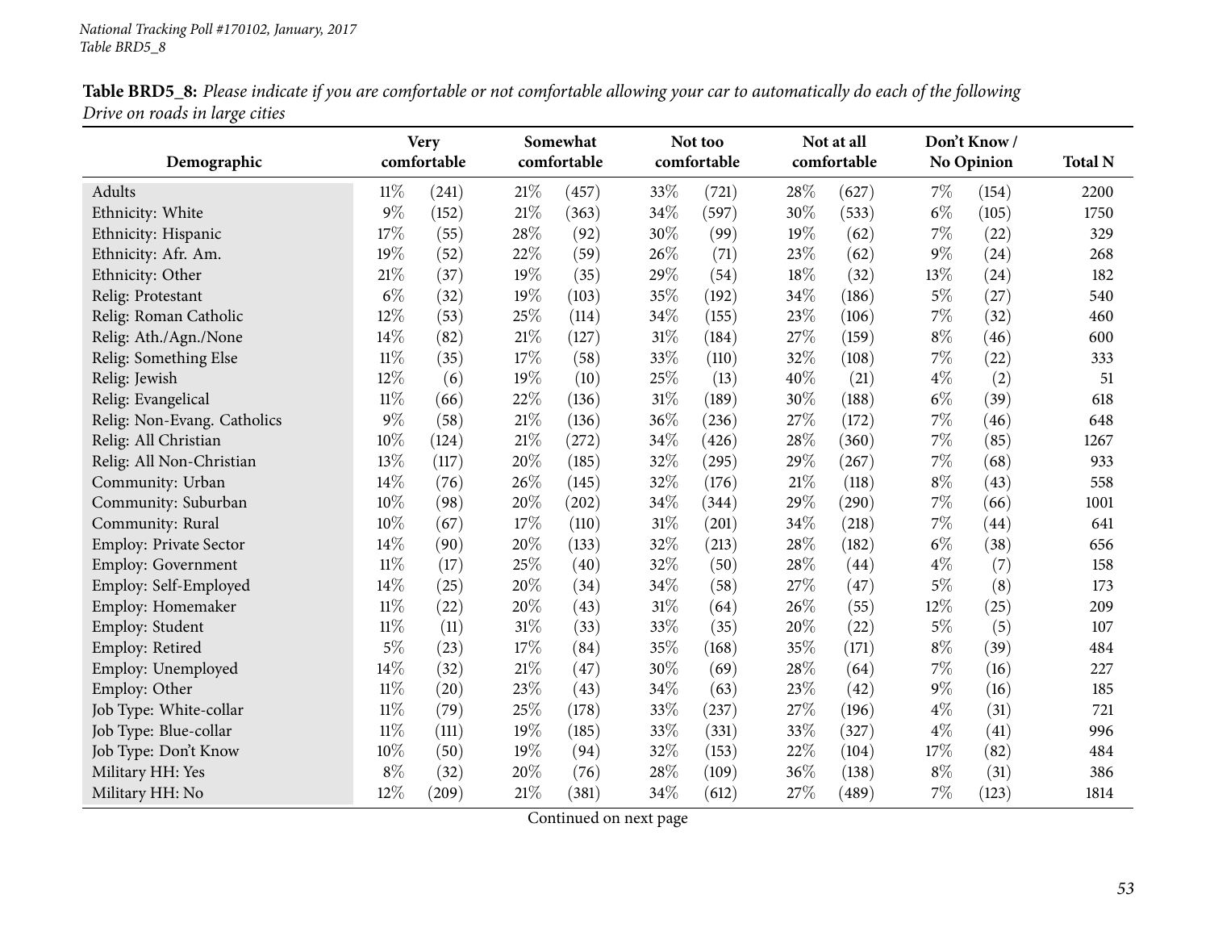**Table BRD5_8:** *Please indicate if you are comfortable or not comfortable allowing your car to automatically do each of the following Drive on roads in large cities*

| Demographic | Very comfortable | | Somewhat comfortable | | Not too comfortable | | Not at all comfortable | | Don't Know / No Opinion | | Total N |
|---|---|---|---|---|---|---|---|---|---|---|---|
| Adults | 11% | (241) | 21% | (457) | 33% | (721) | 28% | (627) | 7% | (154) | 2200 |
| Ethnicity: White | 9% | (152) | 21% | (363) | 34% | (597) | 30% | (533) | 6% | (105) | 1750 |
| Ethnicity: Hispanic | 17% | (55) | 28% | (92) | 30% | (99) | 19% | (62) | 7% | (22) | 329 |
| Ethnicity: Afr. Am. | 19% | (52) | 22% | (59) | 26% | (71) | 23% | (62) | 9% | (24) | 268 |
| Ethnicity: Other | 21% | (37) | 19% | (35) | 29% | (54) | 18% | (32) | 13% | (24) | 182 |
| Relig: Protestant | 6% | (32) | 19% | (103) | 35% | (192) | 34% | (186) | 5% | (27) | 540 |
| Relig: Roman Catholic | 12% | (53) | 25% | (114) | 34% | (155) | 23% | (106) | 7% | (32) | 460 |
| Relig: Ath./Agn./None | 14% | (82) | 21% | (127) | 31% | (184) | 27% | (159) | 8% | (46) | 600 |
| Relig: Something Else | 11% | (35) | 17% | (58) | 33% | (110) | 32% | (108) | 7% | (22) | 333 |
| Relig: Jewish | 12% | (6) | 19% | (10) | 25% | (13) | 40% | (21) | 4% | (2) | 51 |
| Relig: Evangelical | 11% | (66) | 22% | (136) | 31% | (189) | 30% | (188) | 6% | (39) | 618 |
| Relig: Non-Evang. Catholics | 9% | (58) | 21% | (136) | 36% | (236) | 27% | (172) | 7% | (46) | 648 |
| Relig: All Christian | 10% | (124) | 21% | (272) | 34% | (426) | 28% | (360) | 7% | (85) | 1267 |
| Relig: All Non-Christian | 13% | (117) | 20% | (185) | 32% | (295) | 29% | (267) | 7% | (68) | 933 |
| Community: Urban | 14% | (76) | 26% | (145) | 32% | (176) | 21% | (118) | 8% | (43) | 558 |
| Community: Suburban | 10% | (98) | 20% | (202) | 34% | (344) | 29% | (290) | 7% | (66) | 1001 |
| Community: Rural | 10% | (67) | 17% | (110) | 31% | (201) | 34% | (218) | 7% | (44) | 641 |
| Employ: Private Sector | 14% | (90) | 20% | (133) | 32% | (213) | 28% | (182) | 6% | (38) | 656 |
| Employ: Government | 11% | (17) | 25% | (40) | 32% | (50) | 28% | (44) | 4% | (7) | 158 |
| Employ: Self-Employed | 14% | (25) | 20% | (34) | 34% | (58) | 27% | (47) | 5% | (8) | 173 |
| Employ: Homemaker | 11% | (22) | 20% | (43) | 31% | (64) | 26% | (55) | 12% | (25) | 209 |
| Employ: Student | 11% | (11) | 31% | (33) | 33% | (35) | 20% | (22) | 5% | (5) | 107 |
| Employ: Retired | 5% | (23) | 17% | (84) | 35% | (168) | 35% | (171) | 8% | (39) | 484 |
| Employ: Unemployed | 14% | (32) | 21% | (47) | 30% | (69) | 28% | (64) | 7% | (16) | 227 |
| Employ: Other | 11% | (20) | 23% | (43) | 34% | (63) | 23% | (42) | 9% | (16) | 185 |
| Job Type: White-collar | 11% | (79) | 25% | (178) | 33% | (237) | 27% | (196) | 4% | (31) | 721 |
| Job Type: Blue-collar | 11% | (111) | 19% | (185) | 33% | (331) | 33% | (327) | 4% | (41) | 996 |
| Job Type: Don't Know | 10% | (50) | 19% | (94) | 32% | (153) | 22% | (104) | 17% | (82) | 484 |
| Military HH: Yes | 8% | (32) | 20% | (76) | 28% | (109) | 36% | (138) | 8% | (31) | 386 |
| Military HH: No | 12% | (209) | 21% | (381) | 34% | (612) | 27% | (489) | 7% | (123) | 1814 |

Continued on next page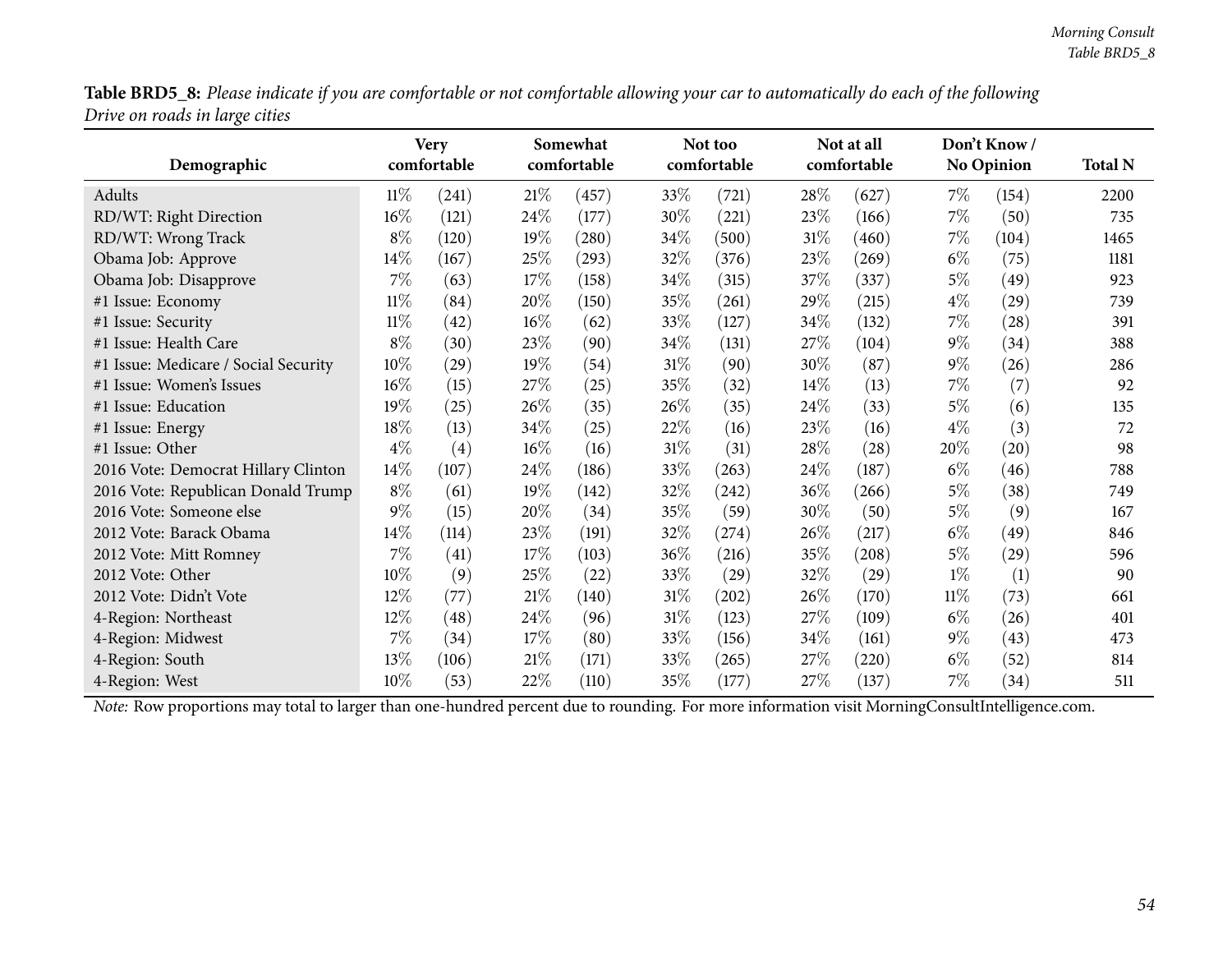**Table BRD5_8:** *Please indicate if you are comfortable or not comfortable allowing your car to automatically do each of the following Drive on roads in large cities*

| Demographic | Very comfortable | | Somewhat comfortable | | Not too comfortable | | Not at all comfortable | | Don't Know / No Opinion | | Total N |
|---|---|---|---|---|---|---|---|---|---|---|---|
| Adults | 11% | (241) | 21% | (457) | 33% | (721) | 28% | (627) | 7% | (154) | 2200 |
| RD/WT: Right Direction | 16% | (121) | 24% | (177) | 30% | (221) | 23% | (166) | 7% | (50) | 735 |
| RD/WT: Wrong Track | 8% | (120) | 19% | (280) | 34% | (500) | 31% | (460) | 7% | (104) | 1465 |
| Obama Job: Approve | 14% | (167) | 25% | (293) | 32% | (376) | 23% | (269) | 6% | (75) | 1181 |
| Obama Job: Disapprove | 7% | (63) | 17% | (158) | 34% | (315) | 37% | (337) | 5% | (49) | 923 |
| #1 Issue: Economy | 11% | (84) | 20% | (150) | 35% | (261) | 29% | (215) | 4% | (29) | 739 |
| #1 Issue: Security | 11% | (42) | 16% | (62) | 33% | (127) | 34% | (132) | 7% | (28) | 391 |
| #1 Issue: Health Care | 8% | (30) | 23% | (90) | 34% | (131) | 27% | (104) | 9% | (34) | 388 |
| #1 Issue: Medicare / Social Security | 10% | (29) | 19% | (54) | 31% | (90) | 30% | (87) | 9% | (26) | 286 |
| #1 Issue: Women's Issues | 16% | (15) | 27% | (25) | 35% | (32) | 14% | (13) | 7% | (7) | 92 |
| #1 Issue: Education | 19% | (25) | 26% | (35) | 26% | (35) | 24% | (33) | 5% | (6) | 135 |
| #1 Issue: Energy | 18% | (13) | 34% | (25) | 22% | (16) | 23% | (16) | 4% | (3) | 72 |
| #1 Issue: Other | 4% | (4) | 16% | (16) | 31% | (31) | 28% | (28) | 20% | (20) | 98 |
| 2016 Vote: Democrat Hillary Clinton | 14% | (107) | 24% | (186) | 33% | (263) | 24% | (187) | 6% | (46) | 788 |
| 2016 Vote: Republican Donald Trump | 8% | (61) | 19% | (142) | 32% | (242) | 36% | (266) | 5% | (38) | 749 |
| 2016 Vote: Someone else | 9% | (15) | 20% | (34) | 35% | (59) | 30% | (50) | 5% | (9) | 167 |
| 2012 Vote: Barack Obama | 14% | (114) | 23% | (191) | 32% | (274) | 26% | (217) | 6% | (49) | 846 |
| 2012 Vote: Mitt Romney | 7% | (41) | 17% | (103) | 36% | (216) | 35% | (208) | 5% | (29) | 596 |
| 2012 Vote: Other | 10% | (9) | 25% | (22) | 33% | (29) | 32% | (29) | 1% | (1) | 90 |
| 2012 Vote: Didn't Vote | 12% | (77) | 21% | (140) | 31% | (202) | 26% | (170) | 11% | (73) | 661 |
| 4-Region: Northeast | 12% | (48) | 24% | (96) | 31% | (123) | 27% | (109) | 6% | (26) | 401 |
| 4-Region: Midwest | 7% | (34) | 17% | (80) | 33% | (156) | 34% | (161) | 9% | (43) | 473 |
| 4-Region: South | 13% | (106) | 21% | (171) | 33% | (265) | 27% | (220) | 6% | (52) | 814 |
| 4-Region: West | 10% | (53) | 22% | (110) | 35% | (177) | 27% | (137) | 7% | (34) | 511 |

*Note:* Row proportions may total to larger than one-hundred percent due to rounding. For more information visit MorningConsultIntelligence.com.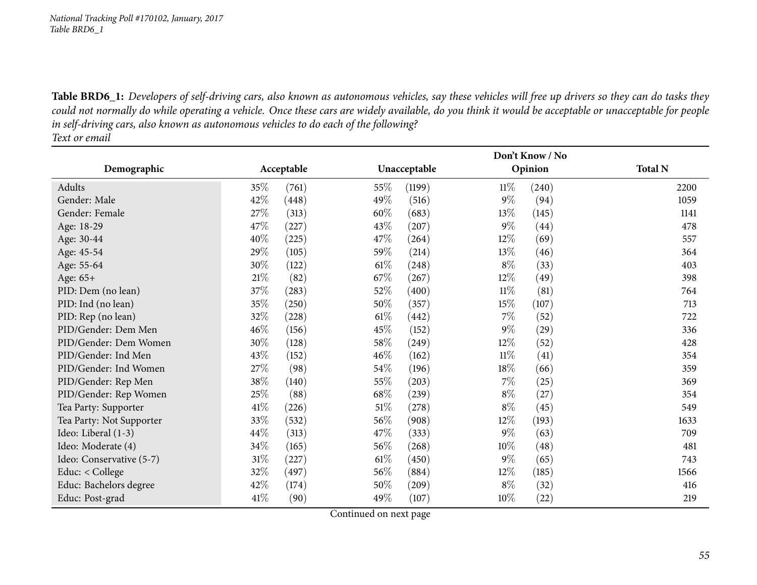**Table BRD6_1:** *Developers of self-driving cars, also known as autonomous vehicles, say these vehicles will free up drivers so they can do tasks they could not normally do while operating a vehicle. Once these cars are widely available, do you think it would be acceptable or unacceptable for people in self-driving cars, also known as autonomous vehicles to do each of the following?*
*Text or email*

| Demographic | Acceptable | | Unacceptable | | Don't Know / No Opinion | | Total N |
|---|---|---|---|---|---|---|---|
| Adults | 35% | (761) | 55% | (1199) | 11% | (240) | 2200 |
| Gender: Male | 42% | (448) | 49% | (516) | 9% | (94) | 1059 |
| Gender: Female | 27% | (313) | 60% | (683) | 13% | (145) | 1141 |
| Age: 18-29 | 47% | (227) | 43% | (207) | 9% | (44) | 478 |
| Age: 30-44 | 40% | (225) | 47% | (264) | 12% | (69) | 557 |
| Age: 45-54 | 29% | (105) | 59% | (214) | 13% | (46) | 364 |
| Age: 55-64 | 30% | (122) | 61% | (248) | 8% | (33) | 403 |
| Age: 65+ | 21% | (82) | 67% | (267) | 12% | (49) | 398 |
| PID: Dem (no lean) | 37% | (283) | 52% | (400) | 11% | (81) | 764 |
| PID: Ind (no lean) | 35% | (250) | 50% | (357) | 15% | (107) | 713 |
| PID: Rep (no lean) | 32% | (228) | 61% | (442) | 7% | (52) | 722 |
| PID/Gender: Dem Men | 46% | (156) | 45% | (152) | 9% | (29) | 336 |
| PID/Gender: Dem Women | 30% | (128) | 58% | (249) | 12% | (52) | 428 |
| PID/Gender: Ind Men | 43% | (152) | 46% | (162) | 11% | (41) | 354 |
| PID/Gender: Ind Women | 27% | (98) | 54% | (196) | 18% | (66) | 359 |
| PID/Gender: Rep Men | 38% | (140) | 55% | (203) | 7% | (25) | 369 |
| PID/Gender: Rep Women | 25% | (88) | 68% | (239) | 8% | (27) | 354 |
| Tea Party: Supporter | 41% | (226) | 51% | (278) | 8% | (45) | 549 |
| Tea Party: Not Supporter | 33% | (532) | 56% | (908) | 12% | (193) | 1633 |
| Ideo: Liberal (1-3) | 44% | (313) | 47% | (333) | 9% | (63) | 709 |
| Ideo: Moderate (4) | 34% | (165) | 56% | (268) | 10% | (48) | 481 |
| Ideo: Conservative (5-7) | 31% | (227) | 61% | (450) | 9% | (65) | 743 |
| Educ: < College | 32% | (497) | 56% | (884) | 12% | (185) | 1566 |
| Educ: Bachelors degree | 42% | (174) | 50% | (209) | 8% | (32) | 416 |
| Educ: Post-grad | 41% | (90) | 49% | (107) | 10% | (22) | 219 |

Continued on next page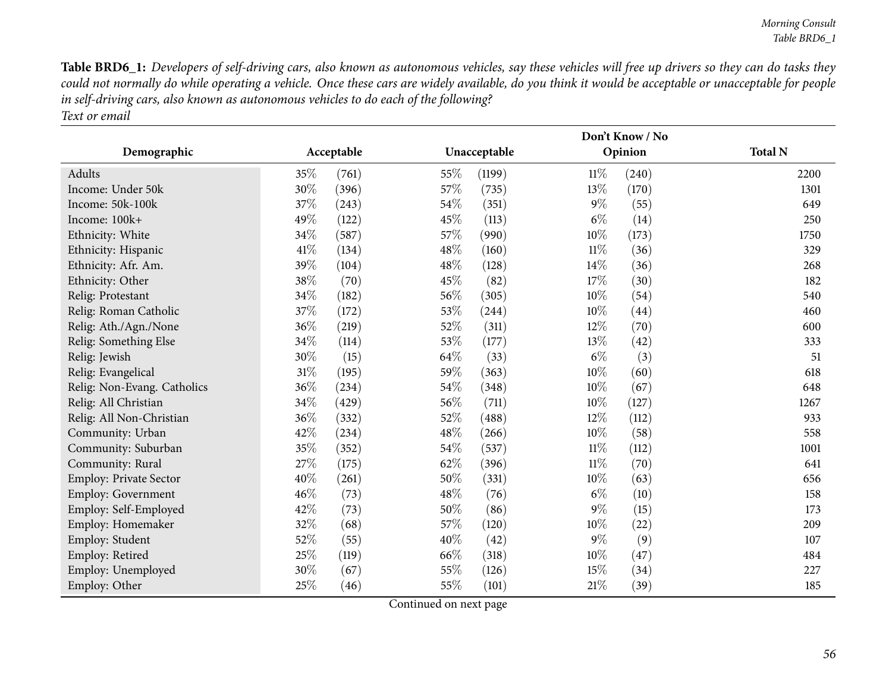**Table BRD6_1:** *Developers of self-driving cars, also known as autonomous vehicles, say these vehicles will free up drivers so they can do tasks they could not normally do while operating a vehicle. Once these cars are widely available, do you think it would be acceptable or unacceptable for people in self-driving cars, also known as autonomous vehicles to do each of the following?*
*Text or email*

| Demographic | Acceptable | | Unacceptable | | Don't Know / No Opinion | | Total N |
|---|---|---|---|---|---|---|---|
| Adults | 35% | (761) | 55% | (1199) | 11% | (240) | 2200 |
| Income: Under 50k | 30% | (396) | 57% | (735) | 13% | (170) | 1301 |
| Income: 50k-100k | 37% | (243) | 54% | (351) | 9% | (55) | 649 |
| Income: 100k+ | 49% | (122) | 45% | (113) | 6% | (14) | 250 |
| Ethnicity: White | 34% | (587) | 57% | (990) | 10% | (173) | 1750 |
| Ethnicity: Hispanic | 41% | (134) | 48% | (160) | 11% | (36) | 329 |
| Ethnicity: Afr. Am. | 39% | (104) | 48% | (128) | 14% | (36) | 268 |
| Ethnicity: Other | 38% | (70) | 45% | (82) | 17% | (30) | 182 |
| Relig: Protestant | 34% | (182) | 56% | (305) | 10% | (54) | 540 |
| Relig: Roman Catholic | 37% | (172) | 53% | (244) | 10% | (44) | 460 |
| Relig: Ath./Agn./None | 36% | (219) | 52% | (311) | 12% | (70) | 600 |
| Relig: Something Else | 34% | (114) | 53% | (177) | 13% | (42) | 333 |
| Relig: Jewish | 30% | (15) | 64% | (33) | 6% | (3) | 51 |
| Relig: Evangelical | 31% | (195) | 59% | (363) | 10% | (60) | 618 |
| Relig: Non-Evang. Catholics | 36% | (234) | 54% | (348) | 10% | (67) | 648 |
| Relig: All Christian | 34% | (429) | 56% | (711) | 10% | (127) | 1267 |
| Relig: All Non-Christian | 36% | (332) | 52% | (488) | 12% | (112) | 933 |
| Community: Urban | 42% | (234) | 48% | (266) | 10% | (58) | 558 |
| Community: Suburban | 35% | (352) | 54% | (537) | 11% | (112) | 1001 |
| Community: Rural | 27% | (175) | 62% | (396) | 11% | (70) | 641 |
| Employ: Private Sector | 40% | (261) | 50% | (331) | 10% | (63) | 656 |
| Employ: Government | 46% | (73) | 48% | (76) | 6% | (10) | 158 |
| Employ: Self-Employed | 42% | (73) | 50% | (86) | 9% | (15) | 173 |
| Employ: Homemaker | 32% | (68) | 57% | (120) | 10% | (22) | 209 |
| Employ: Student | 52% | (55) | 40% | (42) | 9% | (9) | 107 |
| Employ: Retired | 25% | (119) | 66% | (318) | 10% | (47) | 484 |
| Employ: Unemployed | 30% | (67) | 55% | (126) | 15% | (34) | 227 |
| Employ: Other | 25% | (46) | 55% | (101) | 21% | (39) | 185 |

Continued on next page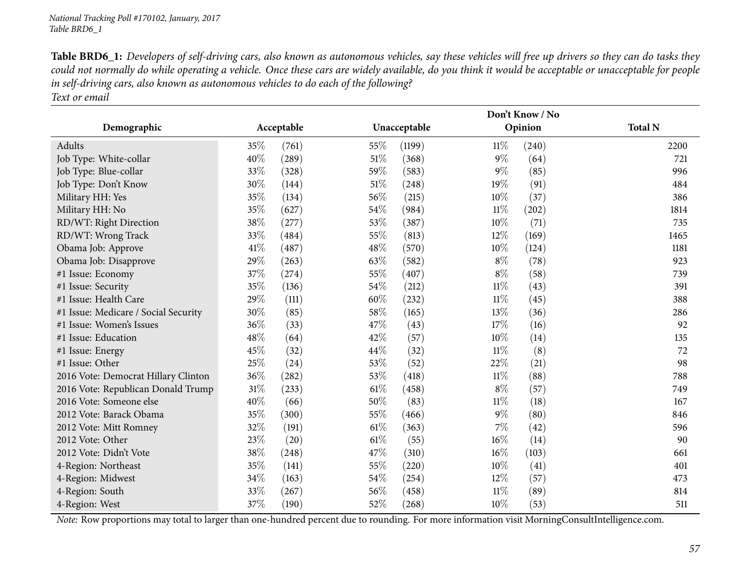*National Tracking Poll #170102, January, 2017*
*Table BRD6_1*

**Table BRD6_1:** *Developers of self-driving cars, also known as autonomous vehicles, say these vehicles will free up drivers so they can do tasks they could not normally do while operating a vehicle. Once these cars are widely available, do you think it would be acceptable or unacceptable for people in self-driving cars, also known as autonomous vehicles to do each of the following?*
*Text or email*

| Demographic | Acceptable | | Unacceptable | | Don't Know / No Opinion | | Total N |
|---|---|---|---|---|---|---|---|
| Adults | 35% | (761) | 55% | (1199) | 11% | (240) | 2200 |
| Job Type: White-collar | 40% | (289) | 51% | (368) | 9% | (64) | 721 |
| Job Type: Blue-collar | 33% | (328) | 59% | (583) | 9% | (85) | 996 |
| Job Type: Don't Know | 30% | (144) | 51% | (248) | 19% | (91) | 484 |
| Military HH: Yes | 35% | (134) | 56% | (215) | 10% | (37) | 386 |
| Military HH: No | 35% | (627) | 54% | (984) | 11% | (202) | 1814 |
| RD/WT: Right Direction | 38% | (277) | 53% | (387) | 10% | (71) | 735 |
| RD/WT: Wrong Track | 33% | (484) | 55% | (813) | 12% | (169) | 1465 |
| Obama Job: Approve | 41% | (487) | 48% | (570) | 10% | (124) | 1181 |
| Obama Job: Disapprove | 29% | (263) | 63% | (582) | 8% | (78) | 923 |
| #1 Issue: Economy | 37% | (274) | 55% | (407) | 8% | (58) | 739 |
| #1 Issue: Security | 35% | (136) | 54% | (212) | 11% | (43) | 391 |
| #1 Issue: Health Care | 29% | (111) | 60% | (232) | 11% | (45) | 388 |
| #1 Issue: Medicare / Social Security | 30% | (85) | 58% | (165) | 13% | (36) | 286 |
| #1 Issue: Women's Issues | 36% | (33) | 47% | (43) | 17% | (16) | 92 |
| #1 Issue: Education | 48% | (64) | 42% | (57) | 10% | (14) | 135 |
| #1 Issue: Energy | 45% | (32) | 44% | (32) | 11% | (8) | 72 |
| #1 Issue: Other | 25% | (24) | 53% | (52) | 22% | (21) | 98 |
| 2016 Vote: Democrat Hillary Clinton | 36% | (282) | 53% | (418) | 11% | (88) | 788 |
| 2016 Vote: Republican Donald Trump | 31% | (233) | 61% | (458) | 8% | (57) | 749 |
| 2016 Vote: Someone else | 40% | (66) | 50% | (83) | 11% | (18) | 167 |
| 2012 Vote: Barack Obama | 35% | (300) | 55% | (466) | 9% | (80) | 846 |
| 2012 Vote: Mitt Romney | 32% | (191) | 61% | (363) | 7% | (42) | 596 |
| 2012 Vote: Other | 23% | (20) | 61% | (55) | 16% | (14) | 90 |
| 2012 Vote: Didn't Vote | 38% | (248) | 47% | (310) | 16% | (103) | 661 |
| 4-Region: Northeast | 35% | (141) | 55% | (220) | 10% | (41) | 401 |
| 4-Region: Midwest | 34% | (163) | 54% | (254) | 12% | (57) | 473 |
| 4-Region: South | 33% | (267) | 56% | (458) | 11% | (89) | 814 |
| 4-Region: West | 37% | (190) | 52% | (268) | 10% | (53) | 511 |

*Note:* Row proportions may total to larger than one-hundred percent due to rounding. For more information visit MorningConsultIntelligence.com.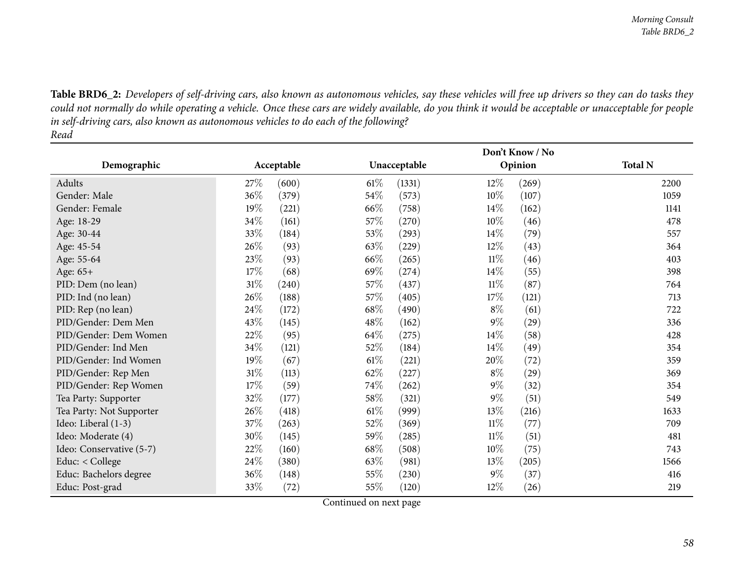**Table BRD6_2:** *Developers of self-driving cars, also known as autonomous vehicles, say these vehicles will free up drivers so they can do tasks they could not normally do while operating a vehicle. Once these cars are widely available, do you think it would be acceptable or unacceptable for people in self-driving cars, also known as autonomous vehicles to do each of the following?*
*Read*

| Demographic | Acceptable | | Unacceptable | | Don't Know / No Opinion | | Total N |
|---|---|---|---|---|---|---|---|
| Adults | 27% | (600) | 61% | (1331) | 12% | (269) | 2200 |
| Gender: Male | 36% | (379) | 54% | (573) | 10% | (107) | 1059 |
| Gender: Female | 19% | (221) | 66% | (758) | 14% | (162) | 1141 |
| Age: 18-29 | 34% | (161) | 57% | (270) | 10% | (46) | 478 |
| Age: 30-44 | 33% | (184) | 53% | (293) | 14% | (79) | 557 |
| Age: 45-54 | 26% | (93) | 63% | (229) | 12% | (43) | 364 |
| Age: 55-64 | 23% | (93) | 66% | (265) | 11% | (46) | 403 |
| Age: 65+ | 17% | (68) | 69% | (274) | 14% | (55) | 398 |
| PID: Dem (no lean) | 31% | (240) | 57% | (437) | 11% | (87) | 764 |
| PID: Ind (no lean) | 26% | (188) | 57% | (405) | 17% | (121) | 713 |
| PID: Rep (no lean) | 24% | (172) | 68% | (490) | 8% | (61) | 722 |
| PID/Gender: Dem Men | 43% | (145) | 48% | (162) | 9% | (29) | 336 |
| PID/Gender: Dem Women | 22% | (95) | 64% | (275) | 14% | (58) | 428 |
| PID/Gender: Ind Men | 34% | (121) | 52% | (184) | 14% | (49) | 354 |
| PID/Gender: Ind Women | 19% | (67) | 61% | (221) | 20% | (72) | 359 |
| PID/Gender: Rep Men | 31% | (113) | 62% | (227) | 8% | (29) | 369 |
| PID/Gender: Rep Women | 17% | (59) | 74% | (262) | 9% | (32) | 354 |
| Tea Party: Supporter | 32% | (177) | 58% | (321) | 9% | (51) | 549 |
| Tea Party: Not Supporter | 26% | (418) | 61% | (999) | 13% | (216) | 1633 |
| Ideo: Liberal (1-3) | 37% | (263) | 52% | (369) | 11% | (77) | 709 |
| Ideo: Moderate (4) | 30% | (145) | 59% | (285) | 11% | (51) | 481 |
| Ideo: Conservative (5-7) | 22% | (160) | 68% | (508) | 10% | (75) | 743 |
| Educ: < College | 24% | (380) | 63% | (981) | 13% | (205) | 1566 |
| Educ: Bachelors degree | 36% | (148) | 55% | (230) | 9% | (37) | 416 |
| Educ: Post-grad | 33% | (72) | 55% | (120) | 12% | (26) | 219 |

Continued on next page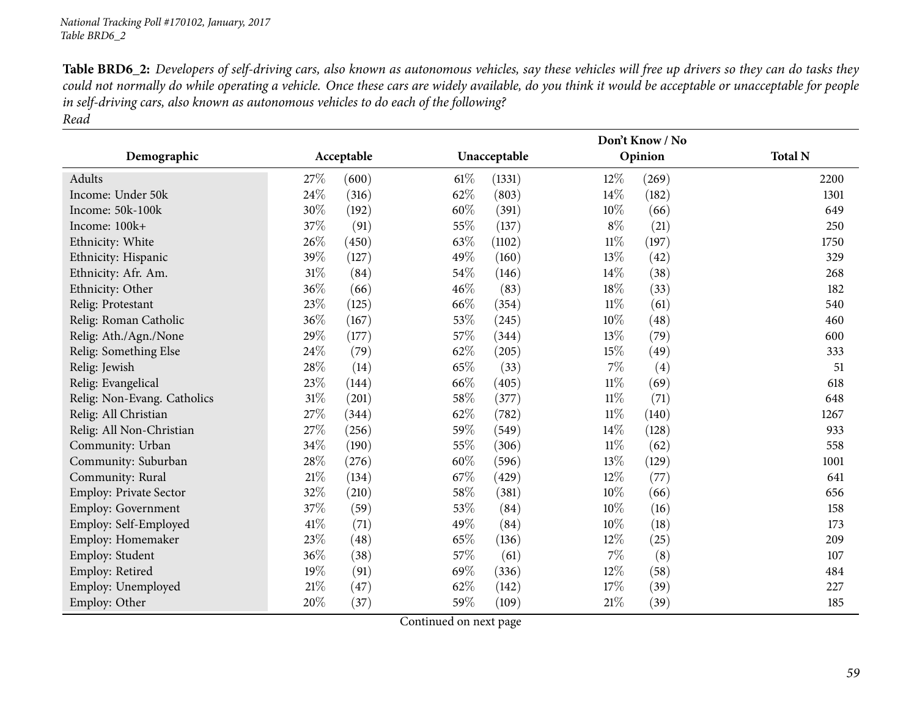**Table BRD6_2:** *Developers of self-driving cars, also known as autonomous vehicles, say these vehicles will free up drivers so they can do tasks they could not normally do while operating a vehicle. Once these cars are widely available, do you think it would be acceptable or unacceptable for people in self-driving cars, also known as autonomous vehicles to do each of the following?*
*Read*

| Demographic | Acceptable | | Unacceptable | | Don't Know / No Opinion | | Total N |
|---|---|---|---|---|---|---|---|
| Adults | 27% | (600) | 61% | (1331) | 12% | (269) | 2200 |
| Income: Under 50k | 24% | (316) | 62% | (803) | 14% | (182) | 1301 |
| Income: 50k-100k | 30% | (192) | 60% | (391) | 10% | (66) | 649 |
| Income: 100k+ | 37% | (91) | 55% | (137) | 8% | (21) | 250 |
| Ethnicity: White | 26% | (450) | 63% | (1102) | 11% | (197) | 1750 |
| Ethnicity: Hispanic | 39% | (127) | 49% | (160) | 13% | (42) | 329 |
| Ethnicity: Afr. Am. | 31% | (84) | 54% | (146) | 14% | (38) | 268 |
| Ethnicity: Other | 36% | (66) | 46% | (83) | 18% | (33) | 182 |
| Relig: Protestant | 23% | (125) | 66% | (354) | 11% | (61) | 540 |
| Relig: Roman Catholic | 36% | (167) | 53% | (245) | 10% | (48) | 460 |
| Relig: Ath./Agn./None | 29% | (177) | 57% | (344) | 13% | (79) | 600 |
| Relig: Something Else | 24% | (79) | 62% | (205) | 15% | (49) | 333 |
| Relig: Jewish | 28% | (14) | 65% | (33) | 7% | (4) | 51 |
| Relig: Evangelical | 23% | (144) | 66% | (405) | 11% | (69) | 618 |
| Relig: Non-Evang. Catholics | 31% | (201) | 58% | (377) | 11% | (71) | 648 |
| Relig: All Christian | 27% | (344) | 62% | (782) | 11% | (140) | 1267 |
| Relig: All Non-Christian | 27% | (256) | 59% | (549) | 14% | (128) | 933 |
| Community: Urban | 34% | (190) | 55% | (306) | 11% | (62) | 558 |
| Community: Suburban | 28% | (276) | 60% | (596) | 13% | (129) | 1001 |
| Community: Rural | 21% | (134) | 67% | (429) | 12% | (77) | 641 |
| Employ: Private Sector | 32% | (210) | 58% | (381) | 10% | (66) | 656 |
| Employ: Government | 37% | (59) | 53% | (84) | 10% | (16) | 158 |
| Employ: Self-Employed | 41% | (71) | 49% | (84) | 10% | (18) | 173 |
| Employ: Homemaker | 23% | (48) | 65% | (136) | 12% | (25) | 209 |
| Employ: Student | 36% | (38) | 57% | (61) | 7% | (8) | 107 |
| Employ: Retired | 19% | (91) | 69% | (336) | 12% | (58) | 484 |
| Employ: Unemployed | 21% | (47) | 62% | (142) | 17% | (39) | 227 |
| Employ: Other | 20% | (37) | 59% | (109) | 21% | (39) | 185 |

Continued on next page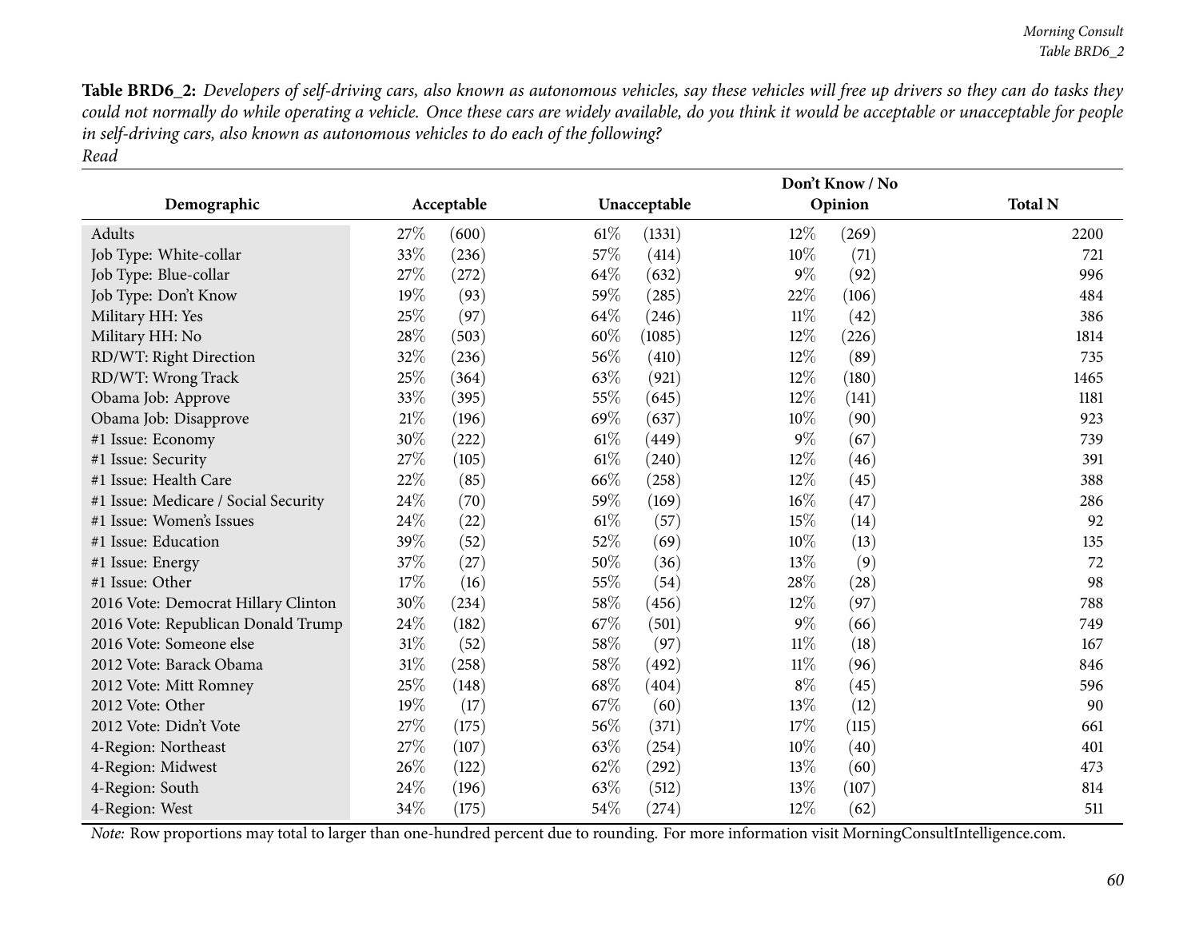**Table BRD6_2:** *Developers of self-driving cars, also known as autonomous vehicles, say these vehicles will free up drivers so they can do tasks they could not normally do while operating a vehicle. Once these cars are widely available, do you think it would be acceptable or unacceptable for people in self-driving cars, also known as autonomous vehicles to do each of the following?*
*Read*

| Demographic | Acceptable | | Unacceptable | | Don't Know / No Opinion | | Total N |
|---|---|---|---|---|---|---|---|
| Adults | 27% | (600) | 61% | (1331) | 12% | (269) | 2200 |
| Job Type: White-collar | 33% | (236) | 57% | (414) | 10% | (71) | 721 |
| Job Type: Blue-collar | 27% | (272) | 64% | (632) | 9% | (92) | 996 |
| Job Type: Don't Know | 19% | (93) | 59% | (285) | 22% | (106) | 484 |
| Military HH: Yes | 25% | (97) | 64% | (246) | 11% | (42) | 386 |
| Military HH: No | 28% | (503) | 60% | (1085) | 12% | (226) | 1814 |
| RD/WT: Right Direction | 32% | (236) | 56% | (410) | 12% | (89) | 735 |
| RD/WT: Wrong Track | 25% | (364) | 63% | (921) | 12% | (180) | 1465 |
| Obama Job: Approve | 33% | (395) | 55% | (645) | 12% | (141) | 1181 |
| Obama Job: Disapprove | 21% | (196) | 69% | (637) | 10% | (90) | 923 |
| #1 Issue: Economy | 30% | (222) | 61% | (449) | 9% | (67) | 739 |
| #1 Issue: Security | 27% | (105) | 61% | (240) | 12% | (46) | 391 |
| #1 Issue: Health Care | 22% | (85) | 66% | (258) | 12% | (45) | 388 |
| #1 Issue: Medicare / Social Security | 24% | (70) | 59% | (169) | 16% | (47) | 286 |
| #1 Issue: Women's Issues | 24% | (22) | 61% | (57) | 15% | (14) | 92 |
| #1 Issue: Education | 39% | (52) | 52% | (69) | 10% | (13) | 135 |
| #1 Issue: Energy | 37% | (27) | 50% | (36) | 13% | (9) | 72 |
| #1 Issue: Other | 17% | (16) | 55% | (54) | 28% | (28) | 98 |
| 2016 Vote: Democrat Hillary Clinton | 30% | (234) | 58% | (456) | 12% | (97) | 788 |
| 2016 Vote: Republican Donald Trump | 24% | (182) | 67% | (501) | 9% | (66) | 749 |
| 2016 Vote: Someone else | 31% | (52) | 58% | (97) | 11% | (18) | 167 |
| 2012 Vote: Barack Obama | 31% | (258) | 58% | (492) | 11% | (96) | 846 |
| 2012 Vote: Mitt Romney | 25% | (148) | 68% | (404) | 8% | (45) | 596 |
| 2012 Vote: Other | 19% | (17) | 67% | (60) | 13% | (12) | 90 |
| 2012 Vote: Didn't Vote | 27% | (175) | 56% | (371) | 17% | (115) | 661 |
| 4-Region: Northeast | 27% | (107) | 63% | (254) | 10% | (40) | 401 |
| 4-Region: Midwest | 26% | (122) | 62% | (292) | 13% | (60) | 473 |
| 4-Region: South | 24% | (196) | 63% | (512) | 13% | (107) | 814 |
| 4-Region: West | 34% | (175) | 54% | (274) | 12% | (62) | 511 |

*Note:* Row proportions may total to larger than one-hundred percent due to rounding. For more information visit MorningConsultIntelligence.com.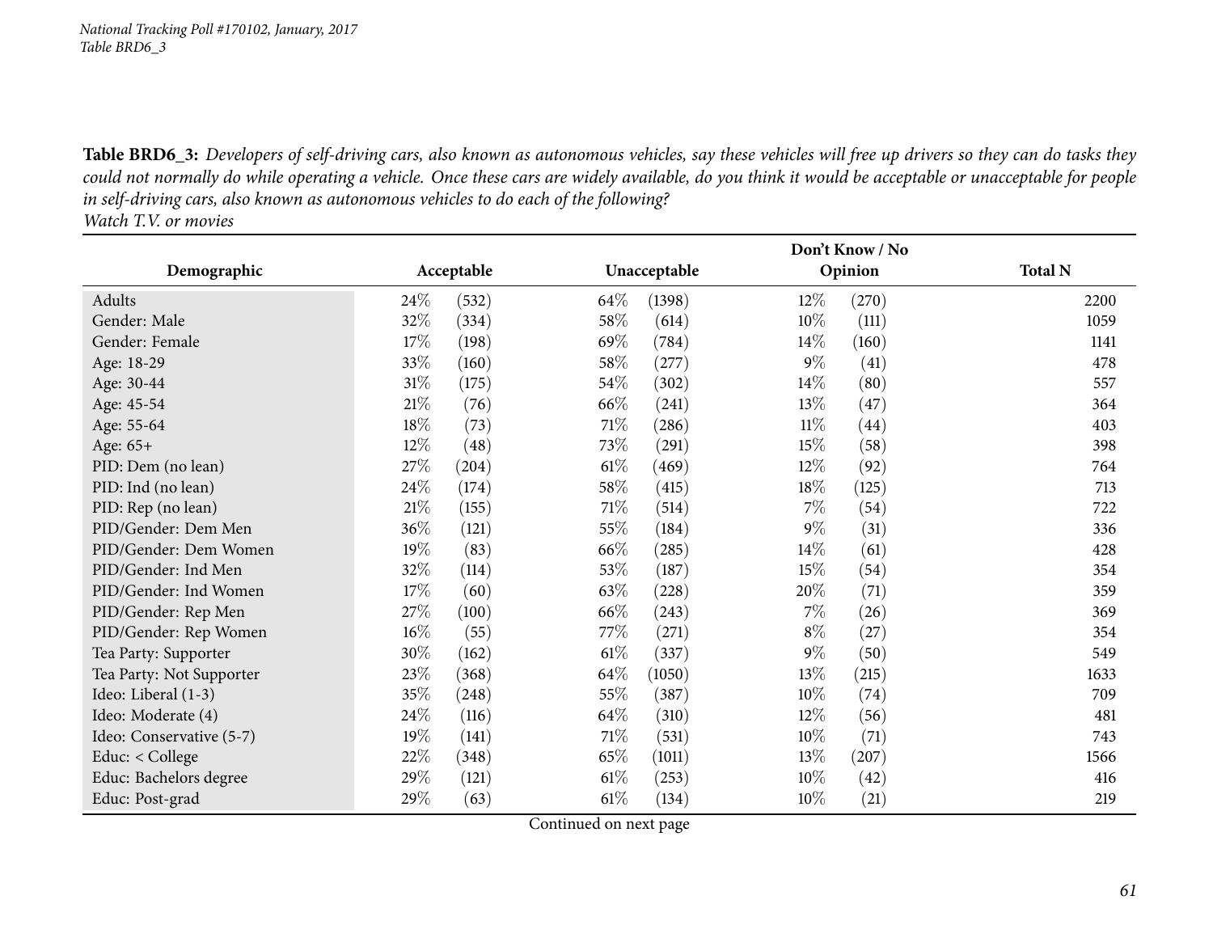*National Tracking Poll #170102, January, 2017*
*Table BRD6_3*

**Table BRD6_3:** *Developers of self-driving cars, also known as autonomous vehicles, say these vehicles will free up drivers so they can do tasks they could not normally do while operating a vehicle. Once these cars are widely available, do you think it would be acceptable or unacceptable for people in self-driving cars, also known as autonomous vehicles to do each of the following?*
*Watch T.V. or movies*

| Demographic | Acceptable | | Unacceptable | | Don't Know / No Opinion | | Total N |
|---|---|---|---|---|---|---|---|
| Adults | 24% | (532) | 64% | (1398) | 12% | (270) | 2200 |
| Gender: Male | 32% | (334) | 58% | (614) | 10% | (111) | 1059 |
| Gender: Female | 17% | (198) | 69% | (784) | 14% | (160) | 1141 |
| Age: 18-29 | 33% | (160) | 58% | (277) | 9% | (41) | 478 |
| Age: 30-44 | 31% | (175) | 54% | (302) | 14% | (80) | 557 |
| Age: 45-54 | 21% | (76) | 66% | (241) | 13% | (47) | 364 |
| Age: 55-64 | 18% | (73) | 71% | (286) | 11% | (44) | 403 |
| Age: 65+ | 12% | (48) | 73% | (291) | 15% | (58) | 398 |
| PID: Dem (no lean) | 27% | (204) | 61% | (469) | 12% | (92) | 764 |
| PID: Ind (no lean) | 24% | (174) | 58% | (415) | 18% | (125) | 713 |
| PID: Rep (no lean) | 21% | (155) | 71% | (514) | 7% | (54) | 722 |
| PID/Gender: Dem Men | 36% | (121) | 55% | (184) | 9% | (31) | 336 |
| PID/Gender: Dem Women | 19% | (83) | 66% | (285) | 14% | (61) | 428 |
| PID/Gender: Ind Men | 32% | (114) | 53% | (187) | 15% | (54) | 354 |
| PID/Gender: Ind Women | 17% | (60) | 63% | (228) | 20% | (71) | 359 |
| PID/Gender: Rep Men | 27% | (100) | 66% | (243) | 7% | (26) | 369 |
| PID/Gender: Rep Women | 16% | (55) | 77% | (271) | 8% | (27) | 354 |
| Tea Party: Supporter | 30% | (162) | 61% | (337) | 9% | (50) | 549 |
| Tea Party: Not Supporter | 23% | (368) | 64% | (1050) | 13% | (215) | 1633 |
| Ideo: Liberal (1-3) | 35% | (248) | 55% | (387) | 10% | (74) | 709 |
| Ideo: Moderate (4) | 24% | (116) | 64% | (310) | 12% | (56) | 481 |
| Ideo: Conservative (5-7) | 19% | (141) | 71% | (531) | 10% | (71) | 743 |
| Educ: < College | 22% | (348) | 65% | (1011) | 13% | (207) | 1566 |
| Educ: Bachelors degree | 29% | (121) | 61% | (253) | 10% | (42) | 416 |
| Educ: Post-grad | 29% | (63) | 61% | (134) | 10% | (21) | 219 |

Continued on next page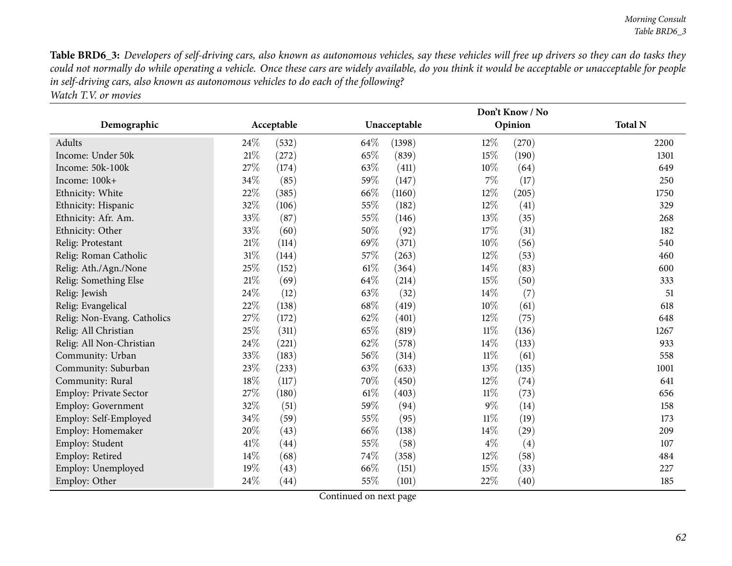**Table BRD6_3:** *Developers of self-driving cars, also known as autonomous vehicles, say these vehicles will free up drivers so they can do tasks they could not normally do while operating a vehicle. Once these cars are widely available, do you think it would be acceptable or unacceptable for people in self-driving cars, also known as autonomous vehicles to do each of the following?*
*Watch T.V. or movies*

| Demographic | Acceptable | | Unacceptable | | Don't Know / No Opinion | | Total N |
|---|---|---|---|---|---|---|---|
| Adults | 24% | (532) | 64% | (1398) | 12% | (270) | 2200 |
| Income: Under 50k | 21% | (272) | 65% | (839) | 15% | (190) | 1301 |
| Income: 50k-100k | 27% | (174) | 63% | (411) | 10% | (64) | 649 |
| Income: 100k+ | 34% | (85) | 59% | (147) | 7% | (17) | 250 |
| Ethnicity: White | 22% | (385) | 66% | (1160) | 12% | (205) | 1750 |
| Ethnicity: Hispanic | 32% | (106) | 55% | (182) | 12% | (41) | 329 |
| Ethnicity: Afr. Am. | 33% | (87) | 55% | (146) | 13% | (35) | 268 |
| Ethnicity: Other | 33% | (60) | 50% | (92) | 17% | (31) | 182 |
| Relig: Protestant | 21% | (114) | 69% | (371) | 10% | (56) | 540 |
| Relig: Roman Catholic | 31% | (144) | 57% | (263) | 12% | (53) | 460 |
| Relig: Ath./Agn./None | 25% | (152) | 61% | (364) | 14% | (83) | 600 |
| Relig: Something Else | 21% | (69) | 64% | (214) | 15% | (50) | 333 |
| Relig: Jewish | 24% | (12) | 63% | (32) | 14% | (7) | 51 |
| Relig: Evangelical | 22% | (138) | 68% | (419) | 10% | (61) | 618 |
| Relig: Non-Evang. Catholics | 27% | (172) | 62% | (401) | 12% | (75) | 648 |
| Relig: All Christian | 25% | (311) | 65% | (819) | 11% | (136) | 1267 |
| Relig: All Non-Christian | 24% | (221) | 62% | (578) | 14% | (133) | 933 |
| Community: Urban | 33% | (183) | 56% | (314) | 11% | (61) | 558 |
| Community: Suburban | 23% | (233) | 63% | (633) | 13% | (135) | 1001 |
| Community: Rural | 18% | (117) | 70% | (450) | 12% | (74) | 641 |
| Employ: Private Sector | 27% | (180) | 61% | (403) | 11% | (73) | 656 |
| Employ: Government | 32% | (51) | 59% | (94) | 9% | (14) | 158 |
| Employ: Self-Employed | 34% | (59) | 55% | (95) | 11% | (19) | 173 |
| Employ: Homemaker | 20% | (43) | 66% | (138) | 14% | (29) | 209 |
| Employ: Student | 41% | (44) | 55% | (58) | 4% | (4) | 107 |
| Employ: Retired | 14% | (68) | 74% | (358) | 12% | (58) | 484 |
| Employ: Unemployed | 19% | (43) | 66% | (151) | 15% | (33) | 227 |
| Employ: Other | 24% | (44) | 55% | (101) | 22% | (40) | 185 |

Continued on next page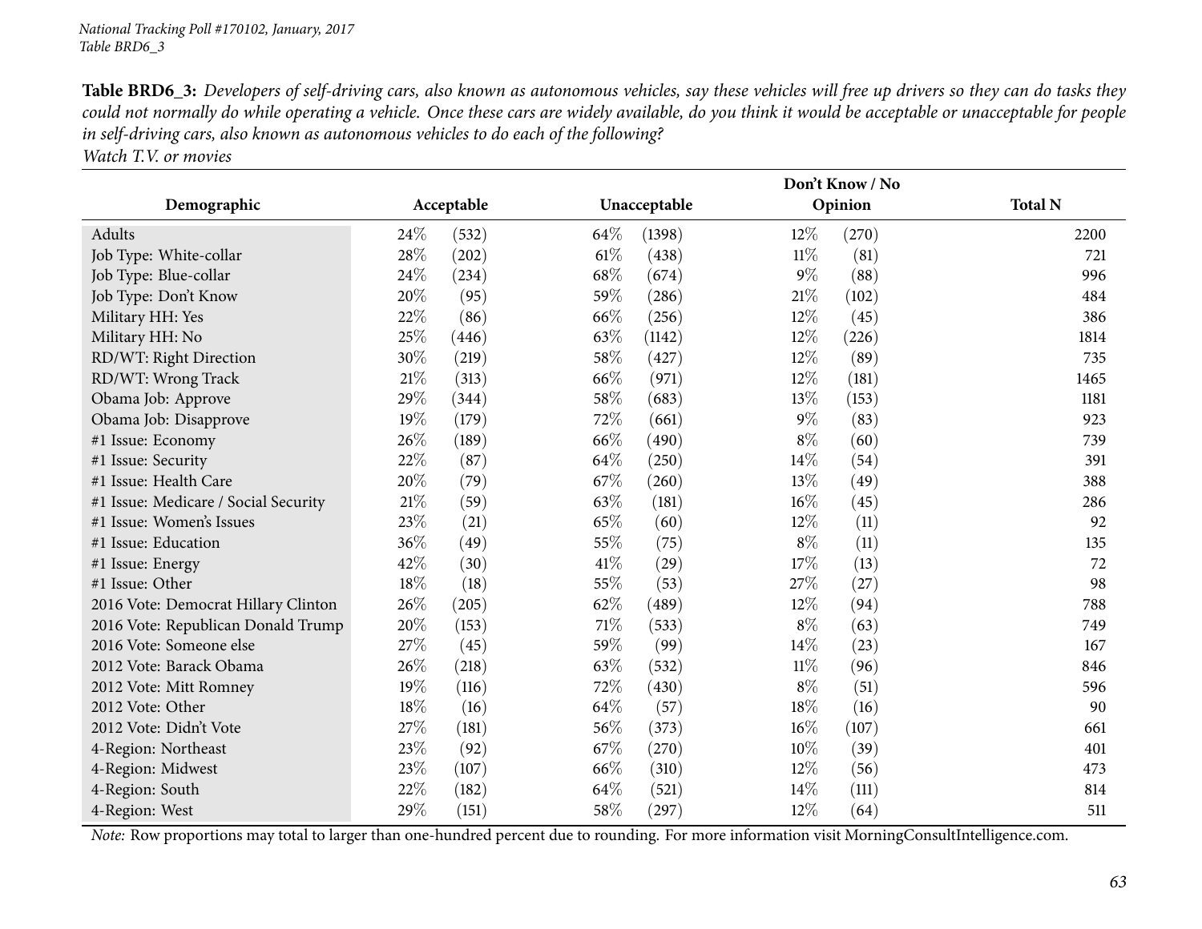**Table BRD6_3:** *Developers of self-driving cars, also known as autonomous vehicles, say these vehicles will free up drivers so they can do tasks they could not normally do while operating a vehicle. Once these cars are widely available, do you think it would be acceptable or unacceptable for people in self-driving cars, also known as autonomous vehicles to do each of the following?*
*Watch T.V. or movies*

| Demographic | Acceptable | | Unacceptable | | Don't Know / No Opinion | | Total N |
|---|---|---|---|---|---|---|---|
| Adults | 24% | (532) | 64% | (1398) | 12% | (270) | 2200 |
| Job Type: White-collar | 28% | (202) | 61% | (438) | 11% | (81) | 721 |
| Job Type: Blue-collar | 24% | (234) | 68% | (674) | 9% | (88) | 996 |
| Job Type: Don't Know | 20% | (95) | 59% | (286) | 21% | (102) | 484 |
| Military HH: Yes | 22% | (86) | 66% | (256) | 12% | (45) | 386 |
| Military HH: No | 25% | (446) | 63% | (1142) | 12% | (226) | 1814 |
| RD/WT: Right Direction | 30% | (219) | 58% | (427) | 12% | (89) | 735 |
| RD/WT: Wrong Track | 21% | (313) | 66% | (971) | 12% | (181) | 1465 |
| Obama Job: Approve | 29% | (344) | 58% | (683) | 13% | (153) | 1181 |
| Obama Job: Disapprove | 19% | (179) | 72% | (661) | 9% | (83) | 923 |
| #1 Issue: Economy | 26% | (189) | 66% | (490) | 8% | (60) | 739 |
| #1 Issue: Security | 22% | (87) | 64% | (250) | 14% | (54) | 391 |
| #1 Issue: Health Care | 20% | (79) | 67% | (260) | 13% | (49) | 388 |
| #1 Issue: Medicare / Social Security | 21% | (59) | 63% | (181) | 16% | (45) | 286 |
| #1 Issue: Women's Issues | 23% | (21) | 65% | (60) | 12% | (11) | 92 |
| #1 Issue: Education | 36% | (49) | 55% | (75) | 8% | (11) | 135 |
| #1 Issue: Energy | 42% | (30) | 41% | (29) | 17% | (13) | 72 |
| #1 Issue: Other | 18% | (18) | 55% | (53) | 27% | (27) | 98 |
| 2016 Vote: Democrat Hillary Clinton | 26% | (205) | 62% | (489) | 12% | (94) | 788 |
| 2016 Vote: Republican Donald Trump | 20% | (153) | 71% | (533) | 8% | (63) | 749 |
| 2016 Vote: Someone else | 27% | (45) | 59% | (99) | 14% | (23) | 167 |
| 2012 Vote: Barack Obama | 26% | (218) | 63% | (532) | 11% | (96) | 846 |
| 2012 Vote: Mitt Romney | 19% | (116) | 72% | (430) | 8% | (51) | 596 |
| 2012 Vote: Other | 18% | (16) | 64% | (57) | 18% | (16) | 90 |
| 2012 Vote: Didn't Vote | 27% | (181) | 56% | (373) | 16% | (107) | 661 |
| 4-Region: Northeast | 23% | (92) | 67% | (270) | 10% | (39) | 401 |
| 4-Region: Midwest | 23% | (107) | 66% | (310) | 12% | (56) | 473 |
| 4-Region: South | 22% | (182) | 64% | (521) | 14% | (111) | 814 |
| 4-Region: West | 29% | (151) | 58% | (297) | 12% | (64) | 511 |

*Note:* Row proportions may total to larger than one-hundred percent due to rounding. For more information visit MorningConsultIntelligence.com.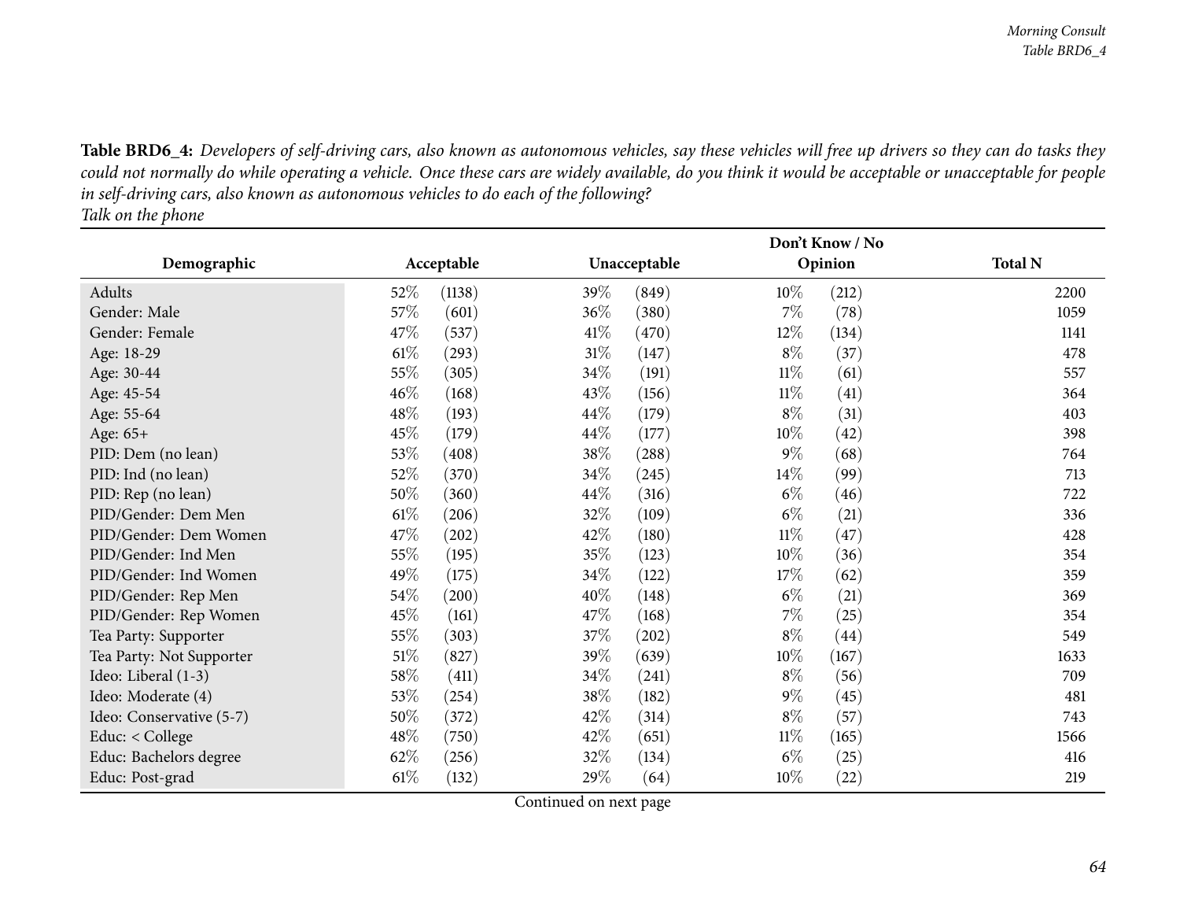**Table BRD6_4:** *Developers of self-driving cars, also known as autonomous vehicles, say these vehicles will free up drivers so they can do tasks they could not normally do while operating a vehicle. Once these cars are widely available, do you think it would be acceptable or unacceptable for people in self-driving cars, also known as autonomous vehicles to do each of the following?*
*Talk on the phone*

| Demographic | Acceptable | | Unacceptable | | Don't Know / No Opinion | | Total N |
|---|---|---|---|---|---|---|---|
| Adults | 52% | (1138) | 39% | (849) | 10% | (212) | 2200 |
| Gender: Male | 57% | (601) | 36% | (380) | 7% | (78) | 1059 |
| Gender: Female | 47% | (537) | 41% | (470) | 12% | (134) | 1141 |
| Age: 18-29 | 61% | (293) | 31% | (147) | 8% | (37) | 478 |
| Age: 30-44 | 55% | (305) | 34% | (191) | 11% | (61) | 557 |
| Age: 45-54 | 46% | (168) | 43% | (156) | 11% | (41) | 364 |
| Age: 55-64 | 48% | (193) | 44% | (179) | 8% | (31) | 403 |
| Age: 65+ | 45% | (179) | 44% | (177) | 10% | (42) | 398 |
| PID: Dem (no lean) | 53% | (408) | 38% | (288) | 9% | (68) | 764 |
| PID: Ind (no lean) | 52% | (370) | 34% | (245) | 14% | (99) | 713 |
| PID: Rep (no lean) | 50% | (360) | 44% | (316) | 6% | (46) | 722 |
| PID/Gender: Dem Men | 61% | (206) | 32% | (109) | 6% | (21) | 336 |
| PID/Gender: Dem Women | 47% | (202) | 42% | (180) | 11% | (47) | 428 |
| PID/Gender: Ind Men | 55% | (195) | 35% | (123) | 10% | (36) | 354 |
| PID/Gender: Ind Women | 49% | (175) | 34% | (122) | 17% | (62) | 359 |
| PID/Gender: Rep Men | 54% | (200) | 40% | (148) | 6% | (21) | 369 |
| PID/Gender: Rep Women | 45% | (161) | 47% | (168) | 7% | (25) | 354 |
| Tea Party: Supporter | 55% | (303) | 37% | (202) | 8% | (44) | 549 |
| Tea Party: Not Supporter | 51% | (827) | 39% | (639) | 10% | (167) | 1633 |
| Ideo: Liberal (1-3) | 58% | (411) | 34% | (241) | 8% | (56) | 709 |
| Ideo: Moderate (4) | 53% | (254) | 38% | (182) | 9% | (45) | 481 |
| Ideo: Conservative (5-7) | 50% | (372) | 42% | (314) | 8% | (57) | 743 |
| Educ: < College | 48% | (750) | 42% | (651) | 11% | (165) | 1566 |
| Educ: Bachelors degree | 62% | (256) | 32% | (134) | 6% | (25) | 416 |
| Educ: Post-grad | 61% | (132) | 29% | (64) | 10% | (22) | 219 |

Continued on next page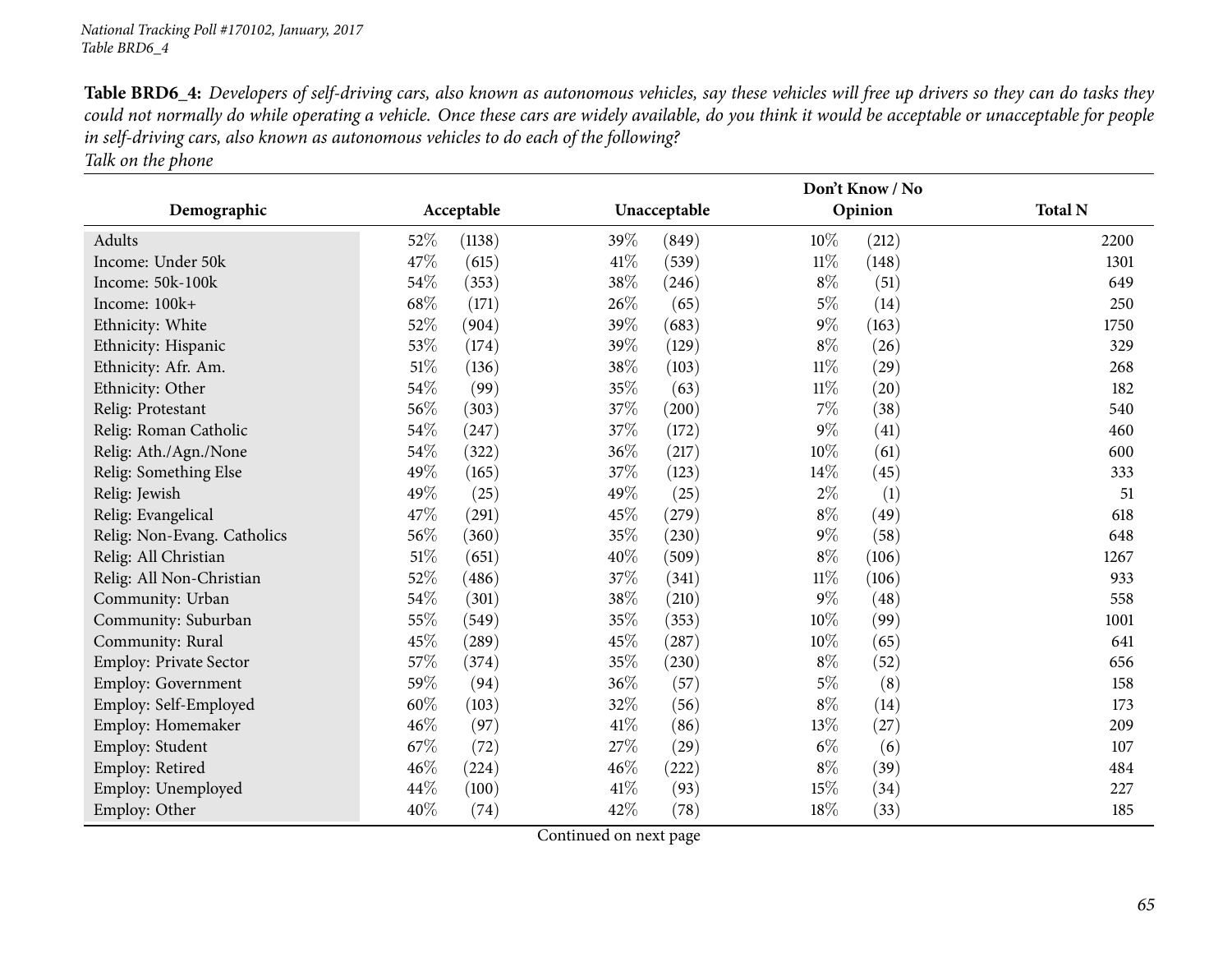National Tracking Poll #170102, January, 2017
Table BRD6_4

**Table BRD6_4:** *Developers of self-driving cars, also known as autonomous vehicles, say these vehicles will free up drivers so they can do tasks they could not normally do while operating a vehicle. Once these cars are widely available, do you think it would be acceptable or unacceptable for people in self-driving cars, also known as autonomous vehicles to do each of the following?*
*Talk on the phone*

| Demographic | Acceptable | | Unacceptable | | Don't Know / No Opinion | | Total N |
|---|---|---|---|---|---|---|---|
| Adults | 52% | (1138) | 39% | (849) | 10% | (212) | 2200 |
| Income: Under 50k | 47% | (615) | 41% | (539) | 11% | (148) | 1301 |
| Income: 50k-100k | 54% | (353) | 38% | (246) | 8% | (51) | 649 |
| Income: 100k+ | 68% | (171) | 26% | (65) | 5% | (14) | 250 |
| Ethnicity: White | 52% | (904) | 39% | (683) | 9% | (163) | 1750 |
| Ethnicity: Hispanic | 53% | (174) | 39% | (129) | 8% | (26) | 329 |
| Ethnicity: Afr. Am. | 51% | (136) | 38% | (103) | 11% | (29) | 268 |
| Ethnicity: Other | 54% | (99) | 35% | (63) | 11% | (20) | 182 |
| Relig: Protestant | 56% | (303) | 37% | (200) | 7% | (38) | 540 |
| Relig: Roman Catholic | 54% | (247) | 37% | (172) | 9% | (41) | 460 |
| Relig: Ath./Agn./None | 54% | (322) | 36% | (217) | 10% | (61) | 600 |
| Relig: Something Else | 49% | (165) | 37% | (123) | 14% | (45) | 333 |
| Relig: Jewish | 49% | (25) | 49% | (25) | 2% | (1) | 51 |
| Relig: Evangelical | 47% | (291) | 45% | (279) | 8% | (49) | 618 |
| Relig: Non-Evang. Catholics | 56% | (360) | 35% | (230) | 9% | (58) | 648 |
| Relig: All Christian | 51% | (651) | 40% | (509) | 8% | (106) | 1267 |
| Relig: All Non-Christian | 52% | (486) | 37% | (341) | 11% | (106) | 933 |
| Community: Urban | 54% | (301) | 38% | (210) | 9% | (48) | 558 |
| Community: Suburban | 55% | (549) | 35% | (353) | 10% | (99) | 1001 |
| Community: Rural | 45% | (289) | 45% | (287) | 10% | (65) | 641 |
| Employ: Private Sector | 57% | (374) | 35% | (230) | 8% | (52) | 656 |
| Employ: Government | 59% | (94) | 36% | (57) | 5% | (8) | 158 |
| Employ: Self-Employed | 60% | (103) | 32% | (56) | 8% | (14) | 173 |
| Employ: Homemaker | 46% | (97) | 41% | (86) | 13% | (27) | 209 |
| Employ: Student | 67% | (72) | 27% | (29) | 6% | (6) | 107 |
| Employ: Retired | 46% | (224) | 46% | (222) | 8% | (39) | 484 |
| Employ: Unemployed | 44% | (100) | 41% | (93) | 15% | (34) | 227 |
| Employ: Other | 40% | (74) | 42% | (78) | 18% | (33) | 185 |

Continued on next page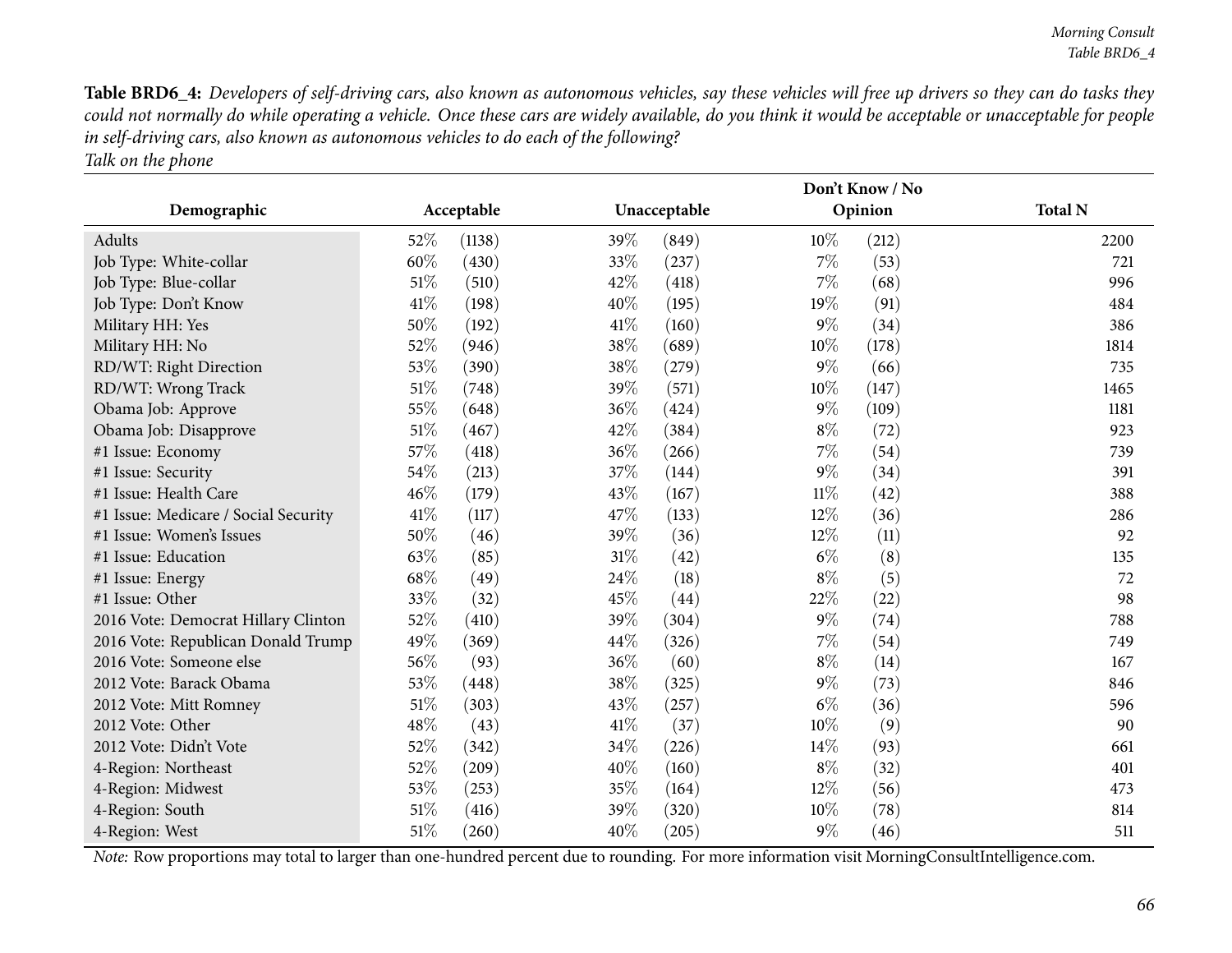**Table BRD6_4:** *Developers of self-driving cars, also known as autonomous vehicles, say these vehicles will free up drivers so they can do tasks they could not normally do while operating a vehicle. Once these cars are widely available, do you think it would be acceptable or unacceptable for people in self-driving cars, also known as autonomous vehicles to do each of the following?*
*Talk on the phone*

| Demographic | Acceptable | | Unacceptable | | Don't Know / No Opinion | | Total N |
|---|---|---|---|---|---|---|---|
| Adults | 52% | (1138) | 39% | (849) | 10% | (212) | 2200 |
| Job Type: White-collar | 60% | (430) | 33% | (237) | 7% | (53) | 721 |
| Job Type: Blue-collar | 51% | (510) | 42% | (418) | 7% | (68) | 996 |
| Job Type: Don't Know | 41% | (198) | 40% | (195) | 19% | (91) | 484 |
| Military HH: Yes | 50% | (192) | 41% | (160) | 9% | (34) | 386 |
| Military HH: No | 52% | (946) | 38% | (689) | 10% | (178) | 1814 |
| RD/WT: Right Direction | 53% | (390) | 38% | (279) | 9% | (66) | 735 |
| RD/WT: Wrong Track | 51% | (748) | 39% | (571) | 10% | (147) | 1465 |
| Obama Job: Approve | 55% | (648) | 36% | (424) | 9% | (109) | 1181 |
| Obama Job: Disapprove | 51% | (467) | 42% | (384) | 8% | (72) | 923 |
| #1 Issue: Economy | 57% | (418) | 36% | (266) | 7% | (54) | 739 |
| #1 Issue: Security | 54% | (213) | 37% | (144) | 9% | (34) | 391 |
| #1 Issue: Health Care | 46% | (179) | 43% | (167) | 11% | (42) | 388 |
| #1 Issue: Medicare / Social Security | 41% | (117) | 47% | (133) | 12% | (36) | 286 |
| #1 Issue: Women's Issues | 50% | (46) | 39% | (36) | 12% | (11) | 92 |
| #1 Issue: Education | 63% | (85) | 31% | (42) | 6% | (8) | 135 |
| #1 Issue: Energy | 68% | (49) | 24% | (18) | 8% | (5) | 72 |
| #1 Issue: Other | 33% | (32) | 45% | (44) | 22% | (22) | 98 |
| 2016 Vote: Democrat Hillary Clinton | 52% | (410) | 39% | (304) | 9% | (74) | 788 |
| 2016 Vote: Republican Donald Trump | 49% | (369) | 44% | (326) | 7% | (54) | 749 |
| 2016 Vote: Someone else | 56% | (93) | 36% | (60) | 8% | (14) | 167 |
| 2012 Vote: Barack Obama | 53% | (448) | 38% | (325) | 9% | (73) | 846 |
| 2012 Vote: Mitt Romney | 51% | (303) | 43% | (257) | 6% | (36) | 596 |
| 2012 Vote: Other | 48% | (43) | 41% | (37) | 10% | (9) | 90 |
| 2012 Vote: Didn't Vote | 52% | (342) | 34% | (226) | 14% | (93) | 661 |
| 4-Region: Northeast | 52% | (209) | 40% | (160) | 8% | (32) | 401 |
| 4-Region: Midwest | 53% | (253) | 35% | (164) | 12% | (56) | 473 |
| 4-Region: South | 51% | (416) | 39% | (320) | 10% | (78) | 814 |
| 4-Region: West | 51% | (260) | 40% | (205) | 9% | (46) | 511 |

*Note:* Row proportions may total to larger than one-hundred percent due to rounding. For more information visit MorningConsultIntelligence.com.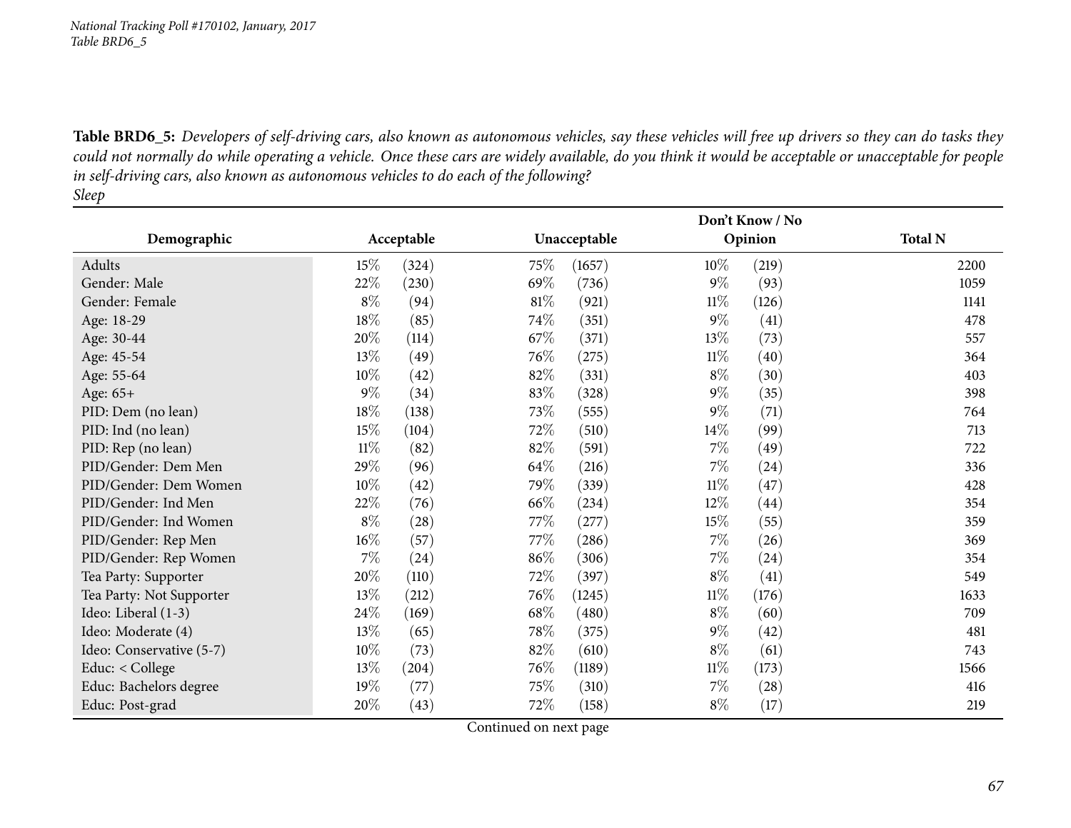**Table BRD6_5:** *Developers of self-driving cars, also known as autonomous vehicles, say these vehicles will free up drivers so they can do tasks they could not normally do while operating a vehicle. Once these cars are widely available, do you think it would be acceptable or unacceptable for people in self-driving cars, also known as autonomous vehicles to do each of the following?*
*Sleep*

| Demographic | Acceptable | | Unacceptable | | Don't Know / No Opinion | | Total N |
|---|---|---|---|---|---|---|---|
| Adults | 15% | (324) | 75% | (1657) | 10% | (219) | 2200 |
| Gender: Male | 22% | (230) | 69% | (736) | 9% | (93) | 1059 |
| Gender: Female | 8% | (94) | 81% | (921) | 11% | (126) | 1141 |
| Age: 18-29 | 18% | (85) | 74% | (351) | 9% | (41) | 478 |
| Age: 30-44 | 20% | (114) | 67% | (371) | 13% | (73) | 557 |
| Age: 45-54 | 13% | (49) | 76% | (275) | 11% | (40) | 364 |
| Age: 55-64 | 10% | (42) | 82% | (331) | 8% | (30) | 403 |
| Age: 65+ | 9% | (34) | 83% | (328) | 9% | (35) | 398 |
| PID: Dem (no lean) | 18% | (138) | 73% | (555) | 9% | (71) | 764 |
| PID: Ind (no lean) | 15% | (104) | 72% | (510) | 14% | (99) | 713 |
| PID: Rep (no lean) | 11% | (82) | 82% | (591) | 7% | (49) | 722 |
| PID/Gender: Dem Men | 29% | (96) | 64% | (216) | 7% | (24) | 336 |
| PID/Gender: Dem Women | 10% | (42) | 79% | (339) | 11% | (47) | 428 |
| PID/Gender: Ind Men | 22% | (76) | 66% | (234) | 12% | (44) | 354 |
| PID/Gender: Ind Women | 8% | (28) | 77% | (277) | 15% | (55) | 359 |
| PID/Gender: Rep Men | 16% | (57) | 77% | (286) | 7% | (26) | 369 |
| PID/Gender: Rep Women | 7% | (24) | 86% | (306) | 7% | (24) | 354 |
| Tea Party: Supporter | 20% | (110) | 72% | (397) | 8% | (41) | 549 |
| Tea Party: Not Supporter | 13% | (212) | 76% | (1245) | 11% | (176) | 1633 |
| Ideo: Liberal (1-3) | 24% | (169) | 68% | (480) | 8% | (60) | 709 |
| Ideo: Moderate (4) | 13% | (65) | 78% | (375) | 9% | (42) | 481 |
| Ideo: Conservative (5-7) | 10% | (73) | 82% | (610) | 8% | (61) | 743 |
| Educ: < College | 13% | (204) | 76% | (1189) | 11% | (173) | 1566 |
| Educ: Bachelors degree | 19% | (77) | 75% | (310) | 7% | (28) | 416 |
| Educ: Post-grad | 20% | (43) | 72% | (158) | 8% | (17) | 219 |

Continued on next page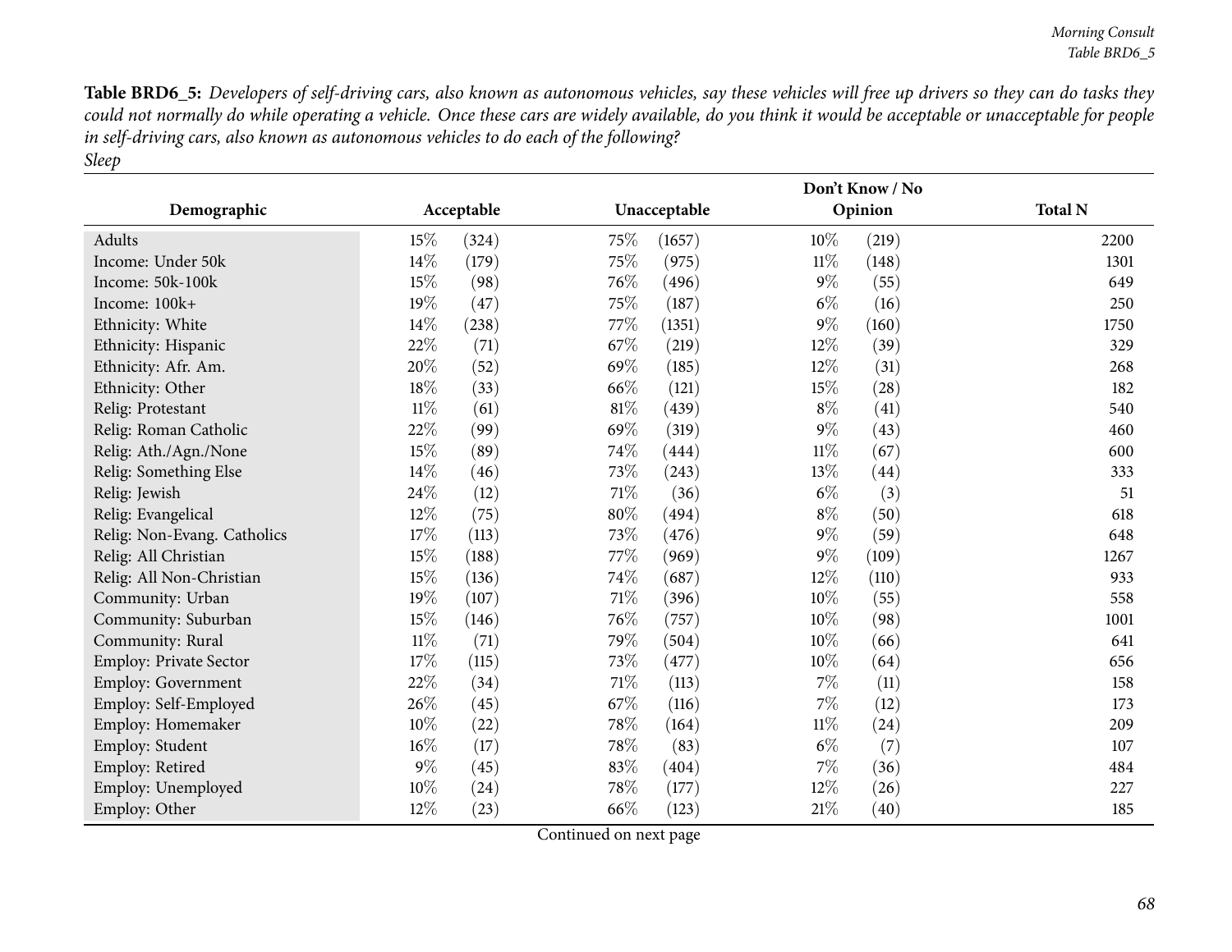**Table BRD6_5:** *Developers of self-driving cars, also known as autonomous vehicles, say these vehicles will free up drivers so they can do tasks they could not normally do while operating a vehicle. Once these cars are widely available, do you think it would be acceptable or unacceptable for people in self-driving cars, also known as autonomous vehicles to do each of the following?*
*Sleep*

| Demographic | Acceptable | | Unacceptable | | Don't Know / No Opinion | | Total N |
|---|---|---|---|---|---|---|---|
| Adults | 15% | (324) | 75% | (1657) | 10% | (219) | 2200 |
| Income: Under 50k | 14% | (179) | 75% | (975) | 11% | (148) | 1301 |
| Income: 50k-100k | 15% | (98) | 76% | (496) | 9% | (55) | 649 |
| Income: 100k+ | 19% | (47) | 75% | (187) | 6% | (16) | 250 |
| Ethnicity: White | 14% | (238) | 77% | (1351) | 9% | (160) | 1750 |
| Ethnicity: Hispanic | 22% | (71) | 67% | (219) | 12% | (39) | 329 |
| Ethnicity: Afr. Am. | 20% | (52) | 69% | (185) | 12% | (31) | 268 |
| Ethnicity: Other | 18% | (33) | 66% | (121) | 15% | (28) | 182 |
| Relig: Protestant | 11% | (61) | 81% | (439) | 8% | (41) | 540 |
| Relig: Roman Catholic | 22% | (99) | 69% | (319) | 9% | (43) | 460 |
| Relig: Ath./Agn./None | 15% | (89) | 74% | (444) | 11% | (67) | 600 |
| Relig: Something Else | 14% | (46) | 73% | (243) | 13% | (44) | 333 |
| Relig: Jewish | 24% | (12) | 71% | (36) | 6% | (3) | 51 |
| Relig: Evangelical | 12% | (75) | 80% | (494) | 8% | (50) | 618 |
| Relig: Non-Evang. Catholics | 17% | (113) | 73% | (476) | 9% | (59) | 648 |
| Relig: All Christian | 15% | (188) | 77% | (969) | 9% | (109) | 1267 |
| Relig: All Non-Christian | 15% | (136) | 74% | (687) | 12% | (110) | 933 |
| Community: Urban | 19% | (107) | 71% | (396) | 10% | (55) | 558 |
| Community: Suburban | 15% | (146) | 76% | (757) | 10% | (98) | 1001 |
| Community: Rural | 11% | (71) | 79% | (504) | 10% | (66) | 641 |
| Employ: Private Sector | 17% | (115) | 73% | (477) | 10% | (64) | 656 |
| Employ: Government | 22% | (34) | 71% | (113) | 7% | (11) | 158 |
| Employ: Self-Employed | 26% | (45) | 67% | (116) | 7% | (12) | 173 |
| Employ: Homemaker | 10% | (22) | 78% | (164) | 11% | (24) | 209 |
| Employ: Student | 16% | (17) | 78% | (83) | 6% | (7) | 107 |
| Employ: Retired | 9% | (45) | 83% | (404) | 7% | (36) | 484 |
| Employ: Unemployed | 10% | (24) | 78% | (177) | 12% | (26) | 227 |
| Employ: Other | 12% | (23) | 66% | (123) | 21% | (40) | 185 |

Continued on next page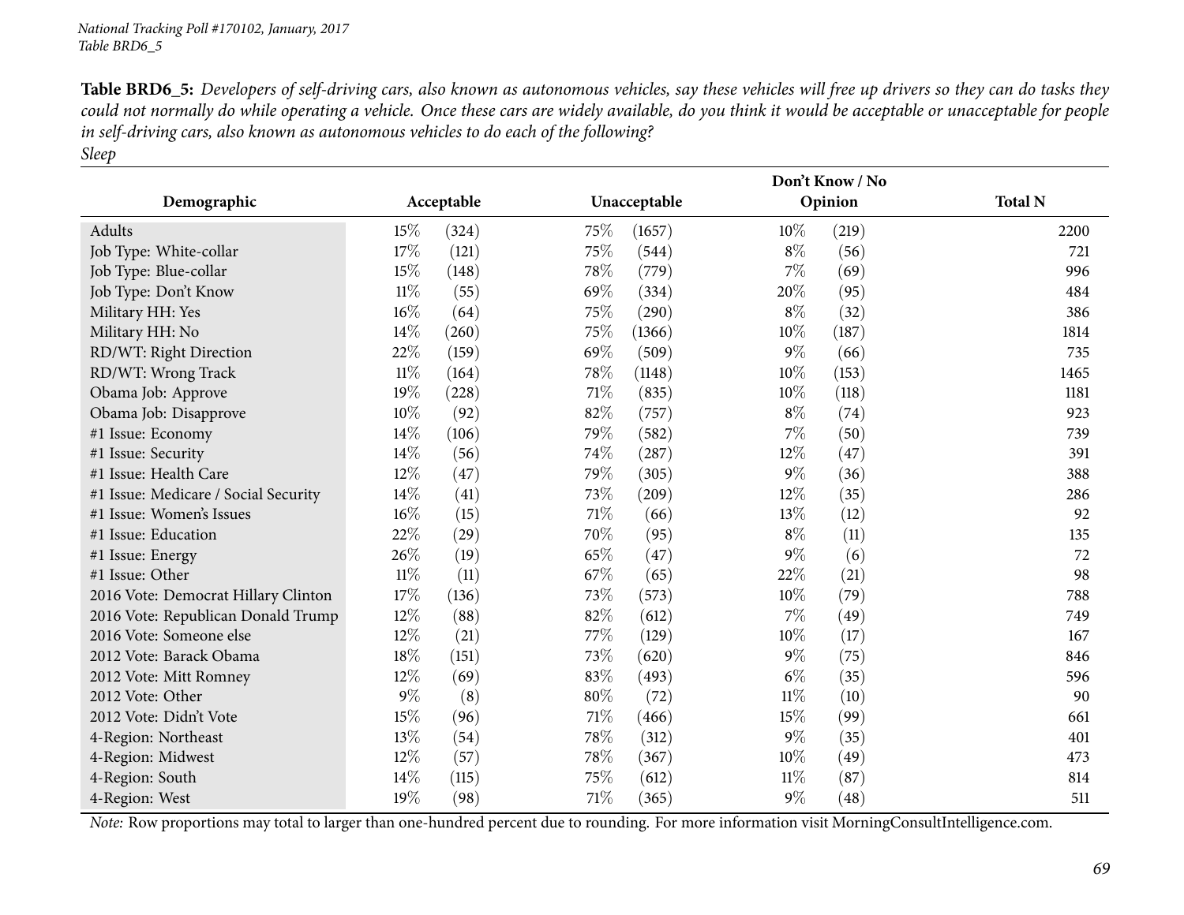**Table BRD6_5:** *Developers of self-driving cars, also known as autonomous vehicles, say these vehicles will free up drivers so they can do tasks they could not normally do while operating a vehicle. Once these cars are widely available, do you think it would be acceptable or unacceptable for people in self-driving cars, also known as autonomous vehicles to do each of the following?*
*Sleep*

| Demographic | Acceptable | | Unacceptable | | Don't Know / No Opinion | | Total N |
|---|---|---|---|---|---|---|---|
| Adults | 15% | (324) | 75% | (1657) | 10% | (219) | 2200 |
| Job Type: White-collar | 17% | (121) | 75% | (544) | 8% | (56) | 721 |
| Job Type: Blue-collar | 15% | (148) | 78% | (779) | 7% | (69) | 996 |
| Job Type: Don't Know | 11% | (55) | 69% | (334) | 20% | (95) | 484 |
| Military HH: Yes | 16% | (64) | 75% | (290) | 8% | (32) | 386 |
| Military HH: No | 14% | (260) | 75% | (1366) | 10% | (187) | 1814 |
| RD/WT: Right Direction | 22% | (159) | 69% | (509) | 9% | (66) | 735 |
| RD/WT: Wrong Track | 11% | (164) | 78% | (1148) | 10% | (153) | 1465 |
| Obama Job: Approve | 19% | (228) | 71% | (835) | 10% | (118) | 1181 |
| Obama Job: Disapprove | 10% | (92) | 82% | (757) | 8% | (74) | 923 |
| #1 Issue: Economy | 14% | (106) | 79% | (582) | 7% | (50) | 739 |
| #1 Issue: Security | 14% | (56) | 74% | (287) | 12% | (47) | 391 |
| #1 Issue: Health Care | 12% | (47) | 79% | (305) | 9% | (36) | 388 |
| #1 Issue: Medicare / Social Security | 14% | (41) | 73% | (209) | 12% | (35) | 286 |
| #1 Issue: Women's Issues | 16% | (15) | 71% | (66) | 13% | (12) | 92 |
| #1 Issue: Education | 22% | (29) | 70% | (95) | 8% | (11) | 135 |
| #1 Issue: Energy | 26% | (19) | 65% | (47) | 9% | (6) | 72 |
| #1 Issue: Other | 11% | (11) | 67% | (65) | 22% | (21) | 98 |
| 2016 Vote: Democrat Hillary Clinton | 17% | (136) | 73% | (573) | 10% | (79) | 788 |
| 2016 Vote: Republican Donald Trump | 12% | (88) | 82% | (612) | 7% | (49) | 749 |
| 2016 Vote: Someone else | 12% | (21) | 77% | (129) | 10% | (17) | 167 |
| 2012 Vote: Barack Obama | 18% | (151) | 73% | (620) | 9% | (75) | 846 |
| 2012 Vote: Mitt Romney | 12% | (69) | 83% | (493) | 6% | (35) | 596 |
| 2012 Vote: Other | 9% | (8) | 80% | (72) | 11% | (10) | 90 |
| 2012 Vote: Didn't Vote | 15% | (96) | 71% | (466) | 15% | (99) | 661 |
| 4-Region: Northeast | 13% | (54) | 78% | (312) | 9% | (35) | 401 |
| 4-Region: Midwest | 12% | (57) | 78% | (367) | 10% | (49) | 473 |
| 4-Region: South | 14% | (115) | 75% | (612) | 11% | (87) | 814 |
| 4-Region: West | 19% | (98) | 71% | (365) | 9% | (48) | 511 |

*Note:* Row proportions may total to larger than one-hundred percent due to rounding. For more information visit MorningConsultIntelligence.com.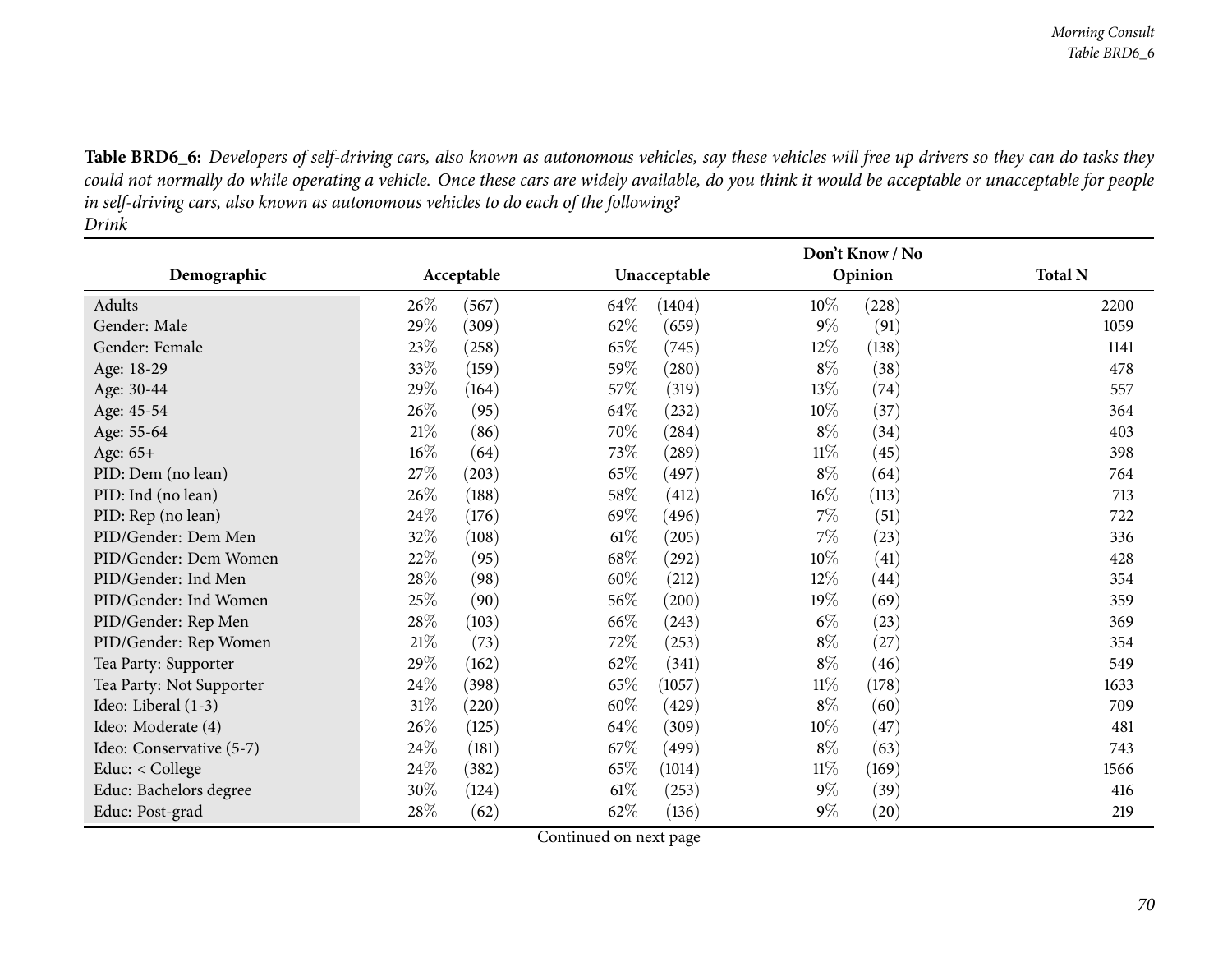**Table BRD6_6:** *Developers of self-driving cars, also known as autonomous vehicles, say these vehicles will free up drivers so they can do tasks they could not normally do while operating a vehicle. Once these cars are widely available, do you think it would be acceptable or unacceptable for people in self-driving cars, also known as autonomous vehicles to do each of the following?*
*Drink*

| Demographic | Acceptable | | Unacceptable | | Don't Know / No Opinion | | Total N |
|---|---|---|---|---|---|---|---|
| Adults | 26% | (567) | 64% | (1404) | 10% | (228) | 2200 |
| Gender: Male | 29% | (309) | 62% | (659) | 9% | (91) | 1059 |
| Gender: Female | 23% | (258) | 65% | (745) | 12% | (138) | 1141 |
| Age: 18-29 | 33% | (159) | 59% | (280) | 8% | (38) | 478 |
| Age: 30-44 | 29% | (164) | 57% | (319) | 13% | (74) | 557 |
| Age: 45-54 | 26% | (95) | 64% | (232) | 10% | (37) | 364 |
| Age: 55-64 | 21% | (86) | 70% | (284) | 8% | (34) | 403 |
| Age: 65+ | 16% | (64) | 73% | (289) | 11% | (45) | 398 |
| PID: Dem (no lean) | 27% | (203) | 65% | (497) | 8% | (64) | 764 |
| PID: Ind (no lean) | 26% | (188) | 58% | (412) | 16% | (113) | 713 |
| PID: Rep (no lean) | 24% | (176) | 69% | (496) | 7% | (51) | 722 |
| PID/Gender: Dem Men | 32% | (108) | 61% | (205) | 7% | (23) | 336 |
| PID/Gender: Dem Women | 22% | (95) | 68% | (292) | 10% | (41) | 428 |
| PID/Gender: Ind Men | 28% | (98) | 60% | (212) | 12% | (44) | 354 |
| PID/Gender: Ind Women | 25% | (90) | 56% | (200) | 19% | (69) | 359 |
| PID/Gender: Rep Men | 28% | (103) | 66% | (243) | 6% | (23) | 369 |
| PID/Gender: Rep Women | 21% | (73) | 72% | (253) | 8% | (27) | 354 |
| Tea Party: Supporter | 29% | (162) | 62% | (341) | 8% | (46) | 549 |
| Tea Party: Not Supporter | 24% | (398) | 65% | (1057) | 11% | (178) | 1633 |
| Ideo: Liberal (1-3) | 31% | (220) | 60% | (429) | 8% | (60) | 709 |
| Ideo: Moderate (4) | 26% | (125) | 64% | (309) | 10% | (47) | 481 |
| Ideo: Conservative (5-7) | 24% | (181) | 67% | (499) | 8% | (63) | 743 |
| Educ: < College | 24% | (382) | 65% | (1014) | 11% | (169) | 1566 |
| Educ: Bachelors degree | 30% | (124) | 61% | (253) | 9% | (39) | 416 |
| Educ: Post-grad | 28% | (62) | 62% | (136) | 9% | (20) | 219 |

Continued on next page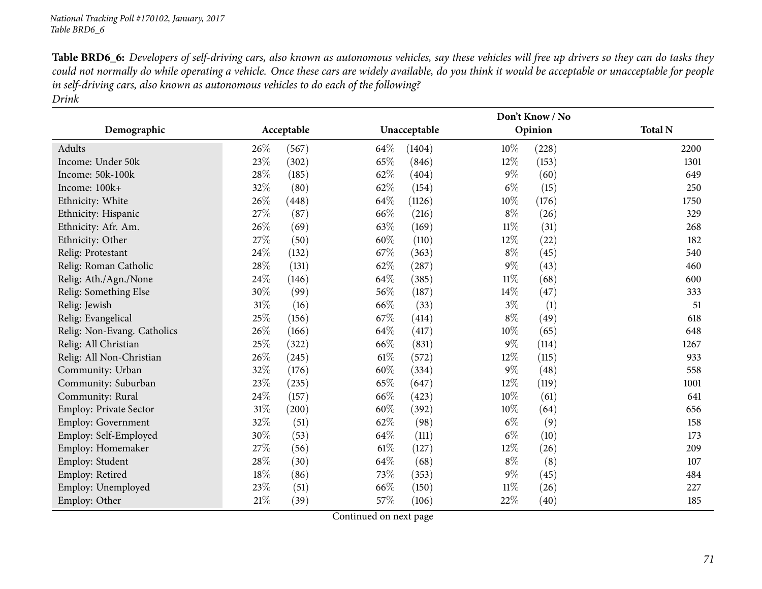**Table BRD6_6:** *Developers of self-driving cars, also known as autonomous vehicles, say these vehicles will free up drivers so they can do tasks they could not normally do while operating a vehicle. Once these cars are widely available, do you think it would be acceptable or unacceptable for people in self-driving cars, also known as autonomous vehicles to do each of the following?*
*Drink*

| Demographic | Acceptable | | Unacceptable | | Don't Know / No Opinion | | Total N |
|---|---|---|---|---|---|---|---|
| Adults | 26% | (567) | 64% | (1404) | 10% | (228) | 2200 |
| Income: Under 50k | 23% | (302) | 65% | (846) | 12% | (153) | 1301 |
| Income: 50k-100k | 28% | (185) | 62% | (404) | 9% | (60) | 649 |
| Income: 100k+ | 32% | (80) | 62% | (154) | 6% | (15) | 250 |
| Ethnicity: White | 26% | (448) | 64% | (1126) | 10% | (176) | 1750 |
| Ethnicity: Hispanic | 27% | (87) | 66% | (216) | 8% | (26) | 329 |
| Ethnicity: Afr. Am. | 26% | (69) | 63% | (169) | 11% | (31) | 268 |
| Ethnicity: Other | 27% | (50) | 60% | (110) | 12% | (22) | 182 |
| Relig: Protestant | 24% | (132) | 67% | (363) | 8% | (45) | 540 |
| Relig: Roman Catholic | 28% | (131) | 62% | (287) | 9% | (43) | 460 |
| Relig: Ath./Agn./None | 24% | (146) | 64% | (385) | 11% | (68) | 600 |
| Relig: Something Else | 30% | (99) | 56% | (187) | 14% | (47) | 333 |
| Relig: Jewish | 31% | (16) | 66% | (33) | 3% | (1) | 51 |
| Relig: Evangelical | 25% | (156) | 67% | (414) | 8% | (49) | 618 |
| Relig: Non-Evang. Catholics | 26% | (166) | 64% | (417) | 10% | (65) | 648 |
| Relig: All Christian | 25% | (322) | 66% | (831) | 9% | (114) | 1267 |
| Relig: All Non-Christian | 26% | (245) | 61% | (572) | 12% | (115) | 933 |
| Community: Urban | 32% | (176) | 60% | (334) | 9% | (48) | 558 |
| Community: Suburban | 23% | (235) | 65% | (647) | 12% | (119) | 1001 |
| Community: Rural | 24% | (157) | 66% | (423) | 10% | (61) | 641 |
| Employ: Private Sector | 31% | (200) | 60% | (392) | 10% | (64) | 656 |
| Employ: Government | 32% | (51) | 62% | (98) | 6% | (9) | 158 |
| Employ: Self-Employed | 30% | (53) | 64% | (111) | 6% | (10) | 173 |
| Employ: Homemaker | 27% | (56) | 61% | (127) | 12% | (26) | 209 |
| Employ: Student | 28% | (30) | 64% | (68) | 8% | (8) | 107 |
| Employ: Retired | 18% | (86) | 73% | (353) | 9% | (45) | 484 |
| Employ: Unemployed | 23% | (51) | 66% | (150) | 11% | (26) | 227 |
| Employ: Other | 21% | (39) | 57% | (106) | 22% | (40) | 185 |

Continued on next page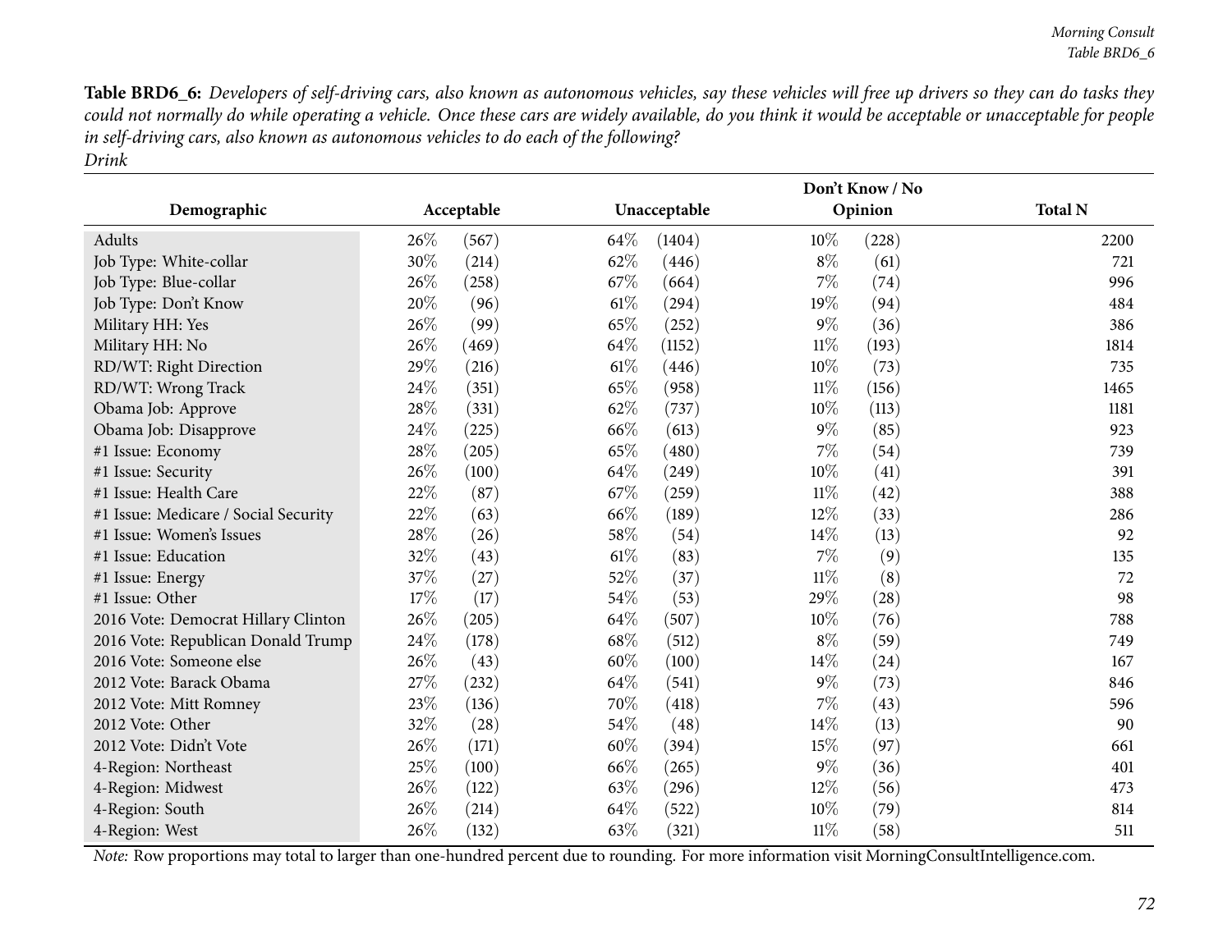**Table BRD6_6:** *Developers of self-driving cars, also known as autonomous vehicles, say these vehicles will free up drivers so they can do tasks they could not normally do while operating a vehicle. Once these cars are widely available, do you think it would be acceptable or unacceptable for people in self-driving cars, also known as autonomous vehicles to do each of the following?*
*Drink*

| Demographic | Acceptable | | Unacceptable | | Don't Know / No Opinion | | Total N |
|---|---|---|---|---|---|---|---|
| Adults | 26% | (567) | 64% | (1404) | 10% | (228) | 2200 |
| Job Type: White-collar | 30% | (214) | 62% | (446) | 8% | (61) | 721 |
| Job Type: Blue-collar | 26% | (258) | 67% | (664) | 7% | (74) | 996 |
| Job Type: Don't Know | 20% | (96) | 61% | (294) | 19% | (94) | 484 |
| Military HH: Yes | 26% | (99) | 65% | (252) | 9% | (36) | 386 |
| Military HH: No | 26% | (469) | 64% | (1152) | 11% | (193) | 1814 |
| RD/WT: Right Direction | 29% | (216) | 61% | (446) | 10% | (73) | 735 |
| RD/WT: Wrong Track | 24% | (351) | 65% | (958) | 11% | (156) | 1465 |
| Obama Job: Approve | 28% | (331) | 62% | (737) | 10% | (113) | 1181 |
| Obama Job: Disapprove | 24% | (225) | 66% | (613) | 9% | (85) | 923 |
| #1 Issue: Economy | 28% | (205) | 65% | (480) | 7% | (54) | 739 |
| #1 Issue: Security | 26% | (100) | 64% | (249) | 10% | (41) | 391 |
| #1 Issue: Health Care | 22% | (87) | 67% | (259) | 11% | (42) | 388 |
| #1 Issue: Medicare / Social Security | 22% | (63) | 66% | (189) | 12% | (33) | 286 |
| #1 Issue: Women's Issues | 28% | (26) | 58% | (54) | 14% | (13) | 92 |
| #1 Issue: Education | 32% | (43) | 61% | (83) | 7% | (9) | 135 |
| #1 Issue: Energy | 37% | (27) | 52% | (37) | 11% | (8) | 72 |
| #1 Issue: Other | 17% | (17) | 54% | (53) | 29% | (28) | 98 |
| 2016 Vote: Democrat Hillary Clinton | 26% | (205) | 64% | (507) | 10% | (76) | 788 |
| 2016 Vote: Republican Donald Trump | 24% | (178) | 68% | (512) | 8% | (59) | 749 |
| 2016 Vote: Someone else | 26% | (43) | 60% | (100) | 14% | (24) | 167 |
| 2012 Vote: Barack Obama | 27% | (232) | 64% | (541) | 9% | (73) | 846 |
| 2012 Vote: Mitt Romney | 23% | (136) | 70% | (418) | 7% | (43) | 596 |
| 2012 Vote: Other | 32% | (28) | 54% | (48) | 14% | (13) | 90 |
| 2012 Vote: Didn't Vote | 26% | (171) | 60% | (394) | 15% | (97) | 661 |
| 4-Region: Northeast | 25% | (100) | 66% | (265) | 9% | (36) | 401 |
| 4-Region: Midwest | 26% | (122) | 63% | (296) | 12% | (56) | 473 |
| 4-Region: South | 26% | (214) | 64% | (522) | 10% | (79) | 814 |
| 4-Region: West | 26% | (132) | 63% | (321) | 11% | (58) | 511 |

*Note:* Row proportions may total to larger than one-hundred percent due to rounding. For more information visit MorningConsultIntelligence.com.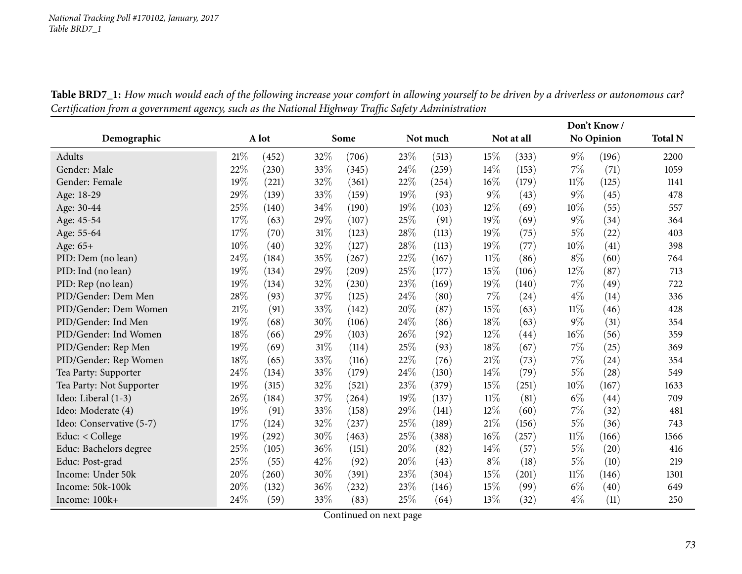**Table BRD7_1:** *How much would each of the following increase your comfort in allowing yourself to be driven by a driverless or autonomous car? Certification from a government agency, such as the National Highway Traffic Safety Administration*

| Demographic | A lot | | Some | | Not much | | Not at all | | Don't Know / No Opinion | | Total N |
|---|---|---|---|---|---|---|---|---|---|---|---|
| Adults | 21% | (452) | 32% | (706) | 23% | (513) | 15% | (333) | 9% | (196) | 2200 |
| Gender: Male | 22% | (230) | 33% | (345) | 24% | (259) | 14% | (153) | 7% | (71) | 1059 |
| Gender: Female | 19% | (221) | 32% | (361) | 22% | (254) | 16% | (179) | 11% | (125) | 1141 |
| Age: 18-29 | 29% | (139) | 33% | (159) | 19% | (93) | 9% | (43) | 9% | (45) | 478 |
| Age: 30-44 | 25% | (140) | 34% | (190) | 19% | (103) | 12% | (69) | 10% | (55) | 557 |
| Age: 45-54 | 17% | (63) | 29% | (107) | 25% | (91) | 19% | (69) | 9% | (34) | 364 |
| Age: 55-64 | 17% | (70) | 31% | (123) | 28% | (113) | 19% | (75) | 5% | (22) | 403 |
| Age: 65+ | 10% | (40) | 32% | (127) | 28% | (113) | 19% | (77) | 10% | (41) | 398 |
| PID: Dem (no lean) | 24% | (184) | 35% | (267) | 22% | (167) | 11% | (86) | 8% | (60) | 764 |
| PID: Ind (no lean) | 19% | (134) | 29% | (209) | 25% | (177) | 15% | (106) | 12% | (87) | 713 |
| PID: Rep (no lean) | 19% | (134) | 32% | (230) | 23% | (169) | 19% | (140) | 7% | (49) | 722 |
| PID/Gender: Dem Men | 28% | (93) | 37% | (125) | 24% | (80) | 7% | (24) | 4% | (14) | 336 |
| PID/Gender: Dem Women | 21% | (91) | 33% | (142) | 20% | (87) | 15% | (63) | 11% | (46) | 428 |
| PID/Gender: Ind Men | 19% | (68) | 30% | (106) | 24% | (86) | 18% | (63) | 9% | (31) | 354 |
| PID/Gender: Ind Women | 18% | (66) | 29% | (103) | 26% | (92) | 12% | (44) | 16% | (56) | 359 |
| PID/Gender: Rep Men | 19% | (69) | 31% | (114) | 25% | (93) | 18% | (67) | 7% | (25) | 369 |
| PID/Gender: Rep Women | 18% | (65) | 33% | (116) | 22% | (76) | 21% | (73) | 7% | (24) | 354 |
| Tea Party: Supporter | 24% | (134) | 33% | (179) | 24% | (130) | 14% | (79) | 5% | (28) | 549 |
| Tea Party: Not Supporter | 19% | (315) | 32% | (521) | 23% | (379) | 15% | (251) | 10% | (167) | 1633 |
| Ideo: Liberal (1-3) | 26% | (184) | 37% | (264) | 19% | (137) | 11% | (81) | 6% | (44) | 709 |
| Ideo: Moderate (4) | 19% | (91) | 33% | (158) | 29% | (141) | 12% | (60) | 7% | (32) | 481 |
| Ideo: Conservative (5-7) | 17% | (124) | 32% | (237) | 25% | (189) | 21% | (156) | 5% | (36) | 743 |
| Educ: < College | 19% | (292) | 30% | (463) | 25% | (388) | 16% | (257) | 11% | (166) | 1566 |
| Educ: Bachelors degree | 25% | (105) | 36% | (151) | 20% | (82) | 14% | (57) | 5% | (20) | 416 |
| Educ: Post-grad | 25% | (55) | 42% | (92) | 20% | (43) | 8% | (18) | 5% | (10) | 219 |
| Income: Under 50k | 20% | (260) | 30% | (391) | 23% | (304) | 15% | (201) | 11% | (146) | 1301 |
| Income: 50k-100k | 20% | (132) | 36% | (232) | 23% | (146) | 15% | (99) | 6% | (40) | 649 |
| Income: 100k+ | 24% | (59) | 33% | (83) | 25% | (64) | 13% | (32) | 4% | (11) | 250 |

Continued on next page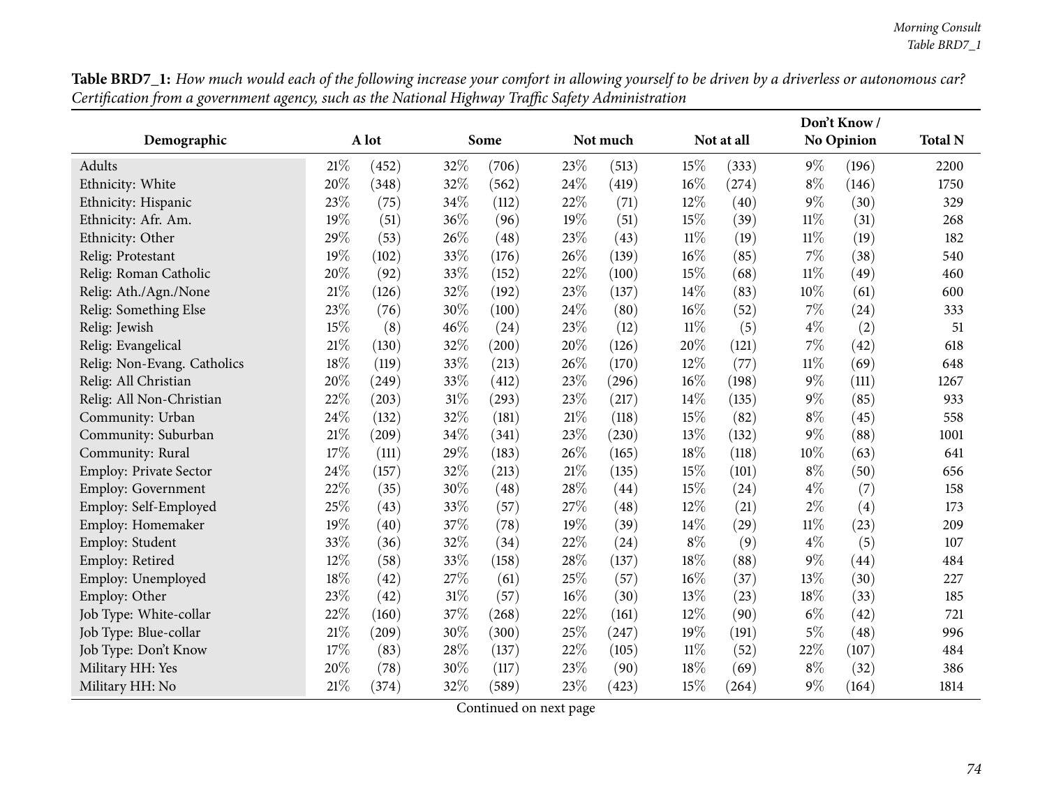**Table BRD7_1:** *How much would each of the following increase your comfort in allowing yourself to be driven by a driverless or autonomous car? Certification from a government agency, such as the National Highway Traffic Safety Administration*

| Demographic | A lot | | Some | | Not much | | Not at all | | Don't Know / No Opinion | | Total N |
|---|---|---|---|---|---|---|---|---|---|---|---|
| Adults | 21% | (452) | 32% | (706) | 23% | (513) | 15% | (333) | 9% | (196) | 2200 |
| Ethnicity: White | 20% | (348) | 32% | (562) | 24% | (419) | 16% | (274) | 8% | (146) | 1750 |
| Ethnicity: Hispanic | 23% | (75) | 34% | (112) | 22% | (71) | 12% | (40) | 9% | (30) | 329 |
| Ethnicity: Afr. Am. | 19% | (51) | 36% | (96) | 19% | (51) | 15% | (39) | 11% | (31) | 268 |
| Ethnicity: Other | 29% | (53) | 26% | (48) | 23% | (43) | 11% | (19) | 11% | (19) | 182 |
| Relig: Protestant | 19% | (102) | 33% | (176) | 26% | (139) | 16% | (85) | 7% | (38) | 540 |
| Relig: Roman Catholic | 20% | (92) | 33% | (152) | 22% | (100) | 15% | (68) | 11% | (49) | 460 |
| Relig: Ath./Agn./None | 21% | (126) | 32% | (192) | 23% | (137) | 14% | (83) | 10% | (61) | 600 |
| Relig: Something Else | 23% | (76) | 30% | (100) | 24% | (80) | 16% | (52) | 7% | (24) | 333 |
| Relig: Jewish | 15% | (8) | 46% | (24) | 23% | (12) | 11% | (5) | 4% | (2) | 51 |
| Relig: Evangelical | 21% | (130) | 32% | (200) | 20% | (126) | 20% | (121) | 7% | (42) | 618 |
| Relig: Non-Evang. Catholics | 18% | (119) | 33% | (213) | 26% | (170) | 12% | (77) | 11% | (69) | 648 |
| Relig: All Christian | 20% | (249) | 33% | (412) | 23% | (296) | 16% | (198) | 9% | (111) | 1267 |
| Relig: All Non-Christian | 22% | (203) | 31% | (293) | 23% | (217) | 14% | (135) | 9% | (85) | 933 |
| Community: Urban | 24% | (132) | 32% | (181) | 21% | (118) | 15% | (82) | 8% | (45) | 558 |
| Community: Suburban | 21% | (209) | 34% | (341) | 23% | (230) | 13% | (132) | 9% | (88) | 1001 |
| Community: Rural | 17% | (111) | 29% | (183) | 26% | (165) | 18% | (118) | 10% | (63) | 641 |
| Employ: Private Sector | 24% | (157) | 32% | (213) | 21% | (135) | 15% | (101) | 8% | (50) | 656 |
| Employ: Government | 22% | (35) | 30% | (48) | 28% | (44) | 15% | (24) | 4% | (7) | 158 |
| Employ: Self-Employed | 25% | (43) | 33% | (57) | 27% | (48) | 12% | (21) | 2% | (4) | 173 |
| Employ: Homemaker | 19% | (40) | 37% | (78) | 19% | (39) | 14% | (29) | 11% | (23) | 209 |
| Employ: Student | 33% | (36) | 32% | (34) | 22% | (24) | 8% | (9) | 4% | (5) | 107 |
| Employ: Retired | 12% | (58) | 33% | (158) | 28% | (137) | 18% | (88) | 9% | (44) | 484 |
| Employ: Unemployed | 18% | (42) | 27% | (61) | 25% | (57) | 16% | (37) | 13% | (30) | 227 |
| Employ: Other | 23% | (42) | 31% | (57) | 16% | (30) | 13% | (23) | 18% | (33) | 185 |
| Job Type: White-collar | 22% | (160) | 37% | (268) | 22% | (161) | 12% | (90) | 6% | (42) | 721 |
| Job Type: Blue-collar | 21% | (209) | 30% | (300) | 25% | (247) | 19% | (191) | 5% | (48) | 996 |
| Job Type: Don't Know | 17% | (83) | 28% | (137) | 22% | (105) | 11% | (52) | 22% | (107) | 484 |
| Military HH: Yes | 20% | (78) | 30% | (117) | 23% | (90) | 18% | (69) | 8% | (32) | 386 |
| Military HH: No | 21% | (374) | 32% | (589) | 23% | (423) | 15% | (264) | 9% | (164) | 1814 |

Continued on next page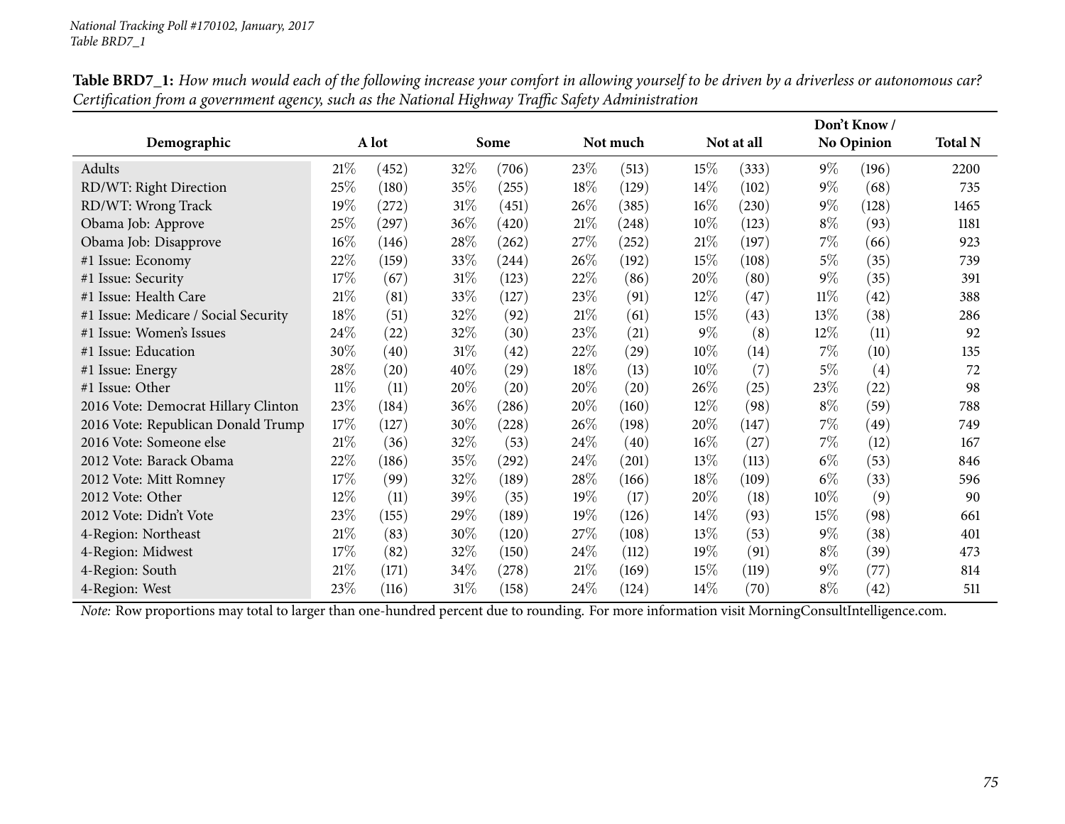*National Tracking Poll #170102, January, 2017*
*Table BRD7_1*

**Table BRD7_1:** *How much would each of the following increase your comfort in allowing yourself to be driven by a driverless or autonomous car? Certification from a government agency, such as the National Highway Traffic Safety Administration*

| Demographic | A lot | | Some | | Not much | | Not at all | | Don't Know / No Opinion | | Total N |
|---|---|---|---|---|---|---|---|---|---|---|---|
| Adults | 21% | (452) | 32% | (706) | 23% | (513) | 15% | (333) | 9% | (196) | 2200 |
| RD/WT: Right Direction | 25% | (180) | 35% | (255) | 18% | (129) | 14% | (102) | 9% | (68) | 735 |
| RD/WT: Wrong Track | 19% | (272) | 31% | (451) | 26% | (385) | 16% | (230) | 9% | (128) | 1465 |
| Obama Job: Approve | 25% | (297) | 36% | (420) | 21% | (248) | 10% | (123) | 8% | (93) | 1181 |
| Obama Job: Disapprove | 16% | (146) | 28% | (262) | 27% | (252) | 21% | (197) | 7% | (66) | 923 |
| #1 Issue: Economy | 22% | (159) | 33% | (244) | 26% | (192) | 15% | (108) | 5% | (35) | 739 |
| #1 Issue: Security | 17% | (67) | 31% | (123) | 22% | (86) | 20% | (80) | 9% | (35) | 391 |
| #1 Issue: Health Care | 21% | (81) | 33% | (127) | 23% | (91) | 12% | (47) | 11% | (42) | 388 |
| #1 Issue: Medicare / Social Security | 18% | (51) | 32% | (92) | 21% | (61) | 15% | (43) | 13% | (38) | 286 |
| #1 Issue: Women's Issues | 24% | (22) | 32% | (30) | 23% | (21) | 9% | (8) | 12% | (11) | 92 |
| #1 Issue: Education | 30% | (40) | 31% | (42) | 22% | (29) | 10% | (14) | 7% | (10) | 135 |
| #1 Issue: Energy | 28% | (20) | 40% | (29) | 18% | (13) | 10% | (7) | 5% | (4) | 72 |
| #1 Issue: Other | 11% | (11) | 20% | (20) | 20% | (20) | 26% | (25) | 23% | (22) | 98 |
| 2016 Vote: Democrat Hillary Clinton | 23% | (184) | 36% | (286) | 20% | (160) | 12% | (98) | 8% | (59) | 788 |
| 2016 Vote: Republican Donald Trump | 17% | (127) | 30% | (228) | 26% | (198) | 20% | (147) | 7% | (49) | 749 |
| 2016 Vote: Someone else | 21% | (36) | 32% | (53) | 24% | (40) | 16% | (27) | 7% | (12) | 167 |
| 2012 Vote: Barack Obama | 22% | (186) | 35% | (292) | 24% | (201) | 13% | (113) | 6% | (53) | 846 |
| 2012 Vote: Mitt Romney | 17% | (99) | 32% | (189) | 28% | (166) | 18% | (109) | 6% | (33) | 596 |
| 2012 Vote: Other | 12% | (11) | 39% | (35) | 19% | (17) | 20% | (18) | 10% | (9) | 90 |
| 2012 Vote: Didn't Vote | 23% | (155) | 29% | (189) | 19% | (126) | 14% | (93) | 15% | (98) | 661 |
| 4-Region: Northeast | 21% | (83) | 30% | (120) | 27% | (108) | 13% | (53) | 9% | (38) | 401 |
| 4-Region: Midwest | 17% | (82) | 32% | (150) | 24% | (112) | 19% | (91) | 8% | (39) | 473 |
| 4-Region: South | 21% | (171) | 34% | (278) | 21% | (169) | 15% | (119) | 9% | (77) | 814 |
| 4-Region: West | 23% | (116) | 31% | (158) | 24% | (124) | 14% | (70) | 8% | (42) | 511 |

*Note:* Row proportions may total to larger than one-hundred percent due to rounding. For more information visit MorningConsultIntelligence.com.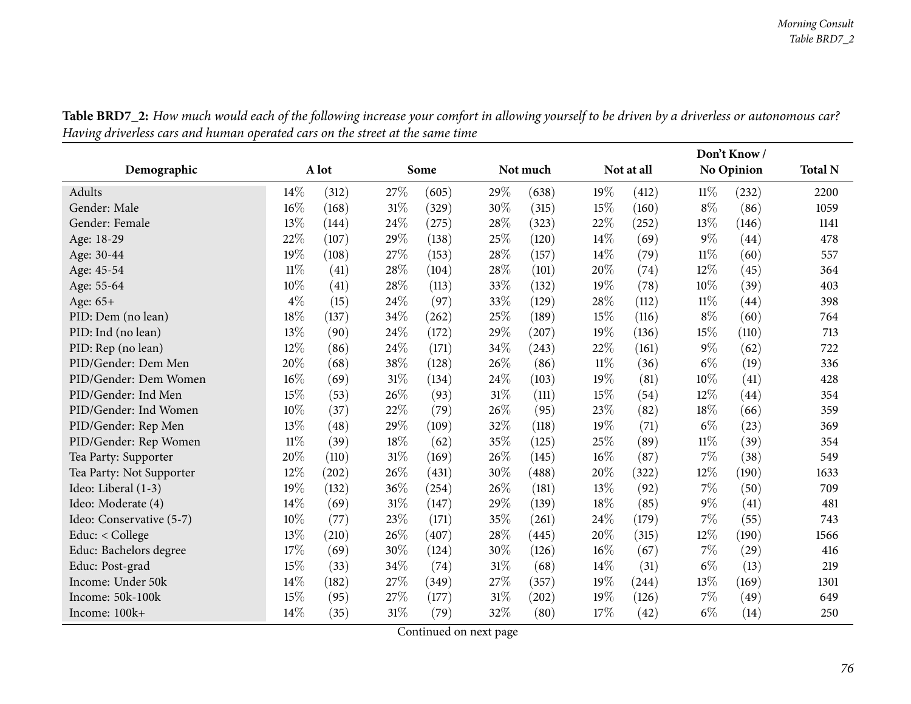**Table BRD7_2:** *How much would each of the following increase your comfort in allowing yourself to be driven by a driverless or autonomous car? Having driverless cars and human operated cars on the street at the same time*

| Demographic | A lot | | Some | | Not much | | Not at all | | Don't Know / No Opinion | | Total N |
|---|---|---|---|---|---|---|---|---|---|---|---|
| Adults | 14% | (312) | 27% | (605) | 29% | (638) | 19% | (412) | 11% | (232) | 2200 |
| Gender: Male | 16% | (168) | 31% | (329) | 30% | (315) | 15% | (160) | 8% | (86) | 1059 |
| Gender: Female | 13% | (144) | 24% | (275) | 28% | (323) | 22% | (252) | 13% | (146) | 1141 |
| Age: 18-29 | 22% | (107) | 29% | (138) | 25% | (120) | 14% | (69) | 9% | (44) | 478 |
| Age: 30-44 | 19% | (108) | 27% | (153) | 28% | (157) | 14% | (79) | 11% | (60) | 557 |
| Age: 45-54 | 11% | (41) | 28% | (104) | 28% | (101) | 20% | (74) | 12% | (45) | 364 |
| Age: 55-64 | 10% | (41) | 28% | (113) | 33% | (132) | 19% | (78) | 10% | (39) | 403 |
| Age: 65+ | 4% | (15) | 24% | (97) | 33% | (129) | 28% | (112) | 11% | (44) | 398 |
| PID: Dem (no lean) | 18% | (137) | 34% | (262) | 25% | (189) | 15% | (116) | 8% | (60) | 764 |
| PID: Ind (no lean) | 13% | (90) | 24% | (172) | 29% | (207) | 19% | (136) | 15% | (110) | 713 |
| PID: Rep (no lean) | 12% | (86) | 24% | (171) | 34% | (243) | 22% | (161) | 9% | (62) | 722 |
| PID/Gender: Dem Men | 20% | (68) | 38% | (128) | 26% | (86) | 11% | (36) | 6% | (19) | 336 |
| PID/Gender: Dem Women | 16% | (69) | 31% | (134) | 24% | (103) | 19% | (81) | 10% | (41) | 428 |
| PID/Gender: Ind Men | 15% | (53) | 26% | (93) | 31% | (111) | 15% | (54) | 12% | (44) | 354 |
| PID/Gender: Ind Women | 10% | (37) | 22% | (79) | 26% | (95) | 23% | (82) | 18% | (66) | 359 |
| PID/Gender: Rep Men | 13% | (48) | 29% | (109) | 32% | (118) | 19% | (71) | 6% | (23) | 369 |
| PID/Gender: Rep Women | 11% | (39) | 18% | (62) | 35% | (125) | 25% | (89) | 11% | (39) | 354 |
| Tea Party: Supporter | 20% | (110) | 31% | (169) | 26% | (145) | 16% | (87) | 7% | (38) | 549 |
| Tea Party: Not Supporter | 12% | (202) | 26% | (431) | 30% | (488) | 20% | (322) | 12% | (190) | 1633 |
| Ideo: Liberal (1-3) | 19% | (132) | 36% | (254) | 26% | (181) | 13% | (92) | 7% | (50) | 709 |
| Ideo: Moderate (4) | 14% | (69) | 31% | (147) | 29% | (139) | 18% | (85) | 9% | (41) | 481 |
| Ideo: Conservative (5-7) | 10% | (77) | 23% | (171) | 35% | (261) | 24% | (179) | 7% | (55) | 743 |
| Educ: < College | 13% | (210) | 26% | (407) | 28% | (445) | 20% | (315) | 12% | (190) | 1566 |
| Educ: Bachelors degree | 17% | (69) | 30% | (124) | 30% | (126) | 16% | (67) | 7% | (29) | 416 |
| Educ: Post-grad | 15% | (33) | 34% | (74) | 31% | (68) | 14% | (31) | 6% | (13) | 219 |
| Income: Under 50k | 14% | (182) | 27% | (349) | 27% | (357) | 19% | (244) | 13% | (169) | 1301 |
| Income: 50k-100k | 15% | (95) | 27% | (177) | 31% | (202) | 19% | (126) | 7% | (49) | 649 |
| Income: 100k+ | 14% | (35) | 31% | (79) | 32% | (80) | 17% | (42) | 6% | (14) | 250 |

Continued on next page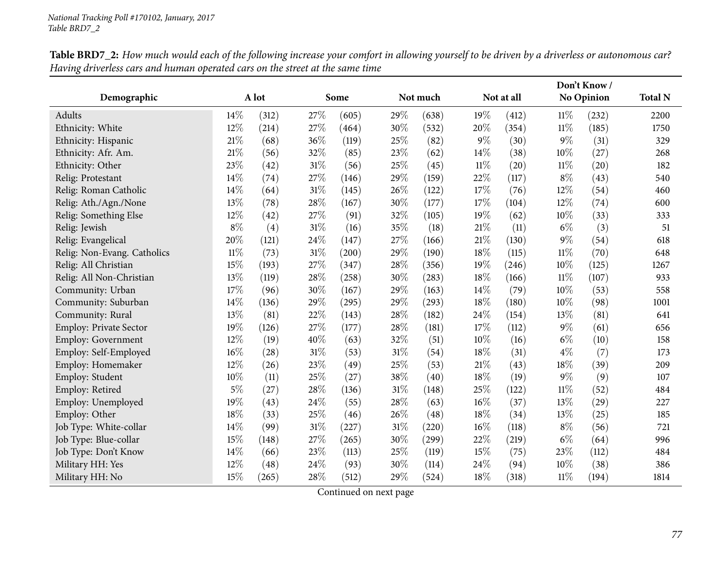**Table BRD7_2:** *How much would each of the following increase your comfort in allowing yourself to be driven by a driverless or autonomous car? Having driverless cars and human operated cars on the street at the same time*

| Demographic | A lot | | Some | | Not much | | Not at all | | Don't Know / No Opinion | | Total N |
|---|---|---|---|---|---|---|---|---|---|---|---|
| Adults | 14% | (312) | 27% | (605) | 29% | (638) | 19% | (412) | 11% | (232) | 2200 |
| Ethnicity: White | 12% | (214) | 27% | (464) | 30% | (532) | 20% | (354) | 11% | (185) | 1750 |
| Ethnicity: Hispanic | 21% | (68) | 36% | (119) | 25% | (82) | 9% | (30) | 9% | (31) | 329 |
| Ethnicity: Afr. Am. | 21% | (56) | 32% | (85) | 23% | (62) | 14% | (38) | 10% | (27) | 268 |
| Ethnicity: Other | 23% | (42) | 31% | (56) | 25% | (45) | 11% | (20) | 11% | (20) | 182 |
| Relig: Protestant | 14% | (74) | 27% | (146) | 29% | (159) | 22% | (117) | 8% | (43) | 540 |
| Relig: Roman Catholic | 14% | (64) | 31% | (145) | 26% | (122) | 17% | (76) | 12% | (54) | 460 |
| Relig: Ath./Agn./None | 13% | (78) | 28% | (167) | 30% | (177) | 17% | (104) | 12% | (74) | 600 |
| Relig: Something Else | 12% | (42) | 27% | (91) | 32% | (105) | 19% | (62) | 10% | (33) | 333 |
| Relig: Jewish | 8% | (4) | 31% | (16) | 35% | (18) | 21% | (11) | 6% | (3) | 51 |
| Relig: Evangelical | 20% | (121) | 24% | (147) | 27% | (166) | 21% | (130) | 9% | (54) | 618 |
| Relig: Non-Evang. Catholics | 11% | (73) | 31% | (200) | 29% | (190) | 18% | (115) | 11% | (70) | 648 |
| Relig: All Christian | 15% | (193) | 27% | (347) | 28% | (356) | 19% | (246) | 10% | (125) | 1267 |
| Relig: All Non-Christian | 13% | (119) | 28% | (258) | 30% | (283) | 18% | (166) | 11% | (107) | 933 |
| Community: Urban | 17% | (96) | 30% | (167) | 29% | (163) | 14% | (79) | 10% | (53) | 558 |
| Community: Suburban | 14% | (136) | 29% | (295) | 29% | (293) | 18% | (180) | 10% | (98) | 1001 |
| Community: Rural | 13% | (81) | 22% | (143) | 28% | (182) | 24% | (154) | 13% | (81) | 641 |
| Employ: Private Sector | 19% | (126) | 27% | (177) | 28% | (181) | 17% | (112) | 9% | (61) | 656 |
| Employ: Government | 12% | (19) | 40% | (63) | 32% | (51) | 10% | (16) | 6% | (10) | 158 |
| Employ: Self-Employed | 16% | (28) | 31% | (53) | 31% | (54) | 18% | (31) | 4% | (7) | 173 |
| Employ: Homemaker | 12% | (26) | 23% | (49) | 25% | (53) | 21% | (43) | 18% | (39) | 209 |
| Employ: Student | 10% | (11) | 25% | (27) | 38% | (40) | 18% | (19) | 9% | (9) | 107 |
| Employ: Retired | 5% | (27) | 28% | (136) | 31% | (148) | 25% | (122) | 11% | (52) | 484 |
| Employ: Unemployed | 19% | (43) | 24% | (55) | 28% | (63) | 16% | (37) | 13% | (29) | 227 |
| Employ: Other | 18% | (33) | 25% | (46) | 26% | (48) | 18% | (34) | 13% | (25) | 185 |
| Job Type: White-collar | 14% | (99) | 31% | (227) | 31% | (220) | 16% | (118) | 8% | (56) | 721 |
| Job Type: Blue-collar | 15% | (148) | 27% | (265) | 30% | (299) | 22% | (219) | 6% | (64) | 996 |
| Job Type: Don't Know | 14% | (66) | 23% | (113) | 25% | (119) | 15% | (75) | 23% | (112) | 484 |
| Military HH: Yes | 12% | (48) | 24% | (93) | 30% | (114) | 24% | (94) | 10% | (38) | 386 |
| Military HH: No | 15% | (265) | 28% | (512) | 29% | (524) | 18% | (318) | 11% | (194) | 1814 |

Continued on next page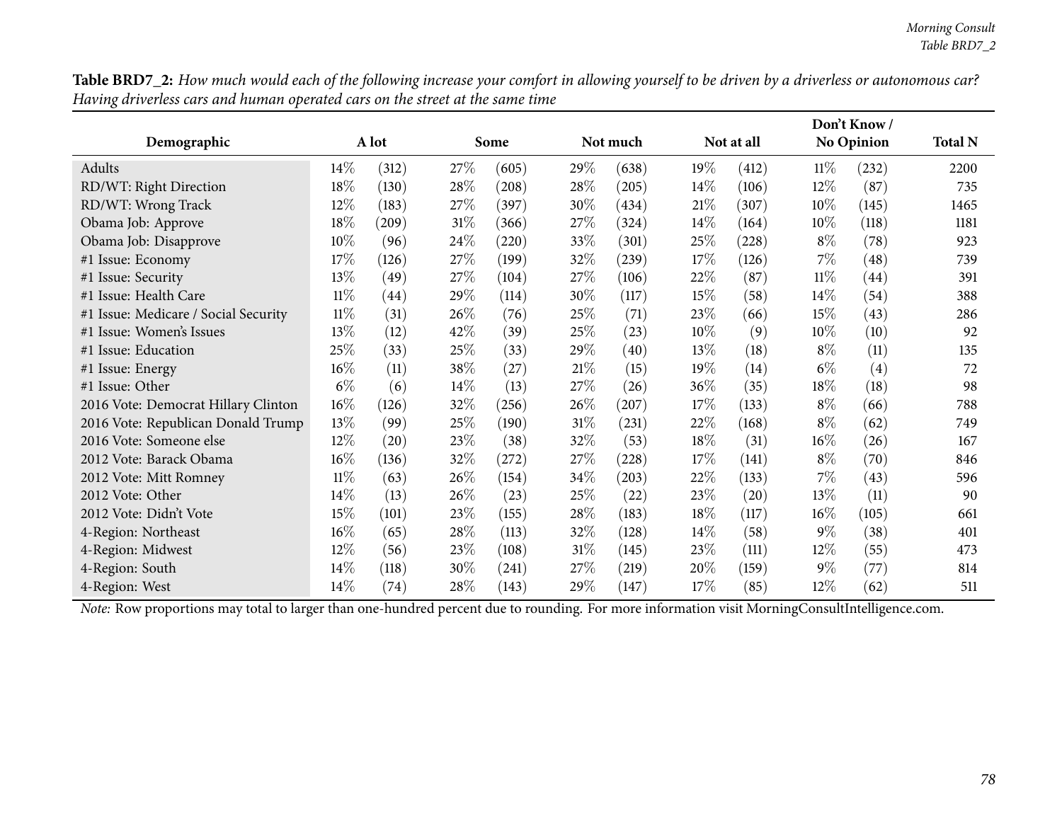**Table BRD7_2:** *How much would each of the following increase your comfort in allowing yourself to be driven by a driverless or autonomous car? Having driverless cars and human operated cars on the street at the same time*

| Demographic | A lot | | Some | | Not much | | Not at all | | Don't Know / No Opinion | | Total N |
|---|---|---|---|---|---|---|---|---|---|---|---|
| Adults | 14% | (312) | 27% | (605) | 29% | (638) | 19% | (412) | 11% | (232) | 2200 |
| RD/WT: Right Direction | 18% | (130) | 28% | (208) | 28% | (205) | 14% | (106) | 12% | (87) | 735 |
| RD/WT: Wrong Track | 12% | (183) | 27% | (397) | 30% | (434) | 21% | (307) | 10% | (145) | 1465 |
| Obama Job: Approve | 18% | (209) | 31% | (366) | 27% | (324) | 14% | (164) | 10% | (118) | 1181 |
| Obama Job: Disapprove | 10% | (96) | 24% | (220) | 33% | (301) | 25% | (228) | 8% | (78) | 923 |
| #1 Issue: Economy | 17% | (126) | 27% | (199) | 32% | (239) | 17% | (126) | 7% | (48) | 739 |
| #1 Issue: Security | 13% | (49) | 27% | (104) | 27% | (106) | 22% | (87) | 11% | (44) | 391 |
| #1 Issue: Health Care | 11% | (44) | 29% | (114) | 30% | (117) | 15% | (58) | 14% | (54) | 388 |
| #1 Issue: Medicare / Social Security | 11% | (31) | 26% | (76) | 25% | (71) | 23% | (66) | 15% | (43) | 286 |
| #1 Issue: Women's Issues | 13% | (12) | 42% | (39) | 25% | (23) | 10% | (9) | 10% | (10) | 92 |
| #1 Issue: Education | 25% | (33) | 25% | (33) | 29% | (40) | 13% | (18) | 8% | (11) | 135 |
| #1 Issue: Energy | 16% | (11) | 38% | (27) | 21% | (15) | 19% | (14) | 6% | (4) | 72 |
| #1 Issue: Other | 6% | (6) | 14% | (13) | 27% | (26) | 36% | (35) | 18% | (18) | 98 |
| 2016 Vote: Democrat Hillary Clinton | 16% | (126) | 32% | (256) | 26% | (207) | 17% | (133) | 8% | (66) | 788 |
| 2016 Vote: Republican Donald Trump | 13% | (99) | 25% | (190) | 31% | (231) | 22% | (168) | 8% | (62) | 749 |
| 2016 Vote: Someone else | 12% | (20) | 23% | (38) | 32% | (53) | 18% | (31) | 16% | (26) | 167 |
| 2012 Vote: Barack Obama | 16% | (136) | 32% | (272) | 27% | (228) | 17% | (141) | 8% | (70) | 846 |
| 2012 Vote: Mitt Romney | 11% | (63) | 26% | (154) | 34% | (203) | 22% | (133) | 7% | (43) | 596 |
| 2012 Vote: Other | 14% | (13) | 26% | (23) | 25% | (22) | 23% | (20) | 13% | (11) | 90 |
| 2012 Vote: Didn't Vote | 15% | (101) | 23% | (155) | 28% | (183) | 18% | (117) | 16% | (105) | 661 |
| 4-Region: Northeast | 16% | (65) | 28% | (113) | 32% | (128) | 14% | (58) | 9% | (38) | 401 |
| 4-Region: Midwest | 12% | (56) | 23% | (108) | 31% | (145) | 23% | (111) | 12% | (55) | 473 |
| 4-Region: South | 14% | (118) | 30% | (241) | 27% | (219) | 20% | (159) | 9% | (77) | 814 |
| 4-Region: West | 14% | (74) | 28% | (143) | 29% | (147) | 17% | (85) | 12% | (62) | 511 |

*Note:* Row proportions may total to larger than one-hundred percent due to rounding. For more information visit MorningConsultIntelligence.com.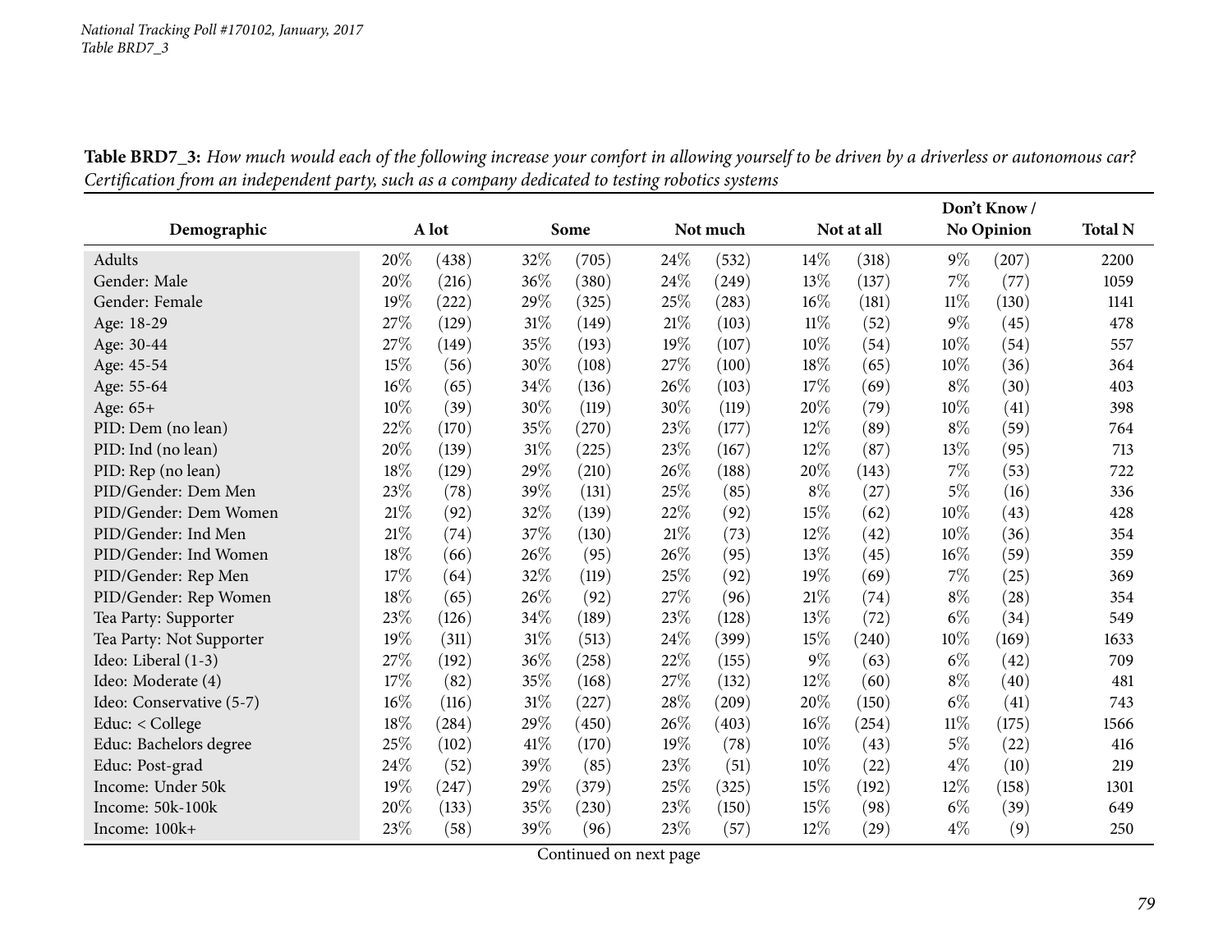**Table BRD7_3:** *How much would each of the following increase your comfort in allowing yourself to be driven by a driverless or autonomous car? Certification from an independent party, such as a company dedicated to testing robotics systems*

| Demographic | A lot | | Some | | Not much | | Not at all | | Don't Know / No Opinion | | Total N |
|---|---|---|---|---|---|---|---|---|---|---|---|
| Adults | 20% | (438) | 32% | (705) | 24% | (532) | 14% | (318) | 9% | (207) | 2200 |
| Gender: Male | 20% | (216) | 36% | (380) | 24% | (249) | 13% | (137) | 7% | (77) | 1059 |
| Gender: Female | 19% | (222) | 29% | (325) | 25% | (283) | 16% | (181) | 11% | (130) | 1141 |
| Age: 18-29 | 27% | (129) | 31% | (149) | 21% | (103) | 11% | (52) | 9% | (45) | 478 |
| Age: 30-44 | 27% | (149) | 35% | (193) | 19% | (107) | 10% | (54) | 10% | (54) | 557 |
| Age: 45-54 | 15% | (56) | 30% | (108) | 27% | (100) | 18% | (65) | 10% | (36) | 364 |
| Age: 55-64 | 16% | (65) | 34% | (136) | 26% | (103) | 17% | (69) | 8% | (30) | 403 |
| Age: 65+ | 10% | (39) | 30% | (119) | 30% | (119) | 20% | (79) | 10% | (41) | 398 |
| PID: Dem (no lean) | 22% | (170) | 35% | (270) | 23% | (177) | 12% | (89) | 8% | (59) | 764 |
| PID: Ind (no lean) | 20% | (139) | 31% | (225) | 23% | (167) | 12% | (87) | 13% | (95) | 713 |
| PID: Rep (no lean) | 18% | (129) | 29% | (210) | 26% | (188) | 20% | (143) | 7% | (53) | 722 |
| PID/Gender: Dem Men | 23% | (78) | 39% | (131) | 25% | (85) | 8% | (27) | 5% | (16) | 336 |
| PID/Gender: Dem Women | 21% | (92) | 32% | (139) | 22% | (92) | 15% | (62) | 10% | (43) | 428 |
| PID/Gender: Ind Men | 21% | (74) | 37% | (130) | 21% | (73) | 12% | (42) | 10% | (36) | 354 |
| PID/Gender: Ind Women | 18% | (66) | 26% | (95) | 26% | (95) | 13% | (45) | 16% | (59) | 359 |
| PID/Gender: Rep Men | 17% | (64) | 32% | (119) | 25% | (92) | 19% | (69) | 7% | (25) | 369 |
| PID/Gender: Rep Women | 18% | (65) | 26% | (92) | 27% | (96) | 21% | (74) | 8% | (28) | 354 |
| Tea Party: Supporter | 23% | (126) | 34% | (189) | 23% | (128) | 13% | (72) | 6% | (34) | 549 |
| Tea Party: Not Supporter | 19% | (311) | 31% | (513) | 24% | (399) | 15% | (240) | 10% | (169) | 1633 |
| Ideo: Liberal (1-3) | 27% | (192) | 36% | (258) | 22% | (155) | 9% | (63) | 6% | (42) | 709 |
| Ideo: Moderate (4) | 17% | (82) | 35% | (168) | 27% | (132) | 12% | (60) | 8% | (40) | 481 |
| Ideo: Conservative (5-7) | 16% | (116) | 31% | (227) | 28% | (209) | 20% | (150) | 6% | (41) | 743 |
| Educ: < College | 18% | (284) | 29% | (450) | 26% | (403) | 16% | (254) | 11% | (175) | 1566 |
| Educ: Bachelors degree | 25% | (102) | 41% | (170) | 19% | (78) | 10% | (43) | 5% | (22) | 416 |
| Educ: Post-grad | 24% | (52) | 39% | (85) | 23% | (51) | 10% | (22) | 4% | (10) | 219 |
| Income: Under 50k | 19% | (247) | 29% | (379) | 25% | (325) | 15% | (192) | 12% | (158) | 1301 |
| Income: 50k-100k | 20% | (133) | 35% | (230) | 23% | (150) | 15% | (98) | 6% | (39) | 649 |
| Income: 100k+ | 23% | (58) | 39% | (96) | 23% | (57) | 12% | (29) | 4% | (9) | 250 |

Continued on next page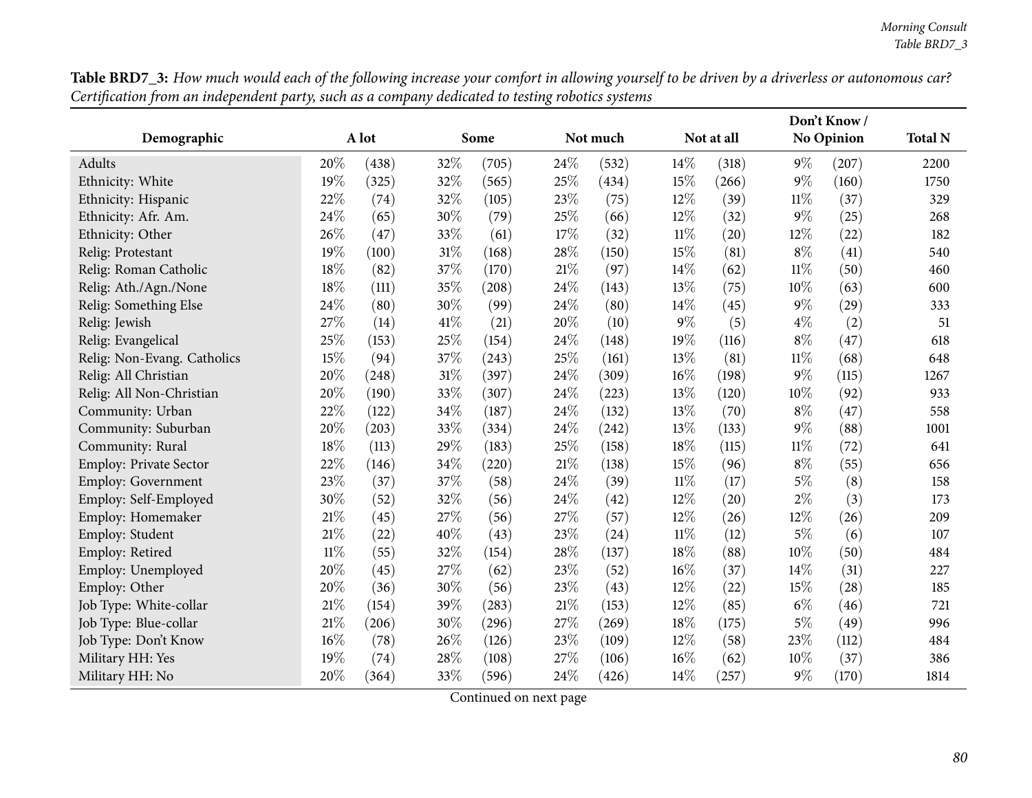**Table BRD7_3:** *How much would each of the following increase your comfort in allowing yourself to be driven by a driverless or autonomous car? Certification from an independent party, such as a company dedicated to testing robotics systems*

| Demographic | A lot | | Some | | Not much | | Not at all | | Don't Know / No Opinion | | Total N |
|---|---|---|---|---|---|---|---|---|---|---|---|
| Adults | 20% | (438) | 32% | (705) | 24% | (532) | 14% | (318) | 9% | (207) | 2200 |
| Ethnicity: White | 19% | (325) | 32% | (565) | 25% | (434) | 15% | (266) | 9% | (160) | 1750 |
| Ethnicity: Hispanic | 22% | (74) | 32% | (105) | 23% | (75) | 12% | (39) | 11% | (37) | 329 |
| Ethnicity: Afr. Am. | 24% | (65) | 30% | (79) | 25% | (66) | 12% | (32) | 9% | (25) | 268 |
| Ethnicity: Other | 26% | (47) | 33% | (61) | 17% | (32) | 11% | (20) | 12% | (22) | 182 |
| Relig: Protestant | 19% | (100) | 31% | (168) | 28% | (150) | 15% | (81) | 8% | (41) | 540 |
| Relig: Roman Catholic | 18% | (82) | 37% | (170) | 21% | (97) | 14% | (62) | 11% | (50) | 460 |
| Relig: Ath./Agn./None | 18% | (111) | 35% | (208) | 24% | (143) | 13% | (75) | 10% | (63) | 600 |
| Relig: Something Else | 24% | (80) | 30% | (99) | 24% | (80) | 14% | (45) | 9% | (29) | 333 |
| Relig: Jewish | 27% | (14) | 41% | (21) | 20% | (10) | 9% | (5) | 4% | (2) | 51 |
| Relig: Evangelical | 25% | (153) | 25% | (154) | 24% | (148) | 19% | (116) | 8% | (47) | 618 |
| Relig: Non-Evang. Catholics | 15% | (94) | 37% | (243) | 25% | (161) | 13% | (81) | 11% | (68) | 648 |
| Relig: All Christian | 20% | (248) | 31% | (397) | 24% | (309) | 16% | (198) | 9% | (115) | 1267 |
| Relig: All Non-Christian | 20% | (190) | 33% | (307) | 24% | (223) | 13% | (120) | 10% | (92) | 933 |
| Community: Urban | 22% | (122) | 34% | (187) | 24% | (132) | 13% | (70) | 8% | (47) | 558 |
| Community: Suburban | 20% | (203) | 33% | (334) | 24% | (242) | 13% | (133) | 9% | (88) | 1001 |
| Community: Rural | 18% | (113) | 29% | (183) | 25% | (158) | 18% | (115) | 11% | (72) | 641 |
| Employ: Private Sector | 22% | (146) | 34% | (220) | 21% | (138) | 15% | (96) | 8% | (55) | 656 |
| Employ: Government | 23% | (37) | 37% | (58) | 24% | (39) | 11% | (17) | 5% | (8) | 158 |
| Employ: Self-Employed | 30% | (52) | 32% | (56) | 24% | (42) | 12% | (20) | 2% | (3) | 173 |
| Employ: Homemaker | 21% | (45) | 27% | (56) | 27% | (57) | 12% | (26) | 12% | (26) | 209 |
| Employ: Student | 21% | (22) | 40% | (43) | 23% | (24) | 11% | (12) | 5% | (6) | 107 |
| Employ: Retired | 11% | (55) | 32% | (154) | 28% | (137) | 18% | (88) | 10% | (50) | 484 |
| Employ: Unemployed | 20% | (45) | 27% | (62) | 23% | (52) | 16% | (37) | 14% | (31) | 227 |
| Employ: Other | 20% | (36) | 30% | (56) | 23% | (43) | 12% | (22) | 15% | (28) | 185 |
| Job Type: White-collar | 21% | (154) | 39% | (283) | 21% | (153) | 12% | (85) | 6% | (46) | 721 |
| Job Type: Blue-collar | 21% | (206) | 30% | (296) | 27% | (269) | 18% | (175) | 5% | (49) | 996 |
| Job Type: Don't Know | 16% | (78) | 26% | (126) | 23% | (109) | 12% | (58) | 23% | (112) | 484 |
| Military HH: Yes | 19% | (74) | 28% | (108) | 27% | (106) | 16% | (62) | 10% | (37) | 386 |
| Military HH: No | 20% | (364) | 33% | (596) | 24% | (426) | 14% | (257) | 9% | (170) | 1814 |

Continued on next page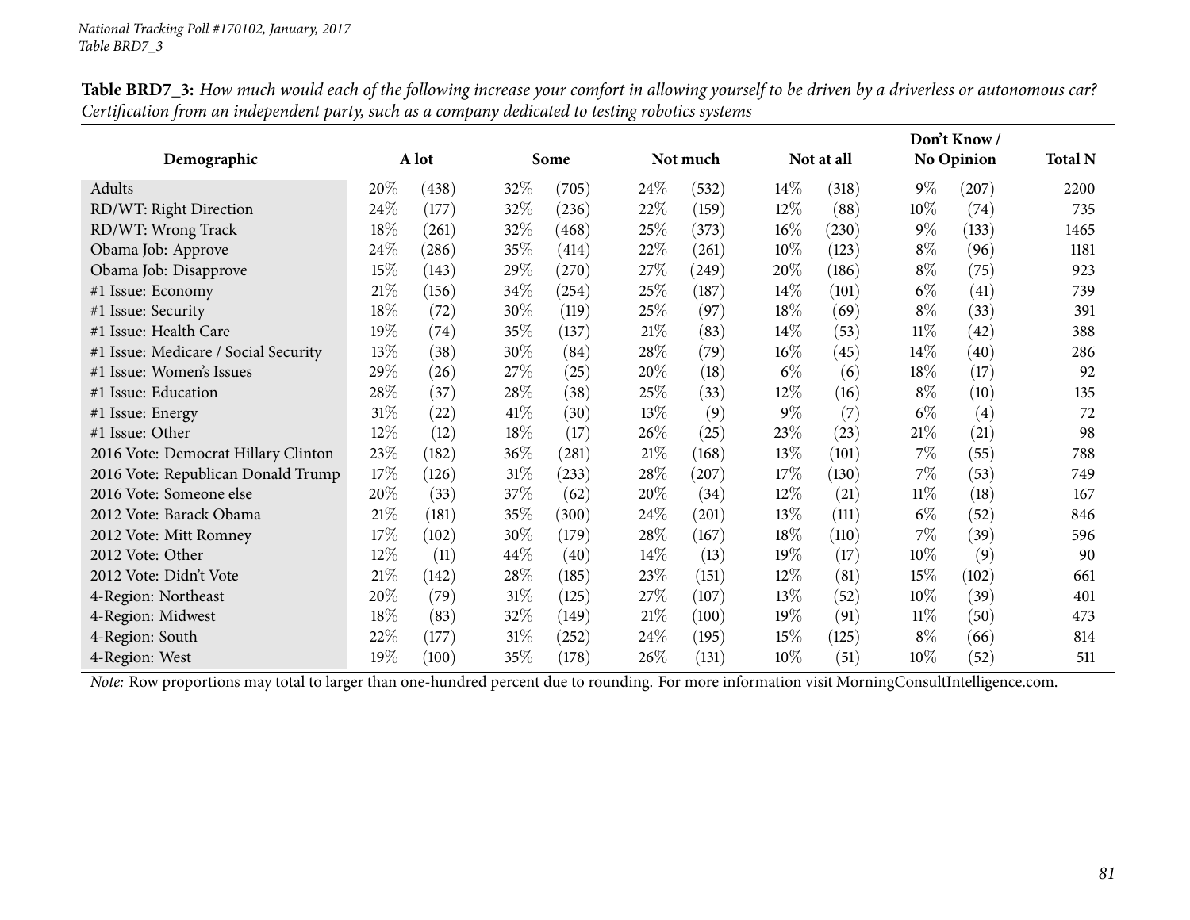**Table BRD7_3:** *How much would each of the following increase your comfort in allowing yourself to be driven by a driverless or autonomous car? Certification from an independent party, such as a company dedicated to testing robotics systems*

| Demographic | A lot | | Some | | Not much | | Not at all | | Don't Know / No Opinion | | Total N |
|---|---|---|---|---|---|---|---|---|---|---|---|
| Adults | 20% | (438) | 32% | (705) | 24% | (532) | 14% | (318) | 9% | (207) | 2200 |
| RD/WT: Right Direction | 24% | (177) | 32% | (236) | 22% | (159) | 12% | (88) | 10% | (74) | 735 |
| RD/WT: Wrong Track | 18% | (261) | 32% | (468) | 25% | (373) | 16% | (230) | 9% | (133) | 1465 |
| Obama Job: Approve | 24% | (286) | 35% | (414) | 22% | (261) | 10% | (123) | 8% | (96) | 1181 |
| Obama Job: Disapprove | 15% | (143) | 29% | (270) | 27% | (249) | 20% | (186) | 8% | (75) | 923 |
| #1 Issue: Economy | 21% | (156) | 34% | (254) | 25% | (187) | 14% | (101) | 6% | (41) | 739 |
| #1 Issue: Security | 18% | (72) | 30% | (119) | 25% | (97) | 18% | (69) | 8% | (33) | 391 |
| #1 Issue: Health Care | 19% | (74) | 35% | (137) | 21% | (83) | 14% | (53) | 11% | (42) | 388 |
| #1 Issue: Medicare / Social Security | 13% | (38) | 30% | (84) | 28% | (79) | 16% | (45) | 14% | (40) | 286 |
| #1 Issue: Women's Issues | 29% | (26) | 27% | (25) | 20% | (18) | 6% | (6) | 18% | (17) | 92 |
| #1 Issue: Education | 28% | (37) | 28% | (38) | 25% | (33) | 12% | (16) | 8% | (10) | 135 |
| #1 Issue: Energy | 31% | (22) | 41% | (30) | 13% | (9) | 9% | (7) | 6% | (4) | 72 |
| #1 Issue: Other | 12% | (12) | 18% | (17) | 26% | (25) | 23% | (23) | 21% | (21) | 98 |
| 2016 Vote: Democrat Hillary Clinton | 23% | (182) | 36% | (281) | 21% | (168) | 13% | (101) | 7% | (55) | 788 |
| 2016 Vote: Republican Donald Trump | 17% | (126) | 31% | (233) | 28% | (207) | 17% | (130) | 7% | (53) | 749 |
| 2016 Vote: Someone else | 20% | (33) | 37% | (62) | 20% | (34) | 12% | (21) | 11% | (18) | 167 |
| 2012 Vote: Barack Obama | 21% | (181) | 35% | (300) | 24% | (201) | 13% | (111) | 6% | (52) | 846 |
| 2012 Vote: Mitt Romney | 17% | (102) | 30% | (179) | 28% | (167) | 18% | (110) | 7% | (39) | 596 |
| 2012 Vote: Other | 12% | (11) | 44% | (40) | 14% | (13) | 19% | (17) | 10% | (9) | 90 |
| 2012 Vote: Didn't Vote | 21% | (142) | 28% | (185) | 23% | (151) | 12% | (81) | 15% | (102) | 661 |
| 4-Region: Northeast | 20% | (79) | 31% | (125) | 27% | (107) | 13% | (52) | 10% | (39) | 401 |
| 4-Region: Midwest | 18% | (83) | 32% | (149) | 21% | (100) | 19% | (91) | 11% | (50) | 473 |
| 4-Region: South | 22% | (177) | 31% | (252) | 24% | (195) | 15% | (125) | 8% | (66) | 814 |
| 4-Region: West | 19% | (100) | 35% | (178) | 26% | (131) | 10% | (51) | 10% | (52) | 511 |

*Note:* Row proportions may total to larger than one-hundred percent due to rounding. For more information visit MorningConsultIntelligence.com.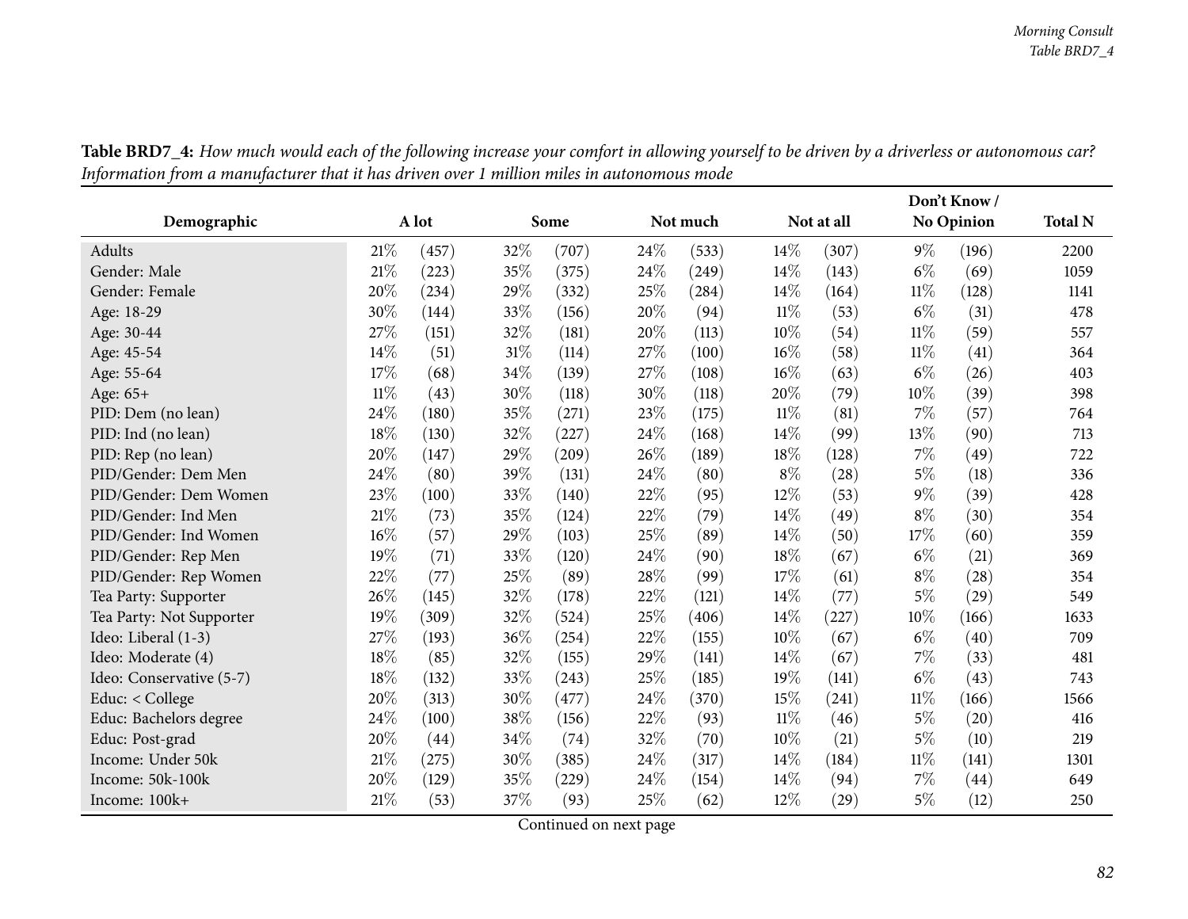**Table BRD7_4:** *How much would each of the following increase your comfort in allowing yourself to be driven by a driverless or autonomous car? Information from a manufacturer that it has driven over 1 million miles in autonomous mode*

| Demographic | A lot | | Some | | Not much | | Not at all | | Don't Know / No Opinion | | Total N |
|---|---|---|---|---|---|---|---|---|---|---|---|
| Adults | 21% | (457) | 32% | (707) | 24% | (533) | 14% | (307) | 9% | (196) | 2200 |
| Gender: Male | 21% | (223) | 35% | (375) | 24% | (249) | 14% | (143) | 6% | (69) | 1059 |
| Gender: Female | 20% | (234) | 29% | (332) | 25% | (284) | 14% | (164) | 11% | (128) | 1141 |
| Age: 18-29 | 30% | (144) | 33% | (156) | 20% | (94) | 11% | (53) | 6% | (31) | 478 |
| Age: 30-44 | 27% | (151) | 32% | (181) | 20% | (113) | 10% | (54) | 11% | (59) | 557 |
| Age: 45-54 | 14% | (51) | 31% | (114) | 27% | (100) | 16% | (58) | 11% | (41) | 364 |
| Age: 55-64 | 17% | (68) | 34% | (139) | 27% | (108) | 16% | (63) | 6% | (26) | 403 |
| Age: 65+ | 11% | (43) | 30% | (118) | 30% | (118) | 20% | (79) | 10% | (39) | 398 |
| PID: Dem (no lean) | 24% | (180) | 35% | (271) | 23% | (175) | 11% | (81) | 7% | (57) | 764 |
| PID: Ind (no lean) | 18% | (130) | 32% | (227) | 24% | (168) | 14% | (99) | 13% | (90) | 713 |
| PID: Rep (no lean) | 20% | (147) | 29% | (209) | 26% | (189) | 18% | (128) | 7% | (49) | 722 |
| PID/Gender: Dem Men | 24% | (80) | 39% | (131) | 24% | (80) | 8% | (28) | 5% | (18) | 336 |
| PID/Gender: Dem Women | 23% | (100) | 33% | (140) | 22% | (95) | 12% | (53) | 9% | (39) | 428 |
| PID/Gender: Ind Men | 21% | (73) | 35% | (124) | 22% | (79) | 14% | (49) | 8% | (30) | 354 |
| PID/Gender: Ind Women | 16% | (57) | 29% | (103) | 25% | (89) | 14% | (50) | 17% | (60) | 359 |
| PID/Gender: Rep Men | 19% | (71) | 33% | (120) | 24% | (90) | 18% | (67) | 6% | (21) | 369 |
| PID/Gender: Rep Women | 22% | (77) | 25% | (89) | 28% | (99) | 17% | (61) | 8% | (28) | 354 |
| Tea Party: Supporter | 26% | (145) | 32% | (178) | 22% | (121) | 14% | (77) | 5% | (29) | 549 |
| Tea Party: Not Supporter | 19% | (309) | 32% | (524) | 25% | (406) | 14% | (227) | 10% | (166) | 1633 |
| Ideo: Liberal (1-3) | 27% | (193) | 36% | (254) | 22% | (155) | 10% | (67) | 6% | (40) | 709 |
| Ideo: Moderate (4) | 18% | (85) | 32% | (155) | 29% | (141) | 14% | (67) | 7% | (33) | 481 |
| Ideo: Conservative (5-7) | 18% | (132) | 33% | (243) | 25% | (185) | 19% | (141) | 6% | (43) | 743 |
| Educ: < College | 20% | (313) | 30% | (477) | 24% | (370) | 15% | (241) | 11% | (166) | 1566 |
| Educ: Bachelors degree | 24% | (100) | 38% | (156) | 22% | (93) | 11% | (46) | 5% | (20) | 416 |
| Educ: Post-grad | 20% | (44) | 34% | (74) | 32% | (70) | 10% | (21) | 5% | (10) | 219 |
| Income: Under 50k | 21% | (275) | 30% | (385) | 24% | (317) | 14% | (184) | 11% | (141) | 1301 |
| Income: 50k-100k | 20% | (129) | 35% | (229) | 24% | (154) | 14% | (94) | 7% | (44) | 649 |
| Income: 100k+ | 21% | (53) | 37% | (93) | 25% | (62) | 12% | (29) | 5% | (12) | 250 |

Continued on next page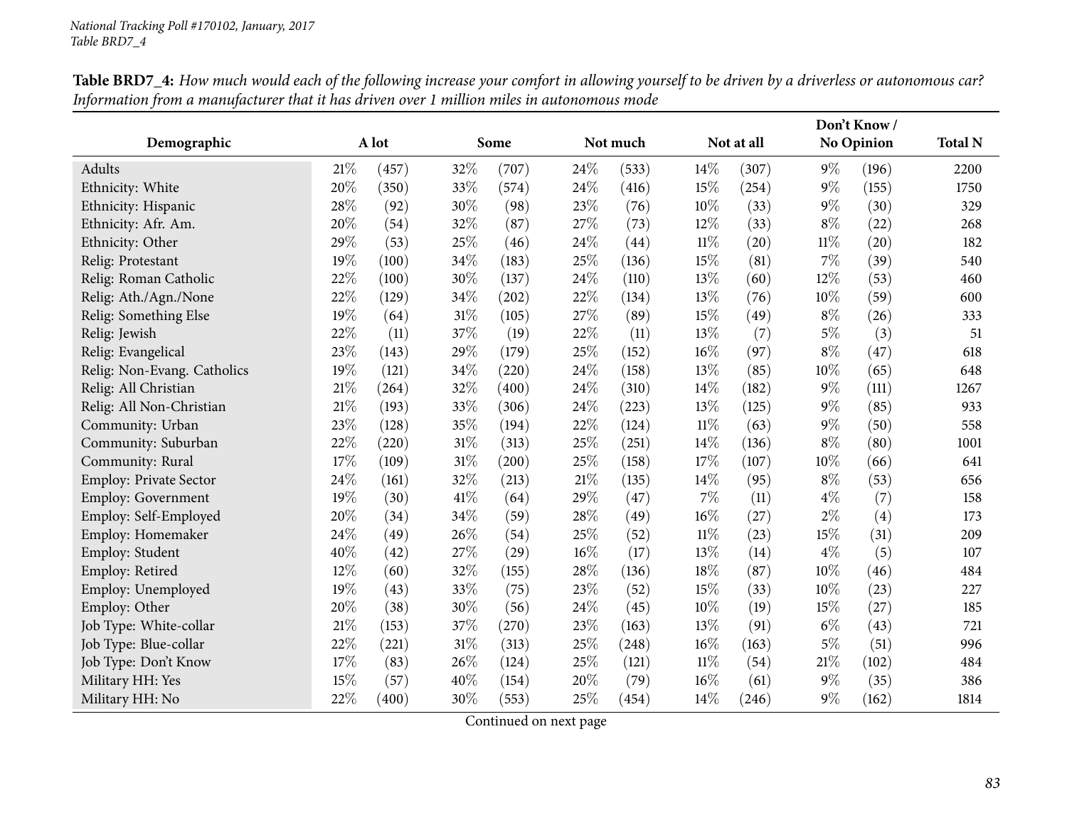**Table BRD7_4:** *How much would each of the following increase your comfort in allowing yourself to be driven by a driverless or autonomous car? Information from a manufacturer that it has driven over 1 million miles in autonomous mode*

| Demographic | A lot | | Some | | Not much | | Not at all | | Don't Know / No Opinion | | Total N |
|---|---|---|---|---|---|---|---|---|---|---|---|
| Adults | 21% | (457) | 32% | (707) | 24% | (533) | 14% | (307) | 9% | (196) | 2200 |
| Ethnicity: White | 20% | (350) | 33% | (574) | 24% | (416) | 15% | (254) | 9% | (155) | 1750 |
| Ethnicity: Hispanic | 28% | (92) | 30% | (98) | 23% | (76) | 10% | (33) | 9% | (30) | 329 |
| Ethnicity: Afr. Am. | 20% | (54) | 32% | (87) | 27% | (73) | 12% | (33) | 8% | (22) | 268 |
| Ethnicity: Other | 29% | (53) | 25% | (46) | 24% | (44) | 11% | (20) | 11% | (20) | 182 |
| Relig: Protestant | 19% | (100) | 34% | (183) | 25% | (136) | 15% | (81) | 7% | (39) | 540 |
| Relig: Roman Catholic | 22% | (100) | 30% | (137) | 24% | (110) | 13% | (60) | 12% | (53) | 460 |
| Relig: Ath./Agn./None | 22% | (129) | 34% | (202) | 22% | (134) | 13% | (76) | 10% | (59) | 600 |
| Relig: Something Else | 19% | (64) | 31% | (105) | 27% | (89) | 15% | (49) | 8% | (26) | 333 |
| Relig: Jewish | 22% | (11) | 37% | (19) | 22% | (11) | 13% | (7) | 5% | (3) | 51 |
| Relig: Evangelical | 23% | (143) | 29% | (179) | 25% | (152) | 16% | (97) | 8% | (47) | 618 |
| Relig: Non-Evang. Catholics | 19% | (121) | 34% | (220) | 24% | (158) | 13% | (85) | 10% | (65) | 648 |
| Relig: All Christian | 21% | (264) | 32% | (400) | 24% | (310) | 14% | (182) | 9% | (111) | 1267 |
| Relig: All Non-Christian | 21% | (193) | 33% | (306) | 24% | (223) | 13% | (125) | 9% | (85) | 933 |
| Community: Urban | 23% | (128) | 35% | (194) | 22% | (124) | 11% | (63) | 9% | (50) | 558 |
| Community: Suburban | 22% | (220) | 31% | (313) | 25% | (251) | 14% | (136) | 8% | (80) | 1001 |
| Community: Rural | 17% | (109) | 31% | (200) | 25% | (158) | 17% | (107) | 10% | (66) | 641 |
| Employ: Private Sector | 24% | (161) | 32% | (213) | 21% | (135) | 14% | (95) | 8% | (53) | 656 |
| Employ: Government | 19% | (30) | 41% | (64) | 29% | (47) | 7% | (11) | 4% | (7) | 158 |
| Employ: Self-Employed | 20% | (34) | 34% | (59) | 28% | (49) | 16% | (27) | 2% | (4) | 173 |
| Employ: Homemaker | 24% | (49) | 26% | (54) | 25% | (52) | 11% | (23) | 15% | (31) | 209 |
| Employ: Student | 40% | (42) | 27% | (29) | 16% | (17) | 13% | (14) | 4% | (5) | 107 |
| Employ: Retired | 12% | (60) | 32% | (155) | 28% | (136) | 18% | (87) | 10% | (46) | 484 |
| Employ: Unemployed | 19% | (43) | 33% | (75) | 23% | (52) | 15% | (33) | 10% | (23) | 227 |
| Employ: Other | 20% | (38) | 30% | (56) | 24% | (45) | 10% | (19) | 15% | (27) | 185 |
| Job Type: White-collar | 21% | (153) | 37% | (270) | 23% | (163) | 13% | (91) | 6% | (43) | 721 |
| Job Type: Blue-collar | 22% | (221) | 31% | (313) | 25% | (248) | 16% | (163) | 5% | (51) | 996 |
| Job Type: Don't Know | 17% | (83) | 26% | (124) | 25% | (121) | 11% | (54) | 21% | (102) | 484 |
| Military HH: Yes | 15% | (57) | 40% | (154) | 20% | (79) | 16% | (61) | 9% | (35) | 386 |
| Military HH: No | 22% | (400) | 30% | (553) | 25% | (454) | 14% | (246) | 9% | (162) | 1814 |

Continued on next page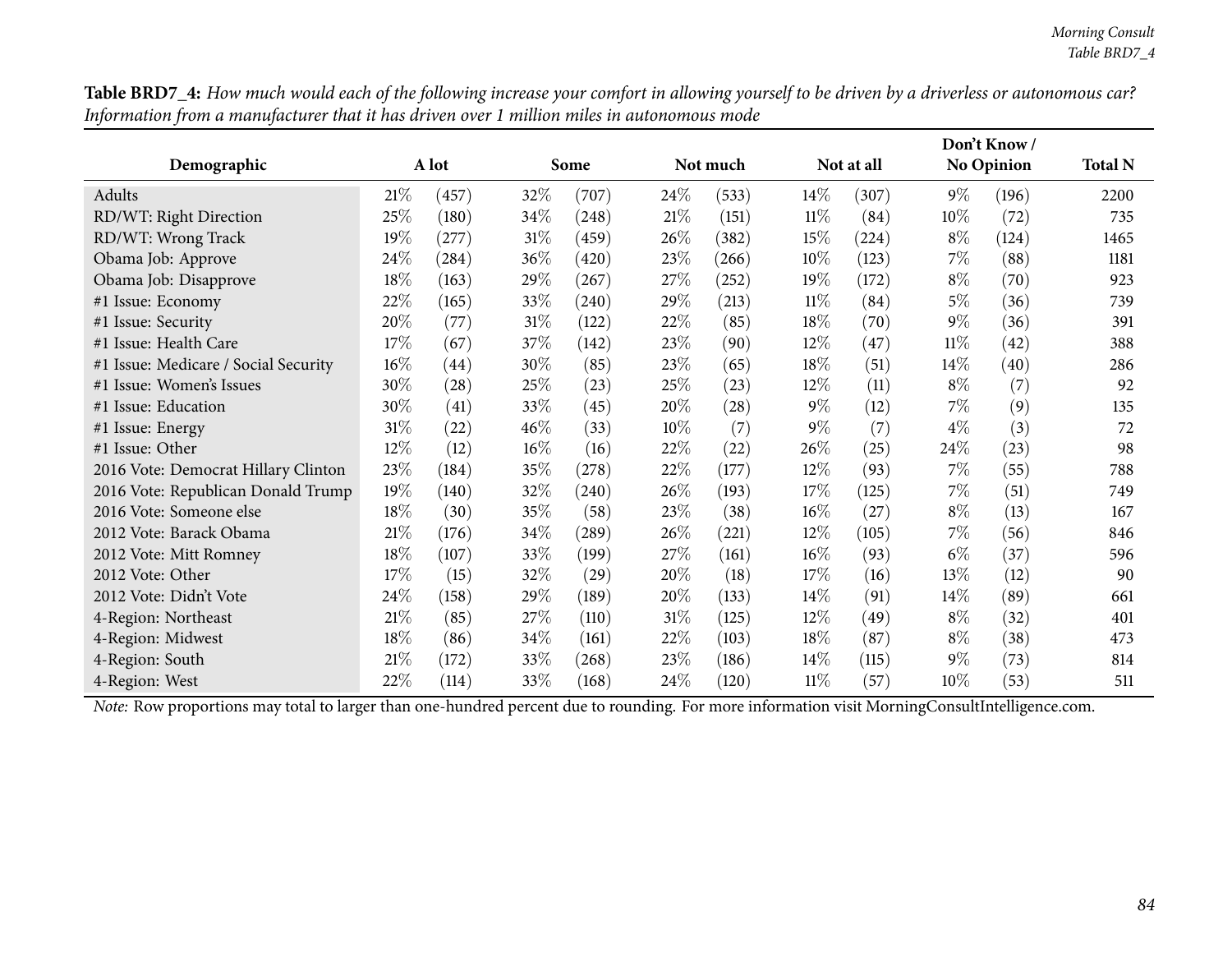**Table BRD7_4:** *How much would each of the following increase your comfort in allowing yourself to be driven by a driverless or autonomous car? Information from a manufacturer that it has driven over 1 million miles in autonomous mode*

| Demographic | A lot | | Some | | Not much | | Not at all | | Don't Know / No Opinion | | Total N |
|---|---|---|---|---|---|---|---|---|---|---|---|
| Adults | 21% | (457) | 32% | (707) | 24% | (533) | 14% | (307) | 9% | (196) | 2200 |
| RD/WT: Right Direction | 25% | (180) | 34% | (248) | 21% | (151) | 11% | (84) | 10% | (72) | 735 |
| RD/WT: Wrong Track | 19% | (277) | 31% | (459) | 26% | (382) | 15% | (224) | 8% | (124) | 1465 |
| Obama Job: Approve | 24% | (284) | 36% | (420) | 23% | (266) | 10% | (123) | 7% | (88) | 1181 |
| Obama Job: Disapprove | 18% | (163) | 29% | (267) | 27% | (252) | 19% | (172) | 8% | (70) | 923 |
| #1 Issue: Economy | 22% | (165) | 33% | (240) | 29% | (213) | 11% | (84) | 5% | (36) | 739 |
| #1 Issue: Security | 20% | (77) | 31% | (122) | 22% | (85) | 18% | (70) | 9% | (36) | 391 |
| #1 Issue: Health Care | 17% | (67) | 37% | (142) | 23% | (90) | 12% | (47) | 11% | (42) | 388 |
| #1 Issue: Medicare / Social Security | 16% | (44) | 30% | (85) | 23% | (65) | 18% | (51) | 14% | (40) | 286 |
| #1 Issue: Women's Issues | 30% | (28) | 25% | (23) | 25% | (23) | 12% | (11) | 8% | (7) | 92 |
| #1 Issue: Education | 30% | (41) | 33% | (45) | 20% | (28) | 9% | (12) | 7% | (9) | 135 |
| #1 Issue: Energy | 31% | (22) | 46% | (33) | 10% | (7) | 9% | (7) | 4% | (3) | 72 |
| #1 Issue: Other | 12% | (12) | 16% | (16) | 22% | (22) | 26% | (25) | 24% | (23) | 98 |
| 2016 Vote: Democrat Hillary Clinton | 23% | (184) | 35% | (278) | 22% | (177) | 12% | (93) | 7% | (55) | 788 |
| 2016 Vote: Republican Donald Trump | 19% | (140) | 32% | (240) | 26% | (193) | 17% | (125) | 7% | (51) | 749 |
| 2016 Vote: Someone else | 18% | (30) | 35% | (58) | 23% | (38) | 16% | (27) | 8% | (13) | 167 |
| 2012 Vote: Barack Obama | 21% | (176) | 34% | (289) | 26% | (221) | 12% | (105) | 7% | (56) | 846 |
| 2012 Vote: Mitt Romney | 18% | (107) | 33% | (199) | 27% | (161) | 16% | (93) | 6% | (37) | 596 |
| 2012 Vote: Other | 17% | (15) | 32% | (29) | 20% | (18) | 17% | (16) | 13% | (12) | 90 |
| 2012 Vote: Didn't Vote | 24% | (158) | 29% | (189) | 20% | (133) | 14% | (91) | 14% | (89) | 661 |
| 4-Region: Northeast | 21% | (85) | 27% | (110) | 31% | (125) | 12% | (49) | 8% | (32) | 401 |
| 4-Region: Midwest | 18% | (86) | 34% | (161) | 22% | (103) | 18% | (87) | 8% | (38) | 473 |
| 4-Region: South | 21% | (172) | 33% | (268) | 23% | (186) | 14% | (115) | 9% | (73) | 814 |
| 4-Region: West | 22% | (114) | 33% | (168) | 24% | (120) | 11% | (57) | 10% | (53) | 511 |

*Note:* Row proportions may total to larger than one-hundred percent due to rounding. For more information visit MorningConsultIntelligence.com.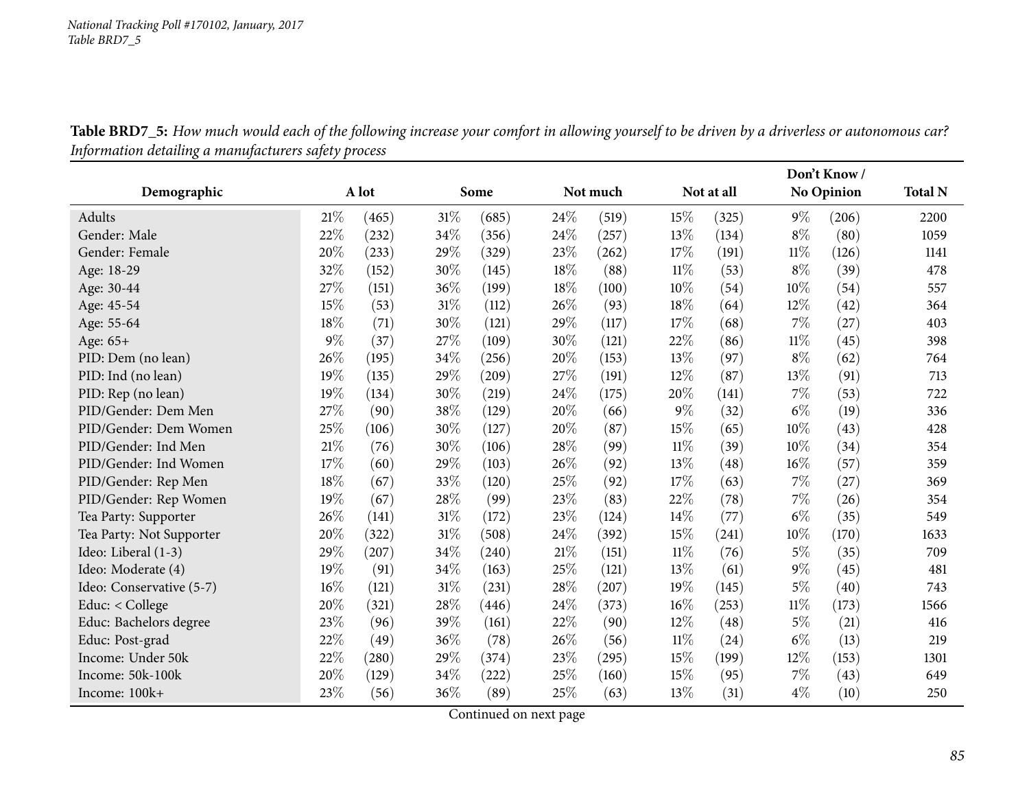**Table BRD7_5:** *How much would each of the following increase your comfort in allowing yourself to be driven by a driverless or autonomous car? Information detailing a manufacturers safety process*

| Demographic | A lot | | Some | | Not much | | Not at all | | Don't Know / No Opinion | | Total N |
|---|---|---|---|---|---|---|---|---|---|---|---|
| Adults | 21% | (465) | 31% | (685) | 24% | (519) | 15% | (325) | 9% | (206) | 2200 |
| Gender: Male | 22% | (232) | 34% | (356) | 24% | (257) | 13% | (134) | 8% | (80) | 1059 |
| Gender: Female | 20% | (233) | 29% | (329) | 23% | (262) | 17% | (191) | 11% | (126) | 1141 |
| Age: 18-29 | 32% | (152) | 30% | (145) | 18% | (88) | 11% | (53) | 8% | (39) | 478 |
| Age: 30-44 | 27% | (151) | 36% | (199) | 18% | (100) | 10% | (54) | 10% | (54) | 557 |
| Age: 45-54 | 15% | (53) | 31% | (112) | 26% | (93) | 18% | (64) | 12% | (42) | 364 |
| Age: 55-64 | 18% | (71) | 30% | (121) | 29% | (117) | 17% | (68) | 7% | (27) | 403 |
| Age: 65+ | 9% | (37) | 27% | (109) | 30% | (121) | 22% | (86) | 11% | (45) | 398 |
| PID: Dem (no lean) | 26% | (195) | 34% | (256) | 20% | (153) | 13% | (97) | 8% | (62) | 764 |
| PID: Ind (no lean) | 19% | (135) | 29% | (209) | 27% | (191) | 12% | (87) | 13% | (91) | 713 |
| PID: Rep (no lean) | 19% | (134) | 30% | (219) | 24% | (175) | 20% | (141) | 7% | (53) | 722 |
| PID/Gender: Dem Men | 27% | (90) | 38% | (129) | 20% | (66) | 9% | (32) | 6% | (19) | 336 |
| PID/Gender: Dem Women | 25% | (106) | 30% | (127) | 20% | (87) | 15% | (65) | 10% | (43) | 428 |
| PID/Gender: Ind Men | 21% | (76) | 30% | (106) | 28% | (99) | 11% | (39) | 10% | (34) | 354 |
| PID/Gender: Ind Women | 17% | (60) | 29% | (103) | 26% | (92) | 13% | (48) | 16% | (57) | 359 |
| PID/Gender: Rep Men | 18% | (67) | 33% | (120) | 25% | (92) | 17% | (63) | 7% | (27) | 369 |
| PID/Gender: Rep Women | 19% | (67) | 28% | (99) | 23% | (83) | 22% | (78) | 7% | (26) | 354 |
| Tea Party: Supporter | 26% | (141) | 31% | (172) | 23% | (124) | 14% | (77) | 6% | (35) | 549 |
| Tea Party: Not Supporter | 20% | (322) | 31% | (508) | 24% | (392) | 15% | (241) | 10% | (170) | 1633 |
| Ideo: Liberal (1-3) | 29% | (207) | 34% | (240) | 21% | (151) | 11% | (76) | 5% | (35) | 709 |
| Ideo: Moderate (4) | 19% | (91) | 34% | (163) | 25% | (121) | 13% | (61) | 9% | (45) | 481 |
| Ideo: Conservative (5-7) | 16% | (121) | 31% | (231) | 28% | (207) | 19% | (145) | 5% | (40) | 743 |
| Educ: < College | 20% | (321) | 28% | (446) | 24% | (373) | 16% | (253) | 11% | (173) | 1566 |
| Educ: Bachelors degree | 23% | (96) | 39% | (161) | 22% | (90) | 12% | (48) | 5% | (21) | 416 |
| Educ: Post-grad | 22% | (49) | 36% | (78) | 26% | (56) | 11% | (24) | 6% | (13) | 219 |
| Income: Under 50k | 22% | (280) | 29% | (374) | 23% | (295) | 15% | (199) | 12% | (153) | 1301 |
| Income: 50k-100k | 20% | (129) | 34% | (222) | 25% | (160) | 15% | (95) | 7% | (43) | 649 |
| Income: 100k+ | 23% | (56) | 36% | (89) | 25% | (63) | 13% | (31) | 4% | (10) | 250 |

Continued on next page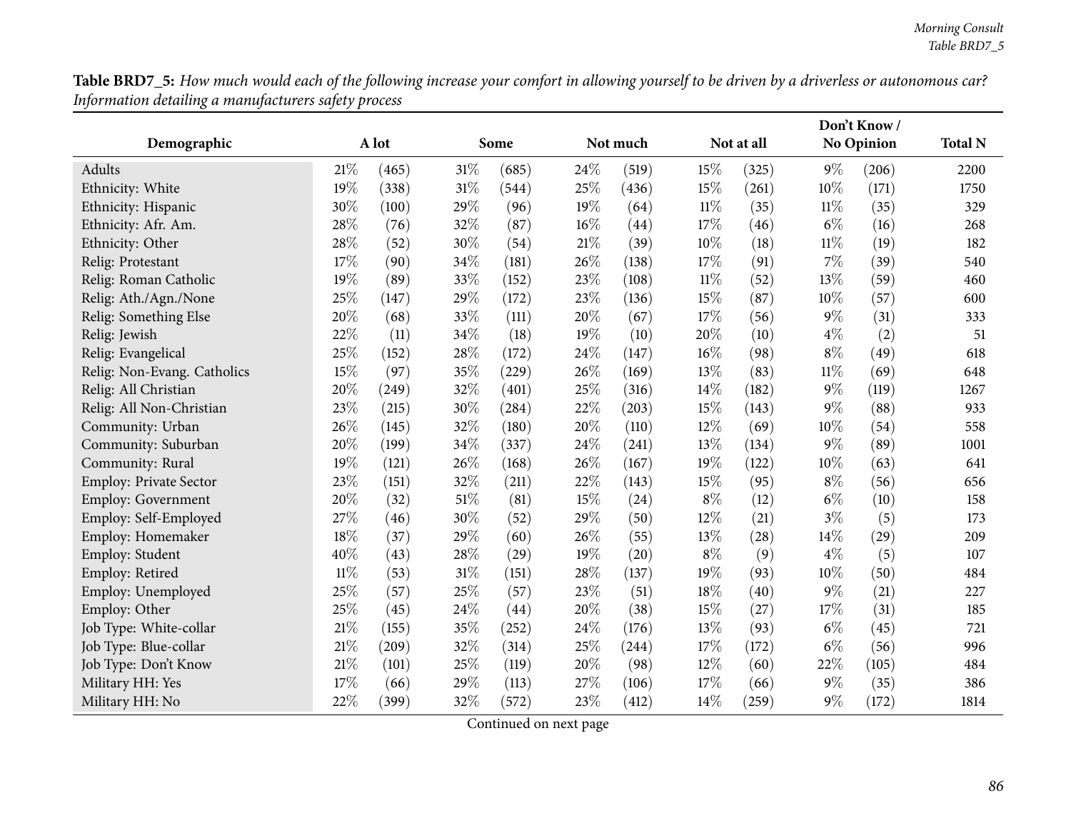**Table BRD7_5:** *How much would each of the following increase your comfort in allowing yourself to be driven by a driverless or autonomous car? Information detailing a manufacturers safety process*

| Demographic | A lot | | Some | | Not much | | Not at all | | Don't Know / No Opinion | | Total N |
|---|---|---|---|---|---|---|---|---|---|---|---|
| Adults | 21% | (465) | 31% | (685) | 24% | (519) | 15% | (325) | 9% | (206) | 2200 |
| Ethnicity: White | 19% | (338) | 31% | (544) | 25% | (436) | 15% | (261) | 10% | (171) | 1750 |
| Ethnicity: Hispanic | 30% | (100) | 29% | (96) | 19% | (64) | 11% | (35) | 11% | (35) | 329 |
| Ethnicity: Afr. Am. | 28% | (76) | 32% | (87) | 16% | (44) | 17% | (46) | 6% | (16) | 268 |
| Ethnicity: Other | 28% | (52) | 30% | (54) | 21% | (39) | 10% | (18) | 11% | (19) | 182 |
| Relig: Protestant | 17% | (90) | 34% | (181) | 26% | (138) | 17% | (91) | 7% | (39) | 540 |
| Relig: Roman Catholic | 19% | (89) | 33% | (152) | 23% | (108) | 11% | (52) | 13% | (59) | 460 |
| Relig: Ath./Agn./None | 25% | (147) | 29% | (172) | 23% | (136) | 15% | (87) | 10% | (57) | 600 |
| Relig: Something Else | 20% | (68) | 33% | (111) | 20% | (67) | 17% | (56) | 9% | (31) | 333 |
| Relig: Jewish | 22% | (11) | 34% | (18) | 19% | (10) | 20% | (10) | 4% | (2) | 51 |
| Relig: Evangelical | 25% | (152) | 28% | (172) | 24% | (147) | 16% | (98) | 8% | (49) | 618 |
| Relig: Non-Evang. Catholics | 15% | (97) | 35% | (229) | 26% | (169) | 13% | (83) | 11% | (69) | 648 |
| Relig: All Christian | 20% | (249) | 32% | (401) | 25% | (316) | 14% | (182) | 9% | (119) | 1267 |
| Relig: All Non-Christian | 23% | (215) | 30% | (284) | 22% | (203) | 15% | (143) | 9% | (88) | 933 |
| Community: Urban | 26% | (145) | 32% | (180) | 20% | (110) | 12% | (69) | 10% | (54) | 558 |
| Community: Suburban | 20% | (199) | 34% | (337) | 24% | (241) | 13% | (134) | 9% | (89) | 1001 |
| Community: Rural | 19% | (121) | 26% | (168) | 26% | (167) | 19% | (122) | 10% | (63) | 641 |
| Employ: Private Sector | 23% | (151) | 32% | (211) | 22% | (143) | 15% | (95) | 8% | (56) | 656 |
| Employ: Government | 20% | (32) | 51% | (81) | 15% | (24) | 8% | (12) | 6% | (10) | 158 |
| Employ: Self-Employed | 27% | (46) | 30% | (52) | 29% | (50) | 12% | (21) | 3% | (5) | 173 |
| Employ: Homemaker | 18% | (37) | 29% | (60) | 26% | (55) | 13% | (28) | 14% | (29) | 209 |
| Employ: Student | 40% | (43) | 28% | (29) | 19% | (20) | 8% | (9) | 4% | (5) | 107 |
| Employ: Retired | 11% | (53) | 31% | (151) | 28% | (137) | 19% | (93) | 10% | (50) | 484 |
| Employ: Unemployed | 25% | (57) | 25% | (57) | 23% | (51) | 18% | (40) | 9% | (21) | 227 |
| Employ: Other | 25% | (45) | 24% | (44) | 20% | (38) | 15% | (27) | 17% | (31) | 185 |
| Job Type: White-collar | 21% | (155) | 35% | (252) | 24% | (176) | 13% | (93) | 6% | (45) | 721 |
| Job Type: Blue-collar | 21% | (209) | 32% | (314) | 25% | (244) | 17% | (172) | 6% | (56) | 996 |
| Job Type: Don't Know | 21% | (101) | 25% | (119) | 20% | (98) | 12% | (60) | 22% | (105) | 484 |
| Military HH: Yes | 17% | (66) | 29% | (113) | 27% | (106) | 17% | (66) | 9% | (35) | 386 |
| Military HH: No | 22% | (399) | 32% | (572) | 23% | (412) | 14% | (259) | 9% | (172) | 1814 |

Continued on next page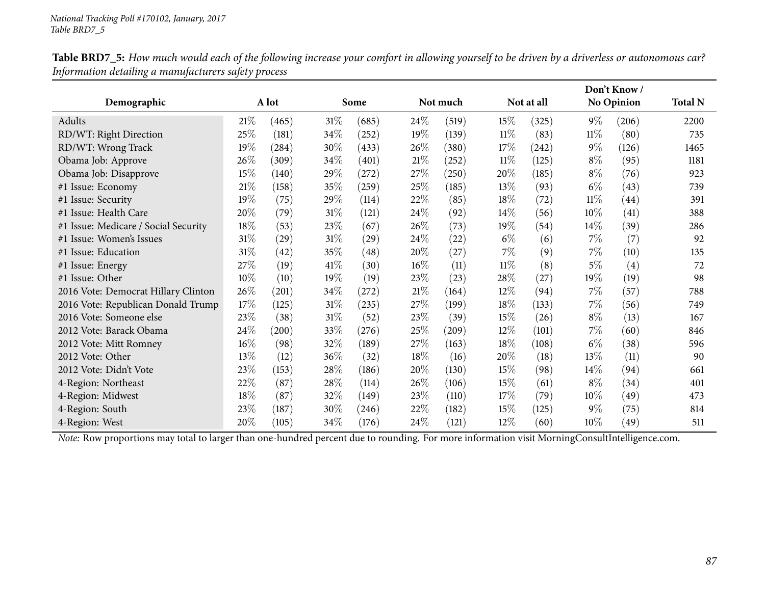National Tracking Poll #170102, January, 2017
Table BRD7_5

**Table BRD7_5:** *How much would each of the following increase your comfort in allowing yourself to be driven by a driverless or autonomous car? Information detailing a manufacturers safety process*

| Demographic | A lot | | Some | | Not much | | Not at all | | Don't Know / No Opinion | | Total N |
|---|---|---|---|---|---|---|---|---|---|---|---|
| Adults | 21% | (465) | 31% | (685) | 24% | (519) | 15% | (325) | 9% | (206) | 2200 |
| RD/WT: Right Direction | 25% | (181) | 34% | (252) | 19% | (139) | 11% | (83) | 11% | (80) | 735 |
| RD/WT: Wrong Track | 19% | (284) | 30% | (433) | 26% | (380) | 17% | (242) | 9% | (126) | 1465 |
| Obama Job: Approve | 26% | (309) | 34% | (401) | 21% | (252) | 11% | (125) | 8% | (95) | 1181 |
| Obama Job: Disapprove | 15% | (140) | 29% | (272) | 27% | (250) | 20% | (185) | 8% | (76) | 923 |
| #1 Issue: Economy | 21% | (158) | 35% | (259) | 25% | (185) | 13% | (93) | 6% | (43) | 739 |
| #1 Issue: Security | 19% | (75) | 29% | (114) | 22% | (85) | 18% | (72) | 11% | (44) | 391 |
| #1 Issue: Health Care | 20% | (79) | 31% | (121) | 24% | (92) | 14% | (56) | 10% | (41) | 388 |
| #1 Issue: Medicare / Social Security | 18% | (53) | 23% | (67) | 26% | (73) | 19% | (54) | 14% | (39) | 286 |
| #1 Issue: Women's Issues | 31% | (29) | 31% | (29) | 24% | (22) | 6% | (6) | 7% | (7) | 92 |
| #1 Issue: Education | 31% | (42) | 35% | (48) | 20% | (27) | 7% | (9) | 7% | (10) | 135 |
| #1 Issue: Energy | 27% | (19) | 41% | (30) | 16% | (11) | 11% | (8) | 5% | (4) | 72 |
| #1 Issue: Other | 10% | (10) | 19% | (19) | 23% | (23) | 28% | (27) | 19% | (19) | 98 |
| 2016 Vote: Democrat Hillary Clinton | 26% | (201) | 34% | (272) | 21% | (164) | 12% | (94) | 7% | (57) | 788 |
| 2016 Vote: Republican Donald Trump | 17% | (125) | 31% | (235) | 27% | (199) | 18% | (133) | 7% | (56) | 749 |
| 2016 Vote: Someone else | 23% | (38) | 31% | (52) | 23% | (39) | 15% | (26) | 8% | (13) | 167 |
| 2012 Vote: Barack Obama | 24% | (200) | 33% | (276) | 25% | (209) | 12% | (101) | 7% | (60) | 846 |
| 2012 Vote: Mitt Romney | 16% | (98) | 32% | (189) | 27% | (163) | 18% | (108) | 6% | (38) | 596 |
| 2012 Vote: Other | 13% | (12) | 36% | (32) | 18% | (16) | 20% | (18) | 13% | (11) | 90 |
| 2012 Vote: Didn't Vote | 23% | (153) | 28% | (186) | 20% | (130) | 15% | (98) | 14% | (94) | 661 |
| 4-Region: Northeast | 22% | (87) | 28% | (114) | 26% | (106) | 15% | (61) | 8% | (34) | 401 |
| 4-Region: Midwest | 18% | (87) | 32% | (149) | 23% | (110) | 17% | (79) | 10% | (49) | 473 |
| 4-Region: South | 23% | (187) | 30% | (246) | 22% | (182) | 15% | (125) | 9% | (75) | 814 |
| 4-Region: West | 20% | (105) | 34% | (176) | 24% | (121) | 12% | (60) | 10% | (49) | 511 |

*Note:* Row proportions may total to larger than one-hundred percent due to rounding. For more information visit MorningConsultIntelligence.com.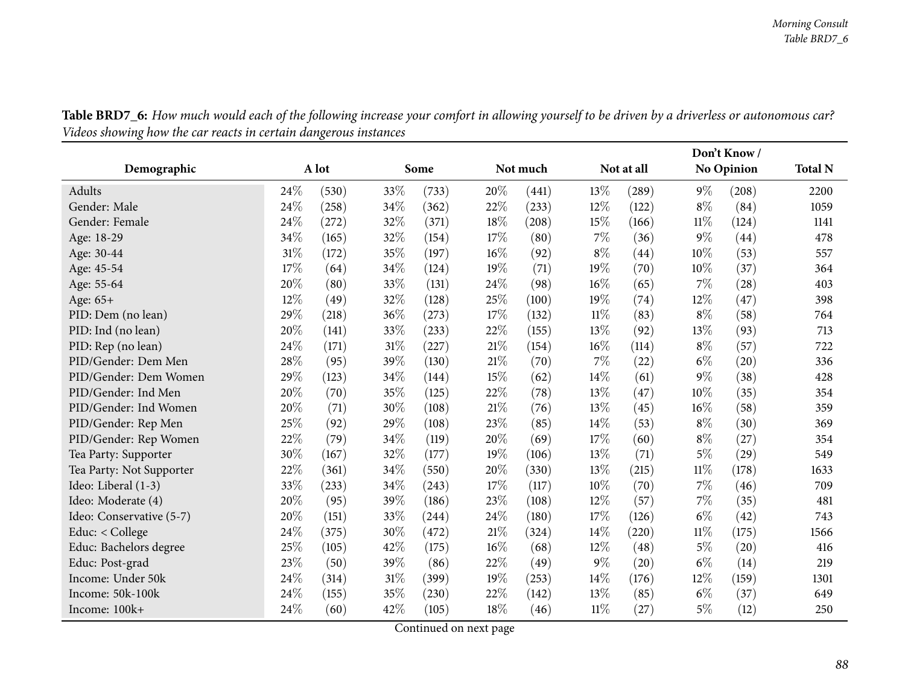**Table BRD7_6:** *How much would each of the following increase your comfort in allowing yourself to be driven by a driverless or autonomous car? Videos showing how the car reacts in certain dangerous instances*

| Demographic | A lot | | Some | | Not much | | Not at all | | Don't Know / No Opinion | | Total N |
|---|---|---|---|---|---|---|---|---|---|---|---|
| Adults | 24% | (530) | 33% | (733) | 20% | (441) | 13% | (289) | 9% | (208) | 2200 |
| Gender: Male | 24% | (258) | 34% | (362) | 22% | (233) | 12% | (122) | 8% | (84) | 1059 |
| Gender: Female | 24% | (272) | 32% | (371) | 18% | (208) | 15% | (166) | 11% | (124) | 1141 |
| Age: 18-29 | 34% | (165) | 32% | (154) | 17% | (80) | 7% | (36) | 9% | (44) | 478 |
| Age: 30-44 | 31% | (172) | 35% | (197) | 16% | (92) | 8% | (44) | 10% | (53) | 557 |
| Age: 45-54 | 17% | (64) | 34% | (124) | 19% | (71) | 19% | (70) | 10% | (37) | 364 |
| Age: 55-64 | 20% | (80) | 33% | (131) | 24% | (98) | 16% | (65) | 7% | (28) | 403 |
| Age: 65+ | 12% | (49) | 32% | (128) | 25% | (100) | 19% | (74) | 12% | (47) | 398 |
| PID: Dem (no lean) | 29% | (218) | 36% | (273) | 17% | (132) | 11% | (83) | 8% | (58) | 764 |
| PID: Ind (no lean) | 20% | (141) | 33% | (233) | 22% | (155) | 13% | (92) | 13% | (93) | 713 |
| PID: Rep (no lean) | 24% | (171) | 31% | (227) | 21% | (154) | 16% | (114) | 8% | (57) | 722 |
| PID/Gender: Dem Men | 28% | (95) | 39% | (130) | 21% | (70) | 7% | (22) | 6% | (20) | 336 |
| PID/Gender: Dem Women | 29% | (123) | 34% | (144) | 15% | (62) | 14% | (61) | 9% | (38) | 428 |
| PID/Gender: Ind Men | 20% | (70) | 35% | (125) | 22% | (78) | 13% | (47) | 10% | (35) | 354 |
| PID/Gender: Ind Women | 20% | (71) | 30% | (108) | 21% | (76) | 13% | (45) | 16% | (58) | 359 |
| PID/Gender: Rep Men | 25% | (92) | 29% | (108) | 23% | (85) | 14% | (53) | 8% | (30) | 369 |
| PID/Gender: Rep Women | 22% | (79) | 34% | (119) | 20% | (69) | 17% | (60) | 8% | (27) | 354 |
| Tea Party: Supporter | 30% | (167) | 32% | (177) | 19% | (106) | 13% | (71) | 5% | (29) | 549 |
| Tea Party: Not Supporter | 22% | (361) | 34% | (550) | 20% | (330) | 13% | (215) | 11% | (178) | 1633 |
| Ideo: Liberal (1-3) | 33% | (233) | 34% | (243) | 17% | (117) | 10% | (70) | 7% | (46) | 709 |
| Ideo: Moderate (4) | 20% | (95) | 39% | (186) | 23% | (108) | 12% | (57) | 7% | (35) | 481 |
| Ideo: Conservative (5-7) | 20% | (151) | 33% | (244) | 24% | (180) | 17% | (126) | 6% | (42) | 743 |
| Educ: < College | 24% | (375) | 30% | (472) | 21% | (324) | 14% | (220) | 11% | (175) | 1566 |
| Educ: Bachelors degree | 25% | (105) | 42% | (175) | 16% | (68) | 12% | (48) | 5% | (20) | 416 |
| Educ: Post-grad | 23% | (50) | 39% | (86) | 22% | (49) | 9% | (20) | 6% | (14) | 219 |
| Income: Under 50k | 24% | (314) | 31% | (399) | 19% | (253) | 14% | (176) | 12% | (159) | 1301 |
| Income: 50k-100k | 24% | (155) | 35% | (230) | 22% | (142) | 13% | (85) | 6% | (37) | 649 |
| Income: 100k+ | 24% | (60) | 42% | (105) | 18% | (46) | 11% | (27) | 5% | (12) | 250 |

Continued on next page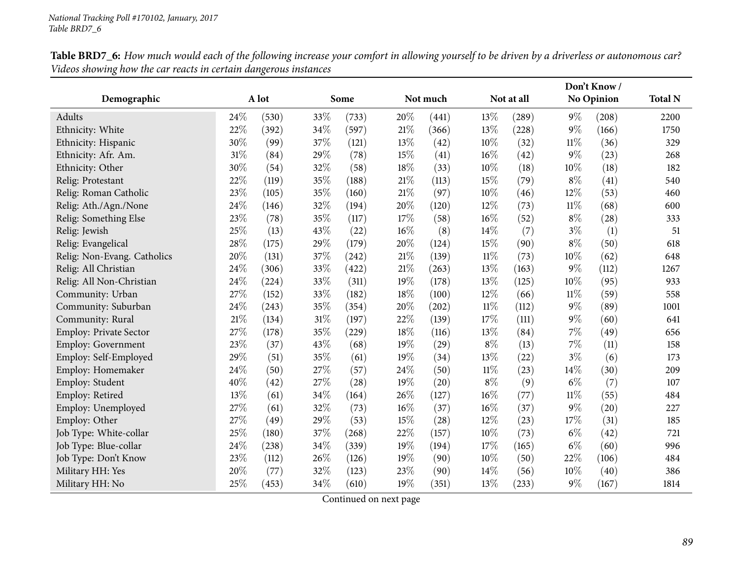**Table BRD7_6:** *How much would each of the following increase your comfort in allowing yourself to be driven by a driverless or autonomous car? Videos showing how the car reacts in certain dangerous instances*

| Demographic | A lot | | Some | | Not much | | Not at all | | Don't Know / No Opinion | | Total N |
|---|---|---|---|---|---|---|---|---|---|---|---|
| Adults | 24% | (530) | 33% | (733) | 20% | (441) | 13% | (289) | 9% | (208) | 2200 |
| Ethnicity: White | 22% | (392) | 34% | (597) | 21% | (366) | 13% | (228) | 9% | (166) | 1750 |
| Ethnicity: Hispanic | 30% | (99) | 37% | (121) | 13% | (42) | 10% | (32) | 11% | (36) | 329 |
| Ethnicity: Afr. Am. | 31% | (84) | 29% | (78) | 15% | (41) | 16% | (42) | 9% | (23) | 268 |
| Ethnicity: Other | 30% | (54) | 32% | (58) | 18% | (33) | 10% | (18) | 10% | (18) | 182 |
| Relig: Protestant | 22% | (119) | 35% | (188) | 21% | (113) | 15% | (79) | 8% | (41) | 540 |
| Relig: Roman Catholic | 23% | (105) | 35% | (160) | 21% | (97) | 10% | (46) | 12% | (53) | 460 |
| Relig: Ath./Agn./None | 24% | (146) | 32% | (194) | 20% | (120) | 12% | (73) | 11% | (68) | 600 |
| Relig: Something Else | 23% | (78) | 35% | (117) | 17% | (58) | 16% | (52) | 8% | (28) | 333 |
| Relig: Jewish | 25% | (13) | 43% | (22) | 16% | (8) | 14% | (7) | 3% | (1) | 51 |
| Relig: Evangelical | 28% | (175) | 29% | (179) | 20% | (124) | 15% | (90) | 8% | (50) | 618 |
| Relig: Non-Evang. Catholics | 20% | (131) | 37% | (242) | 21% | (139) | 11% | (73) | 10% | (62) | 648 |
| Relig: All Christian | 24% | (306) | 33% | (422) | 21% | (263) | 13% | (163) | 9% | (112) | 1267 |
| Relig: All Non-Christian | 24% | (224) | 33% | (311) | 19% | (178) | 13% | (125) | 10% | (95) | 933 |
| Community: Urban | 27% | (152) | 33% | (182) | 18% | (100) | 12% | (66) | 11% | (59) | 558 |
| Community: Suburban | 24% | (243) | 35% | (354) | 20% | (202) | 11% | (112) | 9% | (89) | 1001 |
| Community: Rural | 21% | (134) | 31% | (197) | 22% | (139) | 17% | (111) | 9% | (60) | 641 |
| Employ: Private Sector | 27% | (178) | 35% | (229) | 18% | (116) | 13% | (84) | 7% | (49) | 656 |
| Employ: Government | 23% | (37) | 43% | (68) | 19% | (29) | 8% | (13) | 7% | (11) | 158 |
| Employ: Self-Employed | 29% | (51) | 35% | (61) | 19% | (34) | 13% | (22) | 3% | (6) | 173 |
| Employ: Homemaker | 24% | (50) | 27% | (57) | 24% | (50) | 11% | (23) | 14% | (30) | 209 |
| Employ: Student | 40% | (42) | 27% | (28) | 19% | (20) | 8% | (9) | 6% | (7) | 107 |
| Employ: Retired | 13% | (61) | 34% | (164) | 26% | (127) | 16% | (77) | 11% | (55) | 484 |
| Employ: Unemployed | 27% | (61) | 32% | (73) | 16% | (37) | 16% | (37) | 9% | (20) | 227 |
| Employ: Other | 27% | (49) | 29% | (53) | 15% | (28) | 12% | (23) | 17% | (31) | 185 |
| Job Type: White-collar | 25% | (180) | 37% | (268) | 22% | (157) | 10% | (73) | 6% | (42) | 721 |
| Job Type: Blue-collar | 24% | (238) | 34% | (339) | 19% | (194) | 17% | (165) | 6% | (60) | 996 |
| Job Type: Don't Know | 23% | (112) | 26% | (126) | 19% | (90) | 10% | (50) | 22% | (106) | 484 |
| Military HH: Yes | 20% | (77) | 32% | (123) | 23% | (90) | 14% | (56) | 10% | (40) | 386 |
| Military HH: No | 25% | (453) | 34% | (610) | 19% | (351) | 13% | (233) | 9% | (167) | 1814 |

Continued on next page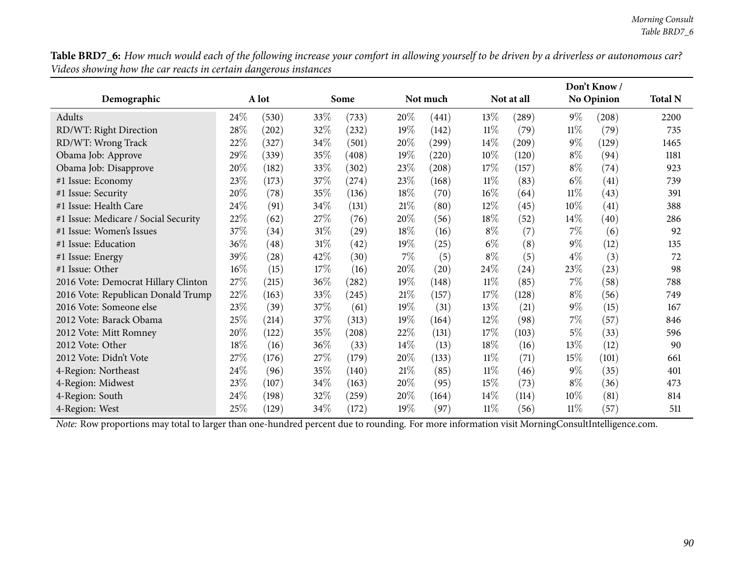**Table BRD7_6:** *How much would each of the following increase your comfort in allowing yourself to be driven by a driverless or autonomous car? Videos showing how the car reacts in certain dangerous instances*

| Demographic | A lot | | Some | | Not much | | Not at all | | Don't Know / No Opinion | | Total N |
|---|---|---|---|---|---|---|---|---|---|---|---|
| Adults | 24% | (530) | 33% | (733) | 20% | (441) | 13% | (289) | 9% | (208) | 2200 |
| RD/WT: Right Direction | 28% | (202) | 32% | (232) | 19% | (142) | 11% | (79) | 11% | (79) | 735 |
| RD/WT: Wrong Track | 22% | (327) | 34% | (501) | 20% | (299) | 14% | (209) | 9% | (129) | 1465 |
| Obama Job: Approve | 29% | (339) | 35% | (408) | 19% | (220) | 10% | (120) | 8% | (94) | 1181 |
| Obama Job: Disapprove | 20% | (182) | 33% | (302) | 23% | (208) | 17% | (157) | 8% | (74) | 923 |
| #1 Issue: Economy | 23% | (173) | 37% | (274) | 23% | (168) | 11% | (83) | 6% | (41) | 739 |
| #1 Issue: Security | 20% | (78) | 35% | (136) | 18% | (70) | 16% | (64) | 11% | (43) | 391 |
| #1 Issue: Health Care | 24% | (91) | 34% | (131) | 21% | (80) | 12% | (45) | 10% | (41) | 388 |
| #1 Issue: Medicare / Social Security | 22% | (62) | 27% | (76) | 20% | (56) | 18% | (52) | 14% | (40) | 286 |
| #1 Issue: Women's Issues | 37% | (34) | 31% | (29) | 18% | (16) | 8% | (7) | 7% | (6) | 92 |
| #1 Issue: Education | 36% | (48) | 31% | (42) | 19% | (25) | 6% | (8) | 9% | (12) | 135 |
| #1 Issue: Energy | 39% | (28) | 42% | (30) | 7% | (5) | 8% | (5) | 4% | (3) | 72 |
| #1 Issue: Other | 16% | (15) | 17% | (16) | 20% | (20) | 24% | (24) | 23% | (23) | 98 |
| 2016 Vote: Democrat Hillary Clinton | 27% | (215) | 36% | (282) | 19% | (148) | 11% | (85) | 7% | (58) | 788 |
| 2016 Vote: Republican Donald Trump | 22% | (163) | 33% | (245) | 21% | (157) | 17% | (128) | 8% | (56) | 749 |
| 2016 Vote: Someone else | 23% | (39) | 37% | (61) | 19% | (31) | 13% | (21) | 9% | (15) | 167 |
| 2012 Vote: Barack Obama | 25% | (214) | 37% | (313) | 19% | (164) | 12% | (98) | 7% | (57) | 846 |
| 2012 Vote: Mitt Romney | 20% | (122) | 35% | (208) | 22% | (131) | 17% | (103) | 5% | (33) | 596 |
| 2012 Vote: Other | 18% | (16) | 36% | (33) | 14% | (13) | 18% | (16) | 13% | (12) | 90 |
| 2012 Vote: Didn't Vote | 27% | (176) | 27% | (179) | 20% | (133) | 11% | (71) | 15% | (101) | 661 |
| 4-Region: Northeast | 24% | (96) | 35% | (140) | 21% | (85) | 11% | (46) | 9% | (35) | 401 |
| 4-Region: Midwest | 23% | (107) | 34% | (163) | 20% | (95) | 15% | (73) | 8% | (36) | 473 |
| 4-Region: South | 24% | (198) | 32% | (259) | 20% | (164) | 14% | (114) | 10% | (81) | 814 |
| 4-Region: West | 25% | (129) | 34% | (172) | 19% | (97) | 11% | (56) | 11% | (57) | 511 |

*Note:* Row proportions may total to larger than one-hundred percent due to rounding. For more information visit MorningConsultIntelligence.com.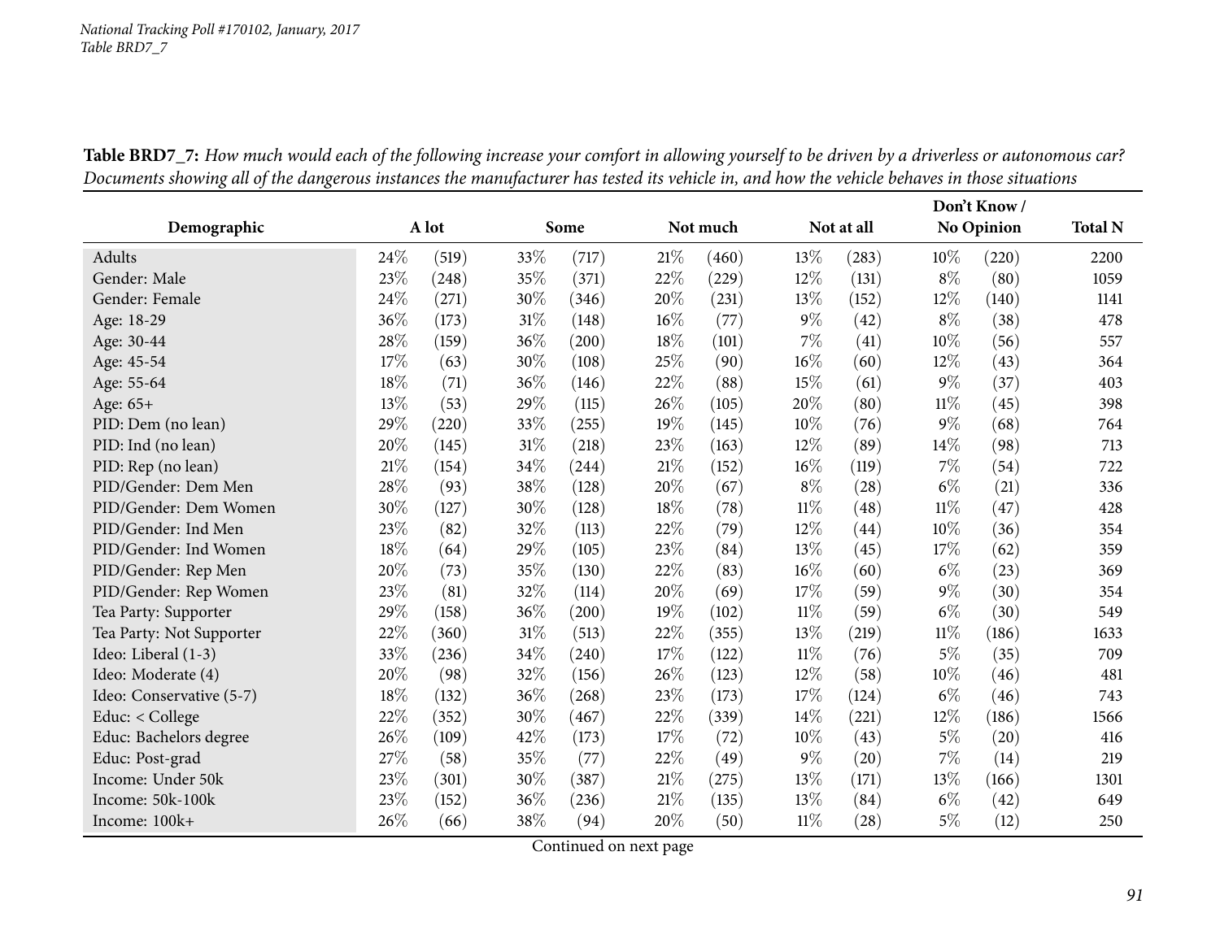National Tracking Poll #170102, January, 2017
Table BRD7_7

**Table BRD7_7:** *How much would each of the following increase your comfort in allowing yourself to be driven by a driverless or autonomous car? Documents showing all of the dangerous instances the manufacturer has tested its vehicle in, and how the vehicle behaves in those situations*

| Demographic | A lot | | Some | | Not much | | Not at all | | Don't Know / No Opinion | | Total N |
|---|---|---|---|---|---|---|---|---|---|---|---|
| Adults | 24% | (519) | 33% | (717) | 21% | (460) | 13% | (283) | 10% | (220) | 2200 |
| Gender: Male | 23% | (248) | 35% | (371) | 22% | (229) | 12% | (131) | 8% | (80) | 1059 |
| Gender: Female | 24% | (271) | 30% | (346) | 20% | (231) | 13% | (152) | 12% | (140) | 1141 |
| Age: 18-29 | 36% | (173) | 31% | (148) | 16% | (77) | 9% | (42) | 8% | (38) | 478 |
| Age: 30-44 | 28% | (159) | 36% | (200) | 18% | (101) | 7% | (41) | 10% | (56) | 557 |
| Age: 45-54 | 17% | (63) | 30% | (108) | 25% | (90) | 16% | (60) | 12% | (43) | 364 |
| Age: 55-64 | 18% | (71) | 36% | (146) | 22% | (88) | 15% | (61) | 9% | (37) | 403 |
| Age: 65+ | 13% | (53) | 29% | (115) | 26% | (105) | 20% | (80) | 11% | (45) | 398 |
| PID: Dem (no lean) | 29% | (220) | 33% | (255) | 19% | (145) | 10% | (76) | 9% | (68) | 764 |
| PID: Ind (no lean) | 20% | (145) | 31% | (218) | 23% | (163) | 12% | (89) | 14% | (98) | 713 |
| PID: Rep (no lean) | 21% | (154) | 34% | (244) | 21% | (152) | 16% | (119) | 7% | (54) | 722 |
| PID/Gender: Dem Men | 28% | (93) | 38% | (128) | 20% | (67) | 8% | (28) | 6% | (21) | 336 |
| PID/Gender: Dem Women | 30% | (127) | 30% | (128) | 18% | (78) | 11% | (48) | 11% | (47) | 428 |
| PID/Gender: Ind Men | 23% | (82) | 32% | (113) | 22% | (79) | 12% | (44) | 10% | (36) | 354 |
| PID/Gender: Ind Women | 18% | (64) | 29% | (105) | 23% | (84) | 13% | (45) | 17% | (62) | 359 |
| PID/Gender: Rep Men | 20% | (73) | 35% | (130) | 22% | (83) | 16% | (60) | 6% | (23) | 369 |
| PID/Gender: Rep Women | 23% | (81) | 32% | (114) | 20% | (69) | 17% | (59) | 9% | (30) | 354 |
| Tea Party: Supporter | 29% | (158) | 36% | (200) | 19% | (102) | 11% | (59) | 6% | (30) | 549 |
| Tea Party: Not Supporter | 22% | (360) | 31% | (513) | 22% | (355) | 13% | (219) | 11% | (186) | 1633 |
| Ideo: Liberal (1-3) | 33% | (236) | 34% | (240) | 17% | (122) | 11% | (76) | 5% | (35) | 709 |
| Ideo: Moderate (4) | 20% | (98) | 32% | (156) | 26% | (123) | 12% | (58) | 10% | (46) | 481 |
| Ideo: Conservative (5-7) | 18% | (132) | 36% | (268) | 23% | (173) | 17% | (124) | 6% | (46) | 743 |
| Educ: < College | 22% | (352) | 30% | (467) | 22% | (339) | 14% | (221) | 12% | (186) | 1566 |
| Educ: Bachelors degree | 26% | (109) | 42% | (173) | 17% | (72) | 10% | (43) | 5% | (20) | 416 |
| Educ: Post-grad | 27% | (58) | 35% | (77) | 22% | (49) | 9% | (20) | 7% | (14) | 219 |
| Income: Under 50k | 23% | (301) | 30% | (387) | 21% | (275) | 13% | (171) | 13% | (166) | 1301 |
| Income: 50k-100k | 23% | (152) | 36% | (236) | 21% | (135) | 13% | (84) | 6% | (42) | 649 |
| Income: 100k+ | 26% | (66) | 38% | (94) | 20% | (50) | 11% | (28) | 5% | (12) | 250 |

Continued on next page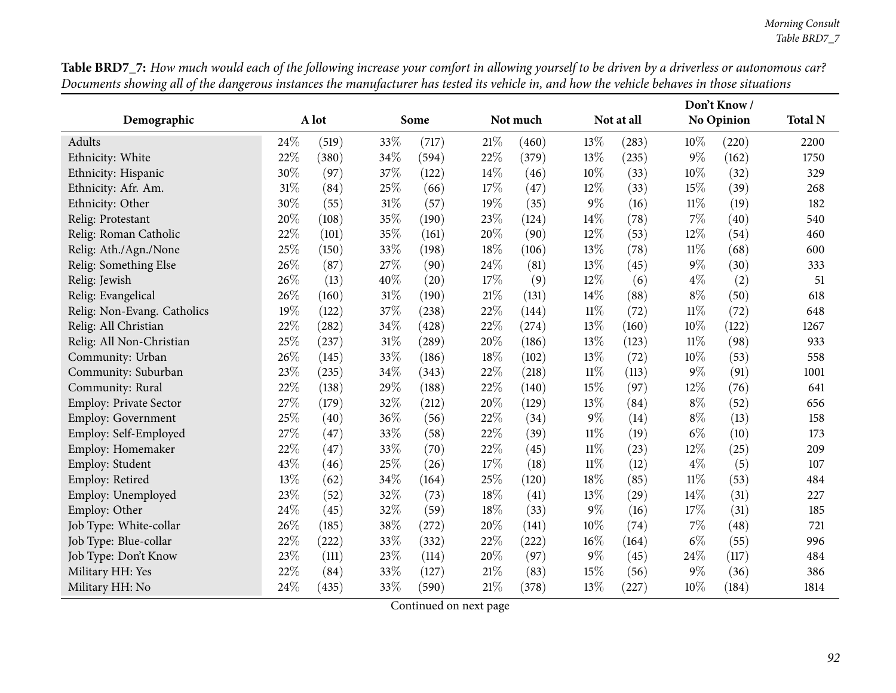**Table BRD7_7:** *How much would each of the following increase your comfort in allowing yourself to be driven by a driverless or autonomous car? Documents showing all of the dangerous instances the manufacturer has tested its vehicle in, and how the vehicle behaves in those situations*

| Demographic | A lot | | Some | | Not much | | Not at all | | Don't Know / No Opinion | | Total N |
|---|---|---|---|---|---|---|---|---|---|---|---|
| Adults | 24% | (519) | 33% | (717) | 21% | (460) | 13% | (283) | 10% | (220) | 2200 |
| Ethnicity: White | 22% | (380) | 34% | (594) | 22% | (379) | 13% | (235) | 9% | (162) | 1750 |
| Ethnicity: Hispanic | 30% | (97) | 37% | (122) | 14% | (46) | 10% | (33) | 10% | (32) | 329 |
| Ethnicity: Afr. Am. | 31% | (84) | 25% | (66) | 17% | (47) | 12% | (33) | 15% | (39) | 268 |
| Ethnicity: Other | 30% | (55) | 31% | (57) | 19% | (35) | 9% | (16) | 11% | (19) | 182 |
| Relig: Protestant | 20% | (108) | 35% | (190) | 23% | (124) | 14% | (78) | 7% | (40) | 540 |
| Relig: Roman Catholic | 22% | (101) | 35% | (161) | 20% | (90) | 12% | (53) | 12% | (54) | 460 |
| Relig: Ath./Agn./None | 25% | (150) | 33% | (198) | 18% | (106) | 13% | (78) | 11% | (68) | 600 |
| Relig: Something Else | 26% | (87) | 27% | (90) | 24% | (81) | 13% | (45) | 9% | (30) | 333 |
| Relig: Jewish | 26% | (13) | 40% | (20) | 17% | (9) | 12% | (6) | 4% | (2) | 51 |
| Relig: Evangelical | 26% | (160) | 31% | (190) | 21% | (131) | 14% | (88) | 8% | (50) | 618 |
| Relig: Non-Evang. Catholics | 19% | (122) | 37% | (238) | 22% | (144) | 11% | (72) | 11% | (72) | 648 |
| Relig: All Christian | 22% | (282) | 34% | (428) | 22% | (274) | 13% | (160) | 10% | (122) | 1267 |
| Relig: All Non-Christian | 25% | (237) | 31% | (289) | 20% | (186) | 13% | (123) | 11% | (98) | 933 |
| Community: Urban | 26% | (145) | 33% | (186) | 18% | (102) | 13% | (72) | 10% | (53) | 558 |
| Community: Suburban | 23% | (235) | 34% | (343) | 22% | (218) | 11% | (113) | 9% | (91) | 1001 |
| Community: Rural | 22% | (138) | 29% | (188) | 22% | (140) | 15% | (97) | 12% | (76) | 641 |
| Employ: Private Sector | 27% | (179) | 32% | (212) | 20% | (129) | 13% | (84) | 8% | (52) | 656 |
| Employ: Government | 25% | (40) | 36% | (56) | 22% | (34) | 9% | (14) | 8% | (13) | 158 |
| Employ: Self-Employed | 27% | (47) | 33% | (58) | 22% | (39) | 11% | (19) | 6% | (10) | 173 |
| Employ: Homemaker | 22% | (47) | 33% | (70) | 22% | (45) | 11% | (23) | 12% | (25) | 209 |
| Employ: Student | 43% | (46) | 25% | (26) | 17% | (18) | 11% | (12) | 4% | (5) | 107 |
| Employ: Retired | 13% | (62) | 34% | (164) | 25% | (120) | 18% | (85) | 11% | (53) | 484 |
| Employ: Unemployed | 23% | (52) | 32% | (73) | 18% | (41) | 13% | (29) | 14% | (31) | 227 |
| Employ: Other | 24% | (45) | 32% | (59) | 18% | (33) | 9% | (16) | 17% | (31) | 185 |
| Job Type: White-collar | 26% | (185) | 38% | (272) | 20% | (141) | 10% | (74) | 7% | (48) | 721 |
| Job Type: Blue-collar | 22% | (222) | 33% | (332) | 22% | (222) | 16% | (164) | 6% | (55) | 996 |
| Job Type: Don't Know | 23% | (111) | 23% | (114) | 20% | (97) | 9% | (45) | 24% | (117) | 484 |
| Military HH: Yes | 22% | (84) | 33% | (127) | 21% | (83) | 15% | (56) | 9% | (36) | 386 |
| Military HH: No | 24% | (435) | 33% | (590) | 21% | (378) | 13% | (227) | 10% | (184) | 1814 |

Continued on next page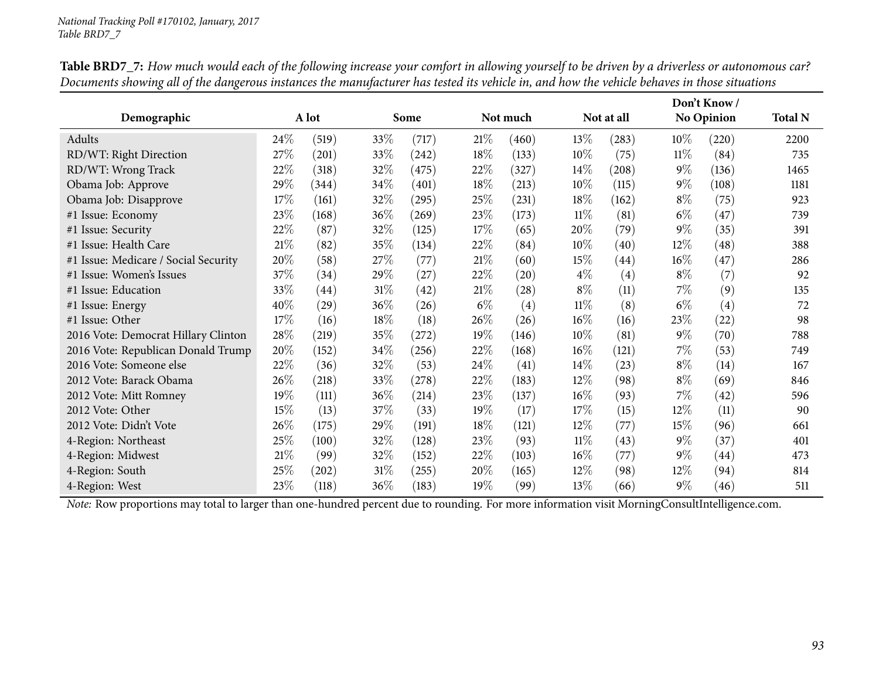National Tracking Poll #170102, January, 2017
Table BRD7_7

**Table BRD7_7:** *How much would each of the following increase your comfort in allowing yourself to be driven by a driverless or autonomous car? Documents showing all of the dangerous instances the manufacturer has tested its vehicle in, and how the vehicle behaves in those situations*

| Demographic | A lot | | Some | | Not much | | Not at all | | Don't Know / No Opinion | | Total N |
|---|---|---|---|---|---|---|---|---|---|---|---|
| Adults | 24% | (519) | 33% | (717) | 21% | (460) | 13% | (283) | 10% | (220) | 2200 |
| RD/WT: Right Direction | 27% | (201) | 33% | (242) | 18% | (133) | 10% | (75) | 11% | (84) | 735 |
| RD/WT: Wrong Track | 22% | (318) | 32% | (475) | 22% | (327) | 14% | (208) | 9% | (136) | 1465 |
| Obama Job: Approve | 29% | (344) | 34% | (401) | 18% | (213) | 10% | (115) | 9% | (108) | 1181 |
| Obama Job: Disapprove | 17% | (161) | 32% | (295) | 25% | (231) | 18% | (162) | 8% | (75) | 923 |
| #1 Issue: Economy | 23% | (168) | 36% | (269) | 23% | (173) | 11% | (81) | 6% | (47) | 739 |
| #1 Issue: Security | 22% | (87) | 32% | (125) | 17% | (65) | 20% | (79) | 9% | (35) | 391 |
| #1 Issue: Health Care | 21% | (82) | 35% | (134) | 22% | (84) | 10% | (40) | 12% | (48) | 388 |
| #1 Issue: Medicare / Social Security | 20% | (58) | 27% | (77) | 21% | (60) | 15% | (44) | 16% | (47) | 286 |
| #1 Issue: Women's Issues | 37% | (34) | 29% | (27) | 22% | (20) | 4% | (4) | 8% | (7) | 92 |
| #1 Issue: Education | 33% | (44) | 31% | (42) | 21% | (28) | 8% | (11) | 7% | (9) | 135 |
| #1 Issue: Energy | 40% | (29) | 36% | (26) | 6% | (4) | 11% | (8) | 6% | (4) | 72 |
| #1 Issue: Other | 17% | (16) | 18% | (18) | 26% | (26) | 16% | (16) | 23% | (22) | 98 |
| 2016 Vote: Democrat Hillary Clinton | 28% | (219) | 35% | (272) | 19% | (146) | 10% | (81) | 9% | (70) | 788 |
| 2016 Vote: Republican Donald Trump | 20% | (152) | 34% | (256) | 22% | (168) | 16% | (121) | 7% | (53) | 749 |
| 2016 Vote: Someone else | 22% | (36) | 32% | (53) | 24% | (41) | 14% | (23) | 8% | (14) | 167 |
| 2012 Vote: Barack Obama | 26% | (218) | 33% | (278) | 22% | (183) | 12% | (98) | 8% | (69) | 846 |
| 2012 Vote: Mitt Romney | 19% | (111) | 36% | (214) | 23% | (137) | 16% | (93) | 7% | (42) | 596 |
| 2012 Vote: Other | 15% | (13) | 37% | (33) | 19% | (17) | 17% | (15) | 12% | (11) | 90 |
| 2012 Vote: Didn't Vote | 26% | (175) | 29% | (191) | 18% | (121) | 12% | (77) | 15% | (96) | 661 |
| 4-Region: Northeast | 25% | (100) | 32% | (128) | 23% | (93) | 11% | (43) | 9% | (37) | 401 |
| 4-Region: Midwest | 21% | (99) | 32% | (152) | 22% | (103) | 16% | (77) | 9% | (44) | 473 |
| 4-Region: South | 25% | (202) | 31% | (255) | 20% | (165) | 12% | (98) | 12% | (94) | 814 |
| 4-Region: West | 23% | (118) | 36% | (183) | 19% | (99) | 13% | (66) | 9% | (46) | 511 |

*Note:* Row proportions may total to larger than one-hundred percent due to rounding. For more information visit MorningConsultIntelligence.com.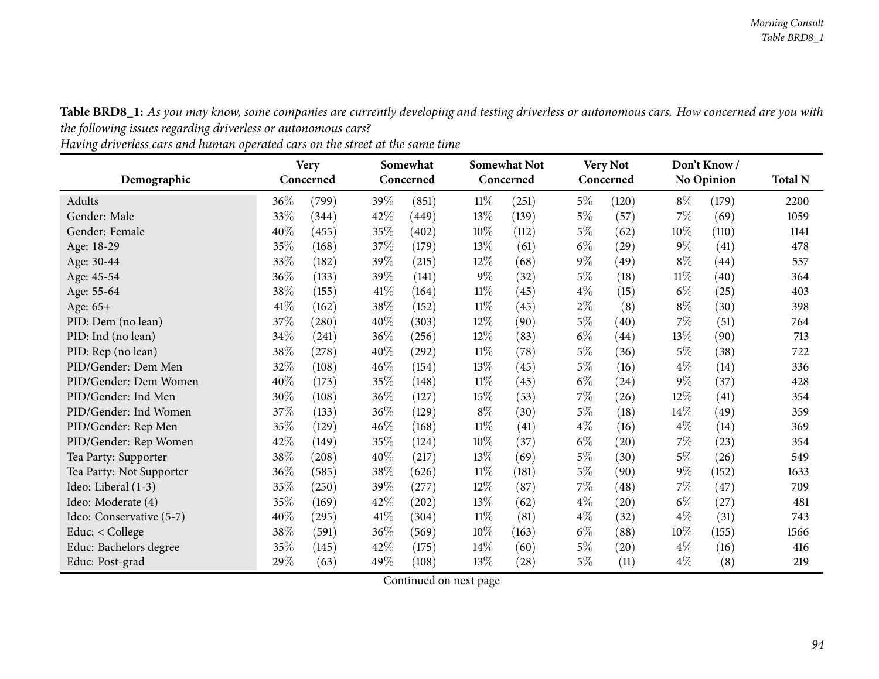**Table BRD8_1:** *As you may know, some companies are currently developing and testing driverless or autonomous cars. How concerned are you with the following issues regarding driverless or autonomous cars?*

*Having driverless cars and human operated cars on the street at the same time*

| Demographic | Very Concerned | | Somewhat Concerned | | Somewhat Not Concerned | | Very Not Concerned | | Don't Know / No Opinion | | Total N |
|---|---|---|---|---|---|---|---|---|---|---|---|
| Adults | 36% | (799) | 39% | (851) | 11% | (251) | 5% | (120) | 8% | (179) | 2200 |
| Gender: Male | 33% | (344) | 42% | (449) | 13% | (139) | 5% | (57) | 7% | (69) | 1059 |
| Gender: Female | 40% | (455) | 35% | (402) | 10% | (112) | 5% | (62) | 10% | (110) | 1141 |
| Age: 18-29 | 35% | (168) | 37% | (179) | 13% | (61) | 6% | (29) | 9% | (41) | 478 |
| Age: 30-44 | 33% | (182) | 39% | (215) | 12% | (68) | 9% | (49) | 8% | (44) | 557 |
| Age: 45-54 | 36% | (133) | 39% | (141) | 9% | (32) | 5% | (18) | 11% | (40) | 364 |
| Age: 55-64 | 38% | (155) | 41% | (164) | 11% | (45) | 4% | (15) | 6% | (25) | 403 |
| Age: 65+ | 41% | (162) | 38% | (152) | 11% | (45) | 2% | (8) | 8% | (30) | 398 |
| PID: Dem (no lean) | 37% | (280) | 40% | (303) | 12% | (90) | 5% | (40) | 7% | (51) | 764 |
| PID: Ind (no lean) | 34% | (241) | 36% | (256) | 12% | (83) | 6% | (44) | 13% | (90) | 713 |
| PID: Rep (no lean) | 38% | (278) | 40% | (292) | 11% | (78) | 5% | (36) | 5% | (38) | 722 |
| PID/Gender: Dem Men | 32% | (108) | 46% | (154) | 13% | (45) | 5% | (16) | 4% | (14) | 336 |
| PID/Gender: Dem Women | 40% | (173) | 35% | (148) | 11% | (45) | 6% | (24) | 9% | (37) | 428 |
| PID/Gender: Ind Men | 30% | (108) | 36% | (127) | 15% | (53) | 7% | (26) | 12% | (41) | 354 |
| PID/Gender: Ind Women | 37% | (133) | 36% | (129) | 8% | (30) | 5% | (18) | 14% | (49) | 359 |
| PID/Gender: Rep Men | 35% | (129) | 46% | (168) | 11% | (41) | 4% | (16) | 4% | (14) | 369 |
| PID/Gender: Rep Women | 42% | (149) | 35% | (124) | 10% | (37) | 6% | (20) | 7% | (23) | 354 |
| Tea Party: Supporter | 38% | (208) | 40% | (217) | 13% | (69) | 5% | (30) | 5% | (26) | 549 |
| Tea Party: Not Supporter | 36% | (585) | 38% | (626) | 11% | (181) | 5% | (90) | 9% | (152) | 1633 |
| Ideo: Liberal (1-3) | 35% | (250) | 39% | (277) | 12% | (87) | 7% | (48) | 7% | (47) | 709 |
| Ideo: Moderate (4) | 35% | (169) | 42% | (202) | 13% | (62) | 4% | (20) | 6% | (27) | 481 |
| Ideo: Conservative (5-7) | 40% | (295) | 41% | (304) | 11% | (81) | 4% | (32) | 4% | (31) | 743 |
| Educ: < College | 38% | (591) | 36% | (569) | 10% | (163) | 6% | (88) | 10% | (155) | 1566 |
| Educ: Bachelors degree | 35% | (145) | 42% | (175) | 14% | (60) | 5% | (20) | 4% | (16) | 416 |
| Educ: Post-grad | 29% | (63) | 49% | (108) | 13% | (28) | 5% | (11) | 4% | (8) | 219 |

Continued on next page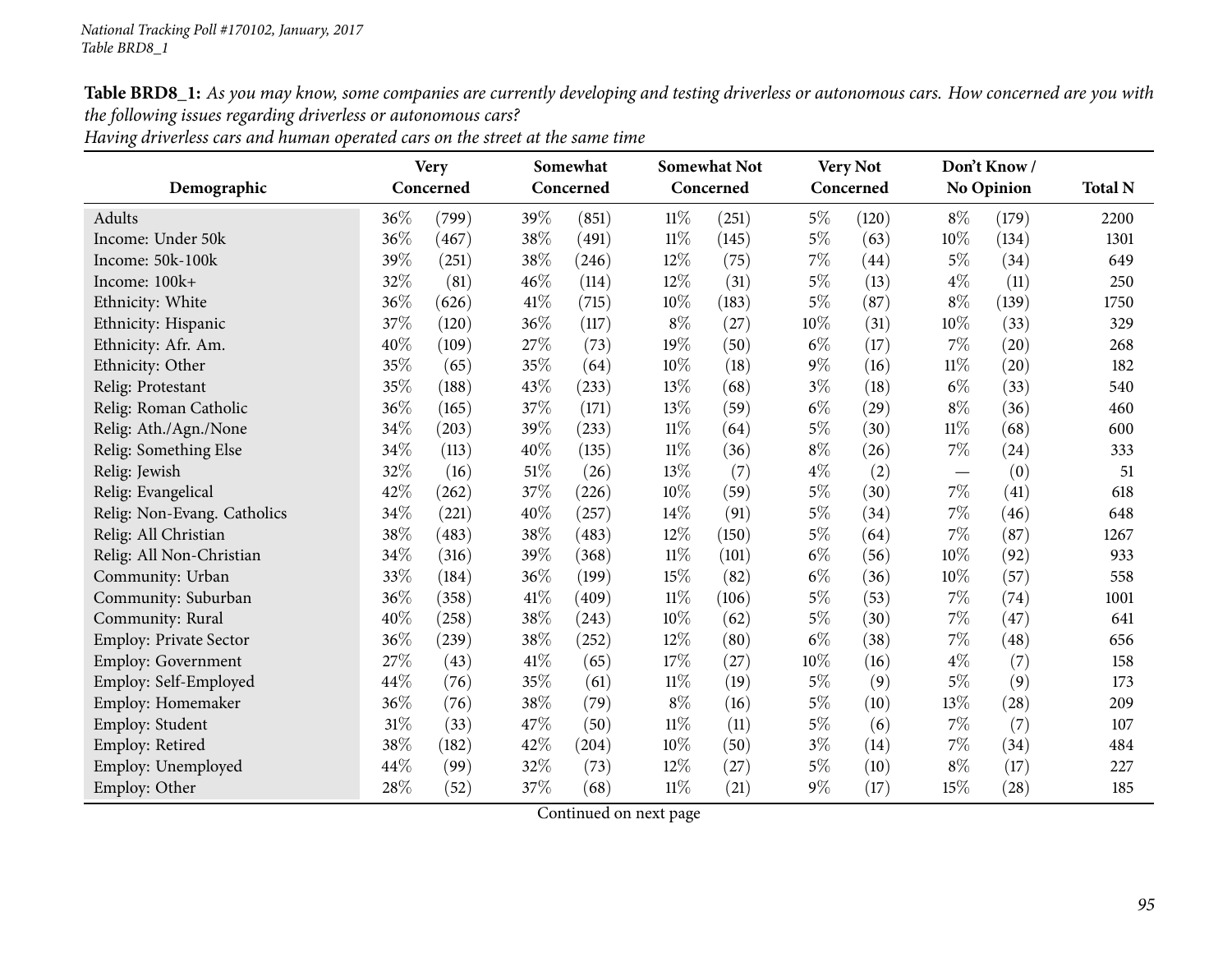*National Tracking Poll #170102, January, 2017*
*Table BRD8_1*

**Table BRD8_1:** *As you may know, some companies are currently developing and testing driverless or autonomous cars. How concerned are you with the following issues regarding driverless or autonomous cars?*
*Having driverless cars and human operated cars on the street at the same time*

| Demographic | Very Concerned | | Somewhat Concerned | | Somewhat Not Concerned | | Very Not Concerned | | Don't Know / No Opinion | | Total N |
|---|---|---|---|---|---|---|---|---|---|---|---|
| Adults | 36% | (799) | 39% | (851) | 11% | (251) | 5% | (120) | 8% | (179) | 2200 |
| Income: Under 50k | 36% | (467) | 38% | (491) | 11% | (145) | 5% | (63) | 10% | (134) | 1301 |
| Income: 50k-100k | 39% | (251) | 38% | (246) | 12% | (75) | 7% | (44) | 5% | (34) | 649 |
| Income: 100k+ | 32% | (81) | 46% | (114) | 12% | (31) | 5% | (13) | 4% | (11) | 250 |
| Ethnicity: White | 36% | (626) | 41% | (715) | 10% | (183) | 5% | (87) | 8% | (139) | 1750 |
| Ethnicity: Hispanic | 37% | (120) | 36% | (117) | 8% | (27) | 10% | (31) | 10% | (33) | 329 |
| Ethnicity: Afr. Am. | 40% | (109) | 27% | (73) | 19% | (50) | 6% | (17) | 7% | (20) | 268 |
| Ethnicity: Other | 35% | (65) | 35% | (64) | 10% | (18) | 9% | (16) | 11% | (20) | 182 |
| Relig: Protestant | 35% | (188) | 43% | (233) | 13% | (68) | 3% | (18) | 6% | (33) | 540 |
| Relig: Roman Catholic | 36% | (165) | 37% | (171) | 13% | (59) | 6% | (29) | 8% | (36) | 460 |
| Relig: Ath./Agn./None | 34% | (203) | 39% | (233) | 11% | (64) | 5% | (30) | 11% | (68) | 600 |
| Relig: Something Else | 34% | (113) | 40% | (135) | 11% | (36) | 8% | (26) | 7% | (24) | 333 |
| Relig: Jewish | 32% | (16) | 51% | (26) | 13% | (7) | 4% | (2) | — | (0) | 51 |
| Relig: Evangelical | 42% | (262) | 37% | (226) | 10% | (59) | 5% | (30) | 7% | (41) | 618 |
| Relig: Non-Evang. Catholics | 34% | (221) | 40% | (257) | 14% | (91) | 5% | (34) | 7% | (46) | 648 |
| Relig: All Christian | 38% | (483) | 38% | (483) | 12% | (150) | 5% | (64) | 7% | (87) | 1267 |
| Relig: All Non-Christian | 34% | (316) | 39% | (368) | 11% | (101) | 6% | (56) | 10% | (92) | 933 |
| Community: Urban | 33% | (184) | 36% | (199) | 15% | (82) | 6% | (36) | 10% | (57) | 558 |
| Community: Suburban | 36% | (358) | 41% | (409) | 11% | (106) | 5% | (53) | 7% | (74) | 1001 |
| Community: Rural | 40% | (258) | 38% | (243) | 10% | (62) | 5% | (30) | 7% | (47) | 641 |
| Employ: Private Sector | 36% | (239) | 38% | (252) | 12% | (80) | 6% | (38) | 7% | (48) | 656 |
| Employ: Government | 27% | (43) | 41% | (65) | 17% | (27) | 10% | (16) | 4% | (7) | 158 |
| Employ: Self-Employed | 44% | (76) | 35% | (61) | 11% | (19) | 5% | (9) | 5% | (9) | 173 |
| Employ: Homemaker | 36% | (76) | 38% | (79) | 8% | (16) | 5% | (10) | 13% | (28) | 209 |
| Employ: Student | 31% | (33) | 47% | (50) | 11% | (11) | 5% | (6) | 7% | (7) | 107 |
| Employ: Retired | 38% | (182) | 42% | (204) | 10% | (50) | 3% | (14) | 7% | (34) | 484 |
| Employ: Unemployed | 44% | (99) | 32% | (73) | 12% | (27) | 5% | (10) | 8% | (17) | 227 |
| Employ: Other | 28% | (52) | 37% | (68) | 11% | (21) | 9% | (17) | 15% | (28) | 185 |

Continued on next page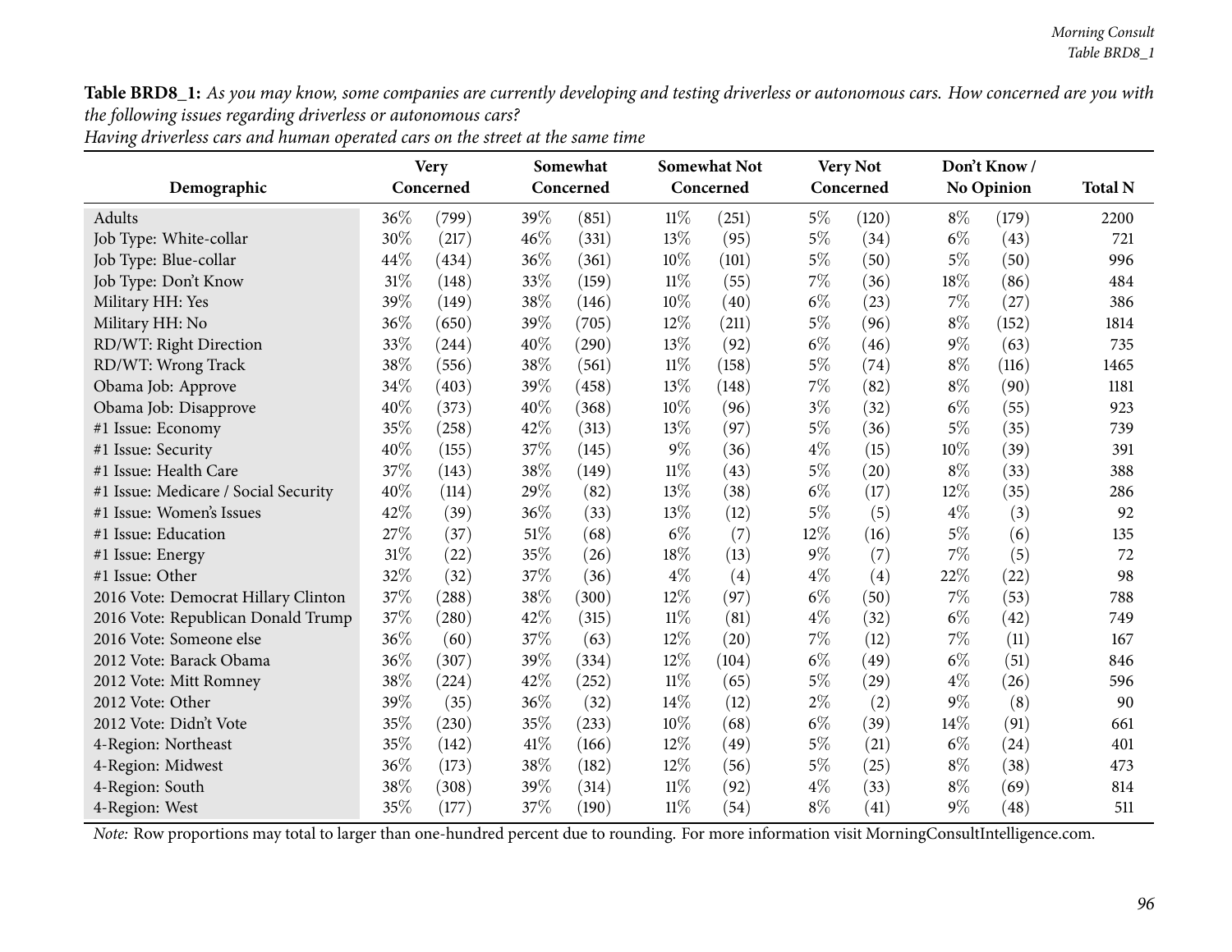**Table BRD8_1:** *As you may know, some companies are currently developing and testing driverless or autonomous cars. How concerned are you with the following issues regarding driverless or autonomous cars?*

*Having driverless cars and human operated cars on the street at the same time*

| Demographic | Very Concerned | | Somewhat Concerned | | Somewhat Not Concerned | | Very Not Concerned | | Don't Know / No Opinion | | Total N |
|---|---|---|---|---|---|---|---|---|---|---|---|
| Adults | 36% | (799) | 39% | (851) | 11% | (251) | 5% | (120) | 8% | (179) | 2200 |
| Job Type: White-collar | 30% | (217) | 46% | (331) | 13% | (95) | 5% | (34) | 6% | (43) | 721 |
| Job Type: Blue-collar | 44% | (434) | 36% | (361) | 10% | (101) | 5% | (50) | 5% | (50) | 996 |
| Job Type: Don't Know | 31% | (148) | 33% | (159) | 11% | (55) | 7% | (36) | 18% | (86) | 484 |
| Military HH: Yes | 39% | (149) | 38% | (146) | 10% | (40) | 6% | (23) | 7% | (27) | 386 |
| Military HH: No | 36% | (650) | 39% | (705) | 12% | (211) | 5% | (96) | 8% | (152) | 1814 |
| RD/WT: Right Direction | 33% | (244) | 40% | (290) | 13% | (92) | 6% | (46) | 9% | (63) | 735 |
| RD/WT: Wrong Track | 38% | (556) | 38% | (561) | 11% | (158) | 5% | (74) | 8% | (116) | 1465 |
| Obama Job: Approve | 34% | (403) | 39% | (458) | 13% | (148) | 7% | (82) | 8% | (90) | 1181 |
| Obama Job: Disapprove | 40% | (373) | 40% | (368) | 10% | (96) | 3% | (32) | 6% | (55) | 923 |
| #1 Issue: Economy | 35% | (258) | 42% | (313) | 13% | (97) | 5% | (36) | 5% | (35) | 739 |
| #1 Issue: Security | 40% | (155) | 37% | (145) | 9% | (36) | 4% | (15) | 10% | (39) | 391 |
| #1 Issue: Health Care | 37% | (143) | 38% | (149) | 11% | (43) | 5% | (20) | 8% | (33) | 388 |
| #1 Issue: Medicare / Social Security | 40% | (114) | 29% | (82) | 13% | (38) | 6% | (17) | 12% | (35) | 286 |
| #1 Issue: Women's Issues | 42% | (39) | 36% | (33) | 13% | (12) | 5% | (5) | 4% | (3) | 92 |
| #1 Issue: Education | 27% | (37) | 51% | (68) | 6% | (7) | 12% | (16) | 5% | (6) | 135 |
| #1 Issue: Energy | 31% | (22) | 35% | (26) | 18% | (13) | 9% | (7) | 7% | (5) | 72 |
| #1 Issue: Other | 32% | (32) | 37% | (36) | 4% | (4) | 4% | (4) | 22% | (22) | 98 |
| 2016 Vote: Democrat Hillary Clinton | 37% | (288) | 38% | (300) | 12% | (97) | 6% | (50) | 7% | (53) | 788 |
| 2016 Vote: Republican Donald Trump | 37% | (280) | 42% | (315) | 11% | (81) | 4% | (32) | 6% | (42) | 749 |
| 2016 Vote: Someone else | 36% | (60) | 37% | (63) | 12% | (20) | 7% | (12) | 7% | (11) | 167 |
| 2012 Vote: Barack Obama | 36% | (307) | 39% | (334) | 12% | (104) | 6% | (49) | 6% | (51) | 846 |
| 2012 Vote: Mitt Romney | 38% | (224) | 42% | (252) | 11% | (65) | 5% | (29) | 4% | (26) | 596 |
| 2012 Vote: Other | 39% | (35) | 36% | (32) | 14% | (12) | 2% | (2) | 9% | (8) | 90 |
| 2012 Vote: Didn't Vote | 35% | (230) | 35% | (233) | 10% | (68) | 6% | (39) | 14% | (91) | 661 |
| 4-Region: Northeast | 35% | (142) | 41% | (166) | 12% | (49) | 5% | (21) | 6% | (24) | 401 |
| 4-Region: Midwest | 36% | (173) | 38% | (182) | 12% | (56) | 5% | (25) | 8% | (38) | 473 |
| 4-Region: South | 38% | (308) | 39% | (314) | 11% | (92) | 4% | (33) | 8% | (69) | 814 |
| 4-Region: West | 35% | (177) | 37% | (190) | 11% | (54) | 8% | (41) | 9% | (48) | 511 |

*Note:* Row proportions may total to larger than one-hundred percent due to rounding. For more information visit MorningConsultIntelligence.com.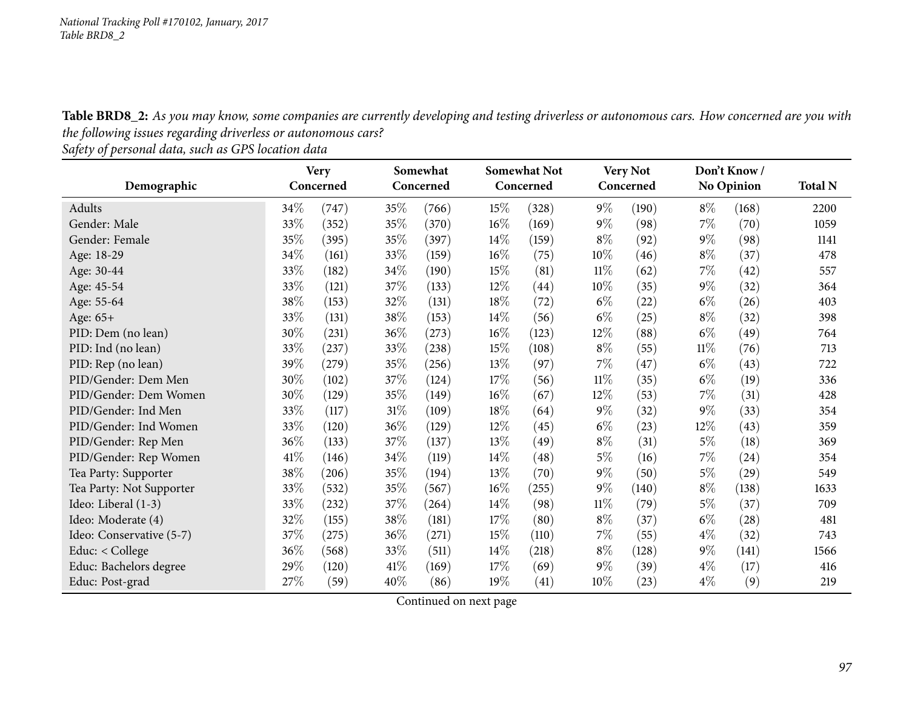**Table BRD8_2:** *As you may know, some companies are currently developing and testing driverless or autonomous cars. How concerned are you with the following issues regarding driverless or autonomous cars?*
*Safety of personal data, such as GPS location data*

| Demographic | Very Concerned | | Somewhat Concerned | | Somewhat Not Concerned | | Very Not Concerned | | Don't Know / No Opinion | | Total N |
|---|---|---|---|---|---|---|---|---|---|---|---|
| Adults | 34% | (747) | 35% | (766) | 15% | (328) | 9% | (190) | 8% | (168) | 2200 |
| Gender: Male | 33% | (352) | 35% | (370) | 16% | (169) | 9% | (98) | 7% | (70) | 1059 |
| Gender: Female | 35% | (395) | 35% | (397) | 14% | (159) | 8% | (92) | 9% | (98) | 1141 |
| Age: 18-29 | 34% | (161) | 33% | (159) | 16% | (75) | 10% | (46) | 8% | (37) | 478 |
| Age: 30-44 | 33% | (182) | 34% | (190) | 15% | (81) | 11% | (62) | 7% | (42) | 557 |
| Age: 45-54 | 33% | (121) | 37% | (133) | 12% | (44) | 10% | (35) | 9% | (32) | 364 |
| Age: 55-64 | 38% | (153) | 32% | (131) | 18% | (72) | 6% | (22) | 6% | (26) | 403 |
| Age: 65+ | 33% | (131) | 38% | (153) | 14% | (56) | 6% | (25) | 8% | (32) | 398 |
| PID: Dem (no lean) | 30% | (231) | 36% | (273) | 16% | (123) | 12% | (88) | 6% | (49) | 764 |
| PID: Ind (no lean) | 33% | (237) | 33% | (238) | 15% | (108) | 8% | (55) | 11% | (76) | 713 |
| PID: Rep (no lean) | 39% | (279) | 35% | (256) | 13% | (97) | 7% | (47) | 6% | (43) | 722 |
| PID/Gender: Dem Men | 30% | (102) | 37% | (124) | 17% | (56) | 11% | (35) | 6% | (19) | 336 |
| PID/Gender: Dem Women | 30% | (129) | 35% | (149) | 16% | (67) | 12% | (53) | 7% | (31) | 428 |
| PID/Gender: Ind Men | 33% | (117) | 31% | (109) | 18% | (64) | 9% | (32) | 9% | (33) | 354 |
| PID/Gender: Ind Women | 33% | (120) | 36% | (129) | 12% | (45) | 6% | (23) | 12% | (43) | 359 |
| PID/Gender: Rep Men | 36% | (133) | 37% | (137) | 13% | (49) | 8% | (31) | 5% | (18) | 369 |
| PID/Gender: Rep Women | 41% | (146) | 34% | (119) | 14% | (48) | 5% | (16) | 7% | (24) | 354 |
| Tea Party: Supporter | 38% | (206) | 35% | (194) | 13% | (70) | 9% | (50) | 5% | (29) | 549 |
| Tea Party: Not Supporter | 33% | (532) | 35% | (567) | 16% | (255) | 9% | (140) | 8% | (138) | 1633 |
| Ideo: Liberal (1-3) | 33% | (232) | 37% | (264) | 14% | (98) | 11% | (79) | 5% | (37) | 709 |
| Ideo: Moderate (4) | 32% | (155) | 38% | (181) | 17% | (80) | 8% | (37) | 6% | (28) | 481 |
| Ideo: Conservative (5-7) | 37% | (275) | 36% | (271) | 15% | (110) | 7% | (55) | 4% | (32) | 743 |
| Educ: < College | 36% | (568) | 33% | (511) | 14% | (218) | 8% | (128) | 9% | (141) | 1566 |
| Educ: Bachelors degree | 29% | (120) | 41% | (169) | 17% | (69) | 9% | (39) | 4% | (17) | 416 |
| Educ: Post-grad | 27% | (59) | 40% | (86) | 19% | (41) | 10% | (23) | 4% | (9) | 219 |

Continued on next page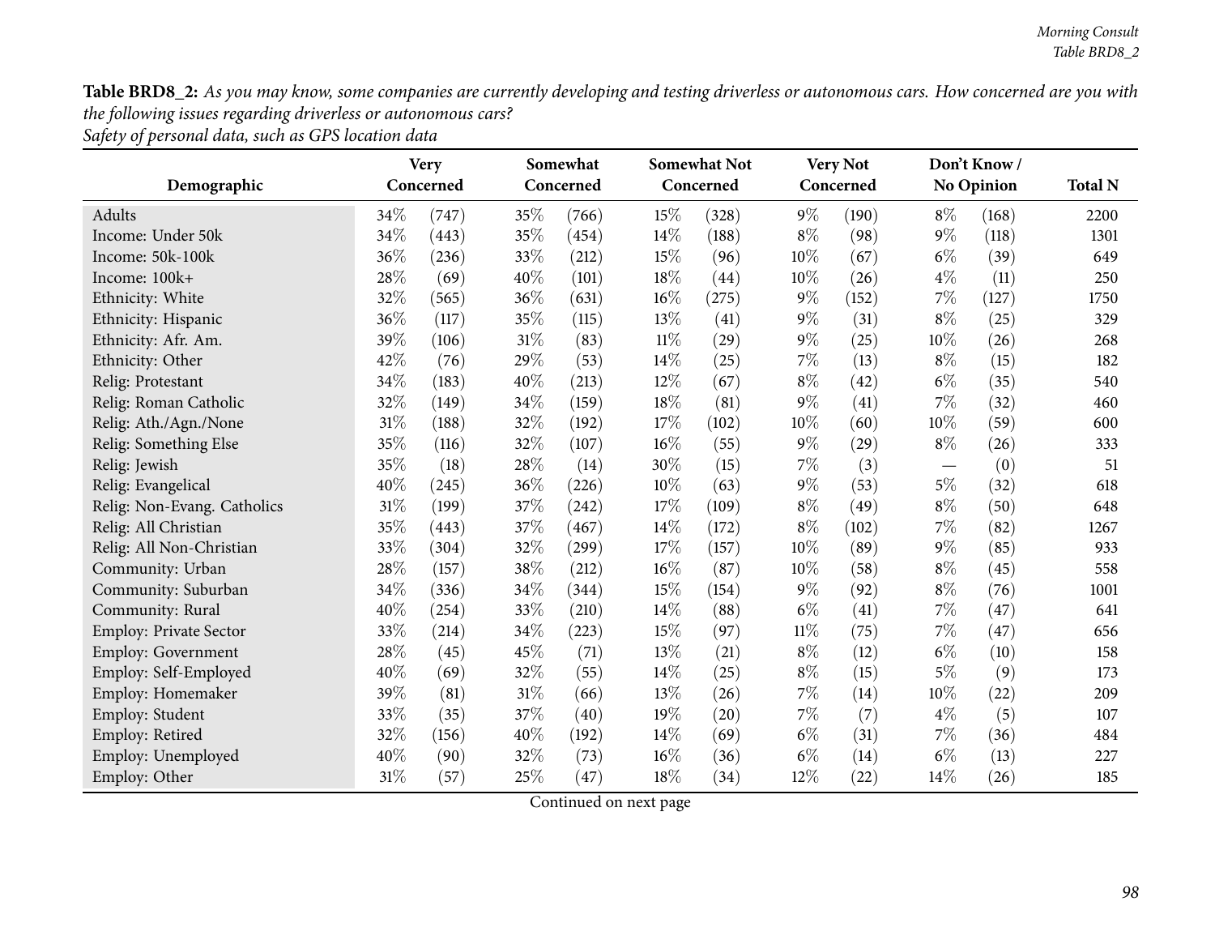**Table BRD8_2:** *As you may know, some companies are currently developing and testing driverless or autonomous cars. How concerned are you with the following issues regarding driverless or autonomous cars?*
*Safety of personal data, such as GPS location data*

| Demographic | Very Concerned | | Somewhat Concerned | | Somewhat Not Concerned | | Very Not Concerned | | Don't Know / No Opinion | | Total N |
|---|---|---|---|---|---|---|---|---|---|---|---|
| Adults | 34% | (747) | 35% | (766) | 15% | (328) | 9% | (190) | 8% | (168) | 2200 |
| Income: Under 50k | 34% | (443) | 35% | (454) | 14% | (188) | 8% | (98) | 9% | (118) | 1301 |
| Income: 50k-100k | 36% | (236) | 33% | (212) | 15% | (96) | 10% | (67) | 6% | (39) | 649 |
| Income: 100k+ | 28% | (69) | 40% | (101) | 18% | (44) | 10% | (26) | 4% | (11) | 250 |
| Ethnicity: White | 32% | (565) | 36% | (631) | 16% | (275) | 9% | (152) | 7% | (127) | 1750 |
| Ethnicity: Hispanic | 36% | (117) | 35% | (115) | 13% | (41) | 9% | (31) | 8% | (25) | 329 |
| Ethnicity: Afr. Am. | 39% | (106) | 31% | (83) | 11% | (29) | 9% | (25) | 10% | (26) | 268 |
| Ethnicity: Other | 42% | (76) | 29% | (53) | 14% | (25) | 7% | (13) | 8% | (15) | 182 |
| Relig: Protestant | 34% | (183) | 40% | (213) | 12% | (67) | 8% | (42) | 6% | (35) | 540 |
| Relig: Roman Catholic | 32% | (149) | 34% | (159) | 18% | (81) | 9% | (41) | 7% | (32) | 460 |
| Relig: Ath./Agn./None | 31% | (188) | 32% | (192) | 17% | (102) | 10% | (60) | 10% | (59) | 600 |
| Relig: Something Else | 35% | (116) | 32% | (107) | 16% | (55) | 9% | (29) | 8% | (26) | 333 |
| Relig: Jewish | 35% | (18) | 28% | (14) | 30% | (15) | 7% | (3) | — | (0) | 51 |
| Relig: Evangelical | 40% | (245) | 36% | (226) | 10% | (63) | 9% | (53) | 5% | (32) | 618 |
| Relig: Non-Evang. Catholics | 31% | (199) | 37% | (242) | 17% | (109) | 8% | (49) | 8% | (50) | 648 |
| Relig: All Christian | 35% | (443) | 37% | (467) | 14% | (172) | 8% | (102) | 7% | (82) | 1267 |
| Relig: All Non-Christian | 33% | (304) | 32% | (299) | 17% | (157) | 10% | (89) | 9% | (85) | 933 |
| Community: Urban | 28% | (157) | 38% | (212) | 16% | (87) | 10% | (58) | 8% | (45) | 558 |
| Community: Suburban | 34% | (336) | 34% | (344) | 15% | (154) | 9% | (92) | 8% | (76) | 1001 |
| Community: Rural | 40% | (254) | 33% | (210) | 14% | (88) | 6% | (41) | 7% | (47) | 641 |
| Employ: Private Sector | 33% | (214) | 34% | (223) | 15% | (97) | 11% | (75) | 7% | (47) | 656 |
| Employ: Government | 28% | (45) | 45% | (71) | 13% | (21) | 8% | (12) | 6% | (10) | 158 |
| Employ: Self-Employed | 40% | (69) | 32% | (55) | 14% | (25) | 8% | (15) | 5% | (9) | 173 |
| Employ: Homemaker | 39% | (81) | 31% | (66) | 13% | (26) | 7% | (14) | 10% | (22) | 209 |
| Employ: Student | 33% | (35) | 37% | (40) | 19% | (20) | 7% | (7) | 4% | (5) | 107 |
| Employ: Retired | 32% | (156) | 40% | (192) | 14% | (69) | 6% | (31) | 7% | (36) | 484 |
| Employ: Unemployed | 40% | (90) | 32% | (73) | 16% | (36) | 6% | (14) | 6% | (13) | 227 |
| Employ: Other | 31% | (57) | 25% | (47) | 18% | (34) | 12% | (22) | 14% | (26) | 185 |

Continued on next page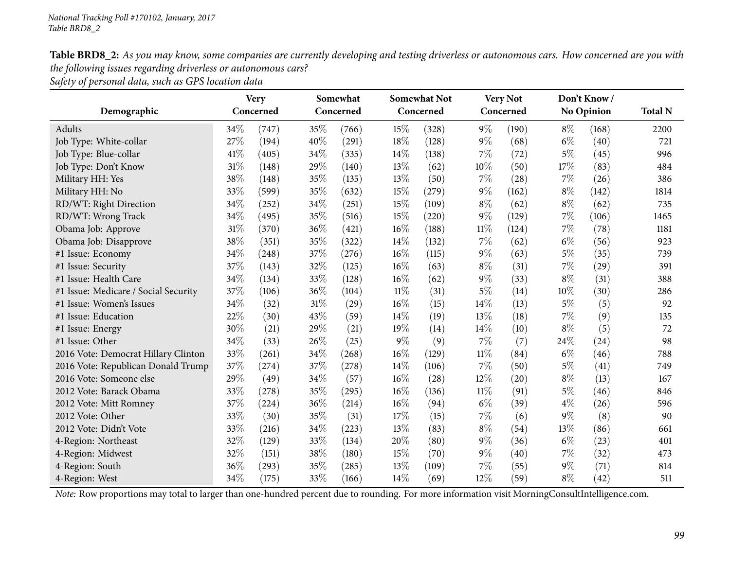**Table BRD8_2:** *As you may know, some companies are currently developing and testing driverless or autonomous cars. How concerned are you with the following issues regarding driverless or autonomous cars?*
*Safety of personal data, such as GPS location data*

| Demographic | Very Concerned | | Somewhat Concerned | | Somewhat Not Concerned | | Very Not Concerned | | Don't Know / No Opinion | | Total N |
|---|---|---|---|---|---|---|---|---|---|---|---|
| Adults | 34% | (747) | 35% | (766) | 15% | (328) | 9% | (190) | 8% | (168) | 2200 |
| Job Type: White-collar | 27% | (194) | 40% | (291) | 18% | (128) | 9% | (68) | 6% | (40) | 721 |
| Job Type: Blue-collar | 41% | (405) | 34% | (335) | 14% | (138) | 7% | (72) | 5% | (45) | 996 |
| Job Type: Don't Know | 31% | (148) | 29% | (140) | 13% | (62) | 10% | (50) | 17% | (83) | 484 |
| Military HH: Yes | 38% | (148) | 35% | (135) | 13% | (50) | 7% | (28) | 7% | (26) | 386 |
| Military HH: No | 33% | (599) | 35% | (632) | 15% | (279) | 9% | (162) | 8% | (142) | 1814 |
| RD/WT: Right Direction | 34% | (252) | 34% | (251) | 15% | (109) | 8% | (62) | 8% | (62) | 735 |
| RD/WT: Wrong Track | 34% | (495) | 35% | (516) | 15% | (220) | 9% | (129) | 7% | (106) | 1465 |
| Obama Job: Approve | 31% | (370) | 36% | (421) | 16% | (188) | 11% | (124) | 7% | (78) | 1181 |
| Obama Job: Disapprove | 38% | (351) | 35% | (322) | 14% | (132) | 7% | (62) | 6% | (56) | 923 |
| #1 Issue: Economy | 34% | (248) | 37% | (276) | 16% | (115) | 9% | (63) | 5% | (35) | 739 |
| #1 Issue: Security | 37% | (143) | 32% | (125) | 16% | (63) | 8% | (31) | 7% | (29) | 391 |
| #1 Issue: Health Care | 34% | (134) | 33% | (128) | 16% | (62) | 9% | (33) | 8% | (31) | 388 |
| #1 Issue: Medicare / Social Security | 37% | (106) | 36% | (104) | 11% | (31) | 5% | (14) | 10% | (30) | 286 |
| #1 Issue: Women's Issues | 34% | (32) | 31% | (29) | 16% | (15) | 14% | (13) | 5% | (5) | 92 |
| #1 Issue: Education | 22% | (30) | 43% | (59) | 14% | (19) | 13% | (18) | 7% | (9) | 135 |
| #1 Issue: Energy | 30% | (21) | 29% | (21) | 19% | (14) | 14% | (10) | 8% | (5) | 72 |
| #1 Issue: Other | 34% | (33) | 26% | (25) | 9% | (9) | 7% | (7) | 24% | (24) | 98 |
| 2016 Vote: Democrat Hillary Clinton | 33% | (261) | 34% | (268) | 16% | (129) | 11% | (84) | 6% | (46) | 788 |
| 2016 Vote: Republican Donald Trump | 37% | (274) | 37% | (278) | 14% | (106) | 7% | (50) | 5% | (41) | 749 |
| 2016 Vote: Someone else | 29% | (49) | 34% | (57) | 16% | (28) | 12% | (20) | 8% | (13) | 167 |
| 2012 Vote: Barack Obama | 33% | (278) | 35% | (295) | 16% | (136) | 11% | (91) | 5% | (46) | 846 |
| 2012 Vote: Mitt Romney | 37% | (224) | 36% | (214) | 16% | (94) | 6% | (39) | 4% | (26) | 596 |
| 2012 Vote: Other | 33% | (30) | 35% | (31) | 17% | (15) | 7% | (6) | 9% | (8) | 90 |
| 2012 Vote: Didn't Vote | 33% | (216) | 34% | (223) | 13% | (83) | 8% | (54) | 13% | (86) | 661 |
| 4-Region: Northeast | 32% | (129) | 33% | (134) | 20% | (80) | 9% | (36) | 6% | (23) | 401 |
| 4-Region: Midwest | 32% | (151) | 38% | (180) | 15% | (70) | 9% | (40) | 7% | (32) | 473 |
| 4-Region: South | 36% | (293) | 35% | (285) | 13% | (109) | 7% | (55) | 9% | (71) | 814 |
| 4-Region: West | 34% | (175) | 33% | (166) | 14% | (69) | 12% | (59) | 8% | (42) | 511 |

*Note:* Row proportions may total to larger than one-hundred percent due to rounding. For more information visit MorningConsultIntelligence.com.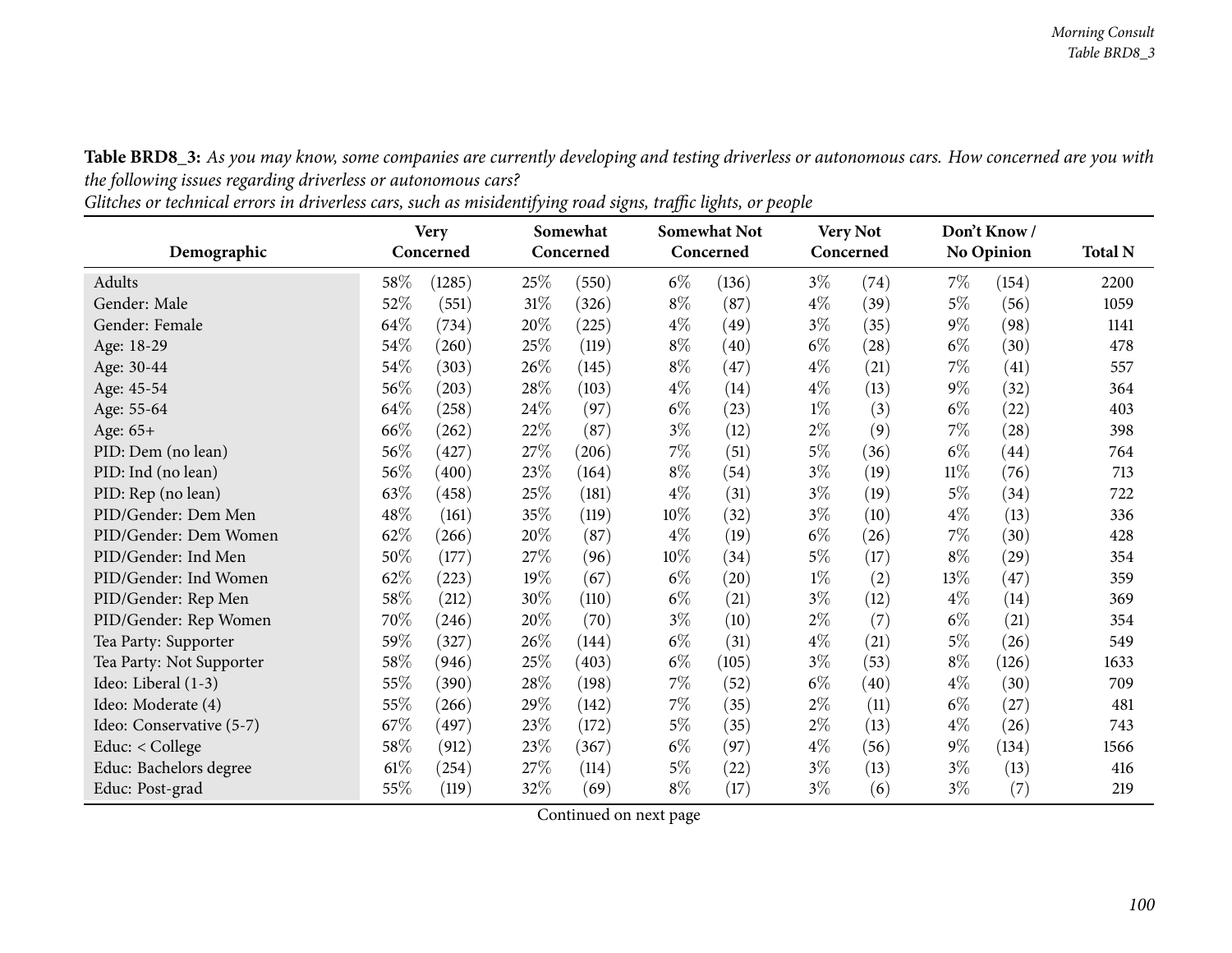**Table BRD8_3:** *As you may know, some companies are currently developing and testing driverless or autonomous cars. How concerned are you with the following issues regarding driverless or autonomous cars?*
*Glitches or technical errors in driverless cars, such as misidentifying road signs, traffic lights, or people*

| Demographic | Very Concerned | | Somewhat Concerned | | Somewhat Not Concerned | | Very Not Concerned | | Don't Know / No Opinion | | Total N |
|---|---|---|---|---|---|---|---|---|---|---|---|
| Adults | 58% | (1285) | 25% | (550) | 6% | (136) | 3% | (74) | 7% | (154) | 2200 |
| Gender: Male | 52% | (551) | 31% | (326) | 8% | (87) | 4% | (39) | 5% | (56) | 1059 |
| Gender: Female | 64% | (734) | 20% | (225) | 4% | (49) | 3% | (35) | 9% | (98) | 1141 |
| Age: 18-29 | 54% | (260) | 25% | (119) | 8% | (40) | 6% | (28) | 6% | (30) | 478 |
| Age: 30-44 | 54% | (303) | 26% | (145) | 8% | (47) | 4% | (21) | 7% | (41) | 557 |
| Age: 45-54 | 56% | (203) | 28% | (103) | 4% | (14) | 4% | (13) | 9% | (32) | 364 |
| Age: 55-64 | 64% | (258) | 24% | (97) | 6% | (23) | 1% | (3) | 6% | (22) | 403 |
| Age: 65+ | 66% | (262) | 22% | (87) | 3% | (12) | 2% | (9) | 7% | (28) | 398 |
| PID: Dem (no lean) | 56% | (427) | 27% | (206) | 7% | (51) | 5% | (36) | 6% | (44) | 764 |
| PID: Ind (no lean) | 56% | (400) | 23% | (164) | 8% | (54) | 3% | (19) | 11% | (76) | 713 |
| PID: Rep (no lean) | 63% | (458) | 25% | (181) | 4% | (31) | 3% | (19) | 5% | (34) | 722 |
| PID/Gender: Dem Men | 48% | (161) | 35% | (119) | 10% | (32) | 3% | (10) | 4% | (13) | 336 |
| PID/Gender: Dem Women | 62% | (266) | 20% | (87) | 4% | (19) | 6% | (26) | 7% | (30) | 428 |
| PID/Gender: Ind Men | 50% | (177) | 27% | (96) | 10% | (34) | 5% | (17) | 8% | (29) | 354 |
| PID/Gender: Ind Women | 62% | (223) | 19% | (67) | 6% | (20) | 1% | (2) | 13% | (47) | 359 |
| PID/Gender: Rep Men | 58% | (212) | 30% | (110) | 6% | (21) | 3% | (12) | 4% | (14) | 369 |
| PID/Gender: Rep Women | 70% | (246) | 20% | (70) | 3% | (10) | 2% | (7) | 6% | (21) | 354 |
| Tea Party: Supporter | 59% | (327) | 26% | (144) | 6% | (31) | 4% | (21) | 5% | (26) | 549 |
| Tea Party: Not Supporter | 58% | (946) | 25% | (403) | 6% | (105) | 3% | (53) | 8% | (126) | 1633 |
| Ideo: Liberal (1-3) | 55% | (390) | 28% | (198) | 7% | (52) | 6% | (40) | 4% | (30) | 709 |
| Ideo: Moderate (4) | 55% | (266) | 29% | (142) | 7% | (35) | 2% | (11) | 6% | (27) | 481 |
| Ideo: Conservative (5-7) | 67% | (497) | 23% | (172) | 5% | (35) | 2% | (13) | 4% | (26) | 743 |
| Educ: < College | 58% | (912) | 23% | (367) | 6% | (97) | 4% | (56) | 9% | (134) | 1566 |
| Educ: Bachelors degree | 61% | (254) | 27% | (114) | 5% | (22) | 3% | (13) | 3% | (13) | 416 |
| Educ: Post-grad | 55% | (119) | 32% | (69) | 8% | (17) | 3% | (6) | 3% | (7) | 219 |

Continued on next page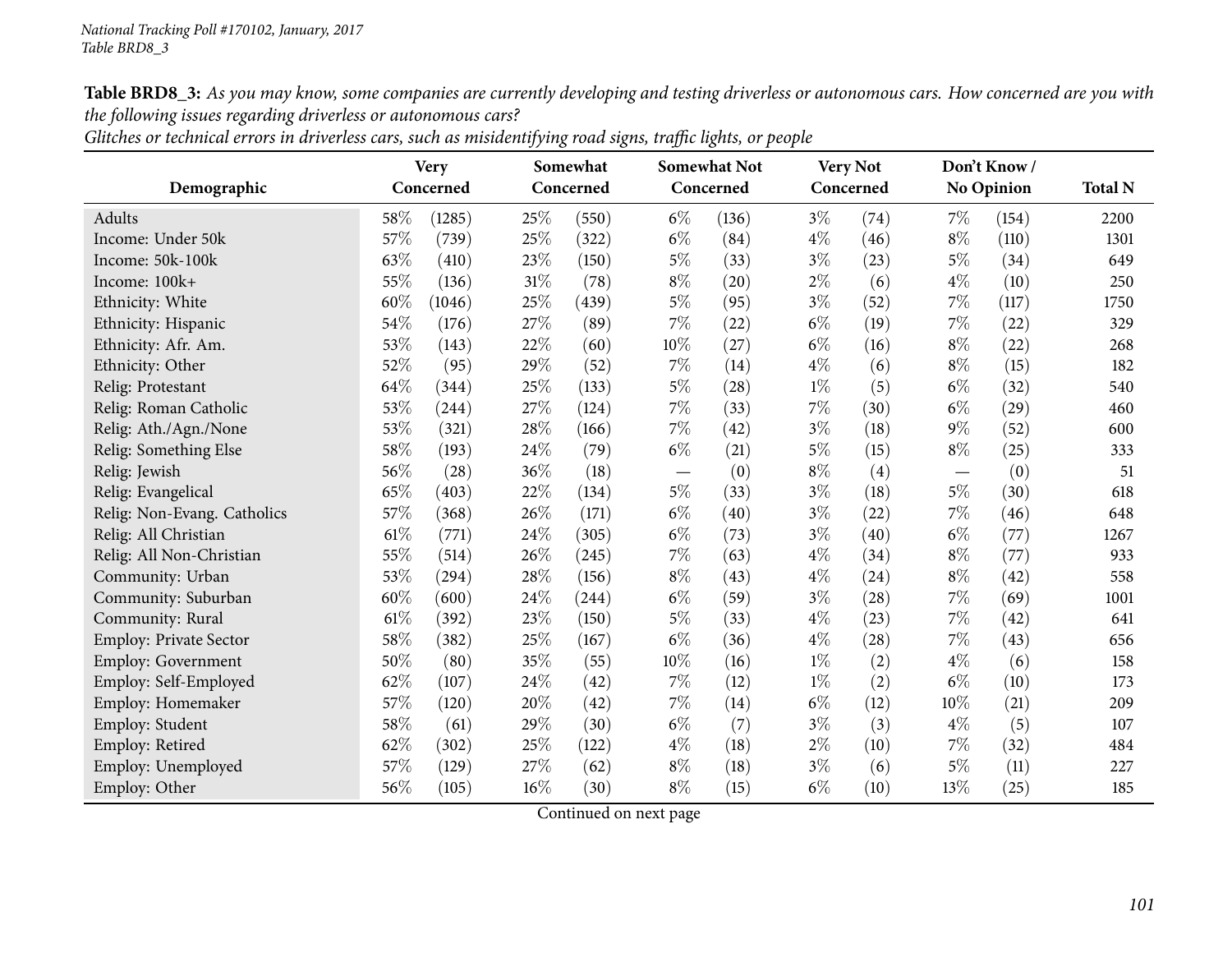**Table BRD8_3:** *As you may know, some companies are currently developing and testing driverless or autonomous cars. How concerned are you with the following issues regarding driverless or autonomous cars?*

*Glitches or technical errors in driverless cars, such as misidentifying road signs, traffic lights, or people*

| Demographic | Very Concerned | | Somewhat Concerned | | Somewhat Not Concerned | | Very Not Concerned | | Don't Know / No Opinion | | Total N |
|---|---|---|---|---|---|---|---|---|---|---|---|
| Adults | 58% | (1285) | 25% | (550) | 6% | (136) | 3% | (74) | 7% | (154) | 2200 |
| Income: Under 50k | 57% | (739) | 25% | (322) | 6% | (84) | 4% | (46) | 8% | (110) | 1301 |
| Income: 50k-100k | 63% | (410) | 23% | (150) | 5% | (33) | 3% | (23) | 5% | (34) | 649 |
| Income: 100k+ | 55% | (136) | 31% | (78) | 8% | (20) | 2% | (6) | 4% | (10) | 250 |
| Ethnicity: White | 60% | (1046) | 25% | (439) | 5% | (95) | 3% | (52) | 7% | (117) | 1750 |
| Ethnicity: Hispanic | 54% | (176) | 27% | (89) | 7% | (22) | 6% | (19) | 7% | (22) | 329 |
| Ethnicity: Afr. Am. | 53% | (143) | 22% | (60) | 10% | (27) | 6% | (16) | 8% | (22) | 268 |
| Ethnicity: Other | 52% | (95) | 29% | (52) | 7% | (14) | 4% | (6) | 8% | (15) | 182 |
| Relig: Protestant | 64% | (344) | 25% | (133) | 5% | (28) | 1% | (5) | 6% | (32) | 540 |
| Relig: Roman Catholic | 53% | (244) | 27% | (124) | 7% | (33) | 7% | (30) | 6% | (29) | 460 |
| Relig: Ath./Agn./None | 53% | (321) | 28% | (166) | 7% | (42) | 3% | (18) | 9% | (52) | 600 |
| Relig: Something Else | 58% | (193) | 24% | (79) | 6% | (21) | 5% | (15) | 8% | (25) | 333 |
| Relig: Jewish | 56% | (28) | 36% | (18) | — | (0) | 8% | (4) | — | (0) | 51 |
| Relig: Evangelical | 65% | (403) | 22% | (134) | 5% | (33) | 3% | (18) | 5% | (30) | 618 |
| Relig: Non-Evang. Catholics | 57% | (368) | 26% | (171) | 6% | (40) | 3% | (22) | 7% | (46) | 648 |
| Relig: All Christian | 61% | (771) | 24% | (305) | 6% | (73) | 3% | (40) | 6% | (77) | 1267 |
| Relig: All Non-Christian | 55% | (514) | 26% | (245) | 7% | (63) | 4% | (34) | 8% | (77) | 933 |
| Community: Urban | 53% | (294) | 28% | (156) | 8% | (43) | 4% | (24) | 8% | (42) | 558 |
| Community: Suburban | 60% | (600) | 24% | (244) | 6% | (59) | 3% | (28) | 7% | (69) | 1001 |
| Community: Rural | 61% | (392) | 23% | (150) | 5% | (33) | 4% | (23) | 7% | (42) | 641 |
| Employ: Private Sector | 58% | (382) | 25% | (167) | 6% | (36) | 4% | (28) | 7% | (43) | 656 |
| Employ: Government | 50% | (80) | 35% | (55) | 10% | (16) | 1% | (2) | 4% | (6) | 158 |
| Employ: Self-Employed | 62% | (107) | 24% | (42) | 7% | (12) | 1% | (2) | 6% | (10) | 173 |
| Employ: Homemaker | 57% | (120) | 20% | (42) | 7% | (14) | 6% | (12) | 10% | (21) | 209 |
| Employ: Student | 58% | (61) | 29% | (30) | 6% | (7) | 3% | (3) | 4% | (5) | 107 |
| Employ: Retired | 62% | (302) | 25% | (122) | 4% | (18) | 2% | (10) | 7% | (32) | 484 |
| Employ: Unemployed | 57% | (129) | 27% | (62) | 8% | (18) | 3% | (6) | 5% | (11) | 227 |
| Employ: Other | 56% | (105) | 16% | (30) | 8% | (15) | 6% | (10) | 13% | (25) | 185 |

Continued on next page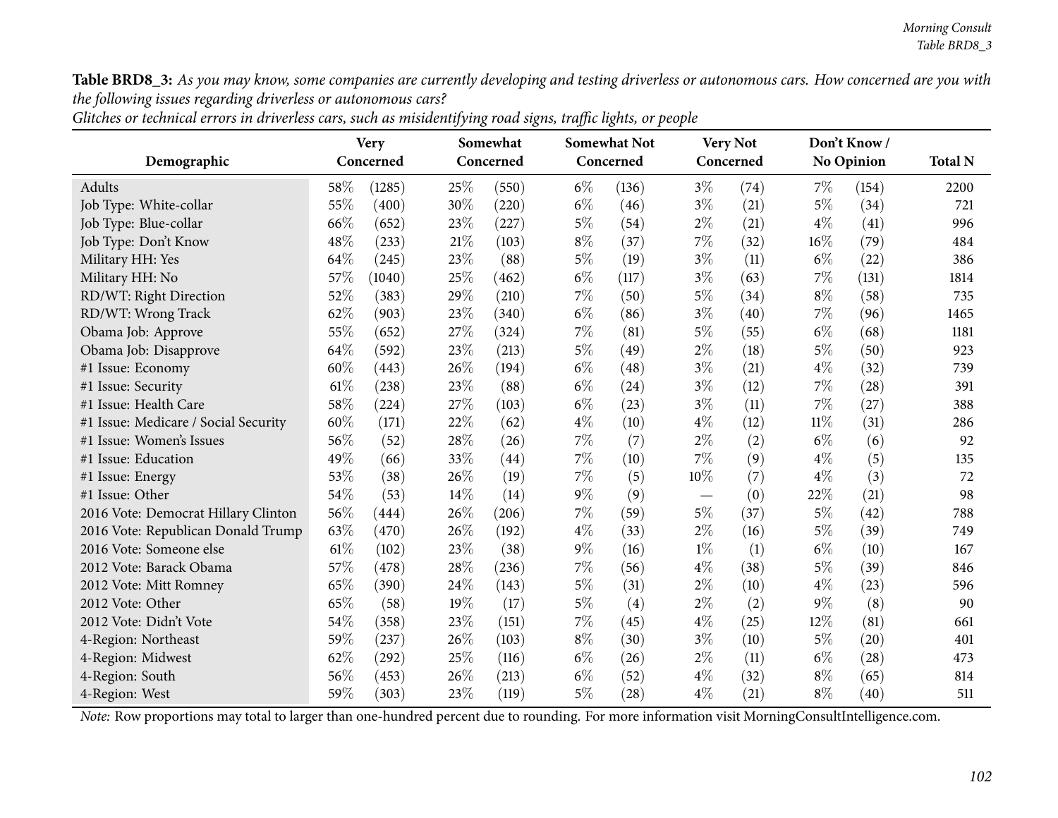**Table BRD8_3:** *As you may know, some companies are currently developing and testing driverless or autonomous cars. How concerned are you with the following issues regarding driverless or autonomous cars?*
*Glitches or technical errors in driverless cars, such as misidentifying road signs, traffic lights, or people*

| Demographic | Very Concerned | | Somewhat Concerned | | Somewhat Not Concerned | | Very Not Concerned | | Don't Know / No Opinion | | Total N |
|---|---|---|---|---|---|---|---|---|---|---|---|
| Adults | 58% | (1285) | 25% | (550) | 6% | (136) | 3% | (74) | 7% | (154) | 2200 |
| Job Type: White-collar | 55% | (400) | 30% | (220) | 6% | (46) | 3% | (21) | 5% | (34) | 721 |
| Job Type: Blue-collar | 66% | (652) | 23% | (227) | 5% | (54) | 2% | (21) | 4% | (41) | 996 |
| Job Type: Don't Know | 48% | (233) | 21% | (103) | 8% | (37) | 7% | (32) | 16% | (79) | 484 |
| Military HH: Yes | 64% | (245) | 23% | (88) | 5% | (19) | 3% | (11) | 6% | (22) | 386 |
| Military HH: No | 57% | (1040) | 25% | (462) | 6% | (117) | 3% | (63) | 7% | (131) | 1814 |
| RD/WT: Right Direction | 52% | (383) | 29% | (210) | 7% | (50) | 5% | (34) | 8% | (58) | 735 |
| RD/WT: Wrong Track | 62% | (903) | 23% | (340) | 6% | (86) | 3% | (40) | 7% | (96) | 1465 |
| Obama Job: Approve | 55% | (652) | 27% | (324) | 7% | (81) | 5% | (55) | 6% | (68) | 1181 |
| Obama Job: Disapprove | 64% | (592) | 23% | (213) | 5% | (49) | 2% | (18) | 5% | (50) | 923 |
| #1 Issue: Economy | 60% | (443) | 26% | (194) | 6% | (48) | 3% | (21) | 4% | (32) | 739 |
| #1 Issue: Security | 61% | (238) | 23% | (88) | 6% | (24) | 3% | (12) | 7% | (28) | 391 |
| #1 Issue: Health Care | 58% | (224) | 27% | (103) | 6% | (23) | 3% | (11) | 7% | (27) | 388 |
| #1 Issue: Medicare / Social Security | 60% | (171) | 22% | (62) | 4% | (10) | 4% | (12) | 11% | (31) | 286 |
| #1 Issue: Women's Issues | 56% | (52) | 28% | (26) | 7% | (7) | 2% | (2) | 6% | (6) | 92 |
| #1 Issue: Education | 49% | (66) | 33% | (44) | 7% | (10) | 7% | (9) | 4% | (5) | 135 |
| #1 Issue: Energy | 53% | (38) | 26% | (19) | 7% | (5) | 10% | (7) | 4% | (3) | 72 |
| #1 Issue: Other | 54% | (53) | 14% | (14) | 9% | (9) | — | (0) | 22% | (21) | 98 |
| 2016 Vote: Democrat Hillary Clinton | 56% | (444) | 26% | (206) | 7% | (59) | 5% | (37) | 5% | (42) | 788 |
| 2016 Vote: Republican Donald Trump | 63% | (470) | 26% | (192) | 4% | (33) | 2% | (16) | 5% | (39) | 749 |
| 2016 Vote: Someone else | 61% | (102) | 23% | (38) | 9% | (16) | 1% | (1) | 6% | (10) | 167 |
| 2012 Vote: Barack Obama | 57% | (478) | 28% | (236) | 7% | (56) | 4% | (38) | 5% | (39) | 846 |
| 2012 Vote: Mitt Romney | 65% | (390) | 24% | (143) | 5% | (31) | 2% | (10) | 4% | (23) | 596 |
| 2012 Vote: Other | 65% | (58) | 19% | (17) | 5% | (4) | 2% | (2) | 9% | (8) | 90 |
| 2012 Vote: Didn't Vote | 54% | (358) | 23% | (151) | 7% | (45) | 4% | (25) | 12% | (81) | 661 |
| 4-Region: Northeast | 59% | (237) | 26% | (103) | 8% | (30) | 3% | (10) | 5% | (20) | 401 |
| 4-Region: Midwest | 62% | (292) | 25% | (116) | 6% | (26) | 2% | (11) | 6% | (28) | 473 |
| 4-Region: South | 56% | (453) | 26% | (213) | 6% | (52) | 4% | (32) | 8% | (65) | 814 |
| 4-Region: West | 59% | (303) | 23% | (119) | 5% | (28) | 4% | (21) | 8% | (40) | 511 |

*Note:* Row proportions may total to larger than one-hundred percent due to rounding. For more information visit MorningConsultIntelligence.com.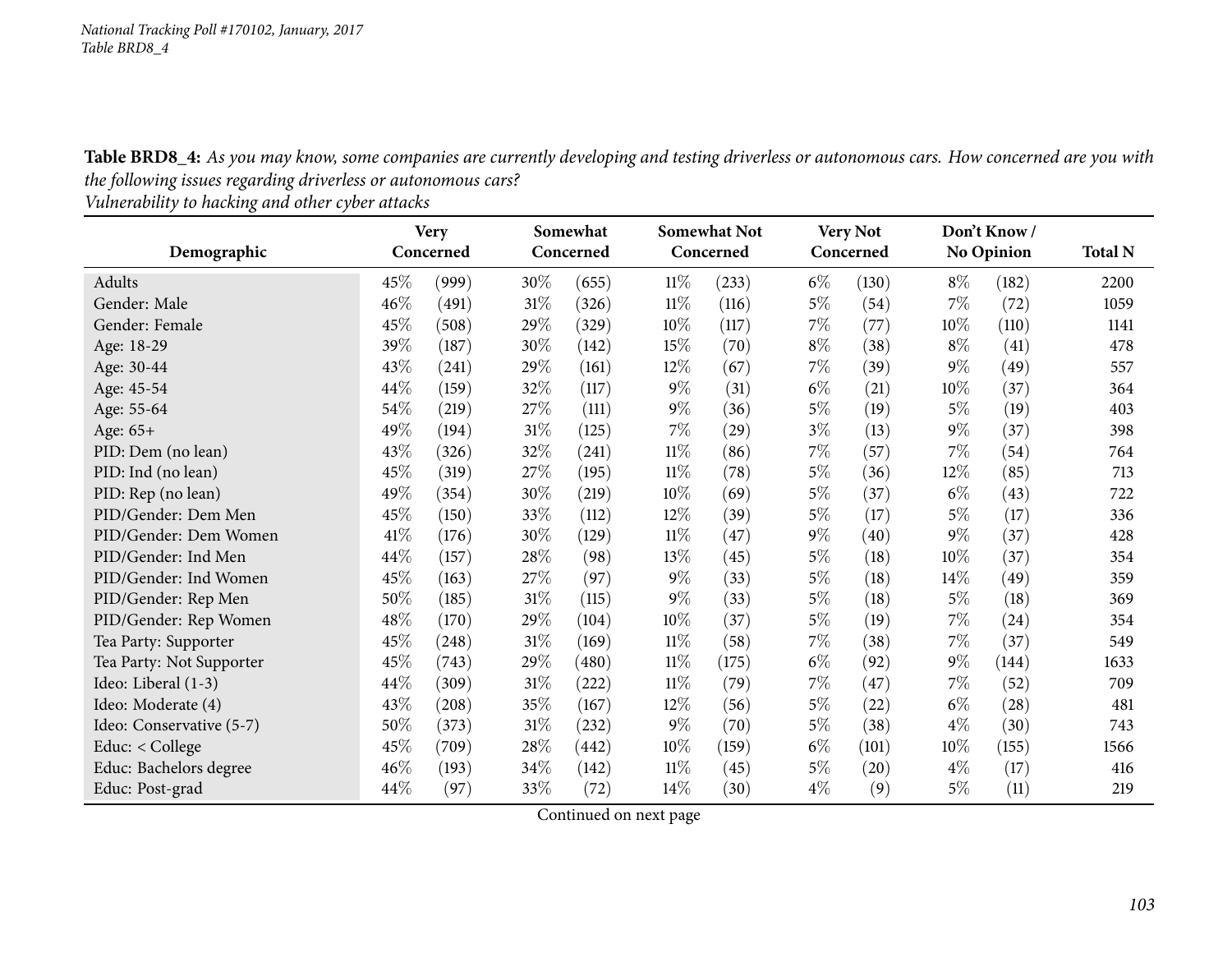**Table BRD8_4:** *As you may know, some companies are currently developing and testing driverless or autonomous cars. How concerned are you with the following issues regarding driverless or autonomous cars?*
*Vulnerability to hacking and other cyber attacks*

| Demographic | Very Concerned | | Somewhat Concerned | | Somewhat Not Concerned | | Very Not Concerned | | Don't Know / No Opinion | | Total N |
|---|---|---|---|---|---|---|---|---|---|---|---|
| Adults | 45% | (999) | 30% | (655) | 11% | (233) | 6% | (130) | 8% | (182) | 2200 |
| Gender: Male | 46% | (491) | 31% | (326) | 11% | (116) | 5% | (54) | 7% | (72) | 1059 |
| Gender: Female | 45% | (508) | 29% | (329) | 10% | (117) | 7% | (77) | 10% | (110) | 1141 |
| Age: 18-29 | 39% | (187) | 30% | (142) | 15% | (70) | 8% | (38) | 8% | (41) | 478 |
| Age: 30-44 | 43% | (241) | 29% | (161) | 12% | (67) | 7% | (39) | 9% | (49) | 557 |
| Age: 45-54 | 44% | (159) | 32% | (117) | 9% | (31) | 6% | (21) | 10% | (37) | 364 |
| Age: 55-64 | 54% | (219) | 27% | (111) | 9% | (36) | 5% | (19) | 5% | (19) | 403 |
| Age: 65+ | 49% | (194) | 31% | (125) | 7% | (29) | 3% | (13) | 9% | (37) | 398 |
| PID: Dem (no lean) | 43% | (326) | 32% | (241) | 11% | (86) | 7% | (57) | 7% | (54) | 764 |
| PID: Ind (no lean) | 45% | (319) | 27% | (195) | 11% | (78) | 5% | (36) | 12% | (85) | 713 |
| PID: Rep (no lean) | 49% | (354) | 30% | (219) | 10% | (69) | 5% | (37) | 6% | (43) | 722 |
| PID/Gender: Dem Men | 45% | (150) | 33% | (112) | 12% | (39) | 5% | (17) | 5% | (17) | 336 |
| PID/Gender: Dem Women | 41% | (176) | 30% | (129) | 11% | (47) | 9% | (40) | 9% | (37) | 428 |
| PID/Gender: Ind Men | 44% | (157) | 28% | (98) | 13% | (45) | 5% | (18) | 10% | (37) | 354 |
| PID/Gender: Ind Women | 45% | (163) | 27% | (97) | 9% | (33) | 5% | (18) | 14% | (49) | 359 |
| PID/Gender: Rep Men | 50% | (185) | 31% | (115) | 9% | (33) | 5% | (18) | 5% | (18) | 369 |
| PID/Gender: Rep Women | 48% | (170) | 29% | (104) | 10% | (37) | 5% | (19) | 7% | (24) | 354 |
| Tea Party: Supporter | 45% | (248) | 31% | (169) | 11% | (58) | 7% | (38) | 7% | (37) | 549 |
| Tea Party: Not Supporter | 45% | (743) | 29% | (480) | 11% | (175) | 6% | (92) | 9% | (144) | 1633 |
| Ideo: Liberal (1-3) | 44% | (309) | 31% | (222) | 11% | (79) | 7% | (47) | 7% | (52) | 709 |
| Ideo: Moderate (4) | 43% | (208) | 35% | (167) | 12% | (56) | 5% | (22) | 6% | (28) | 481 |
| Ideo: Conservative (5-7) | 50% | (373) | 31% | (232) | 9% | (70) | 5% | (38) | 4% | (30) | 743 |
| Educ: < College | 45% | (709) | 28% | (442) | 10% | (159) | 6% | (101) | 10% | (155) | 1566 |
| Educ: Bachelors degree | 46% | (193) | 34% | (142) | 11% | (45) | 5% | (20) | 4% | (17) | 416 |
| Educ: Post-grad | 44% | (97) | 33% | (72) | 14% | (30) | 4% | (9) | 5% | (11) | 219 |

Continued on next page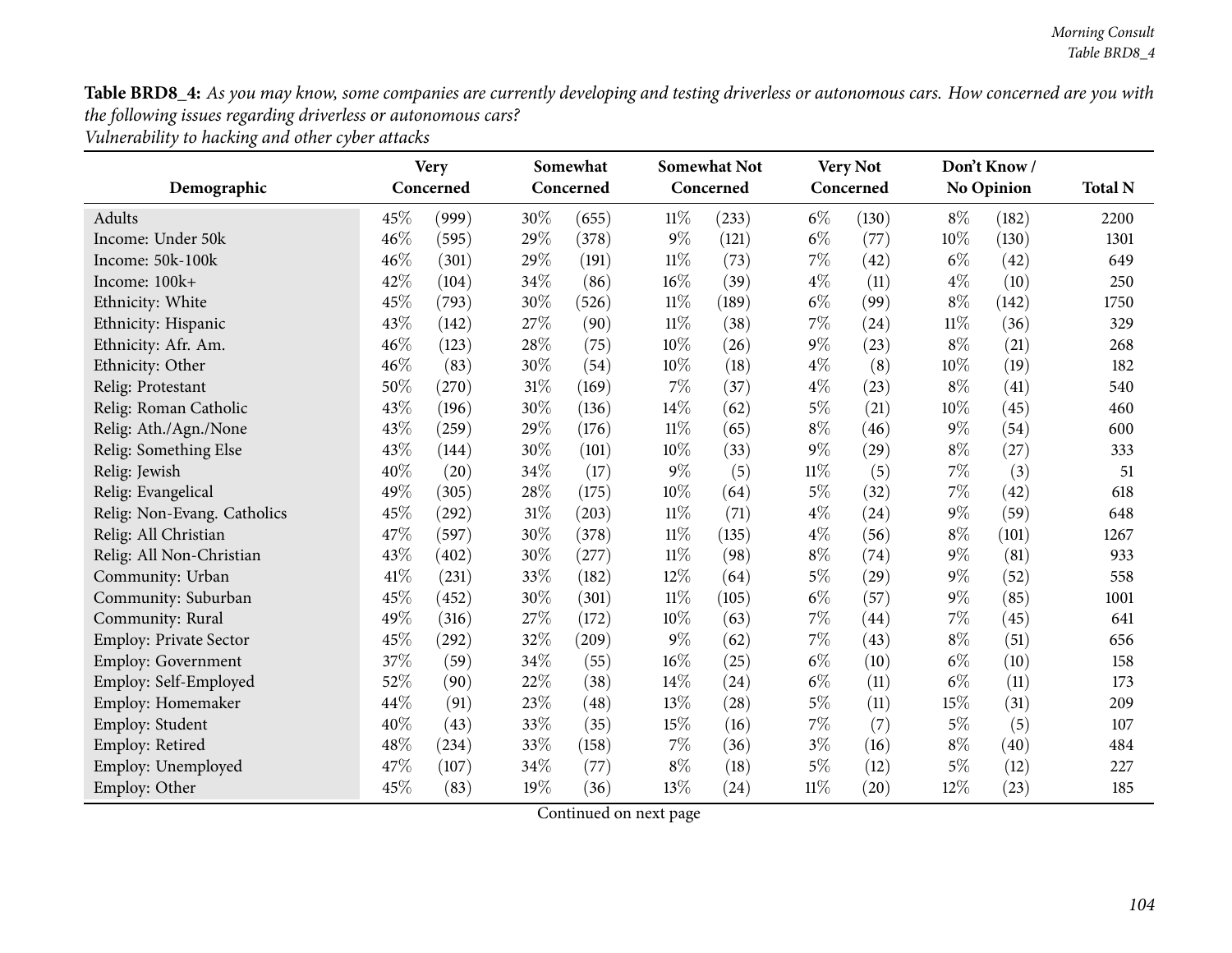**Table BRD8_4:** *As you may know, some companies are currently developing and testing driverless or autonomous cars. How concerned are you with the following issues regarding driverless or autonomous cars?*
*Vulnerability to hacking and other cyber attacks*

| Demographic | Very Concerned | | Somewhat Concerned | | Somewhat Not Concerned | | Very Not Concerned | | Don't Know / No Opinion | | Total N |
|---|---|---|---|---|---|---|---|---|---|---|---|
| Adults | 45% | (999) | 30% | (655) | 11% | (233) | 6% | (130) | 8% | (182) | 2200 |
| Income: Under 50k | 46% | (595) | 29% | (378) | 9% | (121) | 6% | (77) | 10% | (130) | 1301 |
| Income: 50k-100k | 46% | (301) | 29% | (191) | 11% | (73) | 7% | (42) | 6% | (42) | 649 |
| Income: 100k+ | 42% | (104) | 34% | (86) | 16% | (39) | 4% | (11) | 4% | (10) | 250 |
| Ethnicity: White | 45% | (793) | 30% | (526) | 11% | (189) | 6% | (99) | 8% | (142) | 1750 |
| Ethnicity: Hispanic | 43% | (142) | 27% | (90) | 11% | (38) | 7% | (24) | 11% | (36) | 329 |
| Ethnicity: Afr. Am. | 46% | (123) | 28% | (75) | 10% | (26) | 9% | (23) | 8% | (21) | 268 |
| Ethnicity: Other | 46% | (83) | 30% | (54) | 10% | (18) | 4% | (8) | 10% | (19) | 182 |
| Relig: Protestant | 50% | (270) | 31% | (169) | 7% | (37) | 4% | (23) | 8% | (41) | 540 |
| Relig: Roman Catholic | 43% | (196) | 30% | (136) | 14% | (62) | 5% | (21) | 10% | (45) | 460 |
| Relig: Ath./Agn./None | 43% | (259) | 29% | (176) | 11% | (65) | 8% | (46) | 9% | (54) | 600 |
| Relig: Something Else | 43% | (144) | 30% | (101) | 10% | (33) | 9% | (29) | 8% | (27) | 333 |
| Relig: Jewish | 40% | (20) | 34% | (17) | 9% | (5) | 11% | (5) | 7% | (3) | 51 |
| Relig: Evangelical | 49% | (305) | 28% | (175) | 10% | (64) | 5% | (32) | 7% | (42) | 618 |
| Relig: Non-Evang. Catholics | 45% | (292) | 31% | (203) | 11% | (71) | 4% | (24) | 9% | (59) | 648 |
| Relig: All Christian | 47% | (597) | 30% | (378) | 11% | (135) | 4% | (56) | 8% | (101) | 1267 |
| Relig: All Non-Christian | 43% | (402) | 30% | (277) | 11% | (98) | 8% | (74) | 9% | (81) | 933 |
| Community: Urban | 41% | (231) | 33% | (182) | 12% | (64) | 5% | (29) | 9% | (52) | 558 |
| Community: Suburban | 45% | (452) | 30% | (301) | 11% | (105) | 6% | (57) | 9% | (85) | 1001 |
| Community: Rural | 49% | (316) | 27% | (172) | 10% | (63) | 7% | (44) | 7% | (45) | 641 |
| Employ: Private Sector | 45% | (292) | 32% | (209) | 9% | (62) | 7% | (43) | 8% | (51) | 656 |
| Employ: Government | 37% | (59) | 34% | (55) | 16% | (25) | 6% | (10) | 6% | (10) | 158 |
| Employ: Self-Employed | 52% | (90) | 22% | (38) | 14% | (24) | 6% | (11) | 6% | (11) | 173 |
| Employ: Homemaker | 44% | (91) | 23% | (48) | 13% | (28) | 5% | (11) | 15% | (31) | 209 |
| Employ: Student | 40% | (43) | 33% | (35) | 15% | (16) | 7% | (7) | 5% | (5) | 107 |
| Employ: Retired | 48% | (234) | 33% | (158) | 7% | (36) | 3% | (16) | 8% | (40) | 484 |
| Employ: Unemployed | 47% | (107) | 34% | (77) | 8% | (18) | 5% | (12) | 5% | (12) | 227 |
| Employ: Other | 45% | (83) | 19% | (36) | 13% | (24) | 11% | (20) | 12% | (23) | 185 |

Continued on next page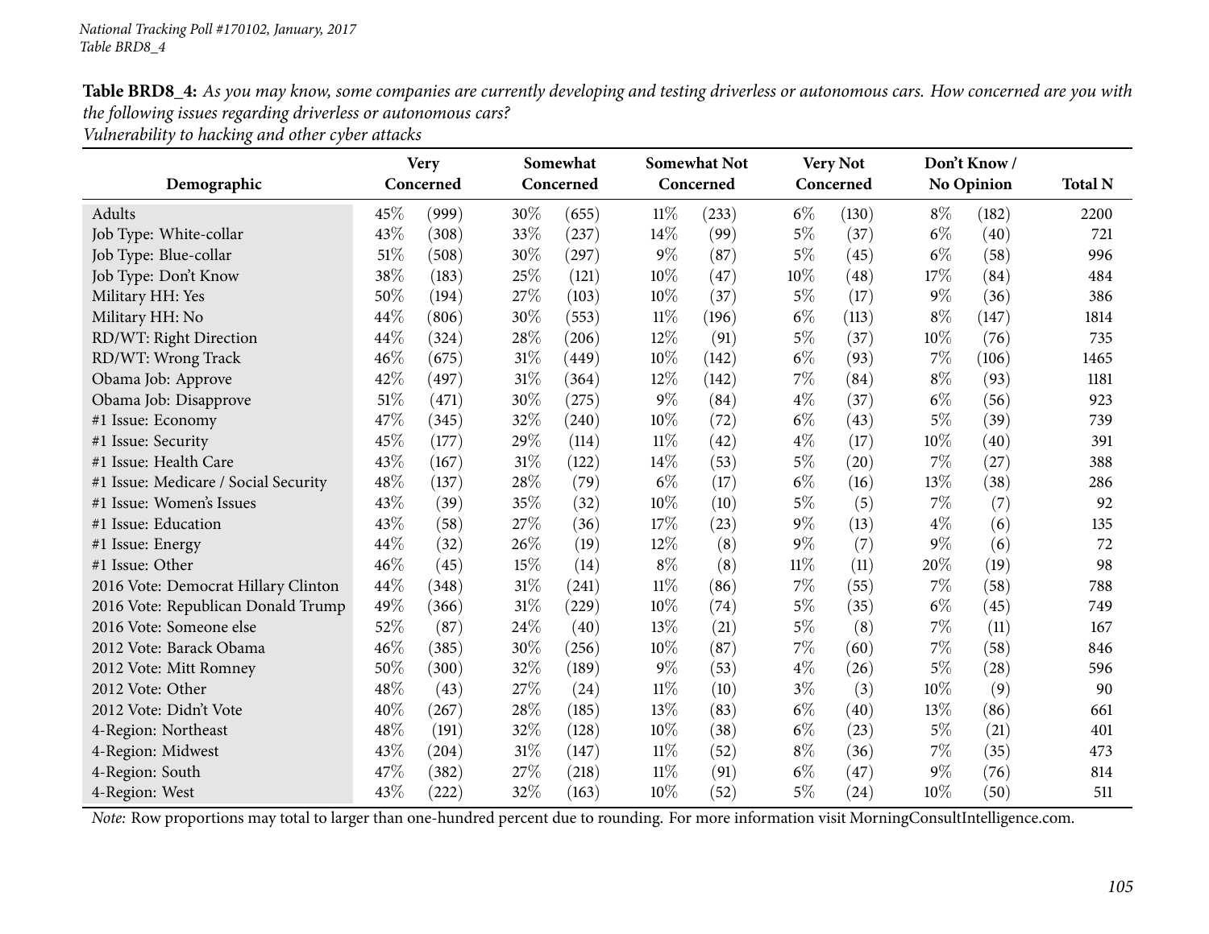*National Tracking Poll #170102, January, 2017*
*Table BRD8_4*

**Table BRD8_4:** *As you may know, some companies are currently developing and testing driverless or autonomous cars. How concerned are you with the following issues regarding driverless or autonomous cars?*
*Vulnerability to hacking and other cyber attacks*

| Demographic | Very Concerned | | Somewhat Concerned | | Somewhat Not Concerned | | Very Not Concerned | | Don't Know / No Opinion | | Total N |
|---|---|---|---|---|---|---|---|---|---|---|---|
| Adults | 45% | (999) | 30% | (655) | 11% | (233) | 6% | (130) | 8% | (182) | 2200 |
| Job Type: White-collar | 43% | (308) | 33% | (237) | 14% | (99) | 5% | (37) | 6% | (40) | 721 |
| Job Type: Blue-collar | 51% | (508) | 30% | (297) | 9% | (87) | 5% | (45) | 6% | (58) | 996 |
| Job Type: Don't Know | 38% | (183) | 25% | (121) | 10% | (47) | 10% | (48) | 17% | (84) | 484 |
| Military HH: Yes | 50% | (194) | 27% | (103) | 10% | (37) | 5% | (17) | 9% | (36) | 386 |
| Military HH: No | 44% | (806) | 30% | (553) | 11% | (196) | 6% | (113) | 8% | (147) | 1814 |
| RD/WT: Right Direction | 44% | (324) | 28% | (206) | 12% | (91) | 5% | (37) | 10% | (76) | 735 |
| RD/WT: Wrong Track | 46% | (675) | 31% | (449) | 10% | (142) | 6% | (93) | 7% | (106) | 1465 |
| Obama Job: Approve | 42% | (497) | 31% | (364) | 12% | (142) | 7% | (84) | 8% | (93) | 1181 |
| Obama Job: Disapprove | 51% | (471) | 30% | (275) | 9% | (84) | 4% | (37) | 6% | (56) | 923 |
| #1 Issue: Economy | 47% | (345) | 32% | (240) | 10% | (72) | 6% | (43) | 5% | (39) | 739 |
| #1 Issue: Security | 45% | (177) | 29% | (114) | 11% | (42) | 4% | (17) | 10% | (40) | 391 |
| #1 Issue: Health Care | 43% | (167) | 31% | (122) | 14% | (53) | 5% | (20) | 7% | (27) | 388 |
| #1 Issue: Medicare / Social Security | 48% | (137) | 28% | (79) | 6% | (17) | 6% | (16) | 13% | (38) | 286 |
| #1 Issue: Women's Issues | 43% | (39) | 35% | (32) | 10% | (10) | 5% | (5) | 7% | (7) | 92 |
| #1 Issue: Education | 43% | (58) | 27% | (36) | 17% | (23) | 9% | (13) | 4% | (6) | 135 |
| #1 Issue: Energy | 44% | (32) | 26% | (19) | 12% | (8) | 9% | (7) | 9% | (6) | 72 |
| #1 Issue: Other | 46% | (45) | 15% | (14) | 8% | (8) | 11% | (11) | 20% | (19) | 98 |
| 2016 Vote: Democrat Hillary Clinton | 44% | (348) | 31% | (241) | 11% | (86) | 7% | (55) | 7% | (58) | 788 |
| 2016 Vote: Republican Donald Trump | 49% | (366) | 31% | (229) | 10% | (74) | 5% | (35) | 6% | (45) | 749 |
| 2016 Vote: Someone else | 52% | (87) | 24% | (40) | 13% | (21) | 5% | (8) | 7% | (11) | 167 |
| 2012 Vote: Barack Obama | 46% | (385) | 30% | (256) | 10% | (87) | 7% | (60) | 7% | (58) | 846 |
| 2012 Vote: Mitt Romney | 50% | (300) | 32% | (189) | 9% | (53) | 4% | (26) | 5% | (28) | 596 |
| 2012 Vote: Other | 48% | (43) | 27% | (24) | 11% | (10) | 3% | (3) | 10% | (9) | 90 |
| 2012 Vote: Didn't Vote | 40% | (267) | 28% | (185) | 13% | (83) | 6% | (40) | 13% | (86) | 661 |
| 4-Region: Northeast | 48% | (191) | 32% | (128) | 10% | (38) | 6% | (23) | 5% | (21) | 401 |
| 4-Region: Midwest | 43% | (204) | 31% | (147) | 11% | (52) | 8% | (36) | 7% | (35) | 473 |
| 4-Region: South | 47% | (382) | 27% | (218) | 11% | (91) | 6% | (47) | 9% | (76) | 814 |
| 4-Region: West | 43% | (222) | 32% | (163) | 10% | (52) | 5% | (24) | 10% | (50) | 511 |

*Note:* Row proportions may total to larger than one-hundred percent due to rounding. For more information visit MorningConsultIntelligence.com.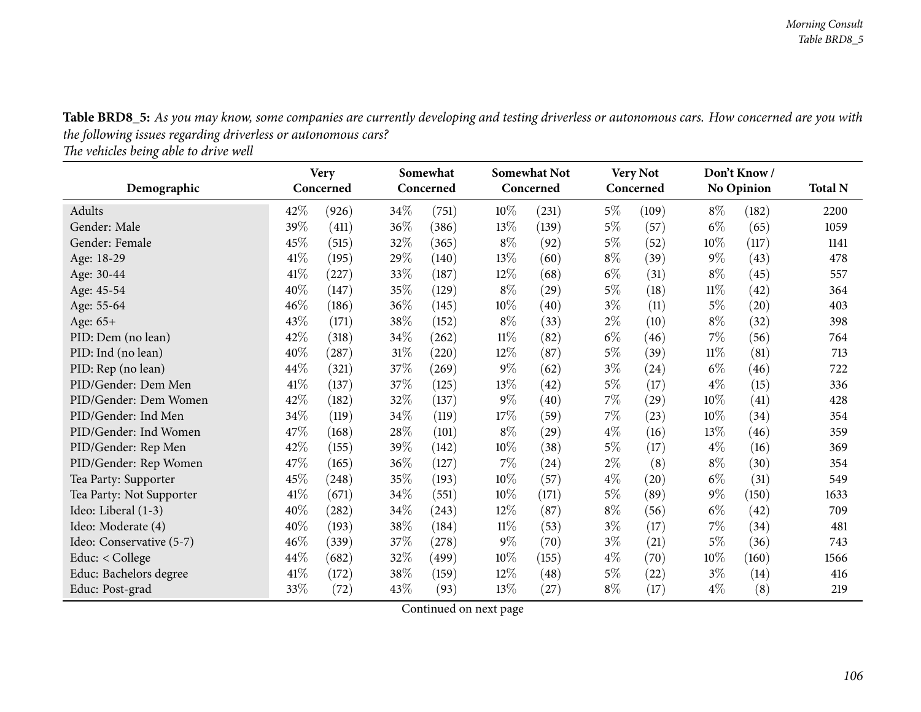**Table BRD8_5:** *As you may know, some companies are currently developing and testing driverless or autonomous cars. How concerned are you with the following issues regarding driverless or autonomous cars?*
*The vehicles being able to drive well*

| Demographic | Very Concerned | | Somewhat Concerned | | Somewhat Not Concerned | | Very Not Concerned | | Don't Know / No Opinion | | Total N |
|---|---|---|---|---|---|---|---|---|---|---|---|
| Adults | 42% | (926) | 34% | (751) | 10% | (231) | 5% | (109) | 8% | (182) | 2200 |
| Gender: Male | 39% | (411) | 36% | (386) | 13% | (139) | 5% | (57) | 6% | (65) | 1059 |
| Gender: Female | 45% | (515) | 32% | (365) | 8% | (92) | 5% | (52) | 10% | (117) | 1141 |
| Age: 18-29 | 41% | (195) | 29% | (140) | 13% | (60) | 8% | (39) | 9% | (43) | 478 |
| Age: 30-44 | 41% | (227) | 33% | (187) | 12% | (68) | 6% | (31) | 8% | (45) | 557 |
| Age: 45-54 | 40% | (147) | 35% | (129) | 8% | (29) | 5% | (18) | 11% | (42) | 364 |
| Age: 55-64 | 46% | (186) | 36% | (145) | 10% | (40) | 3% | (11) | 5% | (20) | 403 |
| Age: 65+ | 43% | (171) | 38% | (152) | 8% | (33) | 2% | (10) | 8% | (32) | 398 |
| PID: Dem (no lean) | 42% | (318) | 34% | (262) | 11% | (82) | 6% | (46) | 7% | (56) | 764 |
| PID: Ind (no lean) | 40% | (287) | 31% | (220) | 12% | (87) | 5% | (39) | 11% | (81) | 713 |
| PID: Rep (no lean) | 44% | (321) | 37% | (269) | 9% | (62) | 3% | (24) | 6% | (46) | 722 |
| PID/Gender: Dem Men | 41% | (137) | 37% | (125) | 13% | (42) | 5% | (17) | 4% | (15) | 336 |
| PID/Gender: Dem Women | 42% | (182) | 32% | (137) | 9% | (40) | 7% | (29) | 10% | (41) | 428 |
| PID/Gender: Ind Men | 34% | (119) | 34% | (119) | 17% | (59) | 7% | (23) | 10% | (34) | 354 |
| PID/Gender: Ind Women | 47% | (168) | 28% | (101) | 8% | (29) | 4% | (16) | 13% | (46) | 359 |
| PID/Gender: Rep Men | 42% | (155) | 39% | (142) | 10% | (38) | 5% | (17) | 4% | (16) | 369 |
| PID/Gender: Rep Women | 47% | (165) | 36% | (127) | 7% | (24) | 2% | (8) | 8% | (30) | 354 |
| Tea Party: Supporter | 45% | (248) | 35% | (193) | 10% | (57) | 4% | (20) | 6% | (31) | 549 |
| Tea Party: Not Supporter | 41% | (671) | 34% | (551) | 10% | (171) | 5% | (89) | 9% | (150) | 1633 |
| Ideo: Liberal (1-3) | 40% | (282) | 34% | (243) | 12% | (87) | 8% | (56) | 6% | (42) | 709 |
| Ideo: Moderate (4) | 40% | (193) | 38% | (184) | 11% | (53) | 3% | (17) | 7% | (34) | 481 |
| Ideo: Conservative (5-7) | 46% | (339) | 37% | (278) | 9% | (70) | 3% | (21) | 5% | (36) | 743 |
| Educ: < College | 44% | (682) | 32% | (499) | 10% | (155) | 4% | (70) | 10% | (160) | 1566 |
| Educ: Bachelors degree | 41% | (172) | 38% | (159) | 12% | (48) | 5% | (22) | 3% | (14) | 416 |
| Educ: Post-grad | 33% | (72) | 43% | (93) | 13% | (27) | 8% | (17) | 4% | (8) | 219 |

Continued on next page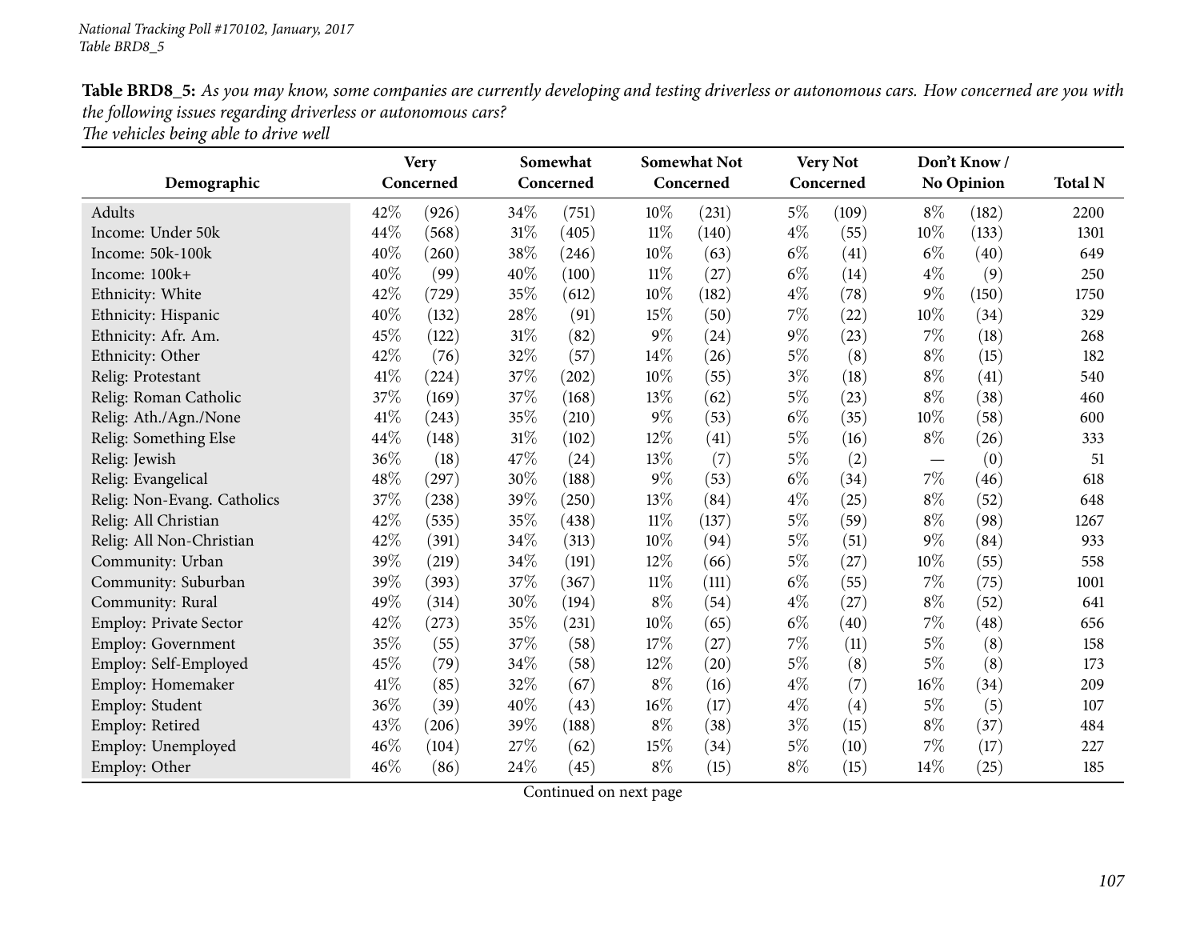**Table BRD8_5:** *As you may know, some companies are currently developing and testing driverless or autonomous cars. How concerned are you with the following issues regarding driverless or autonomous cars?*
*The vehicles being able to drive well*

| Demographic | Very Concerned | | Somewhat Concerned | | Somewhat Not Concerned | | Very Not Concerned | | Don't Know / No Opinion | | Total N |
|---|---|---|---|---|---|---|---|---|---|---|---|
| Adults | 42% | (926) | 34% | (751) | 10% | (231) | 5% | (109) | 8% | (182) | 2200 |
| Income: Under 50k | 44% | (568) | 31% | (405) | 11% | (140) | 4% | (55) | 10% | (133) | 1301 |
| Income: 50k-100k | 40% | (260) | 38% | (246) | 10% | (63) | 6% | (41) | 6% | (40) | 649 |
| Income: 100k+ | 40% | (99) | 40% | (100) | 11% | (27) | 6% | (14) | 4% | (9) | 250 |
| Ethnicity: White | 42% | (729) | 35% | (612) | 10% | (182) | 4% | (78) | 9% | (150) | 1750 |
| Ethnicity: Hispanic | 40% | (132) | 28% | (91) | 15% | (50) | 7% | (22) | 10% | (34) | 329 |
| Ethnicity: Afr. Am. | 45% | (122) | 31% | (82) | 9% | (24) | 9% | (23) | 7% | (18) | 268 |
| Ethnicity: Other | 42% | (76) | 32% | (57) | 14% | (26) | 5% | (8) | 8% | (15) | 182 |
| Relig: Protestant | 41% | (224) | 37% | (202) | 10% | (55) | 3% | (18) | 8% | (41) | 540 |
| Relig: Roman Catholic | 37% | (169) | 37% | (168) | 13% | (62) | 5% | (23) | 8% | (38) | 460 |
| Relig: Ath./Agn./None | 41% | (243) | 35% | (210) | 9% | (53) | 6% | (35) | 10% | (58) | 600 |
| Relig: Something Else | 44% | (148) | 31% | (102) | 12% | (41) | 5% | (16) | 8% | (26) | 333 |
| Relig: Jewish | 36% | (18) | 47% | (24) | 13% | (7) | 5% | (2) | — | (0) | 51 |
| Relig: Evangelical | 48% | (297) | 30% | (188) | 9% | (53) | 6% | (34) | 7% | (46) | 618 |
| Relig: Non-Evang. Catholics | 37% | (238) | 39% | (250) | 13% | (84) | 4% | (25) | 8% | (52) | 648 |
| Relig: All Christian | 42% | (535) | 35% | (438) | 11% | (137) | 5% | (59) | 8% | (98) | 1267 |
| Relig: All Non-Christian | 42% | (391) | 34% | (313) | 10% | (94) | 5% | (51) | 9% | (84) | 933 |
| Community: Urban | 39% | (219) | 34% | (191) | 12% | (66) | 5% | (27) | 10% | (55) | 558 |
| Community: Suburban | 39% | (393) | 37% | (367) | 11% | (111) | 6% | (55) | 7% | (75) | 1001 |
| Community: Rural | 49% | (314) | 30% | (194) | 8% | (54) | 4% | (27) | 8% | (52) | 641 |
| Employ: Private Sector | 42% | (273) | 35% | (231) | 10% | (65) | 6% | (40) | 7% | (48) | 656 |
| Employ: Government | 35% | (55) | 37% | (58) | 17% | (27) | 7% | (11) | 5% | (8) | 158 |
| Employ: Self-Employed | 45% | (79) | 34% | (58) | 12% | (20) | 5% | (8) | 5% | (8) | 173 |
| Employ: Homemaker | 41% | (85) | 32% | (67) | 8% | (16) | 4% | (7) | 16% | (34) | 209 |
| Employ: Student | 36% | (39) | 40% | (43) | 16% | (17) | 4% | (4) | 5% | (5) | 107 |
| Employ: Retired | 43% | (206) | 39% | (188) | 8% | (38) | 3% | (15) | 8% | (37) | 484 |
| Employ: Unemployed | 46% | (104) | 27% | (62) | 15% | (34) | 5% | (10) | 7% | (17) | 227 |
| Employ: Other | 46% | (86) | 24% | (45) | 8% | (15) | 8% | (15) | 14% | (25) | 185 |

Continued on next page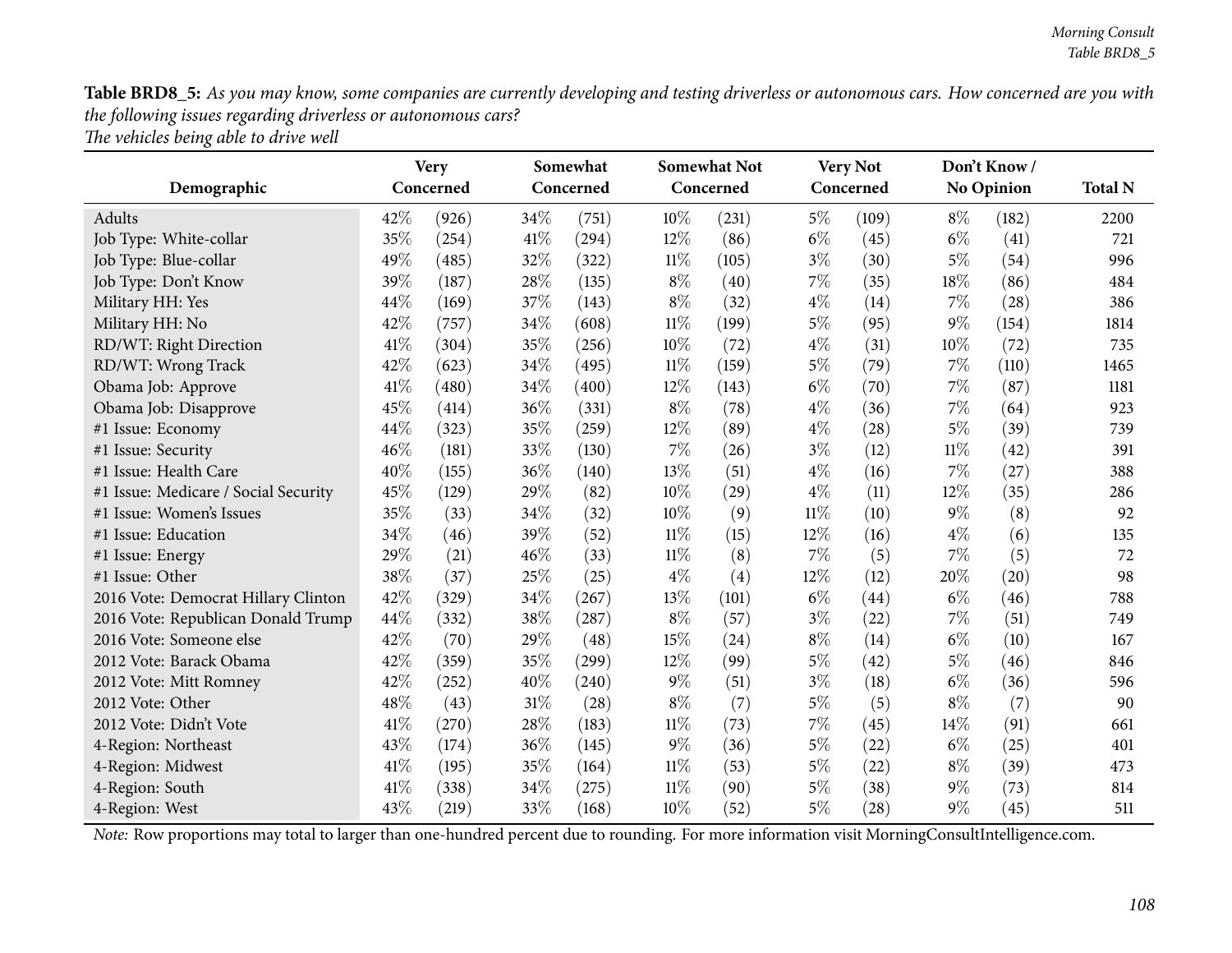**Table BRD8_5:** *As you may know, some companies are currently developing and testing driverless or autonomous cars. How concerned are you with the following issues regarding driverless or autonomous cars?*
*The vehicles being able to drive well*

| Demographic | Very Concerned | | Somewhat Concerned | | Somewhat Not Concerned | | Very Not Concerned | | Don't Know / No Opinion | | Total N |
|---|---|---|---|---|---|---|---|---|---|---|---|
| Adults | 42% | (926) | 34% | (751) | 10% | (231) | 5% | (109) | 8% | (182) | 2200 |
| Job Type: White-collar | 35% | (254) | 41% | (294) | 12% | (86) | 6% | (45) | 6% | (41) | 721 |
| Job Type: Blue-collar | 49% | (485) | 32% | (322) | 11% | (105) | 3% | (30) | 5% | (54) | 996 |
| Job Type: Don't Know | 39% | (187) | 28% | (135) | 8% | (40) | 7% | (35) | 18% | (86) | 484 |
| Military HH: Yes | 44% | (169) | 37% | (143) | 8% | (32) | 4% | (14) | 7% | (28) | 386 |
| Military HH: No | 42% | (757) | 34% | (608) | 11% | (199) | 5% | (95) | 9% | (154) | 1814 |
| RD/WT: Right Direction | 41% | (304) | 35% | (256) | 10% | (72) | 4% | (31) | 10% | (72) | 735 |
| RD/WT: Wrong Track | 42% | (623) | 34% | (495) | 11% | (159) | 5% | (79) | 7% | (110) | 1465 |
| Obama Job: Approve | 41% | (480) | 34% | (400) | 12% | (143) | 6% | (70) | 7% | (87) | 1181 |
| Obama Job: Disapprove | 45% | (414) | 36% | (331) | 8% | (78) | 4% | (36) | 7% | (64) | 923 |
| #1 Issue: Economy | 44% | (323) | 35% | (259) | 12% | (89) | 4% | (28) | 5% | (39) | 739 |
| #1 Issue: Security | 46% | (181) | 33% | (130) | 7% | (26) | 3% | (12) | 11% | (42) | 391 |
| #1 Issue: Health Care | 40% | (155) | 36% | (140) | 13% | (51) | 4% | (16) | 7% | (27) | 388 |
| #1 Issue: Medicare / Social Security | 45% | (129) | 29% | (82) | 10% | (29) | 4% | (11) | 12% | (35) | 286 |
| #1 Issue: Women's Issues | 35% | (33) | 34% | (32) | 10% | (9) | 11% | (10) | 9% | (8) | 92 |
| #1 Issue: Education | 34% | (46) | 39% | (52) | 11% | (15) | 12% | (16) | 4% | (6) | 135 |
| #1 Issue: Energy | 29% | (21) | 46% | (33) | 11% | (8) | 7% | (5) | 7% | (5) | 72 |
| #1 Issue: Other | 38% | (37) | 25% | (25) | 4% | (4) | 12% | (12) | 20% | (20) | 98 |
| 2016 Vote: Democrat Hillary Clinton | 42% | (329) | 34% | (267) | 13% | (101) | 6% | (44) | 6% | (46) | 788 |
| 2016 Vote: Republican Donald Trump | 44% | (332) | 38% | (287) | 8% | (57) | 3% | (22) | 7% | (51) | 749 |
| 2016 Vote: Someone else | 42% | (70) | 29% | (48) | 15% | (24) | 8% | (14) | 6% | (10) | 167 |
| 2012 Vote: Barack Obama | 42% | (359) | 35% | (299) | 12% | (99) | 5% | (42) | 5% | (46) | 846 |
| 2012 Vote: Mitt Romney | 42% | (252) | 40% | (240) | 9% | (51) | 3% | (18) | 6% | (36) | 596 |
| 2012 Vote: Other | 48% | (43) | 31% | (28) | 8% | (7) | 5% | (5) | 8% | (7) | 90 |
| 2012 Vote: Didn't Vote | 41% | (270) | 28% | (183) | 11% | (73) | 7% | (45) | 14% | (91) | 661 |
| 4-Region: Northeast | 43% | (174) | 36% | (145) | 9% | (36) | 5% | (22) | 6% | (25) | 401 |
| 4-Region: Midwest | 41% | (195) | 35% | (164) | 11% | (53) | 5% | (22) | 8% | (39) | 473 |
| 4-Region: South | 41% | (338) | 34% | (275) | 11% | (90) | 5% | (38) | 9% | (73) | 814 |
| 4-Region: West | 43% | (219) | 33% | (168) | 10% | (52) | 5% | (28) | 9% | (45) | 511 |

*Note:* Row proportions may total to larger than one-hundred percent due to rounding. For more information visit MorningConsultIntelligence.com.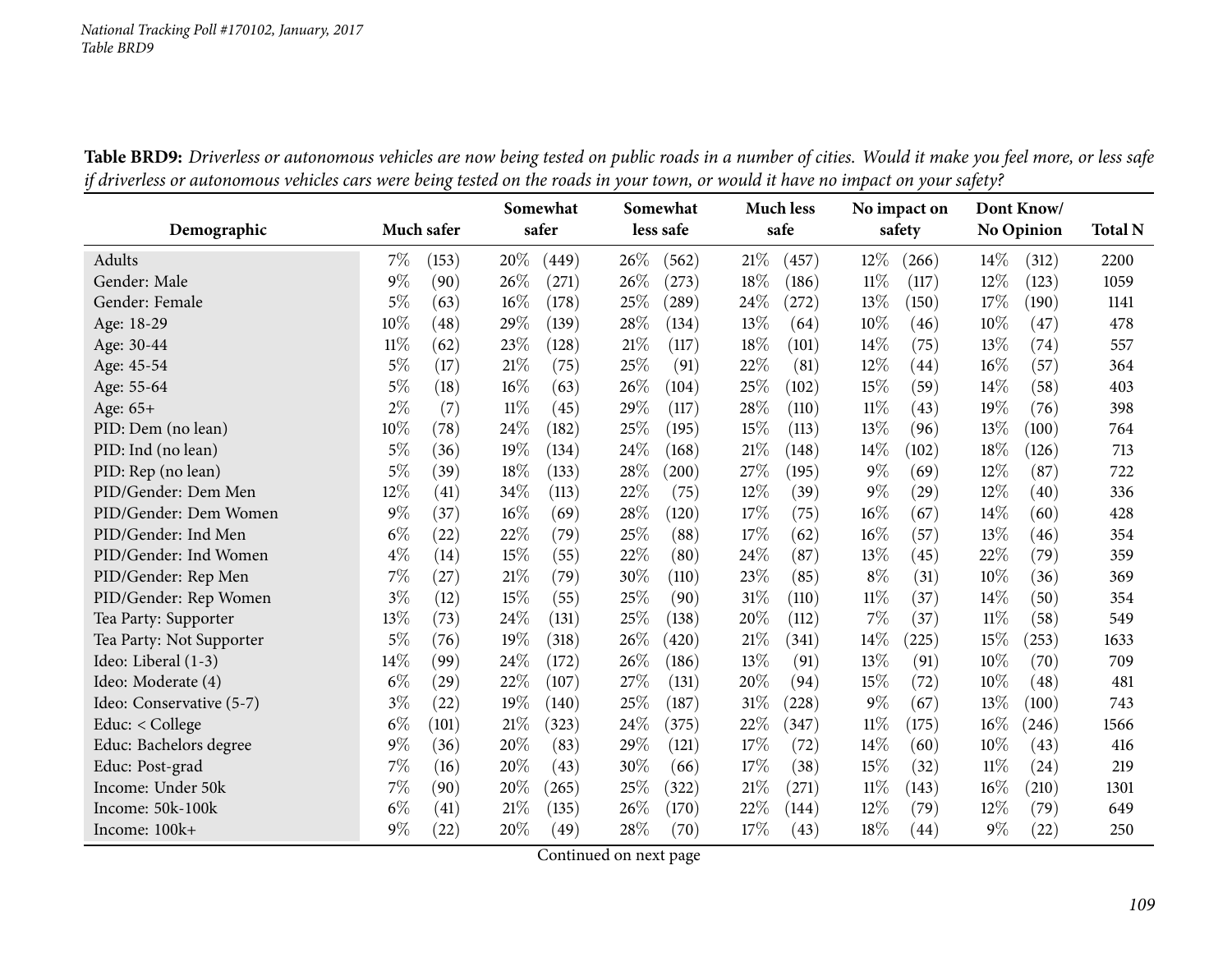**Table BRD9:** *Driverless or autonomous vehicles are now being tested on public roads in a number of cities. Would it make you feel more, or less safe if driverless or autonomous vehicles cars were being tested on the roads in your town, or would it have no impact on your safety?*

| Demographic | Much safer | | Somewhat safer | | Somewhat less safe | | Much less safe | | No impact on safety | | Dont Know/ No Opinion | | Total N |
|---|---|---|---|---|---|---|---|---|---|---|---|---|---|
| Adults | 7% | (153) | 20% | (449) | 26% | (562) | 21% | (457) | 12% | (266) | 14% | (312) | 2200 |
| Gender: Male | 9% | (90) | 26% | (271) | 26% | (273) | 18% | (186) | 11% | (117) | 12% | (123) | 1059 |
| Gender: Female | 5% | (63) | 16% | (178) | 25% | (289) | 24% | (272) | 13% | (150) | 17% | (190) | 1141 |
| Age: 18-29 | 10% | (48) | 29% | (139) | 28% | (134) | 13% | (64) | 10% | (46) | 10% | (47) | 478 |
| Age: 30-44 | 11% | (62) | 23% | (128) | 21% | (117) | 18% | (101) | 14% | (75) | 13% | (74) | 557 |
| Age: 45-54 | 5% | (17) | 21% | (75) | 25% | (91) | 22% | (81) | 12% | (44) | 16% | (57) | 364 |
| Age: 55-64 | 5% | (18) | 16% | (63) | 26% | (104) | 25% | (102) | 15% | (59) | 14% | (58) | 403 |
| Age: 65+ | 2% | (7) | 11% | (45) | 29% | (117) | 28% | (110) | 11% | (43) | 19% | (76) | 398 |
| PID: Dem (no lean) | 10% | (78) | 24% | (182) | 25% | (195) | 15% | (113) | 13% | (96) | 13% | (100) | 764 |
| PID: Ind (no lean) | 5% | (36) | 19% | (134) | 24% | (168) | 21% | (148) | 14% | (102) | 18% | (126) | 713 |
| PID: Rep (no lean) | 5% | (39) | 18% | (133) | 28% | (200) | 27% | (195) | 9% | (69) | 12% | (87) | 722 |
| PID/Gender: Dem Men | 12% | (41) | 34% | (113) | 22% | (75) | 12% | (39) | 9% | (29) | 12% | (40) | 336 |
| PID/Gender: Dem Women | 9% | (37) | 16% | (69) | 28% | (120) | 17% | (75) | 16% | (67) | 14% | (60) | 428 |
| PID/Gender: Ind Men | 6% | (22) | 22% | (79) | 25% | (88) | 17% | (62) | 16% | (57) | 13% | (46) | 354 |
| PID/Gender: Ind Women | 4% | (14) | 15% | (55) | 22% | (80) | 24% | (87) | 13% | (45) | 22% | (79) | 359 |
| PID/Gender: Rep Men | 7% | (27) | 21% | (79) | 30% | (110) | 23% | (85) | 8% | (31) | 10% | (36) | 369 |
| PID/Gender: Rep Women | 3% | (12) | 15% | (55) | 25% | (90) | 31% | (110) | 11% | (37) | 14% | (50) | 354 |
| Tea Party: Supporter | 13% | (73) | 24% | (131) | 25% | (138) | 20% | (112) | 7% | (37) | 11% | (58) | 549 |
| Tea Party: Not Supporter | 5% | (76) | 19% | (318) | 26% | (420) | 21% | (341) | 14% | (225) | 15% | (253) | 1633 |
| Ideo: Liberal (1-3) | 14% | (99) | 24% | (172) | 26% | (186) | 13% | (91) | 13% | (91) | 10% | (70) | 709 |
| Ideo: Moderate (4) | 6% | (29) | 22% | (107) | 27% | (131) | 20% | (94) | 15% | (72) | 10% | (48) | 481 |
| Ideo: Conservative (5-7) | 3% | (22) | 19% | (140) | 25% | (187) | 31% | (228) | 9% | (67) | 13% | (100) | 743 |
| Educ: < College | 6% | (101) | 21% | (323) | 24% | (375) | 22% | (347) | 11% | (175) | 16% | (246) | 1566 |
| Educ: Bachelors degree | 9% | (36) | 20% | (83) | 29% | (121) | 17% | (72) | 14% | (60) | 10% | (43) | 416 |
| Educ: Post-grad | 7% | (16) | 20% | (43) | 30% | (66) | 17% | (38) | 15% | (32) | 11% | (24) | 219 |
| Income: Under 50k | 7% | (90) | 20% | (265) | 25% | (322) | 21% | (271) | 11% | (143) | 16% | (210) | 1301 |
| Income: 50k-100k | 6% | (41) | 21% | (135) | 26% | (170) | 22% | (144) | 12% | (79) | 12% | (79) | 649 |
| Income: 100k+ | 9% | (22) | 20% | (49) | 28% | (70) | 17% | (43) | 18% | (44) | 9% | (22) | 250 |

Continued on next page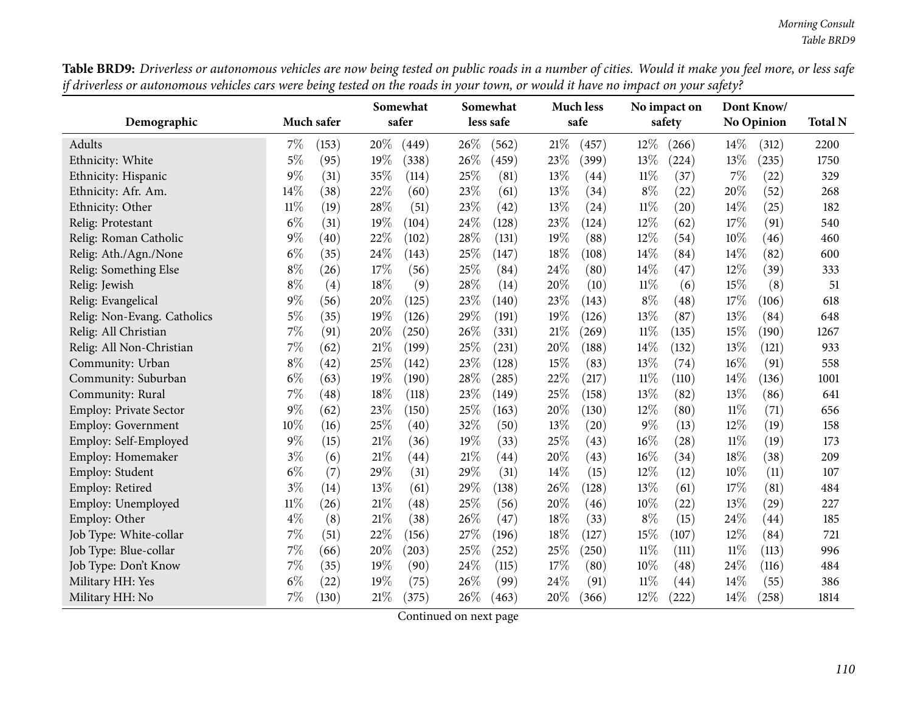**Table BRD9:** *Driverless or autonomous vehicles are now being tested on public roads in a number of cities. Would it make you feel more, or less safe if driverless or autonomous vehicles cars were being tested on the roads in your town, or would it have no impact on your safety?*

| Demographic | Much safer | Somewhat safer | Somewhat less safe | Much less safe | No impact on safety | Dont Know/ No Opinion | Total N |
|---|---|---|---|---|---|---|---|
| Adults | 7% (153) | 20% (449) | 26% (562) | 21% (457) | 12% (266) | 14% (312) | 2200 |
| Ethnicity: White | 5% (95) | 19% (338) | 26% (459) | 23% (399) | 13% (224) | 13% (235) | 1750 |
| Ethnicity: Hispanic | 9% (31) | 35% (114) | 25% (81) | 13% (44) | 11% (37) | 7% (22) | 329 |
| Ethnicity: Afr. Am. | 14% (38) | 22% (60) | 23% (61) | 13% (34) | 8% (22) | 20% (52) | 268 |
| Ethnicity: Other | 11% (19) | 28% (51) | 23% (42) | 13% (24) | 11% (20) | 14% (25) | 182 |
| Relig: Protestant | 6% (31) | 19% (104) | 24% (128) | 23% (124) | 12% (62) | 17% (91) | 540 |
| Relig: Roman Catholic | 9% (40) | 22% (102) | 28% (131) | 19% (88) | 12% (54) | 10% (46) | 460 |
| Relig: Ath./Agn./None | 6% (35) | 24% (143) | 25% (147) | 18% (108) | 14% (84) | 14% (82) | 600 |
| Relig: Something Else | 8% (26) | 17% (56) | 25% (84) | 24% (80) | 14% (47) | 12% (39) | 333 |
| Relig: Jewish | 8% (4) | 18% (9) | 28% (14) | 20% (10) | 11% (6) | 15% (8) | 51 |
| Relig: Evangelical | 9% (56) | 20% (125) | 23% (140) | 23% (143) | 8% (48) | 17% (106) | 618 |
| Relig: Non-Evang. Catholics | 5% (35) | 19% (126) | 29% (191) | 19% (126) | 13% (87) | 13% (84) | 648 |
| Relig: All Christian | 7% (91) | 20% (250) | 26% (331) | 21% (269) | 11% (135) | 15% (190) | 1267 |
| Relig: All Non-Christian | 7% (62) | 21% (199) | 25% (231) | 20% (188) | 14% (132) | 13% (121) | 933 |
| Community: Urban | 8% (42) | 25% (142) | 23% (128) | 15% (83) | 13% (74) | 16% (91) | 558 |
| Community: Suburban | 6% (63) | 19% (190) | 28% (285) | 22% (217) | 11% (110) | 14% (136) | 1001 |
| Community: Rural | 7% (48) | 18% (118) | 23% (149) | 25% (158) | 13% (82) | 13% (86) | 641 |
| Employ: Private Sector | 9% (62) | 23% (150) | 25% (163) | 20% (130) | 12% (80) | 11% (71) | 656 |
| Employ: Government | 10% (16) | 25% (40) | 32% (50) | 13% (20) | 9% (13) | 12% (19) | 158 |
| Employ: Self-Employed | 9% (15) | 21% (36) | 19% (33) | 25% (43) | 16% (28) | 11% (19) | 173 |
| Employ: Homemaker | 3% (6) | 21% (44) | 21% (44) | 20% (43) | 16% (34) | 18% (38) | 209 |
| Employ: Student | 6% (7) | 29% (31) | 29% (31) | 14% (15) | 12% (12) | 10% (11) | 107 |
| Employ: Retired | 3% (14) | 13% (61) | 29% (138) | 26% (128) | 13% (61) | 17% (81) | 484 |
| Employ: Unemployed | 11% (26) | 21% (48) | 25% (56) | 20% (46) | 10% (22) | 13% (29) | 227 |
| Employ: Other | 4% (8) | 21% (38) | 26% (47) | 18% (33) | 8% (15) | 24% (44) | 185 |
| Job Type: White-collar | 7% (51) | 22% (156) | 27% (196) | 18% (127) | 15% (107) | 12% (84) | 721 |
| Job Type: Blue-collar | 7% (66) | 20% (203) | 25% (252) | 25% (250) | 11% (111) | 11% (113) | 996 |
| Job Type: Don't Know | 7% (35) | 19% (90) | 24% (115) | 17% (80) | 10% (48) | 24% (116) | 484 |
| Military HH: Yes | 6% (22) | 19% (75) | 26% (99) | 24% (91) | 11% (44) | 14% (55) | 386 |
| Military HH: No | 7% (130) | 21% (375) | 26% (463) | 20% (366) | 12% (222) | 14% (258) | 1814 |

Continued on next page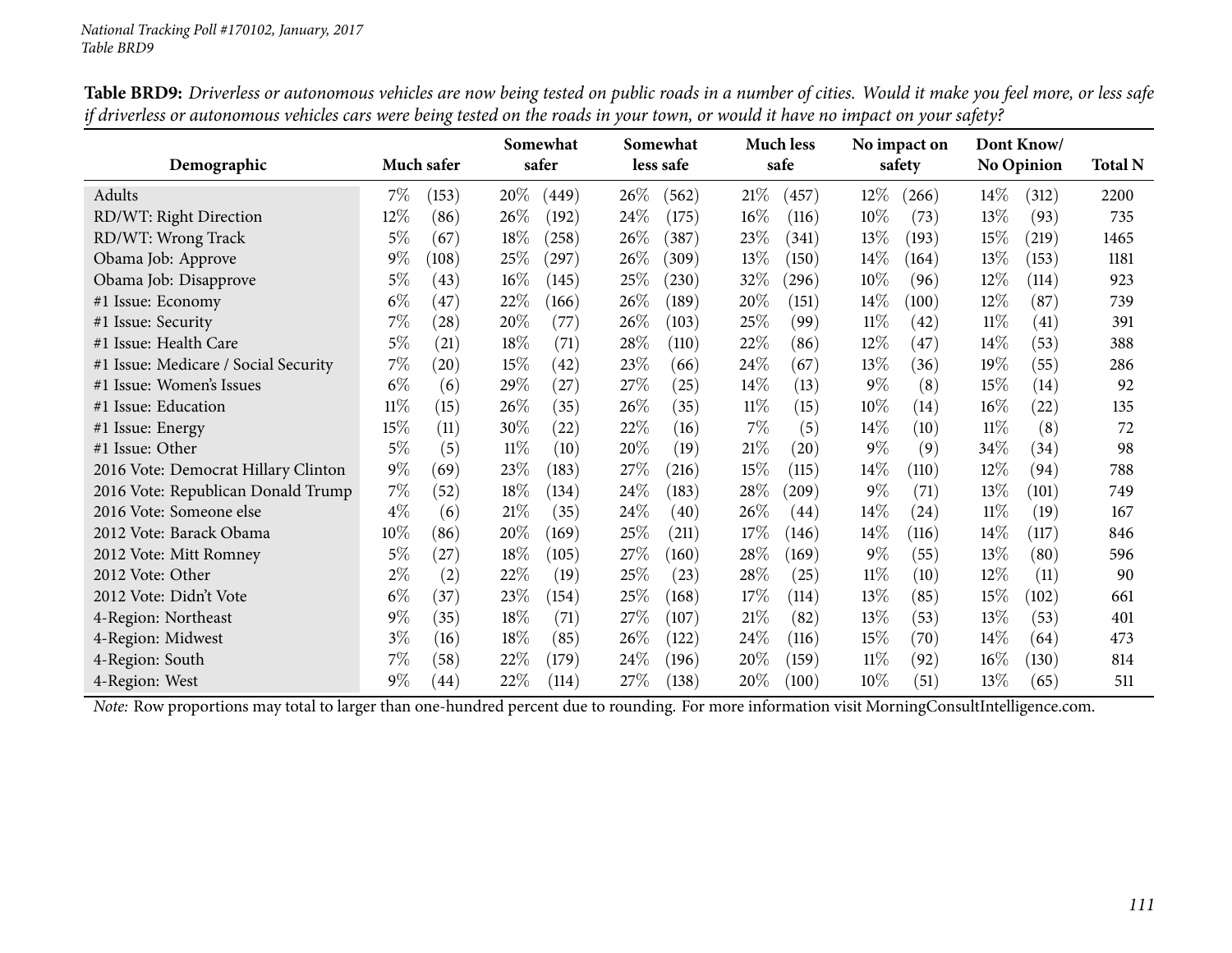**Table BRD9:** *Driverless or autonomous vehicles are now being tested on public roads in a number of cities. Would it make you feel more, or less safe if driverless or autonomous vehicles cars were being tested on the roads in your town, or would it have no impact on your safety?*

| Demographic | Much safer | | Somewhat safer | | Somewhat less safe | | Much less safe | | No impact on safety | | Dont Know/ No Opinion | | Total N |
|---|---|---|---|---|---|---|---|---|---|---|---|---|---|
| Adults | 7% | (153) | 20% | (449) | 26% | (562) | 21% | (457) | 12% | (266) | 14% | (312) | 2200 |
| RD/WT: Right Direction | 12% | (86) | 26% | (192) | 24% | (175) | 16% | (116) | 10% | (73) | 13% | (93) | 735 |
| RD/WT: Wrong Track | 5% | (67) | 18% | (258) | 26% | (387) | 23% | (341) | 13% | (193) | 15% | (219) | 1465 |
| Obama Job: Approve | 9% | (108) | 25% | (297) | 26% | (309) | 13% | (150) | 14% | (164) | 13% | (153) | 1181 |
| Obama Job: Disapprove | 5% | (43) | 16% | (145) | 25% | (230) | 32% | (296) | 10% | (96) | 12% | (114) | 923 |
| #1 Issue: Economy | 6% | (47) | 22% | (166) | 26% | (189) | 20% | (151) | 14% | (100) | 12% | (87) | 739 |
| #1 Issue: Security | 7% | (28) | 20% | (77) | 26% | (103) | 25% | (99) | 11% | (42) | 11% | (41) | 391 |
| #1 Issue: Health Care | 5% | (21) | 18% | (71) | 28% | (110) | 22% | (86) | 12% | (47) | 14% | (53) | 388 |
| #1 Issue: Medicare / Social Security | 7% | (20) | 15% | (42) | 23% | (66) | 24% | (67) | 13% | (36) | 19% | (55) | 286 |
| #1 Issue: Women's Issues | 6% | (6) | 29% | (27) | 27% | (25) | 14% | (13) | 9% | (8) | 15% | (14) | 92 |
| #1 Issue: Education | 11% | (15) | 26% | (35) | 26% | (35) | 11% | (15) | 10% | (14) | 16% | (22) | 135 |
| #1 Issue: Energy | 15% | (11) | 30% | (22) | 22% | (16) | 7% | (5) | 14% | (10) | 11% | (8) | 72 |
| #1 Issue: Other | 5% | (5) | 11% | (10) | 20% | (19) | 21% | (20) | 9% | (9) | 34% | (34) | 98 |
| 2016 Vote: Democrat Hillary Clinton | 9% | (69) | 23% | (183) | 27% | (216) | 15% | (115) | 14% | (110) | 12% | (94) | 788 |
| 2016 Vote: Republican Donald Trump | 7% | (52) | 18% | (134) | 24% | (183) | 28% | (209) | 9% | (71) | 13% | (101) | 749 |
| 2016 Vote: Someone else | 4% | (6) | 21% | (35) | 24% | (40) | 26% | (44) | 14% | (24) | 11% | (19) | 167 |
| 2012 Vote: Barack Obama | 10% | (86) | 20% | (169) | 25% | (211) | 17% | (146) | 14% | (116) | 14% | (117) | 846 |
| 2012 Vote: Mitt Romney | 5% | (27) | 18% | (105) | 27% | (160) | 28% | (169) | 9% | (55) | 13% | (80) | 596 |
| 2012 Vote: Other | 2% | (2) | 22% | (19) | 25% | (23) | 28% | (25) | 11% | (10) | 12% | (11) | 90 |
| 2012 Vote: Didn't Vote | 6% | (37) | 23% | (154) | 25% | (168) | 17% | (114) | 13% | (85) | 15% | (102) | 661 |
| 4-Region: Northeast | 9% | (35) | 18% | (71) | 27% | (107) | 21% | (82) | 13% | (53) | 13% | (53) | 401 |
| 4-Region: Midwest | 3% | (16) | 18% | (85) | 26% | (122) | 24% | (116) | 15% | (70) | 14% | (64) | 473 |
| 4-Region: South | 7% | (58) | 22% | (179) | 24% | (196) | 20% | (159) | 11% | (92) | 16% | (130) | 814 |
| 4-Region: West | 9% | (44) | 22% | (114) | 27% | (138) | 20% | (100) | 10% | (51) | 13% | (65) | 511 |

*Note:* Row proportions may total to larger than one-hundred percent due to rounding. For more information visit MorningConsultIntelligence.com.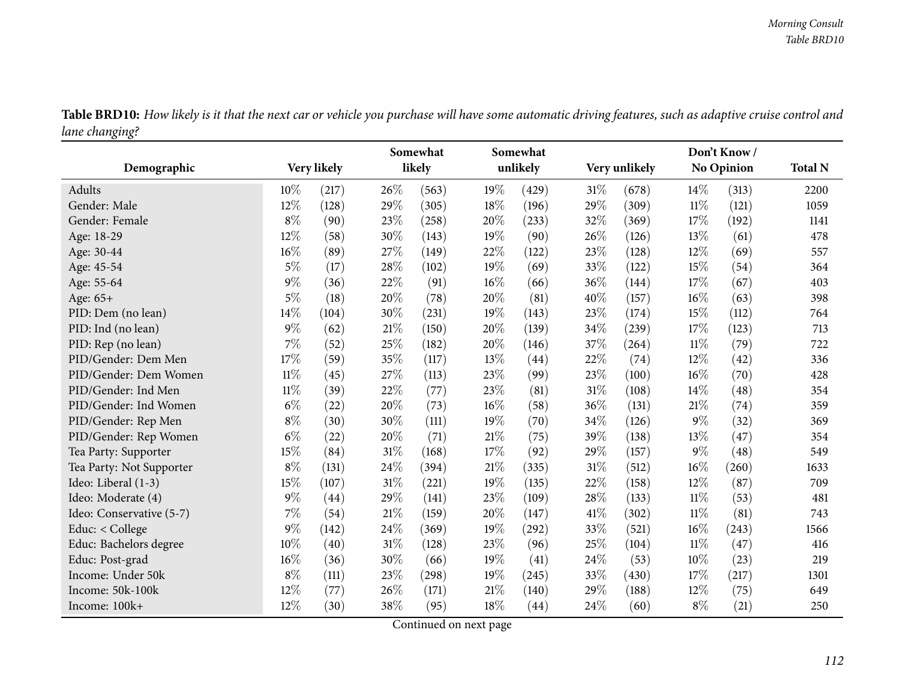**Table BRD10:** *How likely is it that the next car or vehicle you purchase will have some automatic driving features, such as adaptive cruise control and lane changing?*

| Demographic | Very likely | | Somewhat likely | | Somewhat unlikely | | Very unlikely | | Don't Know / No Opinion | | Total N |
|---|---|---|---|---|---|---|---|---|---|---|---|
| Adults | 10% | (217) | 26% | (563) | 19% | (429) | 31% | (678) | 14% | (313) | 2200 |
| Gender: Male | 12% | (128) | 29% | (305) | 18% | (196) | 29% | (309) | 11% | (121) | 1059 |
| Gender: Female | 8% | (90) | 23% | (258) | 20% | (233) | 32% | (369) | 17% | (192) | 1141 |
| Age: 18-29 | 12% | (58) | 30% | (143) | 19% | (90) | 26% | (126) | 13% | (61) | 478 |
| Age: 30-44 | 16% | (89) | 27% | (149) | 22% | (122) | 23% | (128) | 12% | (69) | 557 |
| Age: 45-54 | 5% | (17) | 28% | (102) | 19% | (69) | 33% | (122) | 15% | (54) | 364 |
| Age: 55-64 | 9% | (36) | 22% | (91) | 16% | (66) | 36% | (144) | 17% | (67) | 403 |
| Age: 65+ | 5% | (18) | 20% | (78) | 20% | (81) | 40% | (157) | 16% | (63) | 398 |
| PID: Dem (no lean) | 14% | (104) | 30% | (231) | 19% | (143) | 23% | (174) | 15% | (112) | 764 |
| PID: Ind (no lean) | 9% | (62) | 21% | (150) | 20% | (139) | 34% | (239) | 17% | (123) | 713 |
| PID: Rep (no lean) | 7% | (52) | 25% | (182) | 20% | (146) | 37% | (264) | 11% | (79) | 722 |
| PID/Gender: Dem Men | 17% | (59) | 35% | (117) | 13% | (44) | 22% | (74) | 12% | (42) | 336 |
| PID/Gender: Dem Women | 11% | (45) | 27% | (113) | 23% | (99) | 23% | (100) | 16% | (70) | 428 |
| PID/Gender: Ind Men | 11% | (39) | 22% | (77) | 23% | (81) | 31% | (108) | 14% | (48) | 354 |
| PID/Gender: Ind Women | 6% | (22) | 20% | (73) | 16% | (58) | 36% | (131) | 21% | (74) | 359 |
| PID/Gender: Rep Men | 8% | (30) | 30% | (111) | 19% | (70) | 34% | (126) | 9% | (32) | 369 |
| PID/Gender: Rep Women | 6% | (22) | 20% | (71) | 21% | (75) | 39% | (138) | 13% | (47) | 354 |
| Tea Party: Supporter | 15% | (84) | 31% | (168) | 17% | (92) | 29% | (157) | 9% | (48) | 549 |
| Tea Party: Not Supporter | 8% | (131) | 24% | (394) | 21% | (335) | 31% | (512) | 16% | (260) | 1633 |
| Ideo: Liberal (1-3) | 15% | (107) | 31% | (221) | 19% | (135) | 22% | (158) | 12% | (87) | 709 |
| Ideo: Moderate (4) | 9% | (44) | 29% | (141) | 23% | (109) | 28% | (133) | 11% | (53) | 481 |
| Ideo: Conservative (5-7) | 7% | (54) | 21% | (159) | 20% | (147) | 41% | (302) | 11% | (81) | 743 |
| Educ: < College | 9% | (142) | 24% | (369) | 19% | (292) | 33% | (521) | 16% | (243) | 1566 |
| Educ: Bachelors degree | 10% | (40) | 31% | (128) | 23% | (96) | 25% | (104) | 11% | (47) | 416 |
| Educ: Post-grad | 16% | (36) | 30% | (66) | 19% | (41) | 24% | (53) | 10% | (23) | 219 |
| Income: Under 50k | 8% | (111) | 23% | (298) | 19% | (245) | 33% | (430) | 17% | (217) | 1301 |
| Income: 50k-100k | 12% | (77) | 26% | (171) | 21% | (140) | 29% | (188) | 12% | (75) | 649 |
| Income: 100k+ | 12% | (30) | 38% | (95) | 18% | (44) | 24% | (60) | 8% | (21) | 250 |

Continued on next page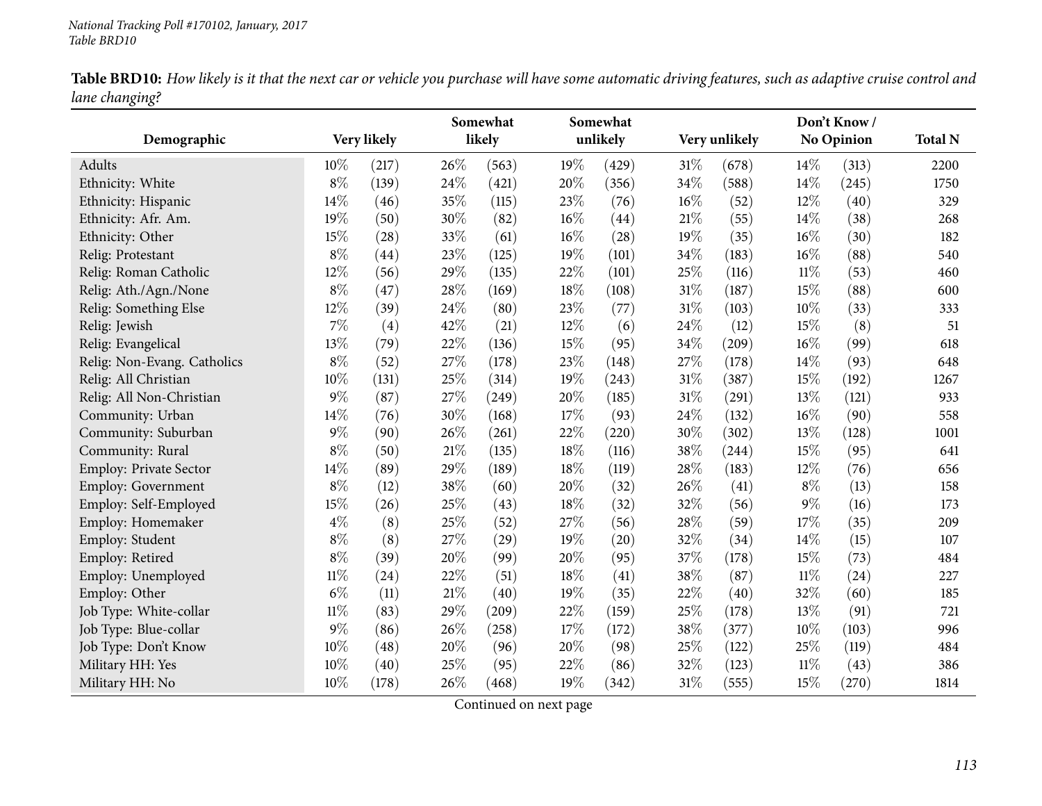**Table BRD10:** *How likely is it that the next car or vehicle you purchase will have some automatic driving features, such as adaptive cruise control and lane changing?*

| Demographic | Very likely | | Somewhat likely | | Somewhat unlikely | | Very unlikely | | Don't Know / No Opinion | | Total N |
|---|---|---|---|---|---|---|---|---|---|---|---|
| Adults | 10% | (217) | 26% | (563) | 19% | (429) | 31% | (678) | 14% | (313) | 2200 |
| Ethnicity: White | 8% | (139) | 24% | (421) | 20% | (356) | 34% | (588) | 14% | (245) | 1750 |
| Ethnicity: Hispanic | 14% | (46) | 35% | (115) | 23% | (76) | 16% | (52) | 12% | (40) | 329 |
| Ethnicity: Afr. Am. | 19% | (50) | 30% | (82) | 16% | (44) | 21% | (55) | 14% | (38) | 268 |
| Ethnicity: Other | 15% | (28) | 33% | (61) | 16% | (28) | 19% | (35) | 16% | (30) | 182 |
| Relig: Protestant | 8% | (44) | 23% | (125) | 19% | (101) | 34% | (183) | 16% | (88) | 540 |
| Relig: Roman Catholic | 12% | (56) | 29% | (135) | 22% | (101) | 25% | (116) | 11% | (53) | 460 |
| Relig: Ath./Agn./None | 8% | (47) | 28% | (169) | 18% | (108) | 31% | (187) | 15% | (88) | 600 |
| Relig: Something Else | 12% | (39) | 24% | (80) | 23% | (77) | 31% | (103) | 10% | (33) | 333 |
| Relig: Jewish | 7% | (4) | 42% | (21) | 12% | (6) | 24% | (12) | 15% | (8) | 51 |
| Relig: Evangelical | 13% | (79) | 22% | (136) | 15% | (95) | 34% | (209) | 16% | (99) | 618 |
| Relig: Non-Evang. Catholics | 8% | (52) | 27% | (178) | 23% | (148) | 27% | (178) | 14% | (93) | 648 |
| Relig: All Christian | 10% | (131) | 25% | (314) | 19% | (243) | 31% | (387) | 15% | (192) | 1267 |
| Relig: All Non-Christian | 9% | (87) | 27% | (249) | 20% | (185) | 31% | (291) | 13% | (121) | 933 |
| Community: Urban | 14% | (76) | 30% | (168) | 17% | (93) | 24% | (132) | 16% | (90) | 558 |
| Community: Suburban | 9% | (90) | 26% | (261) | 22% | (220) | 30% | (302) | 13% | (128) | 1001 |
| Community: Rural | 8% | (50) | 21% | (135) | 18% | (116) | 38% | (244) | 15% | (95) | 641 |
| Employ: Private Sector | 14% | (89) | 29% | (189) | 18% | (119) | 28% | (183) | 12% | (76) | 656 |
| Employ: Government | 8% | (12) | 38% | (60) | 20% | (32) | 26% | (41) | 8% | (13) | 158 |
| Employ: Self-Employed | 15% | (26) | 25% | (43) | 18% | (32) | 32% | (56) | 9% | (16) | 173 |
| Employ: Homemaker | 4% | (8) | 25% | (52) | 27% | (56) | 28% | (59) | 17% | (35) | 209 |
| Employ: Student | 8% | (8) | 27% | (29) | 19% | (20) | 32% | (34) | 14% | (15) | 107 |
| Employ: Retired | 8% | (39) | 20% | (99) | 20% | (95) | 37% | (178) | 15% | (73) | 484 |
| Employ: Unemployed | 11% | (24) | 22% | (51) | 18% | (41) | 38% | (87) | 11% | (24) | 227 |
| Employ: Other | 6% | (11) | 21% | (40) | 19% | (35) | 22% | (40) | 32% | (60) | 185 |
| Job Type: White-collar | 11% | (83) | 29% | (209) | 22% | (159) | 25% | (178) | 13% | (91) | 721 |
| Job Type: Blue-collar | 9% | (86) | 26% | (258) | 17% | (172) | 38% | (377) | 10% | (103) | 996 |
| Job Type: Don't Know | 10% | (48) | 20% | (96) | 20% | (98) | 25% | (122) | 25% | (119) | 484 |
| Military HH: Yes | 10% | (40) | 25% | (95) | 22% | (86) | 32% | (123) | 11% | (43) | 386 |
| Military HH: No | 10% | (178) | 26% | (468) | 19% | (342) | 31% | (555) | 15% | (270) | 1814 |

Continued on next page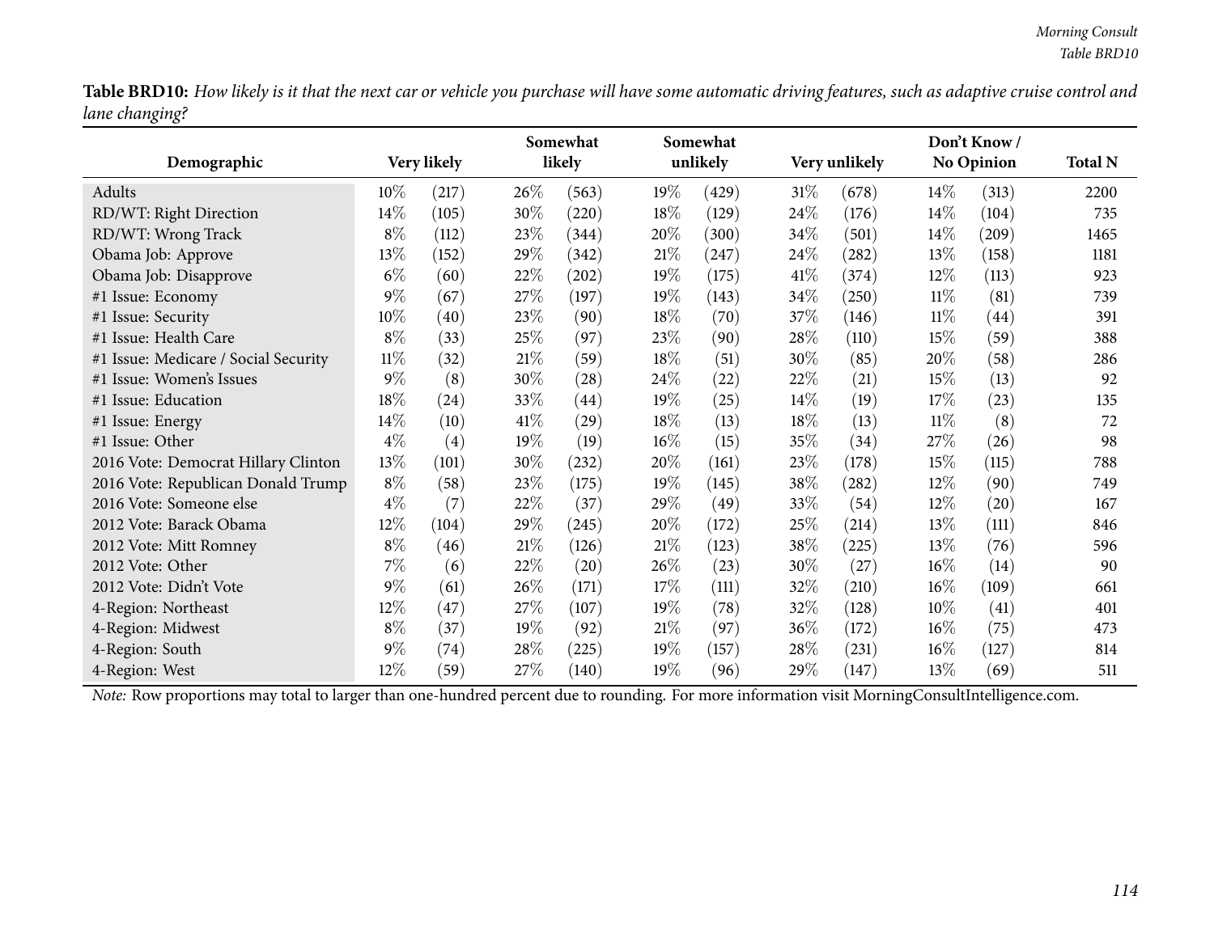**Table BRD10:** *How likely is it that the next car or vehicle you purchase will have some automatic driving features, such as adaptive cruise control and lane changing?*

| Demographic | Very likely | | Somewhat likely | | Somewhat unlikely | | Very unlikely | | Don't Know / No Opinion | | Total N |
|---|---|---|---|---|---|---|---|---|---|---|---|
| Adults | 10% | (217) | 26% | (563) | 19% | (429) | 31% | (678) | 14% | (313) | 2200 |
| RD/WT: Right Direction | 14% | (105) | 30% | (220) | 18% | (129) | 24% | (176) | 14% | (104) | 735 |
| RD/WT: Wrong Track | 8% | (112) | 23% | (344) | 20% | (300) | 34% | (501) | 14% | (209) | 1465 |
| Obama Job: Approve | 13% | (152) | 29% | (342) | 21% | (247) | 24% | (282) | 13% | (158) | 1181 |
| Obama Job: Disapprove | 6% | (60) | 22% | (202) | 19% | (175) | 41% | (374) | 12% | (113) | 923 |
| #1 Issue: Economy | 9% | (67) | 27% | (197) | 19% | (143) | 34% | (250) | 11% | (81) | 739 |
| #1 Issue: Security | 10% | (40) | 23% | (90) | 18% | (70) | 37% | (146) | 11% | (44) | 391 |
| #1 Issue: Health Care | 8% | (33) | 25% | (97) | 23% | (90) | 28% | (110) | 15% | (59) | 388 |
| #1 Issue: Medicare / Social Security | 11% | (32) | 21% | (59) | 18% | (51) | 30% | (85) | 20% | (58) | 286 |
| #1 Issue: Women's Issues | 9% | (8) | 30% | (28) | 24% | (22) | 22% | (21) | 15% | (13) | 92 |
| #1 Issue: Education | 18% | (24) | 33% | (44) | 19% | (25) | 14% | (19) | 17% | (23) | 135 |
| #1 Issue: Energy | 14% | (10) | 41% | (29) | 18% | (13) | 18% | (13) | 11% | (8) | 72 |
| #1 Issue: Other | 4% | (4) | 19% | (19) | 16% | (15) | 35% | (34) | 27% | (26) | 98 |
| 2016 Vote: Democrat Hillary Clinton | 13% | (101) | 30% | (232) | 20% | (161) | 23% | (178) | 15% | (115) | 788 |
| 2016 Vote: Republican Donald Trump | 8% | (58) | 23% | (175) | 19% | (145) | 38% | (282) | 12% | (90) | 749 |
| 2016 Vote: Someone else | 4% | (7) | 22% | (37) | 29% | (49) | 33% | (54) | 12% | (20) | 167 |
| 2012 Vote: Barack Obama | 12% | (104) | 29% | (245) | 20% | (172) | 25% | (214) | 13% | (111) | 846 |
| 2012 Vote: Mitt Romney | 8% | (46) | 21% | (126) | 21% | (123) | 38% | (225) | 13% | (76) | 596 |
| 2012 Vote: Other | 7% | (6) | 22% | (20) | 26% | (23) | 30% | (27) | 16% | (14) | 90 |
| 2012 Vote: Didn't Vote | 9% | (61) | 26% | (171) | 17% | (111) | 32% | (210) | 16% | (109) | 661 |
| 4-Region: Northeast | 12% | (47) | 27% | (107) | 19% | (78) | 32% | (128) | 10% | (41) | 401 |
| 4-Region: Midwest | 8% | (37) | 19% | (92) | 21% | (97) | 36% | (172) | 16% | (75) | 473 |
| 4-Region: South | 9% | (74) | 28% | (225) | 19% | (157) | 28% | (231) | 16% | (127) | 814 |
| 4-Region: West | 12% | (59) | 27% | (140) | 19% | (96) | 29% | (147) | 13% | (69) | 511 |

*Note:* Row proportions may total to larger than one-hundred percent due to rounding. For more information visit MorningConsultIntelligence.com.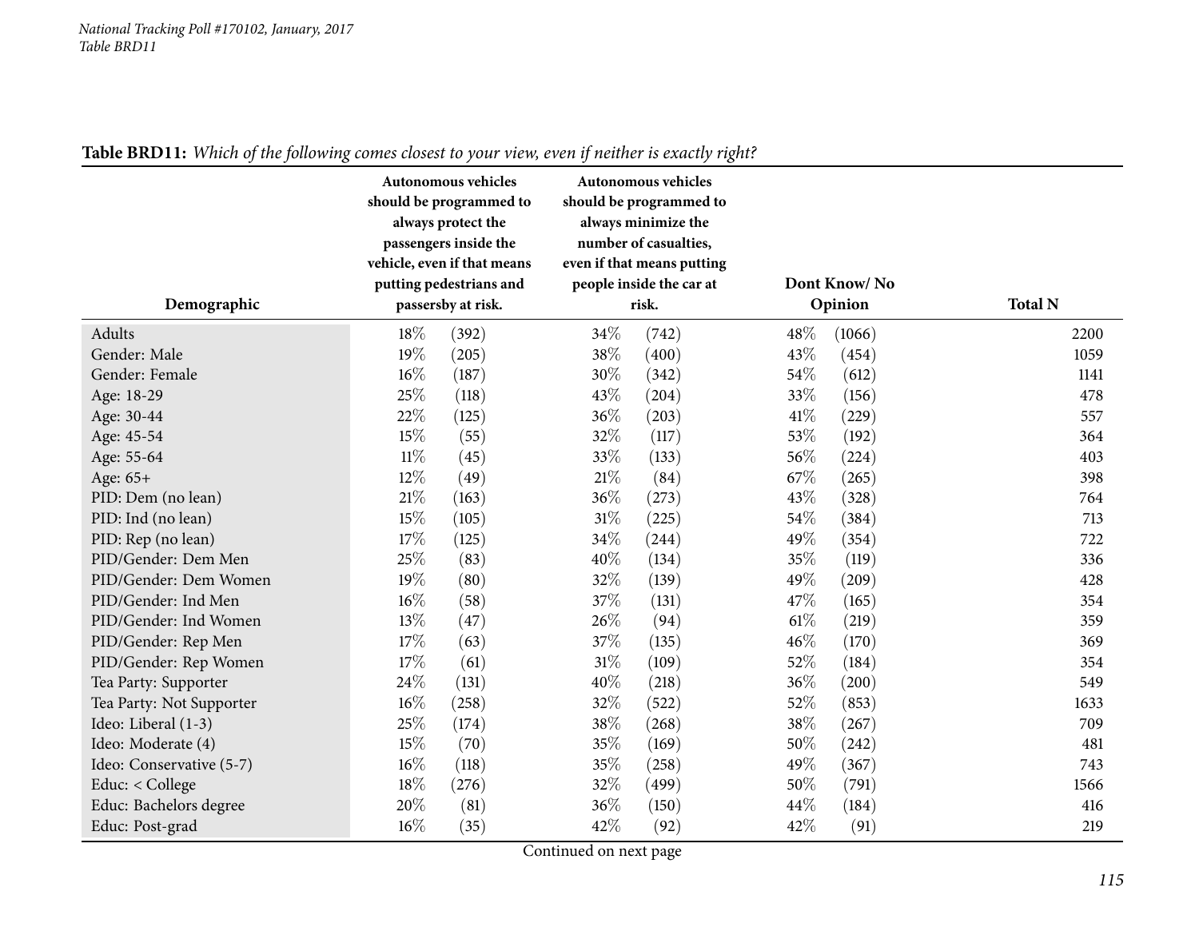**Table BRD11:** *Which of the following comes closest to your view, even if neither is exactly right?*

| Demographic | Autonomous vehicles should be programmed to always protect the passengers inside the vehicle, even if that means putting pedestrians and passersby at risk. | | Autonomous vehicles should be programmed to always minimize the number of casualties, even if that means putting people inside the car at risk. | | Dont Know/ No Opinion | | Total N |
|---|---|---|---|---|---|---|---|
| Adults | 18% | (392) | 34% | (742) | 48% | (1066) | 2200 |
| Gender: Male | 19% | (205) | 38% | (400) | 43% | (454) | 1059 |
| Gender: Female | 16% | (187) | 30% | (342) | 54% | (612) | 1141 |
| Age: 18-29 | 25% | (118) | 43% | (204) | 33% | (156) | 478 |
| Age: 30-44 | 22% | (125) | 36% | (203) | 41% | (229) | 557 |
| Age: 45-54 | 15% | (55) | 32% | (117) | 53% | (192) | 364 |
| Age: 55-64 | 11% | (45) | 33% | (133) | 56% | (224) | 403 |
| Age: 65+ | 12% | (49) | 21% | (84) | 67% | (265) | 398 |
| PID: Dem (no lean) | 21% | (163) | 36% | (273) | 43% | (328) | 764 |
| PID: Ind (no lean) | 15% | (105) | 31% | (225) | 54% | (384) | 713 |
| PID: Rep (no lean) | 17% | (125) | 34% | (244) | 49% | (354) | 722 |
| PID/Gender: Dem Men | 25% | (83) | 40% | (134) | 35% | (119) | 336 |
| PID/Gender: Dem Women | 19% | (80) | 32% | (139) | 49% | (209) | 428 |
| PID/Gender: Ind Men | 16% | (58) | 37% | (131) | 47% | (165) | 354 |
| PID/Gender: Ind Women | 13% | (47) | 26% | (94) | 61% | (219) | 359 |
| PID/Gender: Rep Men | 17% | (63) | 37% | (135) | 46% | (170) | 369 |
| PID/Gender: Rep Women | 17% | (61) | 31% | (109) | 52% | (184) | 354 |
| Tea Party: Supporter | 24% | (131) | 40% | (218) | 36% | (200) | 549 |
| Tea Party: Not Supporter | 16% | (258) | 32% | (522) | 52% | (853) | 1633 |
| Ideo: Liberal (1-3) | 25% | (174) | 38% | (268) | 38% | (267) | 709 |
| Ideo: Moderate (4) | 15% | (70) | 35% | (169) | 50% | (242) | 481 |
| Ideo: Conservative (5-7) | 16% | (118) | 35% | (258) | 49% | (367) | 743 |
| Educ: < College | 18% | (276) | 32% | (499) | 50% | (791) | 1566 |
| Educ: Bachelors degree | 20% | (81) | 36% | (150) | 44% | (184) | 416 |
| Educ: Post-grad | 16% | (35) | 42% | (92) | 42% | (91) | 219 |

Continued on next page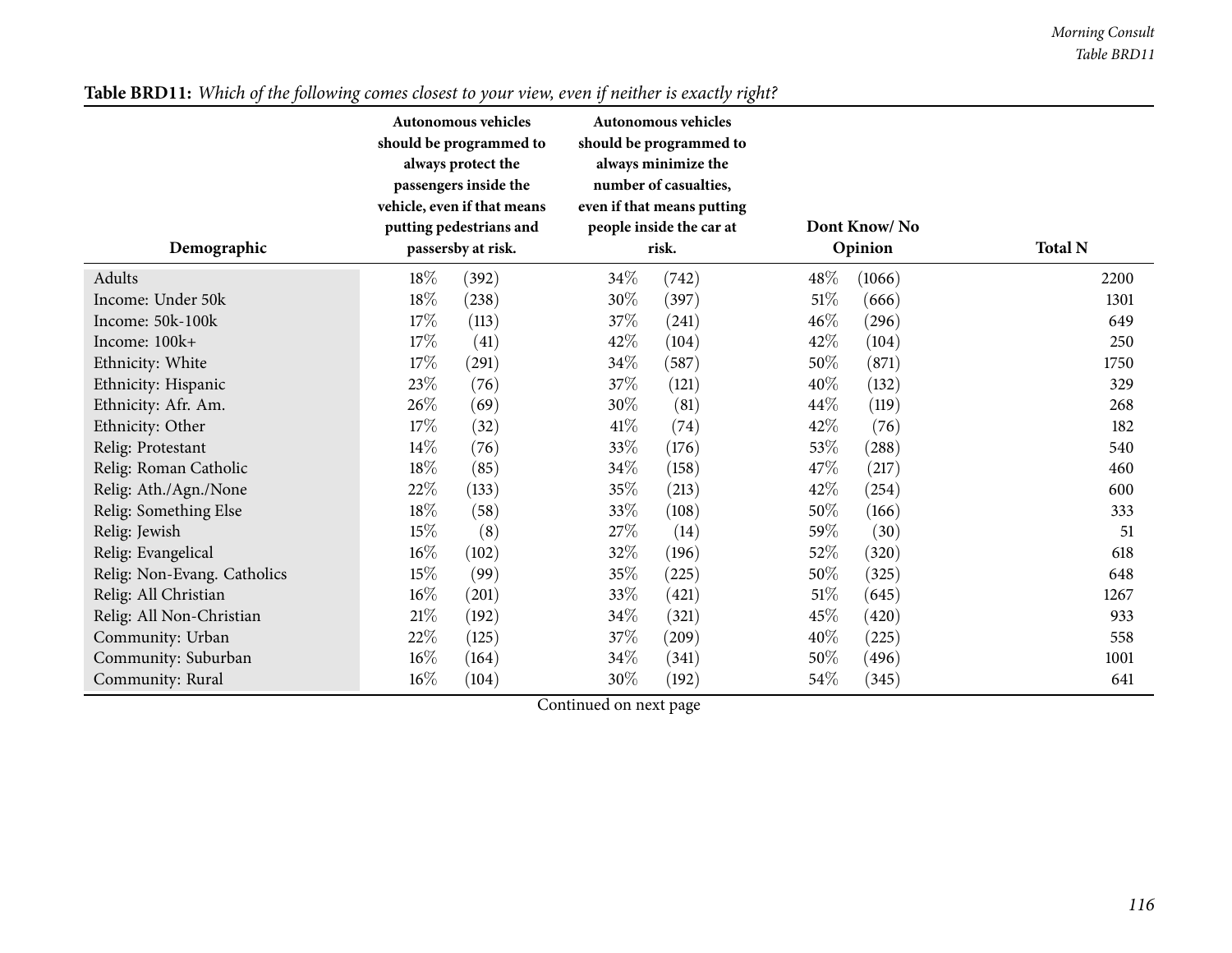**Table BRD11:** *Which of the following comes closest to your view, even if neither is exactly right?*

| Demographic | Autonomous vehicles should be programmed to always protect the passengers inside the vehicle, even if that means putting pedestrians and passersby at risk. | | Autonomous vehicles should be programmed to always minimize the number of casualties, even if that means putting people inside the car at risk. | | Dont Know/ No Opinion | | Total N |
|---|---|---|---|---|---|---|---|
| Adults | 18% | (392) | 34% | (742) | 48% | (1066) | 2200 |
| Income: Under 50k | 18% | (238) | 30% | (397) | 51% | (666) | 1301 |
| Income: 50k-100k | 17% | (113) | 37% | (241) | 46% | (296) | 649 |
| Income: 100k+ | 17% | (41) | 42% | (104) | 42% | (104) | 250 |
| Ethnicity: White | 17% | (291) | 34% | (587) | 50% | (871) | 1750 |
| Ethnicity: Hispanic | 23% | (76) | 37% | (121) | 40% | (132) | 329 |
| Ethnicity: Afr. Am. | 26% | (69) | 30% | (81) | 44% | (119) | 268 |
| Ethnicity: Other | 17% | (32) | 41% | (74) | 42% | (76) | 182 |
| Relig: Protestant | 14% | (76) | 33% | (176) | 53% | (288) | 540 |
| Relig: Roman Catholic | 18% | (85) | 34% | (158) | 47% | (217) | 460 |
| Relig: Ath./Agn./None | 22% | (133) | 35% | (213) | 42% | (254) | 600 |
| Relig: Something Else | 18% | (58) | 33% | (108) | 50% | (166) | 333 |
| Relig: Jewish | 15% | (8) | 27% | (14) | 59% | (30) | 51 |
| Relig: Evangelical | 16% | (102) | 32% | (196) | 52% | (320) | 618 |
| Relig: Non-Evang. Catholics | 15% | (99) | 35% | (225) | 50% | (325) | 648 |
| Relig: All Christian | 16% | (201) | 33% | (421) | 51% | (645) | 1267 |
| Relig: All Non-Christian | 21% | (192) | 34% | (321) | 45% | (420) | 933 |
| Community: Urban | 22% | (125) | 37% | (209) | 40% | (225) | 558 |
| Community: Suburban | 16% | (164) | 34% | (341) | 50% | (496) | 1001 |
| Community: Rural | 16% | (104) | 30% | (192) | 54% | (345) | 641 |

Continued on next page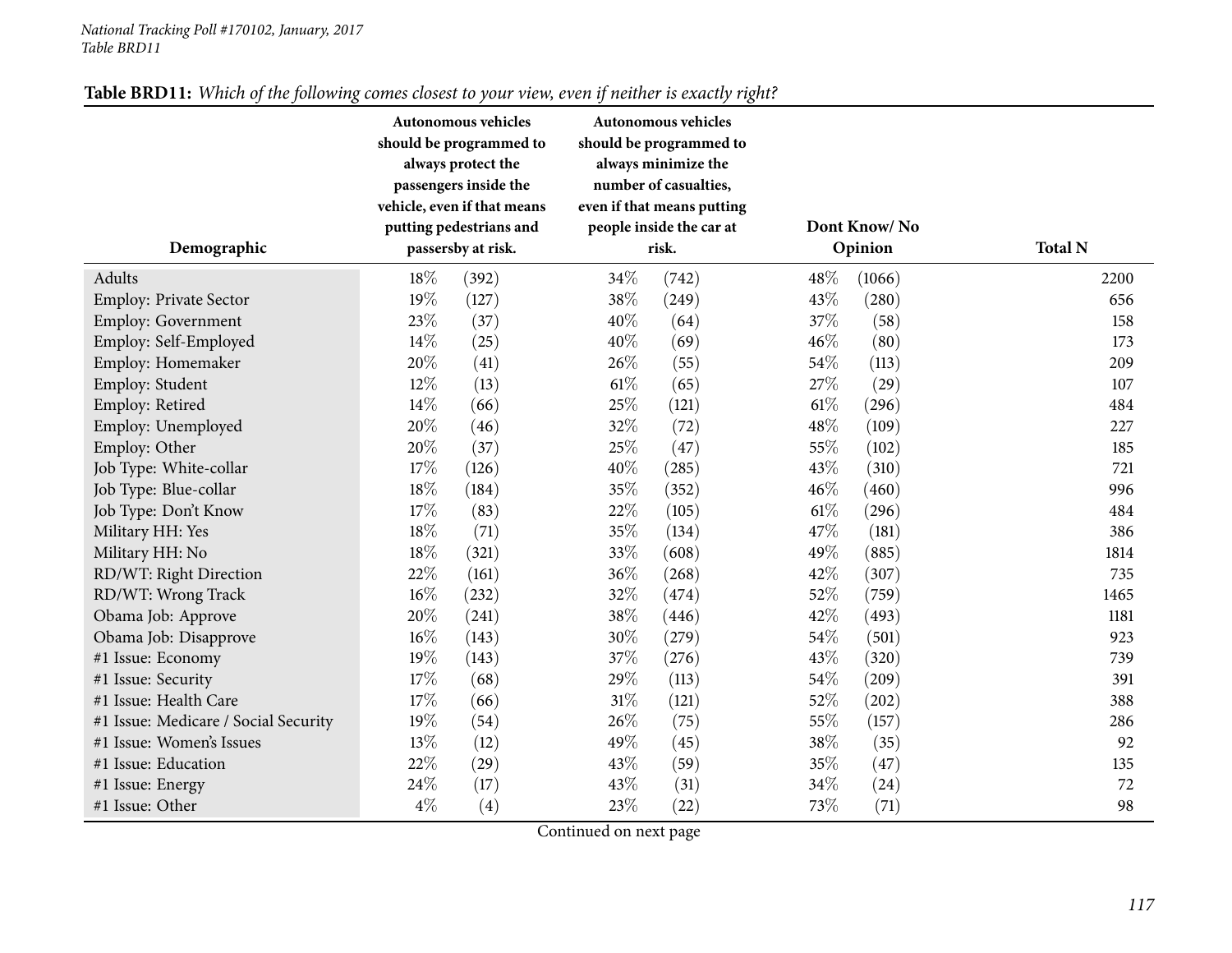**Table BRD11:** *Which of the following comes closest to your view, even if neither is exactly right?*

| Demographic | Autonomous vehicles should be programmed to always protect the passengers inside the vehicle, even if that means putting pedestrians and passersby at risk. | | Autonomous vehicles should be programmed to always minimize the number of casualties, even if that means putting people inside the car at risk. | | Dont Know/ No Opinion | | Total N |
|---|---|---|---|---|---|---|---|
| Adults | 18% | (392) | 34% | (742) | 48% | (1066) | 2200 |
| Employ: Private Sector | 19% | (127) | 38% | (249) | 43% | (280) | 656 |
| Employ: Government | 23% | (37) | 40% | (64) | 37% | (58) | 158 |
| Employ: Self-Employed | 14% | (25) | 40% | (69) | 46% | (80) | 173 |
| Employ: Homemaker | 20% | (41) | 26% | (55) | 54% | (113) | 209 |
| Employ: Student | 12% | (13) | 61% | (65) | 27% | (29) | 107 |
| Employ: Retired | 14% | (66) | 25% | (121) | 61% | (296) | 484 |
| Employ: Unemployed | 20% | (46) | 32% | (72) | 48% | (109) | 227 |
| Employ: Other | 20% | (37) | 25% | (47) | 55% | (102) | 185 |
| Job Type: White-collar | 17% | (126) | 40% | (285) | 43% | (310) | 721 |
| Job Type: Blue-collar | 18% | (184) | 35% | (352) | 46% | (460) | 996 |
| Job Type: Don't Know | 17% | (83) | 22% | (105) | 61% | (296) | 484 |
| Military HH: Yes | 18% | (71) | 35% | (134) | 47% | (181) | 386 |
| Military HH: No | 18% | (321) | 33% | (608) | 49% | (885) | 1814 |
| RD/WT: Right Direction | 22% | (161) | 36% | (268) | 42% | (307) | 735 |
| RD/WT: Wrong Track | 16% | (232) | 32% | (474) | 52% | (759) | 1465 |
| Obama Job: Approve | 20% | (241) | 38% | (446) | 42% | (493) | 1181 |
| Obama Job: Disapprove | 16% | (143) | 30% | (279) | 54% | (501) | 923 |
| #1 Issue: Economy | 19% | (143) | 37% | (276) | 43% | (320) | 739 |
| #1 Issue: Security | 17% | (68) | 29% | (113) | 54% | (209) | 391 |
| #1 Issue: Health Care | 17% | (66) | 31% | (121) | 52% | (202) | 388 |
| #1 Issue: Medicare / Social Security | 19% | (54) | 26% | (75) | 55% | (157) | 286 |
| #1 Issue: Women's Issues | 13% | (12) | 49% | (45) | 38% | (35) | 92 |
| #1 Issue: Education | 22% | (29) | 43% | (59) | 35% | (47) | 135 |
| #1 Issue: Energy | 24% | (17) | 43% | (31) | 34% | (24) | 72 |
| #1 Issue: Other | 4% | (4) | 23% | (22) | 73% | (71) | 98 |

Continued on next page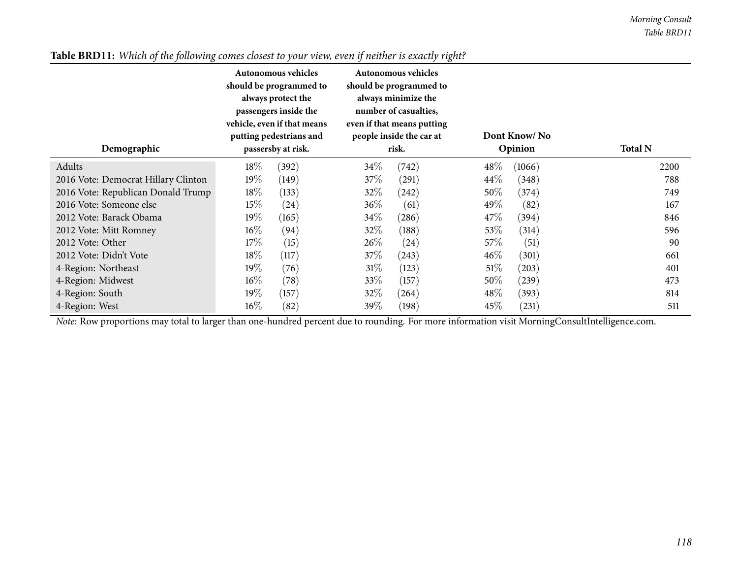**Table BRD11:** *Which of the following comes closest to your view, even if neither is exactly right?*

| Demographic | Autonomous vehicles should be programmed to always protect the passengers inside the vehicle, even if that means putting pedestrians and passersby at risk. | Autonomous vehicles should be programmed to always minimize the number of casualties, even if that means putting people inside the car at risk. | Dont Know/ No Opinion | Total N |
|---|---|---|---|---|
| Adults | 18% (392) | 34% (742) | 48% (1066) | 2200 |
| 2016 Vote: Democrat Hillary Clinton | 19% (149) | 37% (291) | 44% (348) | 788 |
| 2016 Vote: Republican Donald Trump | 18% (133) | 32% (242) | 50% (374) | 749 |
| 2016 Vote: Someone else | 15% (24) | 36% (61) | 49% (82) | 167 |
| 2012 Vote: Barack Obama | 19% (165) | 34% (286) | 47% (394) | 846 |
| 2012 Vote: Mitt Romney | 16% (94) | 32% (188) | 53% (314) | 596 |
| 2012 Vote: Other | 17% (15) | 26% (24) | 57% (51) | 90 |
| 2012 Vote: Didn't Vote | 18% (117) | 37% (243) | 46% (301) | 661 |
| 4-Region: Northeast | 19% (76) | 31% (123) | 51% (203) | 401 |
| 4-Region: Midwest | 16% (78) | 33% (157) | 50% (239) | 473 |
| 4-Region: South | 19% (157) | 32% (264) | 48% (393) | 814 |
| 4-Region: West | 16% (82) | 39% (198) | 45% (231) | 511 |

*Note:* Row proportions may total to larger than one-hundred percent due to rounding. For more information visit MorningConsultIntelligence.com.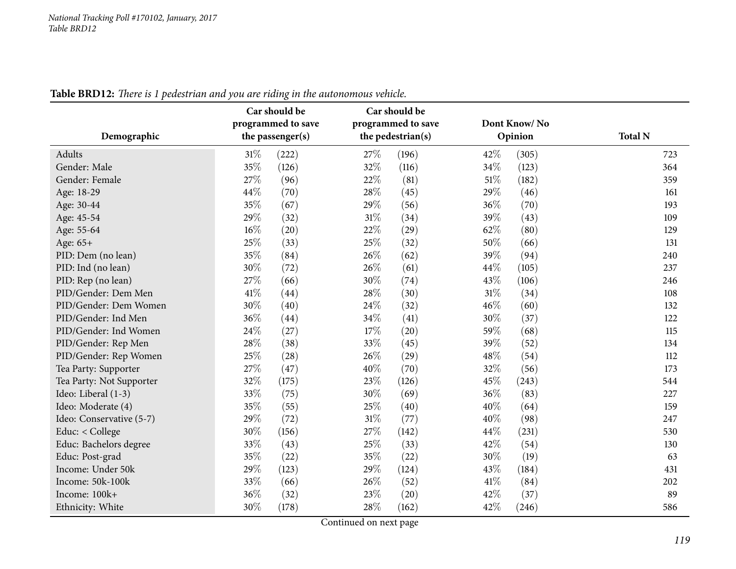**Table BRD12:** *There is 1 pedestrian and you are riding in the autonomous vehicle.*

| Demographic | Car should be programmed to save the passenger(s) | | Car should be programmed to save the pedestrian(s) | | Dont Know/ No Opinion | | Total N |
|---|---|---|---|---|---|---|---|
| Adults | 31% | (222) | 27% | (196) | 42% | (305) | 723 |
| Gender: Male | 35% | (126) | 32% | (116) | 34% | (123) | 364 |
| Gender: Female | 27% | (96) | 22% | (81) | 51% | (182) | 359 |
| Age: 18-29 | 44% | (70) | 28% | (45) | 29% | (46) | 161 |
| Age: 30-44 | 35% | (67) | 29% | (56) | 36% | (70) | 193 |
| Age: 45-54 | 29% | (32) | 31% | (34) | 39% | (43) | 109 |
| Age: 55-64 | 16% | (20) | 22% | (29) | 62% | (80) | 129 |
| Age: 65+ | 25% | (33) | 25% | (32) | 50% | (66) | 131 |
| PID: Dem (no lean) | 35% | (84) | 26% | (62) | 39% | (94) | 240 |
| PID: Ind (no lean) | 30% | (72) | 26% | (61) | 44% | (105) | 237 |
| PID: Rep (no lean) | 27% | (66) | 30% | (74) | 43% | (106) | 246 |
| PID/Gender: Dem Men | 41% | (44) | 28% | (30) | 31% | (34) | 108 |
| PID/Gender: Dem Women | 30% | (40) | 24% | (32) | 46% | (60) | 132 |
| PID/Gender: Ind Men | 36% | (44) | 34% | (41) | 30% | (37) | 122 |
| PID/Gender: Ind Women | 24% | (27) | 17% | (20) | 59% | (68) | 115 |
| PID/Gender: Rep Men | 28% | (38) | 33% | (45) | 39% | (52) | 134 |
| PID/Gender: Rep Women | 25% | (28) | 26% | (29) | 48% | (54) | 112 |
| Tea Party: Supporter | 27% | (47) | 40% | (70) | 32% | (56) | 173 |
| Tea Party: Not Supporter | 32% | (175) | 23% | (126) | 45% | (243) | 544 |
| Ideo: Liberal (1-3) | 33% | (75) | 30% | (69) | 36% | (83) | 227 |
| Ideo: Moderate (4) | 35% | (55) | 25% | (40) | 40% | (64) | 159 |
| Ideo: Conservative (5-7) | 29% | (72) | 31% | (77) | 40% | (98) | 247 |
| Educ: < College | 30% | (156) | 27% | (142) | 44% | (231) | 530 |
| Educ: Bachelors degree | 33% | (43) | 25% | (33) | 42% | (54) | 130 |
| Educ: Post-grad | 35% | (22) | 35% | (22) | 30% | (19) | 63 |
| Income: Under 50k | 29% | (123) | 29% | (124) | 43% | (184) | 431 |
| Income: 50k-100k | 33% | (66) | 26% | (52) | 41% | (84) | 202 |
| Income: 100k+ | 36% | (32) | 23% | (20) | 42% | (37) | 89 |
| Ethnicity: White | 30% | (178) | 28% | (162) | 42% | (246) | 586 |

Continued on next page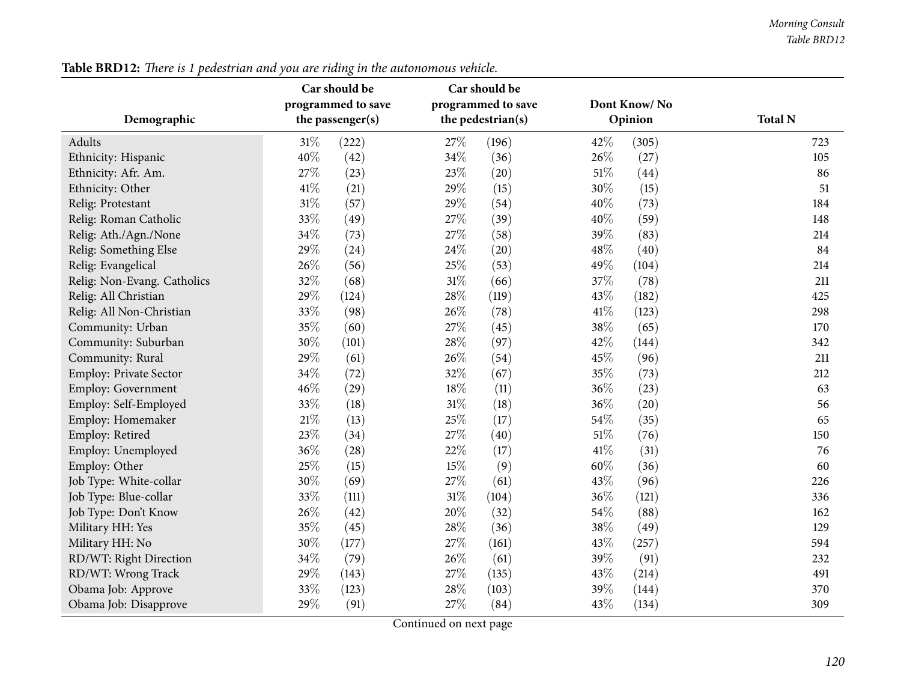**Table BRD12:** *There is 1 pedestrian and you are riding in the autonomous vehicle.*

| Demographic | Car should be programmed to save the passenger(s) | | Car should be programmed to save the pedestrian(s) | | Dont Know/ No Opinion | | Total N |
|---|---|---|---|---|---|---|---|
| Adults | 31% | (222) | 27% | (196) | 42% | (305) | 723 |
| Ethnicity: Hispanic | 40% | (42) | 34% | (36) | 26% | (27) | 105 |
| Ethnicity: Afr. Am. | 27% | (23) | 23% | (20) | 51% | (44) | 86 |
| Ethnicity: Other | 41% | (21) | 29% | (15) | 30% | (15) | 51 |
| Relig: Protestant | 31% | (57) | 29% | (54) | 40% | (73) | 184 |
| Relig: Roman Catholic | 33% | (49) | 27% | (39) | 40% | (59) | 148 |
| Relig: Ath./Agn./None | 34% | (73) | 27% | (58) | 39% | (83) | 214 |
| Relig: Something Else | 29% | (24) | 24% | (20) | 48% | (40) | 84 |
| Relig: Evangelical | 26% | (56) | 25% | (53) | 49% | (104) | 214 |
| Relig: Non-Evang. Catholics | 32% | (68) | 31% | (66) | 37% | (78) | 211 |
| Relig: All Christian | 29% | (124) | 28% | (119) | 43% | (182) | 425 |
| Relig: All Non-Christian | 33% | (98) | 26% | (78) | 41% | (123) | 298 |
| Community: Urban | 35% | (60) | 27% | (45) | 38% | (65) | 170 |
| Community: Suburban | 30% | (101) | 28% | (97) | 42% | (144) | 342 |
| Community: Rural | 29% | (61) | 26% | (54) | 45% | (96) | 211 |
| Employ: Private Sector | 34% | (72) | 32% | (67) | 35% | (73) | 212 |
| Employ: Government | 46% | (29) | 18% | (11) | 36% | (23) | 63 |
| Employ: Self-Employed | 33% | (18) | 31% | (18) | 36% | (20) | 56 |
| Employ: Homemaker | 21% | (13) | 25% | (17) | 54% | (35) | 65 |
| Employ: Retired | 23% | (34) | 27% | (40) | 51% | (76) | 150 |
| Employ: Unemployed | 36% | (28) | 22% | (17) | 41% | (31) | 76 |
| Employ: Other | 25% | (15) | 15% | (9) | 60% | (36) | 60 |
| Job Type: White-collar | 30% | (69) | 27% | (61) | 43% | (96) | 226 |
| Job Type: Blue-collar | 33% | (111) | 31% | (104) | 36% | (121) | 336 |
| Job Type: Don't Know | 26% | (42) | 20% | (32) | 54% | (88) | 162 |
| Military HH: Yes | 35% | (45) | 28% | (36) | 38% | (49) | 129 |
| Military HH: No | 30% | (177) | 27% | (161) | 43% | (257) | 594 |
| RD/WT: Right Direction | 34% | (79) | 26% | (61) | 39% | (91) | 232 |
| RD/WT: Wrong Track | 29% | (143) | 27% | (135) | 43% | (214) | 491 |
| Obama Job: Approve | 33% | (123) | 28% | (103) | 39% | (144) | 370 |
| Obama Job: Disapprove | 29% | (91) | 27% | (84) | 43% | (134) | 309 |

Continued on next page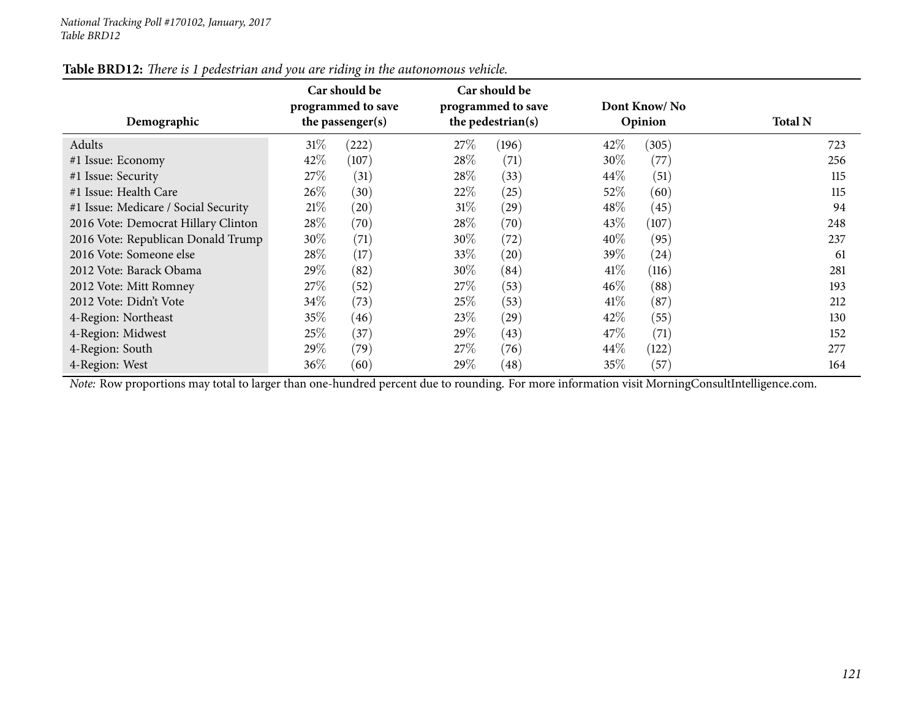*National Tracking Poll #170102, January, 2017*
*Table BRD12*

**Table BRD12:** *There is 1 pedestrian and you are riding in the autonomous vehicle.*

| Demographic | Car should be programmed to save the passenger(s) | | Car should be programmed to save the pedestrian(s) | | Dont Know/ No Opinion | | Total N |
|---|---|---|---|---|---|---|---|
| Adults | 31% | (222) | 27% | (196) | 42% | (305) | 723 |
| #1 Issue: Economy | 42% | (107) | 28% | (71) | 30% | (77) | 256 |
| #1 Issue: Security | 27% | (31) | 28% | (33) | 44% | (51) | 115 |
| #1 Issue: Health Care | 26% | (30) | 22% | (25) | 52% | (60) | 115 |
| #1 Issue: Medicare / Social Security | 21% | (20) | 31% | (29) | 48% | (45) | 94 |
| 2016 Vote: Democrat Hillary Clinton | 28% | (70) | 28% | (70) | 43% | (107) | 248 |
| 2016 Vote: Republican Donald Trump | 30% | (71) | 30% | (72) | 40% | (95) | 237 |
| 2016 Vote: Someone else | 28% | (17) | 33% | (20) | 39% | (24) | 61 |
| 2012 Vote: Barack Obama | 29% | (82) | 30% | (84) | 41% | (116) | 281 |
| 2012 Vote: Mitt Romney | 27% | (52) | 27% | (53) | 46% | (88) | 193 |
| 2012 Vote: Didn't Vote | 34% | (73) | 25% | (53) | 41% | (87) | 212 |
| 4-Region: Northeast | 35% | (46) | 23% | (29) | 42% | (55) | 130 |
| 4-Region: Midwest | 25% | (37) | 29% | (43) | 47% | (71) | 152 |
| 4-Region: South | 29% | (79) | 27% | (76) | 44% | (122) | 277 |
| 4-Region: West | 36% | (60) | 29% | (48) | 35% | (57) | 164 |

*Note:* Row proportions may total to larger than one-hundred percent due to rounding. For more information visit MorningConsultIntelligence.com.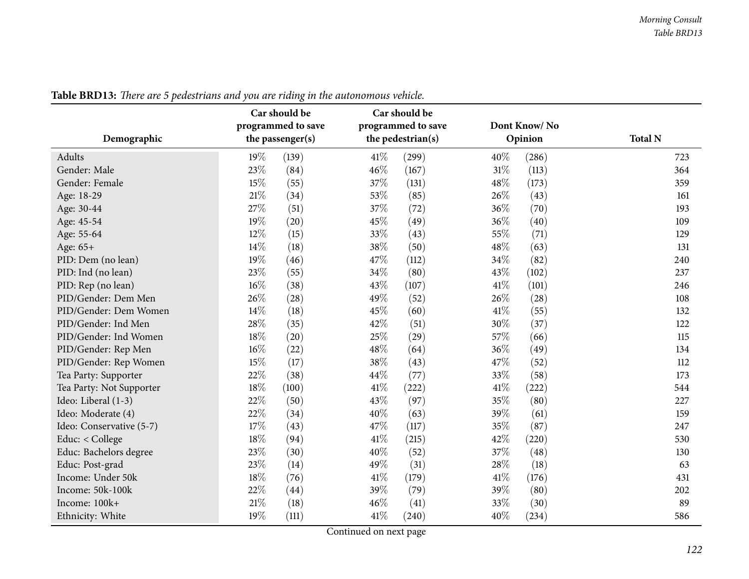**Table BRD13:** *There are 5 pedestrians and you are riding in the autonomous vehicle.*

| Demographic | Car should be programmed to save the passenger(s) | | Car should be programmed to save the pedestrian(s) | | Dont Know/ No Opinion | | Total N |
|---|---|---|---|---|---|---|---|
| Adults | 19% | (139) | 41% | (299) | 40% | (286) | 723 |
| Gender: Male | 23% | (84) | 46% | (167) | 31% | (113) | 364 |
| Gender: Female | 15% | (55) | 37% | (131) | 48% | (173) | 359 |
| Age: 18-29 | 21% | (34) | 53% | (85) | 26% | (43) | 161 |
| Age: 30-44 | 27% | (51) | 37% | (72) | 36% | (70) | 193 |
| Age: 45-54 | 19% | (20) | 45% | (49) | 36% | (40) | 109 |
| Age: 55-64 | 12% | (15) | 33% | (43) | 55% | (71) | 129 |
| Age: 65+ | 14% | (18) | 38% | (50) | 48% | (63) | 131 |
| PID: Dem (no lean) | 19% | (46) | 47% | (112) | 34% | (82) | 240 |
| PID: Ind (no lean) | 23% | (55) | 34% | (80) | 43% | (102) | 237 |
| PID: Rep (no lean) | 16% | (38) | 43% | (107) | 41% | (101) | 246 |
| PID/Gender: Dem Men | 26% | (28) | 49% | (52) | 26% | (28) | 108 |
| PID/Gender: Dem Women | 14% | (18) | 45% | (60) | 41% | (55) | 132 |
| PID/Gender: Ind Men | 28% | (35) | 42% | (51) | 30% | (37) | 122 |
| PID/Gender: Ind Women | 18% | (20) | 25% | (29) | 57% | (66) | 115 |
| PID/Gender: Rep Men | 16% | (22) | 48% | (64) | 36% | (49) | 134 |
| PID/Gender: Rep Women | 15% | (17) | 38% | (43) | 47% | (52) | 112 |
| Tea Party: Supporter | 22% | (38) | 44% | (77) | 33% | (58) | 173 |
| Tea Party: Not Supporter | 18% | (100) | 41% | (222) | 41% | (222) | 544 |
| Ideo: Liberal (1-3) | 22% | (50) | 43% | (97) | 35% | (80) | 227 |
| Ideo: Moderate (4) | 22% | (34) | 40% | (63) | 39% | (61) | 159 |
| Ideo: Conservative (5-7) | 17% | (43) | 47% | (117) | 35% | (87) | 247 |
| Educ: < College | 18% | (94) | 41% | (215) | 42% | (220) | 530 |
| Educ: Bachelors degree | 23% | (30) | 40% | (52) | 37% | (48) | 130 |
| Educ: Post-grad | 23% | (14) | 49% | (31) | 28% | (18) | 63 |
| Income: Under 50k | 18% | (76) | 41% | (179) | 41% | (176) | 431 |
| Income: 50k-100k | 22% | (44) | 39% | (79) | 39% | (80) | 202 |
| Income: 100k+ | 21% | (18) | 46% | (41) | 33% | (30) | 89 |
| Ethnicity: White | 19% | (111) | 41% | (240) | 40% | (234) | 586 |

Continued on next page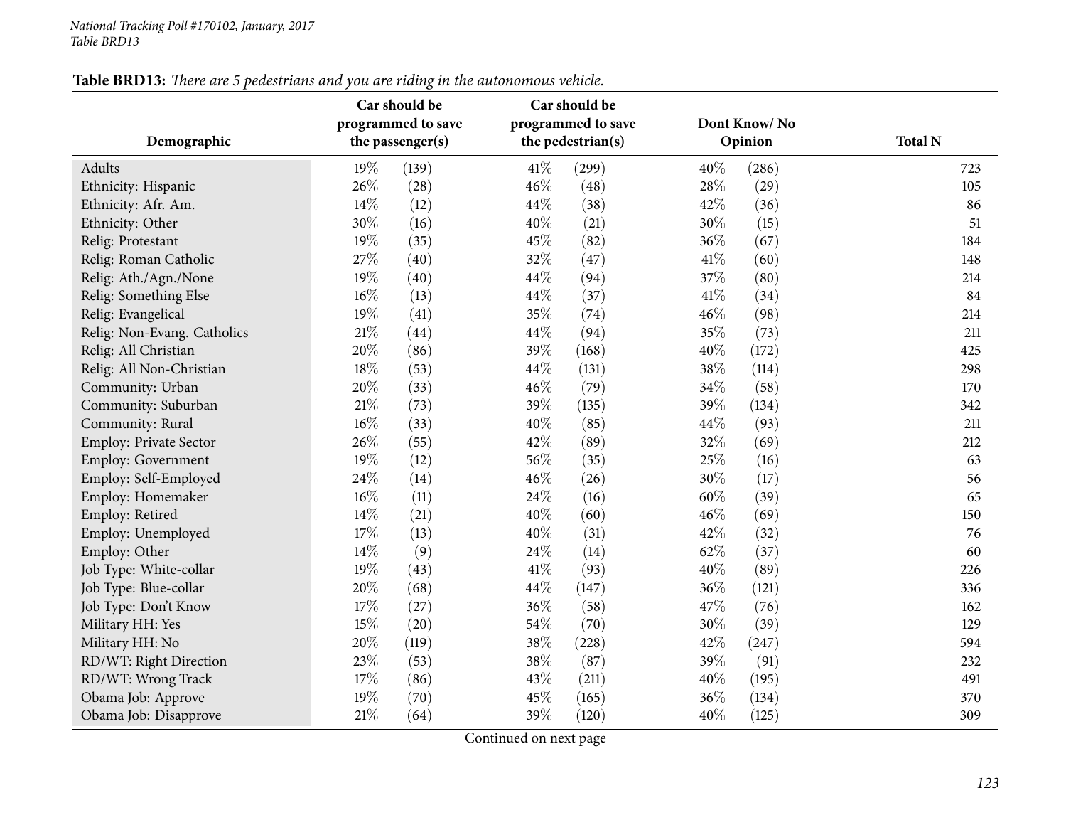**Table BRD13:** *There are 5 pedestrians and you are riding in the autonomous vehicle.*

| Demographic | Car should be programmed to save the passenger(s) | | Car should be programmed to save the pedestrian(s) | | Dont Know/ No Opinion | | Total N |
|---|---|---|---|---|---|---|---|
| Adults | 19% | (139) | 41% | (299) | 40% | (286) | 723 |
| Ethnicity: Hispanic | 26% | (28) | 46% | (48) | 28% | (29) | 105 |
| Ethnicity: Afr. Am. | 14% | (12) | 44% | (38) | 42% | (36) | 86 |
| Ethnicity: Other | 30% | (16) | 40% | (21) | 30% | (15) | 51 |
| Relig: Protestant | 19% | (35) | 45% | (82) | 36% | (67) | 184 |
| Relig: Roman Catholic | 27% | (40) | 32% | (47) | 41% | (60) | 148 |
| Relig: Ath./Agn./None | 19% | (40) | 44% | (94) | 37% | (80) | 214 |
| Relig: Something Else | 16% | (13) | 44% | (37) | 41% | (34) | 84 |
| Relig: Evangelical | 19% | (41) | 35% | (74) | 46% | (98) | 214 |
| Relig: Non-Evang. Catholics | 21% | (44) | 44% | (94) | 35% | (73) | 211 |
| Relig: All Christian | 20% | (86) | 39% | (168) | 40% | (172) | 425 |
| Relig: All Non-Christian | 18% | (53) | 44% | (131) | 38% | (114) | 298 |
| Community: Urban | 20% | (33) | 46% | (79) | 34% | (58) | 170 |
| Community: Suburban | 21% | (73) | 39% | (135) | 39% | (134) | 342 |
| Community: Rural | 16% | (33) | 40% | (85) | 44% | (93) | 211 |
| Employ: Private Sector | 26% | (55) | 42% | (89) | 32% | (69) | 212 |
| Employ: Government | 19% | (12) | 56% | (35) | 25% | (16) | 63 |
| Employ: Self-Employed | 24% | (14) | 46% | (26) | 30% | (17) | 56 |
| Employ: Homemaker | 16% | (11) | 24% | (16) | 60% | (39) | 65 |
| Employ: Retired | 14% | (21) | 40% | (60) | 46% | (69) | 150 |
| Employ: Unemployed | 17% | (13) | 40% | (31) | 42% | (32) | 76 |
| Employ: Other | 14% | (9) | 24% | (14) | 62% | (37) | 60 |
| Job Type: White-collar | 19% | (43) | 41% | (93) | 40% | (89) | 226 |
| Job Type: Blue-collar | 20% | (68) | 44% | (147) | 36% | (121) | 336 |
| Job Type: Don't Know | 17% | (27) | 36% | (58) | 47% | (76) | 162 |
| Military HH: Yes | 15% | (20) | 54% | (70) | 30% | (39) | 129 |
| Military HH: No | 20% | (119) | 38% | (228) | 42% | (247) | 594 |
| RD/WT: Right Direction | 23% | (53) | 38% | (87) | 39% | (91) | 232 |
| RD/WT: Wrong Track | 17% | (86) | 43% | (211) | 40% | (195) | 491 |
| Obama Job: Approve | 19% | (70) | 45% | (165) | 36% | (134) | 370 |
| Obama Job: Disapprove | 21% | (64) | 39% | (120) | 40% | (125) | 309 |

Continued on next page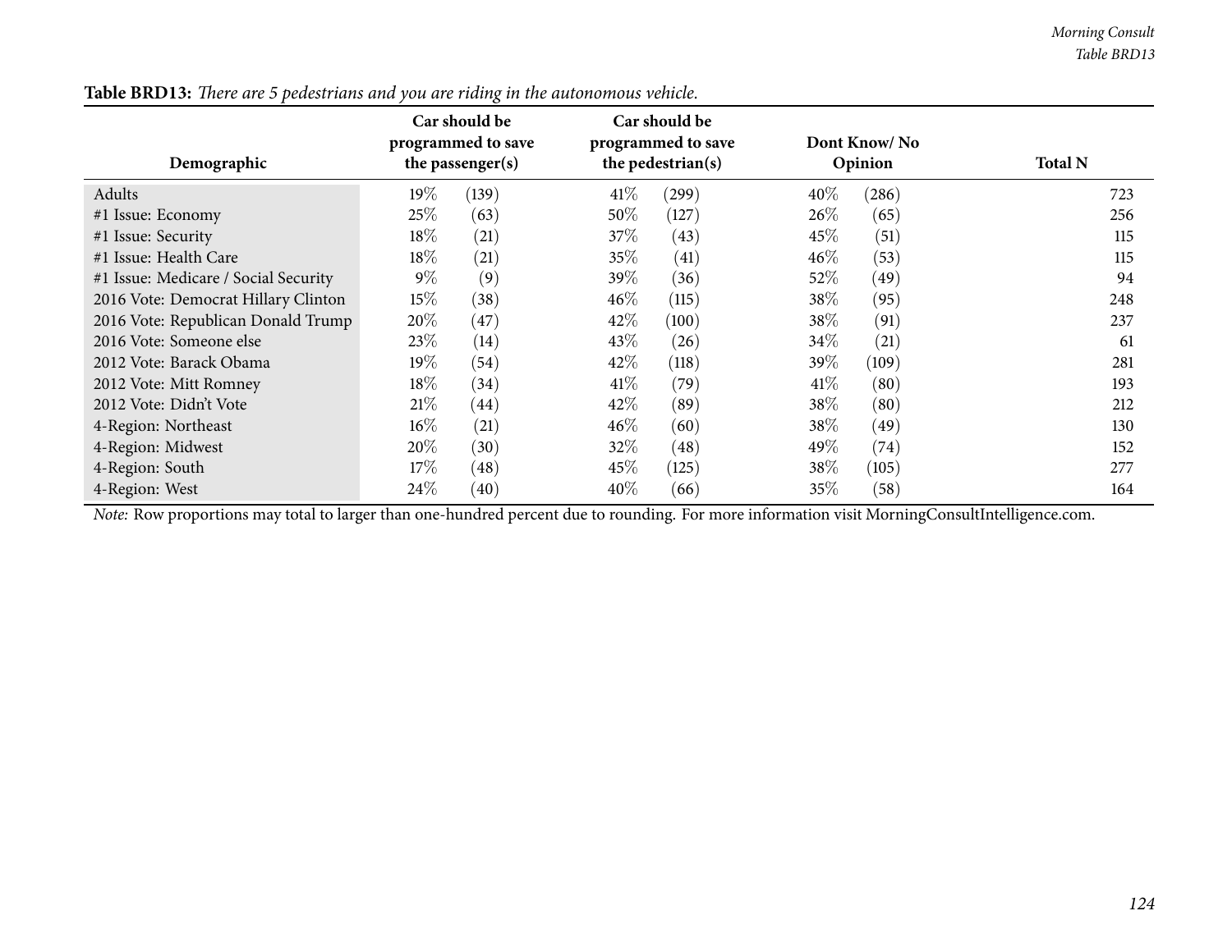**Table BRD13:** *There are 5 pedestrians and you are riding in the autonomous vehicle.*

| Demographic | Car should be programmed to save the passenger(s) | | Car should be programmed to save the pedestrian(s) | | Dont Know/ No Opinion | | Total N |
|---|---|---|---|---|---|---|---|
| Adults | 19% | (139) | 41% | (299) | 40% | (286) | 723 |
| #1 Issue: Economy | 25% | (63) | 50% | (127) | 26% | (65) | 256 |
| #1 Issue: Security | 18% | (21) | 37% | (43) | 45% | (51) | 115 |
| #1 Issue: Health Care | 18% | (21) | 35% | (41) | 46% | (53) | 115 |
| #1 Issue: Medicare / Social Security | 9% | (9) | 39% | (36) | 52% | (49) | 94 |
| 2016 Vote: Democrat Hillary Clinton | 15% | (38) | 46% | (115) | 38% | (95) | 248 |
| 2016 Vote: Republican Donald Trump | 20% | (47) | 42% | (100) | 38% | (91) | 237 |
| 2016 Vote: Someone else | 23% | (14) | 43% | (26) | 34% | (21) | 61 |
| 2012 Vote: Barack Obama | 19% | (54) | 42% | (118) | 39% | (109) | 281 |
| 2012 Vote: Mitt Romney | 18% | (34) | 41% | (79) | 41% | (80) | 193 |
| 2012 Vote: Didn't Vote | 21% | (44) | 42% | (89) | 38% | (80) | 212 |
| 4-Region: Northeast | 16% | (21) | 46% | (60) | 38% | (49) | 130 |
| 4-Region: Midwest | 20% | (30) | 32% | (48) | 49% | (74) | 152 |
| 4-Region: South | 17% | (48) | 45% | (125) | 38% | (105) | 277 |
| 4-Region: West | 24% | (40) | 40% | (66) | 35% | (58) | 164 |

*Note:* Row proportions may total to larger than one-hundred percent due to rounding. For more information visit MorningConsultIntelligence.com.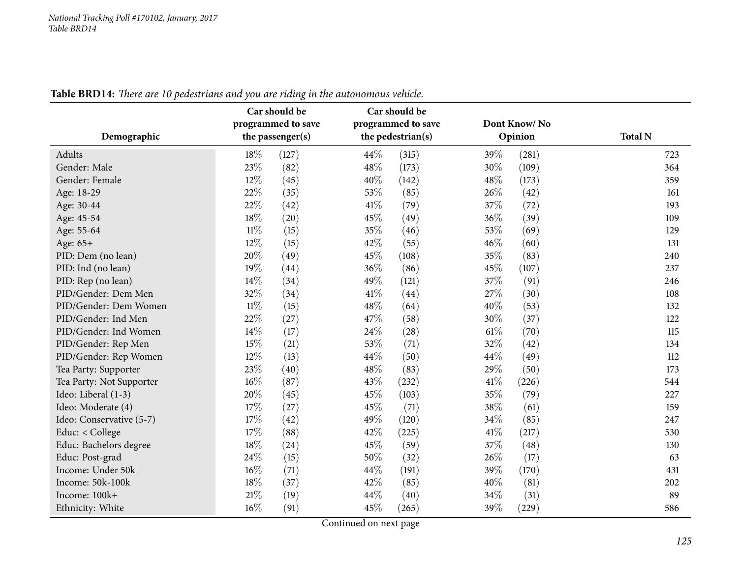**Table BRD14:** *There are 10 pedestrians and you are riding in the autonomous vehicle.*

| Demographic | Car should be programmed to save the passenger(s) | | Car should be programmed to save the pedestrian(s) | | Dont Know/ No Opinion | | Total N |
|---|---|---|---|---|---|---|---|
| Adults | 18% | (127) | 44% | (315) | 39% | (281) | 723 |
| Gender: Male | 23% | (82) | 48% | (173) | 30% | (109) | 364 |
| Gender: Female | 12% | (45) | 40% | (142) | 48% | (173) | 359 |
| Age: 18-29 | 22% | (35) | 53% | (85) | 26% | (42) | 161 |
| Age: 30-44 | 22% | (42) | 41% | (79) | 37% | (72) | 193 |
| Age: 45-54 | 18% | (20) | 45% | (49) | 36% | (39) | 109 |
| Age: 55-64 | 11% | (15) | 35% | (46) | 53% | (69) | 129 |
| Age: 65+ | 12% | (15) | 42% | (55) | 46% | (60) | 131 |
| PID: Dem (no lean) | 20% | (49) | 45% | (108) | 35% | (83) | 240 |
| PID: Ind (no lean) | 19% | (44) | 36% | (86) | 45% | (107) | 237 |
| PID: Rep (no lean) | 14% | (34) | 49% | (121) | 37% | (91) | 246 |
| PID/Gender: Dem Men | 32% | (34) | 41% | (44) | 27% | (30) | 108 |
| PID/Gender: Dem Women | 11% | (15) | 48% | (64) | 40% | (53) | 132 |
| PID/Gender: Ind Men | 22% | (27) | 47% | (58) | 30% | (37) | 122 |
| PID/Gender: Ind Women | 14% | (17) | 24% | (28) | 61% | (70) | 115 |
| PID/Gender: Rep Men | 15% | (21) | 53% | (71) | 32% | (42) | 134 |
| PID/Gender: Rep Women | 12% | (13) | 44% | (50) | 44% | (49) | 112 |
| Tea Party: Supporter | 23% | (40) | 48% | (83) | 29% | (50) | 173 |
| Tea Party: Not Supporter | 16% | (87) | 43% | (232) | 41% | (226) | 544 |
| Ideo: Liberal (1-3) | 20% | (45) | 45% | (103) | 35% | (79) | 227 |
| Ideo: Moderate (4) | 17% | (27) | 45% | (71) | 38% | (61) | 159 |
| Ideo: Conservative (5-7) | 17% | (42) | 49% | (120) | 34% | (85) | 247 |
| Educ: < College | 17% | (88) | 42% | (225) | 41% | (217) | 530 |
| Educ: Bachelors degree | 18% | (24) | 45% | (59) | 37% | (48) | 130 |
| Educ: Post-grad | 24% | (15) | 50% | (32) | 26% | (17) | 63 |
| Income: Under 50k | 16% | (71) | 44% | (191) | 39% | (170) | 431 |
| Income: 50k-100k | 18% | (37) | 42% | (85) | 40% | (81) | 202 |
| Income: 100k+ | 21% | (19) | 44% | (40) | 34% | (31) | 89 |
| Ethnicity: White | 16% | (91) | 45% | (265) | 39% | (229) | 586 |

Continued on next page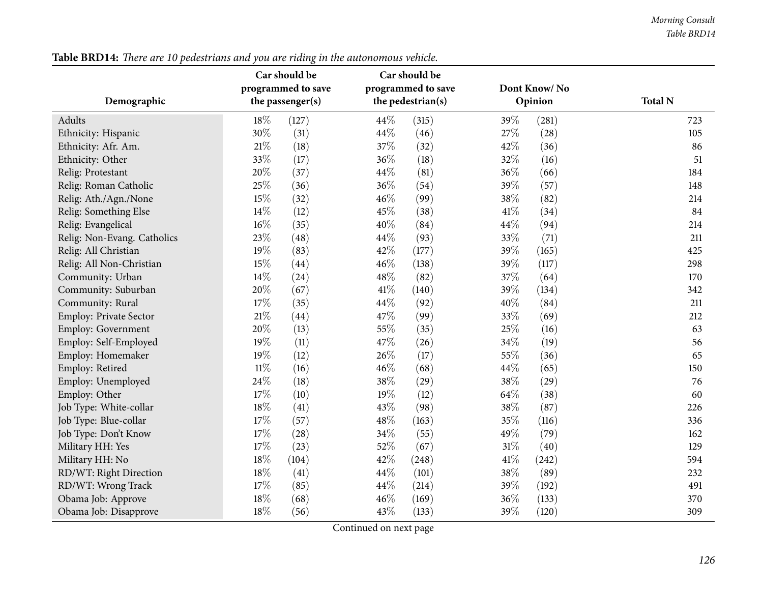**Table BRD14:** *There are 10 pedestrians and you are riding in the autonomous vehicle.*

| Demographic | Car should be programmed to save the passenger(s) | | Car should be programmed to save the pedestrian(s) | | Dont Know/ No Opinion | | Total N |
|---|---|---|---|---|---|---|---|
| Adults | 18% | (127) | 44% | (315) | 39% | (281) | 723 |
| Ethnicity: Hispanic | 30% | (31) | 44% | (46) | 27% | (28) | 105 |
| Ethnicity: Afr. Am. | 21% | (18) | 37% | (32) | 42% | (36) | 86 |
| Ethnicity: Other | 33% | (17) | 36% | (18) | 32% | (16) | 51 |
| Relig: Protestant | 20% | (37) | 44% | (81) | 36% | (66) | 184 |
| Relig: Roman Catholic | 25% | (36) | 36% | (54) | 39% | (57) | 148 |
| Relig: Ath./Agn./None | 15% | (32) | 46% | (99) | 38% | (82) | 214 |
| Relig: Something Else | 14% | (12) | 45% | (38) | 41% | (34) | 84 |
| Relig: Evangelical | 16% | (35) | 40% | (84) | 44% | (94) | 214 |
| Relig: Non-Evang. Catholics | 23% | (48) | 44% | (93) | 33% | (71) | 211 |
| Relig: All Christian | 19% | (83) | 42% | (177) | 39% | (165) | 425 |
| Relig: All Non-Christian | 15% | (44) | 46% | (138) | 39% | (117) | 298 |
| Community: Urban | 14% | (24) | 48% | (82) | 37% | (64) | 170 |
| Community: Suburban | 20% | (67) | 41% | (140) | 39% | (134) | 342 |
| Community: Rural | 17% | (35) | 44% | (92) | 40% | (84) | 211 |
| Employ: Private Sector | 21% | (44) | 47% | (99) | 33% | (69) | 212 |
| Employ: Government | 20% | (13) | 55% | (35) | 25% | (16) | 63 |
| Employ: Self-Employed | 19% | (11) | 47% | (26) | 34% | (19) | 56 |
| Employ: Homemaker | 19% | (12) | 26% | (17) | 55% | (36) | 65 |
| Employ: Retired | 11% | (16) | 46% | (68) | 44% | (65) | 150 |
| Employ: Unemployed | 24% | (18) | 38% | (29) | 38% | (29) | 76 |
| Employ: Other | 17% | (10) | 19% | (12) | 64% | (38) | 60 |
| Job Type: White-collar | 18% | (41) | 43% | (98) | 38% | (87) | 226 |
| Job Type: Blue-collar | 17% | (57) | 48% | (163) | 35% | (116) | 336 |
| Job Type: Don't Know | 17% | (28) | 34% | (55) | 49% | (79) | 162 |
| Military HH: Yes | 17% | (23) | 52% | (67) | 31% | (40) | 129 |
| Military HH: No | 18% | (104) | 42% | (248) | 41% | (242) | 594 |
| RD/WT: Right Direction | 18% | (41) | 44% | (101) | 38% | (89) | 232 |
| RD/WT: Wrong Track | 17% | (85) | 44% | (214) | 39% | (192) | 491 |
| Obama Job: Approve | 18% | (68) | 46% | (169) | 36% | (133) | 370 |
| Obama Job: Disapprove | 18% | (56) | 43% | (133) | 39% | (120) | 309 |

Continued on next page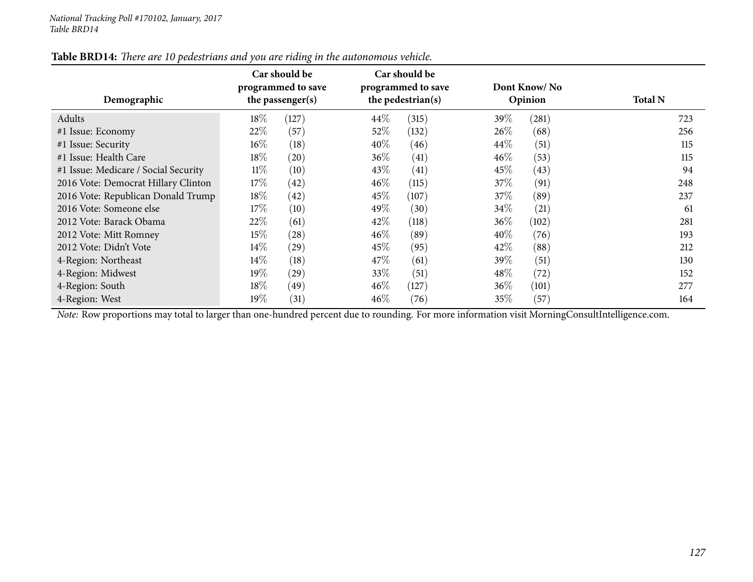**Table BRD14:** *There are 10 pedestrians and you are riding in the autonomous vehicle.*

| Demographic | Car should be programmed to save the passenger(s) | | Car should be programmed to save the pedestrian(s) | | Dont Know/ No Opinion | | Total N |
|---|---|---|---|---|---|---|---|
| Adults | 18% | (127) | 44% | (315) | 39% | (281) | 723 |
| #1 Issue: Economy | 22% | (57) | 52% | (132) | 26% | (68) | 256 |
| #1 Issue: Security | 16% | (18) | 40% | (46) | 44% | (51) | 115 |
| #1 Issue: Health Care | 18% | (20) | 36% | (41) | 46% | (53) | 115 |
| #1 Issue: Medicare / Social Security | 11% | (10) | 43% | (41) | 45% | (43) | 94 |
| 2016 Vote: Democrat Hillary Clinton | 17% | (42) | 46% | (115) | 37% | (91) | 248 |
| 2016 Vote: Republican Donald Trump | 18% | (42) | 45% | (107) | 37% | (89) | 237 |
| 2016 Vote: Someone else | 17% | (10) | 49% | (30) | 34% | (21) | 61 |
| 2012 Vote: Barack Obama | 22% | (61) | 42% | (118) | 36% | (102) | 281 |
| 2012 Vote: Mitt Romney | 15% | (28) | 46% | (89) | 40% | (76) | 193 |
| 2012 Vote: Didn't Vote | 14% | (29) | 45% | (95) | 42% | (88) | 212 |
| 4-Region: Northeast | 14% | (18) | 47% | (61) | 39% | (51) | 130 |
| 4-Region: Midwest | 19% | (29) | 33% | (51) | 48% | (72) | 152 |
| 4-Region: South | 18% | (49) | 46% | (127) | 36% | (101) | 277 |
| 4-Region: West | 19% | (31) | 46% | (76) | 35% | (57) | 164 |

*Note:* Row proportions may total to larger than one-hundred percent due to rounding. For more information visit MorningConsultIntelligence.com.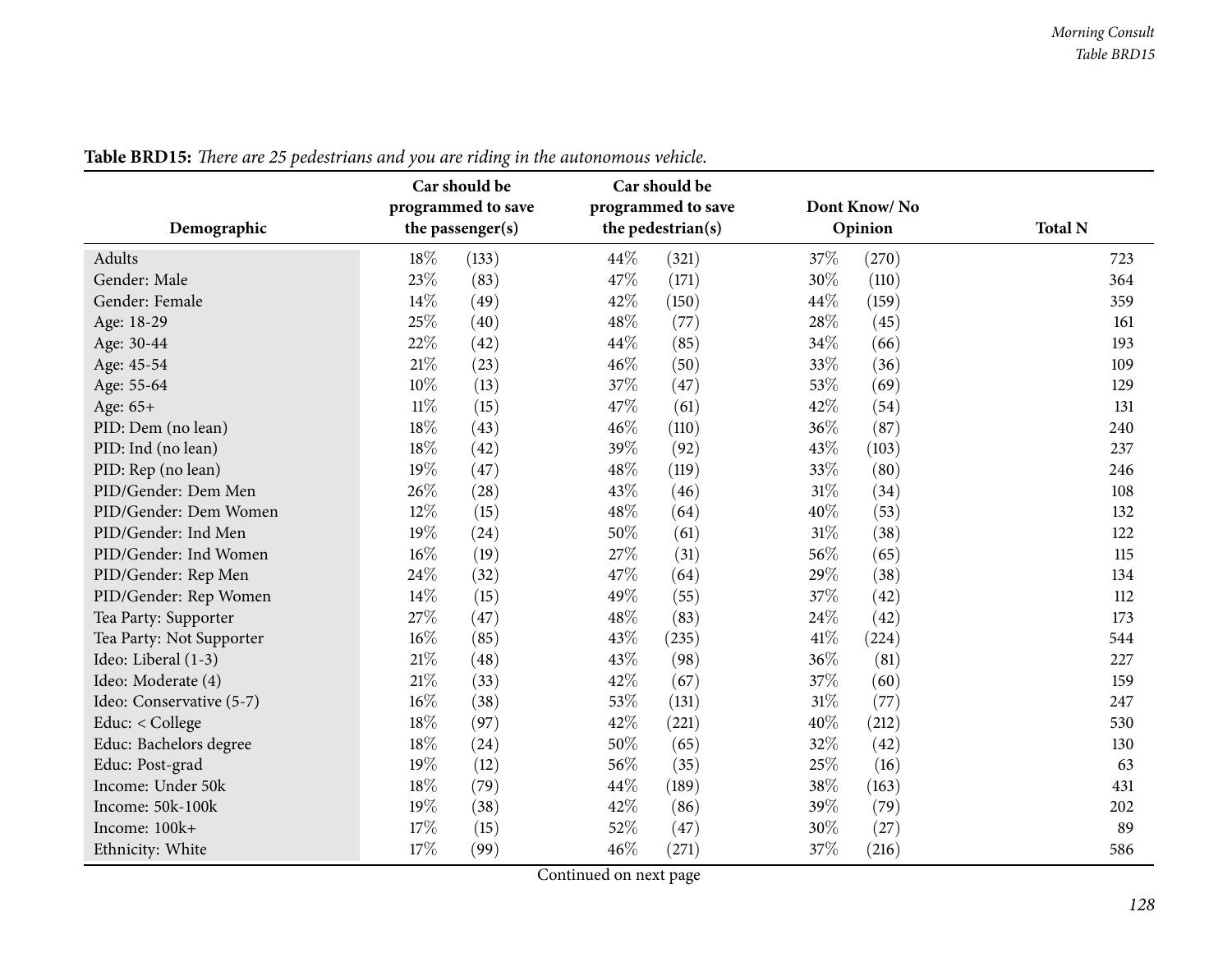**Table BRD15:** *There are 25 pedestrians and you are riding in the autonomous vehicle.*

| Demographic | Car should be programmed to save the passenger(s) | | Car should be programmed to save the pedestrian(s) | | Dont Know/ No Opinion | | Total N |
|---|---|---|---|---|---|---|---|
| Adults | 18% | (133) | 44% | (321) | 37% | (270) | 723 |
| Gender: Male | 23% | (83) | 47% | (171) | 30% | (110) | 364 |
| Gender: Female | 14% | (49) | 42% | (150) | 44% | (159) | 359 |
| Age: 18-29 | 25% | (40) | 48% | (77) | 28% | (45) | 161 |
| Age: 30-44 | 22% | (42) | 44% | (85) | 34% | (66) | 193 |
| Age: 45-54 | 21% | (23) | 46% | (50) | 33% | (36) | 109 |
| Age: 55-64 | 10% | (13) | 37% | (47) | 53% | (69) | 129 |
| Age: 65+ | 11% | (15) | 47% | (61) | 42% | (54) | 131 |
| PID: Dem (no lean) | 18% | (43) | 46% | (110) | 36% | (87) | 240 |
| PID: Ind (no lean) | 18% | (42) | 39% | (92) | 43% | (103) | 237 |
| PID: Rep (no lean) | 19% | (47) | 48% | (119) | 33% | (80) | 246 |
| PID/Gender: Dem Men | 26% | (28) | 43% | (46) | 31% | (34) | 108 |
| PID/Gender: Dem Women | 12% | (15) | 48% | (64) | 40% | (53) | 132 |
| PID/Gender: Ind Men | 19% | (24) | 50% | (61) | 31% | (38) | 122 |
| PID/Gender: Ind Women | 16% | (19) | 27% | (31) | 56% | (65) | 115 |
| PID/Gender: Rep Men | 24% | (32) | 47% | (64) | 29% | (38) | 134 |
| PID/Gender: Rep Women | 14% | (15) | 49% | (55) | 37% | (42) | 112 |
| Tea Party: Supporter | 27% | (47) | 48% | (83) | 24% | (42) | 173 |
| Tea Party: Not Supporter | 16% | (85) | 43% | (235) | 41% | (224) | 544 |
| Ideo: Liberal (1-3) | 21% | (48) | 43% | (98) | 36% | (81) | 227 |
| Ideo: Moderate (4) | 21% | (33) | 42% | (67) | 37% | (60) | 159 |
| Ideo: Conservative (5-7) | 16% | (38) | 53% | (131) | 31% | (77) | 247 |
| Educ: < College | 18% | (97) | 42% | (221) | 40% | (212) | 530 |
| Educ: Bachelors degree | 18% | (24) | 50% | (65) | 32% | (42) | 130 |
| Educ: Post-grad | 19% | (12) | 56% | (35) | 25% | (16) | 63 |
| Income: Under 50k | 18% | (79) | 44% | (189) | 38% | (163) | 431 |
| Income: 50k-100k | 19% | (38) | 42% | (86) | 39% | (79) | 202 |
| Income: 100k+ | 17% | (15) | 52% | (47) | 30% | (27) | 89 |
| Ethnicity: White | 17% | (99) | 46% | (271) | 37% | (216) | 586 |

Continued on next page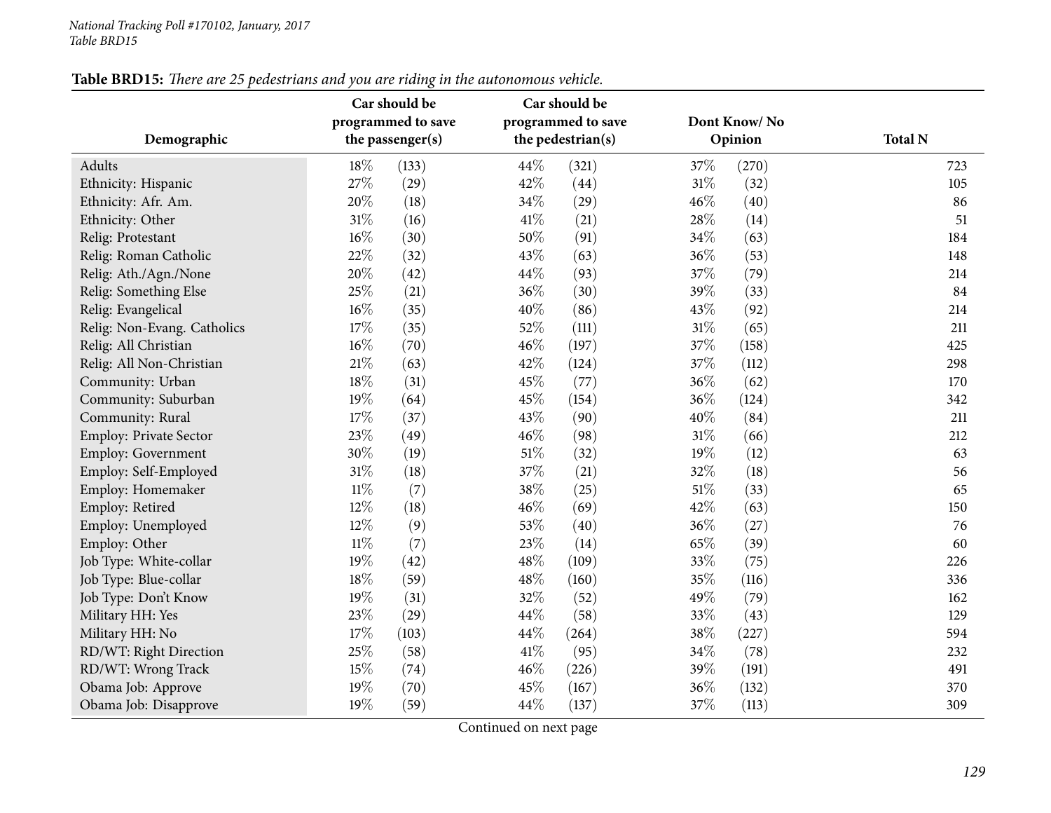**Table BRD15:** *There are 25 pedestrians and you are riding in the autonomous vehicle.*

| Demographic | Car should be programmed to save the passenger(s) | | Car should be programmed to save the pedestrian(s) | | Dont Know/ No Opinion | | Total N |
|---|---|---|---|---|---|---|---|
| Adults | 18% | (133) | 44% | (321) | 37% | (270) | 723 |
| Ethnicity: Hispanic | 27% | (29) | 42% | (44) | 31% | (32) | 105 |
| Ethnicity: Afr. Am. | 20% | (18) | 34% | (29) | 46% | (40) | 86 |
| Ethnicity: Other | 31% | (16) | 41% | (21) | 28% | (14) | 51 |
| Relig: Protestant | 16% | (30) | 50% | (91) | 34% | (63) | 184 |
| Relig: Roman Catholic | 22% | (32) | 43% | (63) | 36% | (53) | 148 |
| Relig: Ath./Agn./None | 20% | (42) | 44% | (93) | 37% | (79) | 214 |
| Relig: Something Else | 25% | (21) | 36% | (30) | 39% | (33) | 84 |
| Relig: Evangelical | 16% | (35) | 40% | (86) | 43% | (92) | 214 |
| Relig: Non-Evang. Catholics | 17% | (35) | 52% | (111) | 31% | (65) | 211 |
| Relig: All Christian | 16% | (70) | 46% | (197) | 37% | (158) | 425 |
| Relig: All Non-Christian | 21% | (63) | 42% | (124) | 37% | (112) | 298 |
| Community: Urban | 18% | (31) | 45% | (77) | 36% | (62) | 170 |
| Community: Suburban | 19% | (64) | 45% | (154) | 36% | (124) | 342 |
| Community: Rural | 17% | (37) | 43% | (90) | 40% | (84) | 211 |
| Employ: Private Sector | 23% | (49) | 46% | (98) | 31% | (66) | 212 |
| Employ: Government | 30% | (19) | 51% | (32) | 19% | (12) | 63 |
| Employ: Self-Employed | 31% | (18) | 37% | (21) | 32% | (18) | 56 |
| Employ: Homemaker | 11% | (7) | 38% | (25) | 51% | (33) | 65 |
| Employ: Retired | 12% | (18) | 46% | (69) | 42% | (63) | 150 |
| Employ: Unemployed | 12% | (9) | 53% | (40) | 36% | (27) | 76 |
| Employ: Other | 11% | (7) | 23% | (14) | 65% | (39) | 60 |
| Job Type: White-collar | 19% | (42) | 48% | (109) | 33% | (75) | 226 |
| Job Type: Blue-collar | 18% | (59) | 48% | (160) | 35% | (116) | 336 |
| Job Type: Don't Know | 19% | (31) | 32% | (52) | 49% | (79) | 162 |
| Military HH: Yes | 23% | (29) | 44% | (58) | 33% | (43) | 129 |
| Military HH: No | 17% | (103) | 44% | (264) | 38% | (227) | 594 |
| RD/WT: Right Direction | 25% | (58) | 41% | (95) | 34% | (78) | 232 |
| RD/WT: Wrong Track | 15% | (74) | 46% | (226) | 39% | (191) | 491 |
| Obama Job: Approve | 19% | (70) | 45% | (167) | 36% | (132) | 370 |
| Obama Job: Disapprove | 19% | (59) | 44% | (137) | 37% | (113) | 309 |

Continued on next page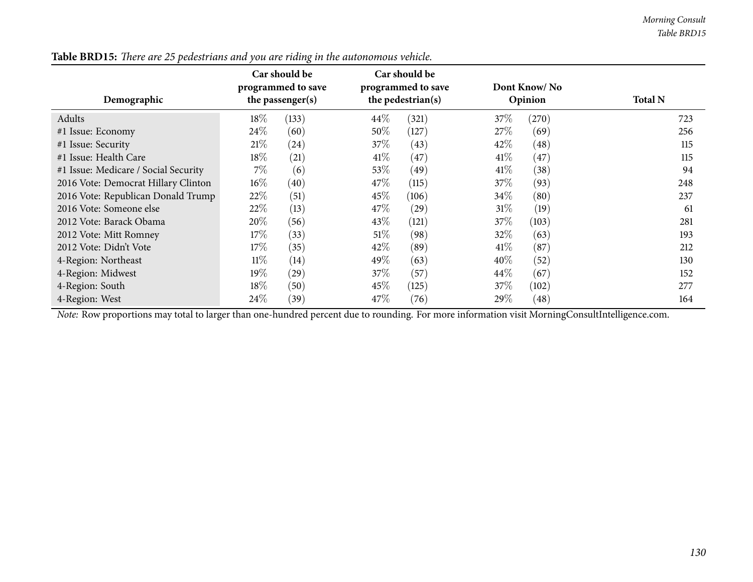**Table BRD15:** *There are 25 pedestrians and you are riding in the autonomous vehicle.*

| Demographic | Car should be programmed to save the passenger(s) | | Car should be programmed to save the pedestrian(s) | | Dont Know/ No Opinion | | Total N |
|---|---|---|---|---|---|---|---|
| Adults | 18% | (133) | 44% | (321) | 37% | (270) | 723 |
| #1 Issue: Economy | 24% | (60) | 50% | (127) | 27% | (69) | 256 |
| #1 Issue: Security | 21% | (24) | 37% | (43) | 42% | (48) | 115 |
| #1 Issue: Health Care | 18% | (21) | 41% | (47) | 41% | (47) | 115 |
| #1 Issue: Medicare / Social Security | 7% | (6) | 53% | (49) | 41% | (38) | 94 |
| 2016 Vote: Democrat Hillary Clinton | 16% | (40) | 47% | (115) | 37% | (93) | 248 |
| 2016 Vote: Republican Donald Trump | 22% | (51) | 45% | (106) | 34% | (80) | 237 |
| 2016 Vote: Someone else | 22% | (13) | 47% | (29) | 31% | (19) | 61 |
| 2012 Vote: Barack Obama | 20% | (56) | 43% | (121) | 37% | (103) | 281 |
| 2012 Vote: Mitt Romney | 17% | (33) | 51% | (98) | 32% | (63) | 193 |
| 2012 Vote: Didn't Vote | 17% | (35) | 42% | (89) | 41% | (87) | 212 |
| 4-Region: Northeast | 11% | (14) | 49% | (63) | 40% | (52) | 130 |
| 4-Region: Midwest | 19% | (29) | 37% | (57) | 44% | (67) | 152 |
| 4-Region: South | 18% | (50) | 45% | (125) | 37% | (102) | 277 |
| 4-Region: West | 24% | (39) | 47% | (76) | 29% | (48) | 164 |

*Note:* Row proportions may total to larger than one-hundred percent due to rounding. For more information visit MorningConsultIntelligence.com.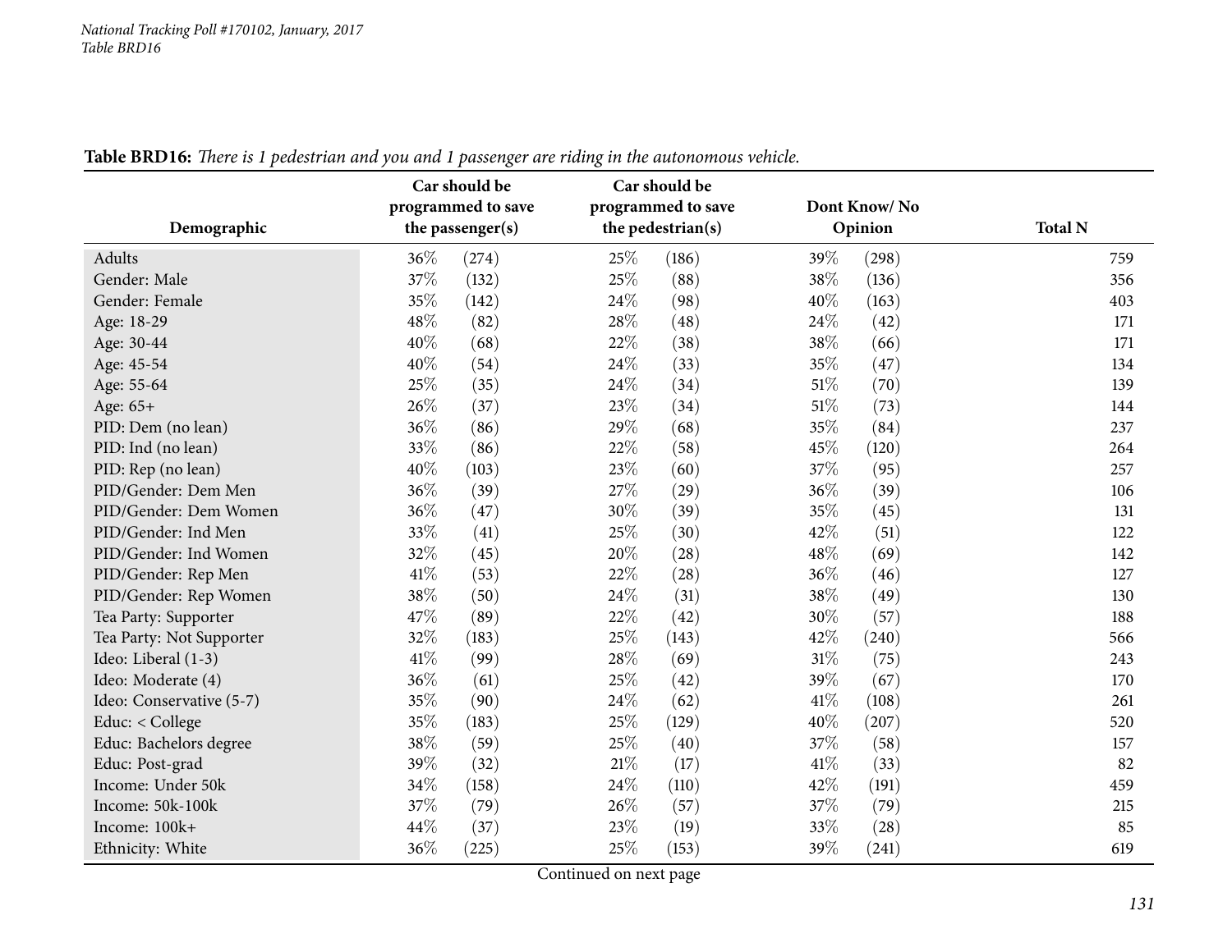**Table BRD16:** *There is 1 pedestrian and you and 1 passenger are riding in the autonomous vehicle.*

| Demographic | Car should be programmed to save the passenger(s) | | Car should be programmed to save the pedestrian(s) | | Dont Know/ No Opinion | | Total N |
|---|---|---|---|---|---|---|---|
| Adults | 36% | (274) | 25% | (186) | 39% | (298) | 759 |
| Gender: Male | 37% | (132) | 25% | (88) | 38% | (136) | 356 |
| Gender: Female | 35% | (142) | 24% | (98) | 40% | (163) | 403 |
| Age: 18-29 | 48% | (82) | 28% | (48) | 24% | (42) | 171 |
| Age: 30-44 | 40% | (68) | 22% | (38) | 38% | (66) | 171 |
| Age: 45-54 | 40% | (54) | 24% | (33) | 35% | (47) | 134 |
| Age: 55-64 | 25% | (35) | 24% | (34) | 51% | (70) | 139 |
| Age: 65+ | 26% | (37) | 23% | (34) | 51% | (73) | 144 |
| PID: Dem (no lean) | 36% | (86) | 29% | (68) | 35% | (84) | 237 |
| PID: Ind (no lean) | 33% | (86) | 22% | (58) | 45% | (120) | 264 |
| PID: Rep (no lean) | 40% | (103) | 23% | (60) | 37% | (95) | 257 |
| PID/Gender: Dem Men | 36% | (39) | 27% | (29) | 36% | (39) | 106 |
| PID/Gender: Dem Women | 36% | (47) | 30% | (39) | 35% | (45) | 131 |
| PID/Gender: Ind Men | 33% | (41) | 25% | (30) | 42% | (51) | 122 |
| PID/Gender: Ind Women | 32% | (45) | 20% | (28) | 48% | (69) | 142 |
| PID/Gender: Rep Men | 41% | (53) | 22% | (28) | 36% | (46) | 127 |
| PID/Gender: Rep Women | 38% | (50) | 24% | (31) | 38% | (49) | 130 |
| Tea Party: Supporter | 47% | (89) | 22% | (42) | 30% | (57) | 188 |
| Tea Party: Not Supporter | 32% | (183) | 25% | (143) | 42% | (240) | 566 |
| Ideo: Liberal (1-3) | 41% | (99) | 28% | (69) | 31% | (75) | 243 |
| Ideo: Moderate (4) | 36% | (61) | 25% | (42) | 39% | (67) | 170 |
| Ideo: Conservative (5-7) | 35% | (90) | 24% | (62) | 41% | (108) | 261 |
| Educ: < College | 35% | (183) | 25% | (129) | 40% | (207) | 520 |
| Educ: Bachelors degree | 38% | (59) | 25% | (40) | 37% | (58) | 157 |
| Educ: Post-grad | 39% | (32) | 21% | (17) | 41% | (33) | 82 |
| Income: Under 50k | 34% | (158) | 24% | (110) | 42% | (191) | 459 |
| Income: 50k-100k | 37% | (79) | 26% | (57) | 37% | (79) | 215 |
| Income: 100k+ | 44% | (37) | 23% | (19) | 33% | (28) | 85 |
| Ethnicity: White | 36% | (225) | 25% | (153) | 39% | (241) | 619 |

Continued on next page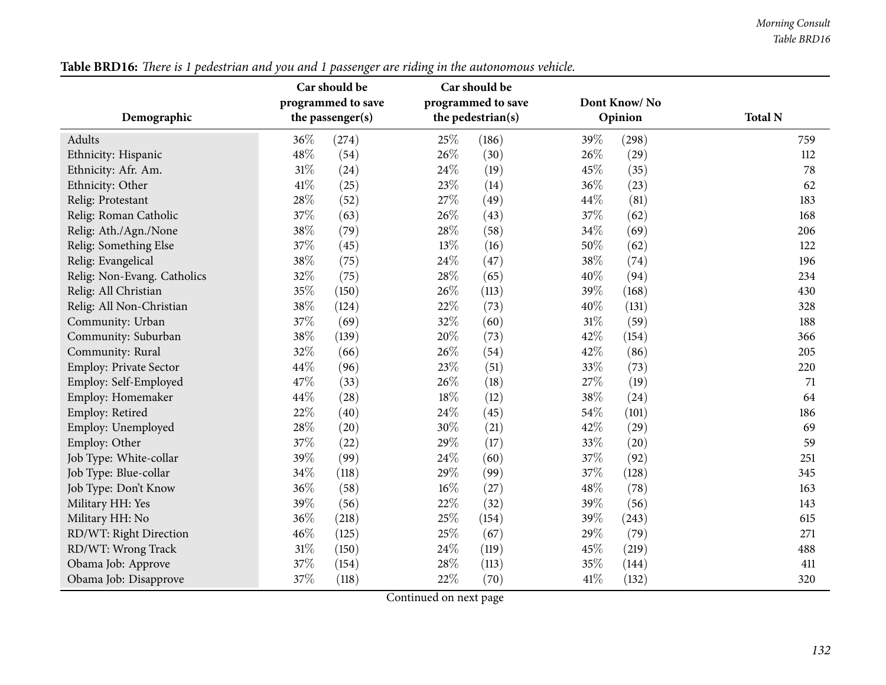**Table BRD16:** *There is 1 pedestrian and you and 1 passenger are riding in the autonomous vehicle.*

| Demographic | Car should be programmed to save the passenger(s) | | Car should be programmed to save the pedestrian(s) | | Dont Know/ No Opinion | | Total N |
|---|---|---|---|---|---|---|---|
| Adults | 36% | (274) | 25% | (186) | 39% | (298) | 759 |
| Ethnicity: Hispanic | 48% | (54) | 26% | (30) | 26% | (29) | 112 |
| Ethnicity: Afr. Am. | 31% | (24) | 24% | (19) | 45% | (35) | 78 |
| Ethnicity: Other | 41% | (25) | 23% | (14) | 36% | (23) | 62 |
| Relig: Protestant | 28% | (52) | 27% | (49) | 44% | (81) | 183 |
| Relig: Roman Catholic | 37% | (63) | 26% | (43) | 37% | (62) | 168 |
| Relig: Ath./Agn./None | 38% | (79) | 28% | (58) | 34% | (69) | 206 |
| Relig: Something Else | 37% | (45) | 13% | (16) | 50% | (62) | 122 |
| Relig: Evangelical | 38% | (75) | 24% | (47) | 38% | (74) | 196 |
| Relig: Non-Evang. Catholics | 32% | (75) | 28% | (65) | 40% | (94) | 234 |
| Relig: All Christian | 35% | (150) | 26% | (113) | 39% | (168) | 430 |
| Relig: All Non-Christian | 38% | (124) | 22% | (73) | 40% | (131) | 328 |
| Community: Urban | 37% | (69) | 32% | (60) | 31% | (59) | 188 |
| Community: Suburban | 38% | (139) | 20% | (73) | 42% | (154) | 366 |
| Community: Rural | 32% | (66) | 26% | (54) | 42% | (86) | 205 |
| Employ: Private Sector | 44% | (96) | 23% | (51) | 33% | (73) | 220 |
| Employ: Self-Employed | 47% | (33) | 26% | (18) | 27% | (19) | 71 |
| Employ: Homemaker | 44% | (28) | 18% | (12) | 38% | (24) | 64 |
| Employ: Retired | 22% | (40) | 24% | (45) | 54% | (101) | 186 |
| Employ: Unemployed | 28% | (20) | 30% | (21) | 42% | (29) | 69 |
| Employ: Other | 37% | (22) | 29% | (17) | 33% | (20) | 59 |
| Job Type: White-collar | 39% | (99) | 24% | (60) | 37% | (92) | 251 |
| Job Type: Blue-collar | 34% | (118) | 29% | (99) | 37% | (128) | 345 |
| Job Type: Don't Know | 36% | (58) | 16% | (27) | 48% | (78) | 163 |
| Military HH: Yes | 39% | (56) | 22% | (32) | 39% | (56) | 143 |
| Military HH: No | 36% | (218) | 25% | (154) | 39% | (243) | 615 |
| RD/WT: Right Direction | 46% | (125) | 25% | (67) | 29% | (79) | 271 |
| RD/WT: Wrong Track | 31% | (150) | 24% | (119) | 45% | (219) | 488 |
| Obama Job: Approve | 37% | (154) | 28% | (113) | 35% | (144) | 411 |
| Obama Job: Disapprove | 37% | (118) | 22% | (70) | 41% | (132) | 320 |

Continued on next page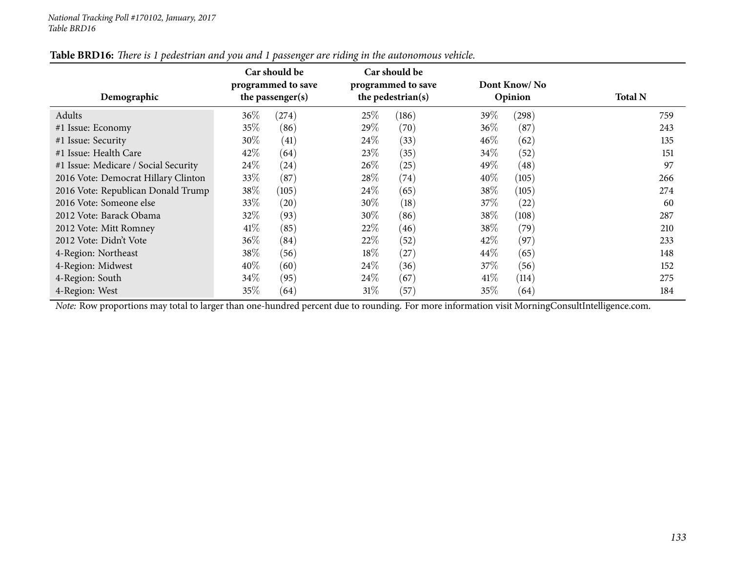**Table BRD16:** *There is 1 pedestrian and you and 1 passenger are riding in the autonomous vehicle.*

| Demographic | Car should be programmed to save the passenger(s) | | Car should be programmed to save the pedestrian(s) | | Dont Know/ No Opinion | | Total N |
|---|---|---|---|---|---|---|---|
| Adults | 36% | (274) | 25% | (186) | 39% | (298) | 759 |
| #1 Issue: Economy | 35% | (86) | 29% | (70) | 36% | (87) | 243 |
| #1 Issue: Security | 30% | (41) | 24% | (33) | 46% | (62) | 135 |
| #1 Issue: Health Care | 42% | (64) | 23% | (35) | 34% | (52) | 151 |
| #1 Issue: Medicare / Social Security | 24% | (24) | 26% | (25) | 49% | (48) | 97 |
| 2016 Vote: Democrat Hillary Clinton | 33% | (87) | 28% | (74) | 40% | (105) | 266 |
| 2016 Vote: Republican Donald Trump | 38% | (105) | 24% | (65) | 38% | (105) | 274 |
| 2016 Vote: Someone else | 33% | (20) | 30% | (18) | 37% | (22) | 60 |
| 2012 Vote: Barack Obama | 32% | (93) | 30% | (86) | 38% | (108) | 287 |
| 2012 Vote: Mitt Romney | 41% | (85) | 22% | (46) | 38% | (79) | 210 |
| 2012 Vote: Didn't Vote | 36% | (84) | 22% | (52) | 42% | (97) | 233 |
| 4-Region: Northeast | 38% | (56) | 18% | (27) | 44% | (65) | 148 |
| 4-Region: Midwest | 40% | (60) | 24% | (36) | 37% | (56) | 152 |
| 4-Region: South | 34% | (95) | 24% | (67) | 41% | (114) | 275 |
| 4-Region: West | 35% | (64) | 31% | (57) | 35% | (64) | 184 |

*Note:* Row proportions may total to larger than one-hundred percent due to rounding. For more information visit MorningConsultIntelligence.com.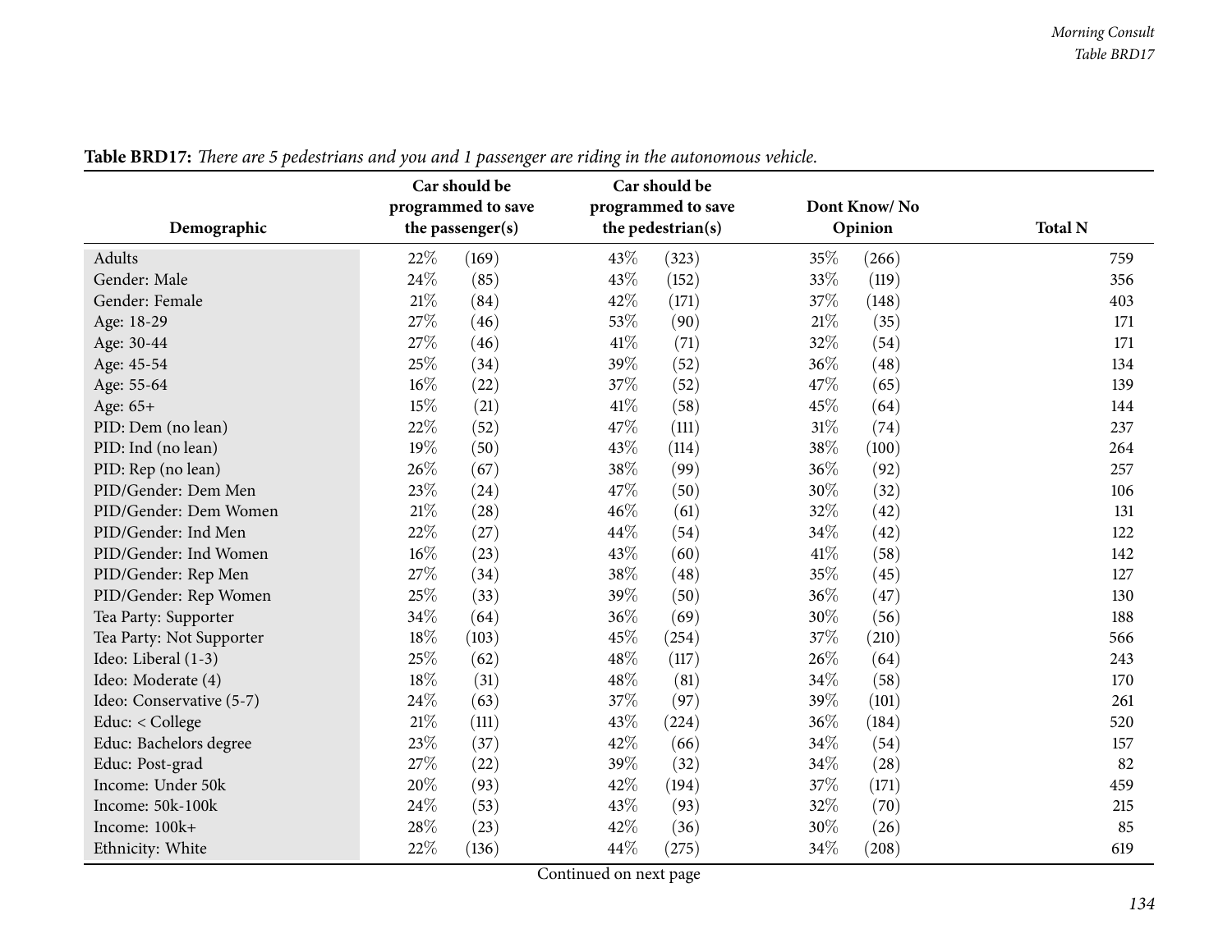**Table BRD17:** *There are 5 pedestrians and you and 1 passenger are riding in the autonomous vehicle.*

| Demographic | Car should be programmed to save the passenger(s) | | Car should be programmed to save the pedestrian(s) | | Dont Know/ No Opinion | | Total N |
|---|---|---|---|---|---|---|---|
| Adults | 22% | (169) | 43% | (323) | 35% | (266) | 759 |
| Gender: Male | 24% | (85) | 43% | (152) | 33% | (119) | 356 |
| Gender: Female | 21% | (84) | 42% | (171) | 37% | (148) | 403 |
| Age: 18-29 | 27% | (46) | 53% | (90) | 21% | (35) | 171 |
| Age: 30-44 | 27% | (46) | 41% | (71) | 32% | (54) | 171 |
| Age: 45-54 | 25% | (34) | 39% | (52) | 36% | (48) | 134 |
| Age: 55-64 | 16% | (22) | 37% | (52) | 47% | (65) | 139 |
| Age: 65+ | 15% | (21) | 41% | (58) | 45% | (64) | 144 |
| PID: Dem (no lean) | 22% | (52) | 47% | (111) | 31% | (74) | 237 |
| PID: Ind (no lean) | 19% | (50) | 43% | (114) | 38% | (100) | 264 |
| PID: Rep (no lean) | 26% | (67) | 38% | (99) | 36% | (92) | 257 |
| PID/Gender: Dem Men | 23% | (24) | 47% | (50) | 30% | (32) | 106 |
| PID/Gender: Dem Women | 21% | (28) | 46% | (61) | 32% | (42) | 131 |
| PID/Gender: Ind Men | 22% | (27) | 44% | (54) | 34% | (42) | 122 |
| PID/Gender: Ind Women | 16% | (23) | 43% | (60) | 41% | (58) | 142 |
| PID/Gender: Rep Men | 27% | (34) | 38% | (48) | 35% | (45) | 127 |
| PID/Gender: Rep Women | 25% | (33) | 39% | (50) | 36% | (47) | 130 |
| Tea Party: Supporter | 34% | (64) | 36% | (69) | 30% | (56) | 188 |
| Tea Party: Not Supporter | 18% | (103) | 45% | (254) | 37% | (210) | 566 |
| Ideo: Liberal (1-3) | 25% | (62) | 48% | (117) | 26% | (64) | 243 |
| Ideo: Moderate (4) | 18% | (31) | 48% | (81) | 34% | (58) | 170 |
| Ideo: Conservative (5-7) | 24% | (63) | 37% | (97) | 39% | (101) | 261 |
| Educ: < College | 21% | (111) | 43% | (224) | 36% | (184) | 520 |
| Educ: Bachelors degree | 23% | (37) | 42% | (66) | 34% | (54) | 157 |
| Educ: Post-grad | 27% | (22) | 39% | (32) | 34% | (28) | 82 |
| Income: Under 50k | 20% | (93) | 42% | (194) | 37% | (171) | 459 |
| Income: 50k-100k | 24% | (53) | 43% | (93) | 32% | (70) | 215 |
| Income: 100k+ | 28% | (23) | 42% | (36) | 30% | (26) | 85 |
| Ethnicity: White | 22% | (136) | 44% | (275) | 34% | (208) | 619 |

Continued on next page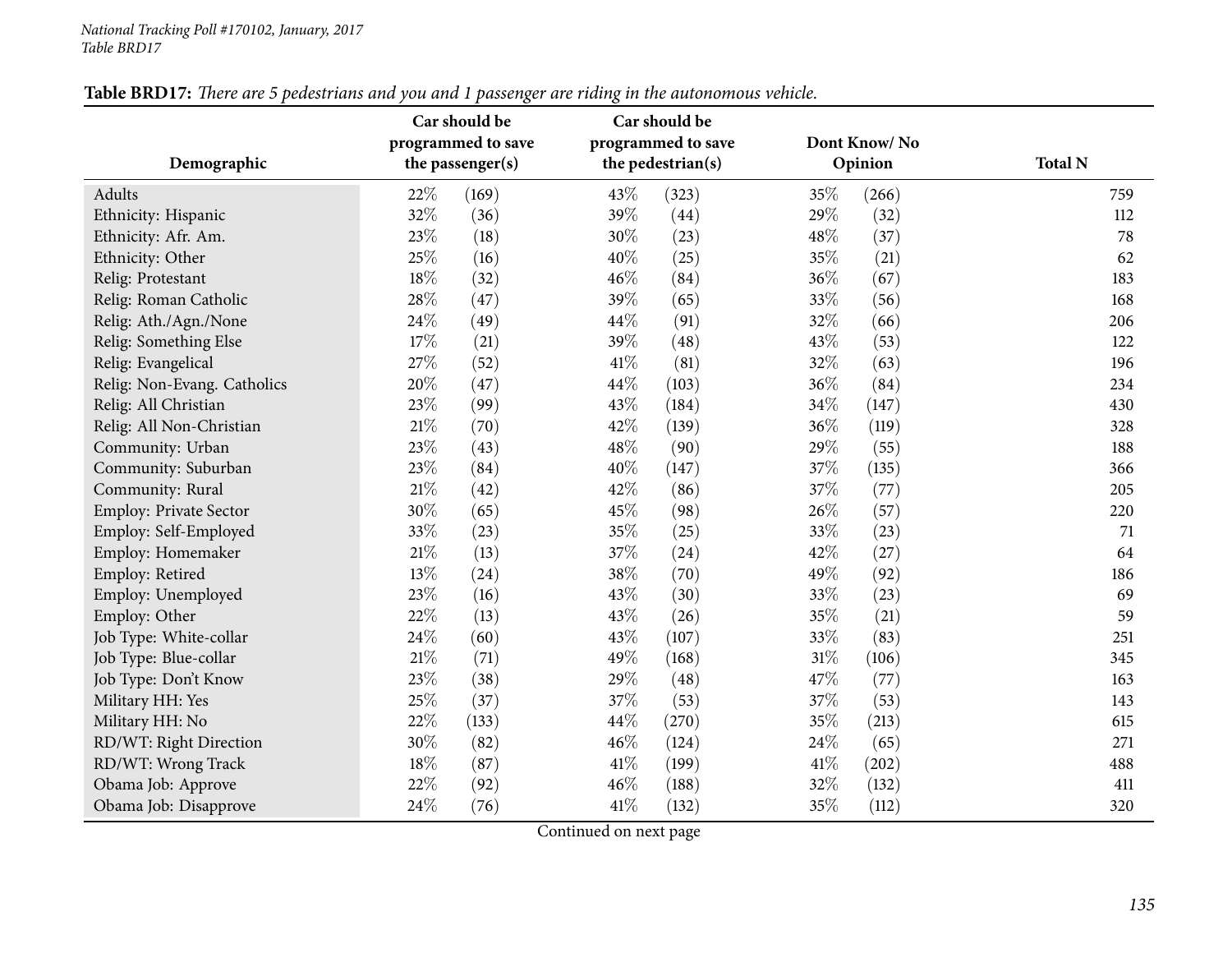**Table BRD17:** *There are 5 pedestrians and you and 1 passenger are riding in the autonomous vehicle.*

| Demographic | Car should be programmed to save the passenger(s) | | Car should be programmed to save the pedestrian(s) | | Dont Know/ No Opinion | | Total N |
|---|---|---|---|---|---|---|---|
| Adults | 22% | (169) | 43% | (323) | 35% | (266) | 759 |
| Ethnicity: Hispanic | 32% | (36) | 39% | (44) | 29% | (32) | 112 |
| Ethnicity: Afr. Am. | 23% | (18) | 30% | (23) | 48% | (37) | 78 |
| Ethnicity: Other | 25% | (16) | 40% | (25) | 35% | (21) | 62 |
| Relig: Protestant | 18% | (32) | 46% | (84) | 36% | (67) | 183 |
| Relig: Roman Catholic | 28% | (47) | 39% | (65) | 33% | (56) | 168 |
| Relig: Ath./Agn./None | 24% | (49) | 44% | (91) | 32% | (66) | 206 |
| Relig: Something Else | 17% | (21) | 39% | (48) | 43% | (53) | 122 |
| Relig: Evangelical | 27% | (52) | 41% | (81) | 32% | (63) | 196 |
| Relig: Non-Evang. Catholics | 20% | (47) | 44% | (103) | 36% | (84) | 234 |
| Relig: All Christian | 23% | (99) | 43% | (184) | 34% | (147) | 430 |
| Relig: All Non-Christian | 21% | (70) | 42% | (139) | 36% | (119) | 328 |
| Community: Urban | 23% | (43) | 48% | (90) | 29% | (55) | 188 |
| Community: Suburban | 23% | (84) | 40% | (147) | 37% | (135) | 366 |
| Community: Rural | 21% | (42) | 42% | (86) | 37% | (77) | 205 |
| Employ: Private Sector | 30% | (65) | 45% | (98) | 26% | (57) | 220 |
| Employ: Self-Employed | 33% | (23) | 35% | (25) | 33% | (23) | 71 |
| Employ: Homemaker | 21% | (13) | 37% | (24) | 42% | (27) | 64 |
| Employ: Retired | 13% | (24) | 38% | (70) | 49% | (92) | 186 |
| Employ: Unemployed | 23% | (16) | 43% | (30) | 33% | (23) | 69 |
| Employ: Other | 22% | (13) | 43% | (26) | 35% | (21) | 59 |
| Job Type: White-collar | 24% | (60) | 43% | (107) | 33% | (83) | 251 |
| Job Type: Blue-collar | 21% | (71) | 49% | (168) | 31% | (106) | 345 |
| Job Type: Don't Know | 23% | (38) | 29% | (48) | 47% | (77) | 163 |
| Military HH: Yes | 25% | (37) | 37% | (53) | 37% | (53) | 143 |
| Military HH: No | 22% | (133) | 44% | (270) | 35% | (213) | 615 |
| RD/WT: Right Direction | 30% | (82) | 46% | (124) | 24% | (65) | 271 |
| RD/WT: Wrong Track | 18% | (87) | 41% | (199) | 41% | (202) | 488 |
| Obama Job: Approve | 22% | (92) | 46% | (188) | 32% | (132) | 411 |
| Obama Job: Disapprove | 24% | (76) | 41% | (132) | 35% | (112) | 320 |

Continued on next page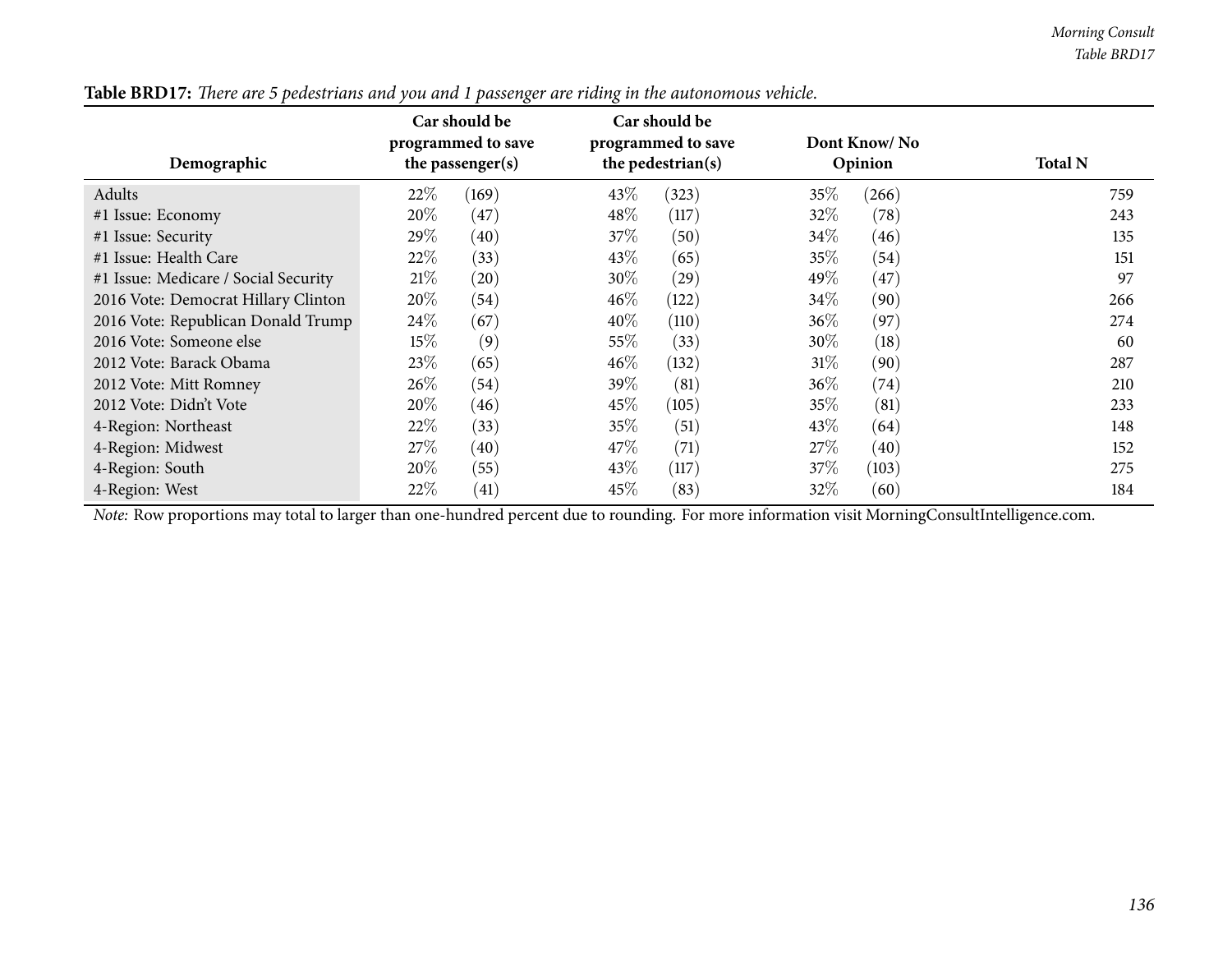**Table BRD17:** *There are 5 pedestrians and you and 1 passenger are riding in the autonomous vehicle.*

| Demographic | Car should be programmed to save the passenger(s) | | Car should be programmed to save the pedestrian(s) | | Dont Know/ No Opinion | | Total N |
|---|---|---|---|---|---|---|---|
| Adults | 22% | (169) | 43% | (323) | 35% | (266) | 759 |
| #1 Issue: Economy | 20% | (47) | 48% | (117) | 32% | (78) | 243 |
| #1 Issue: Security | 29% | (40) | 37% | (50) | 34% | (46) | 135 |
| #1 Issue: Health Care | 22% | (33) | 43% | (65) | 35% | (54) | 151 |
| #1 Issue: Medicare / Social Security | 21% | (20) | 30% | (29) | 49% | (47) | 97 |
| 2016 Vote: Democrat Hillary Clinton | 20% | (54) | 46% | (122) | 34% | (90) | 266 |
| 2016 Vote: Republican Donald Trump | 24% | (67) | 40% | (110) | 36% | (97) | 274 |
| 2016 Vote: Someone else | 15% | (9) | 55% | (33) | 30% | (18) | 60 |
| 2012 Vote: Barack Obama | 23% | (65) | 46% | (132) | 31% | (90) | 287 |
| 2012 Vote: Mitt Romney | 26% | (54) | 39% | (81) | 36% | (74) | 210 |
| 2012 Vote: Didn't Vote | 20% | (46) | 45% | (105) | 35% | (81) | 233 |
| 4-Region: Northeast | 22% | (33) | 35% | (51) | 43% | (64) | 148 |
| 4-Region: Midwest | 27% | (40) | 47% | (71) | 27% | (40) | 152 |
| 4-Region: South | 20% | (55) | 43% | (117) | 37% | (103) | 275 |
| 4-Region: West | 22% | (41) | 45% | (83) | 32% | (60) | 184 |

*Note:* Row proportions may total to larger than one-hundred percent due to rounding. For more information visit MorningConsultIntelligence.com.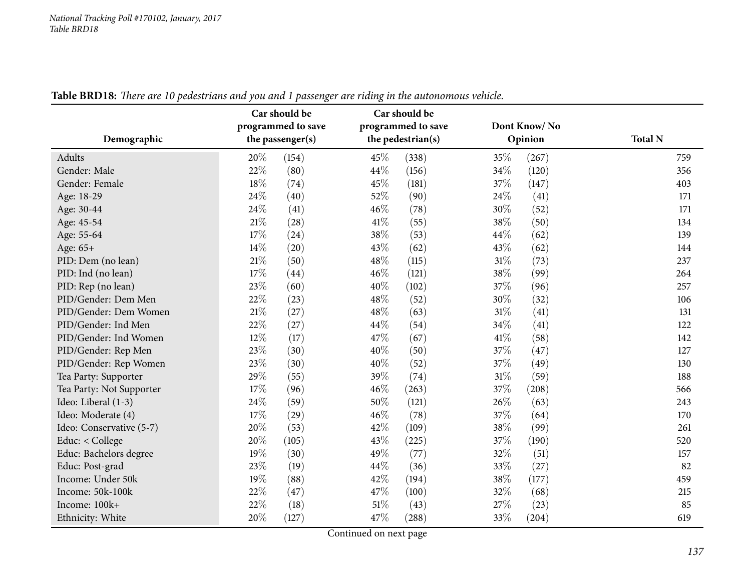**Table BRD18:** *There are 10 pedestrians and you and 1 passenger are riding in the autonomous vehicle.*

| Demographic | Car should be programmed to save the passenger(s) | | Car should be programmed to save the pedestrian(s) | | Dont Know/ No Opinion | | Total N |
|---|---|---|---|---|---|---|---|
| Adults | 20% | (154) | 45% | (338) | 35% | (267) | 759 |
| Gender: Male | 22% | (80) | 44% | (156) | 34% | (120) | 356 |
| Gender: Female | 18% | (74) | 45% | (181) | 37% | (147) | 403 |
| Age: 18-29 | 24% | (40) | 52% | (90) | 24% | (41) | 171 |
| Age: 30-44 | 24% | (41) | 46% | (78) | 30% | (52) | 171 |
| Age: 45-54 | 21% | (28) | 41% | (55) | 38% | (50) | 134 |
| Age: 55-64 | 17% | (24) | 38% | (53) | 44% | (62) | 139 |
| Age: 65+ | 14% | (20) | 43% | (62) | 43% | (62) | 144 |
| PID: Dem (no lean) | 21% | (50) | 48% | (115) | 31% | (73) | 237 |
| PID: Ind (no lean) | 17% | (44) | 46% | (121) | 38% | (99) | 264 |
| PID: Rep (no lean) | 23% | (60) | 40% | (102) | 37% | (96) | 257 |
| PID/Gender: Dem Men | 22% | (23) | 48% | (52) | 30% | (32) | 106 |
| PID/Gender: Dem Women | 21% | (27) | 48% | (63) | 31% | (41) | 131 |
| PID/Gender: Ind Men | 22% | (27) | 44% | (54) | 34% | (41) | 122 |
| PID/Gender: Ind Women | 12% | (17) | 47% | (67) | 41% | (58) | 142 |
| PID/Gender: Rep Men | 23% | (30) | 40% | (50) | 37% | (47) | 127 |
| PID/Gender: Rep Women | 23% | (30) | 40% | (52) | 37% | (49) | 130 |
| Tea Party: Supporter | 29% | (55) | 39% | (74) | 31% | (59) | 188 |
| Tea Party: Not Supporter | 17% | (96) | 46% | (263) | 37% | (208) | 566 |
| Ideo: Liberal (1-3) | 24% | (59) | 50% | (121) | 26% | (63) | 243 |
| Ideo: Moderate (4) | 17% | (29) | 46% | (78) | 37% | (64) | 170 |
| Ideo: Conservative (5-7) | 20% | (53) | 42% | (109) | 38% | (99) | 261 |
| Educ: < College | 20% | (105) | 43% | (225) | 37% | (190) | 520 |
| Educ: Bachelors degree | 19% | (30) | 49% | (77) | 32% | (51) | 157 |
| Educ: Post-grad | 23% | (19) | 44% | (36) | 33% | (27) | 82 |
| Income: Under 50k | 19% | (88) | 42% | (194) | 38% | (177) | 459 |
| Income: 50k-100k | 22% | (47) | 47% | (100) | 32% | (68) | 215 |
| Income: 100k+ | 22% | (18) | 51% | (43) | 27% | (23) | 85 |
| Ethnicity: White | 20% | (127) | 47% | (288) | 33% | (204) | 619 |

Continued on next page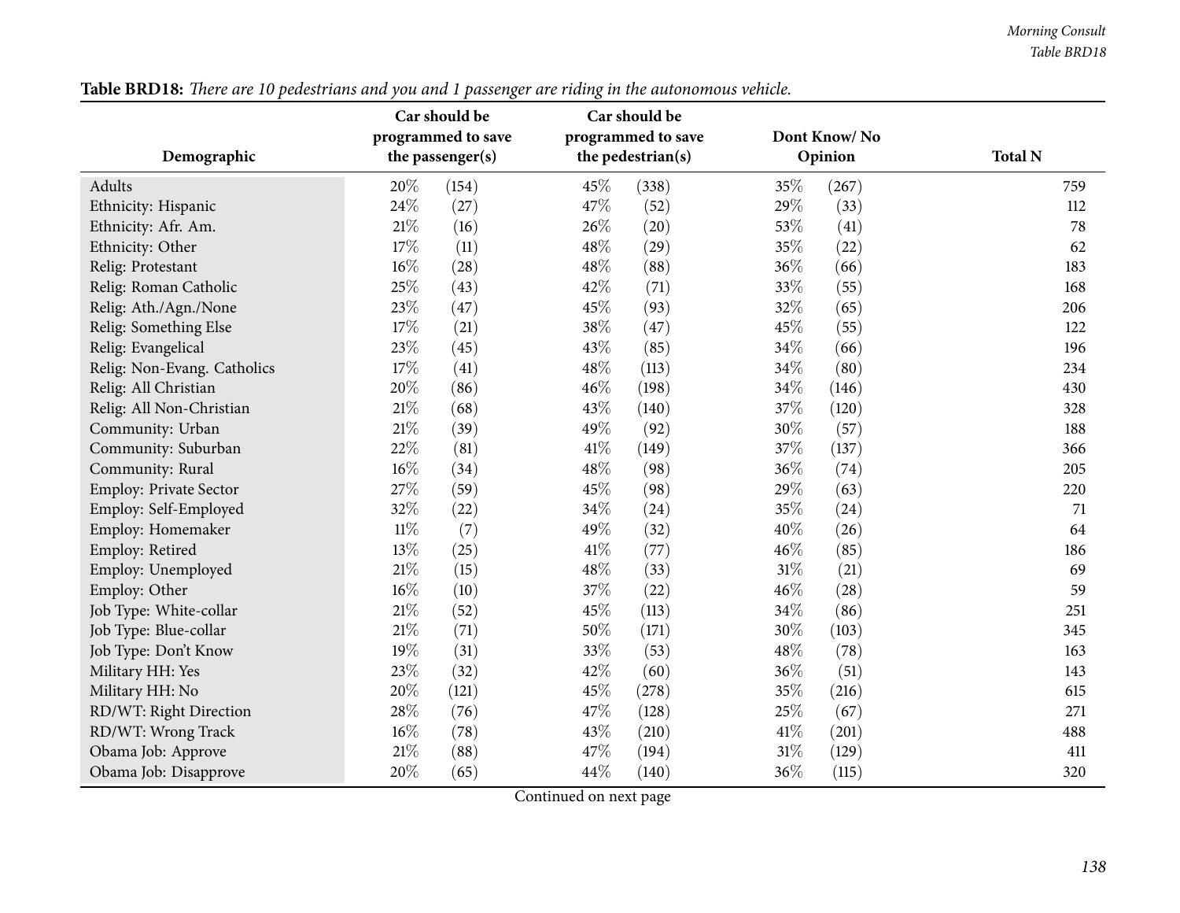**Table BRD18:** *There are 10 pedestrians and you and 1 passenger are riding in the autonomous vehicle.*

| Demographic | Car should be programmed to save the passenger(s) | | Car should be programmed to save the pedestrian(s) | | Dont Know/ No Opinion | | Total N |
|---|---|---|---|---|---|---|---|
| Adults | 20% | (154) | 45% | (338) | 35% | (267) | 759 |
| Ethnicity: Hispanic | 24% | (27) | 47% | (52) | 29% | (33) | 112 |
| Ethnicity: Afr. Am. | 21% | (16) | 26% | (20) | 53% | (41) | 78 |
| Ethnicity: Other | 17% | (11) | 48% | (29) | 35% | (22) | 62 |
| Relig: Protestant | 16% | (28) | 48% | (88) | 36% | (66) | 183 |
| Relig: Roman Catholic | 25% | (43) | 42% | (71) | 33% | (55) | 168 |
| Relig: Ath./Agn./None | 23% | (47) | 45% | (93) | 32% | (65) | 206 |
| Relig: Something Else | 17% | (21) | 38% | (47) | 45% | (55) | 122 |
| Relig: Evangelical | 23% | (45) | 43% | (85) | 34% | (66) | 196 |
| Relig: Non-Evang. Catholics | 17% | (41) | 48% | (113) | 34% | (80) | 234 |
| Relig: All Christian | 20% | (86) | 46% | (198) | 34% | (146) | 430 |
| Relig: All Non-Christian | 21% | (68) | 43% | (140) | 37% | (120) | 328 |
| Community: Urban | 21% | (39) | 49% | (92) | 30% | (57) | 188 |
| Community: Suburban | 22% | (81) | 41% | (149) | 37% | (137) | 366 |
| Community: Rural | 16% | (34) | 48% | (98) | 36% | (74) | 205 |
| Employ: Private Sector | 27% | (59) | 45% | (98) | 29% | (63) | 220 |
| Employ: Self-Employed | 32% | (22) | 34% | (24) | 35% | (24) | 71 |
| Employ: Homemaker | 11% | (7) | 49% | (32) | 40% | (26) | 64 |
| Employ: Retired | 13% | (25) | 41% | (77) | 46% | (85) | 186 |
| Employ: Unemployed | 21% | (15) | 48% | (33) | 31% | (21) | 69 |
| Employ: Other | 16% | (10) | 37% | (22) | 46% | (28) | 59 |
| Job Type: White-collar | 21% | (52) | 45% | (113) | 34% | (86) | 251 |
| Job Type: Blue-collar | 21% | (71) | 50% | (171) | 30% | (103) | 345 |
| Job Type: Don't Know | 19% | (31) | 33% | (53) | 48% | (78) | 163 |
| Military HH: Yes | 23% | (32) | 42% | (60) | 36% | (51) | 143 |
| Military HH: No | 20% | (121) | 45% | (278) | 35% | (216) | 615 |
| RD/WT: Right Direction | 28% | (76) | 47% | (128) | 25% | (67) | 271 |
| RD/WT: Wrong Track | 16% | (78) | 43% | (210) | 41% | (201) | 488 |
| Obama Job: Approve | 21% | (88) | 47% | (194) | 31% | (129) | 411 |
| Obama Job: Disapprove | 20% | (65) | 44% | (140) | 36% | (115) | 320 |

Continued on next page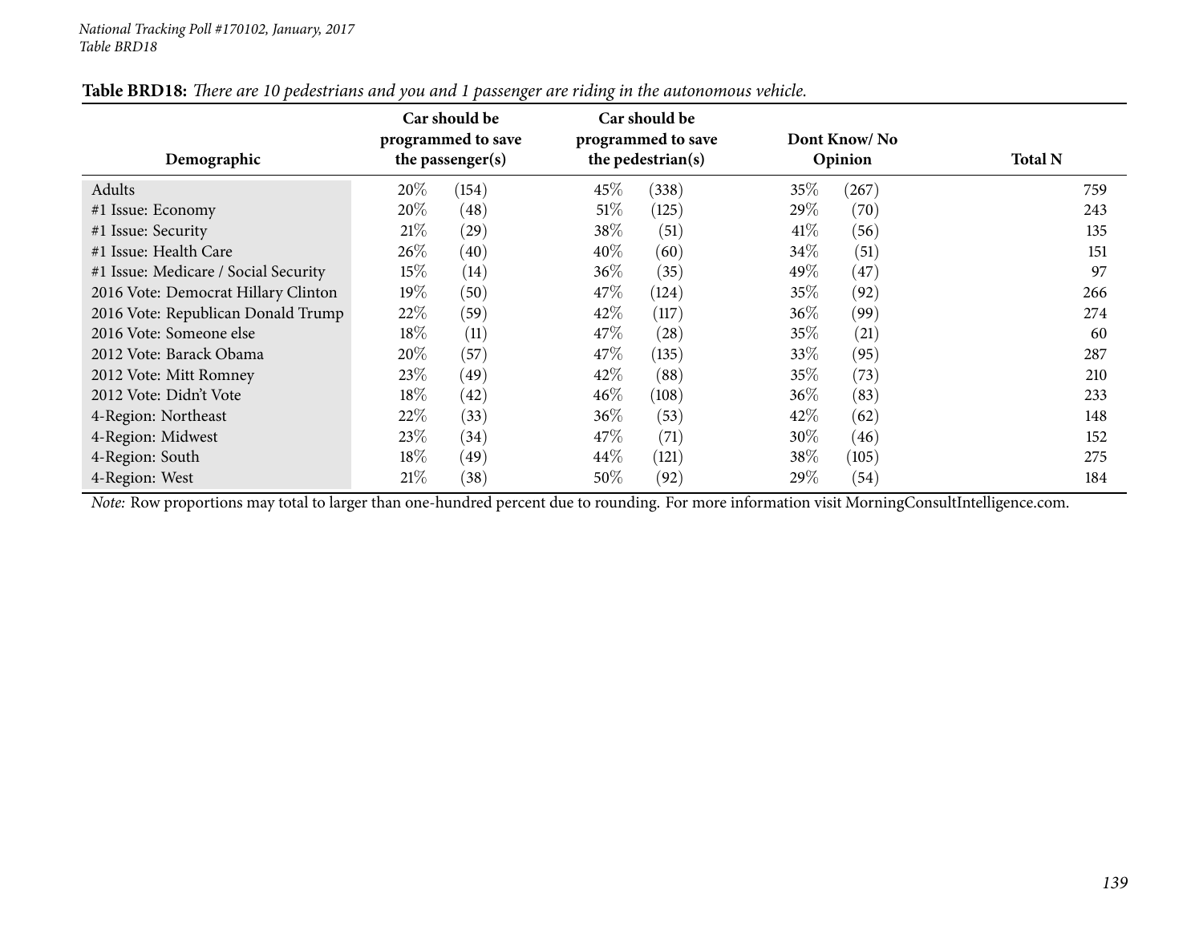**Table BRD18:** *There are 10 pedestrians and you and 1 passenger are riding in the autonomous vehicle.*

| Demographic | Car should be programmed to save the passenger(s) | | Car should be programmed to save the pedestrian(s) | | Dont Know/ No Opinion | | Total N |
|---|---|---|---|---|---|---|---|
| Adults | 20% | (154) | 45% | (338) | 35% | (267) | 759 |
| #1 Issue: Economy | 20% | (48) | 51% | (125) | 29% | (70) | 243 |
| #1 Issue: Security | 21% | (29) | 38% | (51) | 41% | (56) | 135 |
| #1 Issue: Health Care | 26% | (40) | 40% | (60) | 34% | (51) | 151 |
| #1 Issue: Medicare / Social Security | 15% | (14) | 36% | (35) | 49% | (47) | 97 |
| 2016 Vote: Democrat Hillary Clinton | 19% | (50) | 47% | (124) | 35% | (92) | 266 |
| 2016 Vote: Republican Donald Trump | 22% | (59) | 42% | (117) | 36% | (99) | 274 |
| 2016 Vote: Someone else | 18% | (11) | 47% | (28) | 35% | (21) | 60 |
| 2012 Vote: Barack Obama | 20% | (57) | 47% | (135) | 33% | (95) | 287 |
| 2012 Vote: Mitt Romney | 23% | (49) | 42% | (88) | 35% | (73) | 210 |
| 2012 Vote: Didn't Vote | 18% | (42) | 46% | (108) | 36% | (83) | 233 |
| 4-Region: Northeast | 22% | (33) | 36% | (53) | 42% | (62) | 148 |
| 4-Region: Midwest | 23% | (34) | 47% | (71) | 30% | (46) | 152 |
| 4-Region: South | 18% | (49) | 44% | (121) | 38% | (105) | 275 |
| 4-Region: West | 21% | (38) | 50% | (92) | 29% | (54) | 184 |

*Note:* Row proportions may total to larger than one-hundred percent due to rounding. For more information visit MorningConsultIntelligence.com.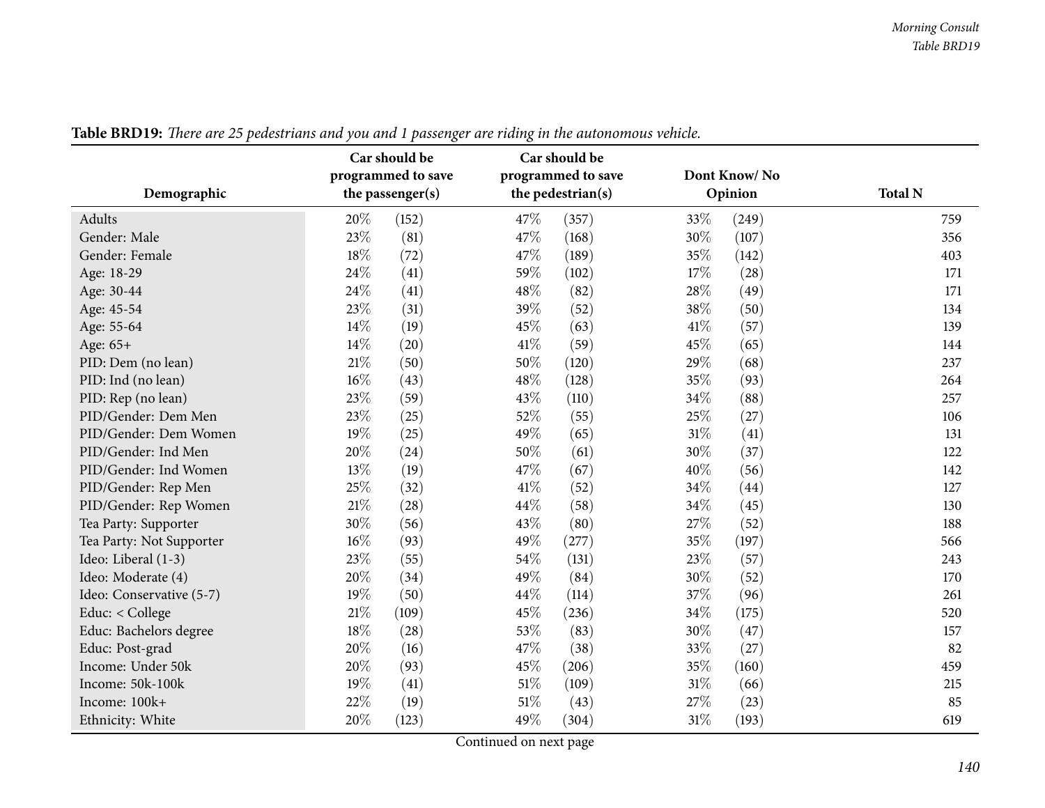**Table BRD19:** *There are 25 pedestrians and you and 1 passenger are riding in the autonomous vehicle.*

| Demographic | Car should be programmed to save the passenger(s) | | Car should be programmed to save the pedestrian(s) | | Dont Know/ No Opinion | | Total N |
|---|---|---|---|---|---|---|---|
| Adults | 20% | (152) | 47% | (357) | 33% | (249) | 759 |
| Gender: Male | 23% | (81) | 47% | (168) | 30% | (107) | 356 |
| Gender: Female | 18% | (72) | 47% | (189) | 35% | (142) | 403 |
| Age: 18-29 | 24% | (41) | 59% | (102) | 17% | (28) | 171 |
| Age: 30-44 | 24% | (41) | 48% | (82) | 28% | (49) | 171 |
| Age: 45-54 | 23% | (31) | 39% | (52) | 38% | (50) | 134 |
| Age: 55-64 | 14% | (19) | 45% | (63) | 41% | (57) | 139 |
| Age: 65+ | 14% | (20) | 41% | (59) | 45% | (65) | 144 |
| PID: Dem (no lean) | 21% | (50) | 50% | (120) | 29% | (68) | 237 |
| PID: Ind (no lean) | 16% | (43) | 48% | (128) | 35% | (93) | 264 |
| PID: Rep (no lean) | 23% | (59) | 43% | (110) | 34% | (88) | 257 |
| PID/Gender: Dem Men | 23% | (25) | 52% | (55) | 25% | (27) | 106 |
| PID/Gender: Dem Women | 19% | (25) | 49% | (65) | 31% | (41) | 131 |
| PID/Gender: Ind Men | 20% | (24) | 50% | (61) | 30% | (37) | 122 |
| PID/Gender: Ind Women | 13% | (19) | 47% | (67) | 40% | (56) | 142 |
| PID/Gender: Rep Men | 25% | (32) | 41% | (52) | 34% | (44) | 127 |
| PID/Gender: Rep Women | 21% | (28) | 44% | (58) | 34% | (45) | 130 |
| Tea Party: Supporter | 30% | (56) | 43% | (80) | 27% | (52) | 188 |
| Tea Party: Not Supporter | 16% | (93) | 49% | (277) | 35% | (197) | 566 |
| Ideo: Liberal (1-3) | 23% | (55) | 54% | (131) | 23% | (57) | 243 |
| Ideo: Moderate (4) | 20% | (34) | 49% | (84) | 30% | (52) | 170 |
| Ideo: Conservative (5-7) | 19% | (50) | 44% | (114) | 37% | (96) | 261 |
| Educ: < College | 21% | (109) | 45% | (236) | 34% | (175) | 520 |
| Educ: Bachelors degree | 18% | (28) | 53% | (83) | 30% | (47) | 157 |
| Educ: Post-grad | 20% | (16) | 47% | (38) | 33% | (27) | 82 |
| Income: Under 50k | 20% | (93) | 45% | (206) | 35% | (160) | 459 |
| Income: 50k-100k | 19% | (41) | 51% | (109) | 31% | (66) | 215 |
| Income: 100k+ | 22% | (19) | 51% | (43) | 27% | (23) | 85 |
| Ethnicity: White | 20% | (123) | 49% | (304) | 31% | (193) | 619 |

Continued on next page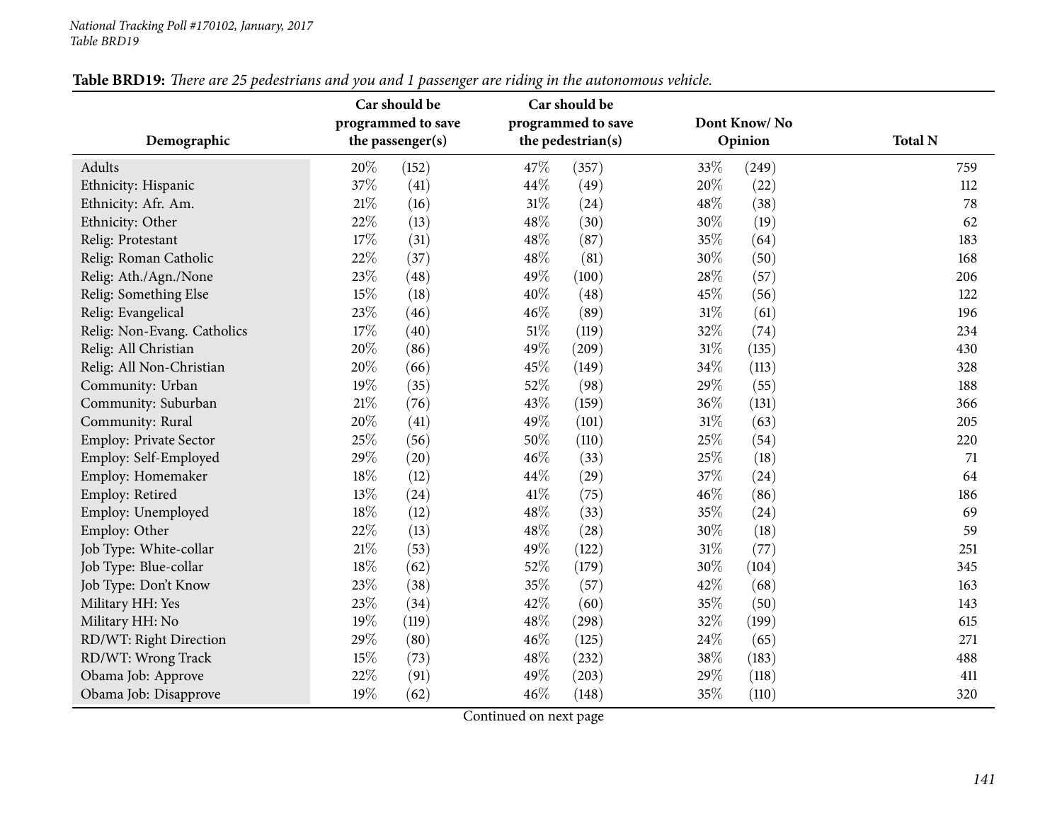**Table BRD19:** *There are 25 pedestrians and you and 1 passenger are riding in the autonomous vehicle.*

| Demographic | Car should be programmed to save the passenger(s) | | Car should be programmed to save the pedestrian(s) | | Dont Know/ No Opinion | | Total N |
|---|---|---|---|---|---|---|---|
| Adults | 20% | (152) | 47% | (357) | 33% | (249) | 759 |
| Ethnicity: Hispanic | 37% | (41) | 44% | (49) | 20% | (22) | 112 |
| Ethnicity: Afr. Am. | 21% | (16) | 31% | (24) | 48% | (38) | 78 |
| Ethnicity: Other | 22% | (13) | 48% | (30) | 30% | (19) | 62 |
| Relig: Protestant | 17% | (31) | 48% | (87) | 35% | (64) | 183 |
| Relig: Roman Catholic | 22% | (37) | 48% | (81) | 30% | (50) | 168 |
| Relig: Ath./Agn./None | 23% | (48) | 49% | (100) | 28% | (57) | 206 |
| Relig: Something Else | 15% | (18) | 40% | (48) | 45% | (56) | 122 |
| Relig: Evangelical | 23% | (46) | 46% | (89) | 31% | (61) | 196 |
| Relig: Non-Evang. Catholics | 17% | (40) | 51% | (119) | 32% | (74) | 234 |
| Relig: All Christian | 20% | (86) | 49% | (209) | 31% | (135) | 430 |
| Relig: All Non-Christian | 20% | (66) | 45% | (149) | 34% | (113) | 328 |
| Community: Urban | 19% | (35) | 52% | (98) | 29% | (55) | 188 |
| Community: Suburban | 21% | (76) | 43% | (159) | 36% | (131) | 366 |
| Community: Rural | 20% | (41) | 49% | (101) | 31% | (63) | 205 |
| Employ: Private Sector | 25% | (56) | 50% | (110) | 25% | (54) | 220 |
| Employ: Self-Employed | 29% | (20) | 46% | (33) | 25% | (18) | 71 |
| Employ: Homemaker | 18% | (12) | 44% | (29) | 37% | (24) | 64 |
| Employ: Retired | 13% | (24) | 41% | (75) | 46% | (86) | 186 |
| Employ: Unemployed | 18% | (12) | 48% | (33) | 35% | (24) | 69 |
| Employ: Other | 22% | (13) | 48% | (28) | 30% | (18) | 59 |
| Job Type: White-collar | 21% | (53) | 49% | (122) | 31% | (77) | 251 |
| Job Type: Blue-collar | 18% | (62) | 52% | (179) | 30% | (104) | 345 |
| Job Type: Don't Know | 23% | (38) | 35% | (57) | 42% | (68) | 163 |
| Military HH: Yes | 23% | (34) | 42% | (60) | 35% | (50) | 143 |
| Military HH: No | 19% | (119) | 48% | (298) | 32% | (199) | 615 |
| RD/WT: Right Direction | 29% | (80) | 46% | (125) | 24% | (65) | 271 |
| RD/WT: Wrong Track | 15% | (73) | 48% | (232) | 38% | (183) | 488 |
| Obama Job: Approve | 22% | (91) | 49% | (203) | 29% | (118) | 411 |
| Obama Job: Disapprove | 19% | (62) | 46% | (148) | 35% | (110) | 320 |

Continued on next page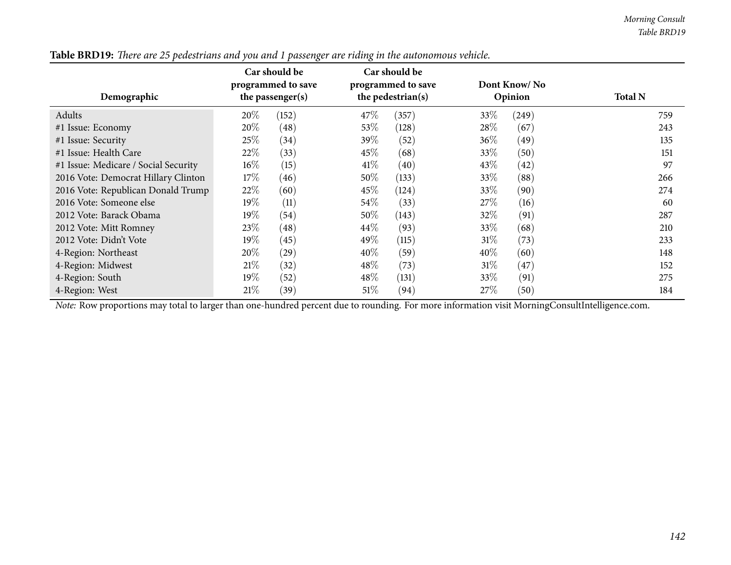**Table BRD19:** *There are 25 pedestrians and you and 1 passenger are riding in the autonomous vehicle.*

| Demographic | Car should be programmed to save the passenger(s) | | Car should be programmed to save the pedestrian(s) | | Dont Know/ No Opinion | | Total N |
|---|---|---|---|---|---|---|---|
| Adults | 20% | (152) | 47% | (357) | 33% | (249) | 759 |
| #1 Issue: Economy | 20% | (48) | 53% | (128) | 28% | (67) | 243 |
| #1 Issue: Security | 25% | (34) | 39% | (52) | 36% | (49) | 135 |
| #1 Issue: Health Care | 22% | (33) | 45% | (68) | 33% | (50) | 151 |
| #1 Issue: Medicare / Social Security | 16% | (15) | 41% | (40) | 43% | (42) | 97 |
| 2016 Vote: Democrat Hillary Clinton | 17% | (46) | 50% | (133) | 33% | (88) | 266 |
| 2016 Vote: Republican Donald Trump | 22% | (60) | 45% | (124) | 33% | (90) | 274 |
| 2016 Vote: Someone else | 19% | (11) | 54% | (33) | 27% | (16) | 60 |
| 2012 Vote: Barack Obama | 19% | (54) | 50% | (143) | 32% | (91) | 287 |
| 2012 Vote: Mitt Romney | 23% | (48) | 44% | (93) | 33% | (68) | 210 |
| 2012 Vote: Didn't Vote | 19% | (45) | 49% | (115) | 31% | (73) | 233 |
| 4-Region: Northeast | 20% | (29) | 40% | (59) | 40% | (60) | 148 |
| 4-Region: Midwest | 21% | (32) | 48% | (73) | 31% | (47) | 152 |
| 4-Region: South | 19% | (52) | 48% | (131) | 33% | (91) | 275 |
| 4-Region: West | 21% | (39) | 51% | (94) | 27% | (50) | 184 |

*Note:* Row proportions may total to larger than one-hundred percent due to rounding. For more information visit MorningConsultIntelligence.com.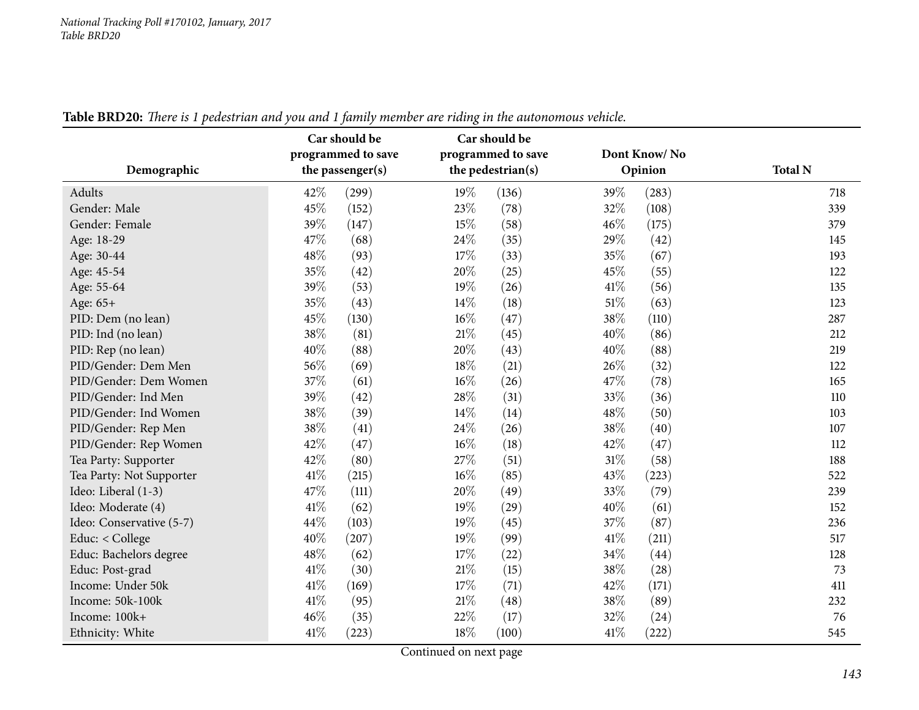**Table BRD20:** *There is 1 pedestrian and you and 1 family member are riding in the autonomous vehicle.*

| Demographic | Car should be programmed to save the passenger(s) | | Car should be programmed to save the pedestrian(s) | | Dont Know/ No Opinion | | Total N |
|---|---|---|---|---|---|---|---|
| Adults | 42% | (299) | 19% | (136) | 39% | (283) | 718 |
| Gender: Male | 45% | (152) | 23% | (78) | 32% | (108) | 339 |
| Gender: Female | 39% | (147) | 15% | (58) | 46% | (175) | 379 |
| Age: 18-29 | 47% | (68) | 24% | (35) | 29% | (42) | 145 |
| Age: 30-44 | 48% | (93) | 17% | (33) | 35% | (67) | 193 |
| Age: 45-54 | 35% | (42) | 20% | (25) | 45% | (55) | 122 |
| Age: 55-64 | 39% | (53) | 19% | (26) | 41% | (56) | 135 |
| Age: 65+ | 35% | (43) | 14% | (18) | 51% | (63) | 123 |
| PID: Dem (no lean) | 45% | (130) | 16% | (47) | 38% | (110) | 287 |
| PID: Ind (no lean) | 38% | (81) | 21% | (45) | 40% | (86) | 212 |
| PID: Rep (no lean) | 40% | (88) | 20% | (43) | 40% | (88) | 219 |
| PID/Gender: Dem Men | 56% | (69) | 18% | (21) | 26% | (32) | 122 |
| PID/Gender: Dem Women | 37% | (61) | 16% | (26) | 47% | (78) | 165 |
| PID/Gender: Ind Men | 39% | (42) | 28% | (31) | 33% | (36) | 110 |
| PID/Gender: Ind Women | 38% | (39) | 14% | (14) | 48% | (50) | 103 |
| PID/Gender: Rep Men | 38% | (41) | 24% | (26) | 38% | (40) | 107 |
| PID/Gender: Rep Women | 42% | (47) | 16% | (18) | 42% | (47) | 112 |
| Tea Party: Supporter | 42% | (80) | 27% | (51) | 31% | (58) | 188 |
| Tea Party: Not Supporter | 41% | (215) | 16% | (85) | 43% | (223) | 522 |
| Ideo: Liberal (1-3) | 47% | (111) | 20% | (49) | 33% | (79) | 239 |
| Ideo: Moderate (4) | 41% | (62) | 19% | (29) | 40% | (61) | 152 |
| Ideo: Conservative (5-7) | 44% | (103) | 19% | (45) | 37% | (87) | 236 |
| Educ: < College | 40% | (207) | 19% | (99) | 41% | (211) | 517 |
| Educ: Bachelors degree | 48% | (62) | 17% | (22) | 34% | (44) | 128 |
| Educ: Post-grad | 41% | (30) | 21% | (15) | 38% | (28) | 73 |
| Income: Under 50k | 41% | (169) | 17% | (71) | 42% | (171) | 411 |
| Income: 50k-100k | 41% | (95) | 21% | (48) | 38% | (89) | 232 |
| Income: 100k+ | 46% | (35) | 22% | (17) | 32% | (24) | 76 |
| Ethnicity: White | 41% | (223) | 18% | (100) | 41% | (222) | 545 |

Continued on next page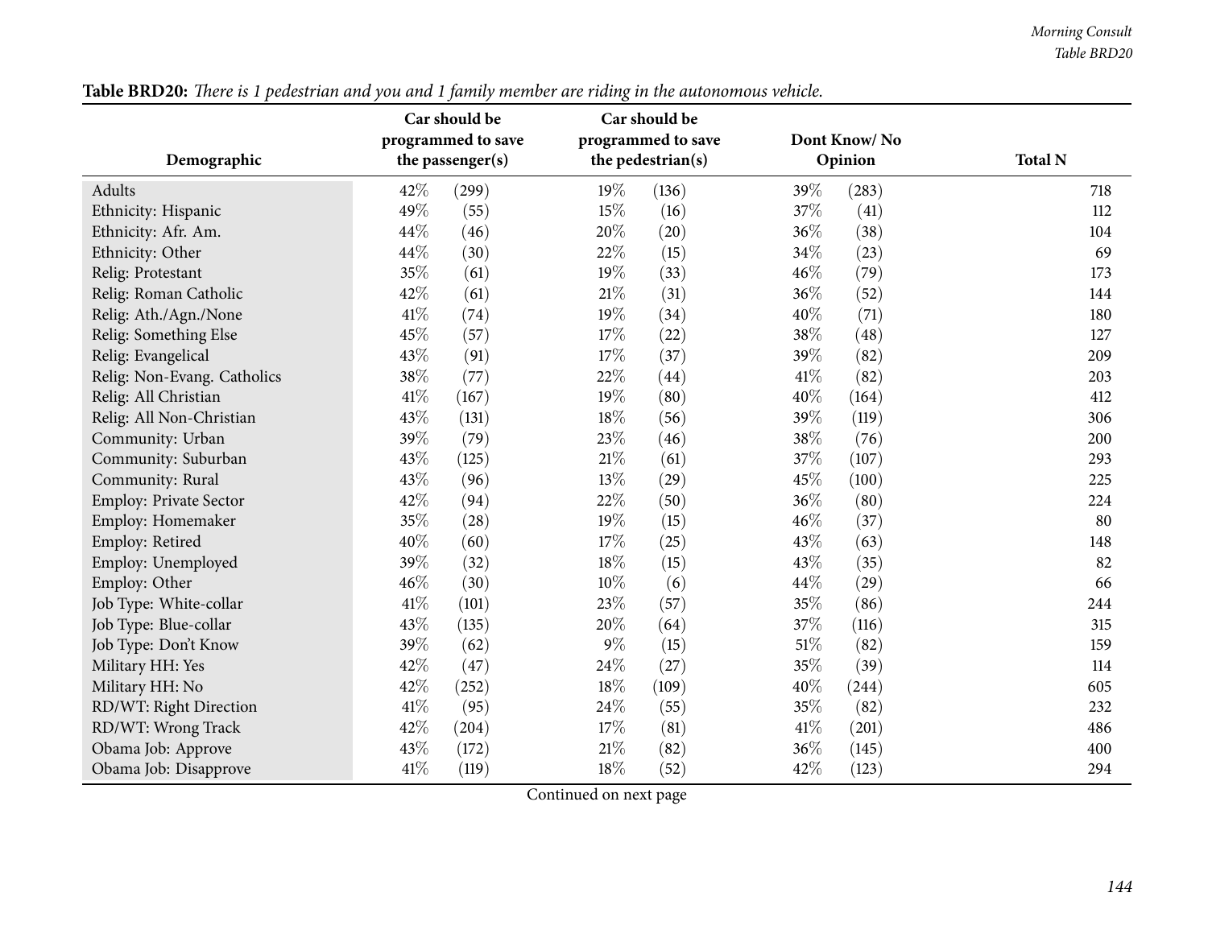**Table BRD20:** *There is 1 pedestrian and you and 1 family member are riding in the autonomous vehicle.*

| Demographic | Car should be programmed to save the passenger(s) | | Car should be programmed to save the pedestrian(s) | | Dont Know/ No Opinion | | Total N |
|---|---|---|---|---|---|---|---|
| Adults | 42% | (299) | 19% | (136) | 39% | (283) | 718 |
| Ethnicity: Hispanic | 49% | (55) | 15% | (16) | 37% | (41) | 112 |
| Ethnicity: Afr. Am. | 44% | (46) | 20% | (20) | 36% | (38) | 104 |
| Ethnicity: Other | 44% | (30) | 22% | (15) | 34% | (23) | 69 |
| Relig: Protestant | 35% | (61) | 19% | (33) | 46% | (79) | 173 |
| Relig: Roman Catholic | 42% | (61) | 21% | (31) | 36% | (52) | 144 |
| Relig: Ath./Agn./None | 41% | (74) | 19% | (34) | 40% | (71) | 180 |
| Relig: Something Else | 45% | (57) | 17% | (22) | 38% | (48) | 127 |
| Relig: Evangelical | 43% | (91) | 17% | (37) | 39% | (82) | 209 |
| Relig: Non-Evang. Catholics | 38% | (77) | 22% | (44) | 41% | (82) | 203 |
| Relig: All Christian | 41% | (167) | 19% | (80) | 40% | (164) | 412 |
| Relig: All Non-Christian | 43% | (131) | 18% | (56) | 39% | (119) | 306 |
| Community: Urban | 39% | (79) | 23% | (46) | 38% | (76) | 200 |
| Community: Suburban | 43% | (125) | 21% | (61) | 37% | (107) | 293 |
| Community: Rural | 43% | (96) | 13% | (29) | 45% | (100) | 225 |
| Employ: Private Sector | 42% | (94) | 22% | (50) | 36% | (80) | 224 |
| Employ: Homemaker | 35% | (28) | 19% | (15) | 46% | (37) | 80 |
| Employ: Retired | 40% | (60) | 17% | (25) | 43% | (63) | 148 |
| Employ: Unemployed | 39% | (32) | 18% | (15) | 43% | (35) | 82 |
| Employ: Other | 46% | (30) | 10% | (6) | 44% | (29) | 66 |
| Job Type: White-collar | 41% | (101) | 23% | (57) | 35% | (86) | 244 |
| Job Type: Blue-collar | 43% | (135) | 20% | (64) | 37% | (116) | 315 |
| Job Type: Don't Know | 39% | (62) | 9% | (15) | 51% | (82) | 159 |
| Military HH: Yes | 42% | (47) | 24% | (27) | 35% | (39) | 114 |
| Military HH: No | 42% | (252) | 18% | (109) | 40% | (244) | 605 |
| RD/WT: Right Direction | 41% | (95) | 24% | (55) | 35% | (82) | 232 |
| RD/WT: Wrong Track | 42% | (204) | 17% | (81) | 41% | (201) | 486 |
| Obama Job: Approve | 43% | (172) | 21% | (82) | 36% | (145) | 400 |
| Obama Job: Disapprove | 41% | (119) | 18% | (52) | 42% | (123) | 294 |

Continued on next page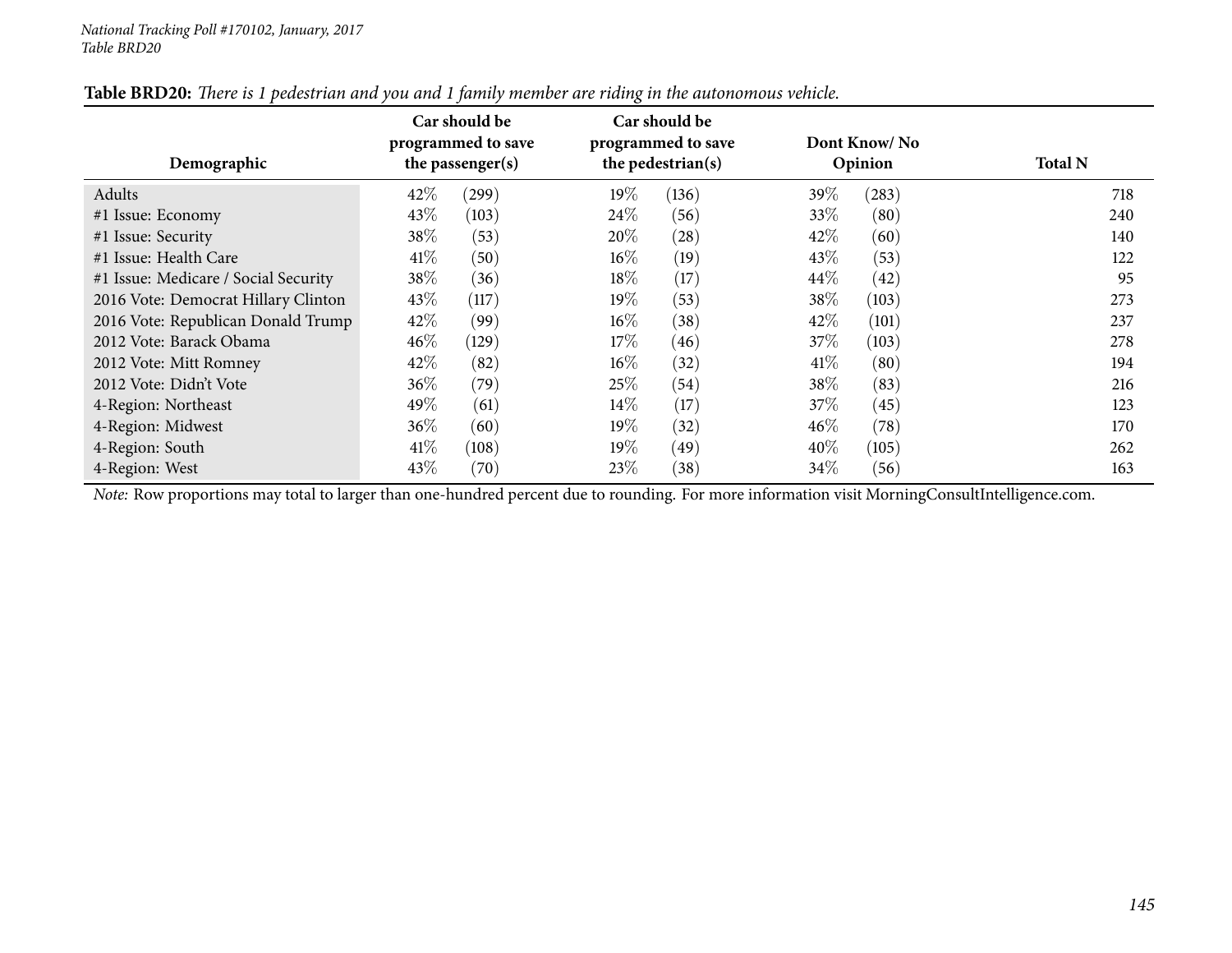**Table BRD20:** *There is 1 pedestrian and you and 1 family member are riding in the autonomous vehicle.*

| Demographic | Car should be programmed to save the passenger(s) | | Car should be programmed to save the pedestrian(s) | | Dont Know/ No Opinion | | Total N |
|---|---|---|---|---|---|---|---|
| Adults | 42% | (299) | 19% | (136) | 39% | (283) | 718 |
| #1 Issue: Economy | 43% | (103) | 24% | (56) | 33% | (80) | 240 |
| #1 Issue: Security | 38% | (53) | 20% | (28) | 42% | (60) | 140 |
| #1 Issue: Health Care | 41% | (50) | 16% | (19) | 43% | (53) | 122 |
| #1 Issue: Medicare / Social Security | 38% | (36) | 18% | (17) | 44% | (42) | 95 |
| 2016 Vote: Democrat Hillary Clinton | 43% | (117) | 19% | (53) | 38% | (103) | 273 |
| 2016 Vote: Republican Donald Trump | 42% | (99) | 16% | (38) | 42% | (101) | 237 |
| 2012 Vote: Barack Obama | 46% | (129) | 17% | (46) | 37% | (103) | 278 |
| 2012 Vote: Mitt Romney | 42% | (82) | 16% | (32) | 41% | (80) | 194 |
| 2012 Vote: Didn't Vote | 36% | (79) | 25% | (54) | 38% | (83) | 216 |
| 4-Region: Northeast | 49% | (61) | 14% | (17) | 37% | (45) | 123 |
| 4-Region: Midwest | 36% | (60) | 19% | (32) | 46% | (78) | 170 |
| 4-Region: South | 41% | (108) | 19% | (49) | 40% | (105) | 262 |
| 4-Region: West | 43% | (70) | 23% | (38) | 34% | (56) | 163 |

*Note:* Row proportions may total to larger than one-hundred percent due to rounding. For more information visit MorningConsultIntelligence.com.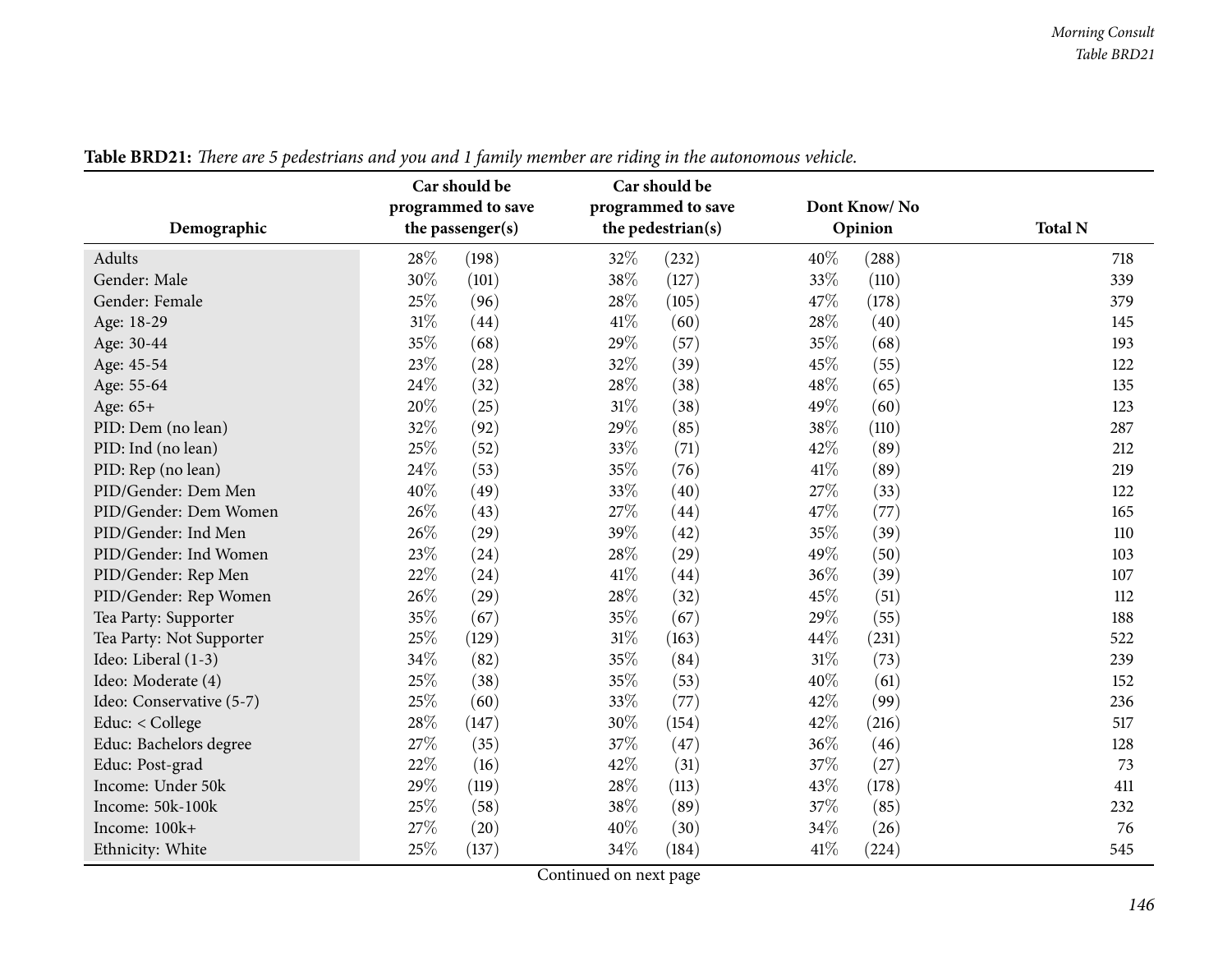**Table BRD21:** *There are 5 pedestrians and you and 1 family member are riding in the autonomous vehicle.*

| Demographic | Car should be programmed to save the passenger(s) | | Car should be programmed to save the pedestrian(s) | | Dont Know/ No Opinion | | Total N |
|---|---|---|---|---|---|---|---|
| Adults | 28% | (198) | 32% | (232) | 40% | (288) | 718 |
| Gender: Male | 30% | (101) | 38% | (127) | 33% | (110) | 339 |
| Gender: Female | 25% | (96) | 28% | (105) | 47% | (178) | 379 |
| Age: 18-29 | 31% | (44) | 41% | (60) | 28% | (40) | 145 |
| Age: 30-44 | 35% | (68) | 29% | (57) | 35% | (68) | 193 |
| Age: 45-54 | 23% | (28) | 32% | (39) | 45% | (55) | 122 |
| Age: 55-64 | 24% | (32) | 28% | (38) | 48% | (65) | 135 |
| Age: 65+ | 20% | (25) | 31% | (38) | 49% | (60) | 123 |
| PID: Dem (no lean) | 32% | (92) | 29% | (85) | 38% | (110) | 287 |
| PID: Ind (no lean) | 25% | (52) | 33% | (71) | 42% | (89) | 212 |
| PID: Rep (no lean) | 24% | (53) | 35% | (76) | 41% | (89) | 219 |
| PID/Gender: Dem Men | 40% | (49) | 33% | (40) | 27% | (33) | 122 |
| PID/Gender: Dem Women | 26% | (43) | 27% | (44) | 47% | (77) | 165 |
| PID/Gender: Ind Men | 26% | (29) | 39% | (42) | 35% | (39) | 110 |
| PID/Gender: Ind Women | 23% | (24) | 28% | (29) | 49% | (50) | 103 |
| PID/Gender: Rep Men | 22% | (24) | 41% | (44) | 36% | (39) | 107 |
| PID/Gender: Rep Women | 26% | (29) | 28% | (32) | 45% | (51) | 112 |
| Tea Party: Supporter | 35% | (67) | 35% | (67) | 29% | (55) | 188 |
| Tea Party: Not Supporter | 25% | (129) | 31% | (163) | 44% | (231) | 522 |
| Ideo: Liberal (1-3) | 34% | (82) | 35% | (84) | 31% | (73) | 239 |
| Ideo: Moderate (4) | 25% | (38) | 35% | (53) | 40% | (61) | 152 |
| Ideo: Conservative (5-7) | 25% | (60) | 33% | (77) | 42% | (99) | 236 |
| Educ: < College | 28% | (147) | 30% | (154) | 42% | (216) | 517 |
| Educ: Bachelors degree | 27% | (35) | 37% | (47) | 36% | (46) | 128 |
| Educ: Post-grad | 22% | (16) | 42% | (31) | 37% | (27) | 73 |
| Income: Under 50k | 29% | (119) | 28% | (113) | 43% | (178) | 411 |
| Income: 50k-100k | 25% | (58) | 38% | (89) | 37% | (85) | 232 |
| Income: 100k+ | 27% | (20) | 40% | (30) | 34% | (26) | 76 |
| Ethnicity: White | 25% | (137) | 34% | (184) | 41% | (224) | 545 |

Continued on next page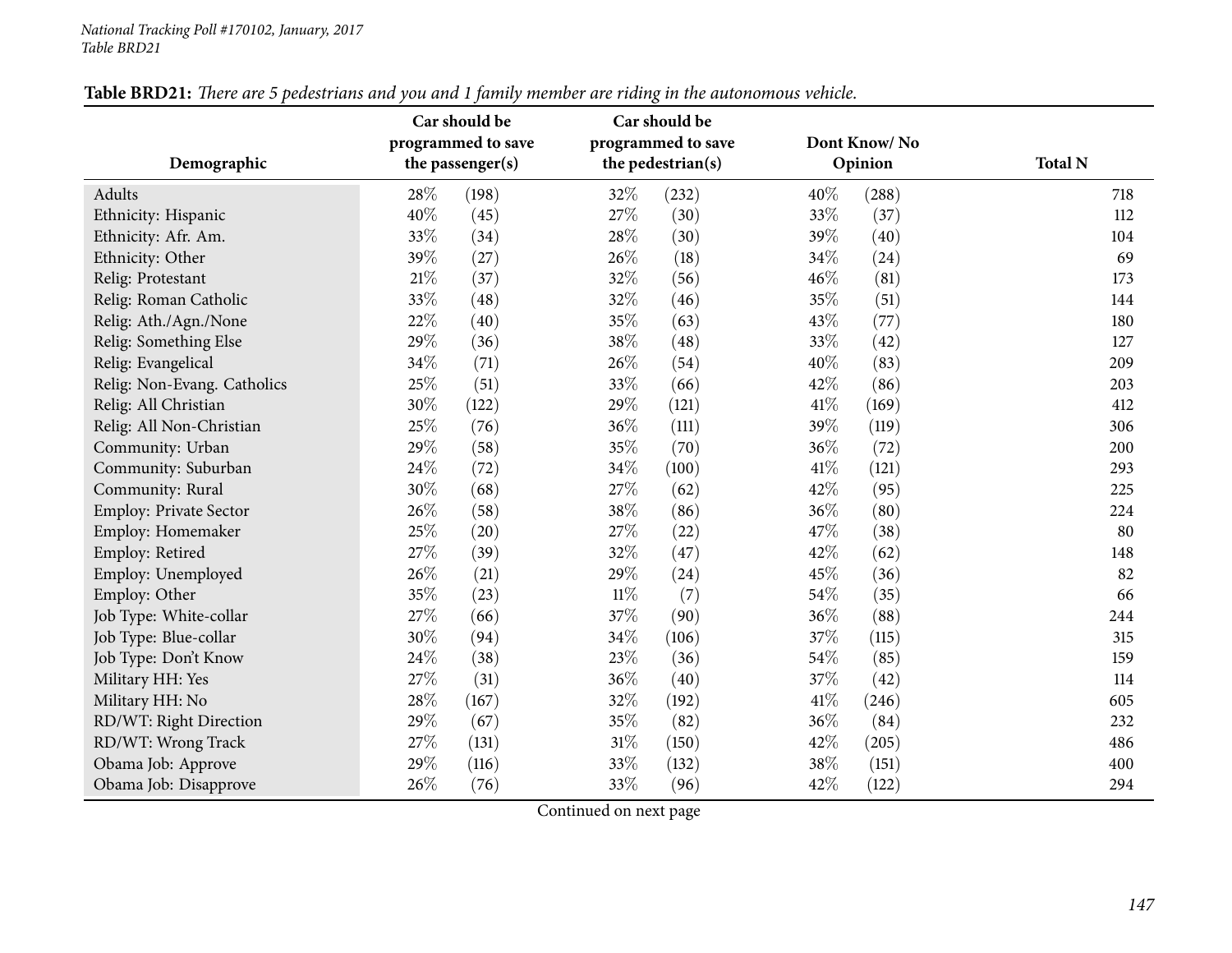*National Tracking Poll #170102, January, 2017*
*Table BRD21*

**Table BRD21:** *There are 5 pedestrians and you and 1 family member are riding in the autonomous vehicle.*

| Demographic | Car should be programmed to save the passenger(s) | | Car should be programmed to save the pedestrian(s) | | Dont Know/ No Opinion | | Total N |
|---|---|---|---|---|---|---|---|
| Adults | 28% | (198) | 32% | (232) | 40% | (288) | 718 |
| Ethnicity: Hispanic | 40% | (45) | 27% | (30) | 33% | (37) | 112 |
| Ethnicity: Afr. Am. | 33% | (34) | 28% | (30) | 39% | (40) | 104 |
| Ethnicity: Other | 39% | (27) | 26% | (18) | 34% | (24) | 69 |
| Relig: Protestant | 21% | (37) | 32% | (56) | 46% | (81) | 173 |
| Relig: Roman Catholic | 33% | (48) | 32% | (46) | 35% | (51) | 144 |
| Relig: Ath./Agn./None | 22% | (40) | 35% | (63) | 43% | (77) | 180 |
| Relig: Something Else | 29% | (36) | 38% | (48) | 33% | (42) | 127 |
| Relig: Evangelical | 34% | (71) | 26% | (54) | 40% | (83) | 209 |
| Relig: Non-Evang. Catholics | 25% | (51) | 33% | (66) | 42% | (86) | 203 |
| Relig: All Christian | 30% | (122) | 29% | (121) | 41% | (169) | 412 |
| Relig: All Non-Christian | 25% | (76) | 36% | (111) | 39% | (119) | 306 |
| Community: Urban | 29% | (58) | 35% | (70) | 36% | (72) | 200 |
| Community: Suburban | 24% | (72) | 34% | (100) | 41% | (121) | 293 |
| Community: Rural | 30% | (68) | 27% | (62) | 42% | (95) | 225 |
| Employ: Private Sector | 26% | (58) | 38% | (86) | 36% | (80) | 224 |
| Employ: Homemaker | 25% | (20) | 27% | (22) | 47% | (38) | 80 |
| Employ: Retired | 27% | (39) | 32% | (47) | 42% | (62) | 148 |
| Employ: Unemployed | 26% | (21) | 29% | (24) | 45% | (36) | 82 |
| Employ: Other | 35% | (23) | 11% | (7) | 54% | (35) | 66 |
| Job Type: White-collar | 27% | (66) | 37% | (90) | 36% | (88) | 244 |
| Job Type: Blue-collar | 30% | (94) | 34% | (106) | 37% | (115) | 315 |
| Job Type: Don't Know | 24% | (38) | 23% | (36) | 54% | (85) | 159 |
| Military HH: Yes | 27% | (31) | 36% | (40) | 37% | (42) | 114 |
| Military HH: No | 28% | (167) | 32% | (192) | 41% | (246) | 605 |
| RD/WT: Right Direction | 29% | (67) | 35% | (82) | 36% | (84) | 232 |
| RD/WT: Wrong Track | 27% | (131) | 31% | (150) | 42% | (205) | 486 |
| Obama Job: Approve | 29% | (116) | 33% | (132) | 38% | (151) | 400 |
| Obama Job: Disapprove | 26% | (76) | 33% | (96) | 42% | (122) | 294 |

Continued on next page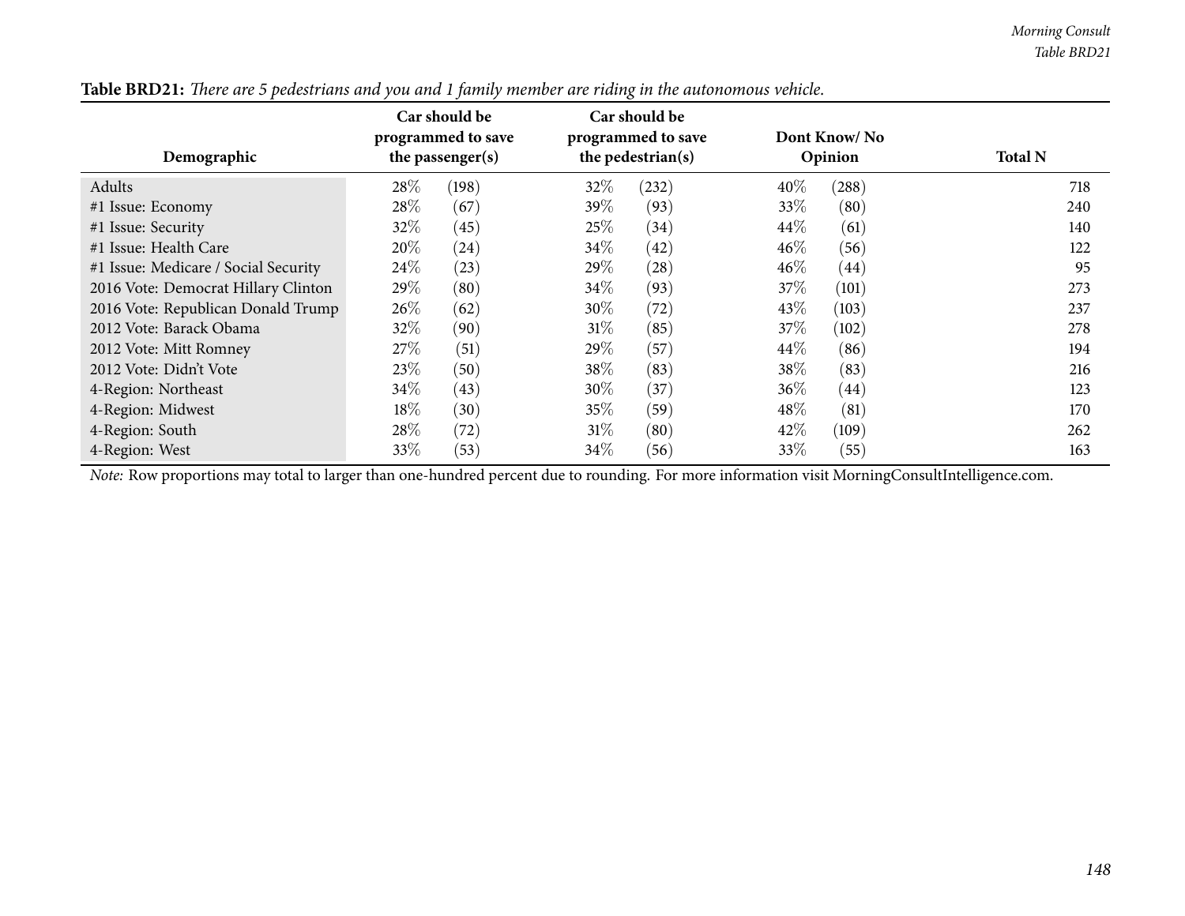**Table BRD21:** *There are 5 pedestrians and you and 1 family member are riding in the autonomous vehicle.*

| Demographic | Car should be programmed to save the passenger(s) | | Car should be programmed to save the pedestrian(s) | | Dont Know/ No Opinion | | Total N |
|---|---|---|---|---|---|---|---|
| Adults | 28% | (198) | 32% | (232) | 40% | (288) | 718 |
| #1 Issue: Economy | 28% | (67) | 39% | (93) | 33% | (80) | 240 |
| #1 Issue: Security | 32% | (45) | 25% | (34) | 44% | (61) | 140 |
| #1 Issue: Health Care | 20% | (24) | 34% | (42) | 46% | (56) | 122 |
| #1 Issue: Medicare / Social Security | 24% | (23) | 29% | (28) | 46% | (44) | 95 |
| 2016 Vote: Democrat Hillary Clinton | 29% | (80) | 34% | (93) | 37% | (101) | 273 |
| 2016 Vote: Republican Donald Trump | 26% | (62) | 30% | (72) | 43% | (103) | 237 |
| 2012 Vote: Barack Obama | 32% | (90) | 31% | (85) | 37% | (102) | 278 |
| 2012 Vote: Mitt Romney | 27% | (51) | 29% | (57) | 44% | (86) | 194 |
| 2012 Vote: Didn't Vote | 23% | (50) | 38% | (83) | 38% | (83) | 216 |
| 4-Region: Northeast | 34% | (43) | 30% | (37) | 36% | (44) | 123 |
| 4-Region: Midwest | 18% | (30) | 35% | (59) | 48% | (81) | 170 |
| 4-Region: South | 28% | (72) | 31% | (80) | 42% | (109) | 262 |
| 4-Region: West | 33% | (53) | 34% | (56) | 33% | (55) | 163 |

*Note:* Row proportions may total to larger than one-hundred percent due to rounding. For more information visit MorningConsultIntelligence.com.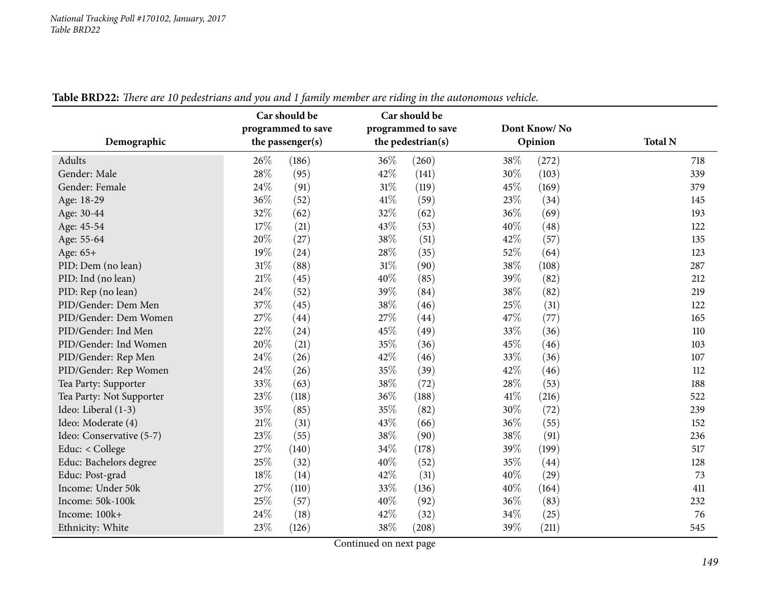**Table BRD22:** *There are 10 pedestrians and you and 1 family member are riding in the autonomous vehicle.*

| Demographic | Car should be programmed to save the passenger(s) | | Car should be programmed to save the pedestrian(s) | | Dont Know/ No Opinion | | Total N |
|---|---|---|---|---|---|---|---|
| Adults | 26% | (186) | 36% | (260) | 38% | (272) | 718 |
| Gender: Male | 28% | (95) | 42% | (141) | 30% | (103) | 339 |
| Gender: Female | 24% | (91) | 31% | (119) | 45% | (169) | 379 |
| Age: 18-29 | 36% | (52) | 41% | (59) | 23% | (34) | 145 |
| Age: 30-44 | 32% | (62) | 32% | (62) | 36% | (69) | 193 |
| Age: 45-54 | 17% | (21) | 43% | (53) | 40% | (48) | 122 |
| Age: 55-64 | 20% | (27) | 38% | (51) | 42% | (57) | 135 |
| Age: 65+ | 19% | (24) | 28% | (35) | 52% | (64) | 123 |
| PID: Dem (no lean) | 31% | (88) | 31% | (90) | 38% | (108) | 287 |
| PID: Ind (no lean) | 21% | (45) | 40% | (85) | 39% | (82) | 212 |
| PID: Rep (no lean) | 24% | (52) | 39% | (84) | 38% | (82) | 219 |
| PID/Gender: Dem Men | 37% | (45) | 38% | (46) | 25% | (31) | 122 |
| PID/Gender: Dem Women | 27% | (44) | 27% | (44) | 47% | (77) | 165 |
| PID/Gender: Ind Men | 22% | (24) | 45% | (49) | 33% | (36) | 110 |
| PID/Gender: Ind Women | 20% | (21) | 35% | (36) | 45% | (46) | 103 |
| PID/Gender: Rep Men | 24% | (26) | 42% | (46) | 33% | (36) | 107 |
| PID/Gender: Rep Women | 24% | (26) | 35% | (39) | 42% | (46) | 112 |
| Tea Party: Supporter | 33% | (63) | 38% | (72) | 28% | (53) | 188 |
| Tea Party: Not Supporter | 23% | (118) | 36% | (188) | 41% | (216) | 522 |
| Ideo: Liberal (1-3) | 35% | (85) | 35% | (82) | 30% | (72) | 239 |
| Ideo: Moderate (4) | 21% | (31) | 43% | (66) | 36% | (55) | 152 |
| Ideo: Conservative (5-7) | 23% | (55) | 38% | (90) | 38% | (91) | 236 |
| Educ: < College | 27% | (140) | 34% | (178) | 39% | (199) | 517 |
| Educ: Bachelors degree | 25% | (32) | 40% | (52) | 35% | (44) | 128 |
| Educ: Post-grad | 18% | (14) | 42% | (31) | 40% | (29) | 73 |
| Income: Under 50k | 27% | (110) | 33% | (136) | 40% | (164) | 411 |
| Income: 50k-100k | 25% | (57) | 40% | (92) | 36% | (83) | 232 |
| Income: 100k+ | 24% | (18) | 42% | (32) | 34% | (25) | 76 |
| Ethnicity: White | 23% | (126) | 38% | (208) | 39% | (211) | 545 |

Continued on next page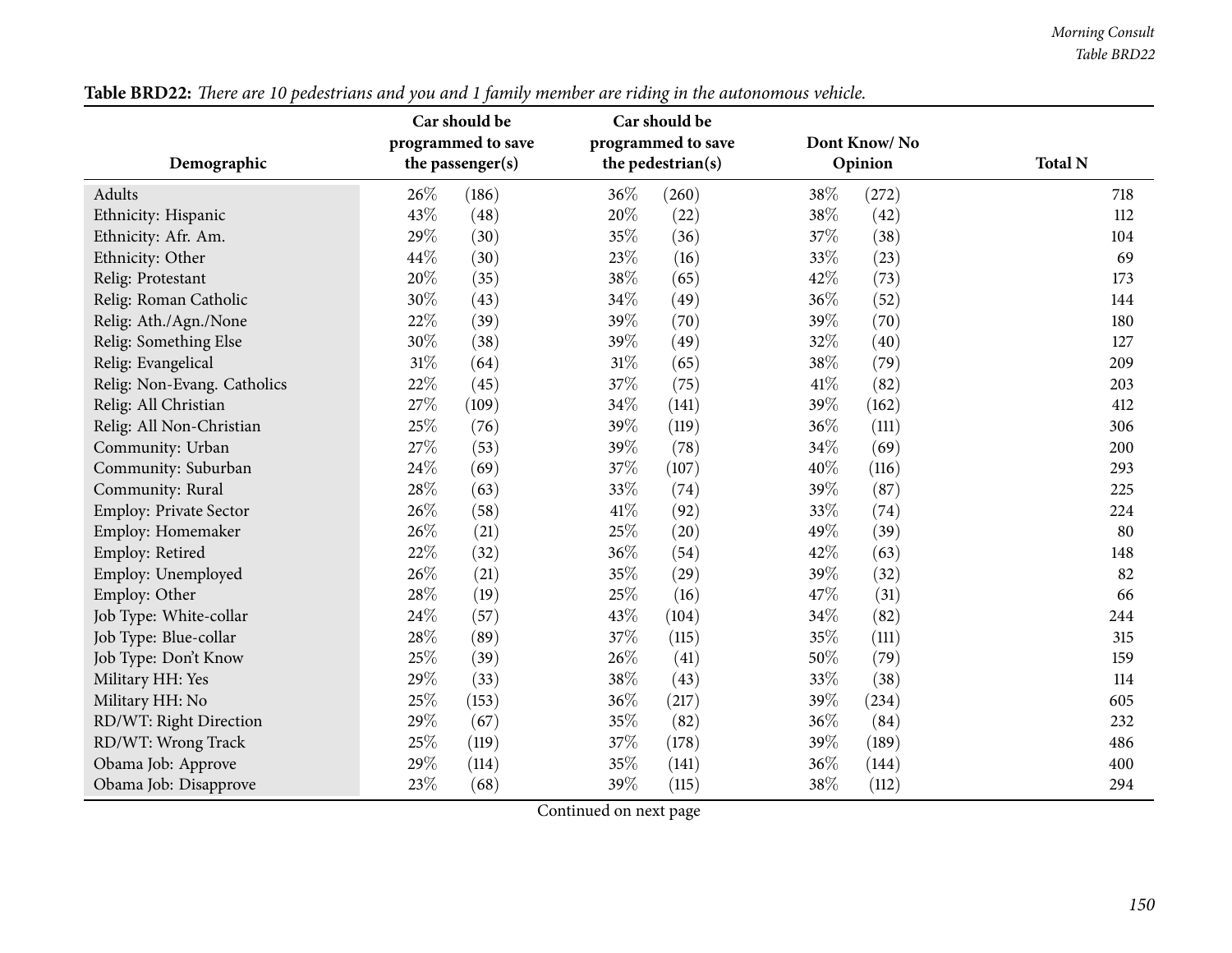**Table BRD22:** *There are 10 pedestrians and you and 1 family member are riding in the autonomous vehicle.*

| Demographic | Car should be programmed to save the passenger(s) | | Car should be programmed to save the pedestrian(s) | | Dont Know/ No Opinion | | Total N |
|---|---|---|---|---|---|---|---|
| Adults | 26% | (186) | 36% | (260) | 38% | (272) | 718 |
| Ethnicity: Hispanic | 43% | (48) | 20% | (22) | 38% | (42) | 112 |
| Ethnicity: Afr. Am. | 29% | (30) | 35% | (36) | 37% | (38) | 104 |
| Ethnicity: Other | 44% | (30) | 23% | (16) | 33% | (23) | 69 |
| Relig: Protestant | 20% | (35) | 38% | (65) | 42% | (73) | 173 |
| Relig: Roman Catholic | 30% | (43) | 34% | (49) | 36% | (52) | 144 |
| Relig: Ath./Agn./None | 22% | (39) | 39% | (70) | 39% | (70) | 180 |
| Relig: Something Else | 30% | (38) | 39% | (49) | 32% | (40) | 127 |
| Relig: Evangelical | 31% | (64) | 31% | (65) | 38% | (79) | 209 |
| Relig: Non-Evang. Catholics | 22% | (45) | 37% | (75) | 41% | (82) | 203 |
| Relig: All Christian | 27% | (109) | 34% | (141) | 39% | (162) | 412 |
| Relig: All Non-Christian | 25% | (76) | 39% | (119) | 36% | (111) | 306 |
| Community: Urban | 27% | (53) | 39% | (78) | 34% | (69) | 200 |
| Community: Suburban | 24% | (69) | 37% | (107) | 40% | (116) | 293 |
| Community: Rural | 28% | (63) | 33% | (74) | 39% | (87) | 225 |
| Employ: Private Sector | 26% | (58) | 41% | (92) | 33% | (74) | 224 |
| Employ: Homemaker | 26% | (21) | 25% | (20) | 49% | (39) | 80 |
| Employ: Retired | 22% | (32) | 36% | (54) | 42% | (63) | 148 |
| Employ: Unemployed | 26% | (21) | 35% | (29) | 39% | (32) | 82 |
| Employ: Other | 28% | (19) | 25% | (16) | 47% | (31) | 66 |
| Job Type: White-collar | 24% | (57) | 43% | (104) | 34% | (82) | 244 |
| Job Type: Blue-collar | 28% | (89) | 37% | (115) | 35% | (111) | 315 |
| Job Type: Don't Know | 25% | (39) | 26% | (41) | 50% | (79) | 159 |
| Military HH: Yes | 29% | (33) | 38% | (43) | 33% | (38) | 114 |
| Military HH: No | 25% | (153) | 36% | (217) | 39% | (234) | 605 |
| RD/WT: Right Direction | 29% | (67) | 35% | (82) | 36% | (84) | 232 |
| RD/WT: Wrong Track | 25% | (119) | 37% | (178) | 39% | (189) | 486 |
| Obama Job: Approve | 29% | (114) | 35% | (141) | 36% | (144) | 400 |
| Obama Job: Disapprove | 23% | (68) | 39% | (115) | 38% | (112) | 294 |

Continued on next page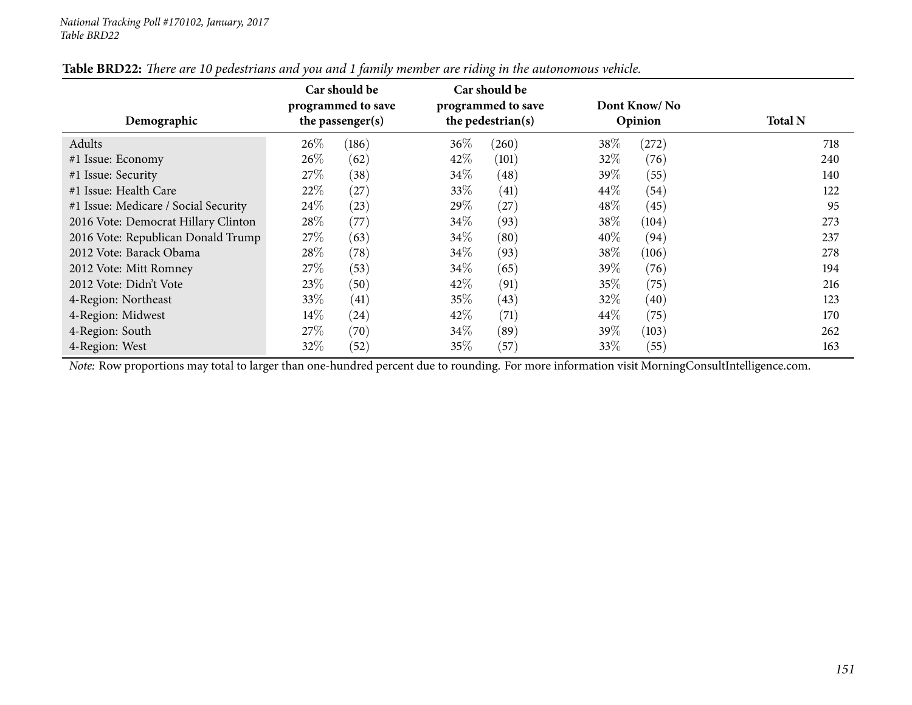**Table BRD22:** *There are 10 pedestrians and you and 1 family member are riding in the autonomous vehicle.*

| Demographic | Car should be programmed to save the passenger(s) | | Car should be programmed to save the pedestrian(s) | | Dont Know/ No Opinion | | Total N |
|---|---|---|---|---|---|---|---|
| Adults | 26% | (186) | 36% | (260) | 38% | (272) | 718 |
| #1 Issue: Economy | 26% | (62) | 42% | (101) | 32% | (76) | 240 |
| #1 Issue: Security | 27% | (38) | 34% | (48) | 39% | (55) | 140 |
| #1 Issue: Health Care | 22% | (27) | 33% | (41) | 44% | (54) | 122 |
| #1 Issue: Medicare / Social Security | 24% | (23) | 29% | (27) | 48% | (45) | 95 |
| 2016 Vote: Democrat Hillary Clinton | 28% | (77) | 34% | (93) | 38% | (104) | 273 |
| 2016 Vote: Republican Donald Trump | 27% | (63) | 34% | (80) | 40% | (94) | 237 |
| 2012 Vote: Barack Obama | 28% | (78) | 34% | (93) | 38% | (106) | 278 |
| 2012 Vote: Mitt Romney | 27% | (53) | 34% | (65) | 39% | (76) | 194 |
| 2012 Vote: Didn't Vote | 23% | (50) | 42% | (91) | 35% | (75) | 216 |
| 4-Region: Northeast | 33% | (41) | 35% | (43) | 32% | (40) | 123 |
| 4-Region: Midwest | 14% | (24) | 42% | (71) | 44% | (75) | 170 |
| 4-Region: South | 27% | (70) | 34% | (89) | 39% | (103) | 262 |
| 4-Region: West | 32% | (52) | 35% | (57) | 33% | (55) | 163 |

*Note:* Row proportions may total to larger than one-hundred percent due to rounding. For more information visit MorningConsultIntelligence.com.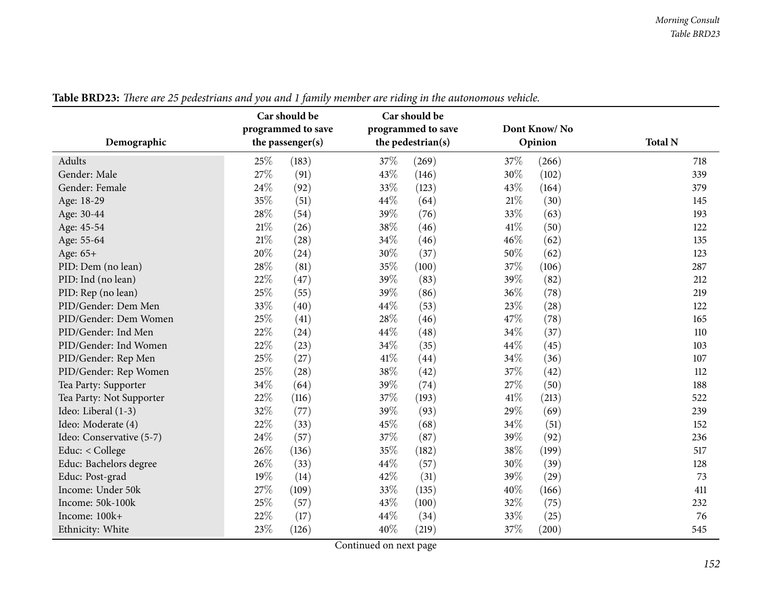**Table BRD23:** *There are 25 pedestrians and you and 1 family member are riding in the autonomous vehicle.*

| Demographic | Car should be programmed to save the passenger(s) | | Car should be programmed to save the pedestrian(s) | | Dont Know/ No Opinion | | Total N |
|---|---|---|---|---|---|---|---|
| Adults | 25% | (183) | 37% | (269) | 37% | (266) | 718 |
| Gender: Male | 27% | (91) | 43% | (146) | 30% | (102) | 339 |
| Gender: Female | 24% | (92) | 33% | (123) | 43% | (164) | 379 |
| Age: 18-29 | 35% | (51) | 44% | (64) | 21% | (30) | 145 |
| Age: 30-44 | 28% | (54) | 39% | (76) | 33% | (63) | 193 |
| Age: 45-54 | 21% | (26) | 38% | (46) | 41% | (50) | 122 |
| Age: 55-64 | 21% | (28) | 34% | (46) | 46% | (62) | 135 |
| Age: 65+ | 20% | (24) | 30% | (37) | 50% | (62) | 123 |
| PID: Dem (no lean) | 28% | (81) | 35% | (100) | 37% | (106) | 287 |
| PID: Ind (no lean) | 22% | (47) | 39% | (83) | 39% | (82) | 212 |
| PID: Rep (no lean) | 25% | (55) | 39% | (86) | 36% | (78) | 219 |
| PID/Gender: Dem Men | 33% | (40) | 44% | (53) | 23% | (28) | 122 |
| PID/Gender: Dem Women | 25% | (41) | 28% | (46) | 47% | (78) | 165 |
| PID/Gender: Ind Men | 22% | (24) | 44% | (48) | 34% | (37) | 110 |
| PID/Gender: Ind Women | 22% | (23) | 34% | (35) | 44% | (45) | 103 |
| PID/Gender: Rep Men | 25% | (27) | 41% | (44) | 34% | (36) | 107 |
| PID/Gender: Rep Women | 25% | (28) | 38% | (42) | 37% | (42) | 112 |
| Tea Party: Supporter | 34% | (64) | 39% | (74) | 27% | (50) | 188 |
| Tea Party: Not Supporter | 22% | (116) | 37% | (193) | 41% | (213) | 522 |
| Ideo: Liberal (1-3) | 32% | (77) | 39% | (93) | 29% | (69) | 239 |
| Ideo: Moderate (4) | 22% | (33) | 45% | (68) | 34% | (51) | 152 |
| Ideo: Conservative (5-7) | 24% | (57) | 37% | (87) | 39% | (92) | 236 |
| Educ: < College | 26% | (136) | 35% | (182) | 38% | (199) | 517 |
| Educ: Bachelors degree | 26% | (33) | 44% | (57) | 30% | (39) | 128 |
| Educ: Post-grad | 19% | (14) | 42% | (31) | 39% | (29) | 73 |
| Income: Under 50k | 27% | (109) | 33% | (135) | 40% | (166) | 411 |
| Income: 50k-100k | 25% | (57) | 43% | (100) | 32% | (75) | 232 |
| Income: 100k+ | 22% | (17) | 44% | (34) | 33% | (25) | 76 |
| Ethnicity: White | 23% | (126) | 40% | (219) | 37% | (200) | 545 |

Continued on next page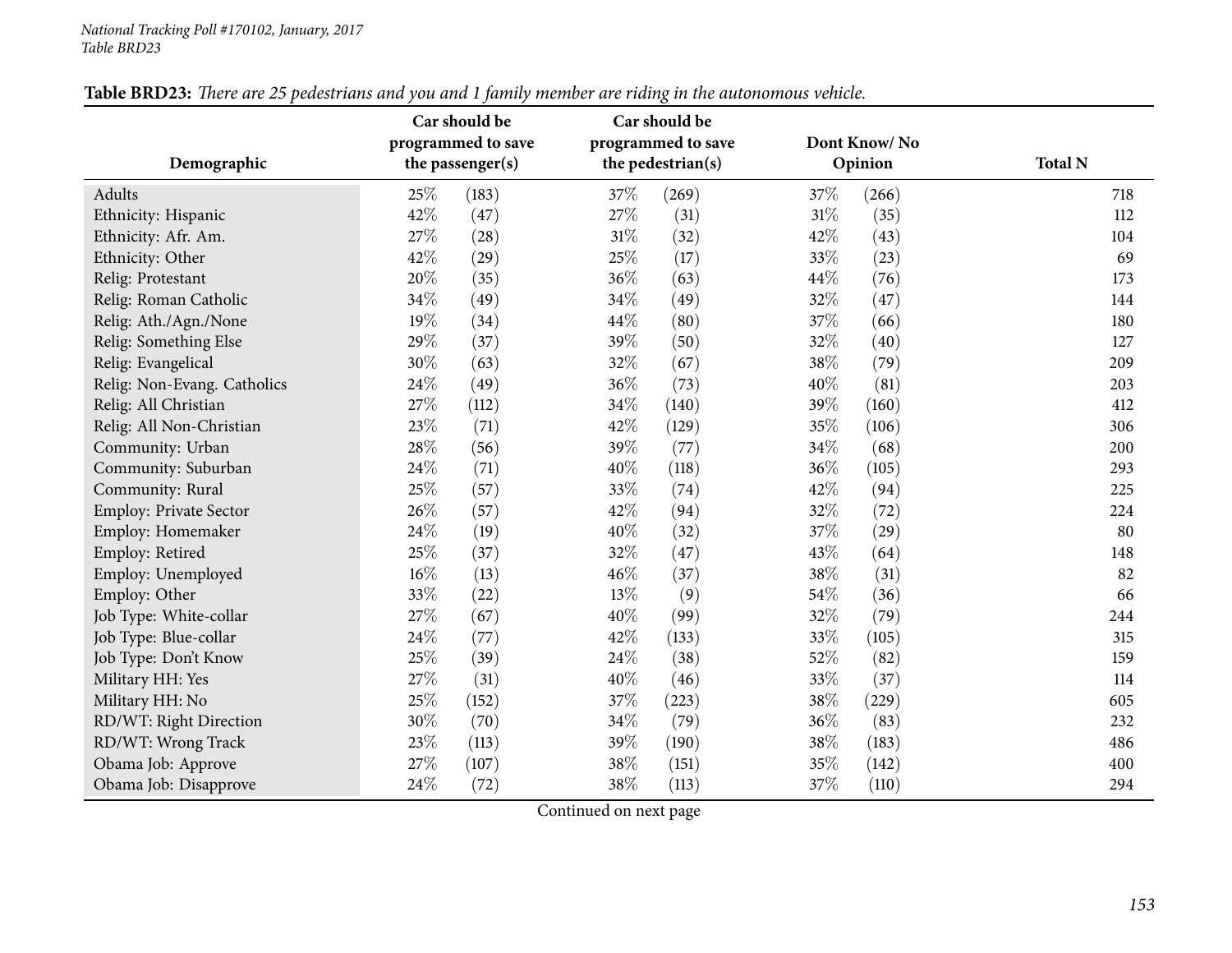**Table BRD23:** *There are 25 pedestrians and you and 1 family member are riding in the autonomous vehicle.*

| Demographic | Car should be programmed to save the passenger(s) | | Car should be programmed to save the pedestrian(s) | | Dont Know/ No Opinion | | Total N |
|---|---|---|---|---|---|---|---|
| Adults | 25% | (183) | 37% | (269) | 37% | (266) | 718 |
| Ethnicity: Hispanic | 42% | (47) | 27% | (31) | 31% | (35) | 112 |
| Ethnicity: Afr. Am. | 27% | (28) | 31% | (32) | 42% | (43) | 104 |
| Ethnicity: Other | 42% | (29) | 25% | (17) | 33% | (23) | 69 |
| Relig: Protestant | 20% | (35) | 36% | (63) | 44% | (76) | 173 |
| Relig: Roman Catholic | 34% | (49) | 34% | (49) | 32% | (47) | 144 |
| Relig: Ath./Agn./None | 19% | (34) | 44% | (80) | 37% | (66) | 180 |
| Relig: Something Else | 29% | (37) | 39% | (50) | 32% | (40) | 127 |
| Relig: Evangelical | 30% | (63) | 32% | (67) | 38% | (79) | 209 |
| Relig: Non-Evang. Catholics | 24% | (49) | 36% | (73) | 40% | (81) | 203 |
| Relig: All Christian | 27% | (112) | 34% | (140) | 39% | (160) | 412 |
| Relig: All Non-Christian | 23% | (71) | 42% | (129) | 35% | (106) | 306 |
| Community: Urban | 28% | (56) | 39% | (77) | 34% | (68) | 200 |
| Community: Suburban | 24% | (71) | 40% | (118) | 36% | (105) | 293 |
| Community: Rural | 25% | (57) | 33% | (74) | 42% | (94) | 225 |
| Employ: Private Sector | 26% | (57) | 42% | (94) | 32% | (72) | 224 |
| Employ: Homemaker | 24% | (19) | 40% | (32) | 37% | (29) | 80 |
| Employ: Retired | 25% | (37) | 32% | (47) | 43% | (64) | 148 |
| Employ: Unemployed | 16% | (13) | 46% | (37) | 38% | (31) | 82 |
| Employ: Other | 33% | (22) | 13% | (9) | 54% | (36) | 66 |
| Job Type: White-collar | 27% | (67) | 40% | (99) | 32% | (79) | 244 |
| Job Type: Blue-collar | 24% | (77) | 42% | (133) | 33% | (105) | 315 |
| Job Type: Don't Know | 25% | (39) | 24% | (38) | 52% | (82) | 159 |
| Military HH: Yes | 27% | (31) | 40% | (46) | 33% | (37) | 114 |
| Military HH: No | 25% | (152) | 37% | (223) | 38% | (229) | 605 |
| RD/WT: Right Direction | 30% | (70) | 34% | (79) | 36% | (83) | 232 |
| RD/WT: Wrong Track | 23% | (113) | 39% | (190) | 38% | (183) | 486 |
| Obama Job: Approve | 27% | (107) | 38% | (151) | 35% | (142) | 400 |
| Obama Job: Disapprove | 24% | (72) | 38% | (113) | 37% | (110) | 294 |

Continued on next page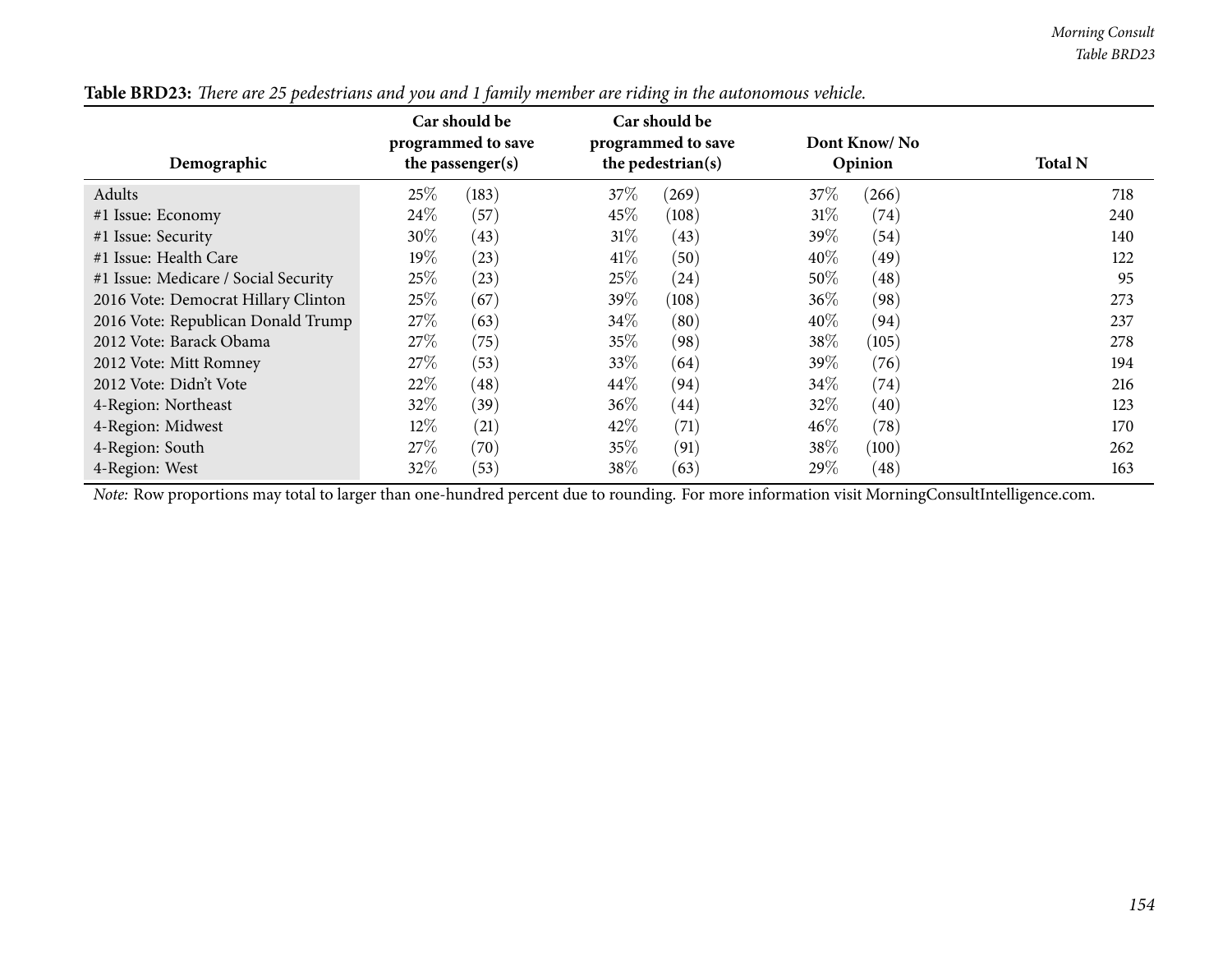**Table BRD23:** *There are 25 pedestrians and you and 1 family member are riding in the autonomous vehicle.*

| Demographic | Car should be programmed to save the passenger(s) | | Car should be programmed to save the pedestrian(s) | | Dont Know/ No Opinion | | Total N |
|---|---|---|---|---|---|---|---|
| Adults | 25% | (183) | 37% | (269) | 37% | (266) | 718 |
| #1 Issue: Economy | 24% | (57) | 45% | (108) | 31% | (74) | 240 |
| #1 Issue: Security | 30% | (43) | 31% | (43) | 39% | (54) | 140 |
| #1 Issue: Health Care | 19% | (23) | 41% | (50) | 40% | (49) | 122 |
| #1 Issue: Medicare / Social Security | 25% | (23) | 25% | (24) | 50% | (48) | 95 |
| 2016 Vote: Democrat Hillary Clinton | 25% | (67) | 39% | (108) | 36% | (98) | 273 |
| 2016 Vote: Republican Donald Trump | 27% | (63) | 34% | (80) | 40% | (94) | 237 |
| 2012 Vote: Barack Obama | 27% | (75) | 35% | (98) | 38% | (105) | 278 |
| 2012 Vote: Mitt Romney | 27% | (53) | 33% | (64) | 39% | (76) | 194 |
| 2012 Vote: Didn't Vote | 22% | (48) | 44% | (94) | 34% | (74) | 216 |
| 4-Region: Northeast | 32% | (39) | 36% | (44) | 32% | (40) | 123 |
| 4-Region: Midwest | 12% | (21) | 42% | (71) | 46% | (78) | 170 |
| 4-Region: South | 27% | (70) | 35% | (91) | 38% | (100) | 262 |
| 4-Region: West | 32% | (53) | 38% | (63) | 29% | (48) | 163 |

*Note:* Row proportions may total to larger than one-hundred percent due to rounding. For more information visit MorningConsultIntelligence.com.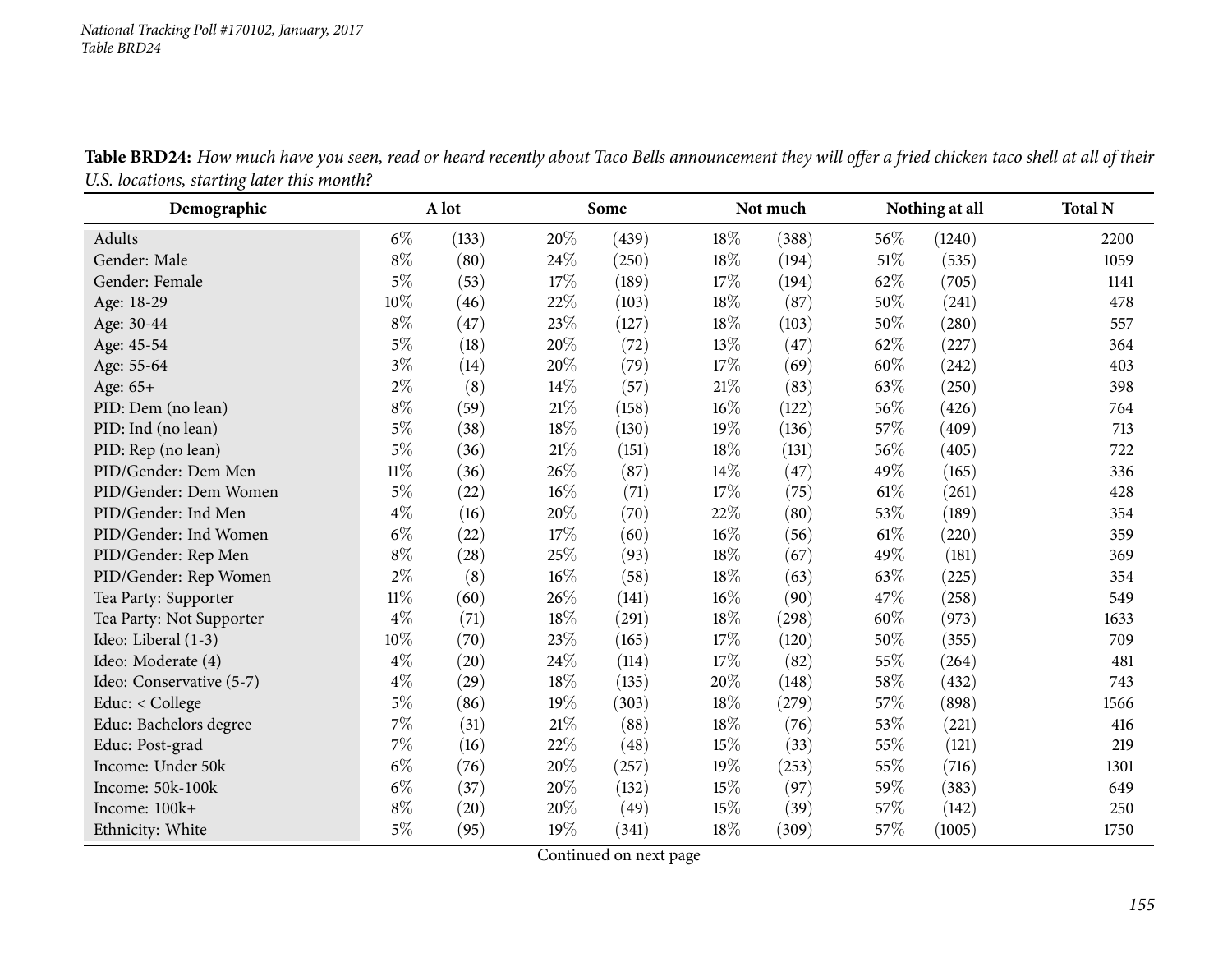**Table BRD24:** *How much have you seen, read or heard recently about Taco Bells announcement they will offer a fried chicken taco shell at all of their U.S. locations, starting later this month?*

| Demographic | A lot | | Some | | Not much | | Nothing at all | | Total N |
|---|---|---|---|---|---|---|---|---|---|
| Adults | 6% | (133) | 20% | (439) | 18% | (388) | 56% | (1240) | 2200 |
| Gender: Male | 8% | (80) | 24% | (250) | 18% | (194) | 51% | (535) | 1059 |
| Gender: Female | 5% | (53) | 17% | (189) | 17% | (194) | 62% | (705) | 1141 |
| Age: 18-29 | 10% | (46) | 22% | (103) | 18% | (87) | 50% | (241) | 478 |
| Age: 30-44 | 8% | (47) | 23% | (127) | 18% | (103) | 50% | (280) | 557 |
| Age: 45-54 | 5% | (18) | 20% | (72) | 13% | (47) | 62% | (227) | 364 |
| Age: 55-64 | 3% | (14) | 20% | (79) | 17% | (69) | 60% | (242) | 403 |
| Age: 65+ | 2% | (8) | 14% | (57) | 21% | (83) | 63% | (250) | 398 |
| PID: Dem (no lean) | 8% | (59) | 21% | (158) | 16% | (122) | 56% | (426) | 764 |
| PID: Ind (no lean) | 5% | (38) | 18% | (130) | 19% | (136) | 57% | (409) | 713 |
| PID: Rep (no lean) | 5% | (36) | 21% | (151) | 18% | (131) | 56% | (405) | 722 |
| PID/Gender: Dem Men | 11% | (36) | 26% | (87) | 14% | (47) | 49% | (165) | 336 |
| PID/Gender: Dem Women | 5% | (22) | 16% | (71) | 17% | (75) | 61% | (261) | 428 |
| PID/Gender: Ind Men | 4% | (16) | 20% | (70) | 22% | (80) | 53% | (189) | 354 |
| PID/Gender: Ind Women | 6% | (22) | 17% | (60) | 16% | (56) | 61% | (220) | 359 |
| PID/Gender: Rep Men | 8% | (28) | 25% | (93) | 18% | (67) | 49% | (181) | 369 |
| PID/Gender: Rep Women | 2% | (8) | 16% | (58) | 18% | (63) | 63% | (225) | 354 |
| Tea Party: Supporter | 11% | (60) | 26% | (141) | 16% | (90) | 47% | (258) | 549 |
| Tea Party: Not Supporter | 4% | (71) | 18% | (291) | 18% | (298) | 60% | (973) | 1633 |
| Ideo: Liberal (1-3) | 10% | (70) | 23% | (165) | 17% | (120) | 50% | (355) | 709 |
| Ideo: Moderate (4) | 4% | (20) | 24% | (114) | 17% | (82) | 55% | (264) | 481 |
| Ideo: Conservative (5-7) | 4% | (29) | 18% | (135) | 20% | (148) | 58% | (432) | 743 |
| Educ: < College | 5% | (86) | 19% | (303) | 18% | (279) | 57% | (898) | 1566 |
| Educ: Bachelors degree | 7% | (31) | 21% | (88) | 18% | (76) | 53% | (221) | 416 |
| Educ: Post-grad | 7% | (16) | 22% | (48) | 15% | (33) | 55% | (121) | 219 |
| Income: Under 50k | 6% | (76) | 20% | (257) | 19% | (253) | 55% | (716) | 1301 |
| Income: 50k-100k | 6% | (37) | 20% | (132) | 15% | (97) | 59% | (383) | 649 |
| Income: 100k+ | 8% | (20) | 20% | (49) | 15% | (39) | 57% | (142) | 250 |
| Ethnicity: White | 5% | (95) | 19% | (341) | 18% | (309) | 57% | (1005) | 1750 |

Continued on next page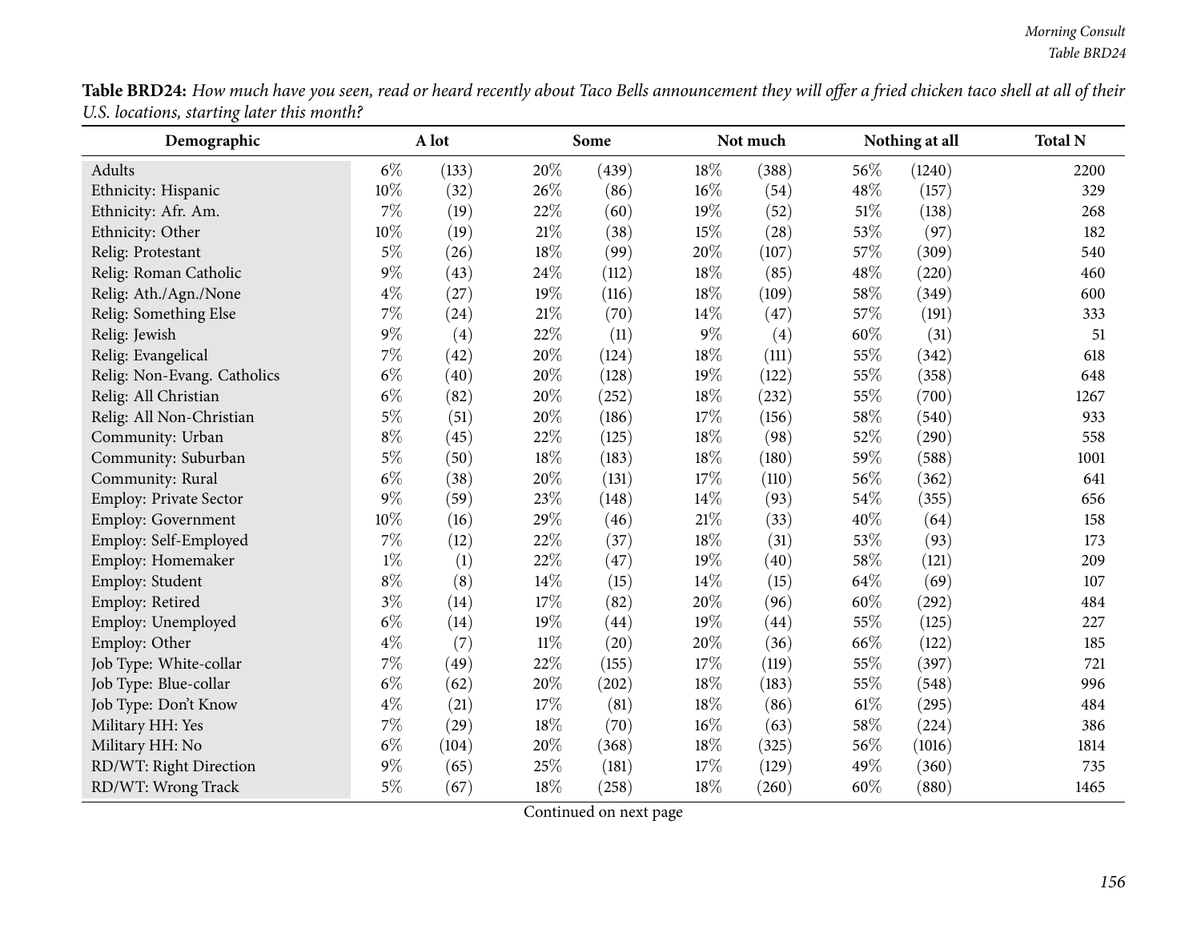**Table BRD24:** *How much have you seen, read or heard recently about Taco Bells announcement they will offer a fried chicken taco shell at all of their U.S. locations, starting later this month?*

| Demographic | A lot | | Some | | Not much | | Nothing at all | | Total N |
|---|---|---|---|---|---|---|---|---|---|
| Adults | 6% | (133) | 20% | (439) | 18% | (388) | 56% | (1240) | 2200 |
| Ethnicity: Hispanic | 10% | (32) | 26% | (86) | 16% | (54) | 48% | (157) | 329 |
| Ethnicity: Afr. Am. | 7% | (19) | 22% | (60) | 19% | (52) | 51% | (138) | 268 |
| Ethnicity: Other | 10% | (19) | 21% | (38) | 15% | (28) | 53% | (97) | 182 |
| Relig: Protestant | 5% | (26) | 18% | (99) | 20% | (107) | 57% | (309) | 540 |
| Relig: Roman Catholic | 9% | (43) | 24% | (112) | 18% | (85) | 48% | (220) | 460 |
| Relig: Ath./Agn./None | 4% | (27) | 19% | (116) | 18% | (109) | 58% | (349) | 600 |
| Relig: Something Else | 7% | (24) | 21% | (70) | 14% | (47) | 57% | (191) | 333 |
| Relig: Jewish | 9% | (4) | 22% | (11) | 9% | (4) | 60% | (31) | 51 |
| Relig: Evangelical | 7% | (42) | 20% | (124) | 18% | (111) | 55% | (342) | 618 |
| Relig: Non-Evang. Catholics | 6% | (40) | 20% | (128) | 19% | (122) | 55% | (358) | 648 |
| Relig: All Christian | 6% | (82) | 20% | (252) | 18% | (232) | 55% | (700) | 1267 |
| Relig: All Non-Christian | 5% | (51) | 20% | (186) | 17% | (156) | 58% | (540) | 933 |
| Community: Urban | 8% | (45) | 22% | (125) | 18% | (98) | 52% | (290) | 558 |
| Community: Suburban | 5% | (50) | 18% | (183) | 18% | (180) | 59% | (588) | 1001 |
| Community: Rural | 6% | (38) | 20% | (131) | 17% | (110) | 56% | (362) | 641 |
| Employ: Private Sector | 9% | (59) | 23% | (148) | 14% | (93) | 54% | (355) | 656 |
| Employ: Government | 10% | (16) | 29% | (46) | 21% | (33) | 40% | (64) | 158 |
| Employ: Self-Employed | 7% | (12) | 22% | (37) | 18% | (31) | 53% | (93) | 173 |
| Employ: Homemaker | 1% | (1) | 22% | (47) | 19% | (40) | 58% | (121) | 209 |
| Employ: Student | 8% | (8) | 14% | (15) | 14% | (15) | 64% | (69) | 107 |
| Employ: Retired | 3% | (14) | 17% | (82) | 20% | (96) | 60% | (292) | 484 |
| Employ: Unemployed | 6% | (14) | 19% | (44) | 19% | (44) | 55% | (125) | 227 |
| Employ: Other | 4% | (7) | 11% | (20) | 20% | (36) | 66% | (122) | 185 |
| Job Type: White-collar | 7% | (49) | 22% | (155) | 17% | (119) | 55% | (397) | 721 |
| Job Type: Blue-collar | 6% | (62) | 20% | (202) | 18% | (183) | 55% | (548) | 996 |
| Job Type: Don't Know | 4% | (21) | 17% | (81) | 18% | (86) | 61% | (295) | 484 |
| Military HH: Yes | 7% | (29) | 18% | (70) | 16% | (63) | 58% | (224) | 386 |
| Military HH: No | 6% | (104) | 20% | (368) | 18% | (325) | 56% | (1016) | 1814 |
| RD/WT: Right Direction | 9% | (65) | 25% | (181) | 17% | (129) | 49% | (360) | 735 |
| RD/WT: Wrong Track | 5% | (67) | 18% | (258) | 18% | (260) | 60% | (880) | 1465 |

Continued on next page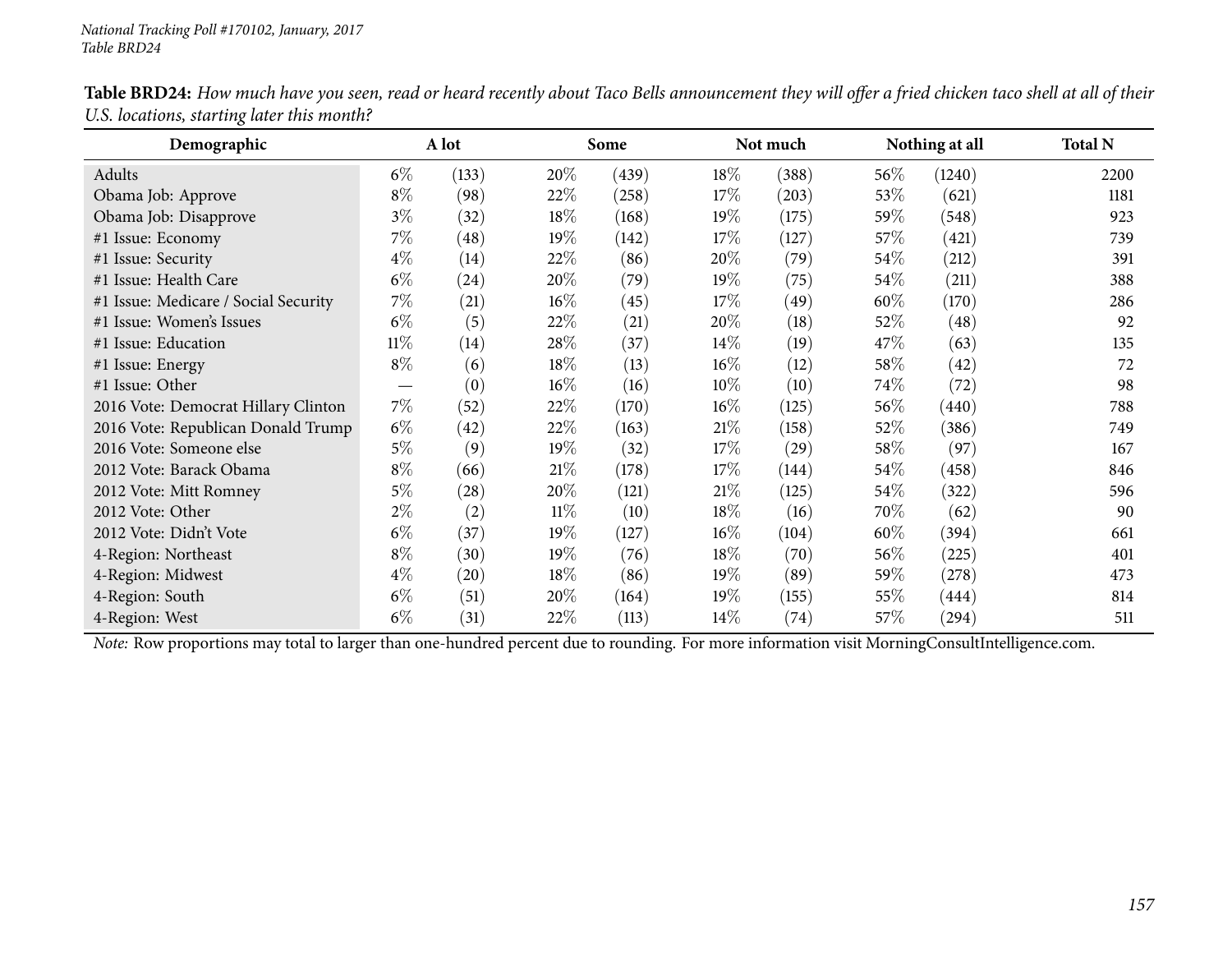**Table BRD24:** *How much have you seen, read or heard recently about Taco Bells announcement they will offer a fried chicken taco shell at all of their U.S. locations, starting later this month?*

| Demographic | A lot | | Some | | Not much | | Nothing at all | | Total N |
|---|---|---|---|---|---|---|---|---|---|
| Adults | 6% | (133) | 20% | (439) | 18% | (388) | 56% | (1240) | 2200 |
| Obama Job: Approve | 8% | (98) | 22% | (258) | 17% | (203) | 53% | (621) | 1181 |
| Obama Job: Disapprove | 3% | (32) | 18% | (168) | 19% | (175) | 59% | (548) | 923 |
| #1 Issue: Economy | 7% | (48) | 19% | (142) | 17% | (127) | 57% | (421) | 739 |
| #1 Issue: Security | 4% | (14) | 22% | (86) | 20% | (79) | 54% | (212) | 391 |
| #1 Issue: Health Care | 6% | (24) | 20% | (79) | 19% | (75) | 54% | (211) | 388 |
| #1 Issue: Medicare / Social Security | 7% | (21) | 16% | (45) | 17% | (49) | 60% | (170) | 286 |
| #1 Issue: Women's Issues | 6% | (5) | 22% | (21) | 20% | (18) | 52% | (48) | 92 |
| #1 Issue: Education | 11% | (14) | 28% | (37) | 14% | (19) | 47% | (63) | 135 |
| #1 Issue: Energy | 8% | (6) | 18% | (13) | 16% | (12) | 58% | (42) | 72 |
| #1 Issue: Other | — | (0) | 16% | (16) | 10% | (10) | 74% | (72) | 98 |
| 2016 Vote: Democrat Hillary Clinton | 7% | (52) | 22% | (170) | 16% | (125) | 56% | (440) | 788 |
| 2016 Vote: Republican Donald Trump | 6% | (42) | 22% | (163) | 21% | (158) | 52% | (386) | 749 |
| 2016 Vote: Someone else | 5% | (9) | 19% | (32) | 17% | (29) | 58% | (97) | 167 |
| 2012 Vote: Barack Obama | 8% | (66) | 21% | (178) | 17% | (144) | 54% | (458) | 846 |
| 2012 Vote: Mitt Romney | 5% | (28) | 20% | (121) | 21% | (125) | 54% | (322) | 596 |
| 2012 Vote: Other | 2% | (2) | 11% | (10) | 18% | (16) | 70% | (62) | 90 |
| 2012 Vote: Didn't Vote | 6% | (37) | 19% | (127) | 16% | (104) | 60% | (394) | 661 |
| 4-Region: Northeast | 8% | (30) | 19% | (76) | 18% | (70) | 56% | (225) | 401 |
| 4-Region: Midwest | 4% | (20) | 18% | (86) | 19% | (89) | 59% | (278) | 473 |
| 4-Region: South | 6% | (51) | 20% | (164) | 19% | (155) | 55% | (444) | 814 |
| 4-Region: West | 6% | (31) | 22% | (113) | 14% | (74) | 57% | (294) | 511 |

*Note:* Row proportions may total to larger than one-hundred percent due to rounding. For more information visit MorningConsultIntelligence.com.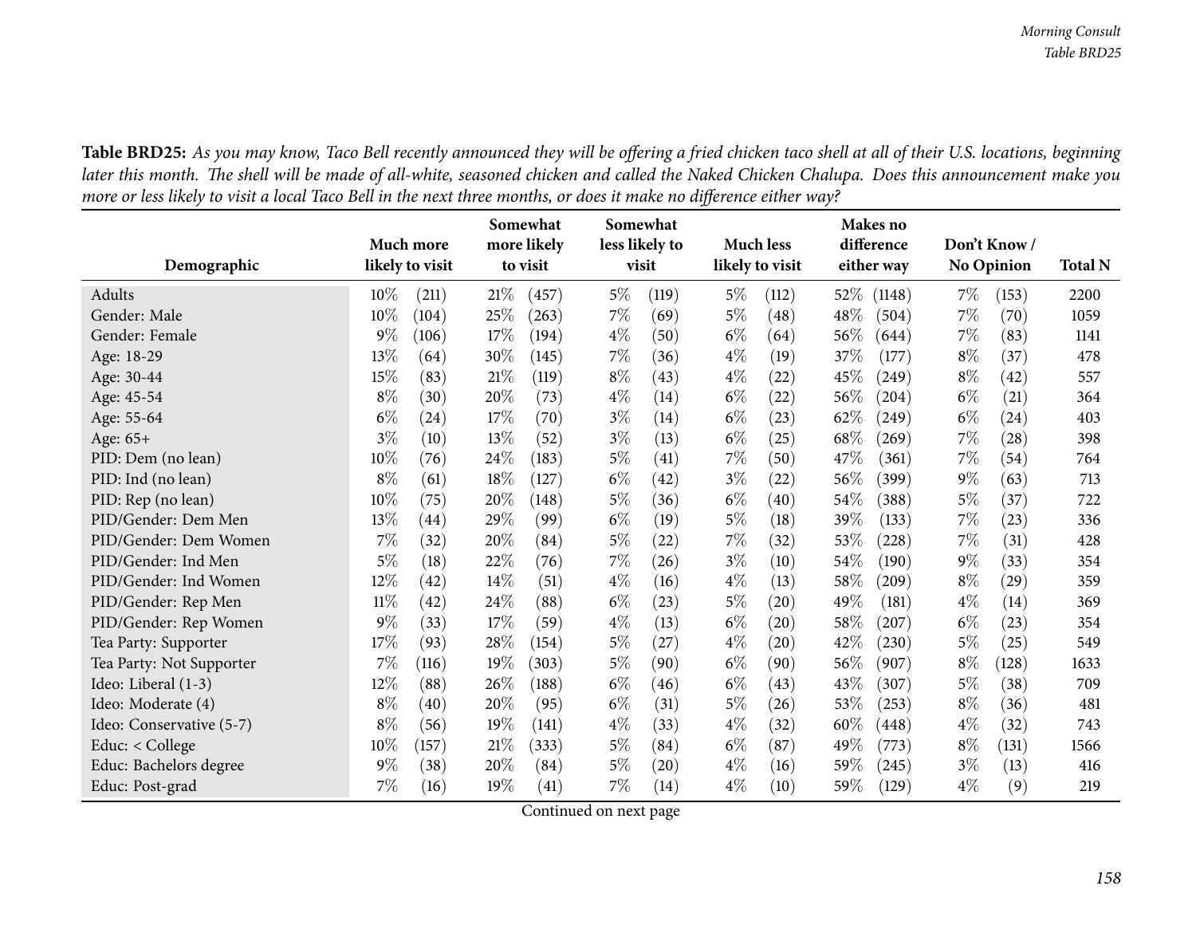**Table BRD25:** *As you may know, Taco Bell recently announced they will be offering a fried chicken taco shell at all of their U.S. locations, beginning later this month. The shell will be made of all-white, seasoned chicken and called the Naked Chicken Chalupa. Does this announcement make you more or less likely to visit a local Taco Bell in the next three months, or does it make no difference either way?*

| Demographic | Much more likely to visit | Somewhat more likely to visit | Somewhat less likely to visit | Much less likely to visit | Makes no difference either way | Don't Know / No Opinion | Total N |
|---|---|---|---|---|---|---|---|
| Adults | 10% (211) | 21% (457) | 5% (119) | 5% (112) | 52% (1148) | 7% (153) | 2200 |
| Gender: Male | 10% (104) | 25% (263) | 7% (69) | 5% (48) | 48% (504) | 7% (70) | 1059 |
| Gender: Female | 9% (106) | 17% (194) | 4% (50) | 6% (64) | 56% (644) | 7% (83) | 1141 |
| Age: 18-29 | 13% (64) | 30% (145) | 7% (36) | 4% (19) | 37% (177) | 8% (37) | 478 |
| Age: 30-44 | 15% (83) | 21% (119) | 8% (43) | 4% (22) | 45% (249) | 8% (42) | 557 |
| Age: 45-54 | 8% (30) | 20% (73) | 4% (14) | 6% (22) | 56% (204) | 6% (21) | 364 |
| Age: 55-64 | 6% (24) | 17% (70) | 3% (14) | 6% (23) | 62% (249) | 6% (24) | 403 |
| Age: 65+ | 3% (10) | 13% (52) | 3% (13) | 6% (25) | 68% (269) | 7% (28) | 398 |
| PID: Dem (no lean) | 10% (76) | 24% (183) | 5% (41) | 7% (50) | 47% (361) | 7% (54) | 764 |
| PID: Ind (no lean) | 8% (61) | 18% (127) | 6% (42) | 3% (22) | 56% (399) | 9% (63) | 713 |
| PID: Rep (no lean) | 10% (75) | 20% (148) | 5% (36) | 6% (40) | 54% (388) | 5% (37) | 722 |
| PID/Gender: Dem Men | 13% (44) | 29% (99) | 6% (19) | 5% (18) | 39% (133) | 7% (23) | 336 |
| PID/Gender: Dem Women | 7% (32) | 20% (84) | 5% (22) | 7% (32) | 53% (228) | 7% (31) | 428 |
| PID/Gender: Ind Men | 5% (18) | 22% (76) | 7% (26) | 3% (10) | 54% (190) | 9% (33) | 354 |
| PID/Gender: Ind Women | 12% (42) | 14% (51) | 4% (16) | 4% (13) | 58% (209) | 8% (29) | 359 |
| PID/Gender: Rep Men | 11% (42) | 24% (88) | 6% (23) | 5% (20) | 49% (181) | 4% (14) | 369 |
| PID/Gender: Rep Women | 9% (33) | 17% (59) | 4% (13) | 6% (20) | 58% (207) | 6% (23) | 354 |
| Tea Party: Supporter | 17% (93) | 28% (154) | 5% (27) | 4% (20) | 42% (230) | 5% (25) | 549 |
| Tea Party: Not Supporter | 7% (116) | 19% (303) | 5% (90) | 6% (90) | 56% (907) | 8% (128) | 1633 |
| Ideo: Liberal (1-3) | 12% (88) | 26% (188) | 6% (46) | 6% (43) | 43% (307) | 5% (38) | 709 |
| Ideo: Moderate (4) | 8% (40) | 20% (95) | 6% (31) | 5% (26) | 53% (253) | 8% (36) | 481 |
| Ideo: Conservative (5-7) | 8% (56) | 19% (141) | 4% (33) | 4% (32) | 60% (448) | 4% (32) | 743 |
| Educ: < College | 10% (157) | 21% (333) | 5% (84) | 6% (87) | 49% (773) | 8% (131) | 1566 |
| Educ: Bachelors degree | 9% (38) | 20% (84) | 5% (20) | 4% (16) | 59% (245) | 3% (13) | 416 |
| Educ: Post-grad | 7% (16) | 19% (41) | 7% (14) | 4% (10) | 59% (129) | 4% (9) | 219 |

Continued on next page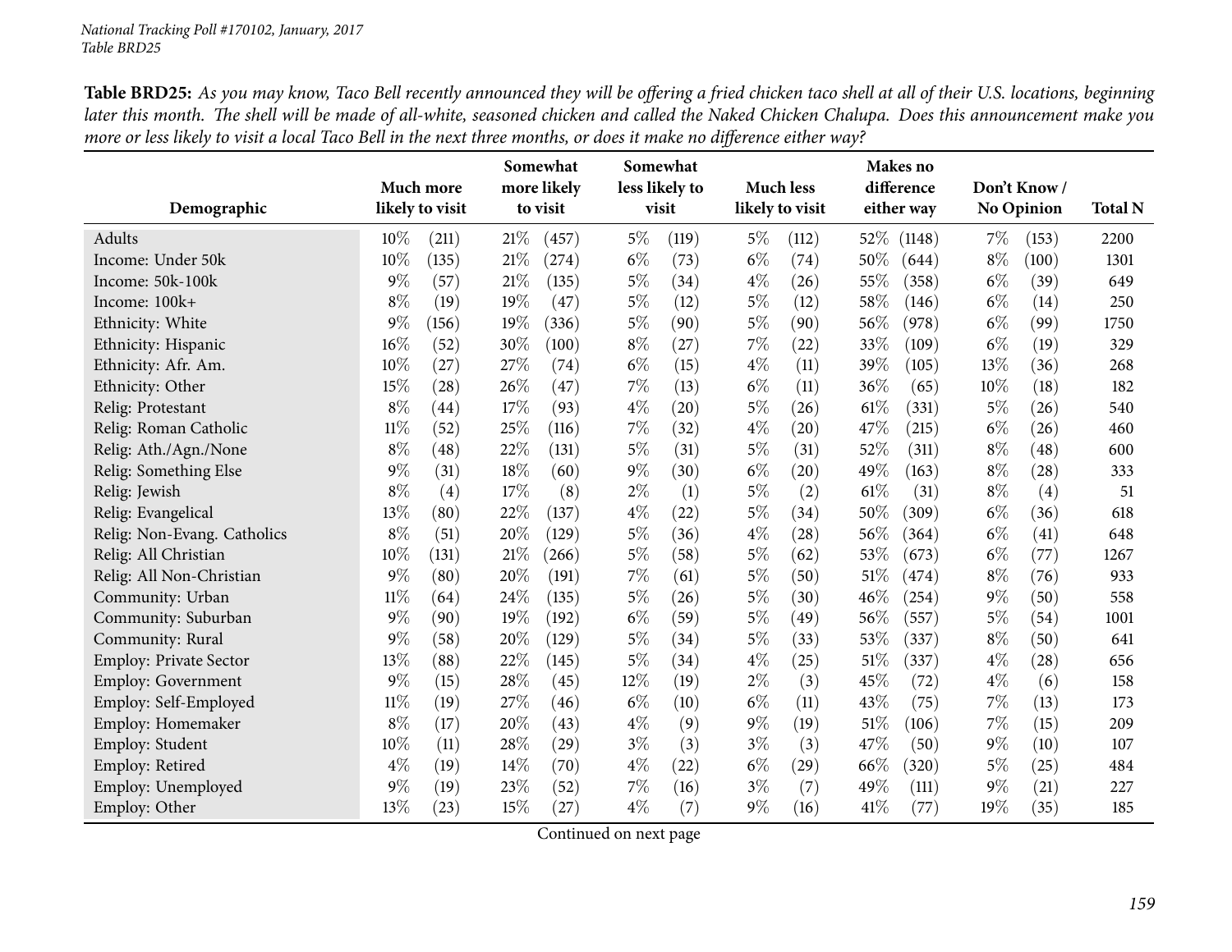**Table BRD25:** *As you may know, Taco Bell recently announced they will be offering a fried chicken taco shell at all of their U.S. locations, beginning later this month. The shell will be made of all-white, seasoned chicken and called the Naked Chicken Chalupa. Does this announcement make you more or less likely to visit a local Taco Bell in the next three months, or does it make no difference either way?*

| Demographic | Much more likely to visit | | Somewhat more likely to visit | | Somewhat less likely to visit | | Much less likely to visit | | Makes no difference either way | | Don't Know / No Opinion | | Total N |
|---|---|---|---|---|---|---|---|---|---|---|---|---|---|
| Adults | 10% | (211) | 21% | (457) | 5% | (119) | 5% | (112) | 52% | (1148) | 7% | (153) | 2200 |
| Income: Under 50k | 10% | (135) | 21% | (274) | 6% | (73) | 6% | (74) | 50% | (644) | 8% | (100) | 1301 |
| Income: 50k-100k | 9% | (57) | 21% | (135) | 5% | (34) | 4% | (26) | 55% | (358) | 6% | (39) | 649 |
| Income: 100k+ | 8% | (19) | 19% | (47) | 5% | (12) | 5% | (12) | 58% | (146) | 6% | (14) | 250 |
| Ethnicity: White | 9% | (156) | 19% | (336) | 5% | (90) | 5% | (90) | 56% | (978) | 6% | (99) | 1750 |
| Ethnicity: Hispanic | 16% | (52) | 30% | (100) | 8% | (27) | 7% | (22) | 33% | (109) | 6% | (19) | 329 |
| Ethnicity: Afr. Am. | 10% | (27) | 27% | (74) | 6% | (15) | 4% | (11) | 39% | (105) | 13% | (36) | 268 |
| Ethnicity: Other | 15% | (28) | 26% | (47) | 7% | (13) | 6% | (11) | 36% | (65) | 10% | (18) | 182 |
| Relig: Protestant | 8% | (44) | 17% | (93) | 4% | (20) | 5% | (26) | 61% | (331) | 5% | (26) | 540 |
| Relig: Roman Catholic | 11% | (52) | 25% | (116) | 7% | (32) | 4% | (20) | 47% | (215) | 6% | (26) | 460 |
| Relig: Ath./Agn./None | 8% | (48) | 22% | (131) | 5% | (31) | 5% | (31) | 52% | (311) | 8% | (48) | 600 |
| Relig: Something Else | 9% | (31) | 18% | (60) | 9% | (30) | 6% | (20) | 49% | (163) | 8% | (28) | 333 |
| Relig: Jewish | 8% | (4) | 17% | (8) | 2% | (1) | 5% | (2) | 61% | (31) | 8% | (4) | 51 |
| Relig: Evangelical | 13% | (80) | 22% | (137) | 4% | (22) | 5% | (34) | 50% | (309) | 6% | (36) | 618 |
| Relig: Non-Evang. Catholics | 8% | (51) | 20% | (129) | 5% | (36) | 4% | (28) | 56% | (364) | 6% | (41) | 648 |
| Relig: All Christian | 10% | (131) | 21% | (266) | 5% | (58) | 5% | (62) | 53% | (673) | 6% | (77) | 1267 |
| Relig: All Non-Christian | 9% | (80) | 20% | (191) | 7% | (61) | 5% | (50) | 51% | (474) | 8% | (76) | 933 |
| Community: Urban | 11% | (64) | 24% | (135) | 5% | (26) | 5% | (30) | 46% | (254) | 9% | (50) | 558 |
| Community: Suburban | 9% | (90) | 19% | (192) | 6% | (59) | 5% | (49) | 56% | (557) | 5% | (54) | 1001 |
| Community: Rural | 9% | (58) | 20% | (129) | 5% | (34) | 5% | (33) | 53% | (337) | 8% | (50) | 641 |
| Employ: Private Sector | 13% | (88) | 22% | (145) | 5% | (34) | 4% | (25) | 51% | (337) | 4% | (28) | 656 |
| Employ: Government | 9% | (15) | 28% | (45) | 12% | (19) | 2% | (3) | 45% | (72) | 4% | (6) | 158 |
| Employ: Self-Employed | 11% | (19) | 27% | (46) | 6% | (10) | 6% | (11) | 43% | (75) | 7% | (13) | 173 |
| Employ: Homemaker | 8% | (17) | 20% | (43) | 4% | (9) | 9% | (19) | 51% | (106) | 7% | (15) | 209 |
| Employ: Student | 10% | (11) | 28% | (29) | 3% | (3) | 3% | (3) | 47% | (50) | 9% | (10) | 107 |
| Employ: Retired | 4% | (19) | 14% | (70) | 4% | (22) | 6% | (29) | 66% | (320) | 5% | (25) | 484 |
| Employ: Unemployed | 9% | (19) | 23% | (52) | 7% | (16) | 3% | (7) | 49% | (111) | 9% | (21) | 227 |
| Employ: Other | 13% | (23) | 15% | (27) | 4% | (7) | 9% | (16) | 41% | (77) | 19% | (35) | 185 |

Continued on next page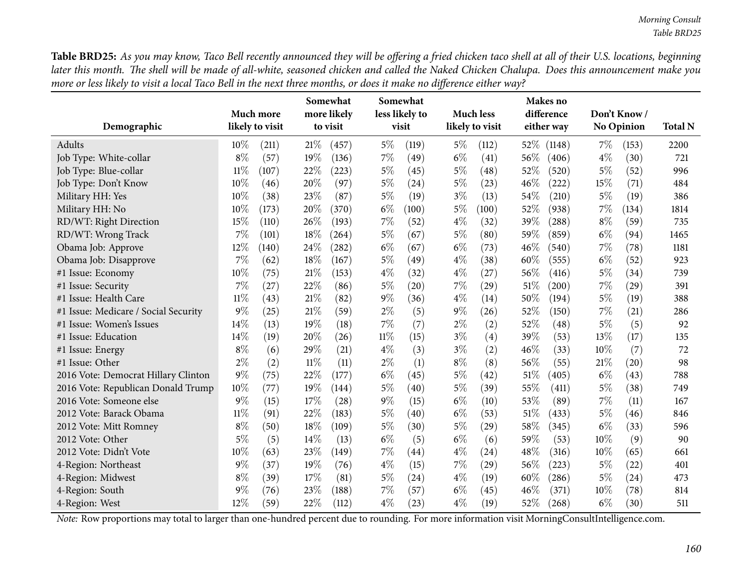**Table BRD25:** *As you may know, Taco Bell recently announced they will be offering a fried chicken taco shell at all of their U.S. locations, beginning later this month. The shell will be made of all-white, seasoned chicken and called the Naked Chicken Chalupa. Does this announcement make you more or less likely to visit a local Taco Bell in the next three months, or does it make no difference either way?*

| Demographic | Much more likely to visit | | Somewhat more likely to visit | | Somewhat less likely to visit | | Much less likely to visit | | Makes no difference either way | | Don't Know / No Opinion | | Total N |
|---|---|---|---|---|---|---|---|---|---|---|---|---|---|
| Adults | 10% | (211) | 21% | (457) | 5% | (119) | 5% | (112) | 52% | (1148) | 7% | (153) | 2200 |
| Job Type: White-collar | 8% | (57) | 19% | (136) | 7% | (49) | 6% | (41) | 56% | (406) | 4% | (30) | 721 |
| Job Type: Blue-collar | 11% | (107) | 22% | (223) | 5% | (45) | 5% | (48) | 52% | (520) | 5% | (52) | 996 |
| Job Type: Don't Know | 10% | (46) | 20% | (97) | 5% | (24) | 5% | (23) | 46% | (222) | 15% | (71) | 484 |
| Military HH: Yes | 10% | (38) | 23% | (87) | 5% | (19) | 3% | (13) | 54% | (210) | 5% | (19) | 386 |
| Military HH: No | 10% | (173) | 20% | (370) | 6% | (100) | 5% | (100) | 52% | (938) | 7% | (134) | 1814 |
| RD/WT: Right Direction | 15% | (110) | 26% | (193) | 7% | (52) | 4% | (32) | 39% | (288) | 8% | (59) | 735 |
| RD/WT: Wrong Track | 7% | (101) | 18% | (264) | 5% | (67) | 5% | (80) | 59% | (859) | 6% | (94) | 1465 |
| Obama Job: Approve | 12% | (140) | 24% | (282) | 6% | (67) | 6% | (73) | 46% | (540) | 7% | (78) | 1181 |
| Obama Job: Disapprove | 7% | (62) | 18% | (167) | 5% | (49) | 4% | (38) | 60% | (555) | 6% | (52) | 923 |
| #1 Issue: Economy | 10% | (75) | 21% | (153) | 4% | (32) | 4% | (27) | 56% | (416) | 5% | (34) | 739 |
| #1 Issue: Security | 7% | (27) | 22% | (86) | 5% | (20) | 7% | (29) | 51% | (200) | 7% | (29) | 391 |
| #1 Issue: Health Care | 11% | (43) | 21% | (82) | 9% | (36) | 4% | (14) | 50% | (194) | 5% | (19) | 388 |
| #1 Issue: Medicare / Social Security | 9% | (25) | 21% | (59) | 2% | (5) | 9% | (26) | 52% | (150) | 7% | (21) | 286 |
| #1 Issue: Women's Issues | 14% | (13) | 19% | (18) | 7% | (7) | 2% | (2) | 52% | (48) | 5% | (5) | 92 |
| #1 Issue: Education | 14% | (19) | 20% | (26) | 11% | (15) | 3% | (4) | 39% | (53) | 13% | (17) | 135 |
| #1 Issue: Energy | 8% | (6) | 29% | (21) | 4% | (3) | 3% | (2) | 46% | (33) | 10% | (7) | 72 |
| #1 Issue: Other | 2% | (2) | 11% | (11) | 2% | (1) | 8% | (8) | 56% | (55) | 21% | (20) | 98 |
| 2016 Vote: Democrat Hillary Clinton | 9% | (75) | 22% | (177) | 6% | (45) | 5% | (42) | 51% | (405) | 6% | (43) | 788 |
| 2016 Vote: Republican Donald Trump | 10% | (77) | 19% | (144) | 5% | (40) | 5% | (39) | 55% | (411) | 5% | (38) | 749 |
| 2016 Vote: Someone else | 9% | (15) | 17% | (28) | 9% | (15) | 6% | (10) | 53% | (89) | 7% | (11) | 167 |
| 2012 Vote: Barack Obama | 11% | (91) | 22% | (183) | 5% | (40) | 6% | (53) | 51% | (433) | 5% | (46) | 846 |
| 2012 Vote: Mitt Romney | 8% | (50) | 18% | (109) | 5% | (30) | 5% | (29) | 58% | (345) | 6% | (33) | 596 |
| 2012 Vote: Other | 5% | (5) | 14% | (13) | 6% | (5) | 6% | (6) | 59% | (53) | 10% | (9) | 90 |
| 2012 Vote: Didn't Vote | 10% | (63) | 23% | (149) | 7% | (44) | 4% | (24) | 48% | (316) | 10% | (65) | 661 |
| 4-Region: Northeast | 9% | (37) | 19% | (76) | 4% | (15) | 7% | (29) | 56% | (223) | 5% | (22) | 401 |
| 4-Region: Midwest | 8% | (39) | 17% | (81) | 5% | (24) | 4% | (19) | 60% | (286) | 5% | (24) | 473 |
| 4-Region: South | 9% | (76) | 23% | (188) | 7% | (57) | 6% | (45) | 46% | (371) | 10% | (78) | 814 |
| 4-Region: West | 12% | (59) | 22% | (112) | 4% | (23) | 4% | (19) | 52% | (268) | 6% | (30) | 511 |

*Note:* Row proportions may total to larger than one-hundred percent due to rounding. For more information visit MorningConsultIntelligence.com.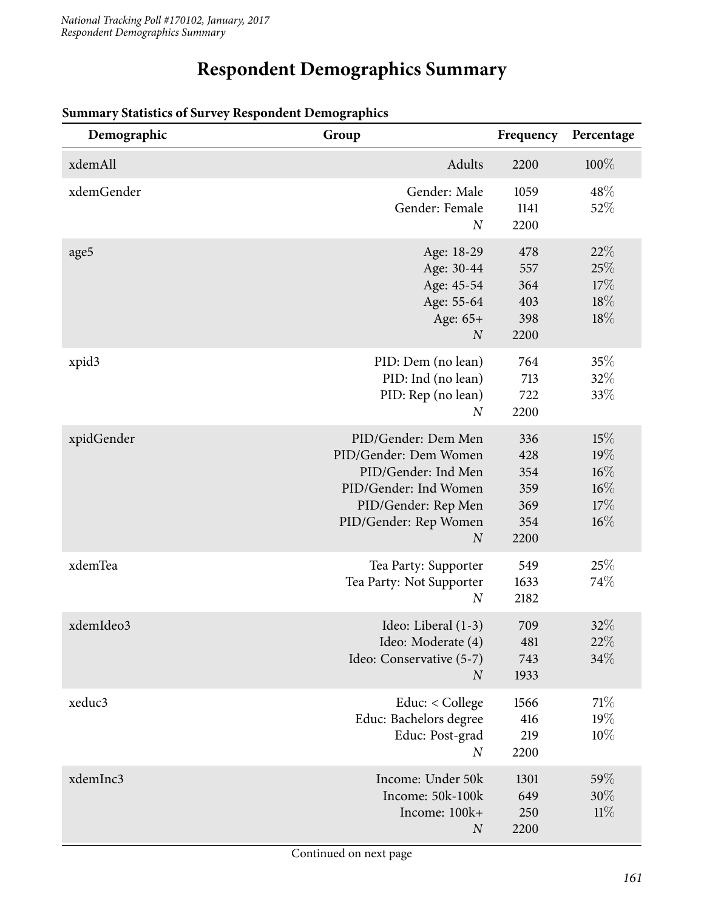# Respondent Demographics Summary

**Summary Statistics of Survey Respondent Demographics**

| Demographic | Group | Frequency | Percentage |
|---|---|---|---|
| xdemAll | Adults | 2200 | 100% |
| xdemGender | Gender: Male | 1059 | 48% |
| | Gender: Female | 1141 | 52% |
| | *N* | 2200 | |
| age5 | Age: 18-29 | 478 | 22% |
| | Age: 30-44 | 557 | 25% |
| | Age: 45-54 | 364 | 17% |
| | Age: 55-64 | 403 | 18% |
| | Age: 65+ | 398 | 18% |
| | *N* | 2200 | |
| xpid3 | PID: Dem (no lean) | 764 | 35% |
| | PID: Ind (no lean) | 713 | 32% |
| | PID: Rep (no lean) | 722 | 33% |
| | *N* | 2200 | |
| xpidGender | PID/Gender: Dem Men | 336 | 15% |
| | PID/Gender: Dem Women | 428 | 19% |
| | PID/Gender: Ind Men | 354 | 16% |
| | PID/Gender: Ind Women | 359 | 16% |
| | PID/Gender: Rep Men | 369 | 17% |
| | PID/Gender: Rep Women | 354 | 16% |
| | *N* | 2200 | |
| xdemTea | Tea Party: Supporter | 549 | 25% |
| | Tea Party: Not Supporter | 1633 | 74% |
| | *N* | 2182 | |
| xdemIdeo3 | Ideo: Liberal (1-3) | 709 | 32% |
| | Ideo: Moderate (4) | 481 | 22% |
| | Ideo: Conservative (5-7) | 743 | 34% |
| | *N* | 1933 | |
| xeduc3 | Educ: < College | 1566 | 71% |
| | Educ: Bachelors degree | 416 | 19% |
| | Educ: Post-grad | 219 | 10% |
| | *N* | 2200 | |
| xdemInc3 | Income: Under 50k | 1301 | 59% |
| | Income: 50k-100k | 649 | 30% |
| | Income: 100k+ | 250 | 11% |
| | *N* | 2200 | |

Continued on next page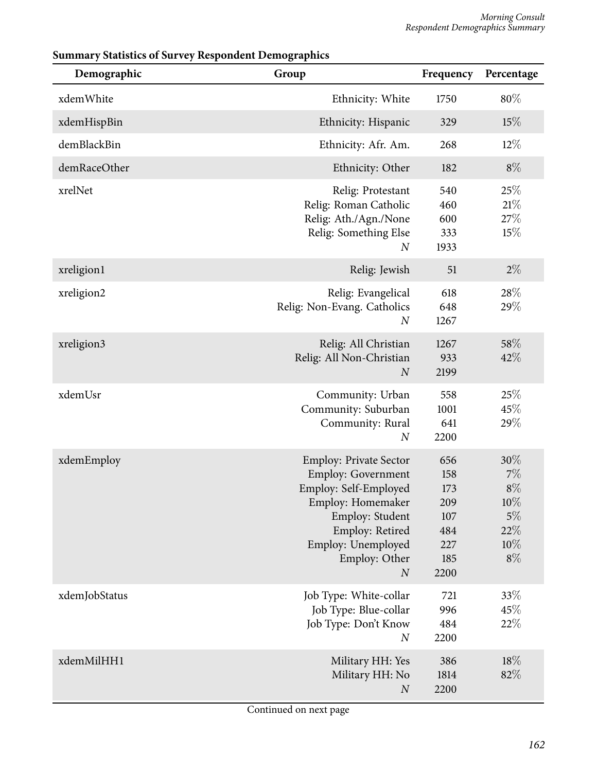**Summary Statistics of Survey Respondent Demographics**

| Demographic | Group | Frequency | Percentage |
|---|---|---|---|
| xdemWhite | Ethnicity: White | 1750 | 80% |
| xdemHispBin | Ethnicity: Hispanic | 329 | 15% |
| demBlackBin | Ethnicity: Afr. Am. | 268 | 12% |
| demRaceOther | Ethnicity: Other | 182 | 8% |
| xrelNet | Relig: Protestant | 540 | 25% |
| | Relig: Roman Catholic | 460 | 21% |
| | Relig: Ath./Agn./None | 600 | 27% |
| | Relig: Something Else | 333 | 15% |
| | *N* | 1933 | |
| xreligion1 | Relig: Jewish | 51 | 2% |
| xreligion2 | Relig: Evangelical | 618 | 28% |
| | Relig: Non-Evang. Catholics | 648 | 29% |
| | *N* | 1267 | |
| xreligion3 | Relig: All Christian | 1267 | 58% |
| | Relig: All Non-Christian | 933 | 42% |
| | *N* | 2199 | |
| xdemUsr | Community: Urban | 558 | 25% |
| | Community: Suburban | 1001 | 45% |
| | Community: Rural | 641 | 29% |
| | *N* | 2200 | |
| xdemEmploy | Employ: Private Sector | 656 | 30% |
| | Employ: Government | 158 | 7% |
| | Employ: Self-Employed | 173 | 8% |
| | Employ: Homemaker | 209 | 10% |
| | Employ: Student | 107 | 5% |
| | Employ: Retired | 484 | 22% |
| | Employ: Unemployed | 227 | 10% |
| | Employ: Other | 185 | 8% |
| | *N* | 2200 | |
| xdemJobStatus | Job Type: White-collar | 721 | 33% |
| | Job Type: Blue-collar | 996 | 45% |
| | Job Type: Don't Know | 484 | 22% |
| | *N* | 2200 | |
| xdemMilHH1 | Military HH: Yes | 386 | 18% |
| | Military HH: No | 1814 | 82% |
| | *N* | 2200 | |

Continued on next page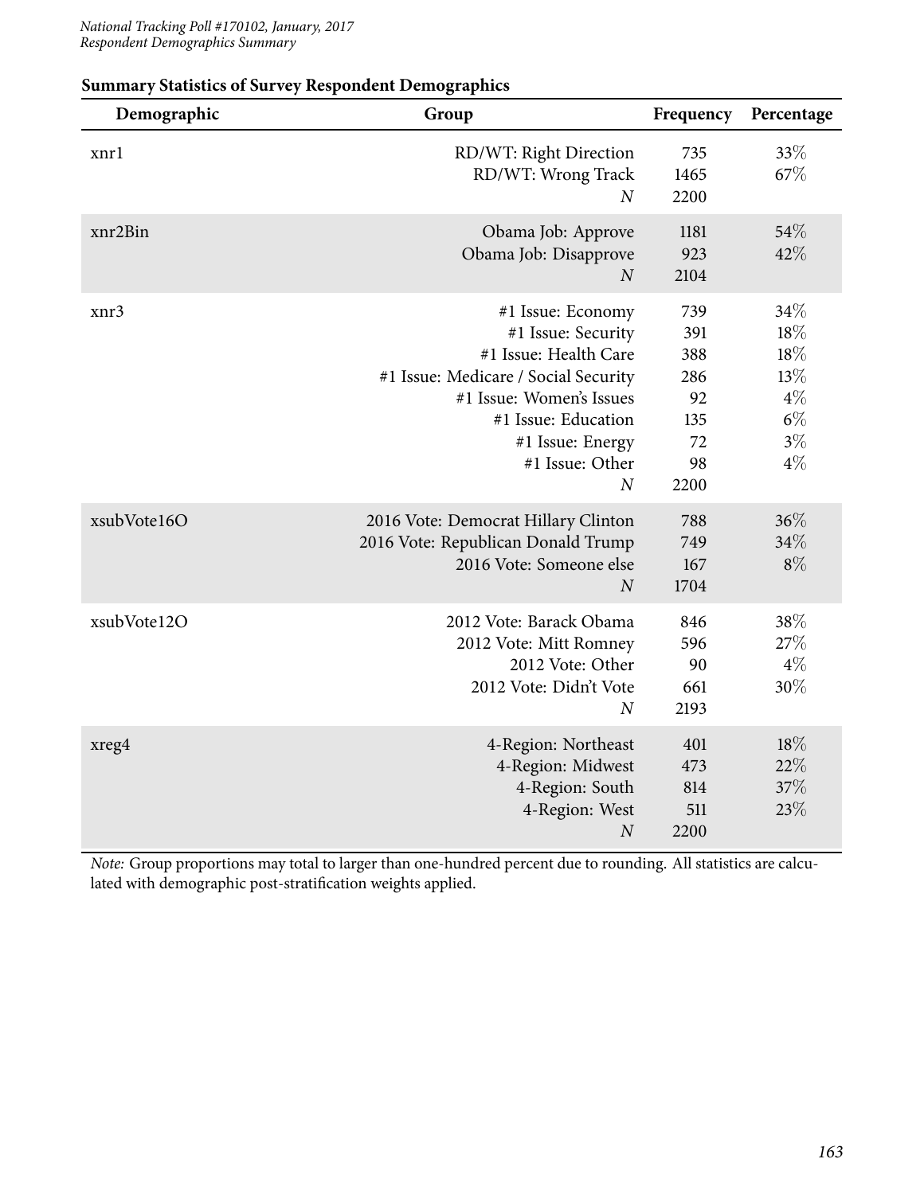## Summary Statistics of Survey Respondent Demographics

| Demographic | Group | Frequency | Percentage |
|---|---|---|---|
| xnr1 | RD/WT: Right Direction | 735 | 33% |
| | RD/WT: Wrong Track | 1465 | 67% |
| | *N* | 2200 | |
| xnr2Bin | Obama Job: Approve | 1181 | 54% |
| | Obama Job: Disapprove | 923 | 42% |
| | *N* | 2104 | |
| xnr3 | #1 Issue: Economy | 739 | 34% |
| | #1 Issue: Security | 391 | 18% |
| | #1 Issue: Health Care | 388 | 18% |
| | #1 Issue: Medicare / Social Security | 286 | 13% |
| | #1 Issue: Women's Issues | 92 | 4% |
| | #1 Issue: Education | 135 | 6% |
| | #1 Issue: Energy | 72 | 3% |
| | #1 Issue: Other | 98 | 4% |
| | *N* | 2200 | |
| xsubVote16O | 2016 Vote: Democrat Hillary Clinton | 788 | 36% |
| | 2016 Vote: Republican Donald Trump | 749 | 34% |
| | 2016 Vote: Someone else | 167 | 8% |
| | *N* | 1704 | |
| xsubVote12O | 2012 Vote: Barack Obama | 846 | 38% |
| | 2012 Vote: Mitt Romney | 596 | 27% |
| | 2012 Vote: Other | 90 | 4% |
| | 2012 Vote: Didn't Vote | 661 | 30% |
| | *N* | 2193 | |
| xreg4 | 4-Region: Northeast | 401 | 18% |
| | 4-Region: Midwest | 473 | 22% |
| | 4-Region: South | 814 | 37% |
| | 4-Region: West | 511 | 23% |
| | *N* | 2200 | |

*Note:* Group proportions may total to larger than one-hundred percent due to rounding. All statistics are calculated with demographic post-stratification weights applied.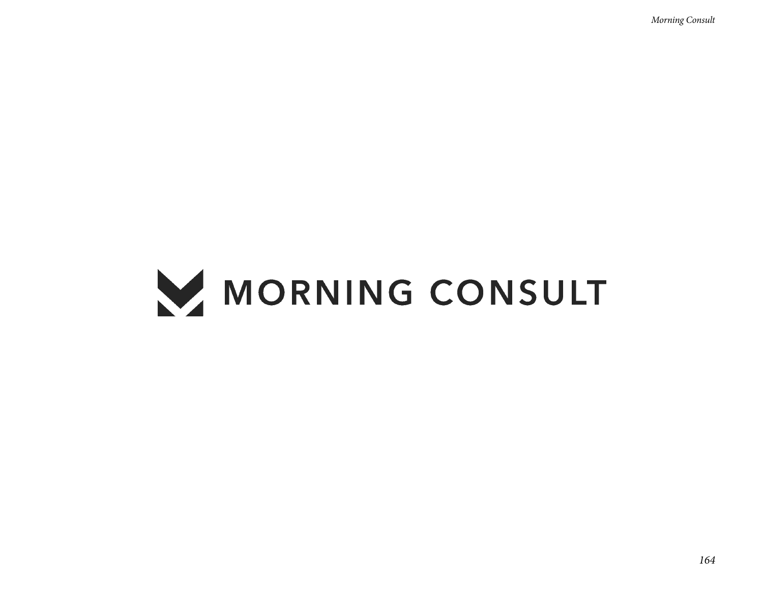MORNING CONSULT